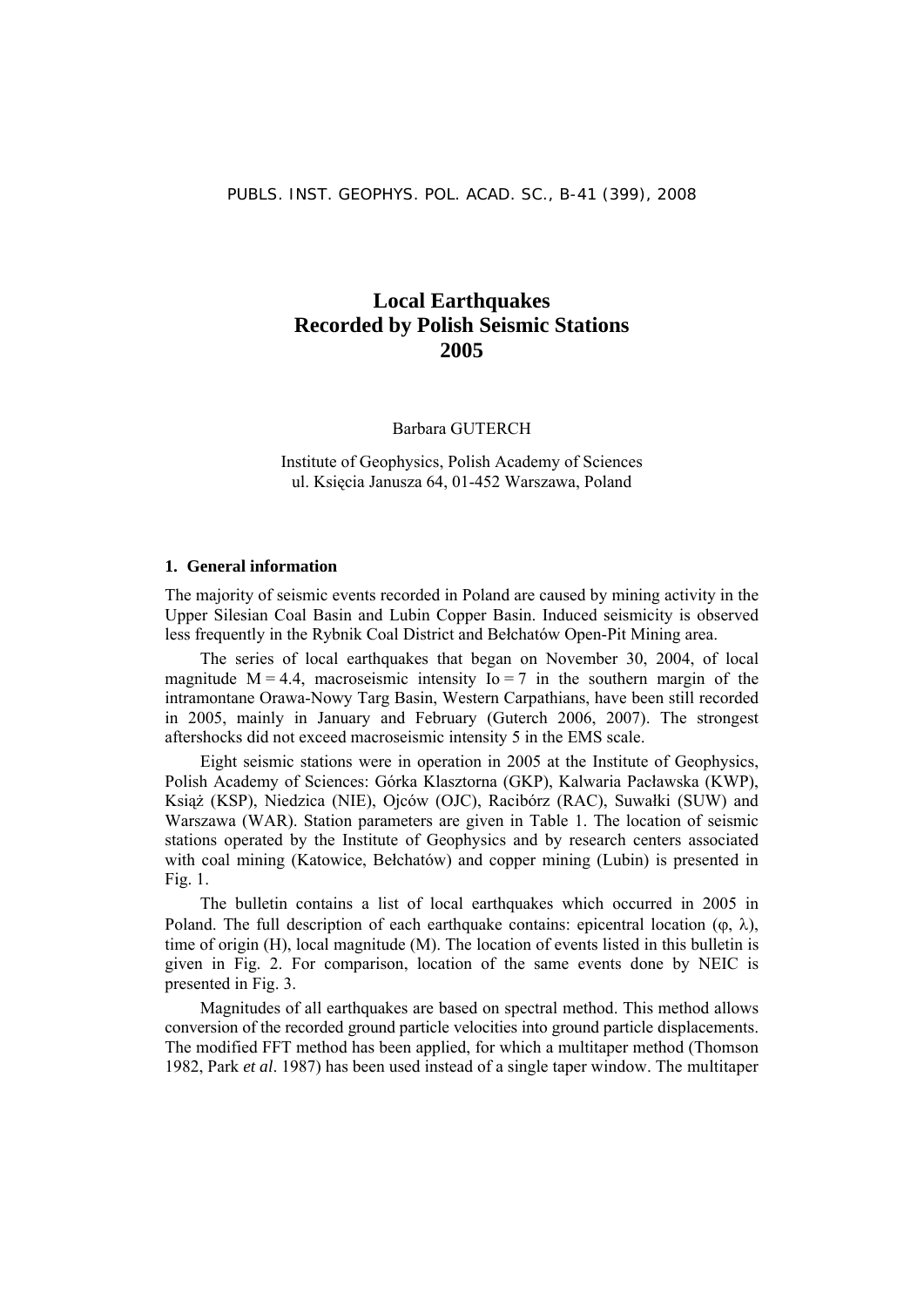# Local Earthquakes Recorded by Polish Seismic Stations 2005

Barbara GUTERCH

Institute of Geophysics, Polish Academy of Sciences
ul. Księcia Janusza 64, 01-452 Warszawa, Poland

## 1. General information

The majority of seismic events recorded in Poland are caused by mining activity in the Upper Silesian Coal Basin and Lubin Copper Basin. Induced seismicity is observed less frequently in the Rybnik Coal District and Bełchatów Open-Pit Mining area.

The series of local earthquakes that began on November 30, 2004, of local magnitude M = 4.4, macroseismic intensity Io = 7 in the southern margin of the intramontane Orawa-Nowy Targ Basin, Western Carpathians, have been still recorded in 2005, mainly in January and February (Guterch 2006, 2007). The strongest aftershocks did not exceed macroseismic intensity 5 in the EMS scale.

Eight seismic stations were in operation in 2005 at the Institute of Geophysics, Polish Academy of Sciences: Górka Klasztorna (GKP), Kalwaria Pacławska (KWP), Książ (KSP), Niedzica (NIE), Ojców (OJC), Racibórz (RAC), Suwałki (SUW) and Warszawa (WAR). Station parameters are given in Table 1. The location of seismic stations operated by the Institute of Geophysics and by research centers associated with coal mining (Katowice, Bełchatów) and copper mining (Lubin) is presented in Fig. 1.

The bulletin contains a list of local earthquakes which occurred in 2005 in Poland. The full description of each earthquake contains: epicentral location (φ, λ), time of origin (H), local magnitude (M). The location of events listed in this bulletin is given in Fig. 2. For comparison, location of the same events done by NEIC is presented in Fig. 3.

Magnitudes of all earthquakes are based on spectral method. This method allows conversion of the recorded ground particle velocities into ground particle displacements. The modified FFT method has been applied, for which a multitaper method (Thomson 1982, Park *et al*. 1987) has been used instead of a single taper window. The multitaper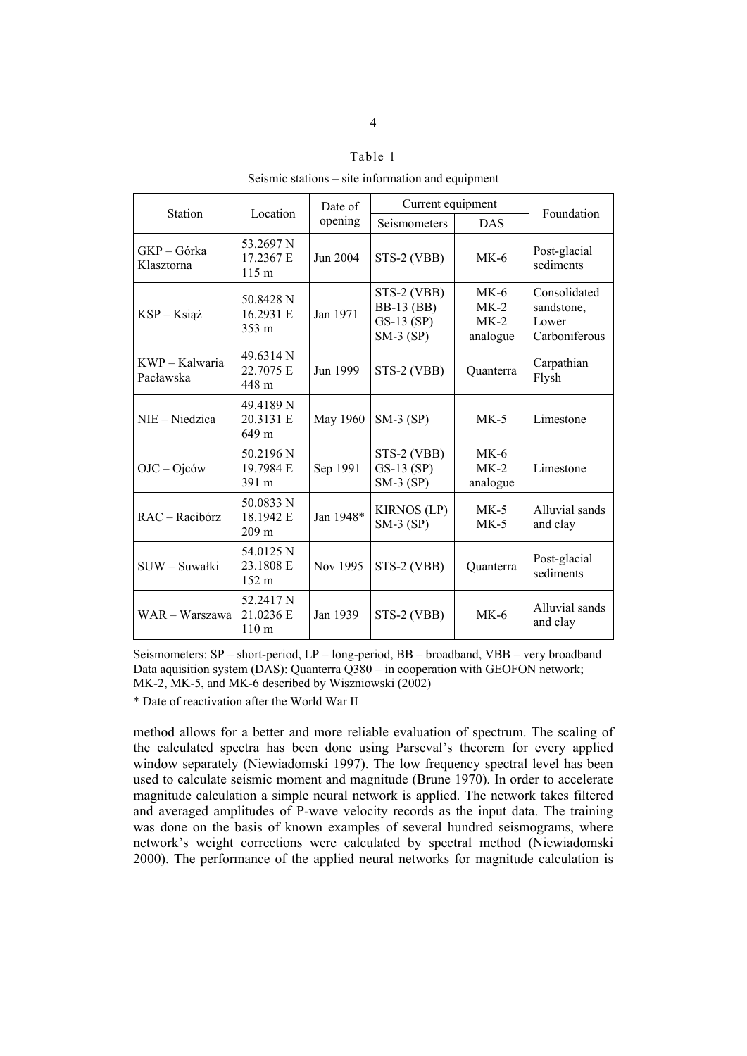Table 1

Seismic stations – site information and equipment

| Station | Location | Date of opening | Current equipment | | Foundation |
|---|---|---|---|---|---|
| | | | Seismometers | DAS | |
| GKP – Górka Klasztorna | 53.2697 N<br>17.2367 E<br>115 m | Jun 2004 | STS-2 (VBB) | MK-6 | Post-glacial sediments |
| KSP – Książ | 50.8428 N<br>16.2931 E<br>353 m | Jan 1971 | STS-2 (VBB)<br>BB-13 (BB)<br>GS-13 (SP)<br>SM-3 (SP) | MK-6<br>MK-2<br>MK-2<br>analogue | Consolidated sandstone, Lower Carboniferous |
| KWP – Kalwaria Pacławska | 49.6314 N<br>22.7075 E<br>448 m | Jun 1999 | STS-2 (VBB) | Quanterra | Carpathian Flysh |
| NIE – Niedzica | 49.4189 N<br>20.3131 E<br>649 m | May 1960 | SM-3 (SP) | MK-5 | Limestone |
| OJC – Ojców | 50.2196 N<br>19.7984 E<br>391 m | Sep 1991 | STS-2 (VBB)<br>GS-13 (SP)<br>SM-3 (SP) | MK-6<br>MK-2<br>analogue | Limestone |
| RAC – Racibórz | 50.0833 N<br>18.1942 E<br>209 m | Jan 1948* | KIRNOS (LP)<br>SM-3 (SP) | MK-5<br>MK-5 | Alluvial sands and clay |
| SUW – Suwałki | 54.0125 N<br>23.1808 E<br>152 m | Nov 1995 | STS-2 (VBB) | Quanterra | Post-glacial sediments |
| WAR – Warszawa | 52.2417 N<br>21.0236 E<br>110 m | Jan 1939 | STS-2 (VBB) | MK-6 | Alluvial sands and clay |

Seismometers: SP – short-period, LP – long-period, BB – broadband, VBB – very broadband
Data aquisition system (DAS): Quanterra Q380 – in cooperation with GEOFON network; MK-2, MK-5, and MK-6 described by Wiszniowski (2002)

\* Date of reactivation after the World War II

method allows for a better and more reliable evaluation of spectrum. The scaling of the calculated spectra has been done using Parseval's theorem for every applied window separately (Niewiadomski 1997). The low frequency spectral level has been used to calculate seismic moment and magnitude (Brune 1970). In order to accelerate magnitude calculation a simple neural network is applied. The network takes filtered and averaged amplitudes of P-wave velocity records as the input data. The training was done on the basis of known examples of several hundred seismograms, where network's weight corrections were calculated by spectral method (Niewiadomski 2000). The performance of the applied neural networks for magnitude calculation is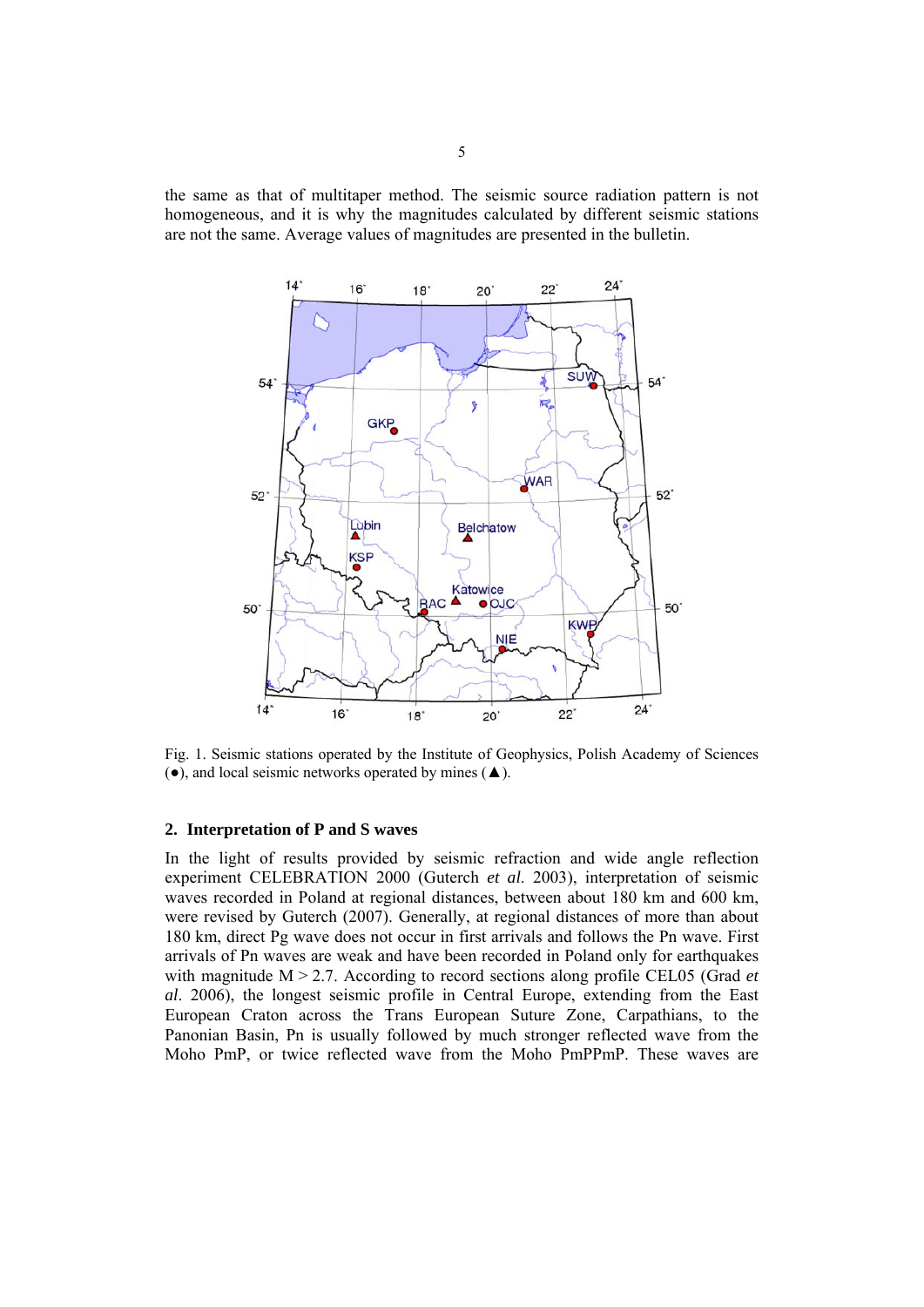the same as that of multitaper method. The seismic source radiation pattern is not homogeneous, and it is why the magnitudes calculated by different seismic stations are not the same. Average values of magnitudes are presented in the bulletin.

Fig. 1. Seismic stations operated by the Institute of Geophysics, Polish Academy of Sciences (●), and local seismic networks operated by mines (▲).

## 2. Interpretation of P and S waves

In the light of results provided by seismic refraction and wide angle reflection experiment CELEBRATION 2000 (Guterch *et al*. 2003), interpretation of seismic waves recorded in Poland at regional distances, between about 180 km and 600 km, were revised by Guterch (2007). Generally, at regional distances of more than about 180 km, direct Pg wave does not occur in first arrivals and follows the Pn wave. First arrivals of Pn waves are weak and have been recorded in Poland only for earthquakes with magnitude M > 2.7. According to record sections along profile CEL05 (Grad *et al*. 2006), the longest seismic profile in Central Europe, extending from the East European Craton across the Trans European Suture Zone, Carpathians, to the Panonian Basin, Pn is usually followed by much stronger reflected wave from the Moho PmP, or twice reflected wave from the Moho PmPPmP. These waves are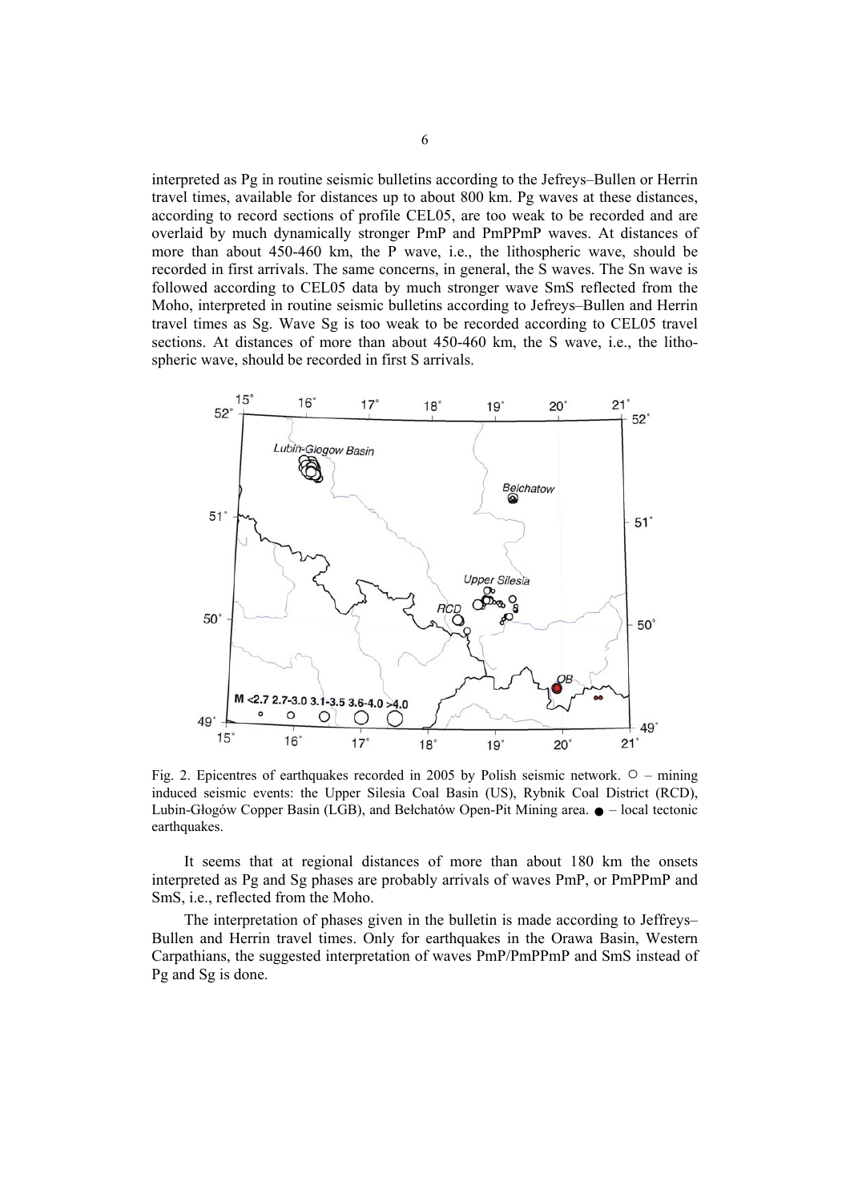interpreted as Pg in routine seismic bulletins according to the Jefreys–Bullen or Herrin travel times, available for distances up to about 800 km. Pg waves at these distances, according to record sections of profile CEL05, are too weak to be recorded and are overlaid by much dynamically stronger PmP and PmPPmP waves. At distances of more than about 450-460 km, the P wave, i.e., the lithospheric wave, should be recorded in first arrivals. The same concerns, in general, the S waves. The Sn wave is followed according to CEL05 data by much stronger wave SmS reflected from the Moho, interpreted in routine seismic bulletins according to Jefreys–Bullen and Herrin travel times as Sg. Wave Sg is too weak to be recorded according to CEL05 travel sections. At distances of more than about 450-460 km, the S wave, i.e., the lithospheric wave, should be recorded in first S arrivals.

Fig. 2. Epicentres of earthquakes recorded in 2005 by Polish seismic network. ○ – mining induced seismic events: the Upper Silesia Coal Basin (US), Rybnik Coal District (RCD), Lubin-Głogów Copper Basin (LGB), and Bełchatów Open-Pit Mining area. ● – local tectonic earthquakes.

It seems that at regional distances of more than about 180 km the onsets interpreted as Pg and Sg phases are probably arrivals of waves PmP, or PmPPmP and SmS, i.e., reflected from the Moho.

The interpretation of phases given in the bulletin is made according to Jeffreys–Bullen and Herrin travel times. Only for earthquakes in the Orawa Basin, Western Carpathians, the suggested interpretation of waves PmP/PmPPmP and SmS instead of Pg and Sg is done.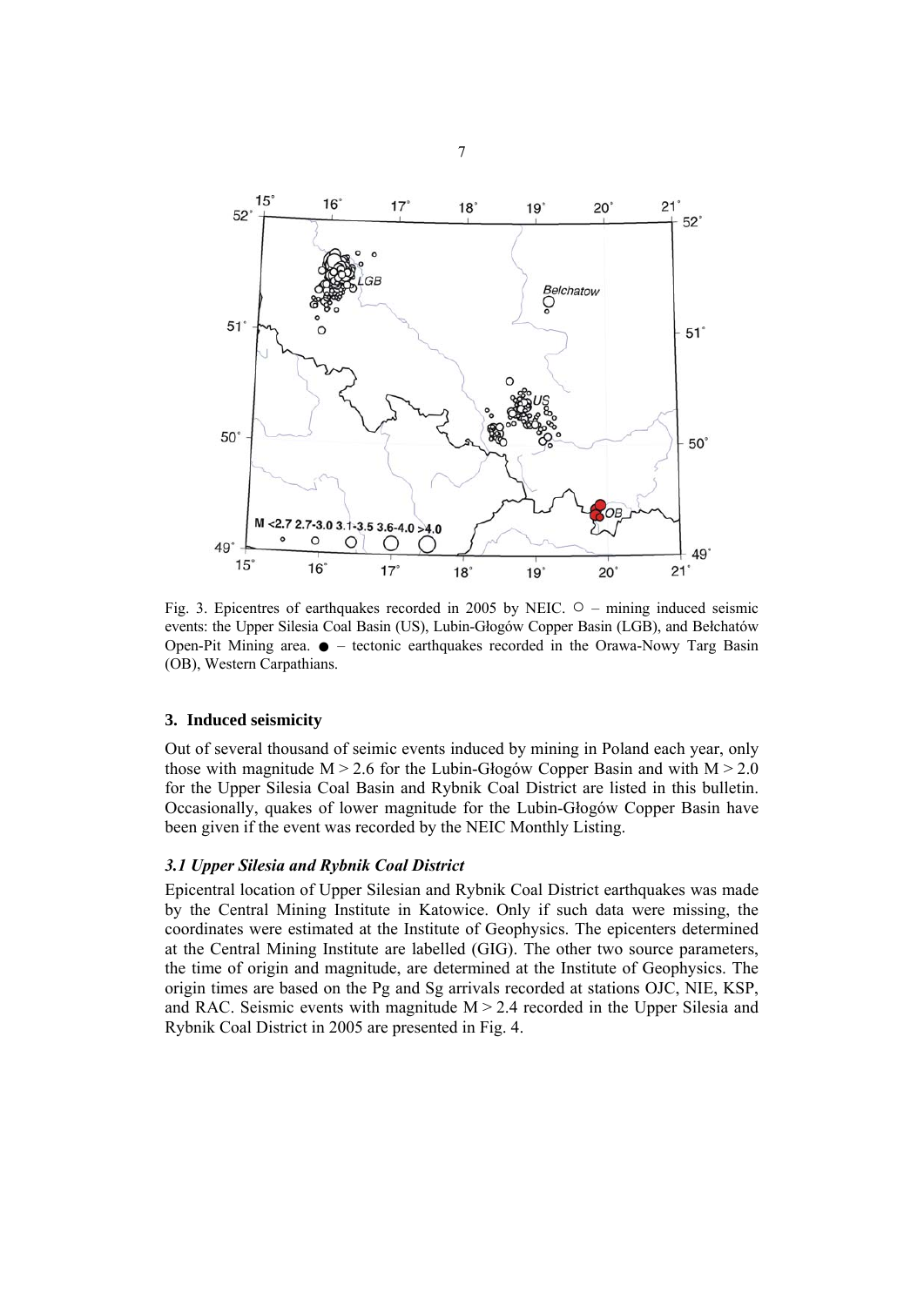Fig. 3. Epicentres of earthquakes recorded in 2005 by NEIC. ○ – mining induced seismic events: the Upper Silesia Coal Basin (US), Lubin-Głogów Copper Basin (LGB), and Bełchatów Open-Pit Mining area. ● – tectonic earthquakes recorded in the Orawa-Nowy Targ Basin (OB), Western Carpathians.

## 3. Induced seismicity

Out of several thousand of seimic events induced by mining in Poland each year, only those with magnitude M > 2.6 for the Lubin-Głogów Copper Basin and with M > 2.0 for the Upper Silesia Coal Basin and Rybnik Coal District are listed in this bulletin. Occasionally, quakes of lower magnitude for the Lubin-Głogów Copper Basin have been given if the event was recorded by the NEIC Monthly Listing.

### *3.1 Upper Silesia and Rybnik Coal District*

Epicentral location of Upper Silesian and Rybnik Coal District earthquakes was made by the Central Mining Institute in Katowice. Only if such data were missing, the coordinates were estimated at the Institute of Geophysics. The epicenters determined at the Central Mining Institute are labelled (GIG). The other two source parameters, the time of origin and magnitude, are determined at the Institute of Geophysics. The origin times are based on the Pg and Sg arrivals recorded at stations OJC, NIE, KSP, and RAC. Seismic events with magnitude M > 2.4 recorded in the Upper Silesia and Rybnik Coal District in 2005 are presented in Fig. 4.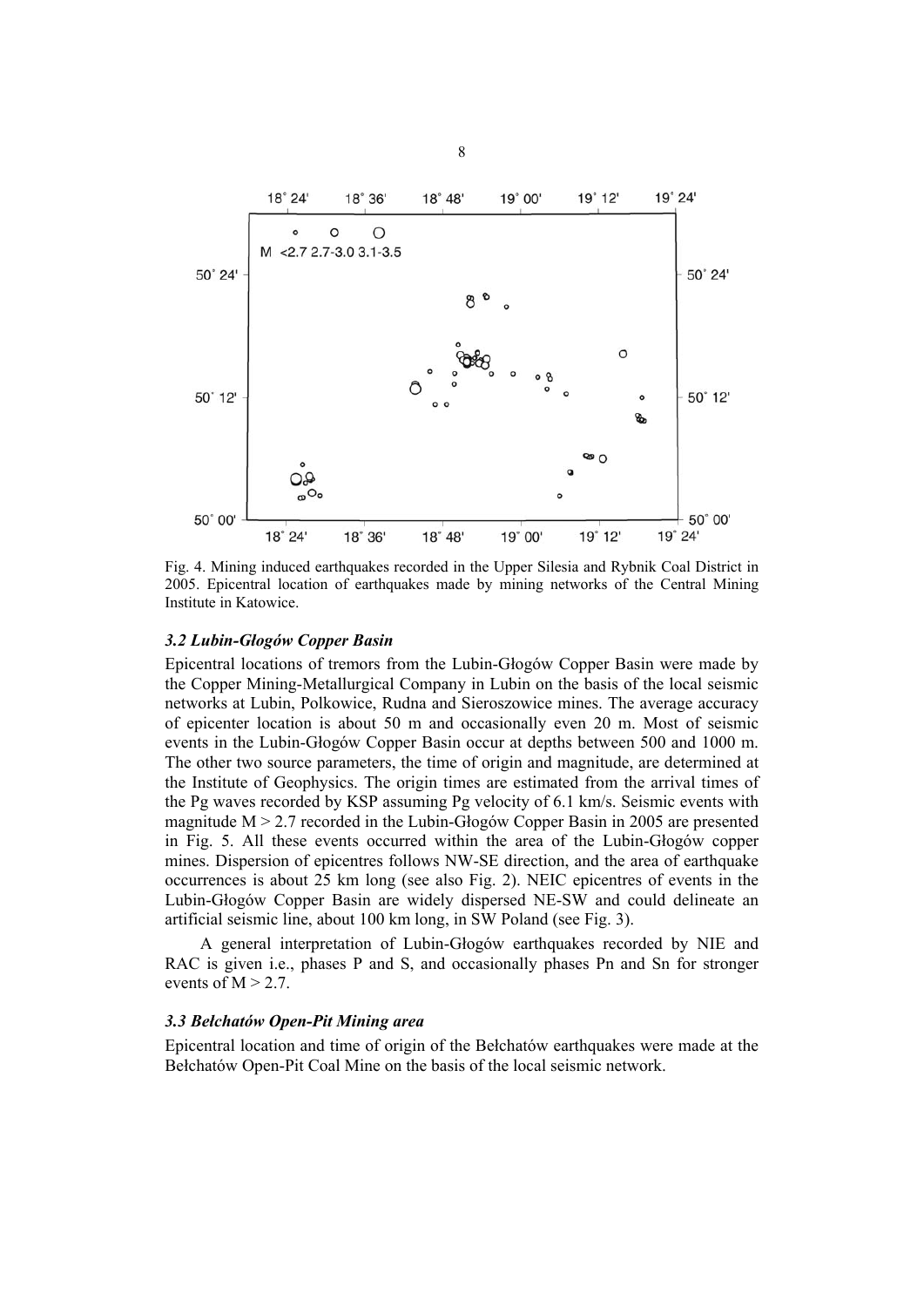Fig. 4. Mining induced earthquakes recorded in the Upper Silesia and Rybnik Coal District in 2005. Epicentral location of earthquakes made by mining networks of the Central Mining Institute in Katowice.

### *3.2 Lubin-Głogów Copper Basin*

Epicentral locations of tremors from the Lubin-Głogów Copper Basin were made by the Copper Mining-Metallurgical Company in Lubin on the basis of the local seismic networks at Lubin, Polkowice, Rudna and Sieroszowice mines. The average accuracy of epicenter location is about 50 m and occasionally even 20 m. Most of seismic events in the Lubin-Głogów Copper Basin occur at depths between 500 and 1000 m. The other two source parameters, the time of origin and magnitude, are determined at the Institute of Geophysics. The origin times are estimated from the arrival times of the Pg waves recorded by KSP assuming Pg velocity of 6.1 km/s. Seismic events with magnitude $M > 2.7$ recorded in the Lubin-Głogów Copper Basin in 2005 are presented in Fig. 5. All these events occurred within the area of the Lubin-Głogów copper mines. Dispersion of epicentres follows NW-SE direction, and the area of earthquake occurrences is about 25 km long (see also Fig. 2). NEIC epicentres of events in the Lubin-Głogów Copper Basin are widely dispersed NE-SW and could delineate an artificial seismic line, about 100 km long, in SW Poland (see Fig. 3).

A general interpretation of Lubin-Głogów earthquakes recorded by NIE and RAC is given i.e., phases P and S, and occasionally phases Pn and Sn for stronger events of $M > 2.7$.

### *3.3 Bełchatów Open-Pit Mining area*

Epicentral location and time of origin of the Bełchatów earthquakes were made at the Bełchatów Open-Pit Coal Mine on the basis of the local seismic network.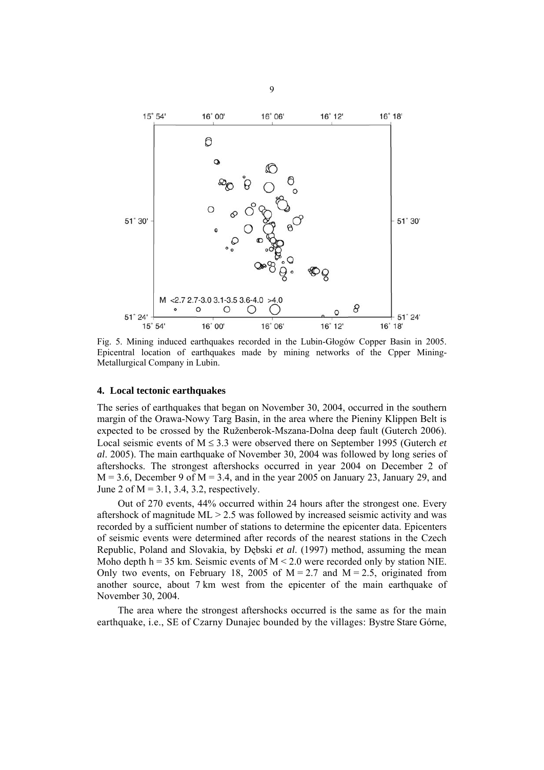Fig. 5. Mining induced earthquakes recorded in the Lubin-Głogów Copper Basin in 2005. Epicentral location of earthquakes made by mining networks of the Cpper Mining-Metallurgical Company in Lubin.

## 4. Local tectonic earthquakes

The series of earthquakes that began on November 30, 2004, occurred in the southern margin of the Orawa-Nowy Targ Basin, in the area where the Pieniny Klippen Belt is expected to be crossed by the Ruženberok-Mszana-Dolna deep fault (Guterch 2006). Local seismic events of $M \leq 3.3$ were observed there on September 1995 (Guterch *et al*. 2005). The main earthquake of November 30, 2004 was followed by long series of aftershocks. The strongest aftershocks occurred in year 2004 on December 2 of $M = 3.6$, December 9 of $M = 3.4$, and in the year 2005 on January 23, January 29, and June 2 of $M = 3.1$, 3.4, 3.2, respectively.

Out of 270 events, 44% occurred within 24 hours after the strongest one. Every aftershock of magnitude $ML > 2.5$ was followed by increased seismic activity and was recorded by a sufficient number of stations to determine the epicenter data. Epicenters of seismic events were determined after records of the nearest stations in the Czech Republic, Poland and Slovakia, by Dębski *et al*. (1997) method, assuming the mean Moho depth $h = 35$ km. Seismic events of $M < 2.0$ were recorded only by station NIE. Only two events, on February 18, 2005 of $M = 2.7$ and $M = 2.5$, originated from another source, about 7 km west from the epicenter of the main earthquake of November 30, 2004.

The area where the strongest aftershocks occurred is the same as for the main earthquake, i.e., SE of Czarny Dunajec bounded by the villages: Bystre Stare Górne,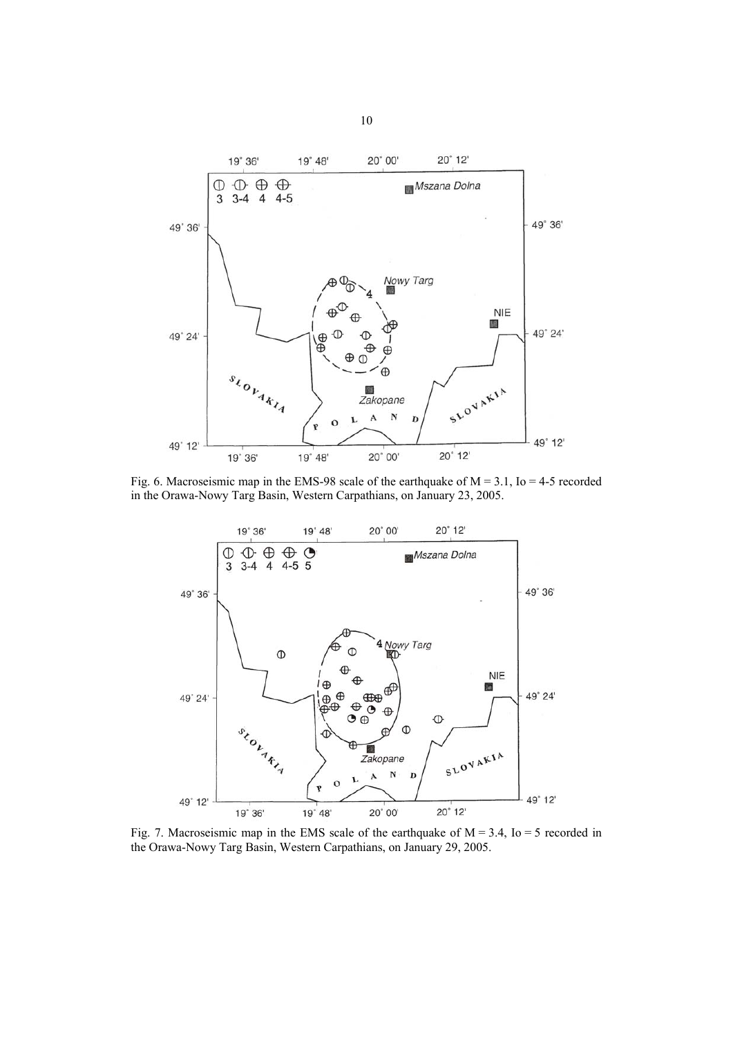Fig. 6. Macroseismic map in the EMS-98 scale of the earthquake of M = 3.1, Io = 4-5 recorded in the Orawa-Nowy Targ Basin, Western Carpathians, on January 23, 2005.

Fig. 7. Macroseismic map in the EMS scale of the earthquake of M = 3.4, Io = 5 recorded in the Orawa-Nowy Targ Basin, Western Carpathians, on January 29, 2005.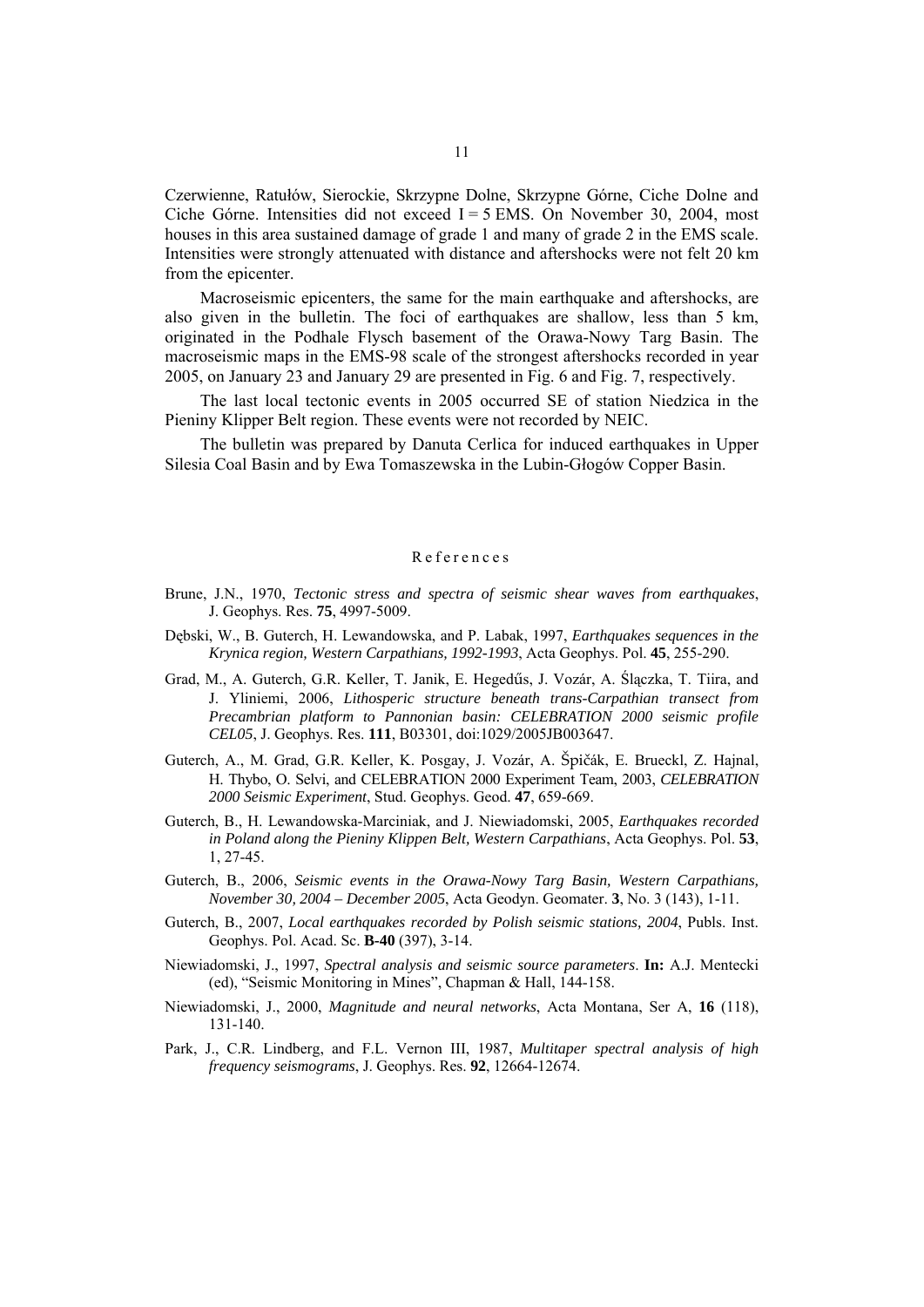Czerwienne, Ratułów, Sierockie, Skrzypne Dolne, Skrzypne Górne, Ciche Dolne and Ciche Górne. Intensities did not exceed I = 5 EMS. On November 30, 2004, most houses in this area sustained damage of grade 1 and many of grade 2 in the EMS scale. Intensities were strongly attenuated with distance and aftershocks were not felt 20 km from the epicenter.

Macroseismic epicenters, the same for the main earthquake and aftershocks, are also given in the bulletin. The foci of earthquakes are shallow, less than 5 km, originated in the Podhale Flysch basement of the Orawa-Nowy Targ Basin. The macroseismic maps in the EMS-98 scale of the strongest aftershocks recorded in year 2005, on January 23 and January 29 are presented in Fig. 6 and Fig. 7, respectively.

The last local tectonic events in 2005 occurred SE of station Niedzica in the Pieniny Klipper Belt region. These events were not recorded by NEIC.

The bulletin was prepared by Danuta Cerlica for induced earthquakes in Upper Silesia Coal Basin and by Ewa Tomaszewska in the Lubin-Głogów Copper Basin.

## References

Brune, J.N., 1970, *Tectonic stress and spectra of seismic shear waves from earthquakes*, J. Geophys. Res. **75**, 4997-5009.

Dębski, W., B. Guterch, H. Lewandowska, and P. Labak, 1997, *Earthquakes sequences in the Krynica region, Western Carpathians, 1992-1993*, Acta Geophys. Pol. **45**, 255-290.

Grad, M., A. Guterch, G.R. Keller, T. Janik, E. Hegedűs, J. Vozár, A. Ślączka, T. Tiira, and J. Yliniemi, 2006, *Lithosperic structure beneath trans-Carpathian transect from Precambrian platform to Pannonian basin: CELEBRATION 2000 seismic profile CEL05*, J. Geophys. Res. **111**, B03301, doi:1029/2005JB003647.

Guterch, A., M. Grad, G.R. Keller, K. Posgay, J. Vozár, A. Špičák, E. Brueckl, Z. Hajnal, H. Thybo, O. Selvi, and CELEBRATION 2000 Experiment Team, 2003, *CELEBRATION 2000 Seismic Experiment*, Stud. Geophys. Geod. **47**, 659-669.

Guterch, B., H. Lewandowska-Marciniak, and J. Niewiadomski, 2005, *Earthquakes recorded in Poland along the Pieniny Klippen Belt, Western Carpathians*, Acta Geophys. Pol. **53**, 1, 27-45.

Guterch, B., 2006, *Seismic events in the Orawa-Nowy Targ Basin, Western Carpathians, November 30, 2004 – December 2005*, Acta Geodyn. Geomater. **3**, No. 3 (143), 1-11.

Guterch, B., 2007, *Local earthquakes recorded by Polish seismic stations, 2004*, Publs. Inst. Geophys. Pol. Acad. Sc. **B-40** (397), 3-14.

Niewiadomski, J., 1997, *Spectral analysis and seismic source parameters*. **In:** A.J. Mentecki (ed), "Seismic Monitoring in Mines", Chapman & Hall, 144-158.

Niewiadomski, J., 2000, *Magnitude and neural networks*, Acta Montana, Ser A, **16** (118), 131-140.

Park, J., C.R. Lindberg, and F.L. Vernon III, 1987, *Multitaper spectral analysis of high frequency seismograms*, J. Geophys. Res. **92**, 12664-12674.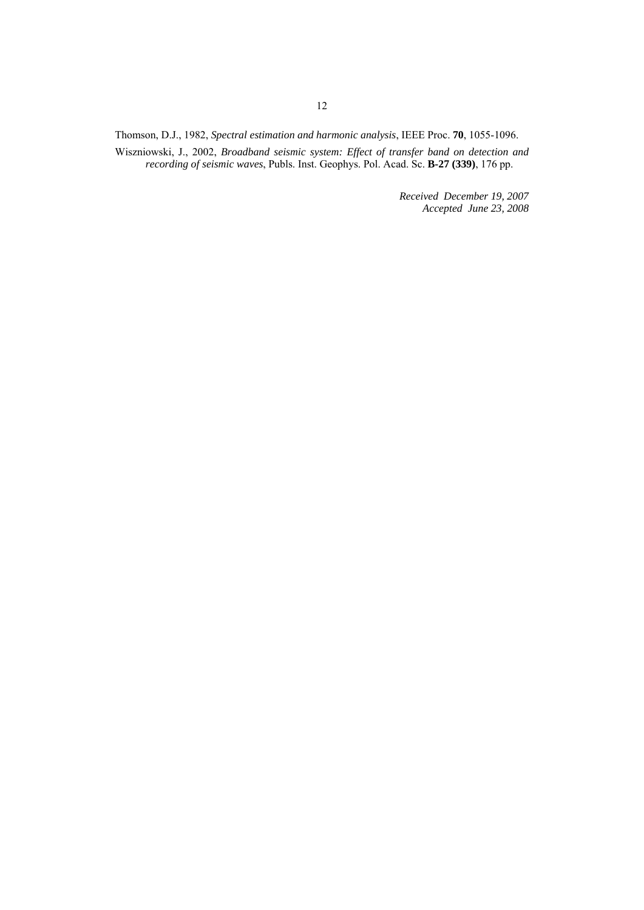Thomson, D.J., 1982, *Spectral estimation and harmonic analysis*, IEEE Proc. **70**, 1055-1096.

Wiszniowski, J., 2002, *Broadband seismic system: Effect of transfer band on detection and recording of seismic waves*, Publs. Inst. Geophys. Pol. Acad. Sc. **B-27 (339)**, 176 pp.

*Received December 19, 2007*
*Accepted June 23, 2008*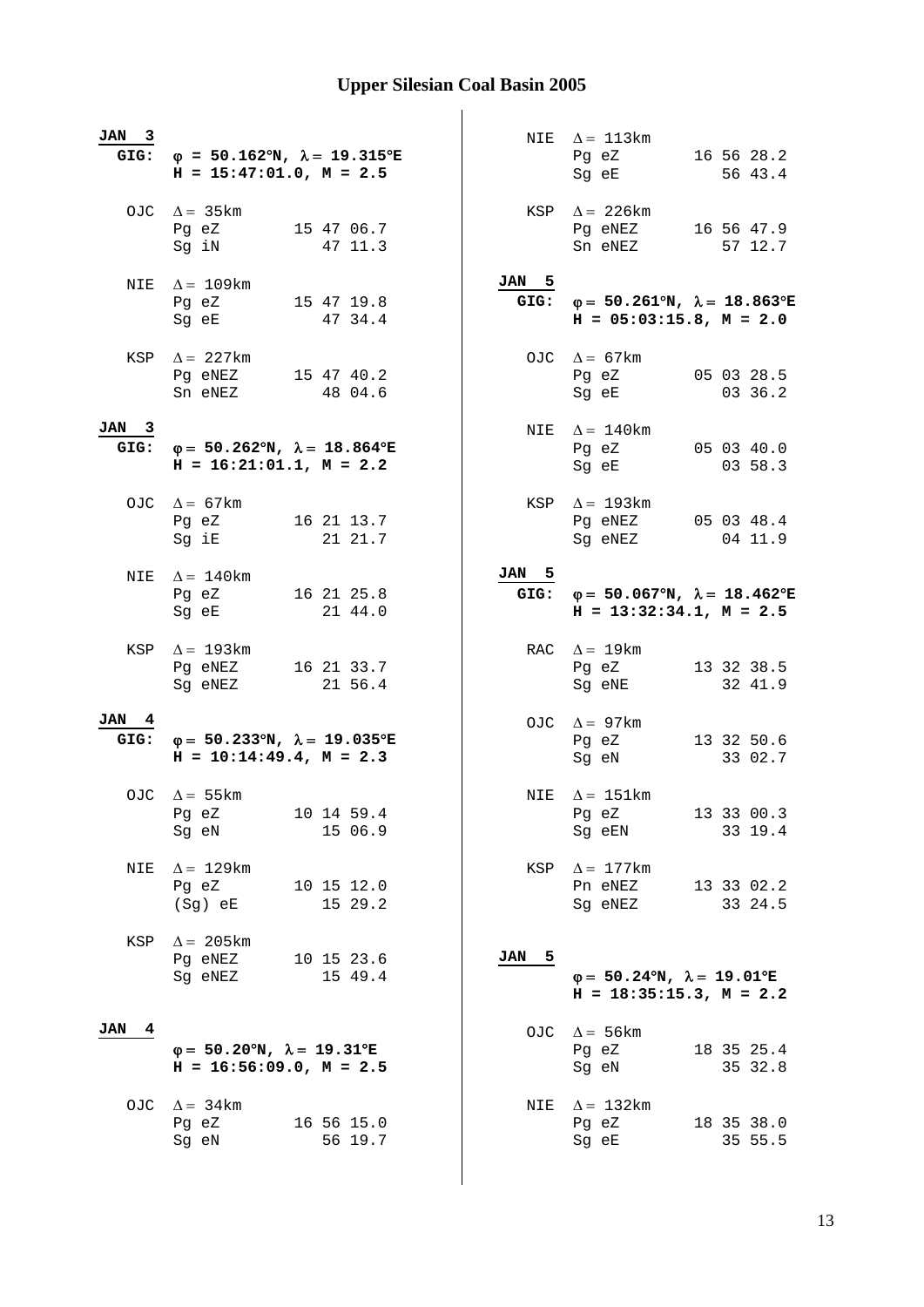# Upper Silesian Coal Basin 2005

**JAN 3**
**GIG:** **φ = 50.162°N, λ = 19.315°E**
**H = 15:47:01.0, M = 2.5**

```
OJC  Δ = 35km
     Pg eZ        15 47 06.7
     Sg iN           47 11.3

NIE  Δ = 109km
     Pg eZ        15 47 19.8
     Sg eE           47 34.4

KSP  Δ = 227km
     Pg eNEZ      15 47 40.2
     Sn eNEZ         48 04.6
```

**JAN 3**
**GIG:** **φ = 50.262°N, λ = 18.864°E**
**H = 16:21:01.1, M = 2.2**

```
OJC  Δ = 67km
     Pg eZ        16 21 13.7
     Sg iE           21 21.7

NIE  Δ = 140km
     Pg eZ        16 21 25.8
     Sg eE           21 44.0

KSP  Δ = 193km
     Pg eNEZ      16 21 33.7
     Sg eNEZ         21 56.4
```

**JAN 4**
**GIG:** **φ = 50.233°N, λ = 19.035°E**
**H = 10:14:49.4, M = 2.3**

```
OJC  Δ = 55km
     Pg eZ        10 14 59.4
     Sg eN           15 06.9

NIE  Δ = 129km
     Pg eZ        10 15 12.0
     (Sg) eE         15 29.2

KSP  Δ = 205km
     Pg eNEZ      10 15 23.6
     Sg eNEZ         15 49.4
```

**JAN 4**
**φ = 50.20°N, λ = 19.31°E**
**H = 16:56:09.0, M = 2.5**

```
OJC  Δ = 34km
     Pg eZ        16 56 15.0
     Sg eN           56 19.7

NIE  Δ = 113km
     Pg eZ        16 56 28.2
     Sg eE           56 43.4

KSP  Δ = 226km
     Pg eNEZ      16 56 47.9
     Sn eNEZ         57 12.7
```

**JAN 5**
**GIG:** **φ = 50.261°N, λ = 18.863°E**
**H = 05:03:15.8, M = 2.0**

```
OJC  Δ = 67km
     Pg eZ        05 03 28.5
     Sg eE           03 36.2

NIE  Δ = 140km
     Pg eZ        05 03 40.0
     Sg eE           03 58.3

KSP  Δ = 193km
     Pg eNEZ      05 03 48.4
     Sg eNEZ         04 11.9
```

**JAN 5**
**GIG:** **φ = 50.067°N, λ = 18.462°E**
**H = 13:32:34.1, M = 2.5**

```
RAC  Δ = 19km
     Pg eZ        13 32 38.5
     Sg eNE          32 41.9

OJC  Δ = 97km
     Pg eZ        13 32 50.6
     Sg eN           33 02.7

NIE  Δ = 151km
     Pg eZ        13 33 00.3
     Sg eEN          33 19.4

KSP  Δ = 177km
     Pn eNEZ      13 33 02.2
     Sg eNEZ         33 24.5
```

**JAN 5**
**φ = 50.24°N, λ = 19.01°E**
**H = 18:35:15.3, M = 2.2**

```
OJC  Δ = 56km
     Pg eZ        18 35 25.4
     Sg eN           35 32.8

NIE  Δ = 132km
     Pg eZ        18 35 38.0
     Sg eE           35 55.5
```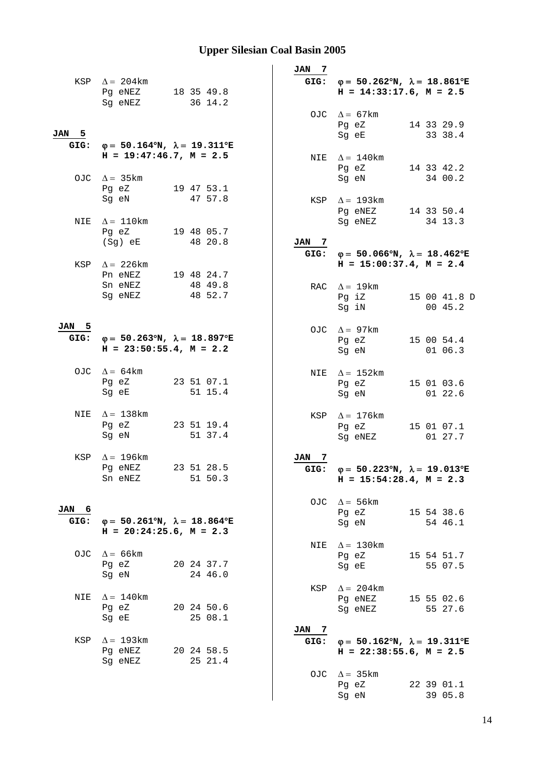# Upper Silesian Coal Basin 2005

```
KSP  Δ = 204km
     Pg eNEZ      18 35 49.8
     Sg eNEZ         36 14.2
```

**JAN 5**

**GIG:** **φ = 50.164°N, λ = 19.311°E**
**H = 19:47:46.7, M = 2.5**

```
OJC  Δ = 35km
     Pg eZ        19 47 53.1
     Sg eN           47 57.8

NIE  Δ = 110km
     Pg eZ        19 48 05.7
     (Sg) eE         48 20.8

KSP  Δ = 226km
     Pn eNEZ      19 48 24.7
     Sn eNEZ         48 49.8
     Sg eNEZ         48 52.7
```

**JAN 5**

**GIG:** **φ = 50.263°N, λ = 18.897°E**
**H = 23:50:55.4, M = 2.2**

```
OJC  Δ = 64km
     Pg eZ        23 51 07.1
     Sg eE           51 15.4

NIE  Δ = 138km
     Pg eZ        23 51 19.4
     Sg eN           51 37.4

KSP  Δ = 196km
     Pg eNEZ      23 51 28.5
     Sn eNEZ         51 50.3
```

**JAN 6**

**GIG:** **φ = 50.261°N, λ = 18.864°E**
**H = 20:24:25.6, M = 2.3**

```
OJC  Δ = 66km
     Pg eZ        20 24 37.7
     Sg eN           24 46.0

NIE  Δ = 140km
     Pg eZ        20 24 50.6
     Sg eE           25 08.1

KSP  Δ = 193km
     Pg eNEZ      20 24 58.5
     Sg eNEZ         25 21.4
```

**JAN 7**

**GIG:** **φ = 50.262°N, λ = 18.861°E**
**H = 14:33:17.6, M = 2.5**

```
OJC  Δ = 67km
     Pg eZ        14 33 29.9
     Sg eE           33 38.4

NIE  Δ = 140km
     Pg eZ        14 33 42.2
     Sg eN           34 00.2

KSP  Δ = 193km
     Pg eNEZ      14 33 50.4
     Sg eNEZ         34 13.3
```

**JAN 7**

**GIG:** **φ = 50.066°N, λ = 18.462°E**
**H = 15:00:37.4, M = 2.4**

```
RAC  Δ = 19km
     Pg iZ        15 00 41.8 D
     Sg iN           00 45.2

OJC  Δ = 97km
     Pg eZ        15 00 54.4
     Sg eN           01 06.3

NIE  Δ = 152km
     Pg eZ        15 01 03.6
     Sg eN           01 22.6

KSP  Δ = 176km
     Pg eZ        15 01 07.1
     Sg eNEZ         01 27.7
```

**JAN 7**

**GIG:** **φ = 50.223°N, λ = 19.013°E**
**H = 15:54:28.4, M = 2.3**

```
OJC  Δ = 56km
     Pg eZ        15 54 38.6
     Sg eN           54 46.1

NIE  Δ = 130km
     Pg eZ        15 54 51.7
     Sg eE           55 07.5

KSP  Δ = 204km
     Pg eNEZ      15 55 02.6
     Sg eNEZ         55 27.6
```

**JAN 7**

**GIG:** **φ = 50.162°N, λ = 19.311°E**
**H = 22:38:55.6, M = 2.5**

```
OJC  Δ = 35km
     Pg eZ        22 39 01.1
     Sg eN           39 05.8
```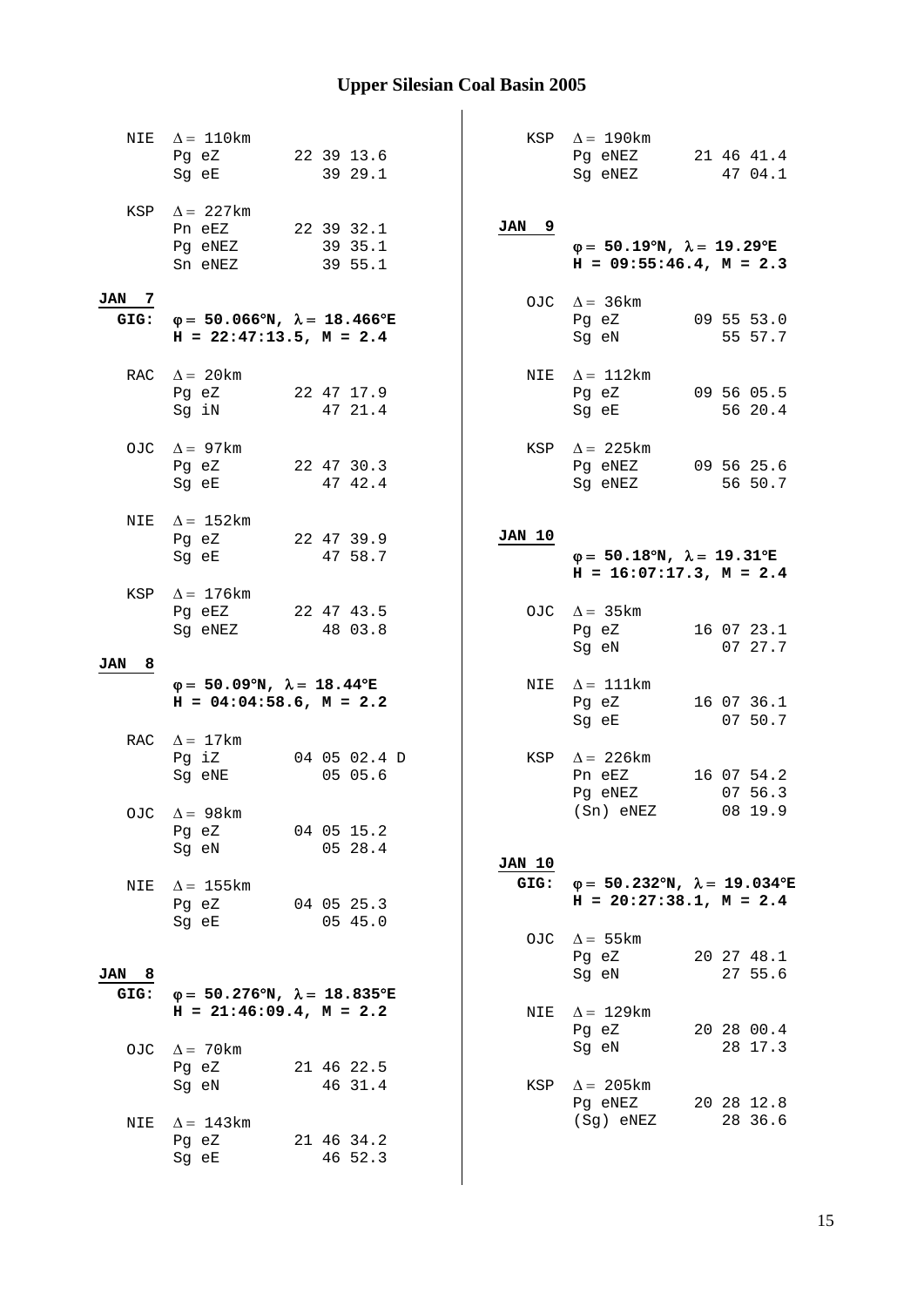# Upper Silesian Coal Basin 2005

NIE $\Delta = 110$km

| | | |
|---|---|---|
| Pg eZ | 22 39 13.6 | |
| Sg eE | 39 29.1 | |

KSP $\Delta = 227$km

| | |
|---|---|
| Pn eEZ | 22 39 32.1 |
| Pg eNEZ | 39 35.1 |
| Sn eNEZ | 39 55.1 |

**JAN 7**

**GIG:** $\varphi = 50.066°N, \lambda = 18.466°E$
**H = 22:47:13.5, M = 2.4**

RAC $\Delta = 20$km

| | |
|---|---|
| Pg eZ | 22 47 17.9 |
| Sg iN | 47 21.4 |

OJC $\Delta = 97$km

| | |
|---|---|
| Pg eZ | 22 47 30.3 |
| Sg eE | 47 42.4 |

NIE $\Delta = 152$km

| | |
|---|---|
| Pg eZ | 22 47 39.9 |
| Sg eE | 47 58.7 |

KSP $\Delta = 176$km

| | |
|---|---|
| Pg eEZ | 22 47 43.5 |
| Sg eNEZ | 48 03.8 |

**JAN 8**

$\varphi = 50.09°N, \lambda = 18.44°E$
**H = 04:04:58.6, M = 2.2**

RAC $\Delta = 17$km

| | |
|---|---|
| Pg iZ | 04 05 02.4 D |
| Sg eNE | 05 05.6 |

OJC $\Delta = 98$km

| | |
|---|---|
| Pg eZ | 04 05 15.2 |
| Sg eN | 05 28.4 |

NIE $\Delta = 155$km

| | |
|---|---|
| Pg eZ | 04 05 25.3 |
| Sg eE | 05 45.0 |

**JAN 8**

**GIG:** $\varphi = 50.276°N, \lambda = 18.835°E$
**H = 21:46:09.4, M = 2.2**

OJC $\Delta = 70$km

| | |
|---|---|
| Pg eZ | 21 46 22.5 |
| Sg eN | 46 31.4 |

NIE $\Delta = 143$km

| | |
|---|---|
| Pg eZ | 21 46 34.2 |
| Sg eE | 46 52.3 |

KSP $\Delta = 190$km

| | |
|---|---|
| Pg eNEZ | 21 46 41.4 |
| Sg eNEZ | 47 04.1 |

**JAN 9**

$\varphi = 50.19°N, \lambda = 19.29°E$
**H = 09:55:46.4, M = 2.3**

OJC $\Delta = 36$km

| | |
|---|---|
| Pg eZ | 09 55 53.0 |
| Sg eN | 55 57.7 |

NIE $\Delta = 112$km

| | |
|---|---|
| Pg eZ | 09 56 05.5 |
| Sg eE | 56 20.4 |

KSP $\Delta = 225$km

| | |
|---|---|
| Pg eNEZ | 09 56 25.6 |
| Sg eNEZ | 56 50.7 |

**JAN 10**

$\varphi = 50.18°N, \lambda = 19.31°E$
**H = 16:07:17.3, M = 2.4**

OJC $\Delta = 35$km

| | |
|---|---|
| Pg eZ | 16 07 23.1 |
| Sg eN | 07 27.7 |

NIE $\Delta = 111$km

| | |
|---|---|
| Pg eZ | 16 07 36.1 |
| Sg eE | 07 50.7 |

KSP $\Delta = 226$km

| | |
|---|---|
| Pn eEZ | 16 07 54.2 |
| Pg eNEZ | 07 56.3 |
| (Sn) eNEZ | 08 19.9 |

**JAN 10**

**GIG:** $\varphi = 50.232°N, \lambda = 19.034°E$
**H = 20:27:38.1, M = 2.4**

OJC $\Delta = 55$km

| | |
|---|---|
| Pg eZ | 20 27 48.1 |
| Sg eN | 27 55.6 |

NIE $\Delta = 129$km

| | |
|---|---|
| Pg eZ | 20 28 00.4 |
| Sg eN | 28 17.3 |

KSP $\Delta = 205$km

| | |
|---|---|
| Pg eNEZ | 20 28 12.8 |
| (Sg) eNEZ | 28 36.6 |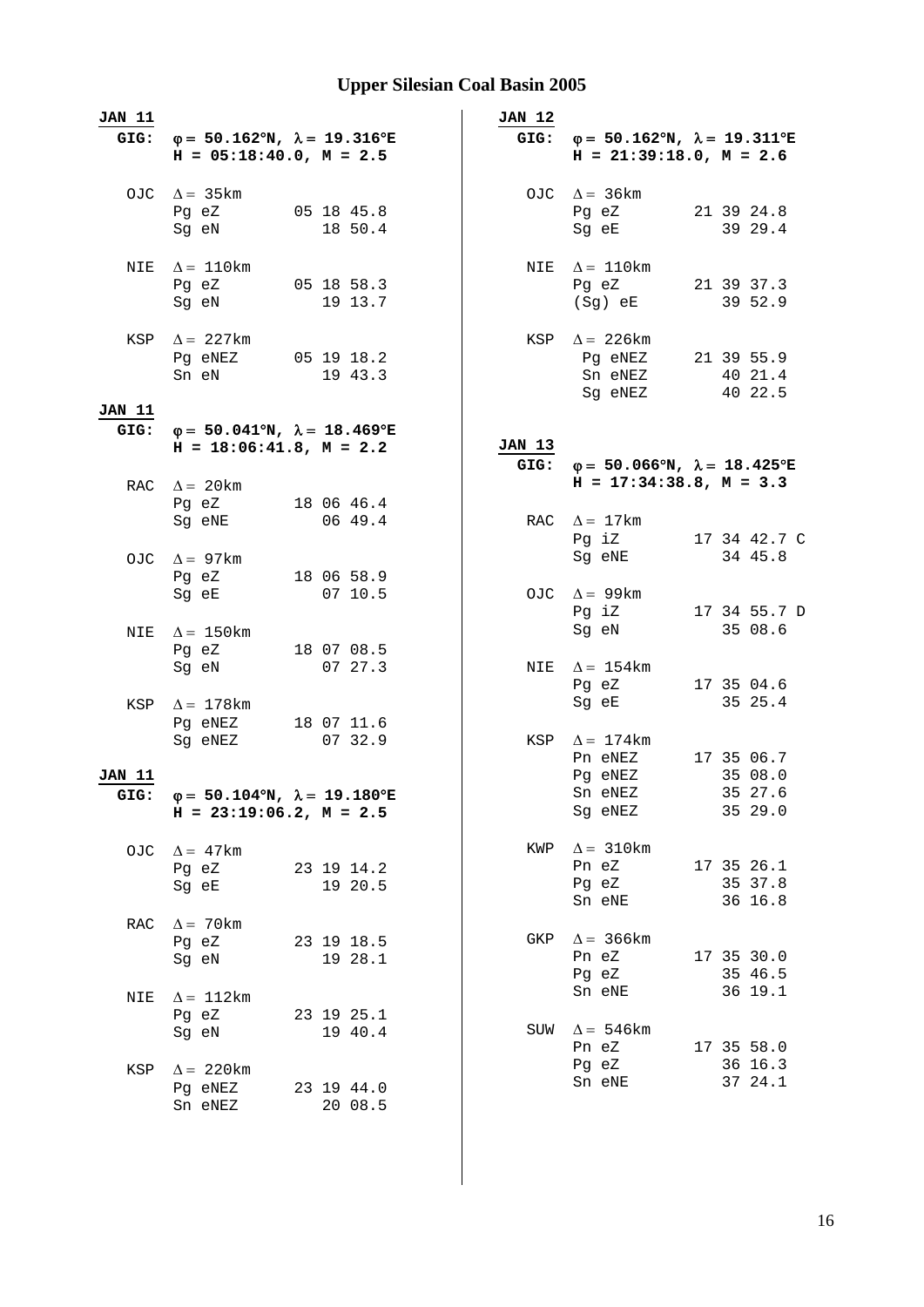# Upper Silesian Coal Basin 2005

**JAN 11**

**GIG:** **φ = 50.162°N, λ = 19.316°E**
**H = 05:18:40.0, M = 2.5**

```
OJC  Δ = 35km
     Pg eZ        05 18 45.8
     Sg eN           18 50.4

NIE  Δ = 110km
     Pg eZ        05 18 58.3
     Sg eN           19 13.7

KSP  Δ = 227km
     Pg eNEZ      05 19 18.2
     Sn eN           19 43.3
```

**JAN 11**

**GIG:** **φ = 50.041°N, λ = 18.469°E**
**H = 18:06:41.8, M = 2.2**

```
RAC  Δ = 20km
     Pg eZ        18 06 46.4
     Sg eNE          06 49.4

OJC  Δ = 97km
     Pg eZ        18 06 58.9
     Sg eE           07 10.5

NIE  Δ = 150km
     Pg eZ        18 07 08.5
     Sg eN           07 27.3

KSP  Δ = 178km
     Pg eNEZ      18 07 11.6
     Sg eNEZ         07 32.9
```

**JAN 11**

**GIG:** **φ = 50.104°N, λ = 19.180°E**
**H = 23:19:06.2, M = 2.5**

```
OJC  Δ = 47km
     Pg eZ        23 19 14.2
     Sg eE           19 20.5

RAC  Δ = 70km
     Pg eZ        23 19 18.5
     Sg eN           19 28.1

NIE  Δ = 112km
     Pg eZ        23 19 25.1
     Sg eN           19 40.4

KSP  Δ = 220km
     Pg eNEZ      23 19 44.0
     Sn eNEZ         20 08.5
```

**JAN 12**

**GIG:** **φ = 50.162°N, λ = 19.311°E**
**H = 21:39:18.0, M = 2.6**

```
OJC  Δ = 36km
     Pg eZ        21 39 24.8
     Sg eE           39 29.4

NIE  Δ = 110km
     Pg eZ        21 39 37.3
     (Sg) eE         39 52.9

KSP  Δ = 226km
     Pg eNEZ      21 39 55.9
     Sn eNEZ         40 21.4
     Sg eNEZ         40 22.5
```

**JAN 13**

**GIG:** **φ = 50.066°N, λ = 18.425°E**
**H = 17:34:38.8, M = 3.3**

```
RAC  Δ = 17km
     Pg iZ        17 34 42.7 C
     Sg eNE          34 45.8

OJC  Δ = 99km
     Pg iZ        17 34 55.7 D
     Sg eN           35 08.6

NIE  Δ = 154km
     Pg eZ        17 35 04.6
     Sg eE           35 25.4

KSP  Δ = 174km
     Pn eNEZ      17 35 06.7
     Pg eNEZ         35 08.0
     Sn eNEZ         35 27.6
     Sg eNEZ         35 29.0

KWP  Δ = 310km
     Pn eZ        17 35 26.1
     Pg eZ           35 37.8
     Sn eNE          36 16.8

GKP  Δ = 366km
     Pn eZ        17 35 30.0
     Pg eZ           35 46.5
     Sn eNE          36 19.1

SUW  Δ = 546km
     Pn eZ        17 35 58.0
     Pg eZ           36 16.3
     Sn eNE          37 24.1
```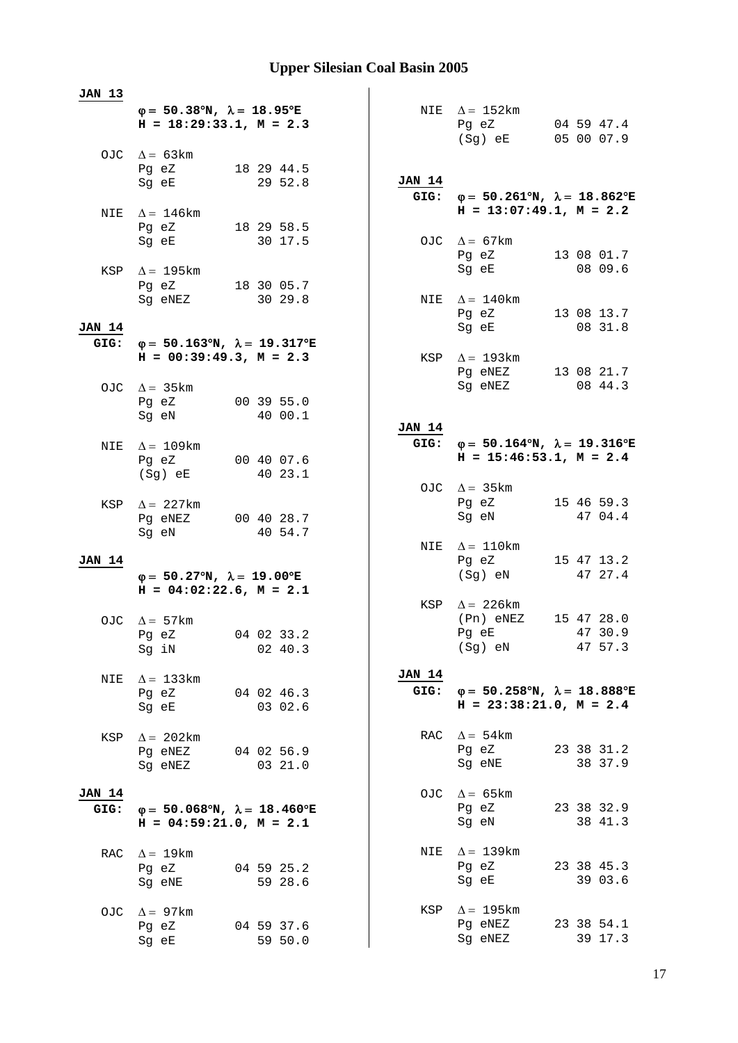# Upper Silesian Coal Basin 2005

**JAN 13**

$\varphi = 50.38°N$, $\lambda = 18.95°E$
**H = 18:29:33.1, M = 2.3**

```
OJC  Δ = 63km
     Pg eZ        18 29 44.5
     Sg eE           29 52.8

NIE  Δ = 146km
     Pg eZ        18 29 58.5
     Sg eE           30 17.5

KSP  Δ = 195km
     Pg eZ        18 30 05.7
     Sg eNEZ         30 29.8
```

**JAN 14**
**GIG:** $\varphi = 50.163°N$, $\lambda = 19.317°E$
**H = 00:39:49.3, M = 2.3**

```
OJC  Δ = 35km
     Pg eZ        00 39 55.0
     Sg eN           40 00.1

NIE  Δ = 109km
     Pg eZ        00 40 07.6
     (Sg) eE         40 23.1

KSP  Δ = 227km
     Pg eNEZ      00 40 28.7
     Sg eN           40 54.7
```

**JAN 14**

$\varphi = 50.27°N$, $\lambda = 19.00°E$
**H = 04:02:22.6, M = 2.1**

```
OJC  Δ = 57km
     Pg eZ        04 02 33.2
     Sg iN           02 40.3

NIE  Δ = 133km
     Pg eZ        04 02 46.3
     Sg eE           03 02.6

KSP  Δ = 202km
     Pg eNEZ      04 02 56.9
     Sg eNEZ         03 21.0
```

**JAN 14**
**GIG:** $\varphi = 50.068°N$, $\lambda = 18.460°E$
**H = 04:59:21.0, M = 2.1**

```
RAC  Δ = 19km
     Pg eZ        04 59 25.2
     Sg eNE          59 28.6

OJC  Δ = 97km
     Pg eZ        04 59 37.6
     Sg eE           59 50.0

NIE  Δ = 152km
     Pg eZ        04 59 47.4
     (Sg) eE      05 00 07.9
```

**JAN 14**
**GIG:** $\varphi = 50.261°N$, $\lambda = 18.862°E$
**H = 13:07:49.1, M = 2.2**

```
OJC  Δ = 67km
     Pg eZ        13 08 01.7
     Sg eE           08 09.6

NIE  Δ = 140km
     Pg eZ        13 08 13.7
     Sg eE           08 31.8

KSP  Δ = 193km
     Pg eNEZ      13 08 21.7
     Sg eNEZ         08 44.3
```

**JAN 14**
**GIG:** $\varphi = 50.164°N$, $\lambda = 19.316°E$
**H = 15:46:53.1, M = 2.4**

```
OJC  Δ = 35km
     Pg eZ        15 46 59.3
     Sg eN           47 04.4

NIE  Δ = 110km
     Pg eZ        15 47 13.2
     (Sg) eN         47 27.4

KSP  Δ = 226km
     (Pn) eNEZ    15 47 28.0
     Pg eE           47 30.9
     (Sg) eN         47 57.3
```

**JAN 14**
**GIG:** $\varphi = 50.258°N$, $\lambda = 18.888°E$
**H = 23:38:21.0, M = 2.4**

```
RAC  Δ = 54km
     Pg eZ        23 38 31.2
     Sg eNE          38 37.9

OJC  Δ = 65km
     Pg eZ        23 38 32.9
     Sg eN           38 41.3

NIE  Δ = 139km
     Pg eZ        23 38 45.3
     Sg eE           39 03.6

KSP  Δ = 195km
     Pg eNEZ      23 38 54.1
     Sg eNEZ         39 17.3
```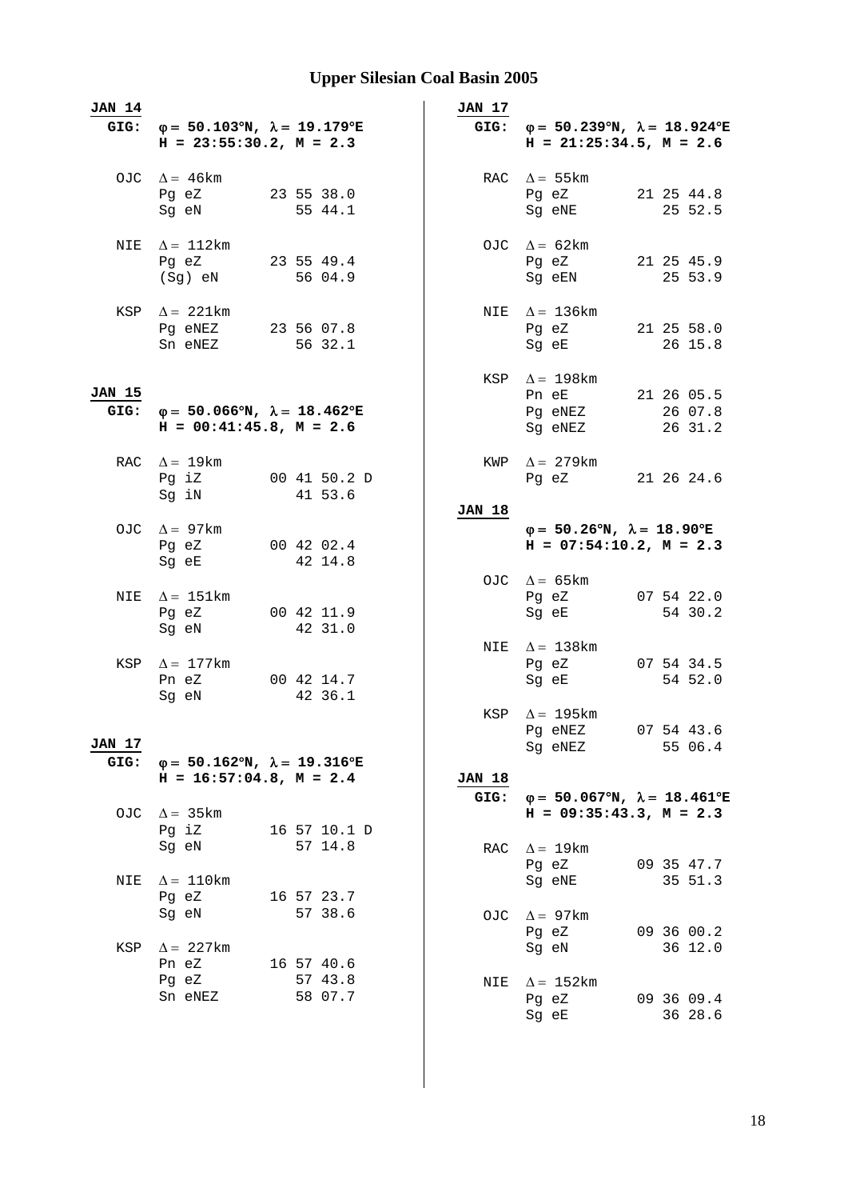# Upper Silesian Coal Basin 2005

**JAN 14**

**GIG:** **φ = 50.103°N, λ = 19.179°E**
**H = 23:55:30.2, M = 2.3**

```
OJC  Δ = 46km
     Pg eZ        23 55 38.0
     Sg eN           55 44.1

NIE  Δ = 112km
     Pg eZ        23 55 49.4
     (Sg) eN         56 04.9

KSP  Δ = 221km
     Pg eNEZ      23 56 07.8
     Sn eNEZ         56 32.1
```

**JAN 15**

**GIG:** **φ = 50.066°N, λ = 18.462°E**
**H = 00:41:45.8, M = 2.6**

```
RAC  Δ = 19km
     Pg iZ        00 41 50.2 D
     Sg iN           41 53.6

OJC  Δ = 97km
     Pg eZ        00 42 02.4
     Sg eE           42 14.8

NIE  Δ = 151km
     Pg eZ        00 42 11.9
     Sg eN           42 31.0

KSP  Δ = 177km
     Pn eZ        00 42 14.7
     Sg eN           42 36.1
```

**JAN 17**

**GIG:** **φ = 50.162°N, λ = 19.316°E**
**H = 16:57:04.8, M = 2.4**

```
OJC  Δ = 35km
     Pg iZ        16 57 10.1 D
     Sg eN           57 14.8

NIE  Δ = 110km
     Pg eZ        16 57 23.7
     Sg eN           57 38.6

KSP  Δ = 227km
     Pn eZ        16 57 40.6
     Pg eZ           57 43.8
     Sn eNEZ         58 07.7
```

**JAN 17**

**GIG:** **φ = 50.239°N, λ = 18.924°E**
**H = 21:25:34.5, M = 2.6**

```
RAC  Δ = 55km
     Pg eZ        21 25 44.8
     Sg eNE          25 52.5

OJC  Δ = 62km
     Pg eZ        21 25 45.9
     Sg eEN          25 53.9

NIE  Δ = 136km
     Pg eZ        21 25 58.0
     Sg eE           26 15.8

KSP  Δ = 198km
     Pn eE        21 26 05.5
     Pg eNEZ         26 07.8
     Sg eNEZ         26 31.2

KWP  Δ = 279km
     Pg eZ        21 26 24.6
```

**JAN 18**

**φ = 50.26°N, λ = 18.90°E**
**H = 07:54:10.2, M = 2.3**

```
OJC  Δ = 65km
     Pg eZ        07 54 22.0
     Sg eE           54 30.2

NIE  Δ = 138km
     Pg eZ        07 54 34.5
     Sg eE           54 52.0

KSP  Δ = 195km
     Pg eNEZ      07 54 43.6
     Sg eNEZ         55 06.4
```

**JAN 18**

**GIG:** **φ = 50.067°N, λ = 18.461°E**
**H = 09:35:43.3, M = 2.3**

```
RAC  Δ = 19km
     Pg eZ        09 35 47.7
     Sg eNE          35 51.3

OJC  Δ = 97km
     Pg eZ        09 36 00.2
     Sg eN           36 12.0

NIE  Δ = 152km
     Pg eZ        09 36 09.4
     Sg eE           36 28.6
```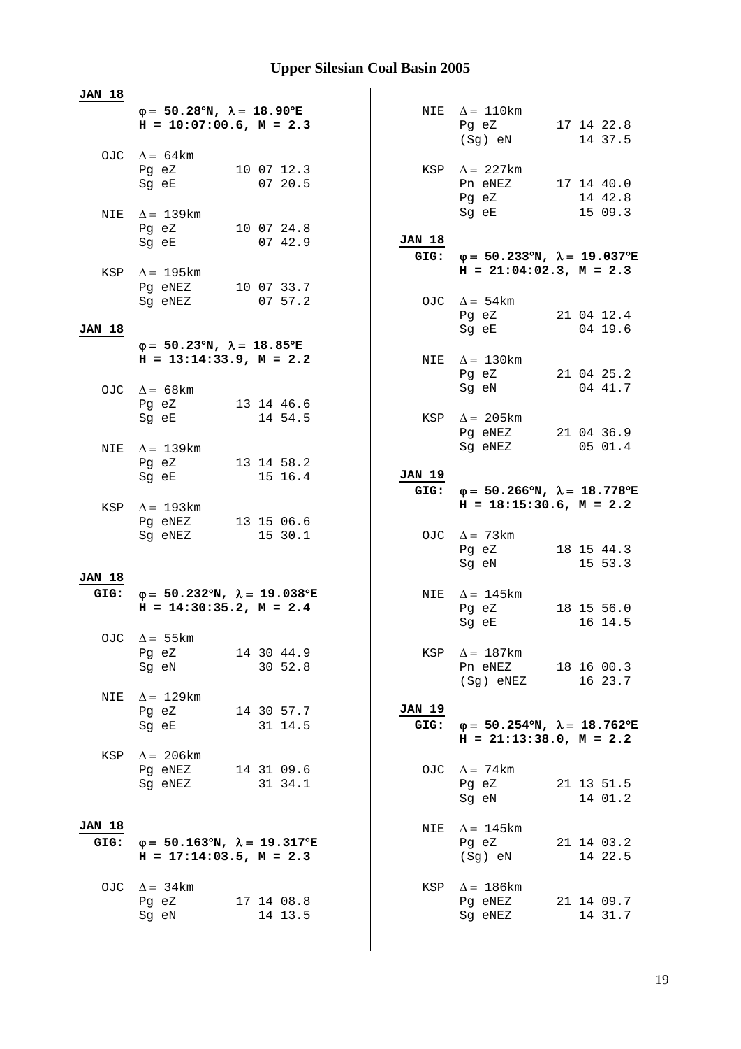# Upper Silesian Coal Basin 2005

**JAN 18**

**φ = 50.28°N, λ = 18.90°E**
**H = 10:07:00.6, M = 2.3**

| Station | Δ | Phase | Time |
|---|---|---|---|
| OJC | Δ = 64km | Pg eZ | 10 07 12.3 |
| | | Sg eE | 07 20.5 |
| NIE | Δ = 139km | Pg eZ | 10 07 24.8 |
| | | Sg eE | 07 42.9 |
| KSP | Δ = 195km | Pg eNEZ | 10 07 33.7 |
| | | Sg eNEZ | 07 57.2 |

**JAN 18**

**φ = 50.23°N, λ = 18.85°E**
**H = 13:14:33.9, M = 2.2**

| Station | Δ | Phase | Time |
|---|---|---|---|
| OJC | Δ = 68km | Pg eZ | 13 14 46.6 |
| | | Sg eE | 14 54.5 |
| NIE | Δ = 139km | Pg eZ | 13 14 58.2 |
| | | Sg eE | 15 16.4 |
| KSP | Δ = 193km | Pg eNEZ | 13 15 06.6 |
| | | Sg eNEZ | 15 30.1 |

**JAN 18**

**GIG: φ = 50.232°N, λ = 19.038°E**
**H = 14:30:35.2, M = 2.4**

| Station | Δ | Phase | Time |
|---|---|---|---|
| OJC | Δ = 55km | Pg eZ | 14 30 44.9 |
| | | Sg eN | 30 52.8 |
| NIE | Δ = 129km | Pg eZ | 14 30 57.7 |
| | | Sg eE | 31 14.5 |
| KSP | Δ = 206km | Pg eNEZ | 14 31 09.6 |
| | | Sg eNEZ | 31 34.1 |

**JAN 18**

**GIG: φ = 50.163°N, λ = 19.317°E**
**H = 17:14:03.5, M = 2.3**

| Station | Δ | Phase | Time |
|---|---|---|---|
| OJC | Δ = 34km | Pg eZ | 17 14 08.8 |
| | | Sg eN | 14 13.5 |
| NIE | Δ = 110km | Pg eZ | 17 14 22.8 |
| | | (Sg) eN | 14 37.5 |
| KSP | Δ = 227km | Pn eNEZ | 17 14 40.0 |
| | | Pg eZ | 14 42.8 |
| | | Sg eE | 15 09.3 |

**JAN 18**

**GIG: φ = 50.233°N, λ = 19.037°E**
**H = 21:04:02.3, M = 2.3**

| Station | Δ | Phase | Time |
|---|---|---|---|
| OJC | Δ = 54km | Pg eZ | 21 04 12.4 |
| | | Sg eE | 04 19.6 |
| NIE | Δ = 130km | Pg eZ | 21 04 25.2 |
| | | Sg eN | 04 41.7 |
| KSP | Δ = 205km | Pg eNEZ | 21 04 36.9 |
| | | Sg eNEZ | 05 01.4 |

**JAN 19**

**GIG: φ = 50.266°N, λ = 18.778°E**
**H = 18:15:30.6, M = 2.2**

| Station | Δ | Phase | Time |
|---|---|---|---|
| OJC | Δ = 73km | Pg eZ | 18 15 44.3 |
| | | Sg eN | 15 53.3 |
| NIE | Δ = 145km | Pg eZ | 18 15 56.0 |
| | | Sg eE | 16 14.5 |
| KSP | Δ = 187km | Pn eNEZ | 18 16 00.3 |
| | | (Sg) eNEZ | 16 23.7 |

**JAN 19**

**GIG: φ = 50.254°N, λ = 18.762°E**
**H = 21:13:38.0, M = 2.2**

| Station | Δ | Phase | Time |
|---|---|---|---|
| OJC | Δ = 74km | Pg eZ | 21 13 51.5 |
| | | Sg eN | 14 01.2 |
| NIE | Δ = 145km | Pg eZ | 21 14 03.2 |
| | | (Sg) eN | 14 22.5 |
| KSP | Δ = 186km | Pg eNEZ | 21 14 09.7 |
| | | Sg eNEZ | 14 31.7 |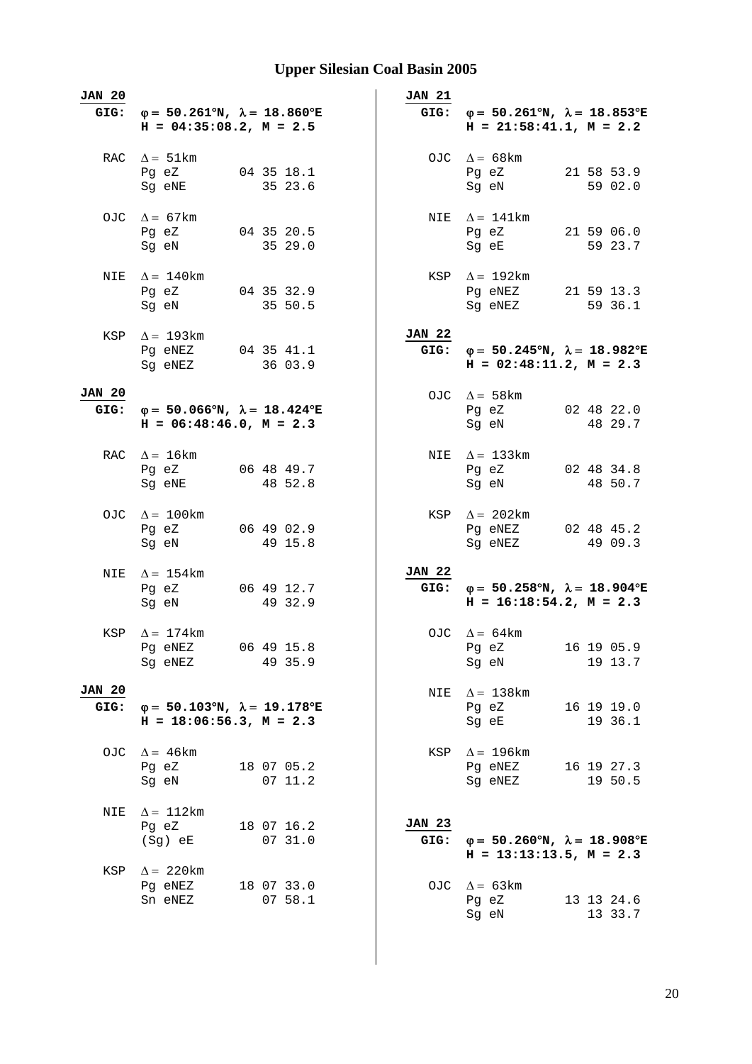# Upper Silesian Coal Basin 2005

**JAN 20**
**GIG:** **φ = 50.261°N, λ = 18.860°E**
**H = 04:35:08.2, M = 2.5**

```
RAC  Δ = 51km
     Pg eZ        04 35 18.1
     Sg eNE          35 23.6

OJC  Δ = 67km
     Pg eZ        04 35 20.5
     Sg eN           35 29.0

NIE  Δ = 140km
     Pg eZ        04 35 32.9
     Sg eN           35 50.5

KSP  Δ = 193km
     Pg eNEZ      04 35 41.1
     Sg eNEZ         36 03.9
```

**JAN 20**
**GIG:** **φ = 50.066°N, λ = 18.424°E**
**H = 06:48:46.0, M = 2.3**

```
RAC  Δ = 16km
     Pg eZ        06 48 49.7
     Sg eNE          48 52.8

OJC  Δ = 100km
     Pg eZ        06 49 02.9
     Sg eN           49 15.8

NIE  Δ = 154km
     Pg eZ        06 49 12.7
     Sg eN           49 32.9

KSP  Δ = 174km
     Pg eNEZ      06 49 15.8
     Sg eNEZ         49 35.9
```

**JAN 20**
**GIG:** **φ = 50.103°N, λ = 19.178°E**
**H = 18:06:56.3, M = 2.3**

```
OJC  Δ = 46km
     Pg eZ        18 07 05.2
     Sg eN           07 11.2

NIE  Δ = 112km
     Pg eZ        18 07 16.2
     (Sg) eE         07 31.0

KSP  Δ = 220km
     Pg eNEZ      18 07 33.0
     Sn eNEZ         07 58.1
```

**JAN 21**
**GIG:** **φ = 50.261°N, λ = 18.853°E**
**H = 21:58:41.1, M = 2.2**

```
OJC  Δ = 68km
     Pg eZ        21 58 53.9
     Sg eN           59 02.0

NIE  Δ = 141km
     Pg eZ        21 59 06.0
     Sg eE           59 23.7

KSP  Δ = 192km
     Pg eNEZ      21 59 13.3
     Sg eNEZ         59 36.1
```

**JAN 22**
**GIG:** **φ = 50.245°N, λ = 18.982°E**
**H = 02:48:11.2, M = 2.3**

```
OJC  Δ = 58km
     Pg eZ        02 48 22.0
     Sg eN           48 29.7

NIE  Δ = 133km
     Pg eZ        02 48 34.8
     Sg eN           48 50.7

KSP  Δ = 202km
     Pg eNEZ      02 48 45.2
     Sg eNEZ         49 09.3
```

**JAN 22**
**GIG:** **φ = 50.258°N, λ = 18.904°E**
**H = 16:18:54.2, M = 2.3**

```
OJC  Δ = 64km
     Pg eZ        16 19 05.9
     Sg eN           19 13.7

NIE  Δ = 138km
     Pg eZ        16 19 19.0
     Sg eE           19 36.1

KSP  Δ = 196km
     Pg eNEZ      16 19 27.3
     Sg eNEZ         19 50.5
```

**JAN 23**
**GIG:** **φ = 50.260°N, λ = 18.908°E**
**H = 13:13:13.5, M = 2.3**

```
OJC  Δ = 63km
     Pg eZ        13 13 24.6
     Sg eN           13 33.7
```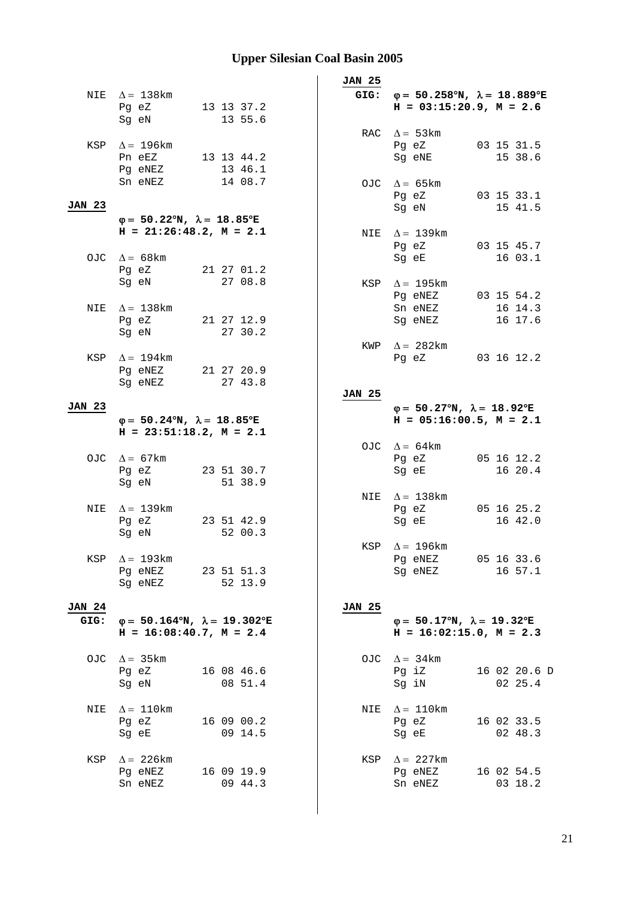# Upper Silesian Coal Basin 2005

```
 NIE  Δ = 138km
      Pg eZ         13 13 37.2
      Sg eN            13 55.6

 KSP  Δ = 196km
      Pn eEZ        13 13 44.2
      Pg eNEZ          13 46.1
      Sn eNEZ          14 08.7
```

**JAN 23**

```
      φ = 50.22°N, λ = 18.85°E
      H = 21:26:48.2, M = 2.1

 OJC  Δ = 68km
      Pg eZ         21 27 01.2
      Sg eN            27 08.8

 NIE  Δ = 138km
      Pg eZ         21 27 12.9
      Sg eN            27 30.2

 KSP  Δ = 194km
      Pg eNEZ       21 27 20.9
      Sg eNEZ          27 43.8
```

**JAN 23**

```
      φ = 50.24°N, λ = 18.85°E
      H = 23:51:18.2, M = 2.1

 OJC  Δ = 67km
      Pg eZ         23 51 30.7
      Sg eN            51 38.9

 NIE  Δ = 139km
      Pg eZ         23 51 42.9
      Sg eN            52 00.3

 KSP  Δ = 193km
      Pg eNEZ       23 51 51.3
      Sg eNEZ          52 13.9
```

**JAN 24**

```
GIG:  φ = 50.164°N, λ = 19.302°E
      H = 16:08:40.7, M = 2.4

 OJC  Δ = 35km
      Pg eZ         16 08 46.6
      Sg eN            08 51.4

 NIE  Δ = 110km
      Pg eZ         16 09 00.2
      Sg eE            09 14.5

 KSP  Δ = 226km
      Pg eNEZ       16 09 19.9
      Sn eNEZ          09 44.3
```

**JAN 25**

```
GIG:  φ = 50.258°N, λ = 18.889°E
      H = 03:15:20.9, M = 2.6

 RAC  Δ = 53km
      Pg eZ         03 15 31.5
      Sg eNE           15 38.6

 OJC  Δ = 65km
      Pg eZ         03 15 33.1
      Sg eN            15 41.5

 NIE  Δ = 139km
      Pg eZ         03 15 45.7
      Sg eE            16 03.1

 KSP  Δ = 195km
      Pg eNEZ       03 15 54.2
      Sn eNEZ          16 14.3
      Sg eNEZ          16 17.6

 KWP  Δ = 282km
      Pg eZ         03 16 12.2
```

**JAN 25**

```
      φ = 50.27°N, λ = 18.92°E
      H = 05:16:00.5, M = 2.1

 OJC  Δ = 64km
      Pg eZ         05 16 12.2
      Sg eE            16 20.4

 NIE  Δ = 138km
      Pg eZ         05 16 25.2
      Sg eE            16 42.0

 KSP  Δ = 196km
      Pg eNEZ       05 16 33.6
      Sg eNEZ          16 57.1
```

**JAN 25**

```
      φ = 50.17°N, λ = 19.32°E
      H = 16:02:15.0, M = 2.3

 OJC  Δ = 34km
      Pg iZ         16 02 20.6 D
      Sg iN            02 25.4

 NIE  Δ = 110km
      Pg eZ         16 02 33.5
      Sg eE            02 48.3

 KSP  Δ = 227km
      Pg eNEZ       16 02 54.5
      Sn eNEZ          03 18.2
```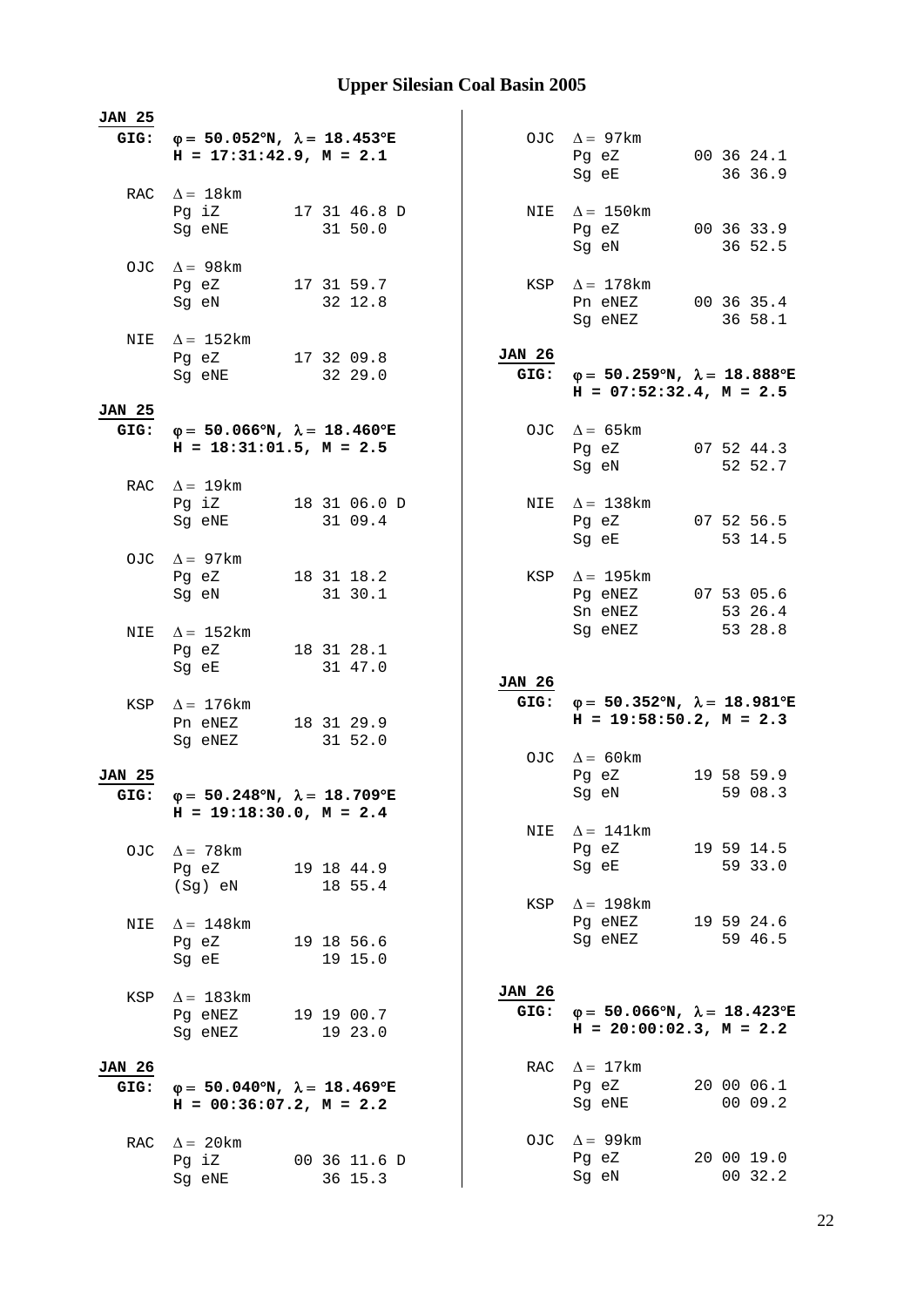# Upper Silesian Coal Basin 2005

**JAN 25**
**GIG: φ = 50.052°N, λ = 18.453°E**
**H = 17:31:42.9, M = 2.1**

```
RAC  Δ = 18km
     Pg iZ        17 31 46.8 D
     Sg eNE          31 50.0

OJC  Δ = 98km
     Pg eZ        17 31 59.7
     Sg eN           32 12.8

NIE  Δ = 152km
     Pg eZ        17 32 09.8
     Sg eNE          32 29.0
```

**JAN 25**
**GIG: φ = 50.066°N, λ = 18.460°E**
**H = 18:31:01.5, M = 2.5**

```
RAC  Δ = 19km
     Pg iZ        18 31 06.0 D
     Sg eNE          31 09.4

OJC  Δ = 97km
     Pg eZ        18 31 18.2
     Sg eN           31 30.1

NIE  Δ = 152km
     Pg eZ        18 31 28.1
     Sg eE           31 47.0

KSP  Δ = 176km
     Pn eNEZ      18 31 29.9
     Sg eNEZ         31 52.0
```

**JAN 25**
**GIG: φ = 50.248°N, λ = 18.709°E**
**H = 19:18:30.0, M = 2.4**

```
OJC  Δ = 78km
     Pg eZ        19 18 44.9
     (Sg) eN         18 55.4

NIE  Δ = 148km
     Pg eZ        19 18 56.6
     Sg eE           19 15.0

KSP  Δ = 183km
     Pg eNEZ      19 19 00.7
     Sg eNEZ         19 23.0
```

**JAN 26**
**GIG: φ = 50.040°N, λ = 18.469°E**
**H = 00:36:07.2, M = 2.2**

```
RAC  Δ = 20km
     Pg iZ        00 36 11.6 D
     Sg eNE          36 15.3

OJC  Δ = 97km
     Pg eZ        00 36 24.1
     Sg eE           36 36.9

NIE  Δ = 150km
     Pg eZ        00 36 33.9
     Sg eN           36 52.5

KSP  Δ = 178km
     Pn eNEZ      00 36 35.4
     Sg eNEZ         36 58.1
```

**JAN 26**
**GIG: φ = 50.259°N, λ = 18.888°E**
**H = 07:52:32.4, M = 2.5**

```
OJC  Δ = 65km
     Pg eZ        07 52 44.3
     Sg eN           52 52.7

NIE  Δ = 138km
     Pg eZ        07 52 56.5
     Sg eE           53 14.5

KSP  Δ = 195km
     Pg eNEZ      07 53 05.6
     Sn eNEZ         53 26.4
     Sg eNEZ         53 28.8
```

**JAN 26**
**GIG: φ = 50.352°N, λ = 18.981°E**
**H = 19:58:50.2, M = 2.3**

```
OJC  Δ = 60km
     Pg eZ        19 58 59.9
     Sg eN           59 08.3

NIE  Δ = 141km
     Pg eZ        19 59 14.5
     Sg eE           59 33.0

KSP  Δ = 198km
     Pg eNEZ      19 59 24.6
     Sg eNEZ         59 46.5
```

**JAN 26**
**GIG: φ = 50.066°N, λ = 18.423°E**
**H = 20:00:02.3, M = 2.2**

```
RAC  Δ = 17km
     Pg eZ        20 00 06.1
     Sg eNE          00 09.2

OJC  Δ = 99km
     Pg eZ        20 00 19.0
     Sg eN           00 32.2
```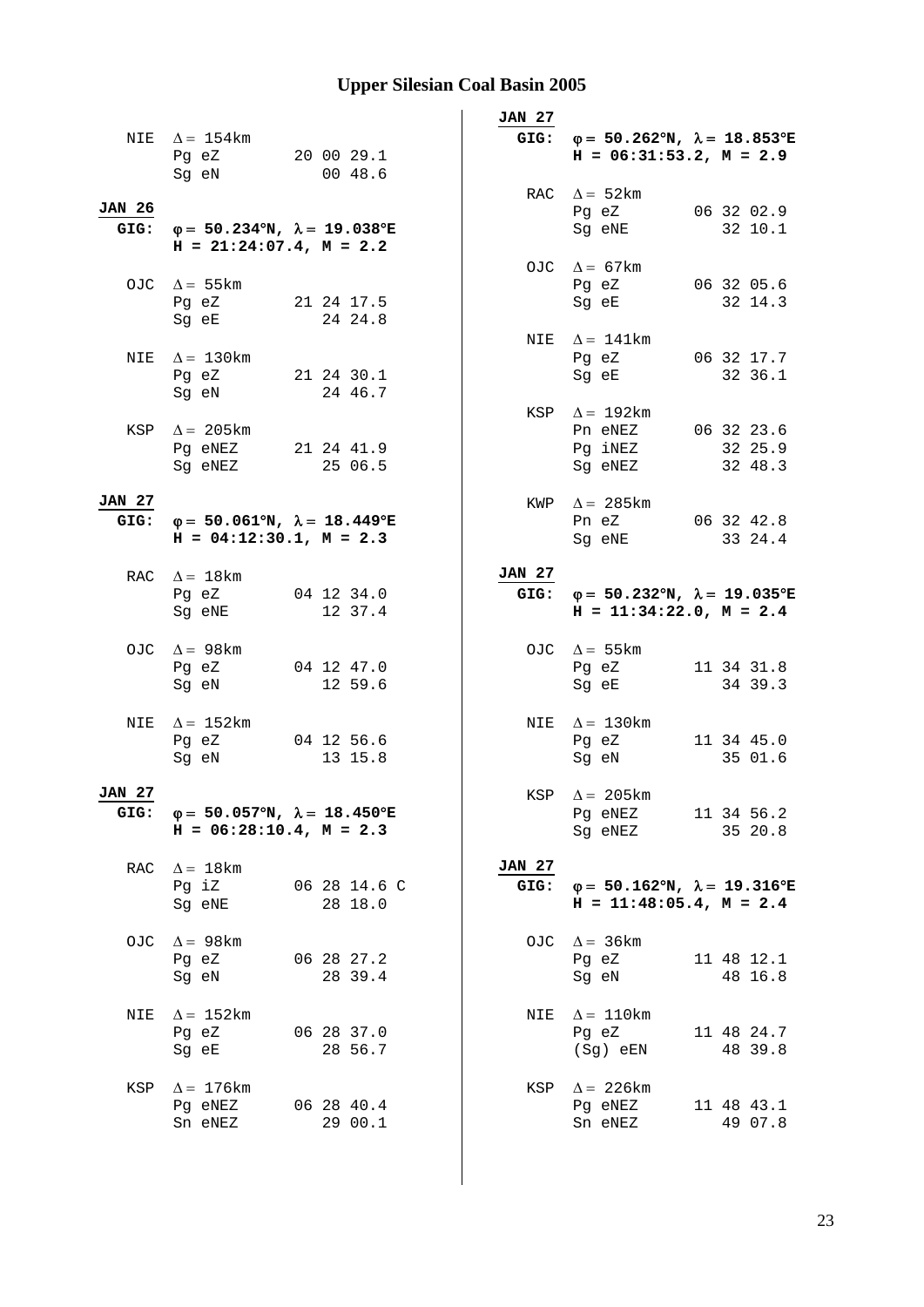NIE $\Delta = 154$km
Pg eZ 20 00 29.1
Sg eN 00 48.6

**JAN 26**
**GIG:** $\varphi = 50.234°N$, $\lambda = 19.038°E$
**H = 21:24:07.4, M = 2.2**

OJC $\Delta = 55$km
Pg eZ 21 24 17.5
Sg eE 24 24.8

NIE $\Delta = 130$km
Pg eZ 21 24 30.1
Sg eN 24 46.7

KSP $\Delta = 205$km
Pg eNEZ 21 24 41.9
Sg eNEZ 25 06.5

**JAN 27**
**GIG:** $\varphi = 50.061°N$, $\lambda = 18.449°E$
**H = 04:12:30.1, M = 2.3**

RAC $\Delta = 18$km
Pg eZ 04 12 34.0
Sg eNE 12 37.4

OJC $\Delta = 98$km
Pg eZ 04 12 47.0
Sg eN 12 59.6

NIE $\Delta = 152$km
Pg eZ 04 12 56.6
Sg eN 13 15.8

**JAN 27**
**GIG:** $\varphi = 50.057°N$, $\lambda = 18.450°E$
**H = 06:28:10.4, M = 2.3**

RAC $\Delta = 18$km
Pg iZ 06 28 14.6 C
Sg eNE 28 18.0

OJC $\Delta = 98$km
Pg eZ 06 28 27.2
Sg eN 28 39.4

NIE $\Delta = 152$km
Pg eZ 06 28 37.0
Sg eE 28 56.7

KSP $\Delta = 176$km
Pg eNEZ 06 28 40.4
Sn eNEZ 29 00.1

**JAN 27**
**GIG:** $\varphi = 50.262°N$, $\lambda = 18.853°E$
**H = 06:31:53.2, M = 2.9**

RAC $\Delta = 52$km
Pg eZ 06 32 02.9
Sg eNE 32 10.1

OJC $\Delta = 67$km
Pg eZ 06 32 05.6
Sg eE 32 14.3

NIE $\Delta = 141$km
Pg eZ 06 32 17.7
Sg eE 32 36.1

KSP $\Delta = 192$km
Pn eNEZ 06 32 23.6
Pg iNEZ 32 25.9
Sg eNEZ 32 48.3

KWP $\Delta = 285$km
Pn eZ 06 32 42.8
Sg eNE 33 24.4

**JAN 27**
**GIG:** $\varphi = 50.232°N$, $\lambda = 19.035°E$
**H = 11:34:22.0, M = 2.4**

OJC $\Delta = 55$km
Pg eZ 11 34 31.8
Sg eE 34 39.3

NIE $\Delta = 130$km
Pg eZ 11 34 45.0
Sg eN 35 01.6

KSP $\Delta = 205$km
Pg eNEZ 11 34 56.2
Sg eNEZ 35 20.8

**JAN 27**
**GIG:** $\varphi = 50.162°N$, $\lambda = 19.316°E$
**H = 11:48:05.4, M = 2.4**

OJC $\Delta = 36$km
Pg eZ 11 48 12.1
Sg eN 48 16.8

NIE $\Delta = 110$km
Pg eZ 11 48 24.7
(Sg) eEN 48 39.8

KSP $\Delta = 226$km
Pg eNEZ 11 48 43.1
Sn eNEZ 49 07.8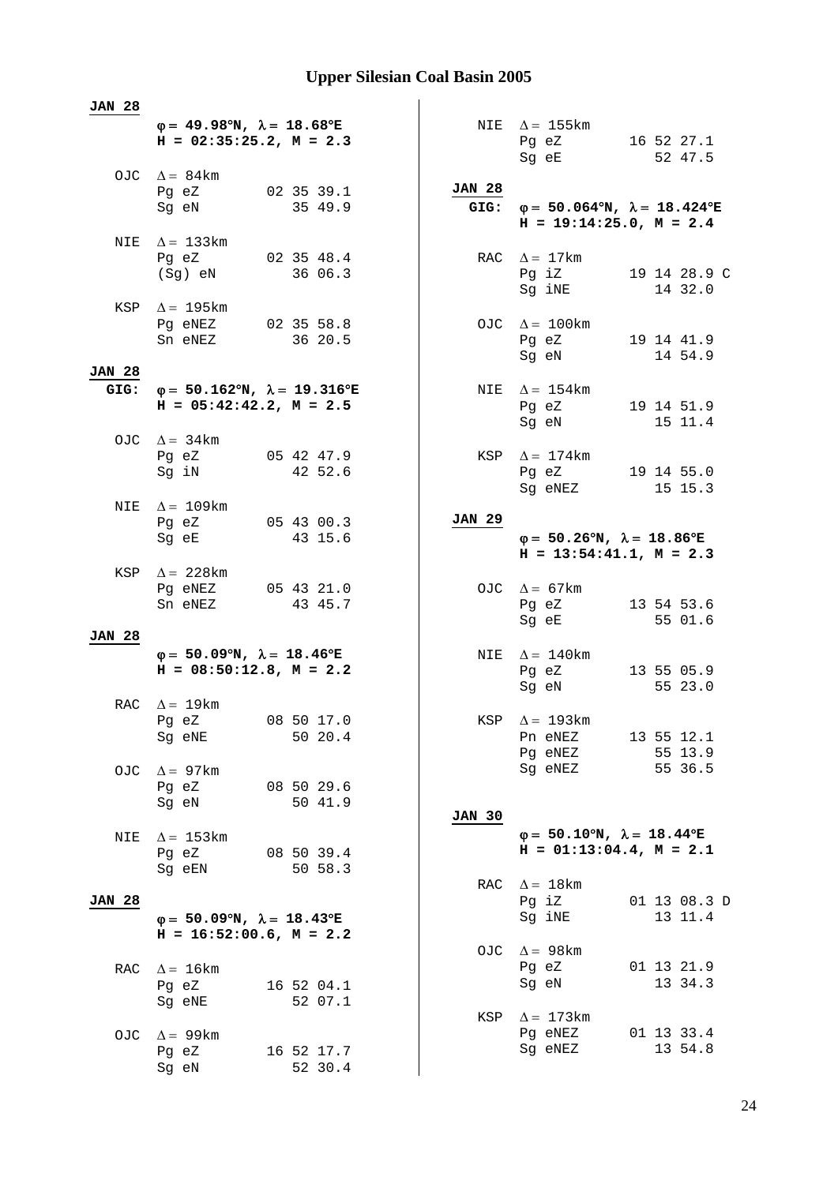# Upper Silesian Coal Basin 2005

**JAN 28**

**φ = 49.98°N, λ = 18.68°E**
**H = 02:35:25.2, M = 2.3**

```
OJC  Δ = 84km
     Pg eZ        02 35 39.1
     Sg eN           35 49.9

NIE  Δ = 133km
     Pg eZ        02 35 48.4
     (Sg) eN         36 06.3

KSP  Δ = 195km
     Pg eNEZ      02 35 58.8
     Sn eNEZ         36 20.5
```

**JAN 28**
**GIG:** **φ = 50.162°N, λ = 19.316°E**
**H = 05:42:42.2, M = 2.5**

```
OJC  Δ = 34km
     Pg eZ        05 42 47.9
     Sg iN           42 52.6

NIE  Δ = 109km
     Pg eZ        05 43 00.3
     Sg eE           43 15.6

KSP  Δ = 228km
     Pg eNEZ      05 43 21.0
     Sn eNEZ         43 45.7
```

**JAN 28**

**φ = 50.09°N, λ = 18.46°E**
**H = 08:50:12.8, M = 2.2**

```
RAC  Δ = 19km
     Pg eZ        08 50 17.0
     Sg eNE          50 20.4

OJC  Δ = 97km
     Pg eZ        08 50 29.6
     Sg eN           50 41.9

NIE  Δ = 153km
     Pg eZ        08 50 39.4
     Sg eEN          50 58.3
```

**JAN 28**

**φ = 50.09°N, λ = 18.43°E**
**H = 16:52:00.6, M = 2.2**

```
RAC  Δ = 16km
     Pg eZ        16 52 04.1
     Sg eNE          52 07.1

OJC  Δ = 99km
     Pg eZ        16 52 17.7
     Sg eN           52 30.4

NIE  Δ = 155km
     Pg eZ        16 52 27.1
     Sg eE           52 47.5
```

**JAN 28**
**GIG:** **φ = 50.064°N, λ = 18.424°E**
**H = 19:14:25.0, M = 2.4**

```
RAC  Δ = 17km
     Pg iZ        19 14 28.9 C
     Sg iNE          14 32.0

OJC  Δ = 100km
     Pg eZ        19 14 41.9
     Sg eN           14 54.9

NIE  Δ = 154km
     Pg eZ        19 14 51.9
     Sg eN           15 11.4

KSP  Δ = 174km
     Pg eZ        19 14 55.0
     Sg eNEZ         15 15.3
```

**JAN 29**

**φ = 50.26°N, λ = 18.86°E**
**H = 13:54:41.1, M = 2.3**

```
OJC  Δ = 67km
     Pg eZ        13 54 53.6
     Sg eE           55 01.6

NIE  Δ = 140km
     Pg eZ        13 55 05.9
     Sg eN           55 23.0

KSP  Δ = 193km
     Pn eNEZ      13 55 12.1
     Pg eNEZ         55 13.9
     Sg eNEZ         55 36.5
```

**JAN 30**

**φ = 50.10°N, λ = 18.44°E**
**H = 01:13:04.4, M = 2.1**

```
RAC  Δ = 18km
     Pg iZ        01 13 08.3 D
     Sg iNE          13 11.4

OJC  Δ = 98km
     Pg eZ        01 13 21.9
     Sg eN           13 34.3

KSP  Δ = 173km
     Pg eNEZ      01 13 33.4
     Sg eNEZ         13 54.8
```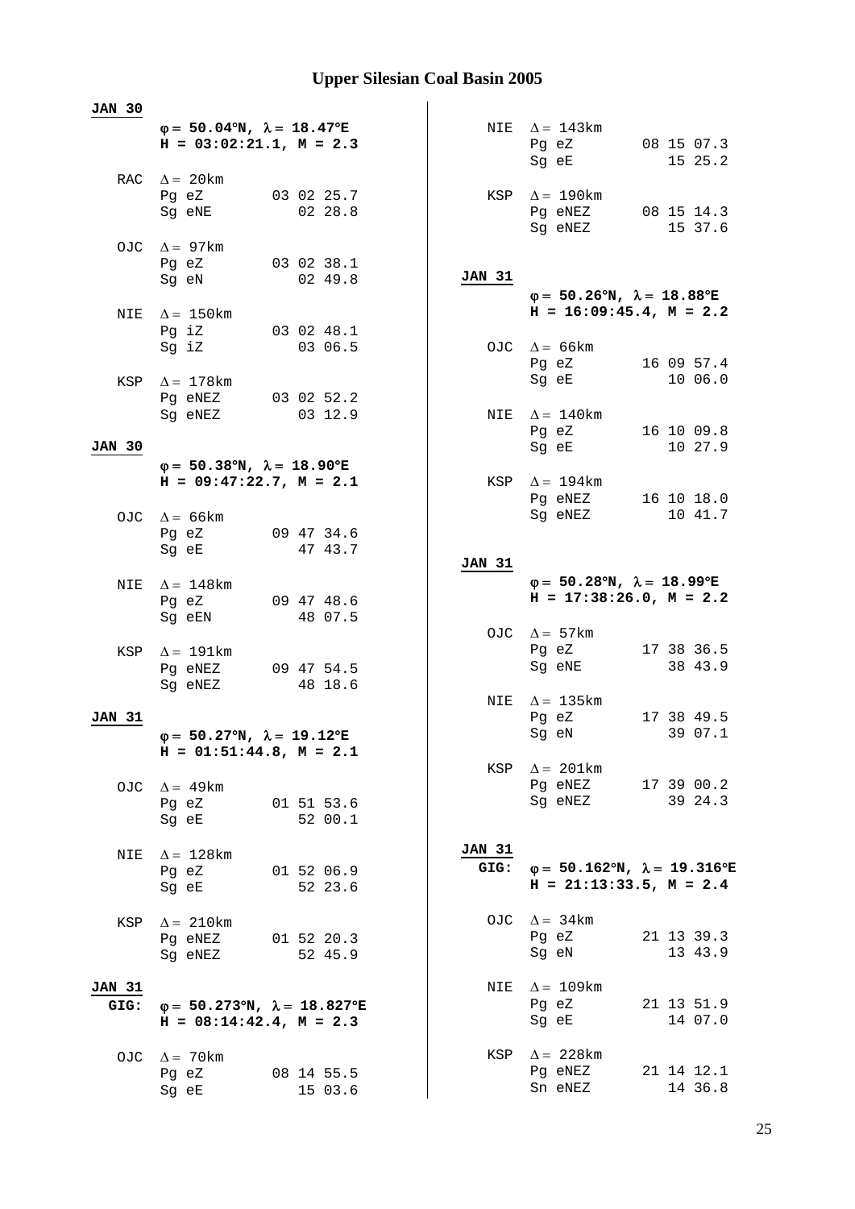# Upper Silesian Coal Basin 2005

**JAN 30**

**φ = 50.04°N, λ = 18.47°E**
**H = 03:02:21.1, M = 2.3**

| Station | Δ | Phase | Time |
|---|---|---|---|
| RAC | Δ = 20km | Pg eZ | 03 02 25.7 |
| | | Sg eNE | 02 28.8 |
| OJC | Δ = 97km | Pg eZ | 03 02 38.1 |
| | | Sg eN | 02 49.8 |
| NIE | Δ = 150km | Pg iZ | 03 02 48.1 |
| | | Sg iZ | 03 06.5 |
| KSP | Δ = 178km | Pg eNEZ | 03 02 52.2 |
| | | Sg eNEZ | 03 12.9 |

**JAN 30**

**φ = 50.38°N, λ = 18.90°E**
**H = 09:47:22.7, M = 2.1**

| Station | Δ | Phase | Time |
|---|---|---|---|
| OJC | Δ = 66km | Pg eZ | 09 47 34.6 |
| | | Sg eE | 47 43.7 |
| NIE | Δ = 148km | Pg eZ | 09 47 48.6 |
| | | Sg eEN | 48 07.5 |
| KSP | Δ = 191km | Pg eNEZ | 09 47 54.5 |
| | | Sg eNEZ | 48 18.6 |

**JAN 31**

**φ = 50.27°N, λ = 19.12°E**
**H = 01:51:44.8, M = 2.1**

| Station | Δ | Phase | Time |
|---|---|---|---|
| OJC | Δ = 49km | Pg eZ | 01 51 53.6 |
| | | Sg eE | 52 00.1 |
| NIE | Δ = 128km | Pg eZ | 01 52 06.9 |
| | | Sg eE | 52 23.6 |
| KSP | Δ = 210km | Pg eNEZ | 01 52 20.3 |
| | | Sg eNEZ | 52 45.9 |

**JAN 31**
**GIG:** **φ = 50.273°N, λ = 18.827°E**
**H = 08:14:42.4, M = 2.3**

| Station | Δ | Phase | Time |
|---|---|---|---|
| OJC | Δ = 70km | Pg eZ | 08 14 55.5 |
| | | Sg eE | 15 03.6 |
| NIE | Δ = 143km | Pg eZ | 08 15 07.3 |
| | | Sg eE | 15 25.2 |
| KSP | Δ = 190km | Pg eNEZ | 08 15 14.3 |
| | | Sg eNEZ | 15 37.6 |

**JAN 31**

**φ = 50.26°N, λ = 18.88°E**
**H = 16:09:45.4, M = 2.2**

| Station | Δ | Phase | Time |
|---|---|---|---|
| OJC | Δ = 66km | Pg eZ | 16 09 57.4 |
| | | Sg eE | 10 06.0 |
| NIE | Δ = 140km | Pg eZ | 16 10 09.8 |
| | | Sg eE | 10 27.9 |
| KSP | Δ = 194km | Pg eNEZ | 16 10 18.0 |
| | | Sg eNEZ | 10 41.7 |

**JAN 31**

**φ = 50.28°N, λ = 18.99°E**
**H = 17:38:26.0, M = 2.2**

| Station | Δ | Phase | Time |
|---|---|---|---|
| OJC | Δ = 57km | Pg eZ | 17 38 36.5 |
| | | Sg eNE | 38 43.9 |
| NIE | Δ = 135km | Pg eZ | 17 38 49.5 |
| | | Sg eN | 39 07.1 |
| KSP | Δ = 201km | Pg eNEZ | 17 39 00.2 |
| | | Sg eNEZ | 39 24.3 |

**JAN 31**
**GIG:** **φ = 50.162°N, λ = 19.316°E**
**H = 21:13:33.5, M = 2.4**

| Station | Δ | Phase | Time |
|---|---|---|---|
| OJC | Δ = 34km | Pg eZ | 21 13 39.3 |
| | | Sg eN | 13 43.9 |
| NIE | Δ = 109km | Pg eZ | 21 13 51.9 |
| | | Sg eE | 14 07.0 |
| KSP | Δ = 228km | Pg eNEZ | 21 14 12.1 |
| | | Sn eNEZ | 14 36.8 |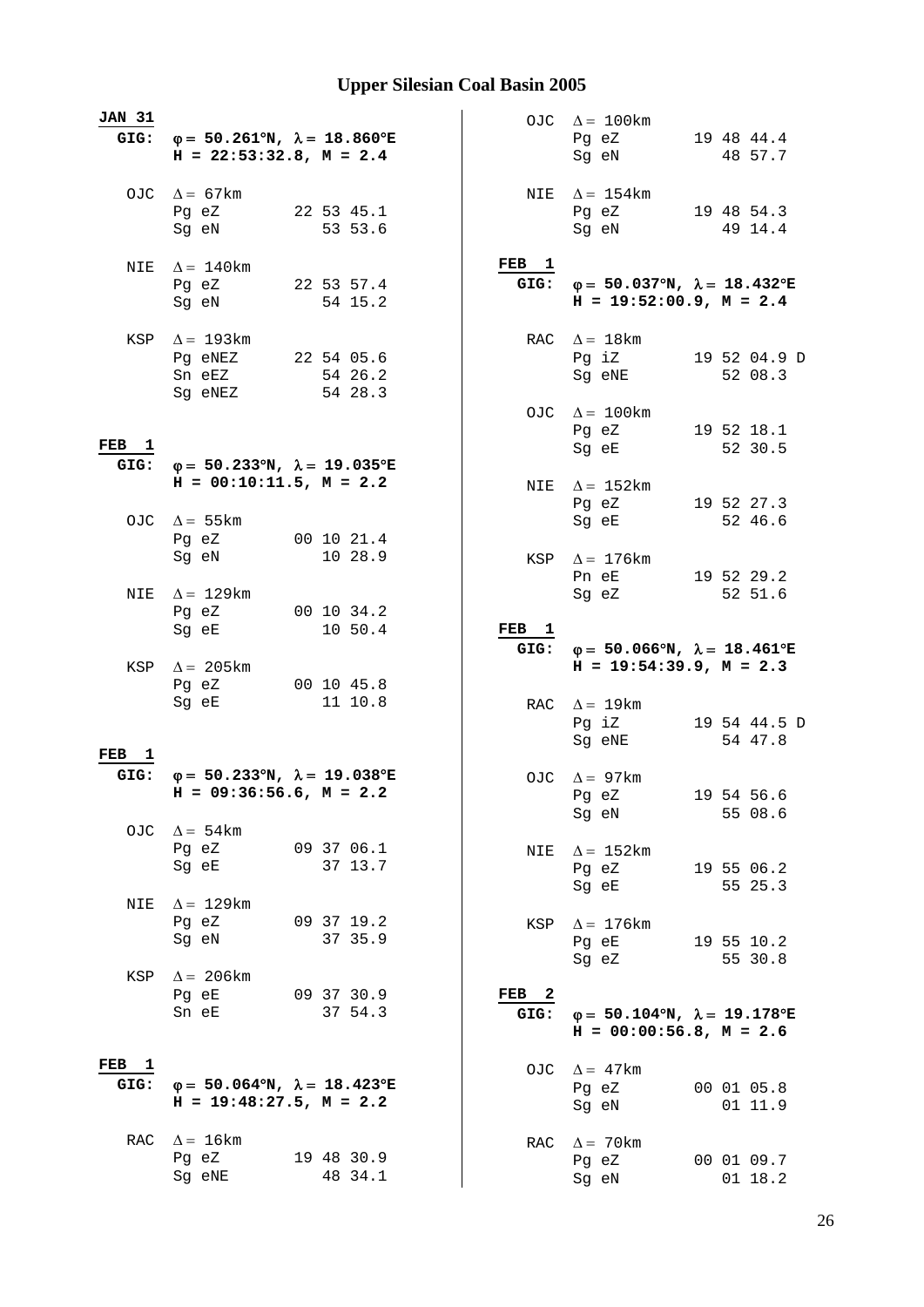# Upper Silesian Coal Basin 2005

**JAN 31**
**GIG:** **$\varphi$ = 50.261°N, $\lambda$ = 18.860°E**
**H = 22:53:32.8, M = 2.4**

OJC $\Delta$ = 67km
Pg eZ 22 53 45.1
Sg eN 53 53.6

NIE $\Delta$ = 140km
Pg eZ 22 53 57.4
Sg eN 54 15.2

KSP $\Delta$ = 193km
Pg eNEZ 22 54 05.6
Sn eEZ 54 26.2
Sg eNEZ 54 28.3

**FEB 1**
**GIG:** **$\varphi$ = 50.233°N, $\lambda$ = 19.035°E**
**H = 00:10:11.5, M = 2.2**

OJC $\Delta$ = 55km
Pg eZ 00 10 21.4
Sg eN 10 28.9

NIE $\Delta$ = 129km
Pg eZ 00 10 34.2
Sg eE 10 50.4

KSP $\Delta$ = 205km
Pg eZ 00 10 45.8
Sg eE 11 10.8

**FEB 1**
**GIG:** **$\varphi$ = 50.233°N, $\lambda$ = 19.038°E**
**H = 09:36:56.6, M = 2.2**

OJC $\Delta$ = 54km
Pg eZ 09 37 06.1
Sg eE 37 13.7

NIE $\Delta$ = 129km
Pg eZ 09 37 19.2
Sg eN 37 35.9

KSP $\Delta$ = 206km
Pg eE 09 37 30.9
Sn eE 37 54.3

**FEB 1**
**GIG:** **$\varphi$ = 50.064°N, $\lambda$ = 18.423°E**
**H = 19:48:27.5, M = 2.2**

RAC $\Delta$ = 16km
Pg eZ 19 48 30.9
Sg eNE 48 34.1

OJC $\Delta$ = 100km
Pg eZ 19 48 44.4
Sg eN 48 57.7

NIE $\Delta$ = 154km
Pg eZ 19 48 54.3
Sg eN 49 14.4

**FEB 1**
**GIG:** **$\varphi$ = 50.037°N, $\lambda$ = 18.432°E**
**H = 19:52:00.9, M = 2.4**

RAC $\Delta$ = 18km
Pg iZ 19 52 04.9 D
Sg eNE 52 08.3

OJC $\Delta$ = 100km
Pg eZ 19 52 18.1
Sg eE 52 30.5

NIE $\Delta$ = 152km
Pg eZ 19 52 27.3
Sg eE 52 46.6

KSP $\Delta$ = 176km
Pn eE 19 52 29.2
Sg eZ 52 51.6

**FEB 1**
**GIG:** **$\varphi$ = 50.066°N, $\lambda$ = 18.461°E**
**H = 19:54:39.9, M = 2.3**

RAC $\Delta$ = 19km
Pg iZ 19 54 44.5 D
Sg eNE 54 47.8

OJC $\Delta$ = 97km
Pg eZ 19 54 56.6
Sg eN 55 08.6

NIE $\Delta$ = 152km
Pg eZ 19 55 06.2
Sg eE 55 25.3

KSP $\Delta$ = 176km
Pg eE 19 55 10.2
Sg eZ 55 30.8

**FEB 2**
**GIG:** **$\varphi$ = 50.104°N, $\lambda$ = 19.178°E**
**H = 00:00:56.8, M = 2.6**

OJC $\Delta$ = 47km
Pg eZ 00 01 05.8
Sg eN 01 11.9

RAC $\Delta$ = 70km
Pg eZ 00 01 09.7
Sg eN 01 18.2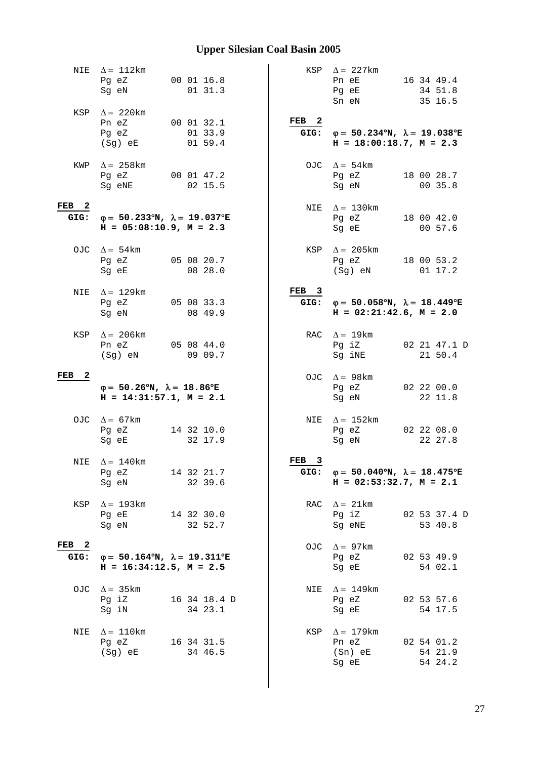# Upper Silesian Coal Basin 2005

```
 NIE  Δ = 112km
      Pg eZ        00 01 16.8
      Sg eN           01 31.3

 KSP  Δ = 220km
      Pn eZ        00 01 32.1
      Pg eZ           01 33.9
      (Sg) eE         01 59.4

 KWP  Δ = 258km
      Pg eZ        00 01 47.2
      Sg eNE          02 15.5
```

**FEB 2**
**GIG: φ = 50.233°N, λ = 19.037°E**
**H = 05:08:10.9, M = 2.3**

```
 OJC  Δ = 54km
      Pg eZ        05 08 20.7
      Sg eE           08 28.0

 NIE  Δ = 129km
      Pg eZ        05 08 33.3
      Sg eN           08 49.9

 KSP  Δ = 206km
      Pn eZ        05 08 44.0
      (Sg) eN         09 09.7
```

**FEB 2**
**φ = 50.26°N, λ = 18.86°E**
**H = 14:31:57.1, M = 2.1**

```
 OJC  Δ = 67km
      Pg eZ        14 32 10.0
      Sg eE           32 17.9

 NIE  Δ = 140km
      Pg eZ        14 32 21.7
      Sg eN           32 39.6

 KSP  Δ = 193km
      Pg eE        14 32 30.0
      Sg eN           32 52.7
```

**FEB 2**
**GIG: φ = 50.164°N, λ = 19.311°E**
**H = 16:34:12.5, M = 2.5**

```
 OJC  Δ = 35km
      Pg iZ        16 34 18.4 D
      Sg iN           34 23.1

 NIE  Δ = 110km
      Pg eZ        16 34 31.5
      (Sg) eE         34 46.5

 KSP  Δ = 227km
      Pn eE        16 34 49.4
      Pg eE           34 51.8
      Sn eN           35 16.5
```

**FEB 2**
**GIG: φ = 50.234°N, λ = 19.038°E**
**H = 18:00:18.7, M = 2.3**

```
 OJC  Δ = 54km
      Pg eZ        18 00 28.7
      Sg eN           00 35.8

 NIE  Δ = 130km
      Pg eZ        18 00 42.0
      Sg eE           00 57.6

 KSP  Δ = 205km
      Pg eZ        18 00 53.2
      (Sg) eN         01 17.2
```

**FEB 3**
**GIG: φ = 50.058°N, λ = 18.449°E**
**H = 02:21:42.6, M = 2.0**

```
 RAC  Δ = 19km
      Pg iZ        02 21 47.1 D
      Sg iNE          21 50.4

 OJC  Δ = 98km
      Pg eZ        02 22 00.0
      Sg eN           22 11.8

 NIE  Δ = 152km
      Pg eZ        02 22 08.0
      Sg eN           22 27.8
```

**FEB 3**
**GIG: φ = 50.040°N, λ = 18.475°E**
**H = 02:53:32.7, M = 2.1**

```
 RAC  Δ = 21km
      Pg iZ        02 53 37.4 D
      Sg eNE          53 40.8

 OJC  Δ = 97km
      Pg eZ        02 53 49.9
      Sg eE           54 02.1

 NIE  Δ = 149km
      Pg eZ        02 53 57.6
      Sg eE           54 17.5

 KSP  Δ = 179km
      Pn eZ        02 54 01.2
      (Sn) eE         54 21.9
      Sg eE           54 24.2
```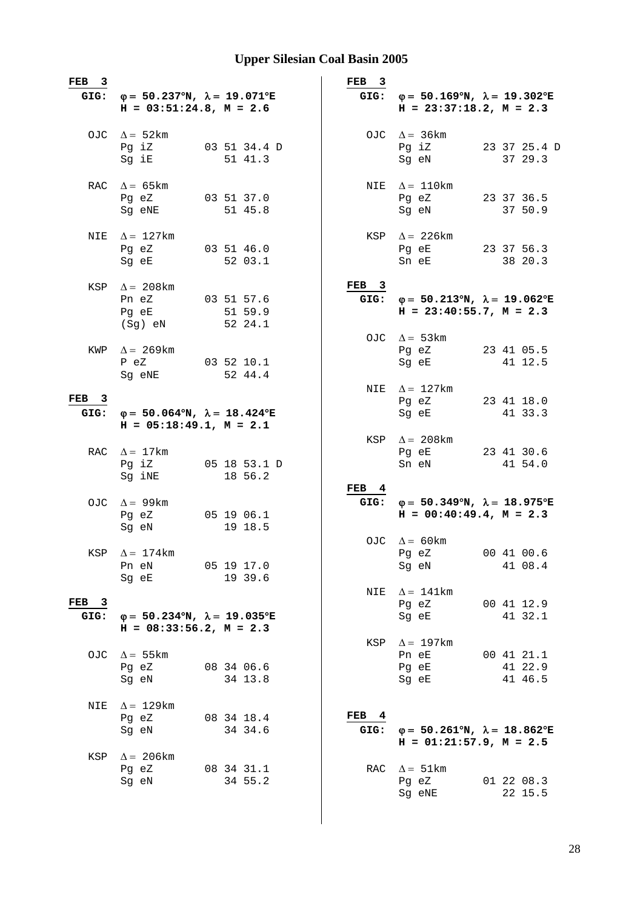# Upper Silesian Coal Basin 2005

**FEB 3**
**GIG:** **φ = 50.237°N, λ = 19.071°E**
**H = 03:51:24.8, M = 2.6**

```
OJC  Δ = 52km
     Pg iZ        03 51 34.4 D
     Sg iE           51 41.3

RAC  Δ = 65km
     Pg eZ        03 51 37.0
     Sg eNE          51 45.8

NIE  Δ = 127km
     Pg eZ        03 51 46.0
     Sg eE           52 03.1

KSP  Δ = 208km
     Pn eZ        03 51 57.6
     Pg eE           51 59.9
     (Sg) eN         52 24.1

KWP  Δ = 269km
     P eZ         03 52 10.1
     Sg eNE          52 44.4
```

**FEB 3**
**GIG:** **φ = 50.064°N, λ = 18.424°E**
**H = 05:18:49.1, M = 2.1**

```
RAC  Δ = 17km
     Pg iZ        05 18 53.1 D
     Sg iNE          18 56.2

OJC  Δ = 99km
     Pg eZ        05 19 06.1
     Sg eN           19 18.5

KSP  Δ = 174km
     Pn eN        05 19 17.0
     Sg eE           19 39.6
```

**FEB 3**
**GIG:** **φ = 50.234°N, λ = 19.035°E**
**H = 08:33:56.2, M = 2.3**

```
OJC  Δ = 55km
     Pg eZ        08 34 06.6
     Sg eN           34 13.8

NIE  Δ = 129km
     Pg eZ        08 34 18.4
     Sg eN           34 34.6

KSP  Δ = 206km
     Pg eZ        08 34 31.1
     Sg eN           34 55.2
```

**FEB 3**
**GIG:** **φ = 50.169°N, λ = 19.302°E**
**H = 23:37:18.2, M = 2.3**

```
OJC  Δ = 36km
     Pg iZ        23 37 25.4 D
     Sg eN           37 29.3

NIE  Δ = 110km
     Pg eZ        23 37 36.5
     Sg eN           37 50.9

KSP  Δ = 226km
     Pg eE        23 37 56.3
     Sn eE           38 20.3
```

**FEB 3**
**GIG:** **φ = 50.213°N, λ = 19.062°E**
**H = 23:40:55.7, M = 2.3**

```
OJC  Δ = 53km
     Pg eZ        23 41 05.5
     Sg eE           41 12.5

NIE  Δ = 127km
     Pg eZ        23 41 18.0
     Sg eE           41 33.3

KSP  Δ = 208km
     Pg eE        23 41 30.6
     Sn eN           41 54.0
```

**FEB 4**
**GIG:** **φ = 50.349°N, λ = 18.975°E**
**H = 00:40:49.4, M = 2.3**

```
OJC  Δ = 60km
     Pg eZ        00 41 00.6
     Sg eN           41 08.4

NIE  Δ = 141km
     Pg eZ        00 41 12.9
     Sg eE           41 32.1

KSP  Δ = 197km
     Pn eE        00 41 21.1
     Pg eE           41 22.9
     Sg eE           41 46.5
```

**FEB 4**
**GIG:** **φ = 50.261°N, λ = 18.862°E**
**H = 01:21:57.9, M = 2.5**

```
RAC  Δ = 51km
     Pg eZ        01 22 08.3
     Sg eNE          22 15.5
```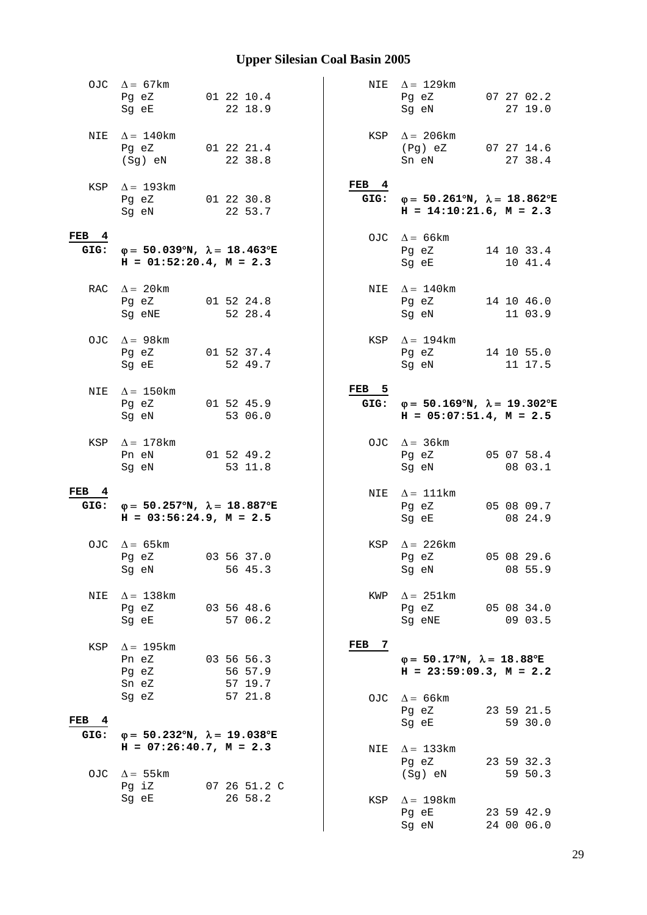# Upper Silesian Coal Basin 2005

```
  OJC  Δ = 67km
       Pg eZ         01 22 10.4
       Sg eE            22 18.9

  NIE  Δ = 140km
       Pg eZ         01 22 21.4
       (Sg) eN          22 38.8

  KSP  Δ = 193km
       Pg eZ         01 22 30.8
       Sg eN            22 53.7
```

**FEB 4**
**GIG:** **φ = 50.039°N, λ = 18.463°E**
**H = 01:52:20.4, M = 2.3**

```
  RAC  Δ = 20km
       Pg eZ         01 52 24.8
       Sg eNE           52 28.4

  OJC  Δ = 98km
       Pg eZ         01 52 37.4
       Sg eE            52 49.7

  NIE  Δ = 150km
       Pg eZ         01 52 45.9
       Sg eN            53 06.0

  KSP  Δ = 178km
       Pn eN         01 52 49.2
       Sg eN            53 11.8
```

**FEB 4**
**GIG:** **φ = 50.257°N, λ = 18.887°E**
**H = 03:56:24.9, M = 2.5**

```
  OJC  Δ = 65km
       Pg eZ         03 56 37.0
       Sg eN            56 45.3

  NIE  Δ = 138km
       Pg eZ         03 56 48.6
       Sg eE            57 06.2

  KSP  Δ = 195km
       Pn eZ         03 56 56.3
       Pg eZ            56 57.9
       Sn eZ            57 19.7
       Sg eZ            57 21.8
```

**FEB 4**
**GIG:** **φ = 50.232°N, λ = 19.038°E**
**H = 07:26:40.7, M = 2.3**

```
  OJC  Δ = 55km
       Pg iZ         07 26 51.2 C
       Sg eE            26 58.2

  NIE  Δ = 129km
       Pg eZ         07 27 02.2
       Sg eN            27 19.0

  KSP  Δ = 206km
       (Pg) eZ       07 27 14.6
       Sn eN            27 38.4
```

**FEB 4**
**GIG:** **φ = 50.261°N, λ = 18.862°E**
**H = 14:10:21.6, M = 2.3**

```
  OJC  Δ = 66km
       Pg eZ         14 10 33.4
       Sg eE            10 41.4

  NIE  Δ = 140km
       Pg eZ         14 10 46.0
       Sg eN            11 03.9

  KSP  Δ = 194km
       Pg eZ         14 10 55.0
       Sg eN            11 17.5
```

**FEB 5**
**GIG:** **φ = 50.169°N, λ = 19.302°E**
**H = 05:07:51.4, M = 2.5**

```
  OJC  Δ = 36km
       Pg eZ         05 07 58.4
       Sg eN            08 03.1

  NIE  Δ = 111km
       Pg eZ         05 08 09.7
       Sg eE            08 24.9

  KSP  Δ = 226km
       Pg eZ         05 08 29.6
       Sg eN            08 55.9

  KWP  Δ = 251km
       Pg eZ         05 08 34.0
       Sg eNE           09 03.5
```

**FEB 7**
**φ = 50.17°N, λ = 18.88°E**
**H = 23:59:09.3, M = 2.2**

```
  OJC  Δ = 66km
       Pg eZ         23 59 21.5
       Sg eE            59 30.0

  NIE  Δ = 133km
       Pg eZ         23 59 32.3
       (Sg) eN          59 50.3

  KSP  Δ = 198km
       Pg eE         23 59 42.9
       Sg eN         24 00 06.0
```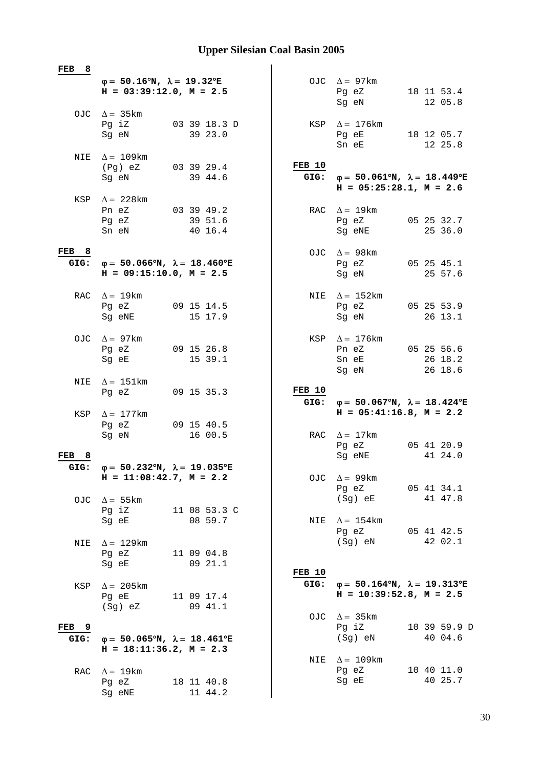# Upper Silesian Coal Basin 2005

**FEB 8**

**φ = 50.16°N, λ = 19.32°E**
**H = 03:39:12.0, M = 2.5**

```
OJC  Δ = 35km
     Pg iZ       03 39 18.3 D
     Sg eN          39 23.0

NIE  Δ = 109km
     (Pg) eZ     03 39 29.4
     Sg eN          39 44.6

KSP  Δ = 228km
     Pn eZ       03 39 49.2
     Pg eZ          39 51.6
     Sn eN          40 16.4
```

**FEB 8**
**GIG: φ = 50.066°N, λ = 18.460°E**
**H = 09:15:10.0, M = 2.5**

```
RAC  Δ = 19km
     Pg eZ       09 15 14.5
     Sg eNE         15 17.9

OJC  Δ = 97km
     Pg eZ       09 15 26.8
     Sg eE          15 39.1

NIE  Δ = 151km
     Pg eZ       09 15 35.3

KSP  Δ = 177km
     Pg eZ       09 15 40.5
     Sg eN          16 00.5
```

**FEB 8**
**GIG: φ = 50.232°N, λ = 19.035°E**
**H = 11:08:42.7, M = 2.2**

```
OJC  Δ = 55km
     Pg iZ       11 08 53.3 C
     Sg eE          08 59.7

NIE  Δ = 129km
     Pg eZ       11 09 04.8
     Sg eE          09 21.1

KSP  Δ = 205km
     Pg eE       11 09 17.4
     (Sg) eZ        09 41.1
```

**FEB 9**
**GIG: φ = 50.065°N, λ = 18.461°E**
**H = 18:11:36.2, M = 2.3**

```
RAC  Δ = 19km
     Pg eZ       18 11 40.8
     Sg eNE         11 44.2

OJC  Δ = 97km
     Pg eZ       18 11 53.4
     Sg eN          12 05.8

KSP  Δ = 176km
     Pg eE       18 12 05.7
     Sn eE          12 25.8
```

**FEB 10**
**GIG: φ = 50.061°N, λ = 18.449°E**
**H = 05:25:28.1, M = 2.6**

```
RAC  Δ = 19km
     Pg eZ       05 25 32.7
     Sg eNE         25 36.0

OJC  Δ = 98km
     Pg eZ       05 25 45.1
     Sg eN          25 57.6

NIE  Δ = 152km
     Pg eZ       05 25 53.9
     Sg eN          26 13.1

KSP  Δ = 176km
     Pn eZ       05 25 56.6
     Sn eE          26 18.2
     Sg eN          26 18.6
```

**FEB 10**
**GIG: φ = 50.067°N, λ = 18.424°E**
**H = 05:41:16.8, M = 2.2**

```
RAC  Δ = 17km
     Pg eZ       05 41 20.9
     Sg eNE         41 24.0

OJC  Δ = 99km
     Pg eZ       05 41 34.1
     (Sg) eE        41 47.8

NIE  Δ = 154km
     Pg eZ       05 41 42.5
     (Sg) eN        42 02.1
```

**FEB 10**
**GIG: φ = 50.164°N, λ = 19.313°E**
**H = 10:39:52.8, M = 2.5**

```
OJC  Δ = 35km
     Pg iZ       10 39 59.9 D
     (Sg) eN        40 04.6

NIE  Δ = 109km
     Pg eZ       10 40 11.0
     Sg eE          40 25.7
```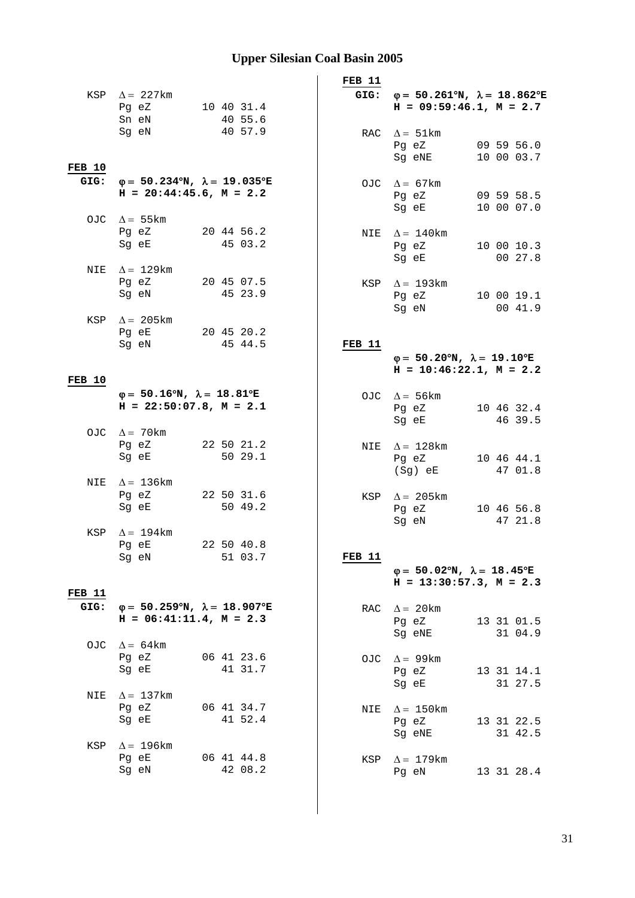# Upper Silesian Coal Basin 2005

KSP $\Delta = 227$km
Pg eZ 10 40 31.4
Sn eN 40 55.6
Sg eN 40 57.9

**FEB 10**
**GIG: $\varphi = 50.234°$N, $\lambda = 19.035°$E**
**H = 20:44:45.6, M = 2.2**

OJC $\Delta = 55$km
Pg eZ 20 44 56.2
Sg eE 45 03.2

NIE $\Delta = 129$km
Pg eZ 20 45 07.5
Sg eN 45 23.9

KSP $\Delta = 205$km
Pg eE 20 45 20.2
Sg eN 45 44.5

**FEB 10**
**$\varphi = 50.16°$N, $\lambda = 18.81°$E**
**H = 22:50:07.8, M = 2.1**

OJC $\Delta = 70$km
Pg eZ 22 50 21.2
Sg eE 50 29.1

NIE $\Delta = 136$km
Pg eZ 22 50 31.6
Sg eE 50 49.2

KSP $\Delta = 194$km
Pg eE 22 50 40.8
Sg eN 51 03.7

**FEB 11**
**GIG: $\varphi = 50.259°$N, $\lambda = 18.907°$E**
**H = 06:41:11.4, M = 2.3**

OJC $\Delta = 64$km
Pg eZ 06 41 23.6
Sg eE 41 31.7

NIE $\Delta = 137$km
Pg eZ 06 41 34.7
Sg eE 41 52.4

KSP $\Delta = 196$km
Pg eE 06 41 44.8
Sg eN 42 08.2

**FEB 11**
**GIG: $\varphi = 50.261°$N, $\lambda = 18.862°$E**
**H = 09:59:46.1, M = 2.7**

RAC $\Delta = 51$km
Pg eZ 09 59 56.0
Sg eNE 10 00 03.7

OJC $\Delta = 67$km
Pg eZ 09 59 58.5
Sg eE 10 00 07.0

NIE $\Delta = 140$km
Pg eZ 10 00 10.3
Sg eE 00 27.8

KSP $\Delta = 193$km
Pg eZ 10 00 19.1
Sg eN 00 41.9

**FEB 11**
**$\varphi = 50.20°$N, $\lambda = 19.10°$E**
**H = 10:46:22.1, M = 2.2**

OJC $\Delta = 56$km
Pg eZ 10 46 32.4
Sg eE 46 39.5

NIE $\Delta = 128$km
Pg eZ 10 46 44.1
(Sg) eE 47 01.8

KSP $\Delta = 205$km
Pg eZ 10 46 56.8
Sg eN 47 21.8

**FEB 11**
**$\varphi = 50.02°$N, $\lambda = 18.45°$E**
**H = 13:30:57.3, M = 2.3**

RAC $\Delta = 20$km
Pg eZ 13 31 01.5
Sg eNE 31 04.9

OJC $\Delta = 99$km
Pg eZ 13 31 14.1
Sg eE 31 27.5

NIE $\Delta = 150$km
Pg eZ 13 31 22.5
Sg eNE 31 42.5

KSP $\Delta = 179$km
Pg eN 13 31 28.4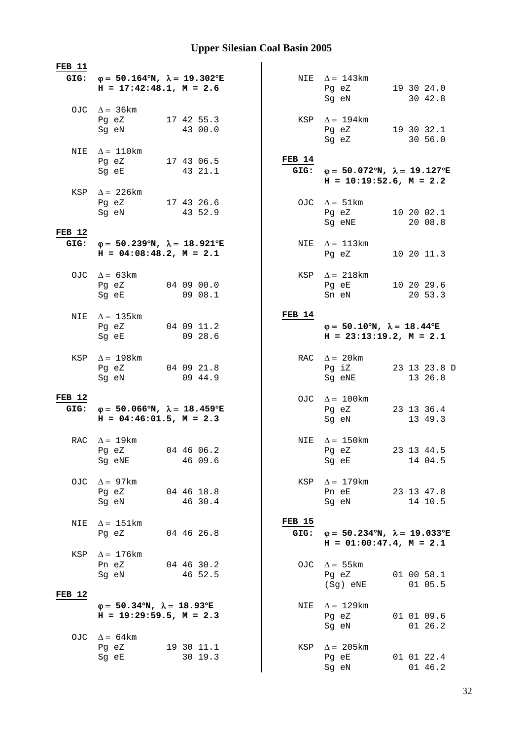# Upper Silesian Coal Basin 2005

**FEB 11**

**GIG:** **$\varphi$ = 50.164°N, $\lambda$ = 19.302°E**
**H = 17:42:48.1, M = 2.6**

```
OJC  Δ = 36km
     Pg eZ        17 42 55.3
     Sg eN           43 00.0

NIE  Δ = 110km
     Pg eZ        17 43 06.5
     Sg eE           43 21.1

KSP  Δ = 226km
     Pg eZ        17 43 26.6
     Sg eN           43 52.9
```

**FEB 12**

**GIG:** **$\varphi$ = 50.239°N, $\lambda$ = 18.921°E**
**H = 04:08:48.2, M = 2.1**

```
OJC  Δ = 63km
     Pg eZ        04 09 00.0
     Sg eE           09 08.1

NIE  Δ = 135km
     Pg eZ        04 09 11.2
     Sg eE           09 28.6

KSP  Δ = 198km
     Pg eZ        04 09 21.8
     Sg eN           09 44.9
```

**FEB 12**

**GIG:** **$\varphi$ = 50.066°N, $\lambda$ = 18.459°E**
**H = 04:46:01.5, M = 2.3**

```
RAC  Δ = 19km
     Pg eZ        04 46 06.2
     Sg eNE          46 09.6

OJC  Δ = 97km
     Pg eZ        04 46 18.8
     Sg eN           46 30.4

NIE  Δ = 151km
     Pg eZ        04 46 26.8

KSP  Δ = 176km
     Pn eZ        04 46 30.2
     Sg eN           46 52.5
```

**FEB 12**

**$\varphi$ = 50.34°N, $\lambda$ = 18.93°E**
**H = 19:29:59.5, M = 2.3**

```
OJC  Δ = 64km
     Pg eZ        19 30 11.1
     Sg eE           30 19.3

NIE  Δ = 143km
     Pg eZ        19 30 24.0
     Sg eN           30 42.8

KSP  Δ = 194km
     Pg eZ        19 30 32.1
     Sg eZ           30 56.0
```

**FEB 14**

**GIG:** **$\varphi$ = 50.072°N, $\lambda$ = 19.127°E**
**H = 10:19:52.6, M = 2.2**

```
OJC  Δ = 51km
     Pg eZ        10 20 02.1
     Sg eNE          20 08.8

NIE  Δ = 113km
     Pg eZ        10 20 11.3

KSP  Δ = 218km
     Pg eE        10 20 29.6
     Sn eN           20 53.3
```

**FEB 14**

**$\varphi$ = 50.10°N, $\lambda$ = 18.44°E**
**H = 23:13:19.2, M = 2.1**

```
RAC  Δ = 20km
     Pg iZ        23 13 23.8 D
     Sg eNE          13 26.8

OJC  Δ = 100km
     Pg eZ        23 13 36.4
     Sg eN           13 49.3

NIE  Δ = 150km
     Pg eZ        23 13 44.5
     Sg eE           14 04.5

KSP  Δ = 179km
     Pn eE        23 13 47.8
     Sg eN           14 10.5
```

**FEB 15**

**GIG:** **$\varphi$ = 50.234°N, $\lambda$ = 19.033°E**
**H = 01:00:47.4, M = 2.1**

```
OJC  Δ = 55km
     Pg eZ        01 00 58.1
     (Sg) eNE        01 05.5

NIE  Δ = 129km
     Pg eZ        01 01 09.6
     Sg eN           01 26.2

KSP  Δ = 205km
     Pg eE        01 01 22.4
     Sg eN           01 46.2
```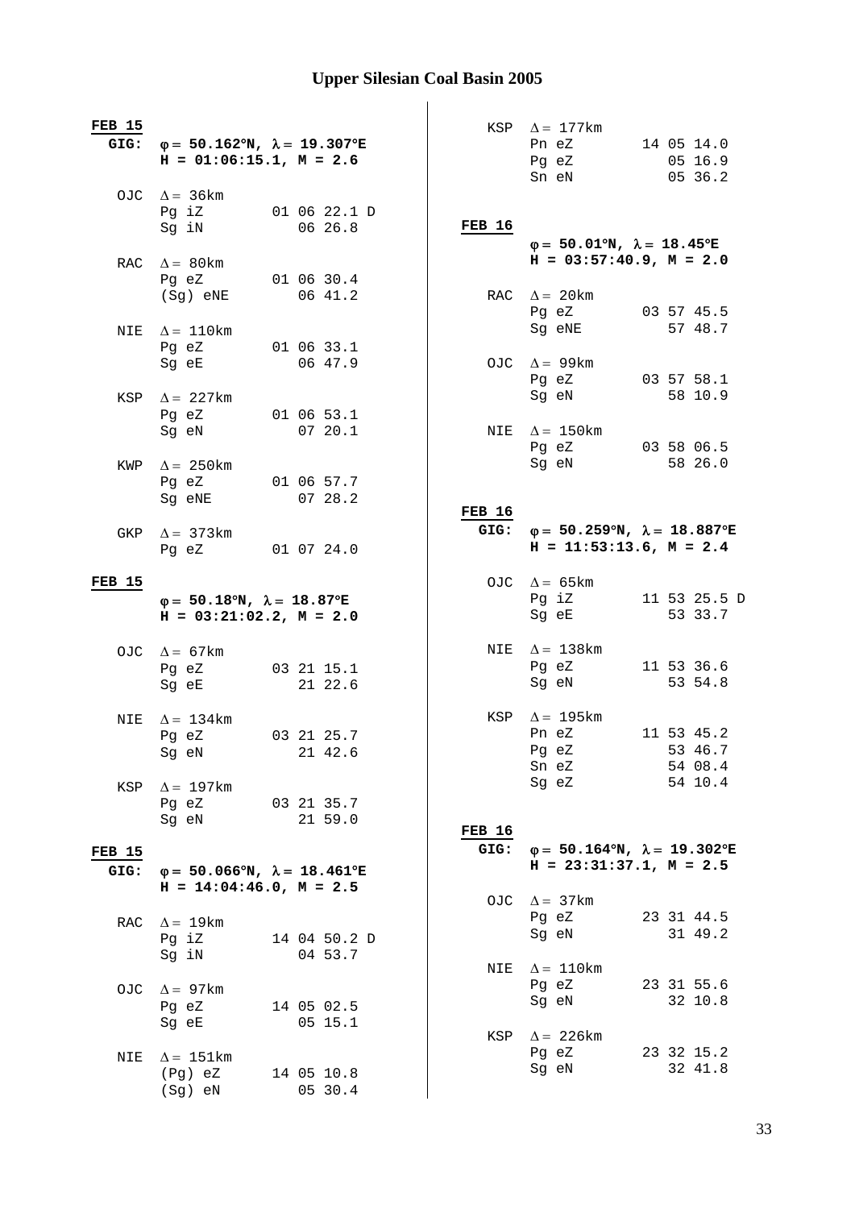# Upper Silesian Coal Basin 2005

**FEB 15**
**GIG:** **φ = 50.162°N, λ = 19.307°E**
**H = 01:06:15.1, M = 2.6**

```
OJC  Δ = 36km
     Pg iZ        01 06 22.1 D
     Sg iN           06 26.8

RAC  Δ = 80km
     Pg eZ        01 06 30.4
     (Sg) eNE        06 41.2

NIE  Δ = 110km
     Pg eZ        01 06 33.1
     Sg eE           06 47.9

KSP  Δ = 227km
     Pg eZ        01 06 53.1
     Sg eN           07 20.1

KWP  Δ = 250km
     Pg eZ        01 06 57.7
     Sg eNE          07 28.2

GKP  Δ = 373km
     Pg eZ        01 07 24.0
```

**FEB 15**
**φ = 50.18°N, λ = 18.87°E**
**H = 03:21:02.2, M = 2.0**

```
OJC  Δ = 67km
     Pg eZ        03 21 15.1
     Sg eE           21 22.6

NIE  Δ = 134km
     Pg eZ        03 21 25.7
     Sg eN           21 42.6

KSP  Δ = 197km
     Pg eZ        03 21 35.7
     Sg eN           21 59.0
```

**FEB 15**
**GIG:** **φ = 50.066°N, λ = 18.461°E**
**H = 14:04:46.0, M = 2.5**

```
RAC  Δ = 19km
     Pg iZ        14 04 50.2 D
     Sg iN           04 53.7

OJC  Δ = 97km
     Pg eZ        14 05 02.5
     Sg eE           05 15.1

NIE  Δ = 151km
     (Pg) eZ      14 05 10.8
     (Sg) eN         05 30.4

KSP  Δ = 177km
     Pn eZ        14 05 14.0
     Pg eZ           05 16.9
     Sn eN           05 36.2
```

**FEB 16**
**φ = 50.01°N, λ = 18.45°E**
**H = 03:57:40.9, M = 2.0**

```
RAC  Δ = 20km
     Pg eZ        03 57 45.5
     Sg eNE          57 48.7

OJC  Δ = 99km
     Pg eZ        03 57 58.1
     Sg eN           58 10.9

NIE  Δ = 150km
     Pg eZ        03 58 06.5
     Sg eN           58 26.0
```

**FEB 16**
**GIG:** **φ = 50.259°N, λ = 18.887°E**
**H = 11:53:13.6, M = 2.4**

```
OJC  Δ = 65km
     Pg iZ        11 53 25.5 D
     Sg eE           53 33.7

NIE  Δ = 138km
     Pg eZ        11 53 36.6
     Sg eN           53 54.8

KSP  Δ = 195km
     Pn eZ        11 53 45.2
     Pg eZ           53 46.7
     Sn eZ           54 08.4
     Sg eZ           54 10.4
```

**FEB 16**
**GIG:** **φ = 50.164°N, λ = 19.302°E**
**H = 23:31:37.1, M = 2.5**

```
OJC  Δ = 37km
     Pg eZ        23 31 44.5
     Sg eN           31 49.2

NIE  Δ = 110km
     Pg eZ        23 31 55.6
     Sg eN           32 10.8

KSP  Δ = 226km
     Pg eZ        23 32 15.2
     Sg eN           32 41.8
```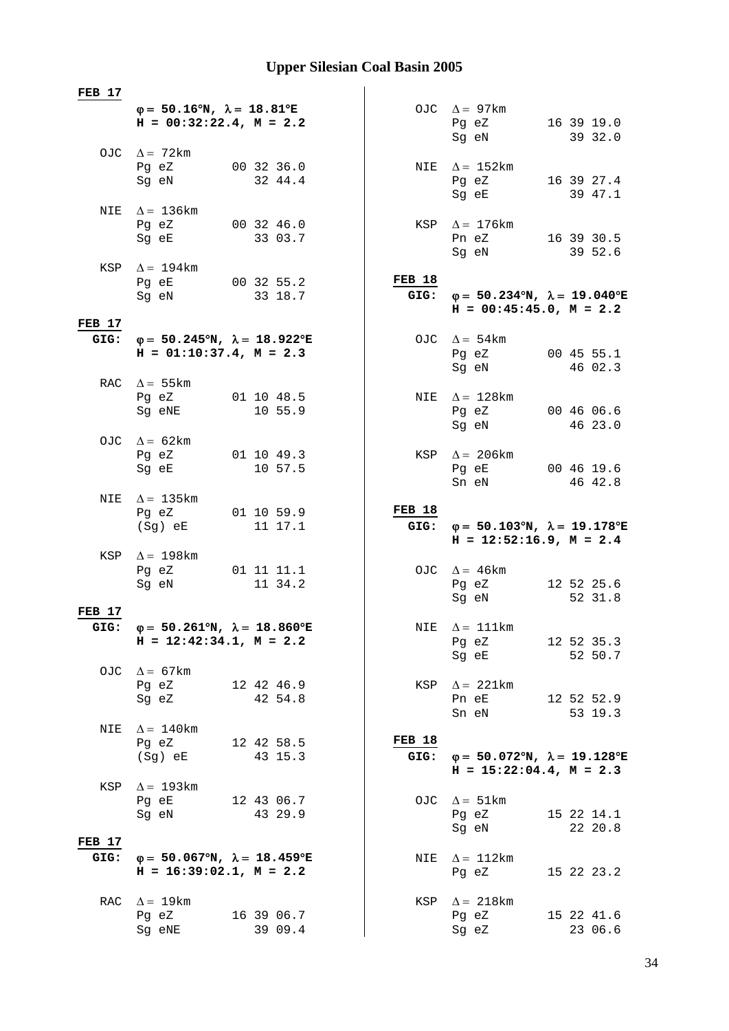# Upper Silesian Coal Basin 2005

**FEB 17**

**φ = 50.16°N, λ = 18.81°E**
**H = 00:32:22.4, M = 2.2**

```
OJC  Δ = 72km
     Pg eZ        00 32 36.0
     Sg eN           32 44.4

NIE  Δ = 136km
     Pg eZ        00 32 46.0
     Sg eE           33 03.7

KSP  Δ = 194km
     Pg eE        00 32 55.2
     Sg eN           33 18.7
```

**FEB 17**

**GIG: φ = 50.245°N, λ = 18.922°E**
**H = 01:10:37.4, M = 2.3**

```
RAC  Δ = 55km
     Pg eZ        01 10 48.5
     Sg eNE          10 55.9

OJC  Δ = 62km
     Pg eZ        01 10 49.3
     Sg eE           10 57.5

NIE  Δ = 135km
     Pg eZ        01 10 59.9
     (Sg) eE         11 17.1

KSP  Δ = 198km
     Pg eZ        01 11 11.1
     Sg eN           11 34.2
```

**FEB 17**

**GIG: φ = 50.261°N, λ = 18.860°E**
**H = 12:42:34.1, M = 2.2**

```
OJC  Δ = 67km
     Pg eZ        12 42 46.9
     Sg eZ           42 54.8

NIE  Δ = 140km
     Pg eZ        12 42 58.5
     (Sg) eE         43 15.3

KSP  Δ = 193km
     Pg eE        12 43 06.7
     Sg eN           43 29.9
```

**FEB 17**

**GIG: φ = 50.067°N, λ = 18.459°E**
**H = 16:39:02.1, M = 2.2**

```
RAC  Δ = 19km
     Pg eZ        16 39 06.7
     Sg eNE          39 09.4

OJC  Δ = 97km
     Pg eZ        16 39 19.0
     Sg eN           39 32.0

NIE  Δ = 152km
     Pg eZ        16 39 27.4
     Sg eE           39 47.1

KSP  Δ = 176km
     Pn eZ        16 39 30.5
     Sg eN           39 52.6
```

**FEB 18**

**GIG: φ = 50.234°N, λ = 19.040°E**
**H = 00:45:45.0, M = 2.2**

```
OJC  Δ = 54km
     Pg eZ        00 45 55.1
     Sg eN           46 02.3

NIE  Δ = 128km
     Pg eZ        00 46 06.6
     Sg eN           46 23.0

KSP  Δ = 206km
     Pg eE        00 46 19.6
     Sn eN           46 42.8
```

**FEB 18**

**GIG: φ = 50.103°N, λ = 19.178°E**
**H = 12:52:16.9, M = 2.4**

```
OJC  Δ = 46km
     Pg eZ        12 52 25.6
     Sg eN           52 31.8

NIE  Δ = 111km
     Pg eZ        12 52 35.3
     Sg eE           52 50.7

KSP  Δ = 221km
     Pn eE        12 52 52.9
     Sn eN           53 19.3
```

**FEB 18**

**GIG: φ = 50.072°N, λ = 19.128°E**
**H = 15:22:04.4, M = 2.3**

```
OJC  Δ = 51km
     Pg eZ        15 22 14.1
     Sg eN           22 20.8

NIE  Δ = 112km
     Pg eZ        15 22 23.2

KSP  Δ = 218km
     Pg eZ        15 22 41.6
     Sg eZ           23 06.6
```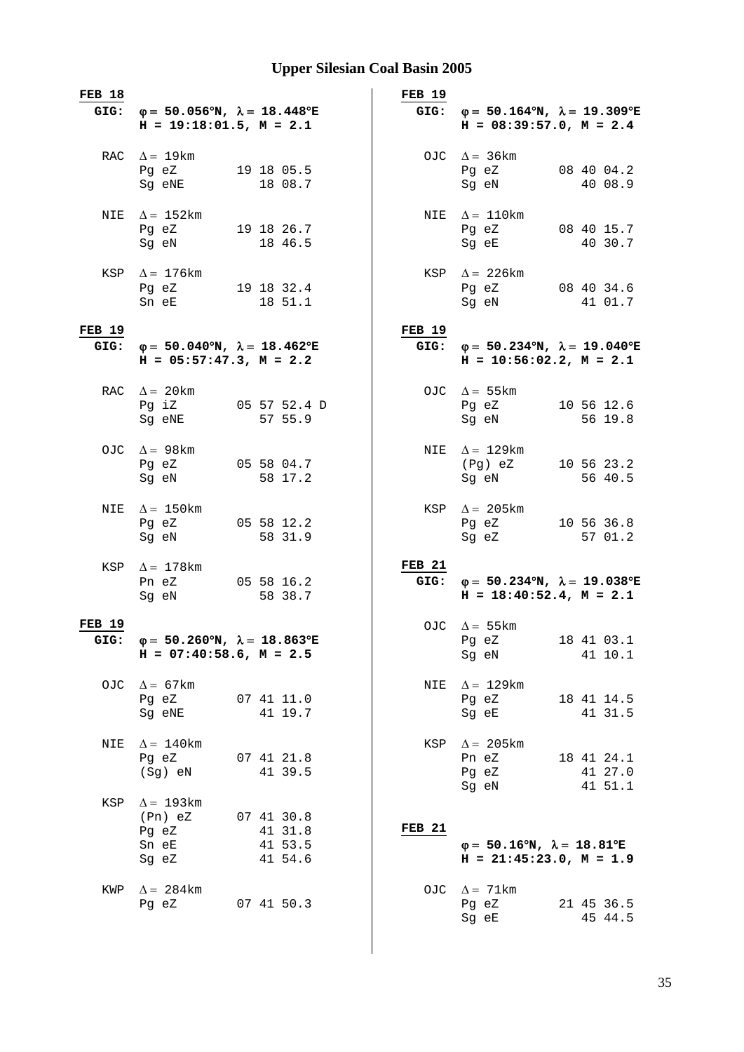# Upper Silesian Coal Basin 2005

**FEB 18**

**GIG:** **φ = 50.056°N, λ = 18.448°E**
**H = 19:18:01.5, M = 2.1**

```
RAC  Δ = 19km
     Pg eZ        19 18 05.5
     Sg eNE          18 08.7

NIE  Δ = 152km
     Pg eZ        19 18 26.7
     Sg eN           18 46.5

KSP  Δ = 176km
     Pg eZ        19 18 32.4
     Sn eE           18 51.1
```

**FEB 19**

**GIG:** **φ = 50.040°N, λ = 18.462°E**
**H = 05:57:47.3, M = 2.2**

```
RAC  Δ = 20km
     Pg iZ        05 57 52.4 D
     Sg eNE          57 55.9

OJC  Δ = 98km
     Pg eZ        05 58 04.7
     Sg eN           58 17.2

NIE  Δ = 150km
     Pg eZ        05 58 12.2
     Sg eN           58 31.9

KSP  Δ = 178km
     Pn eZ        05 58 16.2
     Sg eN           58 38.7
```

**FEB 19**

**GIG:** **φ = 50.260°N, λ = 18.863°E**
**H = 07:40:58.6, M = 2.5**

```
OJC  Δ = 67km
     Pg eZ        07 41 11.0
     Sg eNE          41 19.7

NIE  Δ = 140km
     Pg eZ        07 41 21.8
     (Sg) eN         41 39.5

KSP  Δ = 193km
     (Pn) eZ      07 41 30.8
     Pg eZ           41 31.8
     Sn eE           41 53.5
     Sg eZ           41 54.6

KWP  Δ = 284km
     Pg eZ        07 41 50.3
```

**FEB 19**

**GIG:** **φ = 50.164°N, λ = 19.309°E**
**H = 08:39:57.0, M = 2.4**

```
OJC  Δ = 36km
     Pg eZ        08 40 04.2
     Sg eN           40 08.9

NIE  Δ = 110km
     Pg eZ        08 40 15.7
     Sg eE           40 30.7

KSP  Δ = 226km
     Pg eZ        08 40 34.6
     Sg eN           41 01.7
```

**FEB 19**

**GIG:** **φ = 50.234°N, λ = 19.040°E**
**H = 10:56:02.2, M = 2.1**

```
OJC  Δ = 55km
     Pg eZ        10 56 12.6
     Sg eN           56 19.8

NIE  Δ = 129km
     (Pg) eZ      10 56 23.2
     Sg eN           56 40.5

KSP  Δ = 205km
     Pg eZ        10 56 36.8
     Sg eZ           57 01.2
```

**FEB 21**

**GIG:** **φ = 50.234°N, λ = 19.038°E**
**H = 18:40:52.4, M = 2.1**

```
OJC  Δ = 55km
     Pg eZ        18 41 03.1
     Sg eN           41 10.1

NIE  Δ = 129km
     Pg eZ        18 41 14.5
     Sg eE           41 31.5

KSP  Δ = 205km
     Pn eZ        18 41 24.1
     Pg eZ           41 27.0
     Sg eN           41 51.1
```

**FEB 21**

**φ = 50.16°N, λ = 18.81°E**
**H = 21:45:23.0, M = 1.9**

```
OJC  Δ = 71km
     Pg eZ        21 45 36.5
     Sg eE           45 44.5
```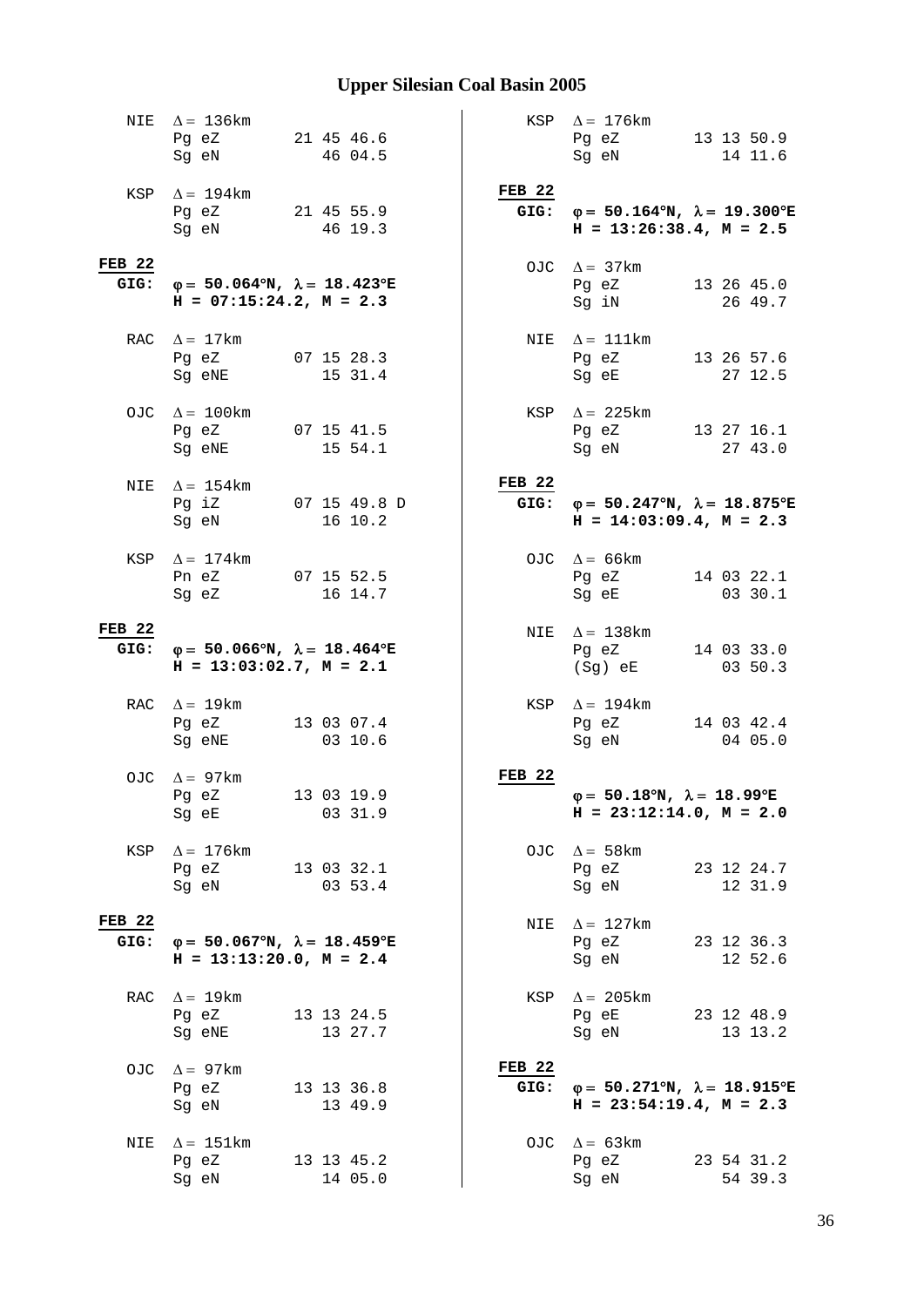# Upper Silesian Coal Basin 2005

NIE $\Delta = 136$km
```
Pg eZ        21 45 46.6
Sg eN           46 04.5
```

KSP $\Delta = 194$km
```
Pg eZ        21 45 55.9
Sg eN           46 19.3
```

**FEB 22**
**GIG:** $\varphi = 50.064°N$, $\lambda = 18.423°E$
**H = 07:15:24.2, M = 2.3**

RAC $\Delta = 17$km
```
Pg eZ        07 15 28.3
Sg eNE          15 31.4
```

OJC $\Delta = 100$km
```
Pg eZ        07 15 41.5
Sg eNE          15 54.1
```

NIE $\Delta = 154$km
```
Pg iZ        07 15 49.8 D
Sg eN           16 10.2
```

KSP $\Delta = 174$km
```
Pn eZ        07 15 52.5
Sg eZ           16 14.7
```

**FEB 22**
**GIG:** $\varphi = 50.066°N$, $\lambda = 18.464°E$
**H = 13:03:02.7, M = 2.1**

RAC $\Delta = 19$km
```
Pg eZ        13 03 07.4
Sg eNE          03 10.6
```

OJC $\Delta = 97$km
```
Pg eZ        13 03 19.9
Sg eE           03 31.9
```

KSP $\Delta = 176$km
```
Pg eZ        13 03 32.1
Sg eN           03 53.4
```

**FEB 22**
**GIG:** $\varphi = 50.067°N$, $\lambda = 18.459°E$
**H = 13:13:20.0, M = 2.4**

RAC $\Delta = 19$km
```
Pg eZ        13 13 24.5
Sg eNE          13 27.7
```

OJC $\Delta = 97$km
```
Pg eZ        13 13 36.8
Sg eN           13 49.9
```

NIE $\Delta = 151$km
```
Pg eZ        13 13 45.2
Sg eN           14 05.0
```

KSP $\Delta = 176$km
```
Pg eZ        13 13 50.9
Sg eN           14 11.6
```

**FEB 22**
**GIG:** $\varphi = 50.164°N$, $\lambda = 19.300°E$
**H = 13:26:38.4, M = 2.5**

OJC $\Delta = 37$km
```
Pg eZ        13 26 45.0
Sg iN           26 49.7
```

NIE $\Delta = 111$km
```
Pg eZ        13 26 57.6
Sg eE           27 12.5
```

KSP $\Delta = 225$km
```
Pg eZ        13 27 16.1
Sg eN           27 43.0
```

**FEB 22**
**GIG:** $\varphi = 50.247°N$, $\lambda = 18.875°E$
**H = 14:03:09.4, M = 2.3**

OJC $\Delta = 66$km
```
Pg eZ        14 03 22.1
Sg eE           03 30.1
```

NIE $\Delta = 138$km
```
Pg eZ        14 03 33.0
(Sg) eE         03 50.3
```

KSP $\Delta = 194$km
```
Pg eZ        14 03 42.4
Sg eN           04 05.0
```

**FEB 22**
$\varphi = 50.18°N$, $\lambda = 18.99°E$
**H = 23:12:14.0, M = 2.0**

OJC $\Delta = 58$km
```
Pg eZ        23 12 24.7
Sg eN           12 31.9
```

NIE $\Delta = 127$km
```
Pg eZ        23 12 36.3
Sg eN           12 52.6
```

KSP $\Delta = 205$km
```
Pg eE        23 12 48.9
Sg eN           13 13.2
```

**FEB 22**
**GIG:** $\varphi = 50.271°N$, $\lambda = 18.915°E$
**H = 23:54:19.4, M = 2.3**

OJC $\Delta = 63$km
```
Pg eZ        23 54 31.2
Sg eN           54 39.3
```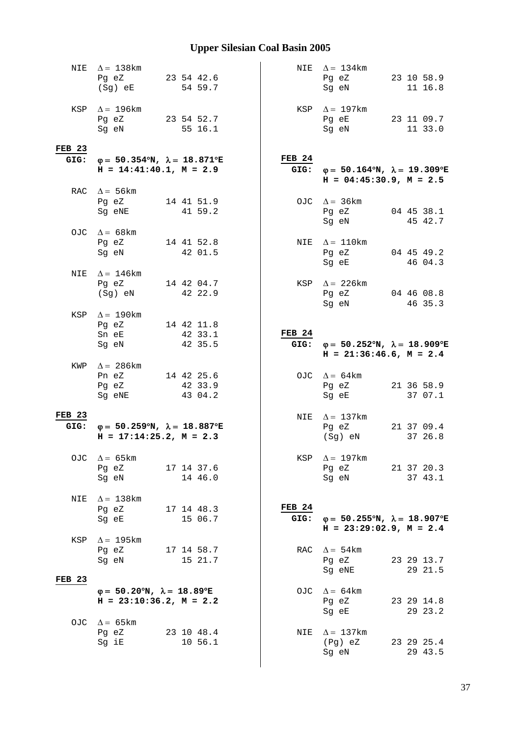## Upper Silesian Coal Basin 2005

NIE $\Delta = 138$km
Pg eZ 23 54 42.6
(Sg) eE 54 59.7

KSP $\Delta = 196$km
Pg eZ 23 54 52.7
Sg eN 55 16.1

**FEB 23**

**GIG:** **$\varphi = 50.354°N, \lambda = 18.871°E$**
**H = 14:41:40.1, M = 2.9**

RAC $\Delta = 56$km
Pg eZ 14 41 51.9
Sg eNE 41 59.2

OJC $\Delta = 68$km
Pg eZ 14 41 52.8
Sg eN 42 01.5

NIE $\Delta = 146$km
Pg eZ 14 42 04.7
(Sg) eN 42 22.9

KSP $\Delta = 190$km
Pg eZ 14 42 11.8
Sn eE 42 33.1
Sg eN 42 35.5

KWP $\Delta = 286$km
Pn eZ 14 42 25.6
Pg eZ 42 33.9
Sg eNE 43 04.2

**FEB 23**

**GIG:** **$\varphi = 50.259°N, \lambda = 18.887°E$**
**H = 17:14:25.2, M = 2.3**

OJC $\Delta = 65$km
Pg eZ 17 14 37.6
Sg eN 14 46.0

NIE $\Delta = 138$km
Pg eZ 17 14 48.3
Sg eE 15 06.7

KSP $\Delta = 195$km
Pg eZ 17 14 58.7
Sg eN 15 21.7

**FEB 23**

**$\varphi = 50.20°N, \lambda = 18.89°E$**
**H = 23:10:36.2, M = 2.2**

OJC $\Delta = 65$km
Pg eZ 23 10 48.4
Sg iE 10 56.1

NIE $\Delta = 134$km
Pg eZ 23 10 58.9
Sg eN 11 16.8

KSP $\Delta = 197$km
Pg eE 23 11 09.7
Sg eN 11 33.0

**FEB 24**

**GIG:** **$\varphi = 50.164°N, \lambda = 19.309°E$**
**H = 04:45:30.9, M = 2.5**

OJC $\Delta = 36$km
Pg eZ 04 45 38.1
Sg eN 45 42.7

NIE $\Delta = 110$km
Pg eZ 04 45 49.2
Sg eE 46 04.3

KSP $\Delta = 226$km
Pg eZ 04 46 08.8
Sg eN 46 35.3

**FEB 24**

**GIG:** **$\varphi = 50.252°N, \lambda = 18.909°E$**
**H = 21:36:46.6, M = 2.4**

OJC $\Delta = 64$km
Pg eZ 21 36 58.9
Sg eE 37 07.1

NIE $\Delta = 137$km
Pg eZ 21 37 09.4
(Sg) eN 37 26.8

KSP $\Delta = 197$km
Pg eZ 21 37 20.3
Sg eN 37 43.1

**FEB 24**

**GIG:** **$\varphi = 50.255°N, \lambda = 18.907°E$**
**H = 23:29:02.9, M = 2.4**

RAC $\Delta = 54$km
Pg eZ 23 29 13.7
Sg eNE 29 21.5

OJC $\Delta = 64$km
Pg eZ 23 29 14.8
Sg eE 29 23.2

NIE $\Delta = 137$km
(Pg) eZ 23 29 25.4
Sg eN 29 43.5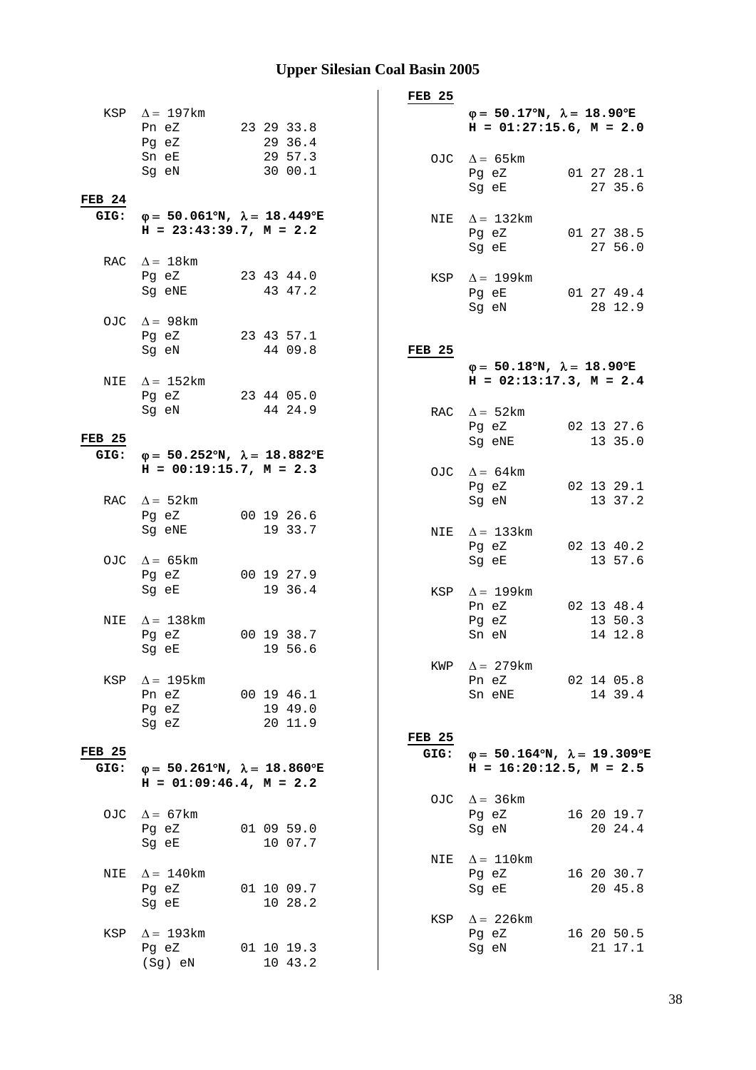# Upper Silesian Coal Basin 2005

KSP  Δ = 197km
```
     Pn eZ        23 29 33.8
     Pg eZ           29 36.4
     Sn eE           29 57.3
     Sg eN           30 00.1
```

**FEB 24**

**GIG:** **φ = 50.061°N, λ = 18.449°E**
**H = 23:43:39.7, M = 2.2**

```
RAC  Δ = 18km
     Pg eZ        23 43 44.0
     Sg eNE          43 47.2

OJC  Δ = 98km
     Pg eZ        23 43 57.1
     Sg eN           44 09.8

NIE  Δ = 152km
     Pg eZ        23 44 05.0
     Sg eN           44 24.9
```

**FEB 25**

**GIG:** **φ = 50.252°N, λ = 18.882°E**
**H = 00:19:15.7, M = 2.3**

```
RAC  Δ = 52km
     Pg eZ        00 19 26.6
     Sg eNE          19 33.7

OJC  Δ = 65km
     Pg eZ        00 19 27.9
     Sg eE           19 36.4

NIE  Δ = 138km
     Pg eZ        00 19 38.7
     Sg eE           19 56.6

KSP  Δ = 195km
     Pn eZ        00 19 46.1
     Pg eZ           19 49.0
     Sg eZ           20 11.9
```

**FEB 25**

**GIG:** **φ = 50.261°N, λ = 18.860°E**
**H = 01:09:46.4, M = 2.2**

```
OJC  Δ = 67km
     Pg eZ        01 09 59.0
     Sg eE           10 07.7

NIE  Δ = 140km
     Pg eZ        01 10 09.7
     Sg eE           10 28.2

KSP  Δ = 193km
     Pg eZ        01 10 19.3
     (Sg) eN         10 43.2
```

**FEB 25**

**φ = 50.17°N, λ = 18.90°E**
**H = 01:27:15.6, M = 2.0**

```
OJC  Δ = 65km
     Pg eZ        01 27 28.1
     Sg eE           27 35.6

NIE  Δ = 132km
     Pg eZ        01 27 38.5
     Sg eE           27 56.0

KSP  Δ = 199km
     Pg eE        01 27 49.4
     Sg eN           28 12.9
```

**FEB 25**

**φ = 50.18°N, λ = 18.90°E**
**H = 02:13:17.3, M = 2.4**

```
RAC  Δ = 52km
     Pg eZ        02 13 27.6
     Sg eNE          13 35.0

OJC  Δ = 64km
     Pg eZ        02 13 29.1
     Sg eN           13 37.2

NIE  Δ = 133km
     Pg eZ        02 13 40.2
     Sg eE           13 57.6

KSP  Δ = 199km
     Pn eZ        02 13 48.4
     Pg eZ           13 50.3
     Sn eN           14 12.8

KWP  Δ = 279km
     Pn eZ        02 14 05.8
     Sn eNE          14 39.4
```

**FEB 25**

**GIG:** **φ = 50.164°N, λ = 19.309°E**
**H = 16:20:12.5, M = 2.5**

```
OJC  Δ = 36km
     Pg eZ        16 20 19.7
     Sg eN           20 24.4

NIE  Δ = 110km
     Pg eZ        16 20 30.7
     Sg eE           20 45.8

KSP  Δ = 226km
     Pg eZ        16 20 50.5
     Sg eN           21 17.1
```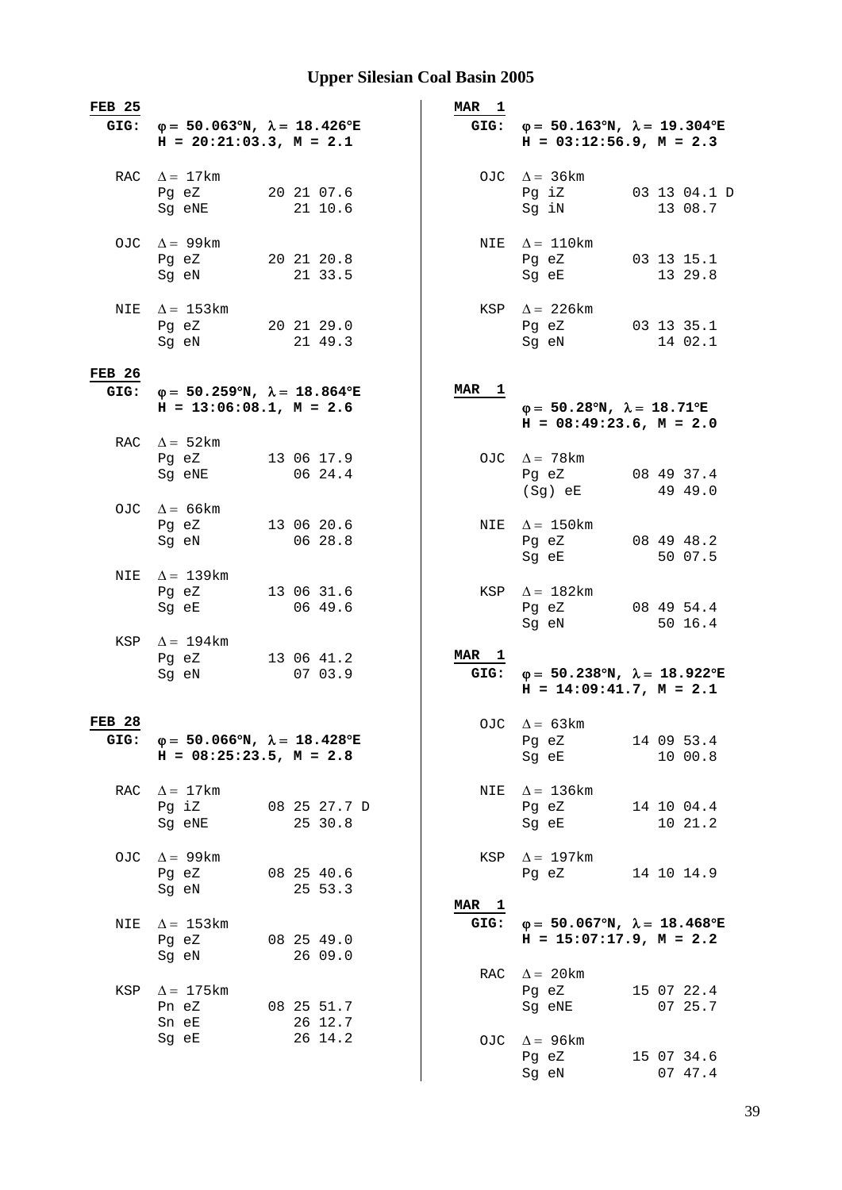# Upper Silesian Coal Basin 2005

**FEB 25**
**GIG:** **φ = 50.063°N, λ = 18.426°E**
**H = 20:21:03.3, M = 2.1**

```
RAC  Δ = 17km
     Pg eZ        20 21 07.6
     Sg eNE          21 10.6

OJC  Δ = 99km
     Pg eZ        20 21 20.8
     Sg eN           21 33.5

NIE  Δ = 153km
     Pg eZ        20 21 29.0
     Sg eN           21 49.3
```

**FEB 26**
**GIG:** **φ = 50.259°N, λ = 18.864°E**
**H = 13:06:08.1, M = 2.6**

```
RAC  Δ = 52km
     Pg eZ        13 06 17.9
     Sg eNE          06 24.4

OJC  Δ = 66km
     Pg eZ        13 06 20.6
     Sg eN           06 28.8

NIE  Δ = 139km
     Pg eZ        13 06 31.6
     Sg eE           06 49.6

KSP  Δ = 194km
     Pg eZ        13 06 41.2
     Sg eN           07 03.9
```

**FEB 28**
**GIG:** **φ = 50.066°N, λ = 18.428°E**
**H = 08:25:23.5, M = 2.8**

```
RAC  Δ = 17km
     Pg iZ        08 25 27.7 D
     Sg eNE          25 30.8

OJC  Δ = 99km
     Pg eZ        08 25 40.6
     Sg eN           25 53.3

NIE  Δ = 153km
     Pg eZ        08 25 49.0
     Sg eN           26 09.0

KSP  Δ = 175km
     Pn eZ        08 25 51.7
     Sn eE           26 12.7
     Sg eE           26 14.2
```

**MAR 1**
**GIG:** **φ = 50.163°N, λ = 19.304°E**
**H = 03:12:56.9, M = 2.3**

```
OJC  Δ = 36km
     Pg iZ        03 13 04.1 D
     Sg iN           13 08.7

NIE  Δ = 110km
     Pg eZ        03 13 15.1
     Sg eE           13 29.8

KSP  Δ = 226km
     Pg eZ        03 13 35.1
     Sg eN           14 02.1
```

**MAR 1**
**φ = 50.28°N, λ = 18.71°E**
**H = 08:49:23.6, M = 2.0**

```
OJC  Δ = 78km
     Pg eZ        08 49 37.4
     (Sg) eE         49 49.0

NIE  Δ = 150km
     Pg eZ        08 49 48.2
     Sg eE           50 07.5

KSP  Δ = 182km
     Pg eZ        08 49 54.4
     Sg eN           50 16.4
```

**MAR 1**
**GIG:** **φ = 50.238°N, λ = 18.922°E**
**H = 14:09:41.7, M = 2.1**

```
OJC  Δ = 63km
     Pg eZ        14 09 53.4
     Sg eE           10 00.8

NIE  Δ = 136km
     Pg eZ        14 10 04.4
     Sg eE           10 21.2

KSP  Δ = 197km
     Pg eZ        14 10 14.9
```

**MAR 1**
**GIG:** **φ = 50.067°N, λ = 18.468°E**
**H = 15:07:17.9, M = 2.2**

```
RAC  Δ = 20km
     Pg eZ        15 07 22.4
     Sg eNE          07 25.7

OJC  Δ = 96km
     Pg eZ        15 07 34.6
     Sg eN           07 47.4
```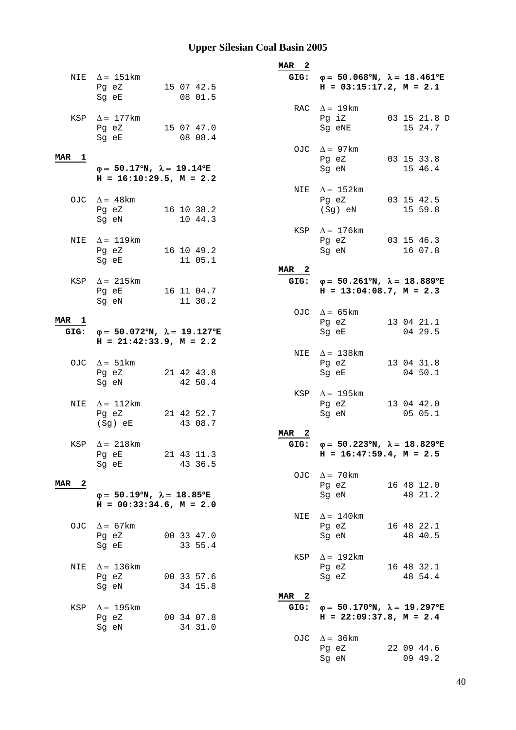# Upper Silesian Coal Basin 2005

```
  NIE  Δ = 151km
       Pg eZ        15 07 42.5
       Sg eE           08 01.5

  KSP  Δ = 177km
       Pg eZ        15 07 47.0
       Sg eE           08 08.4
```

**MAR 1**

**φ = 50.17°N, λ = 19.14°E**
**H = 16:10:29.5, M = 2.2**

```
  OJC  Δ = 48km
       Pg eZ        16 10 38.2
       Sg eN           10 44.3

  NIE  Δ = 119km
       Pg eZ        16 10 49.2
       Sg eE           11 05.1

  KSP  Δ = 215km
       Pg eE        16 11 04.7
       Sg eN           11 30.2
```

**MAR 1**

**GIG: φ = 50.072°N, λ = 19.127°E**
**H = 21:42:33.9, M = 2.2**

```
  OJC  Δ = 51km
       Pg eZ        21 42 43.8
       Sg eN           42 50.4

  NIE  Δ = 112km
       Pg eZ        21 42 52.7
       (Sg) eE         43 08.7

  KSP  Δ = 218km
       Pg eE        21 43 11.3
       Sg eE           43 36.5
```

**MAR 2**

**φ = 50.19°N, λ = 18.85°E**
**H = 00:33:34.6, M = 2.0**

```
  OJC  Δ = 67km
       Pg eZ        00 33 47.0
       Sg eE           33 55.4

  NIE  Δ = 136km
       Pg eZ        00 33 57.6
       Sg eN           34 15.8

  KSP  Δ = 195km
       Pg eZ        00 34 07.8
       Sg eN           34 31.0
```

**MAR 2**

**GIG: φ = 50.068°N, λ = 18.461°E**
**H = 03:15:17.2, M = 2.1**

```
  RAC  Δ = 19km
       Pg iZ        03 15 21.8 D
       Sg eNE          15 24.7

  OJC  Δ = 97km
       Pg eZ        03 15 33.8
       Sg eN           15 46.4

  NIE  Δ = 152km
       Pg eZ        03 15 42.5
       (Sg) eN         15 59.8

  KSP  Δ = 176km
       Pg eZ        03 15 46.3
       Sg eN           16 07.8
```

**MAR 2**

**GIG: φ = 50.261°N, λ = 18.889°E**
**H = 13:04:08.7, M = 2.3**

```
  OJC  Δ = 65km
       Pg eZ        13 04 21.1
       Sg eE           04 29.5

  NIE  Δ = 138km
       Pg eZ        13 04 31.8
       Sg eE           04 50.1

  KSP  Δ = 195km
       Pg eZ        13 04 42.0
       Sg eN           05 05.1
```

**MAR 2**

**GIG: φ = 50.223°N, λ = 18.829°E**
**H = 16:47:59.4, M = 2.5**

```
  OJC  Δ = 70km
       Pg eZ        16 48 12.0
       Sg eN           48 21.2

  NIE  Δ = 140km
       Pg eZ        16 48 22.1
       Sg eN           48 40.5

  KSP  Δ = 192km
       Pg eZ        16 48 32.1
       Sg eZ           48 54.4
```

**MAR 2**

**GIG: φ = 50.170°N, λ = 19.297°E**
**H = 22:09:37.8, M = 2.4**

```
  OJC  Δ = 36km
       Pg eZ        22 09 44.6
       Sg eN           09 49.2
```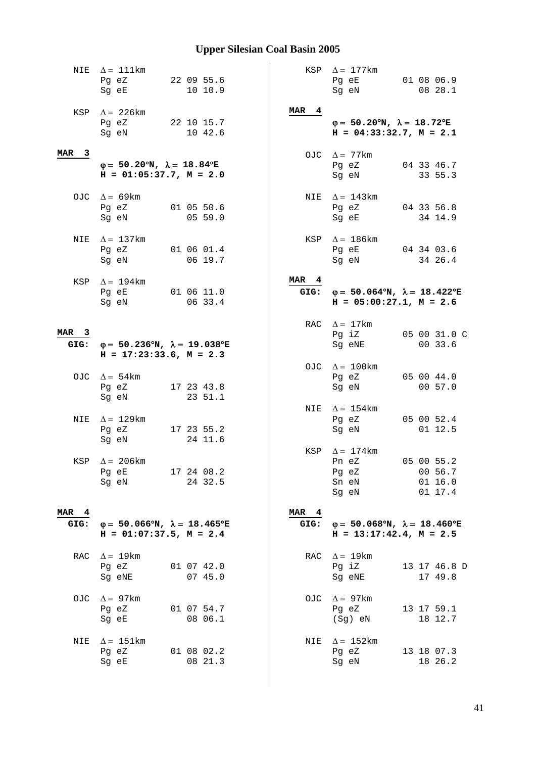# Upper Silesian Coal Basin 2005

NIE $\Delta = 111$km

```
Pg eZ        22 09 55.6
Sg eE           10 10.9
```

KSP $\Delta = 226$km

```
Pg eZ        22 10 15.7
Sg eN           10 42.6
```

**MAR 3**

**$\varphi = 50.20°N$, $\lambda = 18.84°E$**
**H = 01:05:37.7, M = 2.0**

OJC $\Delta = 69$km

```
Pg eZ        01 05 50.6
Sg eN           05 59.0
```

NIE $\Delta = 137$km

```
Pg eZ        01 06 01.4
Sg eN           06 19.7
```

KSP $\Delta = 194$km

```
Pg eE        01 06 11.0
Sg eN           06 33.4
```

**MAR 3**
**GIG:** **$\varphi = 50.236°N$, $\lambda = 19.038°E$**
**H = 17:23:33.6, M = 2.3**

OJC $\Delta = 54$km

```
Pg eZ        17 23 43.8
Sg eN           23 51.1
```

NIE $\Delta = 129$km

```
Pg eZ        17 23 55.2
Sg eN           24 11.6
```

KSP $\Delta = 206$km

```
Pg eE        17 24 08.2
Sg eN           24 32.5
```

**MAR 4**
**GIG:** **$\varphi = 50.066°N$, $\lambda = 18.465°E$**
**H = 01:07:37.5, M = 2.4**

RAC $\Delta = 19$km

```
Pg eZ        01 07 42.0
Sg eNE          07 45.0
```

OJC $\Delta = 97$km

```
Pg eZ        01 07 54.7
Sg eE           08 06.1
```

NIE $\Delta = 151$km

```
Pg eZ        01 08 02.2
Sg eE           08 21.3
```

KSP $\Delta = 177$km

```
Pg eE        01 08 06.9
Sg eN           08 28.1
```

**MAR 4**

**$\varphi = 50.20°N$, $\lambda = 18.72°E$**
**H = 04:33:32.7, M = 2.1**

OJC $\Delta = 77$km

```
Pg eZ        04 33 46.7
Sg eN           33 55.3
```

NIE $\Delta = 143$km

```
Pg eZ        04 33 56.8
Sg eE           34 14.9
```

KSP $\Delta = 186$km

```
Pg eE        04 34 03.6
Sg eN           34 26.4
```

**MAR 4**
**GIG:** **$\varphi = 50.064°N$, $\lambda = 18.422°E$**
**H = 05:00:27.1, M = 2.6**

RAC $\Delta = 17$km

```
Pg iZ        05 00 31.0 C
Sg eNE          00 33.6
```

OJC $\Delta = 100$km

```
Pg eZ        05 00 44.0
Sg eN           00 57.0
```

NIE $\Delta = 154$km

```
Pg eZ        05 00 52.4
Sg eN           01 12.5
```

KSP $\Delta = 174$km

```
Pn eZ        05 00 55.2
Pg eZ           00 56.7
Sn eN           01 16.0
Sg eN           01 17.4
```

**MAR 4**
**GIG:** **$\varphi = 50.068°N$, $\lambda = 18.460°E$**
**H = 13:17:42.4, M = 2.5**

RAC $\Delta = 19$km

```
Pg iZ        13 17 46.8 D
Sg eNE          17 49.8
```

OJC $\Delta = 97$km

```
Pg eZ        13 17 59.1
(Sg) eN         18 12.7
```

NIE $\Delta = 152$km

```
Pg eZ        13 18 07.3
Sg eN           18 26.2
```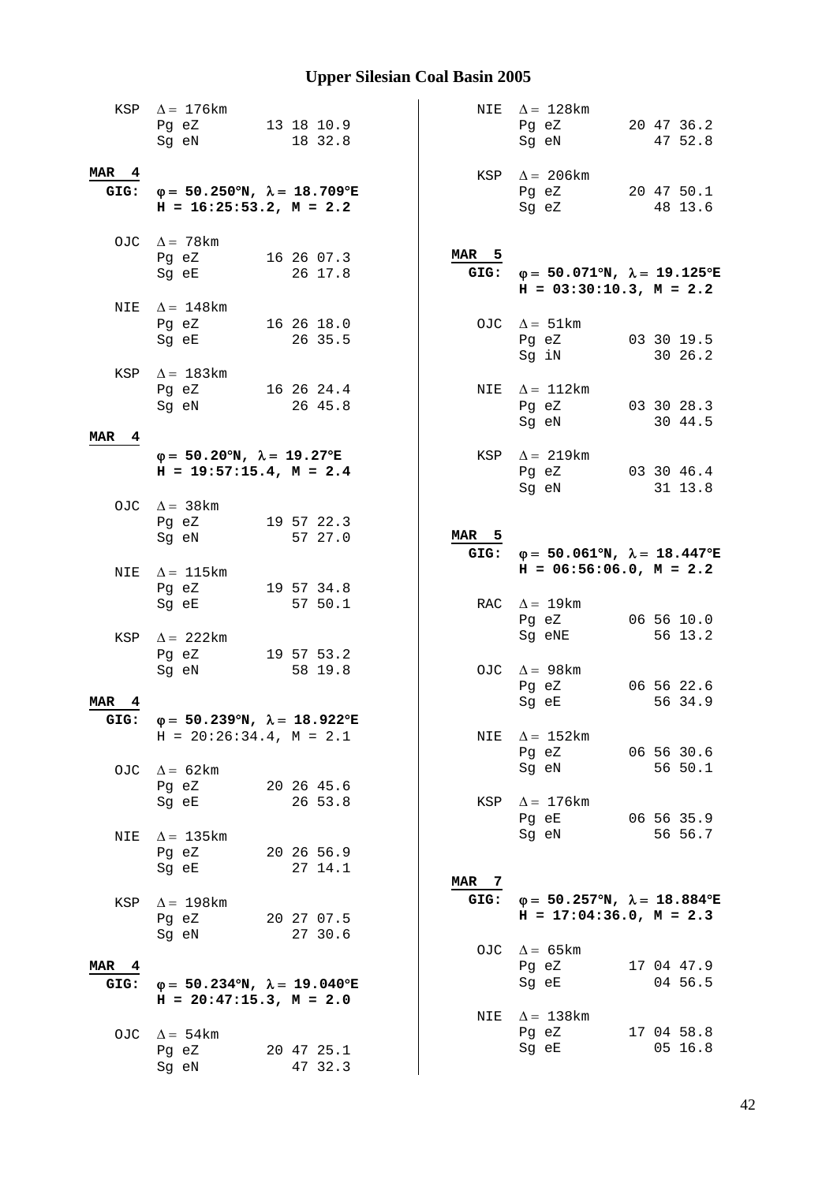# Upper Silesian Coal Basin 2005

KSP $\Delta = 176$km
Pg eZ 13 18 10.9
Sg eN 18 32.8

**MAR 4**
**GIG: $\varphi = 50.250°$N, $\lambda = 18.709°$E**
**H = 16:25:53.2, M = 2.2**

OJC $\Delta = 78$km
Pg eZ 16 26 07.3
Sg eE 26 17.8

NIE $\Delta = 148$km
Pg eZ 16 26 18.0
Sg eE 26 35.5

KSP $\Delta = 183$km
Pg eZ 16 26 24.4
Sg eN 26 45.8

**MAR 4**
**$\varphi = 50.20°$N, $\lambda = 19.27°$E**
**H = 19:57:15.4, M = 2.4**

OJC $\Delta = 38$km
Pg eZ 19 57 22.3
Sg eN 57 27.0

NIE $\Delta = 115$km
Pg eZ 19 57 34.8
Sg eE 57 50.1

KSP $\Delta = 222$km
Pg eZ 19 57 53.2
Sg eN 58 19.8

**MAR 4**
**GIG: $\varphi = 50.239°$N, $\lambda = 18.922°$E**
H = 20:26:34.4, M = 2.1

OJC $\Delta = 62$km
Pg eZ 20 26 45.6
Sg eE 26 53.8

NIE $\Delta = 135$km
Pg eZ 20 26 56.9
Sg eE 27 14.1

KSP $\Delta = 198$km
Pg eZ 20 27 07.5
Sg eN 27 30.6

**MAR 4**
**GIG: $\varphi = 50.234°$N, $\lambda = 19.040°$E**
**H = 20:47:15.3, M = 2.0**

OJC $\Delta = 54$km
Pg eZ 20 47 25.1
Sg eN 47 32.3

NIE $\Delta = 128$km
Pg eZ 20 47 36.2
Sg eN 47 52.8

KSP $\Delta = 206$km
Pg eZ 20 47 50.1
Sg eZ 48 13.6

**MAR 5**
**GIG: $\varphi = 50.071°$N, $\lambda = 19.125°$E**
**H = 03:30:10.3, M = 2.2**

OJC $\Delta = 51$km
Pg eZ 03 30 19.5
Sg iN 30 26.2

NIE $\Delta = 112$km
Pg eZ 03 30 28.3
Sg eN 30 44.5

KSP $\Delta = 219$km
Pg eZ 03 30 46.4
Sg eN 31 13.8

**MAR 5**
**GIG: $\varphi = 50.061°$N, $\lambda = 18.447°$E**
**H = 06:56:06.0, M = 2.2**

RAC $\Delta = 19$km
Pg eZ 06 56 10.0
Sg eNE 56 13.2

OJC $\Delta = 98$km
Pg eZ 06 56 22.6
Sg eE 56 34.9

NIE $\Delta = 152$km
Pg eZ 06 56 30.6
Sg eN 56 50.1

KSP $\Delta = 176$km
Pg eE 06 56 35.9
Sg eN 56 56.7

**MAR 7**
**GIG: $\varphi = 50.257°$N, $\lambda = 18.884°$E**
**H = 17:04:36.0, M = 2.3**

OJC $\Delta = 65$km
Pg eZ 17 04 47.9
Sg eE 04 56.5

NIE $\Delta = 138$km
Pg eZ 17 04 58.8
Sg eE 05 16.8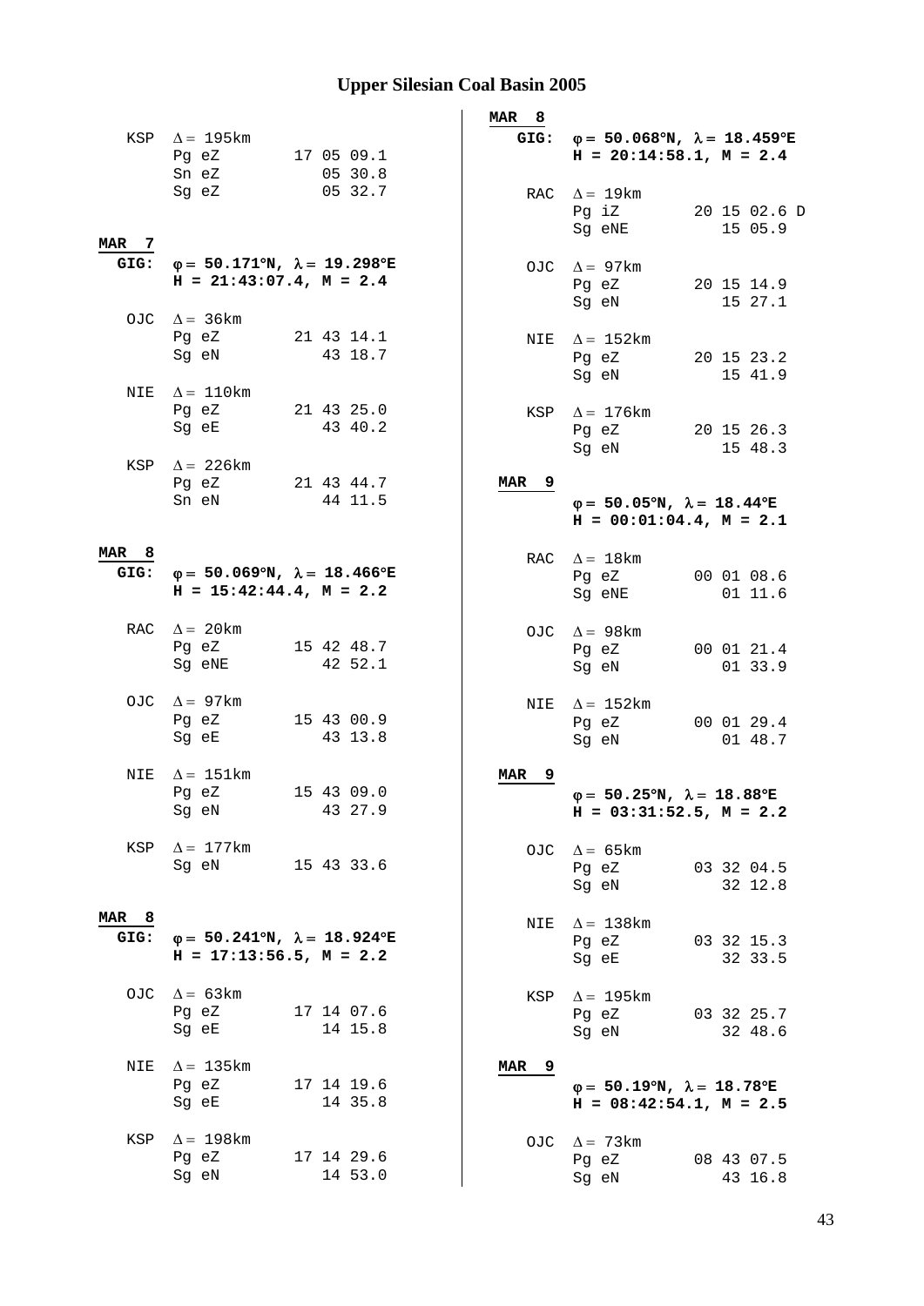# Upper Silesian Coal Basin 2005

KSP $\Delta = 195$km
Pg eZ 17 05 09.1
Sn eZ 05 30.8
Sg eZ 05 32.7

**MAR 7**

**GIG:** $\varphi = 50.171°N$, $\lambda = 19.298°E$
**H = 21:43:07.4, M = 2.4**

OJC $\Delta = 36$km
Pg eZ 21 43 14.1
Sg eN 43 18.7

NIE $\Delta = 110$km
Pg eZ 21 43 25.0
Sg eE 43 40.2

KSP $\Delta = 226$km
Pg eZ 21 43 44.7
Sn eN 44 11.5

**MAR 8**

**GIG:** $\varphi = 50.069°N$, $\lambda = 18.466°E$
**H = 15:42:44.4, M = 2.2**

RAC $\Delta = 20$km
Pg eZ 15 42 48.7
Sg eNE 42 52.1

OJC $\Delta = 97$km
Pg eZ 15 43 00.9
Sg eE 43 13.8

NIE $\Delta = 151$km
Pg eZ 15 43 09.0
Sg eN 43 27.9

KSP $\Delta = 177$km
Sg eN 15 43 33.6

**MAR 8**

**GIG:** $\varphi = 50.241°N$, $\lambda = 18.924°E$
**H = 17:13:56.5, M = 2.2**

OJC $\Delta = 63$km
Pg eZ 17 14 07.6
Sg eE 14 15.8

NIE $\Delta = 135$km
Pg eZ 17 14 19.6
Sg eE 14 35.8

KSP $\Delta = 198$km
Pg eZ 17 14 29.6
Sg eN 14 53.0

**MAR 8**

**GIG:** $\varphi = 50.068°N$, $\lambda = 18.459°E$
**H = 20:14:58.1, M = 2.4**

RAC $\Delta = 19$km
Pg iZ 20 15 02.6 D
Sg eNE 15 05.9

OJC $\Delta = 97$km
Pg eZ 20 15 14.9
Sg eN 15 27.1

NIE $\Delta = 152$km
Pg eZ 20 15 23.2
Sg eN 15 41.9

KSP $\Delta = 176$km
Pg eZ 20 15 26.3
Sg eN 15 48.3

**MAR 9**

$\varphi = 50.05°N$, $\lambda = 18.44°E$
**H = 00:01:04.4, M = 2.1**

RAC $\Delta = 18$km
Pg eZ 00 01 08.6
Sg eNE 01 11.6

OJC $\Delta = 98$km
Pg eZ 00 01 21.4
Sg eN 01 33.9

NIE $\Delta = 152$km
Pg eZ 00 01 29.4
Sg eN 01 48.7

**MAR 9**

$\varphi = 50.25°N$, $\lambda = 18.88°E$
**H = 03:31:52.5, M = 2.2**

OJC $\Delta = 65$km
Pg eZ 03 32 04.5
Sg eN 32 12.8

NIE $\Delta = 138$km
Pg eZ 03 32 15.3
Sg eE 32 33.5

KSP $\Delta = 195$km
Pg eZ 03 32 25.7
Sg eN 32 48.6

**MAR 9**

$\varphi = 50.19°N$, $\lambda = 18.78°E$
**H = 08:42:54.1, M = 2.5**

OJC $\Delta = 73$km
Pg eZ 08 43 07.5
Sg eN 43 16.8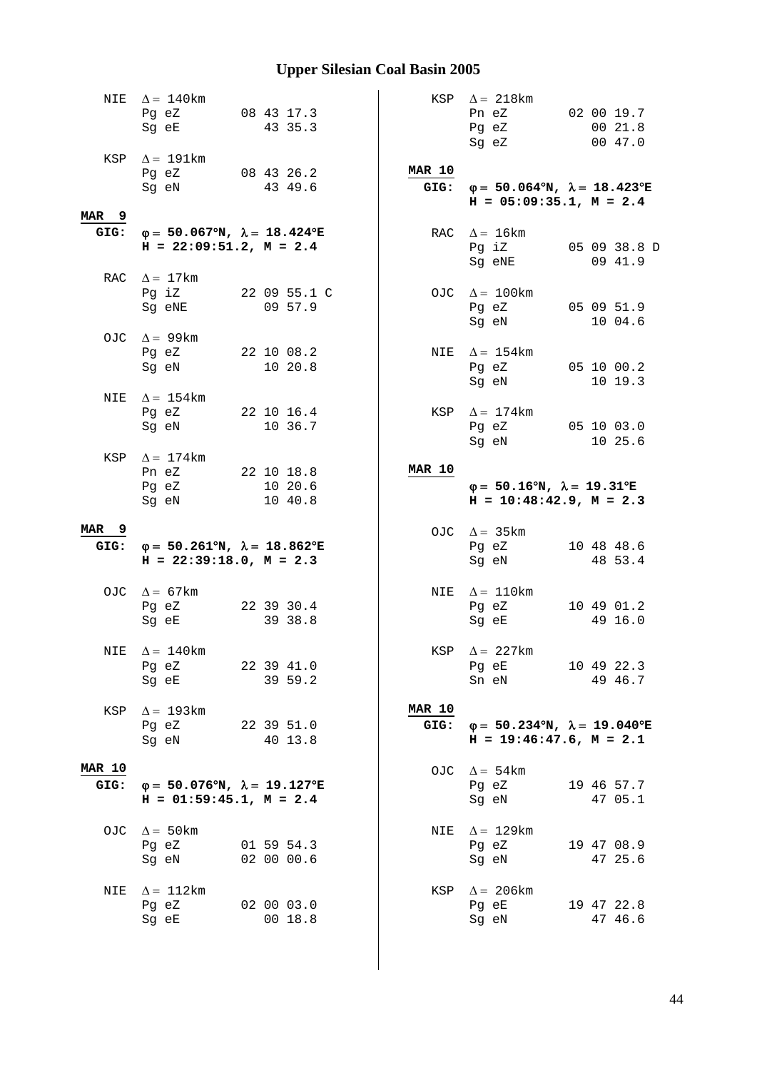## Upper Silesian Coal Basin 2005

```
 NIE  Δ = 140km
      Pg eZ        08 43 17.3
      Sg eE           43 35.3

 KSP  Δ = 191km
      Pg eZ        08 43 26.2
      Sg eN           43 49.6
```

**MAR 9**
**GIG:** **φ = 50.067°N, λ = 18.424°E**
**H = 22:09:51.2, M = 2.4**

```
 RAC  Δ = 17km
      Pg iZ        22 09 55.1 C
      Sg eNE          09 57.9

 OJC  Δ = 99km
      Pg eZ        22 10 08.2
      Sg eN           10 20.8

 NIE  Δ = 154km
      Pg eZ        22 10 16.4
      Sg eN           10 36.7

 KSP  Δ = 174km
      Pn eZ        22 10 18.8
      Pg eZ           10 20.6
      Sg eN           10 40.8
```

**MAR 9**
**GIG:** **φ = 50.261°N, λ = 18.862°E**
**H = 22:39:18.0, M = 2.3**

```
 OJC  Δ = 67km
      Pg eZ        22 39 30.4
      Sg eE           39 38.8

 NIE  Δ = 140km
      Pg eZ        22 39 41.0
      Sg eE           39 59.2

 KSP  Δ = 193km
      Pg eZ        22 39 51.0
      Sg eN           40 13.8
```

**MAR 10**
**GIG:** **φ = 50.076°N, λ = 19.127°E**
**H = 01:59:45.1, M = 2.4**

```
 OJC  Δ = 50km
      Pg eZ        01 59 54.3
      Sg eN        02 00 00.6

 NIE  Δ = 112km
      Pg eZ        02 00 03.0
      Sg eE           00 18.8

 KSP  Δ = 218km
      Pn eZ        02 00 19.7
      Pg eZ           00 21.8
      Sg eZ           00 47.0
```

**MAR 10**
**GIG:** **φ = 50.064°N, λ = 18.423°E**
**H = 05:09:35.1, M = 2.4**

```
 RAC  Δ = 16km
      Pg iZ        05 09 38.8 D
      Sg eNE          09 41.9

 OJC  Δ = 100km
      Pg eZ        05 09 51.9
      Sg eN           10 04.6

 NIE  Δ = 154km
      Pg eZ        05 10 00.2
      Sg eN           10 19.3

 KSP  Δ = 174km
      Pg eZ        05 10 03.0
      Sg eN           10 25.6
```

**MAR 10**
**φ = 50.16°N, λ = 19.31°E**
**H = 10:48:42.9, M = 2.3**

```
 OJC  Δ = 35km
      Pg eZ        10 48 48.6
      Sg eN           48 53.4

 NIE  Δ = 110km
      Pg eZ        10 49 01.2
      Sg eE           49 16.0

 KSP  Δ = 227km
      Pg eE        10 49 22.3
      Sn eN           49 46.7
```

**MAR 10**
**GIG:** **φ = 50.234°N, λ = 19.040°E**
**H = 19:46:47.6, M = 2.1**

```
 OJC  Δ = 54km
      Pg eZ        19 46 57.7
      Sg eN           47 05.1

 NIE  Δ = 129km
      Pg eZ        19 47 08.9
      Sg eN           47 25.6

 KSP  Δ = 206km
      Pg eE        19 47 22.8
      Sg eN           47 46.6
```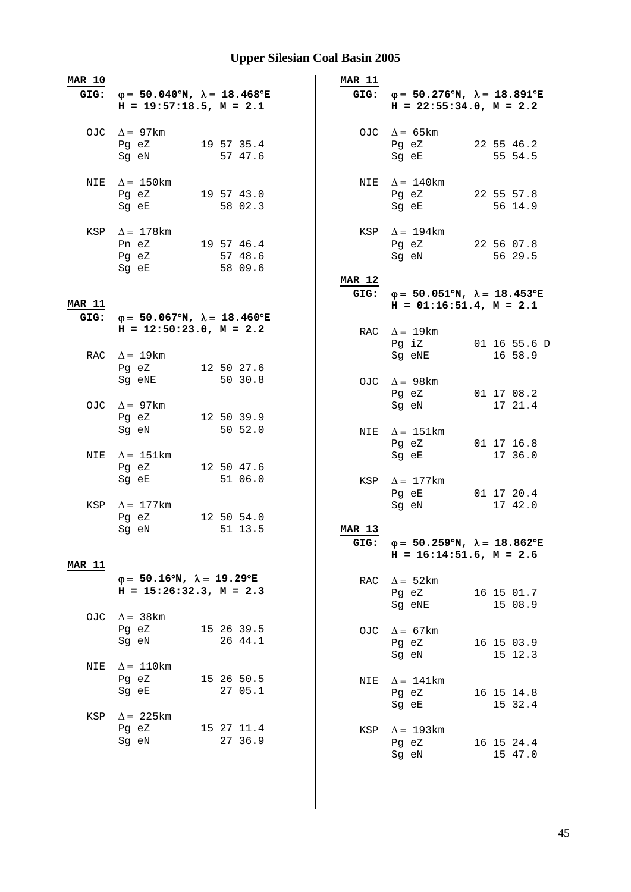# Upper Silesian Coal Basin 2005

**MAR 10**

**GIG: φ = 50.040°N, λ = 18.468°E**
**H = 19:57:18.5, M = 2.1**

```
OJC  Δ = 97km
     Pg eZ        19 57 35.4
     Sg eN           57 47.6

NIE  Δ = 150km
     Pg eZ        19 57 43.0
     Sg eE           58 02.3

KSP  Δ = 178km
     Pn eZ        19 57 46.4
     Pg eZ           57 48.6
     Sg eE           58 09.6
```

**MAR 11**

**GIG: φ = 50.067°N, λ = 18.460°E**
**H = 12:50:23.0, M = 2.2**

```
RAC  Δ = 19km
     Pg eZ        12 50 27.6
     Sg eNE          50 30.8

OJC  Δ = 97km
     Pg eZ        12 50 39.9
     Sg eN           50 52.0

NIE  Δ = 151km
     Pg eZ        12 50 47.6
     Sg eE           51 06.0

KSP  Δ = 177km
     Pg eZ        12 50 54.0
     Sg eN           51 13.5
```

**MAR 11**

**φ = 50.16°N, λ = 19.29°E**
**H = 15:26:32.3, M = 2.3**

```
OJC  Δ = 38km
     Pg eZ        15 26 39.5
     Sg eN           26 44.1

NIE  Δ = 110km
     Pg eZ        15 26 50.5
     Sg eE           27 05.1

KSP  Δ = 225km
     Pg eZ        15 27 11.4
     Sg eN           27 36.9
```

**MAR 11**

**GIG: φ = 50.276°N, λ = 18.891°E**
**H = 22:55:34.0, M = 2.2**

```
OJC  Δ = 65km
     Pg eZ        22 55 46.2
     Sg eE           55 54.5

NIE  Δ = 140km
     Pg eZ        22 55 57.8
     Sg eE           56 14.9

KSP  Δ = 194km
     Pg eZ        22 56 07.8
     Sg eN           56 29.5
```

**MAR 12**

**GIG: φ = 50.051°N, λ = 18.453°E**
**H = 01:16:51.4, M = 2.1**

```
RAC  Δ = 19km
     Pg iZ        01 16 55.6 D
     Sg eNE          16 58.9

OJC  Δ = 98km
     Pg eZ        01 17 08.2
     Sg eN           17 21.4

NIE  Δ = 151km
     Pg eZ        01 17 16.8
     Sg eE           17 36.0

KSP  Δ = 177km
     Pg eE        01 17 20.4
     Sg eN           17 42.0
```

**MAR 13**

**GIG: φ = 50.259°N, λ = 18.862°E**
**H = 16:14:51.6, M = 2.6**

```
RAC  Δ = 52km
     Pg eZ        16 15 01.7
     Sg eNE          15 08.9

OJC  Δ = 67km
     Pg eZ        16 15 03.9
     Sg eN           15 12.3

NIE  Δ = 141km
     Pg eZ        16 15 14.8
     Sg eE           15 32.4

KSP  Δ = 193km
     Pg eZ        16 15 24.4
     Sg eN           15 47.0
```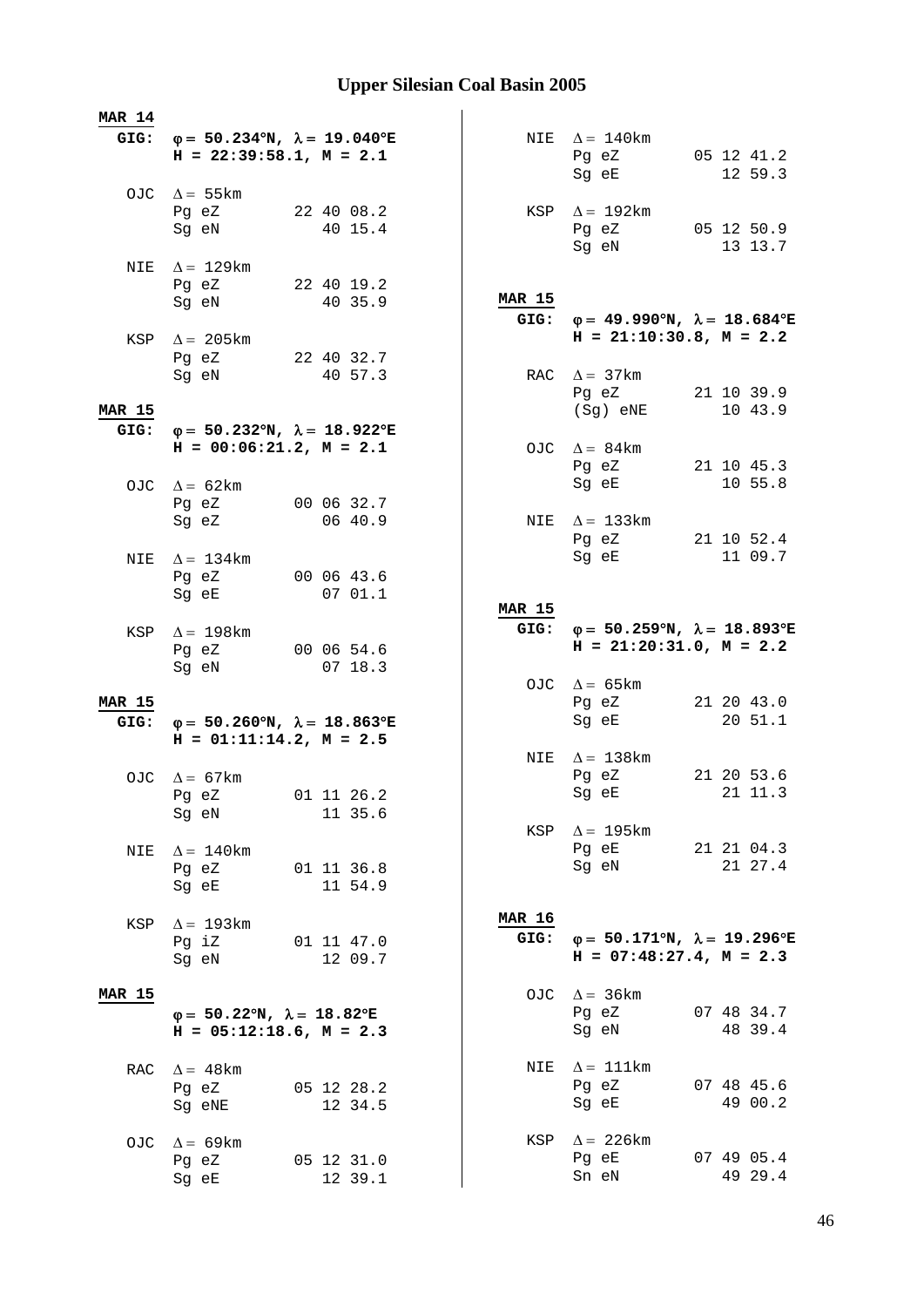# Upper Silesian Coal Basin 2005

**MAR 14**

**GIG:** **φ = 50.234°N, λ = 19.040°E**
**H = 22:39:58.1, M = 2.1**

```
OJC  Δ = 55km
     Pg eZ        22 40 08.2
     Sg eN           40 15.4

NIE  Δ = 129km
     Pg eZ        22 40 19.2
     Sg eN           40 35.9

KSP  Δ = 205km
     Pg eZ        22 40 32.7
     Sg eN           40 57.3
```

**MAR 15**

**GIG:** **φ = 50.232°N, λ = 18.922°E**
**H = 00:06:21.2, M = 2.1**

```
OJC  Δ = 62km
     Pg eZ        00 06 32.7
     Sg eZ           06 40.9

NIE  Δ = 134km
     Pg eZ        00 06 43.6
     Sg eE           07 01.1

KSP  Δ = 198km
     Pg eZ        00 06 54.6
     Sg eN           07 18.3
```

**MAR 15**

**GIG:** **φ = 50.260°N, λ = 18.863°E**
**H = 01:11:14.2, M = 2.5**

```
OJC  Δ = 67km
     Pg eZ        01 11 26.2
     Sg eN           11 35.6

NIE  Δ = 140km
     Pg eZ        01 11 36.8
     Sg eE           11 54.9

KSP  Δ = 193km
     Pg iZ        01 11 47.0
     Sg eN           12 09.7
```

**MAR 15**

**φ = 50.22°N, λ = 18.82°E**
**H = 05:12:18.6, M = 2.3**

```
RAC  Δ = 48km
     Pg eZ        05 12 28.2
     Sg eNE          12 34.5

OJC  Δ = 69km
     Pg eZ        05 12 31.0
     Sg eE           12 39.1

NIE  Δ = 140km
     Pg eZ        05 12 41.2
     Sg eE           12 59.3

KSP  Δ = 192km
     Pg eZ        05 12 50.9
     Sg eN           13 13.7
```

**MAR 15**

**GIG:** **φ = 49.990°N, λ = 18.684°E**
**H = 21:10:30.8, M = 2.2**

```
RAC  Δ = 37km
     Pg eZ        21 10 39.9
     (Sg) eNE        10 43.9

OJC  Δ = 84km
     Pg eZ        21 10 45.3
     Sg eE           10 55.8

NIE  Δ = 133km
     Pg eZ        21 10 52.4
     Sg eE           11 09.7
```

**MAR 15**

**GIG:** **φ = 50.259°N, λ = 18.893°E**
**H = 21:20:31.0, M = 2.2**

```
OJC  Δ = 65km
     Pg eZ        21 20 43.0
     Sg eE           20 51.1

NIE  Δ = 138km
     Pg eZ        21 20 53.6
     Sg eE           21 11.3

KSP  Δ = 195km
     Pg eE        21 21 04.3
     Sg eN           21 27.4
```

**MAR 16**

**GIG:** **φ = 50.171°N, λ = 19.296°E**
**H = 07:48:27.4, M = 2.3**

```
OJC  Δ = 36km
     Pg eZ        07 48 34.7
     Sg eN           48 39.4

NIE  Δ = 111km
     Pg eZ        07 48 45.6
     Sg eE           49 00.2

KSP  Δ = 226km
     Pg eE        07 49 05.4
     Sn eN           49 29.4
```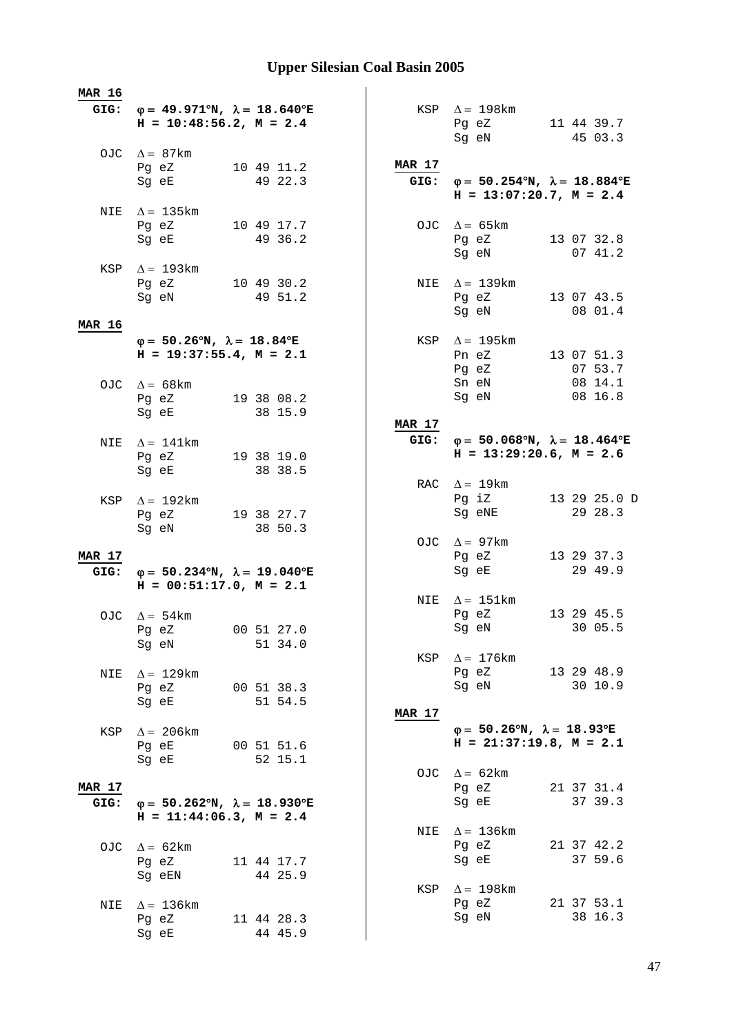# Upper Silesian Coal Basin 2005

**MAR 16**
**GIG:** $\varphi = 49.971°N$, $\lambda = 18.640°E$
**H = 10:48:56.2, M = 2.4**

```
OJC  Δ = 87km
     Pg eZ        10 49 11.2
     Sg eE           49 22.3

NIE  Δ = 135km
     Pg eZ        10 49 17.7
     Sg eE           49 36.2

KSP  Δ = 193km
     Pg eZ        10 49 30.2
     Sg eN           49 51.2
```

**MAR 16**
$\varphi = 50.26°N$, $\lambda = 18.84°E$
**H = 19:37:55.4, M = 2.1**

```
OJC  Δ = 68km
     Pg eZ        19 38 08.2
     Sg eE           38 15.9

NIE  Δ = 141km
     Pg eZ        19 38 19.0
     Sg eE           38 38.5

KSP  Δ = 192km
     Pg eZ        19 38 27.7
     Sg eN           38 50.3
```

**MAR 17**
**GIG:** $\varphi = 50.234°N$, $\lambda = 19.040°E$
**H = 00:51:17.0, M = 2.1**

```
OJC  Δ = 54km
     Pg eZ        00 51 27.0
     Sg eN           51 34.0

NIE  Δ = 129km
     Pg eZ        00 51 38.3
     Sg eE           51 54.5

KSP  Δ = 206km
     Pg eE        00 51 51.6
     Sg eE           52 15.1
```

**MAR 17**
**GIG:** $\varphi = 50.262°N$, $\lambda = 18.930°E$
**H = 11:44:06.3, M = 2.4**

```
OJC  Δ = 62km
     Pg eZ        11 44 17.7
     Sg eEN          44 25.9

NIE  Δ = 136km
     Pg eZ        11 44 28.3
     Sg eE           44 45.9

KSP  Δ = 198km
     Pg eZ        11 44 39.7
     Sg eN           45 03.3
```

**MAR 17**
**GIG:** $\varphi = 50.254°N$, $\lambda = 18.884°E$
**H = 13:07:20.7, M = 2.4**

```
OJC  Δ = 65km
     Pg eZ        13 07 32.8
     Sg eN           07 41.2

NIE  Δ = 139km
     Pg eZ        13 07 43.5
     Sg eN           08 01.4

KSP  Δ = 195km
     Pn eZ        13 07 51.3
     Pg eZ           07 53.7
     Sn eN           08 14.1
     Sg eN           08 16.8
```

**MAR 17**
**GIG:** $\varphi = 50.068°N$, $\lambda = 18.464°E$
**H = 13:29:20.6, M = 2.6**

```
RAC  Δ = 19km
     Pg iZ        13 29 25.0 D
     Sg eNE          29 28.3

OJC  Δ = 97km
     Pg eZ        13 29 37.3
     Sg eE           29 49.9

NIE  Δ = 151km
     Pg eZ        13 29 45.5
     Sg eN           30 05.5

KSP  Δ = 176km
     Pg eZ        13 29 48.9
     Sg eN           30 10.9
```

**MAR 17**
$\varphi = 50.26°N$, $\lambda = 18.93°E$
**H = 21:37:19.8, M = 2.1**

```
OJC  Δ = 62km
     Pg eZ        21 37 31.4
     Sg eE           37 39.3

NIE  Δ = 136km
     Pg eZ        21 37 42.2
     Sg eE           37 59.6

KSP  Δ = 198km
     Pg eZ        21 37 53.1
     Sg eN           38 16.3
```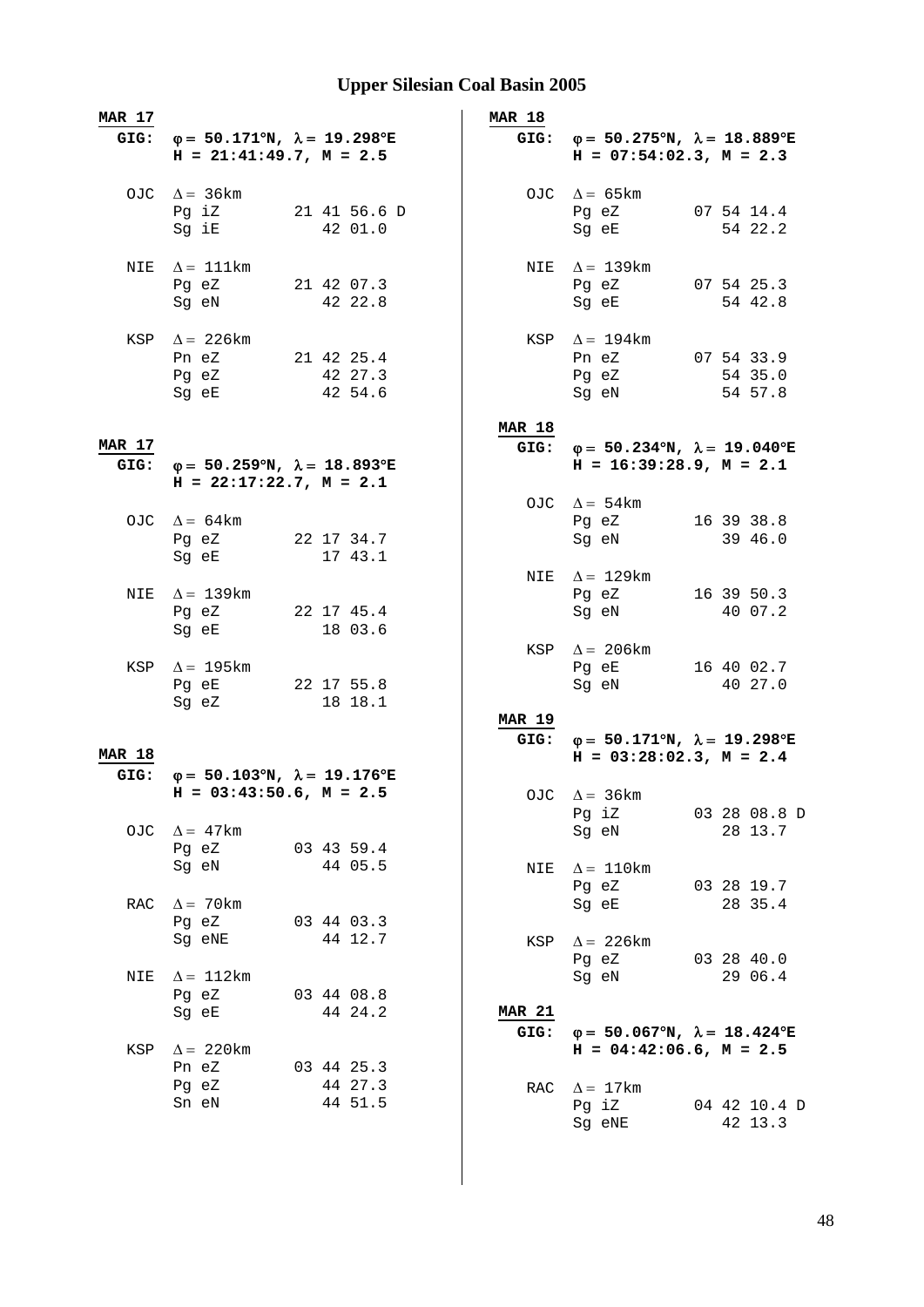# Upper Silesian Coal Basin 2005

**MAR 17**

**GIG:** **φ = 50.171°N, λ = 19.298°E**
**H = 21:41:49.7, M = 2.5**

```
OJC  Δ = 36km
     Pg iZ        21 41 56.6 D
     Sg iE           42 01.0

NIE  Δ = 111km
     Pg eZ        21 42 07.3
     Sg eN           42 22.8

KSP  Δ = 226km
     Pn eZ        21 42 25.4
     Pg eZ           42 27.3
     Sg eE           42 54.6
```

**MAR 17**

**GIG:** **φ = 50.259°N, λ = 18.893°E**
**H = 22:17:22.7, M = 2.1**

```
OJC  Δ = 64km
     Pg eZ        22 17 34.7
     Sg eE           17 43.1

NIE  Δ = 139km
     Pg eZ        22 17 45.4
     Sg eE           18 03.6

KSP  Δ = 195km
     Pg eE        22 17 55.8
     Sg eZ           18 18.1
```

**MAR 18**

**GIG:** **φ = 50.103°N, λ = 19.176°E**
**H = 03:43:50.6, M = 2.5**

```
OJC  Δ = 47km
     Pg eZ        03 43 59.4
     Sg eN           44 05.5

RAC  Δ = 70km
     Pg eZ        03 44 03.3
     Sg eNE          44 12.7

NIE  Δ = 112km
     Pg eZ        03 44 08.8
     Sg eE           44 24.2

KSP  Δ = 220km
     Pn eZ        03 44 25.3
     Pg eZ           44 27.3
     Sn eN           44 51.5
```

**MAR 18**

**GIG:** **φ = 50.275°N, λ = 18.889°E**
**H = 07:54:02.3, M = 2.3**

```
OJC  Δ = 65km
     Pg eZ        07 54 14.4
     Sg eE           54 22.2

NIE  Δ = 139km
     Pg eZ        07 54 25.3
     Sg eE           54 42.8

KSP  Δ = 194km
     Pn eZ        07 54 33.9
     Pg eZ           54 35.0
     Sg eN           54 57.8
```

**MAR 18**

**GIG:** **φ = 50.234°N, λ = 19.040°E**
**H = 16:39:28.9, M = 2.1**

```
OJC  Δ = 54km
     Pg eZ        16 39 38.8
     Sg eN           39 46.0

NIE  Δ = 129km
     Pg eZ        16 39 50.3
     Sg eN           40 07.2

KSP  Δ = 206km
     Pg eE        16 40 02.7
     Sg eN           40 27.0
```

**MAR 19**

**GIG:** **φ = 50.171°N, λ = 19.298°E**
**H = 03:28:02.3, M = 2.4**

```
OJC  Δ = 36km
     Pg iZ        03 28 08.8 D
     Sg eN           28 13.7

NIE  Δ = 110km
     Pg eZ        03 28 19.7
     Sg eE           28 35.4

KSP  Δ = 226km
     Pg eZ        03 28 40.0
     Sg eN           29 06.4
```

**MAR 21**

**GIG:** **φ = 50.067°N, λ = 18.424°E**
**H = 04:42:06.6, M = 2.5**

```
RAC  Δ = 17km
     Pg iZ        04 42 10.4 D
     Sg eNE          42 13.3
```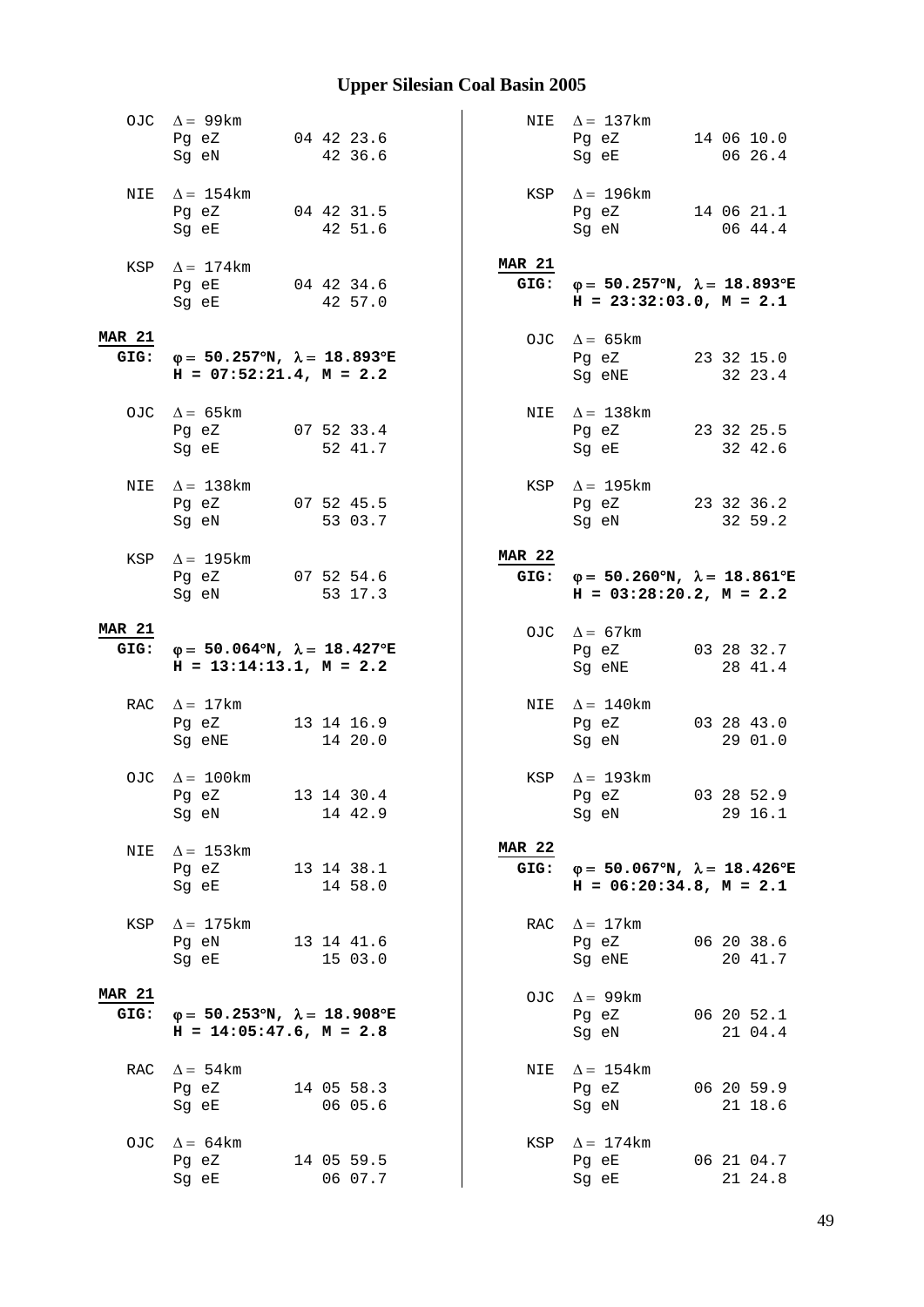# Upper Silesian Coal Basin 2005

```
  OJC  Δ = 99km
       Pg eZ        04 42 23.6
       Sg eN           42 36.6

  NIE  Δ = 154km
       Pg eZ        04 42 31.5
       Sg eE           42 51.6

  KSP  Δ = 174km
       Pg eE        04 42 34.6
       Sg eE           42 57.0
```

**MAR 21**
**GIG: φ = 50.257°N, λ = 18.893°E**
**H = 07:52:21.4, M = 2.2**

```
  OJC  Δ = 65km
       Pg eZ        07 52 33.4
       Sg eE           52 41.7

  NIE  Δ = 138km
       Pg eZ        07 52 45.5
       Sg eN           53 03.7

  KSP  Δ = 195km
       Pg eZ        07 52 54.6
       Sg eN           53 17.3
```

**MAR 21**
**GIG: φ = 50.064°N, λ = 18.427°E**
**H = 13:14:13.1, M = 2.2**

```
  RAC  Δ = 17km
       Pg eZ        13 14 16.9
       Sg eNE          14 20.0

  OJC  Δ = 100km
       Pg eZ        13 14 30.4
       Sg eN           14 42.9

  NIE  Δ = 153km
       Pg eZ        13 14 38.1
       Sg eE           14 58.0

  KSP  Δ = 175km
       Pg eN        13 14 41.6
       Sg eE           15 03.0
```

**MAR 21**
**GIG: φ = 50.253°N, λ = 18.908°E**
**H = 14:05:47.6, M = 2.8**

```
  RAC  Δ = 54km
       Pg eZ        14 05 58.3
       Sg eE           06 05.6

  OJC  Δ = 64km
       Pg eZ        14 05 59.5
       Sg eE           06 07.7

  NIE  Δ = 137km
       Pg eZ        14 06 10.0
       Sg eE           06 26.4

  KSP  Δ = 196km
       Pg eZ        14 06 21.1
       Sg eN           06 44.4
```

**MAR 21**
**GIG: φ = 50.257°N, λ = 18.893°E**
**H = 23:32:03.0, M = 2.1**

```
  OJC  Δ = 65km
       Pg eZ        23 32 15.0
       Sg eNE          32 23.4

  NIE  Δ = 138km
       Pg eZ        23 32 25.5
       Sg eE           32 42.6

  KSP  Δ = 195km
       Pg eZ        23 32 36.2
       Sg eN           32 59.2
```

**MAR 22**
**GIG: φ = 50.260°N, λ = 18.861°E**
**H = 03:28:20.2, M = 2.2**

```
  OJC  Δ = 67km
       Pg eZ        03 28 32.7
       Sg eNE          28 41.4

  NIE  Δ = 140km
       Pg eZ        03 28 43.0
       Sg eN           29 01.0

  KSP  Δ = 193km
       Pg eZ        03 28 52.9
       Sg eN           29 16.1
```

**MAR 22**
**GIG: φ = 50.067°N, λ = 18.426°E**
**H = 06:20:34.8, M = 2.1**

```
  RAC  Δ = 17km
       Pg eZ        06 20 38.6
       Sg eNE          20 41.7

  OJC  Δ = 99km
       Pg eZ        06 20 52.1
       Sg eN           21 04.4

  NIE  Δ = 154km
       Pg eZ        06 20 59.9
       Sg eN           21 18.6

  KSP  Δ = 174km
       Pg eE        06 21 04.7
       Sg eE           21 24.8
```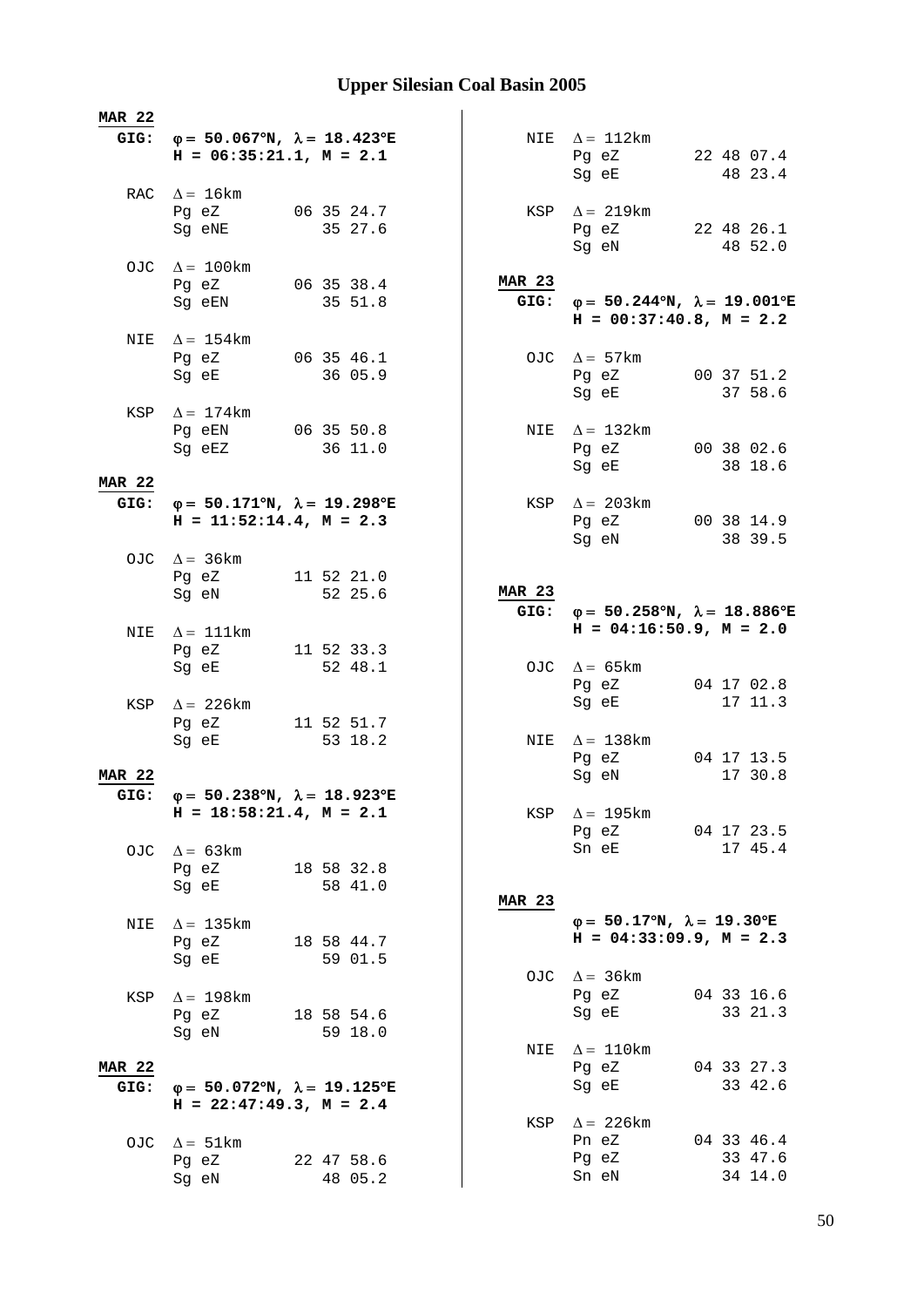# Upper Silesian Coal Basin 2005

**MAR 22**

**GIG:** $\varphi = 50.067°N, \lambda = 18.423°E$
**H = 06:35:21.1, M = 2.1**

```
RAC  Δ = 16km
     Pg eZ        06 35 24.7
     Sg eNE          35 27.6

OJC  Δ = 100km
     Pg eZ        06 35 38.4
     Sg eEN          35 51.8

NIE  Δ = 154km
     Pg eZ        06 35 46.1
     Sg eE           36 05.9

KSP  Δ = 174km
     Pg eEN       06 35 50.8
     Sg eEZ          36 11.0
```

**MAR 22**

**GIG:** $\varphi = 50.171°N, \lambda = 19.298°E$
**H = 11:52:14.4, M = 2.3**

```
OJC  Δ = 36km
     Pg eZ        11 52 21.0
     Sg eN           52 25.6

NIE  Δ = 111km
     Pg eZ        11 52 33.3
     Sg eE           52 48.1

KSP  Δ = 226km
     Pg eZ        11 52 51.7
     Sg eE           53 18.2
```

**MAR 22**

**GIG:** $\varphi = 50.238°N, \lambda = 18.923°E$
**H = 18:58:21.4, M = 2.1**

```
OJC  Δ = 63km
     Pg eZ        18 58 32.8
     Sg eE           58 41.0

NIE  Δ = 135km
     Pg eZ        18 58 44.7
     Sg eE           59 01.5

KSP  Δ = 198km
     Pg eZ        18 58 54.6
     Sg eN           59 18.0
```

**MAR 22**

**GIG:** $\varphi = 50.072°N, \lambda = 19.125°E$
**H = 22:47:49.3, M = 2.4**

```
OJC  Δ = 51km
     Pg eZ        22 47 58.6
     Sg eN           48 05.2

NIE  Δ = 112km
     Pg eZ        22 48 07.4
     Sg eE           48 23.4

KSP  Δ = 219km
     Pg eZ        22 48 26.1
     Sg eN           48 52.0
```

**MAR 23**

**GIG:** $\varphi = 50.244°N, \lambda = 19.001°E$
**H = 00:37:40.8, M = 2.2**

```
OJC  Δ = 57km
     Pg eZ        00 37 51.2
     Sg eE           37 58.6

NIE  Δ = 132km
     Pg eZ        00 38 02.6
     Sg eE           38 18.6

KSP  Δ = 203km
     Pg eZ        00 38 14.9
     Sg eN           38 39.5
```

**MAR 23**

**GIG:** $\varphi = 50.258°N, \lambda = 18.886°E$
**H = 04:16:50.9, M = 2.0**

```
OJC  Δ = 65km
     Pg eZ        04 17 02.8
     Sg eE           17 11.3

NIE  Δ = 138km
     Pg eZ        04 17 13.5
     Sg eN           17 30.8

KSP  Δ = 195km
     Pg eZ        04 17 23.5
     Sn eE           17 45.4
```

**MAR 23**

$\varphi = 50.17°N, \lambda = 19.30°E$
**H = 04:33:09.9, M = 2.3**

```
OJC  Δ = 36km
     Pg eZ        04 33 16.6
     Sg eE           33 21.3

NIE  Δ = 110km
     Pg eZ        04 33 27.3
     Sg eE           33 42.6

KSP  Δ = 226km
     Pn eZ        04 33 46.4
     Pg eZ           33 47.6
     Sn eN           34 14.0
```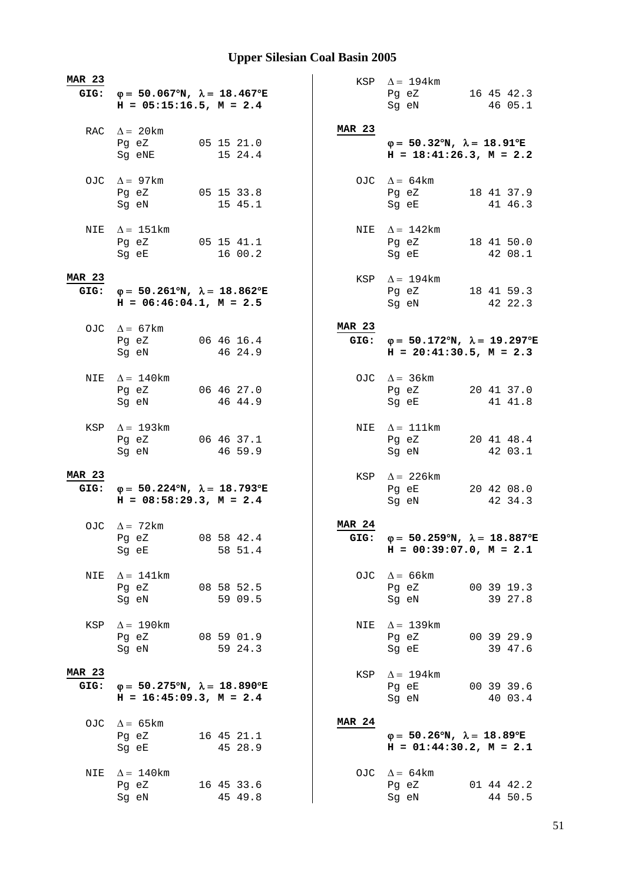## Upper Silesian Coal Basin 2005

**MAR 23**
**GIG:** **φ = 50.067°N, λ = 18.467°E**
**H = 05:15:16.5, M = 2.4**

| Station | Δ | Phase | Time |
|---|---|---|---|
| RAC | Δ = 20km | Pg eZ | 05 15 21.0 |
| | | Sg eNE | 15 24.4 |
| OJC | Δ = 97km | Pg eZ | 05 15 33.8 |
| | | Sg eN | 15 45.1 |
| NIE | Δ = 151km | Pg eZ | 05 15 41.1 |
| | | Sg eE | 16 00.2 |

**MAR 23**
**GIG:** **φ = 50.261°N, λ = 18.862°E**
**H = 06:46:04.1, M = 2.5**

| Station | Δ | Phase | Time |
|---|---|---|---|
| OJC | Δ = 67km | Pg eZ | 06 46 16.4 |
| | | Sg eN | 46 24.9 |
| NIE | Δ = 140km | Pg eZ | 06 46 27.0 |
| | | Sg eN | 46 44.9 |
| KSP | Δ = 193km | Pg eZ | 06 46 37.1 |
| | | Sg eN | 46 59.9 |

**MAR 23**
**GIG:** **φ = 50.224°N, λ = 18.793°E**
**H = 08:58:29.3, M = 2.4**

| Station | Δ | Phase | Time |
|---|---|---|---|
| OJC | Δ = 72km | Pg eZ | 08 58 42.4 |
| | | Sg eE | 58 51.4 |
| NIE | Δ = 141km | Pg eZ | 08 58 52.5 |
| | | Sg eN | 59 09.5 |
| KSP | Δ = 190km | Pg eZ | 08 59 01.9 |
| | | Sg eN | 59 24.3 |

**MAR 23**
**GIG:** **φ = 50.275°N, λ = 18.890°E**
**H = 16:45:09.3, M = 2.4**

| Station | Δ | Phase | Time |
|---|---|---|---|
| OJC | Δ = 65km | Pg eZ | 16 45 21.1 |
| | | Sg eE | 45 28.9 |
| NIE | Δ = 140km | Pg eZ | 16 45 33.6 |
| | | Sg eN | 45 49.8 |
| KSP | Δ = 194km | Pg eZ | 16 45 42.3 |
| | | Sg eN | 46 05.1 |

**MAR 23**
**φ = 50.32°N, λ = 18.91°E**
**H = 18:41:26.3, M = 2.2**

| Station | Δ | Phase | Time |
|---|---|---|---|
| OJC | Δ = 64km | Pg eZ | 18 41 37.9 |
| | | Sg eE | 41 46.3 |
| NIE | Δ = 142km | Pg eZ | 18 41 50.0 |
| | | Sg eE | 42 08.1 |
| KSP | Δ = 194km | Pg eZ | 18 41 59.3 |
| | | Sg eN | 42 22.3 |

**MAR 23**
**GIG:** **φ = 50.172°N, λ = 19.297°E**
**H = 20:41:30.5, M = 2.3**

| Station | Δ | Phase | Time |
|---|---|---|---|
| OJC | Δ = 36km | Pg eZ | 20 41 37.0 |
| | | Sg eE | 41 41.8 |
| NIE | Δ = 111km | Pg eZ | 20 41 48.4 |
| | | Sg eN | 42 03.1 |
| KSP | Δ = 226km | Pg eE | 20 42 08.0 |
| | | Sg eN | 42 34.3 |

**MAR 24**
**GIG:** **φ = 50.259°N, λ = 18.887°E**
**H = 00:39:07.0, M = 2.1**

| Station | Δ | Phase | Time |
|---|---|---|---|
| OJC | Δ = 66km | Pg eZ | 00 39 19.3 |
| | | Sg eN | 39 27.8 |
| NIE | Δ = 139km | Pg eZ | 00 39 29.9 |
| | | Sg eE | 39 47.6 |
| KSP | Δ = 194km | Pg eE | 00 39 39.6 |
| | | Sg eN | 40 03.4 |

**MAR 24**
**φ = 50.26°N, λ = 18.89°E**
**H = 01:44:30.2, M = 2.1**

| Station | Δ | Phase | Time |
|---|---|---|---|
| OJC | Δ = 64km | Pg eZ | 01 44 42.2 |
| | | Sg eN | 44 50.5 |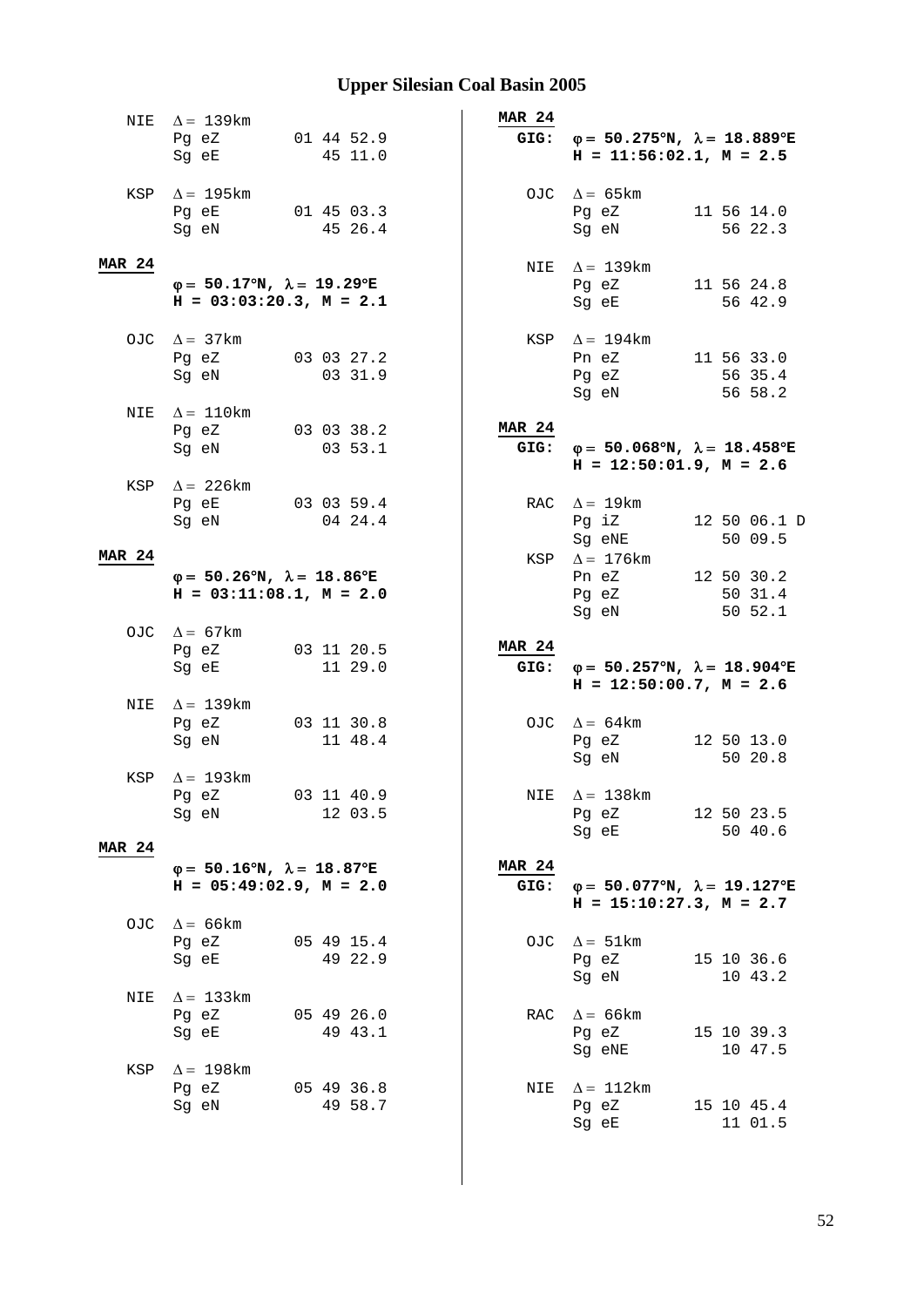## Upper Silesian Coal Basin 2005

NIE  $\Delta = 139$km
Pg eZ  01 44 52.9
Sg eE  45 11.0

KSP  $\Delta = 195$km
Pg eE  01 45 03.3
Sg eN  45 26.4

**MAR 24**

**$\varphi = 50.17°N$, $\lambda = 19.29°E$**
**H = 03:03:20.3, M = 2.1**

OJC  $\Delta = 37$km
Pg eZ  03 03 27.2
Sg eN  03 31.9

NIE  $\Delta = 110$km
Pg eZ  03 03 38.2
Sg eN  03 53.1

KSP  $\Delta = 226$km
Pg eE  03 03 59.4
Sg eN  04 24.4

**MAR 24**

**$\varphi = 50.26°N$, $\lambda = 18.86°E$**
**H = 03:11:08.1, M = 2.0**

OJC  $\Delta = 67$km
Pg eZ  03 11 20.5
Sg eE  11 29.0

NIE  $\Delta = 139$km
Pg eZ  03 11 30.8
Sg eN  11 48.4

KSP  $\Delta = 193$km
Pg eZ  03 11 40.9
Sg eN  12 03.5

**MAR 24**

**$\varphi = 50.16°N$, $\lambda = 18.87°E$**
**H = 05:49:02.9, M = 2.0**

OJC  $\Delta = 66$km
Pg eZ  05 49 15.4
Sg eE  49 22.9

NIE  $\Delta = 133$km
Pg eZ  05 49 26.0
Sg eE  49 43.1

KSP  $\Delta = 198$km
Pg eZ  05 49 36.8
Sg eN  49 58.7

**MAR 24**
**GIG:** **$\varphi = 50.275°N$, $\lambda = 18.889°E$**
**H = 11:56:02.1, M = 2.5**

OJC  $\Delta = 65$km
Pg eZ  11 56 14.0
Sg eN  56 22.3

NIE  $\Delta = 139$km
Pg eZ  11 56 24.8
Sg eE  56 42.9

KSP  $\Delta = 194$km
Pn eZ  11 56 33.0
Pg eZ  56 35.4
Sg eN  56 58.2

**MAR 24**
**GIG:** **$\varphi = 50.068°N$, $\lambda = 18.458°E$**
**H = 12:50:01.9, M = 2.6**

RAC  $\Delta = 19$km
Pg iZ  12 50 06.1 D
Sg eNE  50 09.5

KSP  $\Delta = 176$km
Pn eZ  12 50 30.2
Pg eZ  50 31.4
Sg eN  50 52.1

**MAR 24**
**GIG:** **$\varphi = 50.257°N$, $\lambda = 18.904°E$**
**H = 12:50:00.7, M = 2.6**

OJC  $\Delta = 64$km
Pg eZ  12 50 13.0
Sg eN  50 20.8

NIE  $\Delta = 138$km
Pg eZ  12 50 23.5
Sg eE  50 40.6

**MAR 24**
**GIG:** **$\varphi = 50.077°N$, $\lambda = 19.127°E$**
**H = 15:10:27.3, M = 2.7**

OJC  $\Delta = 51$km
Pg eZ  15 10 36.6
Sg eN  10 43.2

RAC  $\Delta = 66$km
Pg eZ  15 10 39.3
Sg eNE  10 47.5

NIE  $\Delta = 112$km
Pg eZ  15 10 45.4
Sg eE  11 01.5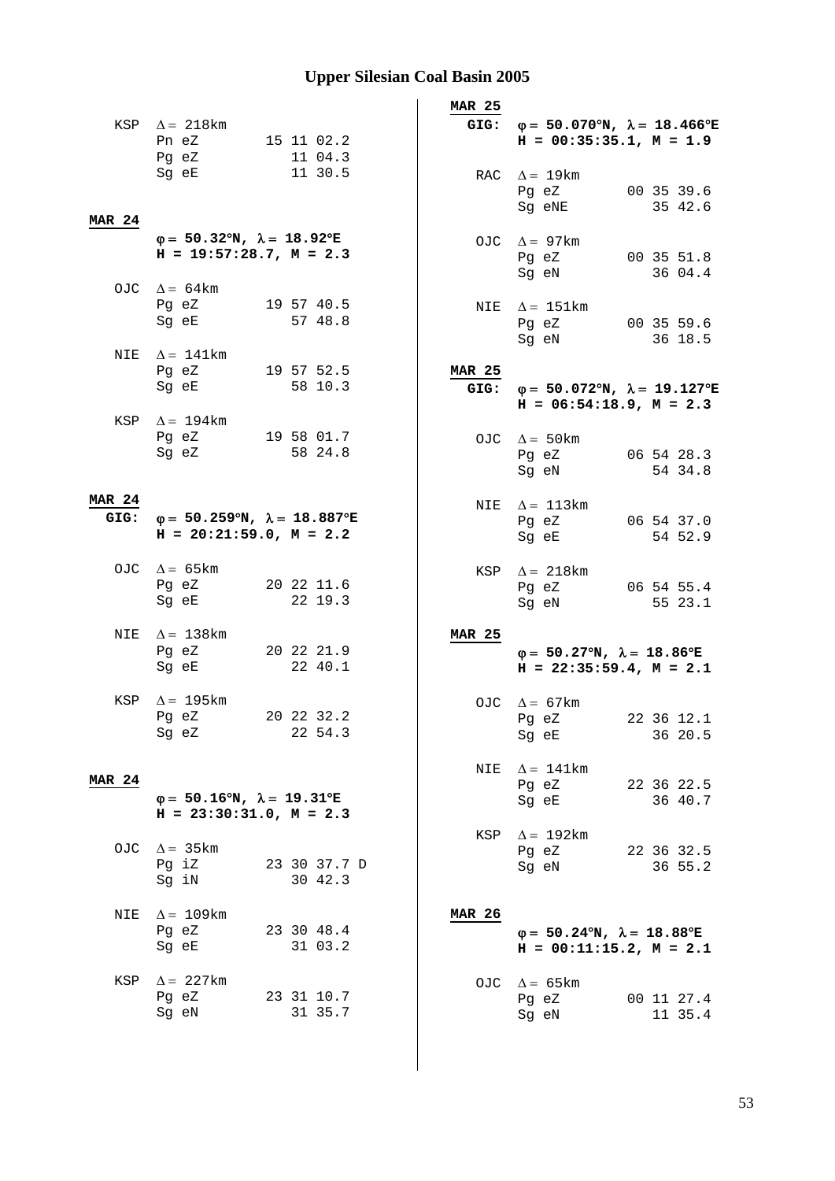# Upper Silesian Coal Basin 2005

```
KSP  Δ = 218km
     Pn eZ        15 11 02.2
     Pg eZ           11 04.3
     Sg eE           11 30.5
```

**MAR 24**

**φ = 50.32°N, λ = 18.92°E**
**H = 19:57:28.7, M = 2.3**

```
OJC  Δ = 64km
     Pg eZ        19 57 40.5
     Sg eE           57 48.8

NIE  Δ = 141km
     Pg eZ        19 57 52.5
     Sg eE           58 10.3

KSP  Δ = 194km
     Pg eZ        19 58 01.7
     Sg eZ           58 24.8
```

**MAR 24**
**GIG:** **φ = 50.259°N, λ = 18.887°E**
**H = 20:21:59.0, M = 2.2**

```
OJC  Δ = 65km
     Pg eZ        20 22 11.6
     Sg eE           22 19.3

NIE  Δ = 138km
     Pg eZ        20 22 21.9
     Sg eE           22 40.1

KSP  Δ = 195km
     Pg eZ        20 22 32.2
     Sg eZ           22 54.3
```

**MAR 24**

**φ = 50.16°N, λ = 19.31°E**
**H = 23:30:31.0, M = 2.3**

```
OJC  Δ = 35km
     Pg iZ        23 30 37.7 D
     Sg iN           30 42.3

NIE  Δ = 109km
     Pg eZ        23 30 48.4
     Sg eE           31 03.2

KSP  Δ = 227km
     Pg eZ        23 31 10.7
     Sg eN           31 35.7
```

**MAR 25**
**GIG:** **φ = 50.070°N, λ = 18.466°E**
**H = 00:35:35.1, M = 1.9**

```
RAC  Δ = 19km
     Pg eZ        00 35 39.6
     Sg eNE          35 42.6

OJC  Δ = 97km
     Pg eZ        00 35 51.8
     Sg eN           36 04.4

NIE  Δ = 151km
     Pg eZ        00 35 59.6
     Sg eN           36 18.5
```

**MAR 25**
**GIG:** **φ = 50.072°N, λ = 19.127°E**
**H = 06:54:18.9, M = 2.3**

```
OJC  Δ = 50km
     Pg eZ        06 54 28.3
     Sg eN           54 34.8

NIE  Δ = 113km
     Pg eZ        06 54 37.0
     Sg eE           54 52.9

KSP  Δ = 218km
     Pg eZ        06 54 55.4
     Sg eN           55 23.1
```

**MAR 25**

**φ = 50.27°N, λ = 18.86°E**
**H = 22:35:59.4, M = 2.1**

```
OJC  Δ = 67km
     Pg eZ        22 36 12.1
     Sg eE           36 20.5

NIE  Δ = 141km
     Pg eZ        22 36 22.5
     Sg eE           36 40.7

KSP  Δ = 192km
     Pg eZ        22 36 32.5
     Sg eN           36 55.2
```

**MAR 26**

**φ = 50.24°N, λ = 18.88°E**
**H = 00:11:15.2, M = 2.1**

```
OJC  Δ = 65km
     Pg eZ        00 11 27.4
     Sg eN           11 35.4
```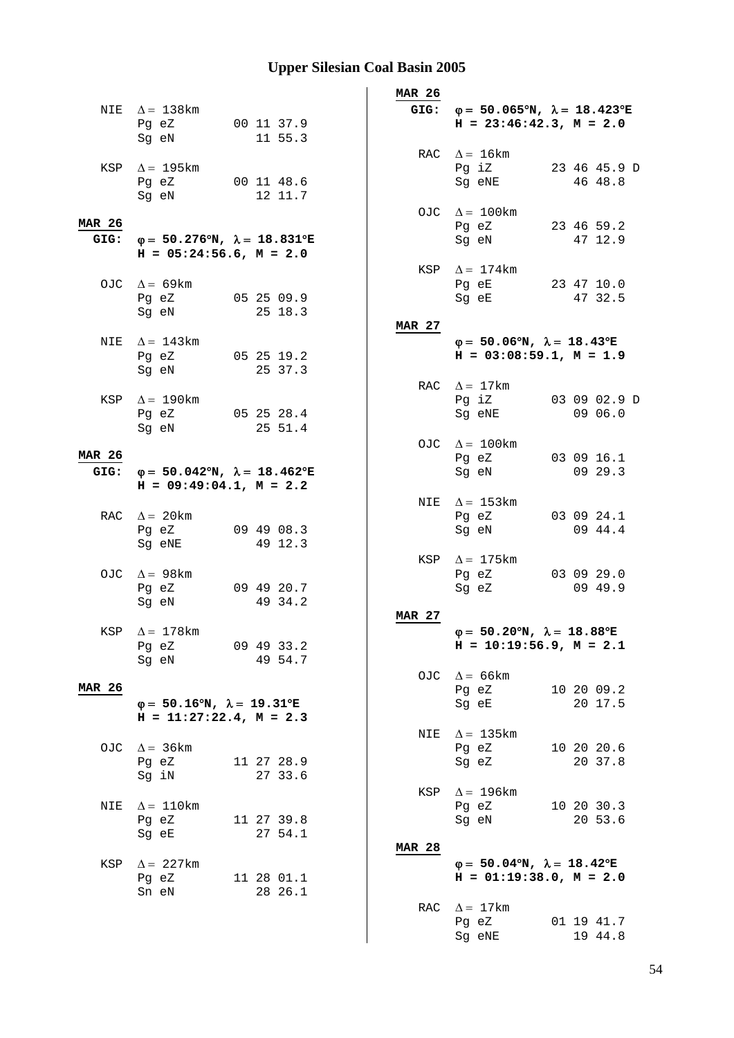# Upper Silesian Coal Basin 2005

```
  NIE  Δ = 138km
       Pg eZ        00 11 37.9
       Sg eN           11 55.3

  KSP  Δ = 195km
       Pg eZ        00 11 48.6
       Sg eN           12 11.7

MAR 26
 GIG:  φ = 50.276°N, λ = 18.831°E
       H = 05:24:56.6, M = 2.0

  OJC  Δ = 69km
       Pg eZ        05 25 09.9
       Sg eN           25 18.3

  NIE  Δ = 143km
       Pg eZ        05 25 19.2
       Sg eN           25 37.3

  KSP  Δ = 190km
       Pg eZ        05 25 28.4
       Sg eN           25 51.4

MAR 26
 GIG:  φ = 50.042°N, λ = 18.462°E
       H = 09:49:04.1, M = 2.2

  RAC  Δ = 20km
       Pg eZ        09 49 08.3
       Sg eNE          49 12.3

  OJC  Δ = 98km
       Pg eZ        09 49 20.7
       Sg eN           49 34.2

  KSP  Δ = 178km
       Pg eZ        09 49 33.2
       Sg eN           49 54.7

MAR 26
       φ = 50.16°N, λ = 19.31°E
       H = 11:27:22.4, M = 2.3

  OJC  Δ = 36km
       Pg eZ        11 27 28.9
       Sg iN           27 33.6

  NIE  Δ = 110km
       Pg eZ        11 27 39.8
       Sg eE           27 54.1

  KSP  Δ = 227km
       Pg eZ        11 28 01.1
       Sn eN           28 26.1

MAR 26
 GIG:  φ = 50.065°N, λ = 18.423°E
       H = 23:46:42.3, M = 2.0

  RAC  Δ = 16km
       Pg iZ        23 46 45.9 D
       Sg eNE          46 48.8

  OJC  Δ = 100km
       Pg eZ        23 46 59.2
       Sg eN           47 12.9

  KSP  Δ = 174km
       Pg eE        23 47 10.0
       Sg eE           47 32.5

MAR 27
       φ = 50.06°N, λ = 18.43°E
       H = 03:08:59.1, M = 1.9

  RAC  Δ = 17km
       Pg iZ        03 09 02.9 D
       Sg eNE          09 06.0

  OJC  Δ = 100km
       Pg eZ        03 09 16.1
       Sg eN           09 29.3

  NIE  Δ = 153km
       Pg eZ        03 09 24.1
       Sg eN           09 44.4

  KSP  Δ = 175km
       Pg eZ        03 09 29.0
       Sg eZ           09 49.9

MAR 27
       φ = 50.20°N, λ = 18.88°E
       H = 10:19:56.9, M = 2.1

  OJC  Δ = 66km
       Pg eZ        10 20 09.2
       Sg eE           20 17.5

  NIE  Δ = 135km
       Pg eZ        10 20 20.6
       Sg eZ           20 37.8

  KSP  Δ = 196km
       Pg eZ        10 20 30.3
       Sg eN           20 53.6

MAR 28
       φ = 50.04°N, λ = 18.42°E
       H = 01:19:38.0, M = 2.0

  RAC  Δ = 17km
       Pg eZ        01 19 41.7
       Sg eNE          19 44.8
```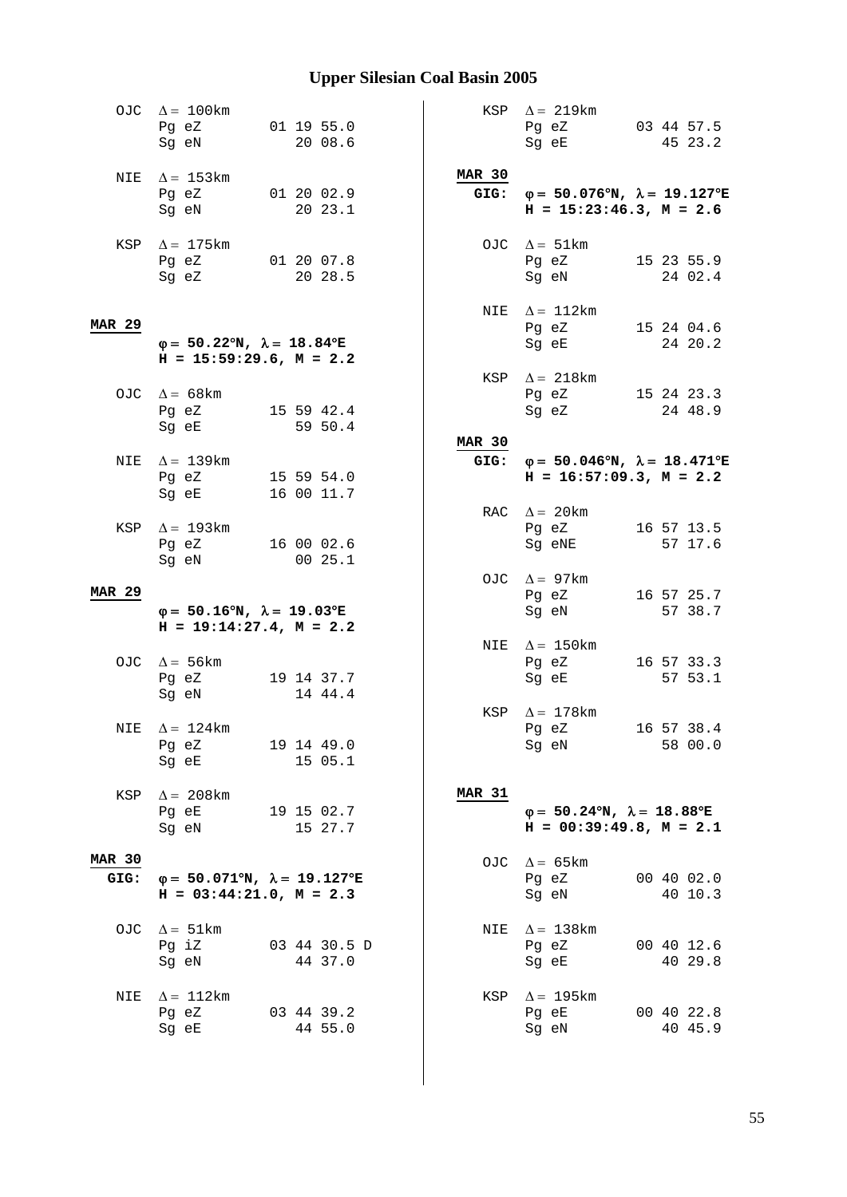# Upper Silesian Coal Basin 2005

```
  OJC  Δ = 100km
       Pg eZ        01 19 55.0
       Sg eN           20 08.6

  NIE  Δ = 153km
       Pg eZ        01 20 02.9
       Sg eN           20 23.1

  KSP  Δ = 175km
       Pg eZ        01 20 07.8
       Sg eZ           20 28.5
```

**MAR 29**

**φ = 50.22°N, λ = 18.84°E**
**H = 15:59:29.6, M = 2.2**

```
  OJC  Δ = 68km
       Pg eZ        15 59 42.4
       Sg eE           59 50.4

  NIE  Δ = 139km
       Pg eZ        15 59 54.0
       Sg eE        16 00 11.7

  KSP  Δ = 193km
       Pg eZ        16 00 02.6
       Sg eN           00 25.1
```

**MAR 29**

**φ = 50.16°N, λ = 19.03°E**
**H = 19:14:27.4, M = 2.2**

```
  OJC  Δ = 56km
       Pg eZ        19 14 37.7
       Sg eN           14 44.4

  NIE  Δ = 124km
       Pg eZ        19 14 49.0
       Sg eE           15 05.1

  KSP  Δ = 208km
       Pg eE        19 15 02.7
       Sg eN           15 27.7
```

**MAR 30**
**GIG: φ = 50.071°N, λ = 19.127°E**
**H = 03:44:21.0, M = 2.3**

```
  OJC  Δ = 51km
       Pg iZ        03 44 30.5 D
       Sg eN           44 37.0

  NIE  Δ = 112km
       Pg eZ        03 44 39.2
       Sg eE           44 55.0

  KSP  Δ = 219km
       Pg eZ        03 44 57.5
       Sg eE           45 23.2
```

**MAR 30**
**GIG: φ = 50.076°N, λ = 19.127°E**
**H = 15:23:46.3, M = 2.6**

```
  OJC  Δ = 51km
       Pg eZ        15 23 55.9
       Sg eN           24 02.4

  NIE  Δ = 112km
       Pg eZ        15 24 04.6
       Sg eE           24 20.2

  KSP  Δ = 218km
       Pg eZ        15 24 23.3
       Sg eZ           24 48.9
```

**MAR 30**
**GIG: φ = 50.046°N, λ = 18.471°E**
**H = 16:57:09.3, M = 2.2**

```
  RAC  Δ = 20km
       Pg eZ        16 57 13.5
       Sg eNE          57 17.6

  OJC  Δ = 97km
       Pg eZ        16 57 25.7
       Sg eN           57 38.7

  NIE  Δ = 150km
       Pg eZ        16 57 33.3
       Sg eE           57 53.1

  KSP  Δ = 178km
       Pg eZ        16 57 38.4
       Sg eN           58 00.0
```

**MAR 31**

**φ = 50.24°N, λ = 18.88°E**
**H = 00:39:49.8, M = 2.1**

```
  OJC  Δ = 65km
       Pg eZ        00 40 02.0
       Sg eN           40 10.3

  NIE  Δ = 138km
       Pg eZ        00 40 12.6
       Sg eE           40 29.8

  KSP  Δ = 195km
       Pg eE        00 40 22.8
       Sg eN           40 45.9
```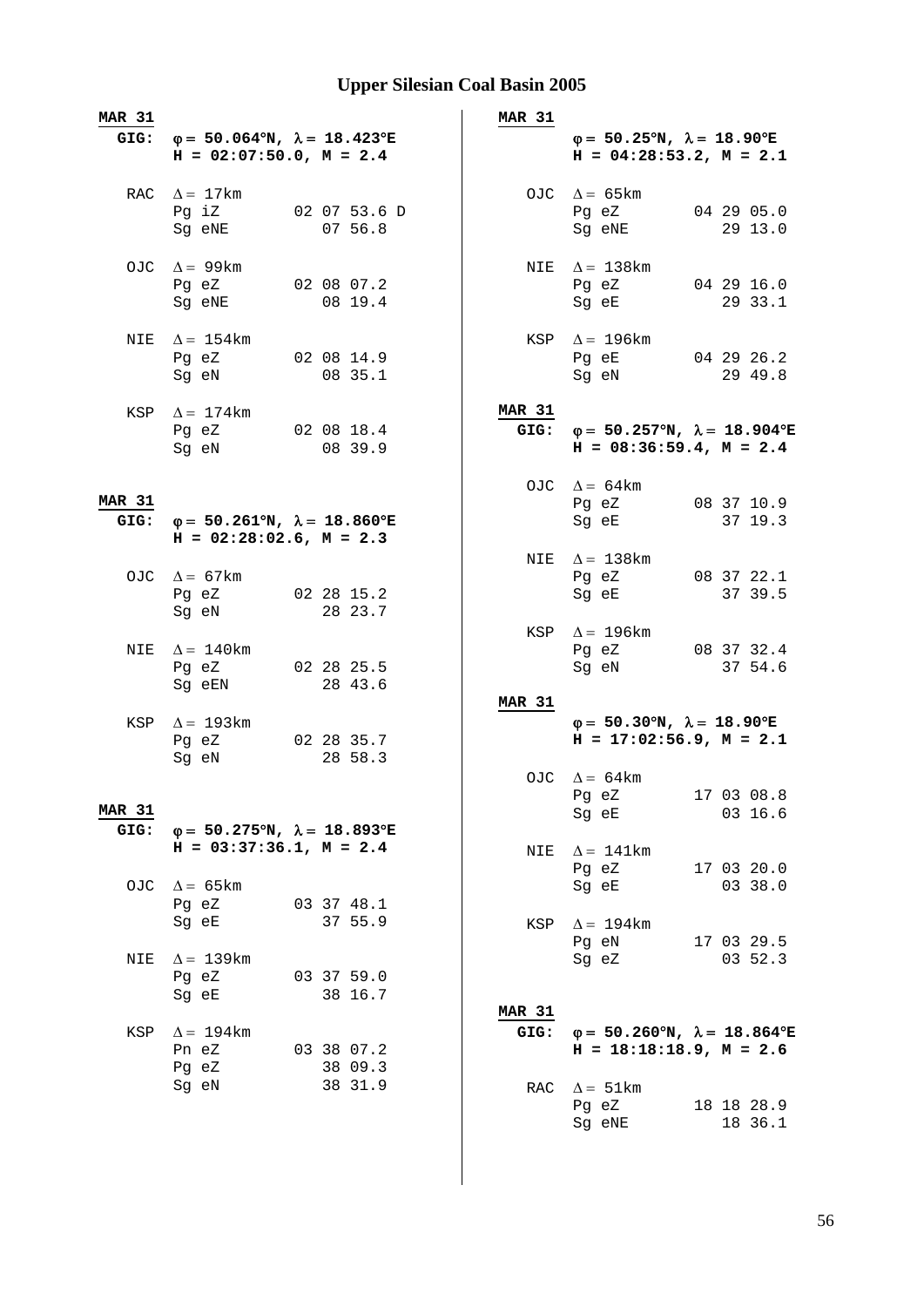# Upper Silesian Coal Basin 2005

**MAR 31**
**GIG:** $\varphi = 50.064°N$, $\lambda = 18.423°E$
**H = 02:07:50.0, M = 2.4**

```
RAC  Δ = 17km
     Pg iZ        02 07 53.6 D
     Sg eNE          07 56.8

OJC  Δ = 99km
     Pg eZ        02 08 07.2
     Sg eNE          08 19.4

NIE  Δ = 154km
     Pg eZ        02 08 14.9
     Sg eN           08 35.1

KSP  Δ = 174km
     Pg eZ        02 08 18.4
     Sg eN           08 39.9
```

**MAR 31**
**GIG:** $\varphi = 50.261°N$, $\lambda = 18.860°E$
**H = 02:28:02.6, M = 2.3**

```
OJC  Δ = 67km
     Pg eZ        02 28 15.2
     Sg eN           28 23.7

NIE  Δ = 140km
     Pg eZ        02 28 25.5
     Sg eEN          28 43.6

KSP  Δ = 193km
     Pg eZ        02 28 35.7
     Sg eN           28 58.3
```

**MAR 31**
**GIG:** $\varphi = 50.275°N$, $\lambda = 18.893°E$
**H = 03:37:36.1, M = 2.4**

```
OJC  Δ = 65km
     Pg eZ        03 37 48.1
     Sg eE           37 55.9

NIE  Δ = 139km
     Pg eZ        03 37 59.0
     Sg eE           38 16.7

KSP  Δ = 194km
     Pn eZ        03 38 07.2
     Pg eZ           38 09.3
     Sg eN           38 31.9
```

**MAR 31**
$\varphi = 50.25°N$, $\lambda = 18.90°E$
**H = 04:28:53.2, M = 2.1**

```
OJC  Δ = 65km
     Pg eZ        04 29 05.0
     Sg eNE          29 13.0

NIE  Δ = 138km
     Pg eZ        04 29 16.0
     Sg eE           29 33.1

KSP  Δ = 196km
     Pg eE        04 29 26.2
     Sg eN           29 49.8
```

**MAR 31**
**GIG:** $\varphi = 50.257°N$, $\lambda = 18.904°E$
**H = 08:36:59.4, M = 2.4**

```
OJC  Δ = 64km
     Pg eZ        08 37 10.9
     Sg eE           37 19.3

NIE  Δ = 138km
     Pg eZ        08 37 22.1
     Sg eE           37 39.5

KSP  Δ = 196km
     Pg eZ        08 37 32.4
     Sg eN           37 54.6
```

**MAR 31**
$\varphi = 50.30°N$, $\lambda = 18.90°E$
**H = 17:02:56.9, M = 2.1**

```
OJC  Δ = 64km
     Pg eZ        17 03 08.8
     Sg eE           03 16.6

NIE  Δ = 141km
     Pg eZ        17 03 20.0
     Sg eE           03 38.0

KSP  Δ = 194km
     Pg eN        17 03 29.5
     Sg eZ           03 52.3
```

**MAR 31**
**GIG:** $\varphi = 50.260°N$, $\lambda = 18.864°E$
**H = 18:18:18.9, M = 2.6**

```
RAC  Δ = 51km
     Pg eZ        18 18 28.9
     Sg eNE          18 36.1
```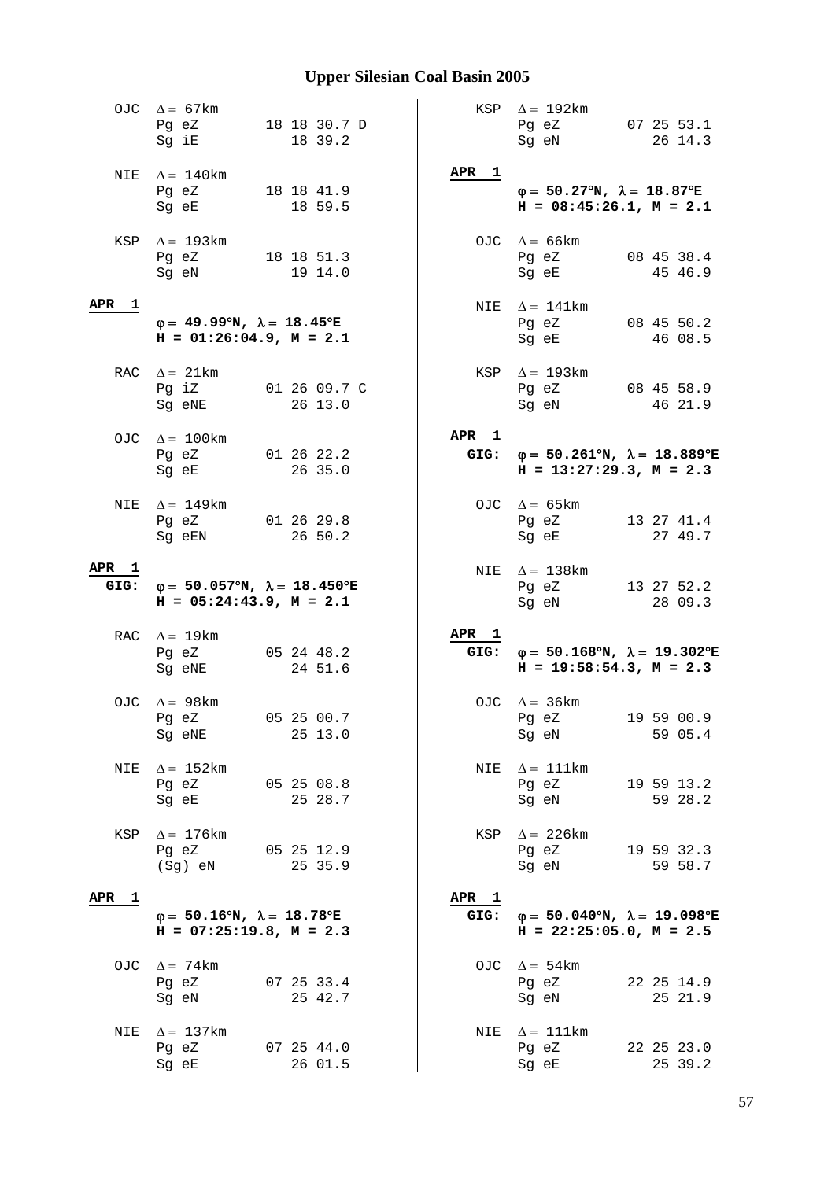# Upper Silesian Coal Basin 2005

OJC $\Delta = 67$km
Pg eZ 18 18 30.7 D
Sg iE 18 39.2

NIE $\Delta = 140$km
Pg eZ 18 18 41.9
Sg eE 18 59.5

KSP $\Delta = 193$km
Pg eZ 18 18 51.3
Sg eN 19 14.0

**APR 1**
**$\varphi = 49.99°N$, $\lambda = 18.45°E$**
**H = 01:26:04.9, M = 2.1**

RAC $\Delta = 21$km
Pg iZ 01 26 09.7 C
Sg eNE 26 13.0

OJC $\Delta = 100$km
Pg eZ 01 26 22.2
Sg eE 26 35.0

NIE $\Delta = 149$km
Pg eZ 01 26 29.8
Sg eEN 26 50.2

**APR 1**
**GIG: $\varphi = 50.057°N$, $\lambda = 18.450°E$**
**H = 05:24:43.9, M = 2.1**

RAC $\Delta = 19$km
Pg eZ 05 24 48.2
Sg eNE 24 51.6

OJC $\Delta = 98$km
Pg eZ 05 25 00.7
Sg eNE 25 13.0

NIE $\Delta = 152$km
Pg eZ 05 25 08.8
Sg eE 25 28.7

KSP $\Delta = 176$km
Pg eZ 05 25 12.9
(Sg) eN 25 35.9

**APR 1**
**$\varphi = 50.16°N$, $\lambda = 18.78°E$**
**H = 07:25:19.8, M = 2.3**

OJC $\Delta = 74$km
Pg eZ 07 25 33.4
Sg eN 25 42.7

NIE $\Delta = 137$km
Pg eZ 07 25 44.0
Sg eE 26 01.5

KSP $\Delta = 192$km
Pg eZ 07 25 53.1
Sg eN 26 14.3

**APR 1**
**$\varphi = 50.27°N$, $\lambda = 18.87°E$**
**H = 08:45:26.1, M = 2.1**

OJC $\Delta = 66$km
Pg eZ 08 45 38.4
Sg eE 45 46.9

NIE $\Delta = 141$km
Pg eZ 08 45 50.2
Sg eE 46 08.5

KSP $\Delta = 193$km
Pg eZ 08 45 58.9
Sg eN 46 21.9

**APR 1**
**GIG: $\varphi = 50.261°N$, $\lambda = 18.889°E$**
**H = 13:27:29.3, M = 2.3**

OJC $\Delta = 65$km
Pg eZ 13 27 41.4
Sg eE 27 49.7

NIE $\Delta = 138$km
Pg eZ 13 27 52.2
Sg eN 28 09.3

**APR 1**
**GIG: $\varphi = 50.168°N$, $\lambda = 19.302°E$**
**H = 19:58:54.3, M = 2.3**

OJC $\Delta = 36$km
Pg eZ 19 59 00.9
Sg eN 59 05.4

NIE $\Delta = 111$km
Pg eZ 19 59 13.2
Sg eN 59 28.2

KSP $\Delta = 226$km
Pg eZ 19 59 32.3
Sg eN 59 58.7

**APR 1**
**GIG: $\varphi = 50.040°N$, $\lambda = 19.098°E$**
**H = 22:25:05.0, M = 2.5**

OJC $\Delta = 54$km
Pg eZ 22 25 14.9
Sg eN 25 21.9

NIE $\Delta = 111$km
Pg eZ 22 25 23.0
Sg eE 25 39.2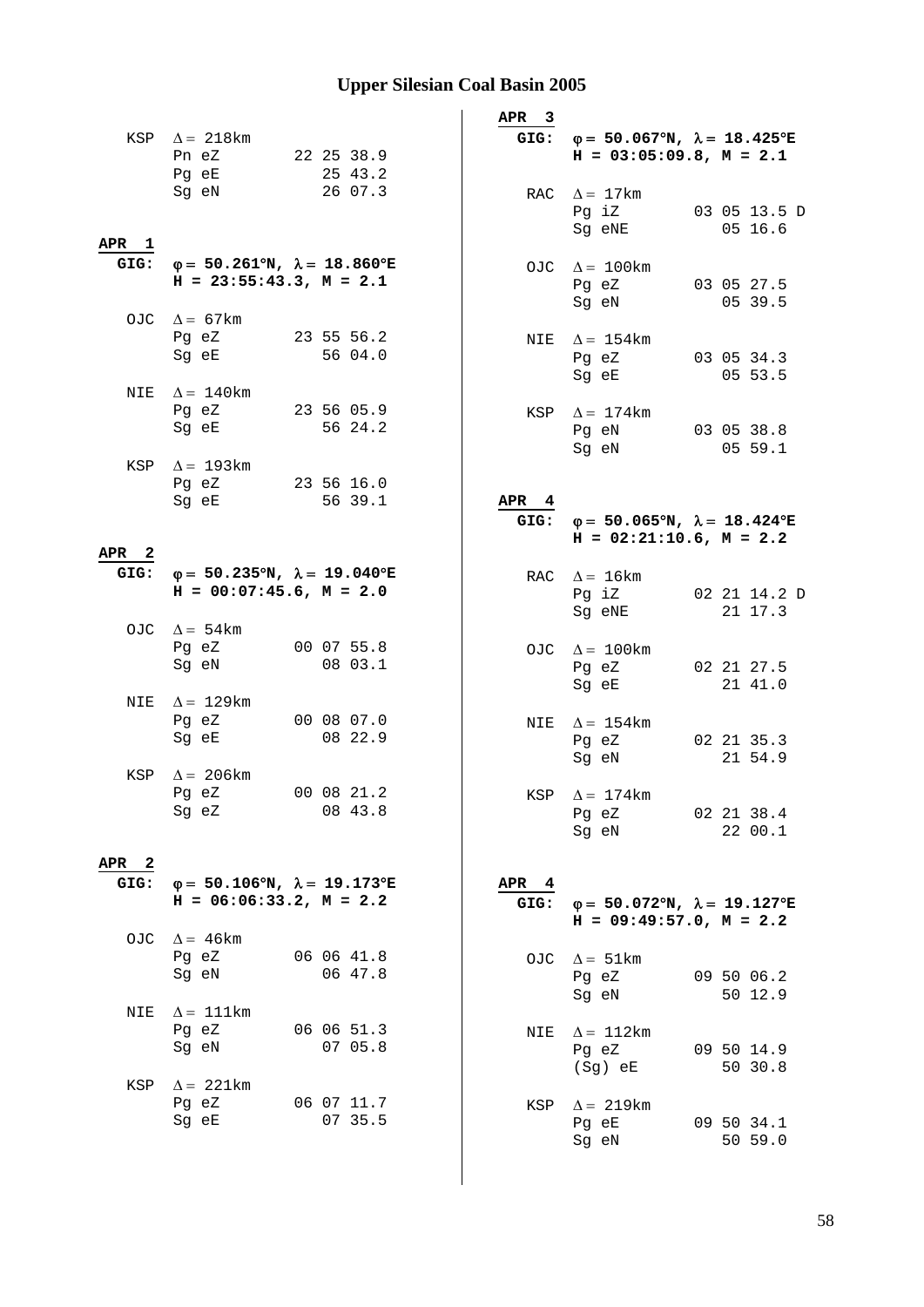# Upper Silesian Coal Basin 2005

KSP  Δ = 218km
```
Pn eZ        22 25 38.9
Pg eE           25 43.2
Sg eN           26 07.3
```

**APR 1**

**GIG:** **φ = 50.261°N, λ = 18.860°E**
**H = 23:55:43.3, M = 2.1**

```
OJC  Δ = 67km
     Pg eZ        23 55 56.2
     Sg eE           56 04.0

NIE  Δ = 140km
     Pg eZ        23 56 05.9
     Sg eE           56 24.2

KSP  Δ = 193km
     Pg eZ        23 56 16.0
     Sg eE           56 39.1
```

**APR 2**

**GIG:** **φ = 50.235°N, λ = 19.040°E**
**H = 00:07:45.6, M = 2.0**

```
OJC  Δ = 54km
     Pg eZ        00 07 55.8
     Sg eN           08 03.1

NIE  Δ = 129km
     Pg eZ        00 08 07.0
     Sg eE           08 22.9

KSP  Δ = 206km
     Pg eZ        00 08 21.2
     Sg eZ           08 43.8
```

**APR 2**

**GIG:** **φ = 50.106°N, λ = 19.173°E**
**H = 06:06:33.2, M = 2.2**

```
OJC  Δ = 46km
     Pg eZ        06 06 41.8
     Sg eN           06 47.8

NIE  Δ = 111km
     Pg eZ        06 06 51.3
     Sg eN           07 05.8

KSP  Δ = 221km
     Pg eZ        06 07 11.7
     Sg eE           07 35.5
```

**APR 3**

**GIG:** **φ = 50.067°N, λ = 18.425°E**
**H = 03:05:09.8, M = 2.1**

```
RAC  Δ = 17km
     Pg iZ        03 05 13.5 D
     Sg eNE          05 16.6

OJC  Δ = 100km
     Pg eZ        03 05 27.5
     Sg eN           05 39.5

NIE  Δ = 154km
     Pg eZ        03 05 34.3
     Sg eE           05 53.5

KSP  Δ = 174km
     Pg eN        03 05 38.8
     Sg eN           05 59.1
```

**APR 4**

**GIG:** **φ = 50.065°N, λ = 18.424°E**
**H = 02:21:10.6, M = 2.2**

```
RAC  Δ = 16km
     Pg iZ        02 21 14.2 D
     Sg eNE          21 17.3

OJC  Δ = 100km
     Pg eZ        02 21 27.5
     Sg eE           21 41.0

NIE  Δ = 154km
     Pg eZ        02 21 35.3
     Sg eN           21 54.9

KSP  Δ = 174km
     Pg eZ        02 21 38.4
     Sg eN           22 00.1
```

**APR 4**

**GIG:** **φ = 50.072°N, λ = 19.127°E**
**H = 09:49:57.0, M = 2.2**

```
OJC  Δ = 51km
     Pg eZ        09 50 06.2
     Sg eN           50 12.9

NIE  Δ = 112km
     Pg eZ        09 50 14.9
     (Sg) eE         50 30.8

KSP  Δ = 219km
     Pg eE        09 50 34.1
     Sg eN           50 59.0
```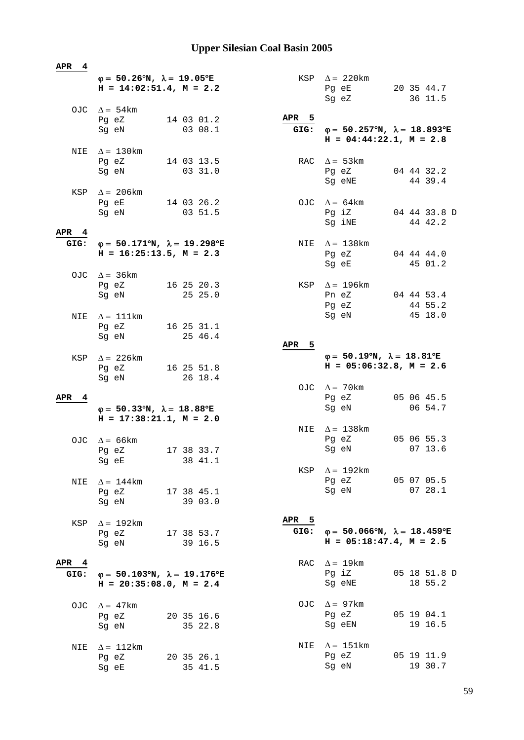## Upper Silesian Coal Basin 2005

**APR 4**

**φ = 50.26°N, λ = 19.05°E**
**H = 14:02:51.4, M = 2.2**

```
OJC  Δ = 54km
     Pg eZ        14 03 01.2
     Sg eN           03 08.1

NIE  Δ = 130km
     Pg eZ        14 03 13.5
     Sg eN           03 31.0

KSP  Δ = 206km
     Pg eE        14 03 26.2
     Sg eN           03 51.5
```

**APR 4**
**GIG: φ = 50.171°N, λ = 19.298°E**
**H = 16:25:13.5, M = 2.3**

```
OJC  Δ = 36km
     Pg eZ        16 25 20.3
     Sg eN           25 25.0

NIE  Δ = 111km
     Pg eZ        16 25 31.1
     Sg eN           25 46.4

KSP  Δ = 226km
     Pg eZ        16 25 51.8
     Sg eN           26 18.4
```

**APR 4**

**φ = 50.33°N, λ = 18.88°E**
**H = 17:38:21.1, M = 2.0**

```
OJC  Δ = 66km
     Pg eZ        17 38 33.7
     Sg eE           38 41.1

NIE  Δ = 144km
     Pg eZ        17 38 45.1
     Sg eN           39 03.0

KSP  Δ = 192km
     Pg eZ        17 38 53.7
     Sg eN           39 16.5
```

**APR 4**
**GIG: φ = 50.103°N, λ = 19.176°E**
**H = 20:35:08.0, M = 2.4**

```
OJC  Δ = 47km
     Pg eZ        20 35 16.6
     Sg eN           35 22.8

NIE  Δ = 112km
     Pg eZ        20 35 26.1
     Sg eE           35 41.5

KSP  Δ = 220km
     Pg eE        20 35 44.7
     Sg eZ           36 11.5
```

**APR 5**
**GIG: φ = 50.257°N, λ = 18.893°E**
**H = 04:44:22.1, M = 2.8**

```
RAC  Δ = 53km
     Pg eZ        04 44 32.2
     Sg eNE          44 39.4

OJC  Δ = 64km
     Pg iZ        04 44 33.8 D
     Sg iNE          44 42.2

NIE  Δ = 138km
     Pg eZ        04 44 44.0
     Sg eE           45 01.2

KSP  Δ = 196km
     Pn eZ        04 44 53.4
     Pg eZ           44 55.2
     Sg eN           45 18.0
```

**APR 5**

**φ = 50.19°N, λ = 18.81°E**
**H = 05:06:32.8, M = 2.6**

```
OJC  Δ = 70km
     Pg eZ        05 06 45.5
     Sg eN           06 54.7

NIE  Δ = 138km
     Pg eZ        05 06 55.3
     Sg eN           07 13.6

KSP  Δ = 192km
     Pg eZ        05 07 05.5
     Sg eN           07 28.1
```

**APR 5**
**GIG: φ = 50.066°N, λ = 18.459°E**
**H = 05:18:47.4, M = 2.5**

```
RAC  Δ = 19km
     Pg iZ        05 18 51.8 D
     Sg eNE          18 55.2

OJC  Δ = 97km
     Pg eZ        05 19 04.1
     Sg eEN          19 16.5

NIE  Δ = 151km
     Pg eZ        05 19 11.9
     Sg eN           19 30.7
```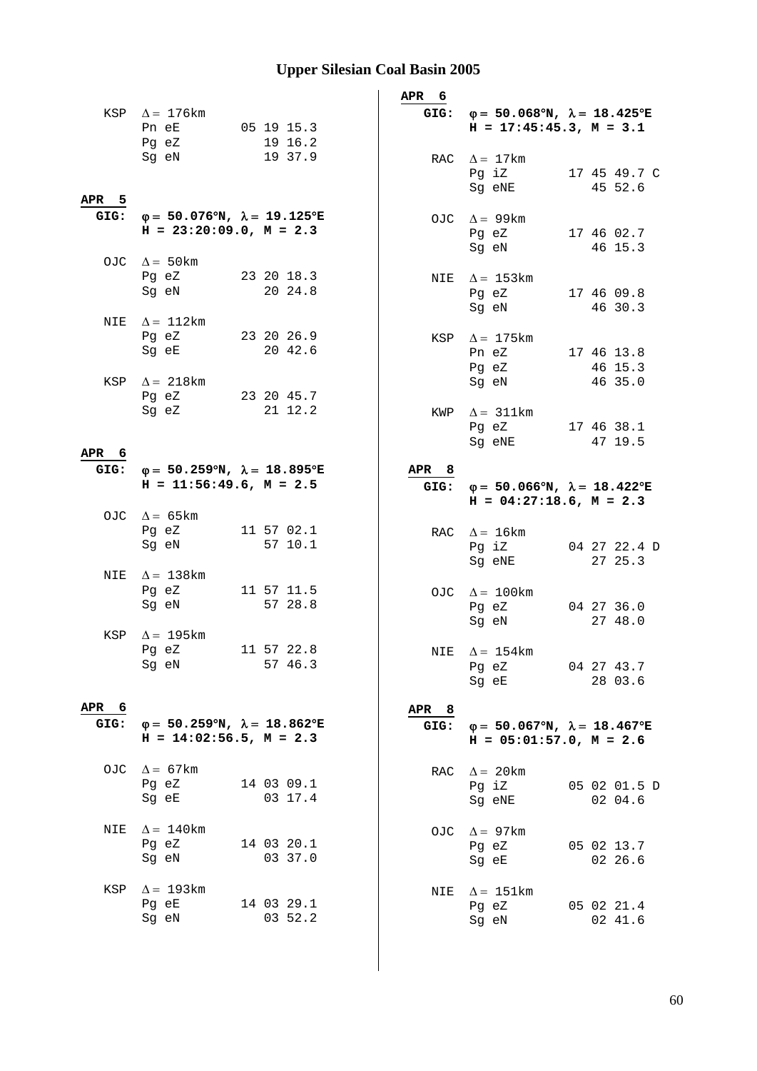# Upper Silesian Coal Basin 2005

```
  KSP  Δ = 176km
       Pn eE        05 19 15.3
       Pg eZ           19 16.2
       Sg eN           19 37.9
```

**APR 5**

**GIG:** **φ = 50.076°N, λ = 19.125°E**
**H = 23:20:09.0, M = 2.3**

```
  OJC  Δ = 50km
       Pg eZ        23 20 18.3
       Sg eN           20 24.8

  NIE  Δ = 112km
       Pg eZ        23 20 26.9
       Sg eE           20 42.6

  KSP  Δ = 218km
       Pg eZ        23 20 45.7
       Sg eZ           21 12.2
```

**APR 6**

**GIG:** **φ = 50.259°N, λ = 18.895°E**
**H = 11:56:49.6, M = 2.5**

```
  OJC  Δ = 65km
       Pg eZ        11 57 02.1
       Sg eN           57 10.1

  NIE  Δ = 138km
       Pg eZ        11 57 11.5
       Sg eN           57 28.8

  KSP  Δ = 195km
       Pg eZ        11 57 22.8
       Sg eN           57 46.3
```

**APR 6**

**GIG:** **φ = 50.259°N, λ = 18.862°E**
**H = 14:02:56.5, M = 2.3**

```
  OJC  Δ = 67km
       Pg eZ        14 03 09.1
       Sg eE           03 17.4

  NIE  Δ = 140km
       Pg eZ        14 03 20.1
       Sg eN           03 37.0

  KSP  Δ = 193km
       Pg eE        14 03 29.1
       Sg eN           03 52.2
```

**APR 6**

**GIG:** **φ = 50.068°N, λ = 18.425°E**
**H = 17:45:45.3, M = 3.1**

```
  RAC  Δ = 17km
       Pg iZ        17 45 49.7 C
       Sg eNE          45 52.6

  OJC  Δ = 99km
       Pg eZ        17 46 02.7
       Sg eN           46 15.3

  NIE  Δ = 153km
       Pg eZ        17 46 09.8
       Sg eN           46 30.3

  KSP  Δ = 175km
       Pn eZ        17 46 13.8
       Pg eZ           46 15.3
       Sg eN           46 35.0

  KWP  Δ = 311km
       Pg eZ        17 46 38.1
       Sg eNE          47 19.5
```

**APR 8**

**GIG:** **φ = 50.066°N, λ = 18.422°E**
**H = 04:27:18.6, M = 2.3**

```
  RAC  Δ = 16km
       Pg iZ        04 27 22.4 D
       Sg eNE          27 25.3

  OJC  Δ = 100km
       Pg eZ        04 27 36.0
       Sg eN           27 48.0

  NIE  Δ = 154km
       Pg eZ        04 27 43.7
       Sg eE           28 03.6
```

**APR 8**

**GIG:** **φ = 50.067°N, λ = 18.467°E**
**H = 05:01:57.0, M = 2.6**

```
  RAC  Δ = 20km
       Pg iZ        05 02 01.5 D
       Sg eNE          02 04.6

  OJC  Δ = 97km
       Pg eZ        05 02 13.7
       Sg eE           02 26.6

  NIE  Δ = 151km
       Pg eZ        05 02 21.4
       Sg eN           02 41.6
```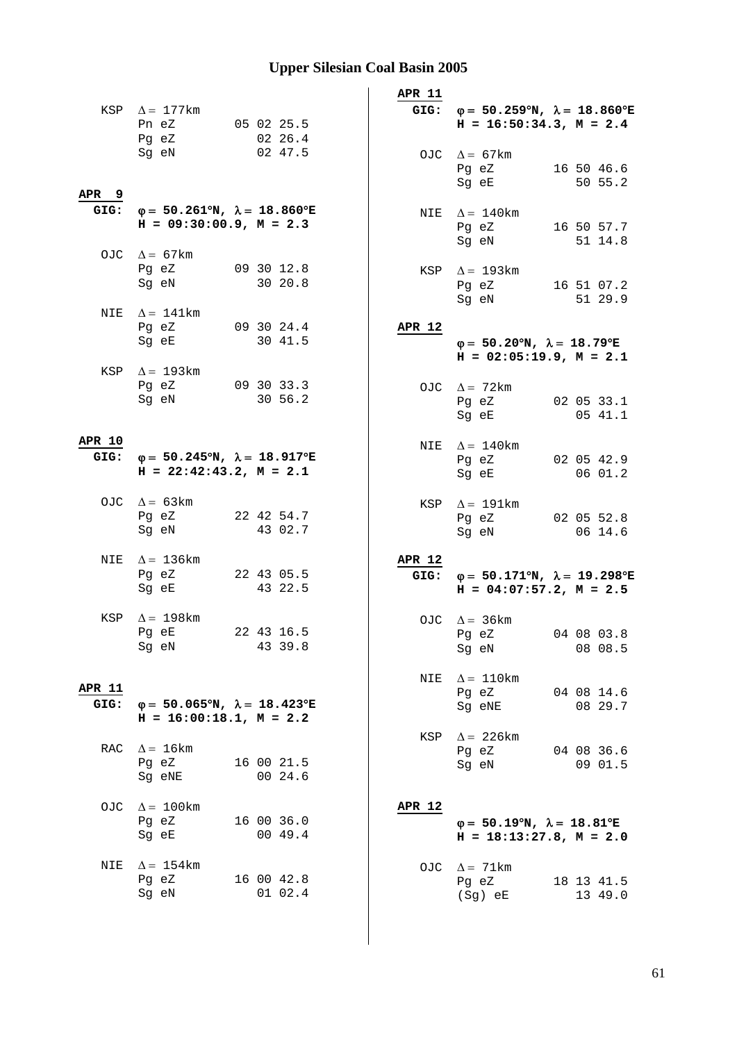# Upper Silesian Coal Basin 2005

KSP  $\Delta = 177$km
```
Pn eZ        05 02 25.5
Pg eZ           02 26.4
Sg eN           02 47.5
```

**APR 9**

**GIG:** **$\varphi = 50.261°N$, $\lambda = 18.860°E$**
**H = 09:30:00.9, M = 2.3**

OJC  $\Delta = 67$km
```
Pg eZ        09 30 12.8
Sg eN           30 20.8
```

NIE  $\Delta = 141$km
```
Pg eZ        09 30 24.4
Sg eE           30 41.5
```

KSP  $\Delta = 193$km
```
Pg eZ        09 30 33.3
Sg eN           30 56.2
```

**APR 10**

**GIG:** **$\varphi = 50.245°N$, $\lambda = 18.917°E$**
**H = 22:42:43.2, M = 2.1**

OJC  $\Delta = 63$km
```
Pg eZ        22 42 54.7
Sg eN           43 02.7
```

NIE  $\Delta = 136$km
```
Pg eZ        22 43 05.5
Sg eE           43 22.5
```

KSP  $\Delta = 198$km
```
Pg eE        22 43 16.5
Sg eN           43 39.8
```

**APR 11**

**GIG:** **$\varphi = 50.065°N$, $\lambda = 18.423°E$**
**H = 16:00:18.1, M = 2.2**

RAC  $\Delta = 16$km
```
Pg eZ        16 00 21.5
Sg eNE          00 24.6
```

OJC  $\Delta = 100$km
```
Pg eZ        16 00 36.0
Sg eE           00 49.4
```

NIE  $\Delta = 154$km
```
Pg eZ        16 00 42.8
Sg eN           01 02.4
```

**APR 11**

**GIG:** **$\varphi = 50.259°N$, $\lambda = 18.860°E$**
**H = 16:50:34.3, M = 2.4**

OJC  $\Delta = 67$km
```
Pg eZ        16 50 46.6
Sg eE           50 55.2
```

NIE  $\Delta = 140$km
```
Pg eZ        16 50 57.7
Sg eN           51 14.8
```

KSP  $\Delta = 193$km
```
Pg eZ        16 51 07.2
Sg eN           51 29.9
```

**APR 12**

**$\varphi = 50.20°N$, $\lambda = 18.79°E$**
**H = 02:05:19.9, M = 2.1**

OJC  $\Delta = 72$km
```
Pg eZ        02 05 33.1
Sg eE           05 41.1
```

NIE  $\Delta = 140$km
```
Pg eZ        02 05 42.9
Sg eE           06 01.2
```

KSP  $\Delta = 191$km
```
Pg eZ        02 05 52.8
Sg eN           06 14.6
```

**APR 12**

**GIG:** **$\varphi = 50.171°N$, $\lambda = 19.298°E$**
**H = 04:07:57.2, M = 2.5**

OJC  $\Delta = 36$km
```
Pg eZ        04 08 03.8
Sg eN           08 08.5
```

NIE  $\Delta = 110$km
```
Pg eZ        04 08 14.6
Sg eNE          08 29.7
```

KSP  $\Delta = 226$km
```
Pg eZ        04 08 36.6
Sg eN           09 01.5
```

**APR 12**

**$\varphi = 50.19°N$, $\lambda = 18.81°E$**
**H = 18:13:27.8, M = 2.0**

OJC  $\Delta = 71$km
```
Pg eZ        18 13 41.5
(Sg) eE         13 49.0
```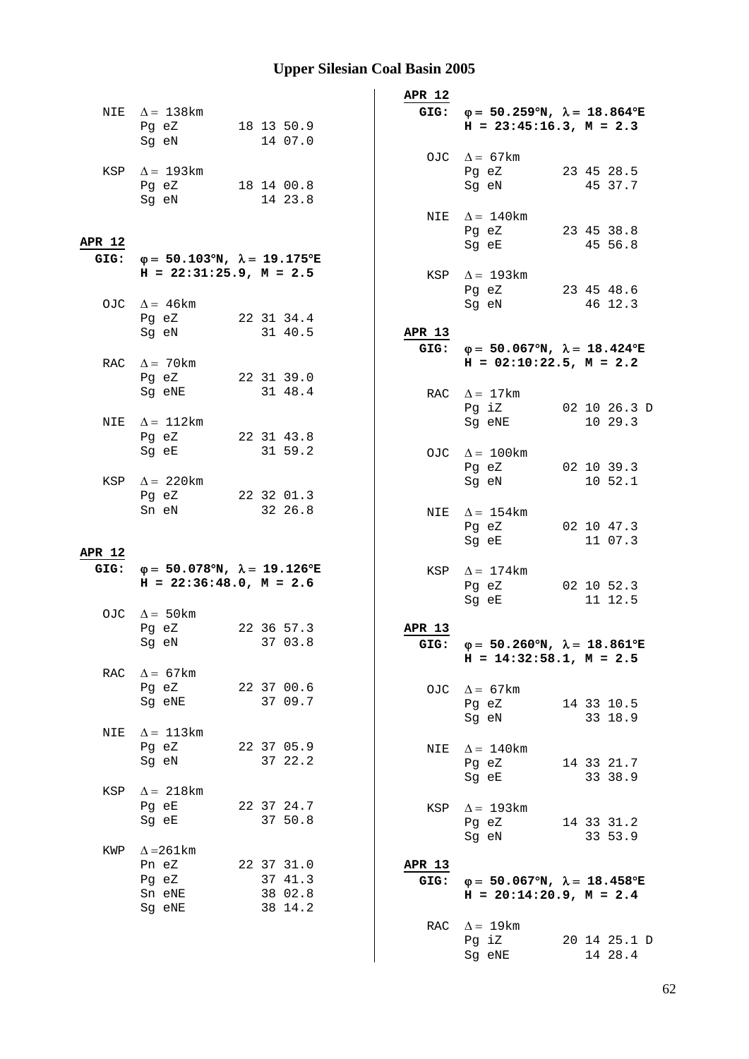## Upper Silesian Coal Basin 2005

NIE $\Delta = 138$km
Pg eZ 18 13 50.9
Sg eN 14 07.0

KSP $\Delta = 193$km
Pg eZ 18 14 00.8
Sg eN 14 23.8

**APR 12**

**GIG: $\varphi = 50.103°N$, $\lambda = 19.175°E$**
**H = 22:31:25.9, M = 2.5**

OJC $\Delta = 46$km
Pg eZ 22 31 34.4
Sg eN 31 40.5

RAC $\Delta = 70$km
Pg eZ 22 31 39.0
Sg eNE 31 48.4

NIE $\Delta = 112$km
Pg eZ 22 31 43.8
Sg eE 31 59.2

KSP $\Delta = 220$km
Pg eZ 22 32 01.3
Sn eN 32 26.8

**APR 12**

**GIG: $\varphi = 50.078°N$, $\lambda = 19.126°E$**
**H = 22:36:48.0, M = 2.6**

OJC $\Delta = 50$km
Pg eZ 22 36 57.3
Sg eN 37 03.8

RAC $\Delta = 67$km
Pg eZ 22 37 00.6
Sg eNE 37 09.7

NIE $\Delta = 113$km
Pg eZ 22 37 05.9
Sg eN 37 22.2

KSP $\Delta = 218$km
Pg eE 22 37 24.7
Sg eE 37 50.8

KWP $\Delta = 261$km
Pn eZ 22 37 31.0
Pg eZ 37 41.3
Sn eNE 38 02.8
Sg eNE 38 14.2

**APR 12**

**GIG: $\varphi = 50.259°N$, $\lambda = 18.864°E$**
**H = 23:45:16.3, M = 2.3**

OJC $\Delta = 67$km
Pg eZ 23 45 28.5
Sg eN 45 37.7

NIE $\Delta = 140$km
Pg eZ 23 45 38.8
Sg eE 45 56.8

KSP $\Delta = 193$km
Pg eZ 23 45 48.6
Sg eN 46 12.3

**APR 13**

**GIG: $\varphi = 50.067°N$, $\lambda = 18.424°E$**
**H = 02:10:22.5, M = 2.2**

RAC $\Delta = 17$km
Pg iZ 02 10 26.3 D
Sg eNE 10 29.3

OJC $\Delta = 100$km
Pg eZ 02 10 39.3
Sg eN 10 52.1

NIE $\Delta = 154$km
Pg eZ 02 10 47.3
Sg eE 11 07.3

KSP $\Delta = 174$km
Pg eZ 02 10 52.3
Sg eE 11 12.5

**APR 13**

**GIG: $\varphi = 50.260°N$, $\lambda = 18.861°E$**
**H = 14:32:58.1, M = 2.5**

OJC $\Delta = 67$km
Pg eZ 14 33 10.5
Sg eN 33 18.9

NIE $\Delta = 140$km
Pg eZ 14 33 21.7
Sg eE 33 38.9

KSP $\Delta = 193$km
Pg eZ 14 33 31.2
Sg eN 33 53.9

**APR 13**

**GIG: $\varphi = 50.067°N$, $\lambda = 18.458°E$**
**H = 20:14:20.9, M = 2.4**

RAC $\Delta = 19$km
Pg iZ 20 14 25.1 D
Sg eNE 14 28.4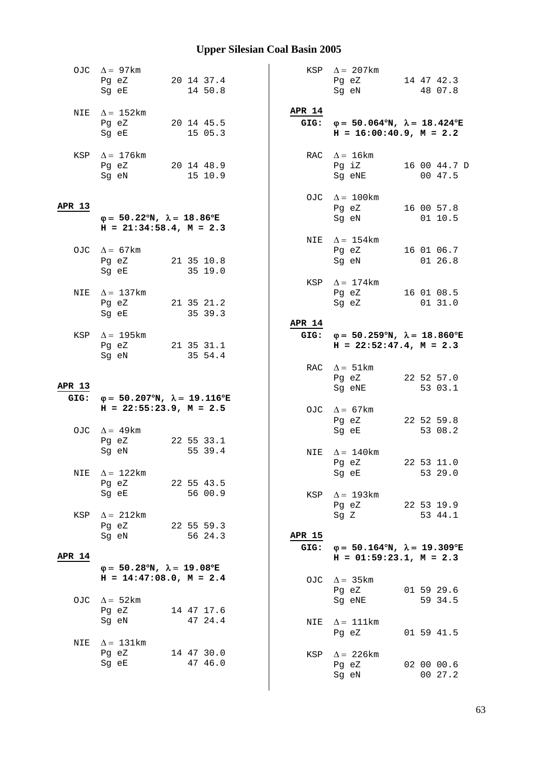OJC  Δ = 97km
Pg eZ  20 14 37.4
Sg eE  14 50.8

NIE  Δ = 152km
Pg eZ  20 14 45.5
Sg eE  15 05.3

KSP  Δ = 176km
Pg eZ  20 14 48.9
Sg eN  15 10.9

**APR 13**

**φ = 50.22°N, λ = 18.86°E**
**H = 21:34:58.4, M = 2.3**

OJC  Δ = 67km
Pg eZ  21 35 10.8
Sg eE  35 19.0

NIE  Δ = 137km
Pg eZ  21 35 21.2
Sg eE  35 39.3

KSP  Δ = 195km
Pg eZ  21 35 31.1
Sg eN  35 54.4

**APR 13**
**GIG: φ = 50.207°N, λ = 19.116°E**
**H = 22:55:23.9, M = 2.5**

OJC  Δ = 49km
Pg eZ  22 55 33.1
Sg eN  55 39.4

NIE  Δ = 122km
Pg eZ  22 55 43.5
Sg eE  56 00.9

KSP  Δ = 212km
Pg eZ  22 55 59.3
Sg eN  56 24.3

**APR 14**

**φ = 50.28°N, λ = 19.08°E**
**H = 14:47:08.0, M = 2.4**

OJC  Δ = 52km
Pg eZ  14 47 17.6
Sg eN  47 24.4

NIE  Δ = 131km
Pg eZ  14 47 30.0
Sg eE  47 46.0

KSP  Δ = 207km
Pg eZ  14 47 42.3
Sg eN  48 07.8

**APR 14**
**GIG: φ = 50.064°N, λ = 18.424°E**
**H = 16:00:40.9, M = 2.2**

RAC  Δ = 16km
Pg iZ  16 00 44.7 D
Sg eNE  00 47.5

OJC  Δ = 100km
Pg eZ  16 00 57.8
Sg eN  01 10.5

NIE  Δ = 154km
Pg eZ  16 01 06.7
Sg eN  01 26.8

KSP  Δ = 174km
Pg eZ  16 01 08.5
Sg eZ  01 31.0

**APR 14**
**GIG: φ = 50.259°N, λ = 18.860°E**
**H = 22:52:47.4, M = 2.3**

RAC  Δ = 51km
Pg eZ  22 52 57.0
Sg eNE  53 03.1

OJC  Δ = 67km
Pg eZ  22 52 59.8
Sg eE  53 08.2

NIE  Δ = 140km
Pg eZ  22 53 11.0
Sg eE  53 29.0

KSP  Δ = 193km
Pg eZ  22 53 19.9
Sg Z  53 44.1

**APR 15**
**GIG: φ = 50.164°N, λ = 19.309°E**
**H = 01:59:23.1, M = 2.3**

OJC  Δ = 35km
Pg eZ  01 59 29.6
Sg eNE  59 34.5

NIE  Δ = 111km
Pg eZ  01 59 41.5

KSP  Δ = 226km
Pg eZ  02 00 00.6
Sg eN  00 27.2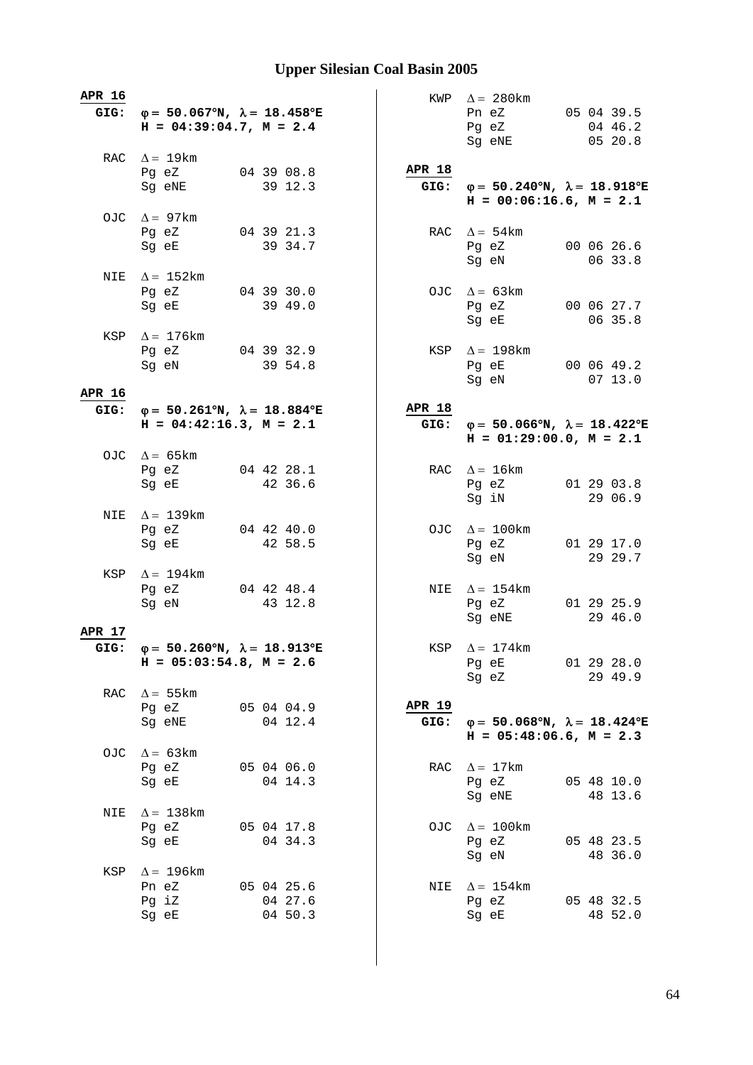# Upper Silesian Coal Basin 2005

**APR 16**

**GIG:** **φ = 50.067°N, λ = 18.458°E**
**H = 04:39:04.7, M = 2.4**

```
RAC  Δ = 19km
     Pg eZ        04 39 08.8
     Sg eNE          39 12.3

OJC  Δ = 97km
     Pg eZ        04 39 21.3
     Sg eE           39 34.7

NIE  Δ = 152km
     Pg eZ        04 39 30.0
     Sg eE           39 49.0

KSP  Δ = 176km
     Pg eZ        04 39 32.9
     Sg eN           39 54.8
```

**APR 16**

**GIG:** **φ = 50.261°N, λ = 18.884°E**
**H = 04:42:16.3, M = 2.1**

```
OJC  Δ = 65km
     Pg eZ        04 42 28.1
     Sg eE           42 36.6

NIE  Δ = 139km
     Pg eZ        04 42 40.0
     Sg eE           42 58.5

KSP  Δ = 194km
     Pg eZ        04 42 48.4
     Sg eN           43 12.8
```

**APR 17**

**GIG:** **φ = 50.260°N, λ = 18.913°E**
**H = 05:03:54.8, M = 2.6**

```
RAC  Δ = 55km
     Pg eZ        05 04 04.9
     Sg eNE          04 12.4

OJC  Δ = 63km
     Pg eZ        05 04 06.0
     Sg eE           04 14.3

NIE  Δ = 138km
     Pg eZ        05 04 17.8
     Sg eE           04 34.3

KSP  Δ = 196km
     Pn eZ        05 04 25.6
     Pg iZ           04 27.6
     Sg eE           04 50.3

KWP  Δ = 280km
     Pn eZ        05 04 39.5
     Pg eZ           04 46.2
     Sg eNE          05 20.8
```

**APR 18**

**GIG:** **φ = 50.240°N, λ = 18.918°E**
**H = 00:06:16.6, M = 2.1**

```
RAC  Δ = 54km
     Pg eZ        00 06 26.6
     Sg eN           06 33.8

OJC  Δ = 63km
     Pg eZ        00 06 27.7
     Sg eE           06 35.8

KSP  Δ = 198km
     Pg eE        00 06 49.2
     Sg eN           07 13.0
```

**APR 18**

**GIG:** **φ = 50.066°N, λ = 18.422°E**
**H = 01:29:00.0, M = 2.1**

```
RAC  Δ = 16km
     Pg eZ        01 29 03.8
     Sg iN           29 06.9

OJC  Δ = 100km
     Pg eZ        01 29 17.0
     Sg eN           29 29.7

NIE  Δ = 154km
     Pg eZ        01 29 25.9
     Sg eNE          29 46.0

KSP  Δ = 174km
     Pg eE        01 29 28.0
     Sg eZ           29 49.9
```

**APR 19**

**GIG:** **φ = 50.068°N, λ = 18.424°E**
**H = 05:48:06.6, M = 2.3**

```
RAC  Δ = 17km
     Pg eZ        05 48 10.0
     Sg eNE          48 13.6

OJC  Δ = 100km
     Pg eZ        05 48 23.5
     Sg eN           48 36.0

NIE  Δ = 154km
     Pg eZ        05 48 32.5
     Sg eE           48 52.0
```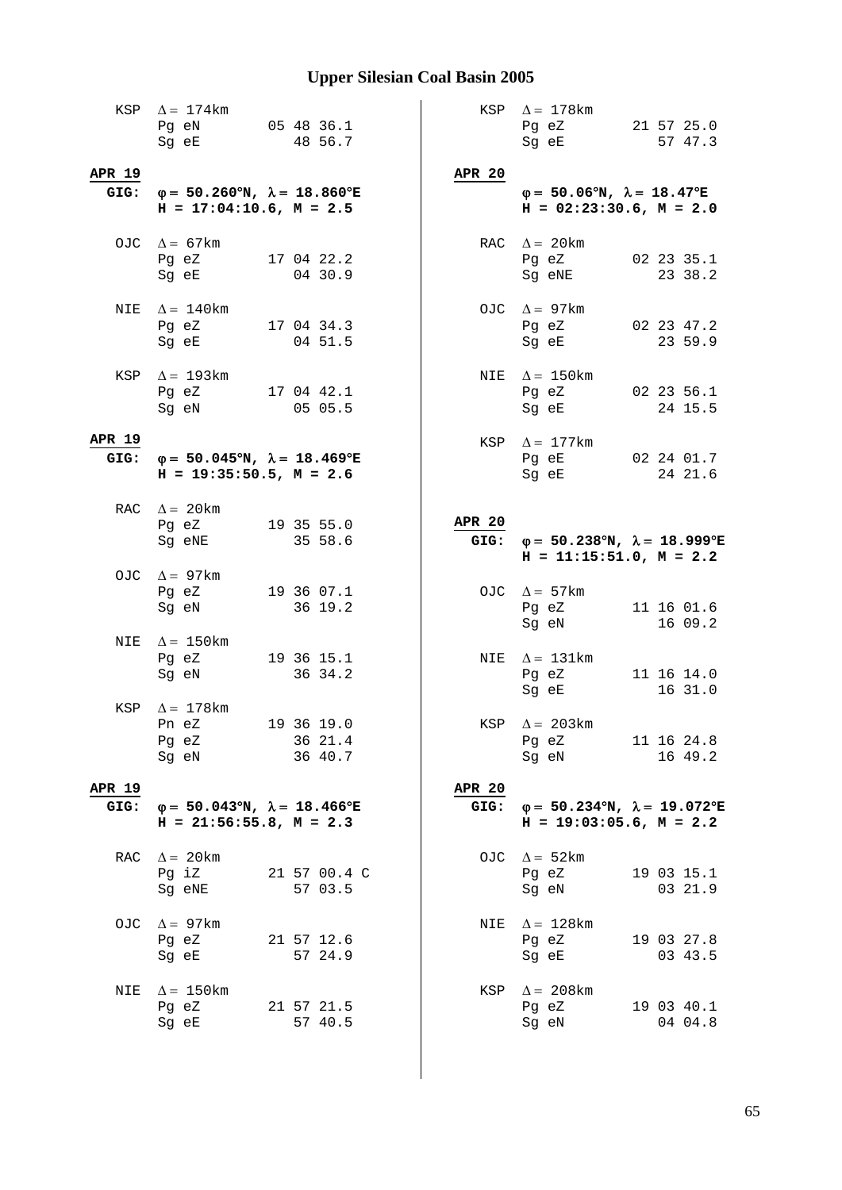# Upper Silesian Coal Basin 2005

KSP $\Delta = 174$km
Pg eN 05 48 36.1
Sg eE 48 56.7

**APR 19**
**GIG: $\varphi = 50.260°$N, $\lambda = 18.860°$E**
**H = 17:04:10.6, M = 2.5**

OJC $\Delta = 67$km
Pg eZ 17 04 22.2
Sg eE 04 30.9

NIE $\Delta = 140$km
Pg eZ 17 04 34.3
Sg eE 04 51.5

KSP $\Delta = 193$km
Pg eZ 17 04 42.1
Sg eN 05 05.5

**APR 19**
**GIG: $\varphi = 50.045°$N, $\lambda = 18.469°$E**
**H = 19:35:50.5, M = 2.6**

RAC $\Delta = 20$km
Pg eZ 19 35 55.0
Sg eNE 35 58.6

OJC $\Delta = 97$km
Pg eZ 19 36 07.1
Sg eN 36 19.2

NIE $\Delta = 150$km
Pg eZ 19 36 15.1
Sg eN 36 34.2

KSP $\Delta = 178$km
Pn eZ 19 36 19.0
Pg eZ 36 21.4
Sg eN 36 40.7

**APR 19**
**GIG: $\varphi = 50.043°$N, $\lambda = 18.466°$E**
**H = 21:56:55.8, M = 2.3**

RAC $\Delta = 20$km
Pg iZ 21 57 00.4 C
Sg eNE 57 03.5

OJC $\Delta = 97$km
Pg eZ 21 57 12.6
Sg eE 57 24.9

NIE $\Delta = 150$km
Pg eZ 21 57 21.5
Sg eE 57 40.5

KSP $\Delta = 178$km
Pg eZ 21 57 25.0
Sg eE 57 47.3

**APR 20**
**$\varphi = 50.06°$N, $\lambda = 18.47°$E**
**H = 02:23:30.6, M = 2.0**

RAC $\Delta = 20$km
Pg eZ 02 23 35.1
Sg eNE 23 38.2

OJC $\Delta = 97$km
Pg eZ 02 23 47.2
Sg eE 23 59.9

NIE $\Delta = 150$km
Pg eZ 02 23 56.1
Sg eE 24 15.5

KSP $\Delta = 177$km
Pg eE 02 24 01.7
Sg eE 24 21.6

**APR 20**
**GIG: $\varphi = 50.238°$N, $\lambda = 18.999°$E**
**H = 11:15:51.0, M = 2.2**

OJC $\Delta = 57$km
Pg eZ 11 16 01.6
Sg eN 16 09.2

NIE $\Delta = 131$km
Pg eZ 11 16 14.0
Sg eE 16 31.0

KSP $\Delta = 203$km
Pg eZ 11 16 24.8
Sg eN 16 49.2

**APR 20**
**GIG: $\varphi = 50.234°$N, $\lambda = 19.072°$E**
**H = 19:03:05.6, M = 2.2**

OJC $\Delta = 52$km
Pg eZ 19 03 15.1
Sg eN 03 21.9

NIE $\Delta = 128$km
Pg eZ 19 03 27.8
Sg eE 03 43.5

KSP $\Delta = 208$km
Pg eZ 19 03 40.1
Sg eN 04 04.8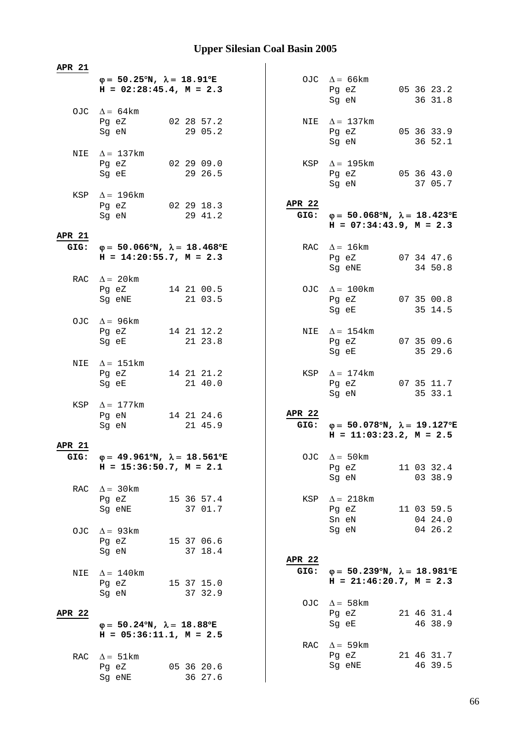# Upper Silesian Coal Basin 2005

**APR 21**

**φ = 50.25°N, λ = 18.91°E**
**H = 02:28:45.4, M = 2.3**

```
OJC  Δ = 64km
     Pg eZ        02 28 57.2
     Sg eN           29 05.2

NIE  Δ = 137km
     Pg eZ        02 29 09.0
     Sg eE           29 26.5

KSP  Δ = 196km
     Pg eZ        02 29 18.3
     Sg eN           29 41.2
```

**APR 21**
**GIG:** **φ = 50.066°N, λ = 18.468°E**
**H = 14:20:55.7, M = 2.3**

```
RAC  Δ = 20km
     Pg eZ        14 21 00.5
     Sg eNE          21 03.5

OJC  Δ = 96km
     Pg eZ        14 21 12.2
     Sg eE           21 23.8

NIE  Δ = 151km
     Pg eZ        14 21 21.2
     Sg eE           21 40.0

KSP  Δ = 177km
     Pg eN        14 21 24.6
     Sg eN           21 45.9
```

**APR 21**
**GIG:** **φ = 49.961°N, λ = 18.561°E**
**H = 15:36:50.7, M = 2.1**

```
RAC  Δ = 30km
     Pg eZ        15 36 57.4
     Sg eNE          37 01.7

OJC  Δ = 93km
     Pg eZ        15 37 06.6
     Sg eN           37 18.4

NIE  Δ = 140km
     Pg eZ        15 37 15.0
     Sg eN           37 32.9
```

**APR 22**

**φ = 50.24°N, λ = 18.88°E**
**H = 05:36:11.1, M = 2.5**

```
RAC  Δ = 51km
     Pg eZ        05 36 20.6
     Sg eNE          36 27.6

OJC  Δ = 66km
     Pg eZ        05 36 23.2
     Sg eN           36 31.8

NIE  Δ = 137km
     Pg eZ        05 36 33.9
     Sg eN           36 52.1

KSP  Δ = 195km
     Pg eZ        05 36 43.0
     Sg eN           37 05.7
```

**APR 22**
**GIG:** **φ = 50.068°N, λ = 18.423°E**
**H = 07:34:43.9, M = 2.3**

```
RAC  Δ = 16km
     Pg eZ        07 34 47.6
     Sg eNE          34 50.8

OJC  Δ = 100km
     Pg eZ        07 35 00.8
     Sg eE           35 14.5

NIE  Δ = 154km
     Pg eZ        07 35 09.6
     Sg eE           35 29.6

KSP  Δ = 174km
     Pg eZ        07 35 11.7
     Sg eN           35 33.1
```

**APR 22**
**GIG:** **φ = 50.078°N, λ = 19.127°E**
**H = 11:03:23.2, M = 2.5**

```
OJC  Δ = 50km
     Pg eZ        11 03 32.4
     Sg eN           03 38.9

KSP  Δ = 218km
     Pg eZ        11 03 59.5
     Sn eN           04 24.0
     Sg eN           04 26.2
```

**APR 22**
**GIG:** **φ = 50.239°N, λ = 18.981°E**
**H = 21:46:20.7, M = 2.3**

```
OJC  Δ = 58km
     Pg eZ        21 46 31.4
     Sg eE           46 38.9

RAC  Δ = 59km
     Pg eZ        21 46 31.7
     Sg eNE          46 39.5
```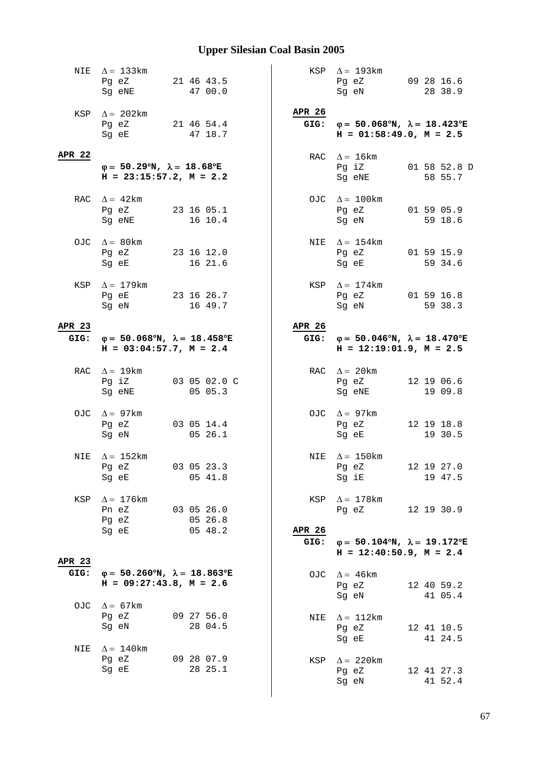# Upper Silesian Coal Basin 2005

NIE $\Delta = 133$km
Pg eZ 21 46 43.5
Sg eNE 47 00.0

KSP $\Delta = 202$km
Pg eZ 21 46 54.4
Sg eE 47 18.7

**APR 22**

**$\varphi = 50.29°N$, $\lambda = 18.68°E$**
**H = 23:15:57.2, M = 2.2**

RAC $\Delta = 42$km
Pg eZ 23 16 05.1
Sg eNE 16 10.4

OJC $\Delta = 80$km
Pg eZ 23 16 12.0
Sg eE 16 21.6

KSP $\Delta = 179$km
Pg eE 23 16 26.7
Sg eN 16 49.7

**APR 23**

**GIG: $\varphi = 50.068°N$, $\lambda = 18.458°E$**
**H = 03:04:57.7, M = 2.4**

RAC $\Delta = 19$km
Pg iZ 03 05 02.0 C
Sg eNE 05 05.3

OJC $\Delta = 97$km
Pg eZ 03 05 14.4
Sg eN 05 26.1

NIE $\Delta = 152$km
Pg eZ 03 05 23.3
Sg eE 05 41.8

KSP $\Delta = 176$km
Pn eZ 03 05 26.0
Pg eZ 05 26.8
Sg eE 05 48.2

**APR 23**

**GIG: $\varphi = 50.260°N$, $\lambda = 18.863°E$**
**H = 09:27:43.8, M = 2.6**

OJC $\Delta = 67$km
Pg eZ 09 27 56.0
Sg eN 28 04.5

NIE $\Delta = 140$km
Pg eZ 09 28 07.9
Sg eE 28 25.1

KSP $\Delta = 193$km
Pg eZ 09 28 16.6
Sg eN 28 38.9

**APR 26**

**GIG: $\varphi = 50.068°N$, $\lambda = 18.423°E$**
**H = 01:58:49.0, M = 2.5**

RAC $\Delta = 16$km
Pg iZ 01 58 52.8 D
Sg eNE 58 55.7

OJC $\Delta = 100$km
Pg eZ 01 59 05.9
Sg eN 59 18.6

NIE $\Delta = 154$km
Pg eZ 01 59 15.9
Sg eE 59 34.6

KSP $\Delta = 174$km
Pg eZ 01 59 16.8
Sg eN 59 38.3

**APR 26**

**GIG: $\varphi = 50.046°N$, $\lambda = 18.470°E$**
**H = 12:19:01.9, M = 2.5**

RAC $\Delta = 20$km
Pg eZ 12 19 06.6
Sg eNE 19 09.8

OJC $\Delta = 97$km
Pg eZ 12 19 18.8
Sg eE 19 30.5

NIE $\Delta = 150$km
Pg eZ 12 19 27.0
Sg iE 19 47.5

KSP $\Delta = 178$km
Pg eZ 12 19 30.9

**APR 26**

**GIG: $\varphi = 50.104°N$, $\lambda = 19.172°E$**
**H = 12:40:50.9, M = 2.4**

OJC $\Delta = 46$km
Pg eZ 12 40 59.2
Sg eN 41 05.4

NIE $\Delta = 112$km
Pg eZ 12 41 10.5
Sg eE 41 24.5

KSP $\Delta = 220$km
Pg eZ 12 41 27.3
Sg eN 41 52.4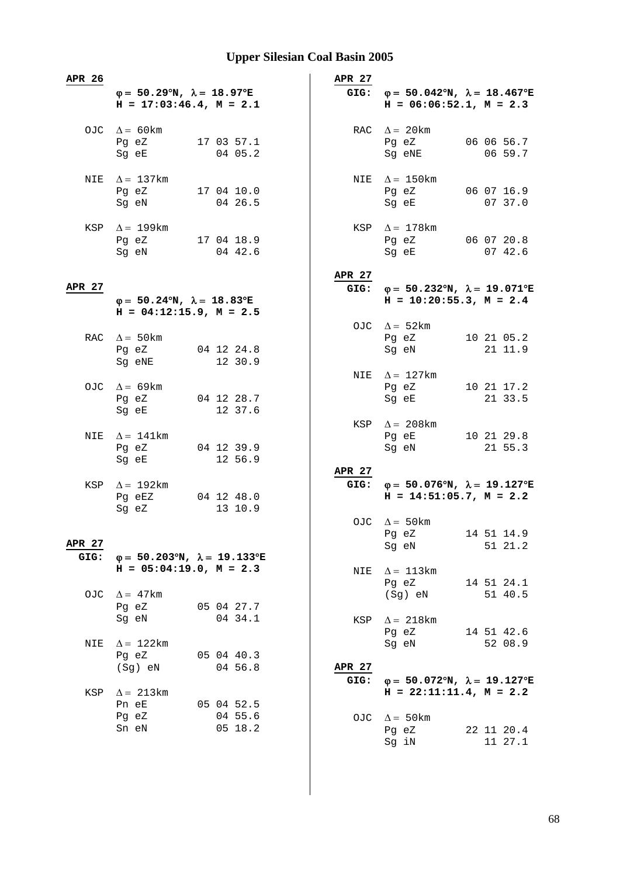# Upper Silesian Coal Basin 2005

**APR 26**

**φ = 50.29°N, λ = 18.97°E**
**H = 17:03:46.4, M = 2.1**

```
OJC  Δ = 60km
     Pg eZ        17 03 57.1
     Sg eE           04 05.2

NIE  Δ = 137km
     Pg eZ        17 04 10.0
     Sg eN           04 26.5

KSP  Δ = 199km
     Pg eZ        17 04 18.9
     Sg eN           04 42.6
```

**APR 27**

**φ = 50.24°N, λ = 18.83°E**
**H = 04:12:15.9, M = 2.5**

```
RAC  Δ = 50km
     Pg eZ        04 12 24.8
     Sg eNE          12 30.9

OJC  Δ = 69km
     Pg eZ        04 12 28.7
     Sg eE           12 37.6

NIE  Δ = 141km
     Pg eZ        04 12 39.9
     Sg eE           12 56.9

KSP  Δ = 192km
     Pg eEZ       04 12 48.0
     Sg eZ           13 10.9
```

**APR 27**

**GIG: φ = 50.203°N, λ = 19.133°E**
**H = 05:04:19.0, M = 2.3**

```
OJC  Δ = 47km
     Pg eZ        05 04 27.7
     Sg eN           04 34.1

NIE  Δ = 122km
     Pg eZ        05 04 40.3
     (Sg) eN         04 56.8

KSP  Δ = 213km
     Pn eE        05 04 52.5
     Pg eZ           04 55.6
     Sn eN           05 18.2
```

**APR 27**

**GIG: φ = 50.042°N, λ = 18.467°E**
**H = 06:06:52.1, M = 2.3**

```
RAC  Δ = 20km
     Pg eZ        06 06 56.7
     Sg eNE          06 59.7

NIE  Δ = 150km
     Pg eZ        06 07 16.9
     Sg eE           07 37.0

KSP  Δ = 178km
     Pg eZ        06 07 20.8
     Sg eE           07 42.6
```

**APR 27**

**GIG: φ = 50.232°N, λ = 19.071°E**
**H = 10:20:55.3, M = 2.4**

```
OJC  Δ = 52km
     Pg eZ        10 21 05.2
     Sg eN           21 11.9

NIE  Δ = 127km
     Pg eZ        10 21 17.2
     Sg eE           21 33.5

KSP  Δ = 208km
     Pg eE        10 21 29.8
     Sg eN           21 55.3
```

**APR 27**

**GIG: φ = 50.076°N, λ = 19.127°E**
**H = 14:51:05.7, M = 2.2**

```
OJC  Δ = 50km
     Pg eZ        14 51 14.9
     Sg eN           51 21.2

NIE  Δ = 113km
     Pg eZ        14 51 24.1
     (Sg) eN         51 40.5

KSP  Δ = 218km
     Pg eZ        14 51 42.6
     Sg eN           52 08.9
```

**APR 27**

**GIG: φ = 50.072°N, λ = 19.127°E**
**H = 22:11:11.4, M = 2.2**

```
OJC  Δ = 50km
     Pg eZ        22 11 20.4
     Sg iN           11 27.1
```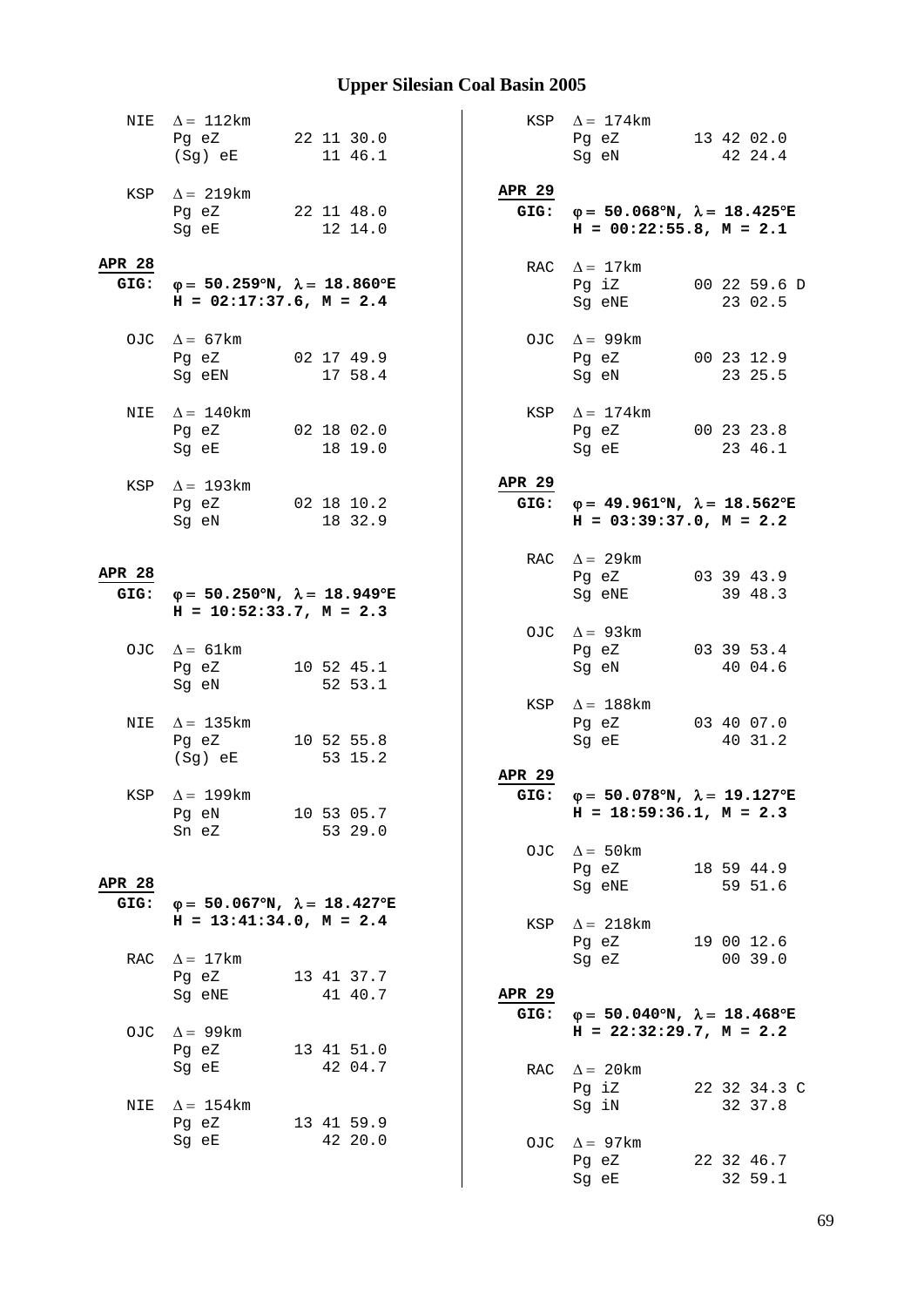NIE $\Delta = 112$km

```
Pg eZ        22 11 30.0
(Sg) eE         11 46.1
```

KSP $\Delta = 219$km

```
Pg eZ        22 11 48.0
Sg eE           12 14.0
```

**APR 28**

**GIG: $\varphi = 50.259°N, \lambda = 18.860°E$**
**H = 02:17:37.6, M = 2.4**

OJC $\Delta = 67$km

```
Pg eZ        02 17 49.9
Sg eEN          17 58.4
```

NIE $\Delta = 140$km

```
Pg eZ        02 18 02.0
Sg eE           18 19.0
```

KSP $\Delta = 193$km

```
Pg eZ        02 18 10.2
Sg eN           18 32.9
```

**APR 28**

**GIG: $\varphi = 50.250°N, \lambda = 18.949°E$**
**H = 10:52:33.7, M = 2.3**

OJC $\Delta = 61$km

```
Pg eZ        10 52 45.1
Sg eN           52 53.1
```

NIE $\Delta = 135$km

```
Pg eZ        10 52 55.8
(Sg) eE         53 15.2
```

KSP $\Delta = 199$km

```
Pg eN        10 53 05.7
Sn eZ           53 29.0
```

**APR 28**

**GIG: $\varphi = 50.067°N, \lambda = 18.427°E$**
**H = 13:41:34.0, M = 2.4**

RAC $\Delta = 17$km

```
Pg eZ        13 41 37.7
Sg eNE          41 40.7
```

OJC $\Delta = 99$km

```
Pg eZ        13 41 51.0
Sg eE           42 04.7
```

NIE $\Delta = 154$km

```
Pg eZ        13 41 59.9
Sg eE           42 20.0
```

KSP $\Delta = 174$km

```
Pg eZ        13 42 02.0
Sg eN           42 24.4
```

**APR 29**

**GIG: $\varphi = 50.068°N, \lambda = 18.425°E$**
**H = 00:22:55.8, M = 2.1**

RAC $\Delta = 17$km

```
Pg iZ        00 22 59.6 D
Sg eNE          23 02.5
```

OJC $\Delta = 99$km

```
Pg eZ        00 23 12.9
Sg eN           23 25.5
```

KSP $\Delta = 174$km

```
Pg eZ        00 23 23.8
Sg eE           23 46.1
```

**APR 29**

**GIG: $\varphi = 49.961°N, \lambda = 18.562°E$**
**H = 03:39:37.0, M = 2.2**

RAC $\Delta = 29$km

```
Pg eZ        03 39 43.9
Sg eNE          39 48.3
```

OJC $\Delta = 93$km

```
Pg eZ        03 39 53.4
Sg eN           40 04.6
```

KSP $\Delta = 188$km

```
Pg eZ        03 40 07.0
Sg eE           40 31.2
```

**APR 29**

**GIG: $\varphi = 50.078°N, \lambda = 19.127°E$**
**H = 18:59:36.1, M = 2.3**

OJC $\Delta = 50$km

```
Pg eZ        18 59 44.9
Sg eNE          59 51.6
```

KSP $\Delta = 218$km

```
Pg eZ        19 00 12.6
Sg eZ           00 39.0
```

**APR 29**

**GIG: $\varphi = 50.040°N, \lambda = 18.468°E$**
**H = 22:32:29.7, M = 2.2**

RAC $\Delta = 20$km

```
Pg iZ        22 32 34.3 C
Sg iN           32 37.8
```

OJC $\Delta = 97$km

```
Pg eZ        22 32 46.7
Sg eE           32 59.1
```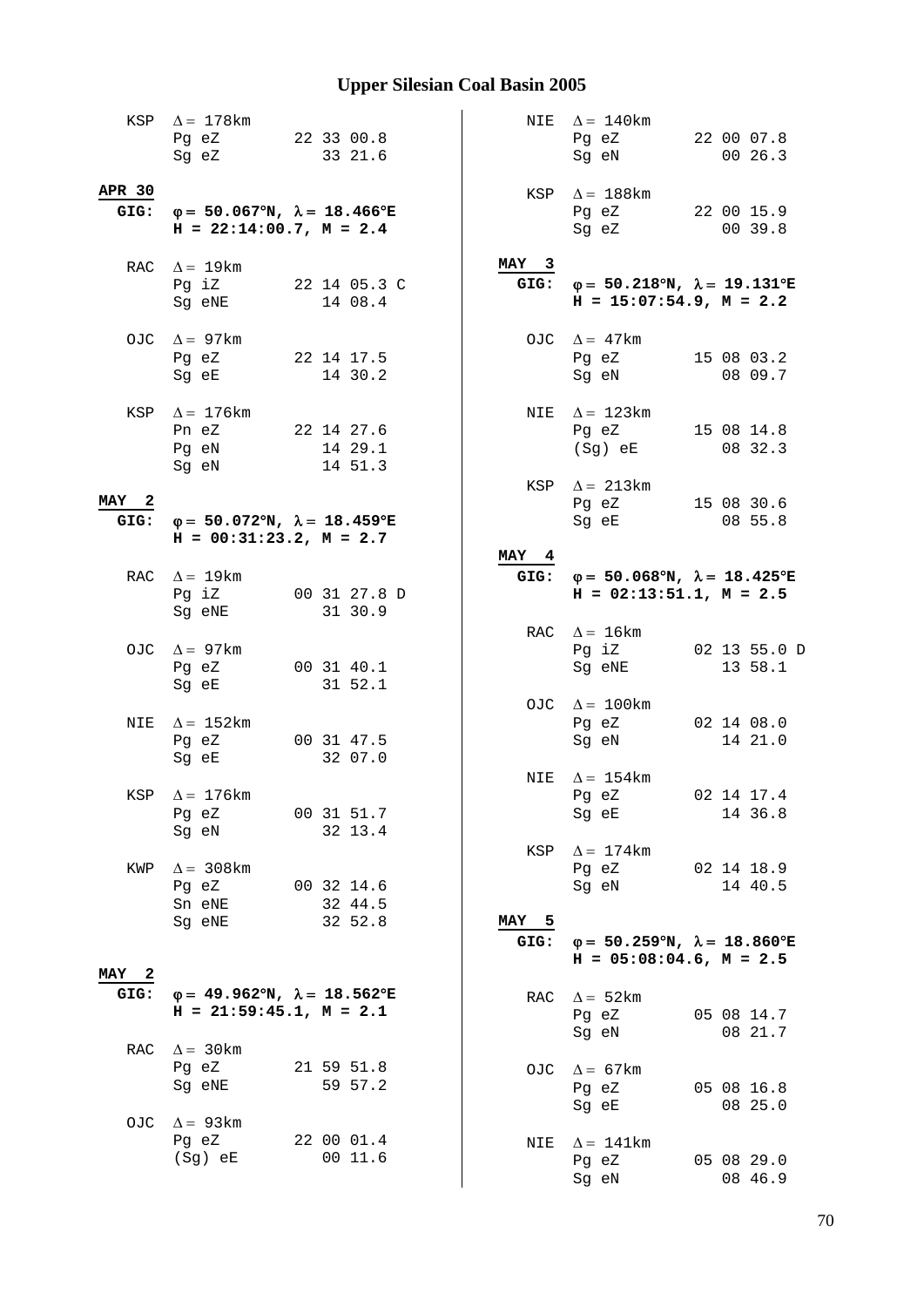# Upper Silesian Coal Basin 2005

```
KSP   Δ = 178km
      Pg eZ        22 33 00.8
      Sg eZ           33 21.6

APR 30
GIG:  φ = 50.067°N, λ = 18.466°E
      H = 22:14:00.7, M = 2.4

RAC   Δ = 19km
      Pg iZ        22 14 05.3 C
      Sg eNE          14 08.4

OJC   Δ = 97km
      Pg eZ        22 14 17.5
      Sg eE           14 30.2

KSP   Δ = 176km
      Pn eZ        22 14 27.6
      Pg eN           14 29.1
      Sg eN           14 51.3

MAY  2
GIG:  φ = 50.072°N, λ = 18.459°E
      H = 00:31:23.2, M = 2.7

RAC   Δ = 19km
      Pg iZ        00 31 27.8 D
      Sg eNE          31 30.9

OJC   Δ = 97km
      Pg eZ        00 31 40.1
      Sg eE           31 52.1

NIE   Δ = 152km
      Pg eZ        00 31 47.5
      Sg eE           32 07.0

KSP   Δ = 176km
      Pg eZ        00 31 51.7
      Sg eN           32 13.4

KWP   Δ = 308km
      Pg eZ        00 32 14.6
      Sn eNE          32 44.5
      Sg eNE          32 52.8

MAY  2
GIG:  φ = 49.962°N, λ = 18.562°E
      H = 21:59:45.1, M = 2.1

RAC   Δ = 30km
      Pg eZ        21 59 51.8
      Sg eNE          59 57.2

OJC   Δ = 93km
      Pg eZ        22 00 01.4
      (Sg) eE         00 11.6

NIE   Δ = 140km
      Pg eZ        22 00 07.8
      Sg eN           00 26.3

KSP   Δ = 188km
      Pg eZ        22 00 15.9
      Sg eZ           00 39.8

MAY  3
GIG:  φ = 50.218°N, λ = 19.131°E
      H = 15:07:54.9, M = 2.2

OJC   Δ = 47km
      Pg eZ        15 08 03.2
      Sg eN           08 09.7

NIE   Δ = 123km
      Pg eZ        15 08 14.8
      (Sg) eE         08 32.3

KSP   Δ = 213km
      Pg eZ        15 08 30.6
      Sg eE           08 55.8

MAY  4
GIG:  φ = 50.068°N, λ = 18.425°E
      H = 02:13:51.1, M = 2.5

RAC   Δ = 16km
      Pg iZ        02 13 55.0 D
      Sg eNE          13 58.1

OJC   Δ = 100km
      Pg eZ        02 14 08.0
      Sg eN           14 21.0

NIE   Δ = 154km
      Pg eZ        02 14 17.4
      Sg eE           14 36.8

KSP   Δ = 174km
      Pg eZ        02 14 18.9
      Sg eN           14 40.5

MAY  5
GIG:  φ = 50.259°N, λ = 18.860°E
      H = 05:08:04.6, M = 2.5

RAC   Δ = 52km
      Pg eZ        05 08 14.7
      Sg eN           08 21.7

OJC   Δ = 67km
      Pg eZ        05 08 16.8
      Sg eE           08 25.0

NIE   Δ = 141km
      Pg eZ        05 08 29.0
      Sg eN           08 46.9
```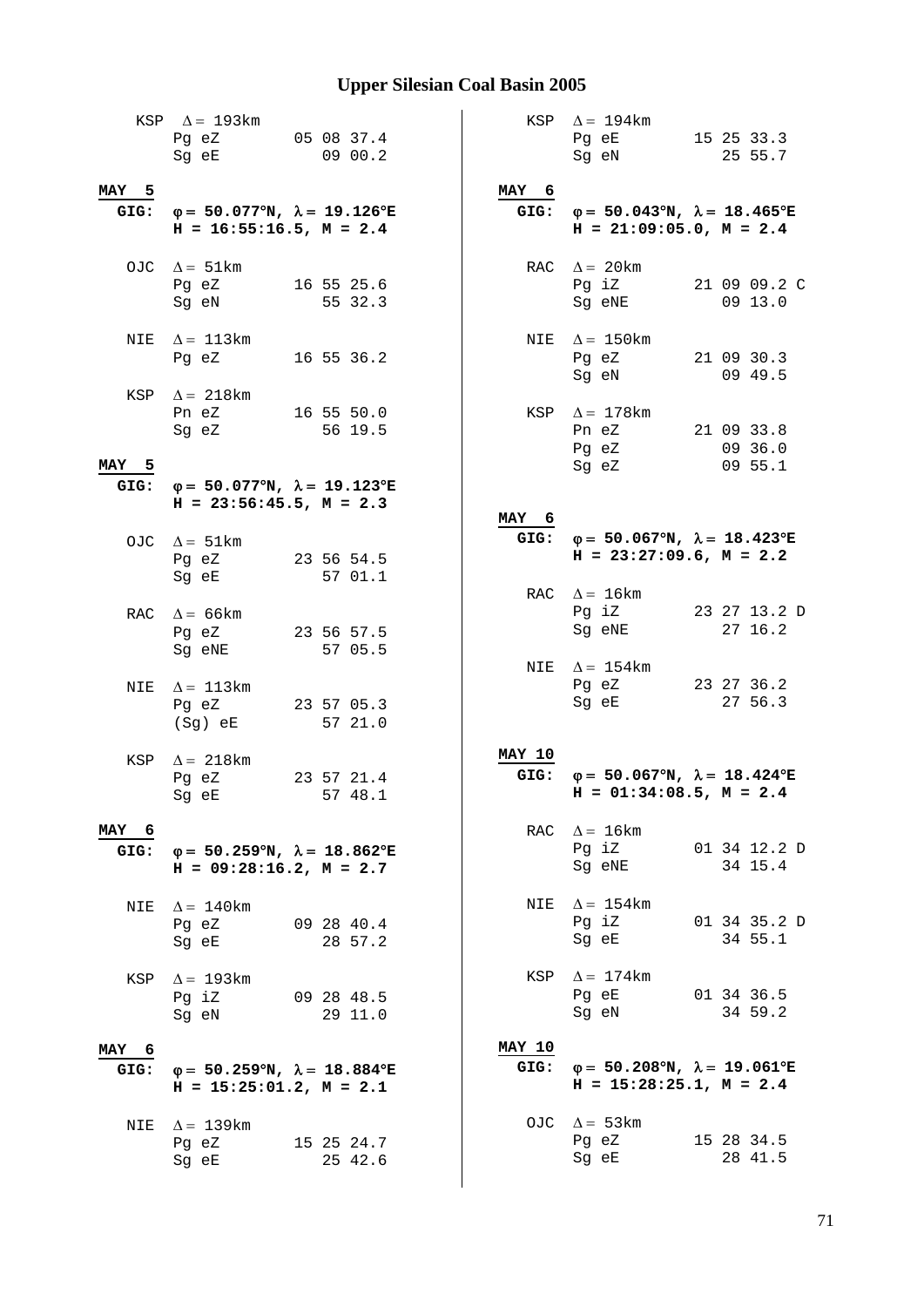## Upper Silesian Coal Basin 2005

KSP $\Delta = 193$km
Pg eZ 05 08 37.4
Sg eE 09 00.2

**MAY 5**

**GIG: $\varphi = 50.077°N$, $\lambda = 19.126°E$**
**H = 16:55:16.5, M = 2.4**

OJC $\Delta = 51$km
Pg eZ 16 55 25.6
Sg eN 55 32.3

NIE $\Delta = 113$km
Pg eZ 16 55 36.2

KSP $\Delta = 218$km
Pn eZ 16 55 50.0
Sg eZ 56 19.5

**MAY 5**

**GIG: $\varphi = 50.077°N$, $\lambda = 19.123°E$**
**H = 23:56:45.5, M = 2.3**

OJC $\Delta = 51$km
Pg eZ 23 56 54.5
Sg eE 57 01.1

RAC $\Delta = 66$km
Pg eZ 23 56 57.5
Sg eNE 57 05.5

NIE $\Delta = 113$km
Pg eZ 23 57 05.3
(Sg) eE 57 21.0

KSP $\Delta = 218$km
Pg eZ 23 57 21.4
Sg eE 57 48.1

**MAY 6**

**GIG: $\varphi = 50.259°N$, $\lambda = 18.862°E$**
**H = 09:28:16.2, M = 2.7**

NIE $\Delta = 140$km
Pg eZ 09 28 40.4
Sg eE 28 57.2

KSP $\Delta = 193$km
Pg iZ 09 28 48.5
Sg eN 29 11.0

**MAY 6**

**GIG: $\varphi = 50.259°N$, $\lambda = 18.884°E$**
**H = 15:25:01.2, M = 2.1**

NIE $\Delta = 139$km
Pg eZ 15 25 24.7
Sg eE 25 42.6

KSP $\Delta = 194$km
Pg eE 15 25 33.3
Sg eN 25 55.7

**MAY 6**

**GIG: $\varphi = 50.043°N$, $\lambda = 18.465°E$**
**H = 21:09:05.0, M = 2.4**

RAC $\Delta = 20$km
Pg iZ 21 09 09.2 C
Sg eNE 09 13.0

NIE $\Delta = 150$km
Pg eZ 21 09 30.3
Sg eN 09 49.5

KSP $\Delta = 178$km
Pn eZ 21 09 33.8
Pg eZ 09 36.0
Sg eZ 09 55.1

**MAY 6**

**GIG: $\varphi = 50.067°N$, $\lambda = 18.423°E$**
**H = 23:27:09.6, M = 2.2**

RAC $\Delta = 16$km
Pg iZ 23 27 13.2 D
Sg eNE 27 16.2

NIE $\Delta = 154$km
Pg eZ 23 27 36.2
Sg eE 27 56.3

**MAY 10**

**GIG: $\varphi = 50.067°N$, $\lambda = 18.424°E$**
**H = 01:34:08.5, M = 2.4**

RAC $\Delta = 16$km
Pg iZ 01 34 12.2 D
Sg eNE 34 15.4

NIE $\Delta = 154$km
Pg iZ 01 34 35.2 D
Sg eE 34 55.1

KSP $\Delta = 174$km
Pg eE 01 34 36.5
Sg eN 34 59.2

**MAY 10**

**GIG: $\varphi = 50.208°N$, $\lambda = 19.061°E$**
**H = 15:28:25.1, M = 2.4**

OJC $\Delta = 53$km
Pg eZ 15 28 34.5
Sg eE 28 41.5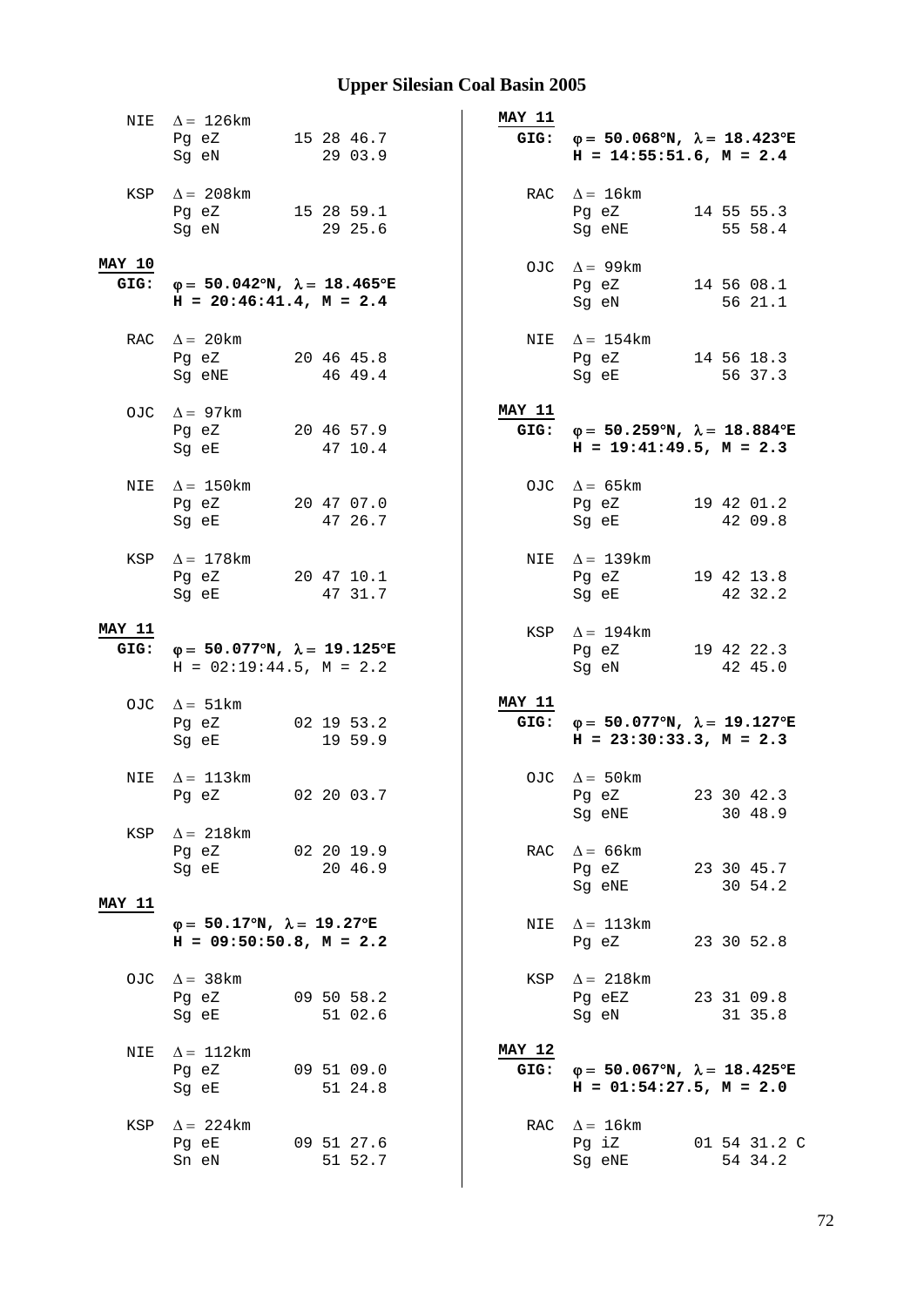# Upper Silesian Coal Basin 2005

```
 NIE  Δ = 126km
      Pg eZ        15 28 46.7
      Sg eN           29 03.9

 KSP  Δ = 208km
      Pg eZ        15 28 59.1
      Sg eN           29 25.6
```

**MAY 10**
**GIG:** **φ = 50.042°N, λ = 18.465°E**
**H = 20:46:41.4, M = 2.4**

```
 RAC  Δ = 20km
      Pg eZ        20 46 45.8
      Sg eNE          46 49.4

 OJC  Δ = 97km
      Pg eZ        20 46 57.9
      Sg eE           47 10.4

 NIE  Δ = 150km
      Pg eZ        20 47 07.0
      Sg eE           47 26.7

 KSP  Δ = 178km
      Pg eZ        20 47 10.1
      Sg eE           47 31.7
```

**MAY 11**
**GIG:** **φ = 50.077°N, λ = 19.125°E**
H = 02:19:44.5, M = 2.2

```
 OJC  Δ = 51km
      Pg eZ        02 19 53.2
      Sg eE           19 59.9

 NIE  Δ = 113km
      Pg eZ        02 20 03.7

 KSP  Δ = 218km
      Pg eZ        02 20 19.9
      Sg eE           20 46.9
```

**MAY 11**
**φ = 50.17°N, λ = 19.27°E**
**H = 09:50:50.8, M = 2.2**

```
 OJC  Δ = 38km
      Pg eZ        09 50 58.2
      Sg eE           51 02.6

 NIE  Δ = 112km
      Pg eZ        09 51 09.0
      Sg eE           51 24.8

 KSP  Δ = 224km
      Pg eE        09 51 27.6
      Sn eN           51 52.7
```

**MAY 11**
**GIG:** **φ = 50.068°N, λ = 18.423°E**
**H = 14:55:51.6, M = 2.4**

```
 RAC  Δ = 16km
      Pg eZ        14 55 55.3
      Sg eNE          55 58.4

 OJC  Δ = 99km
      Pg eZ        14 56 08.1
      Sg eN           56 21.1

 NIE  Δ = 154km
      Pg eZ        14 56 18.3
      Sg eE           56 37.3
```

**MAY 11**
**GIG:** **φ = 50.259°N, λ = 18.884°E**
**H = 19:41:49.5, M = 2.3**

```
 OJC  Δ = 65km
      Pg eZ        19 42 01.2
      Sg eE           42 09.8

 NIE  Δ = 139km
      Pg eZ        19 42 13.8
      Sg eE           42 32.2

 KSP  Δ = 194km
      Pg eZ        19 42 22.3
      Sg eN           42 45.0
```

**MAY 11**
**GIG:** **φ = 50.077°N, λ = 19.127°E**
**H = 23:30:33.3, M = 2.3**

```
 OJC  Δ = 50km
      Pg eZ        23 30 42.3
      Sg eNE          30 48.9

 RAC  Δ = 66km
      Pg eZ        23 30 45.7
      Sg eNE          30 54.2

 NIE  Δ = 113km
      Pg eZ        23 30 52.8

 KSP  Δ = 218km
      Pg eEZ       23 31 09.8
      Sg eN           31 35.8
```

**MAY 12**
**GIG:** **φ = 50.067°N, λ = 18.425°E**
**H = 01:54:27.5, M = 2.0**

```
 RAC  Δ = 16km
      Pg iZ        01 54 31.2 C
      Sg eNE          54 34.2
```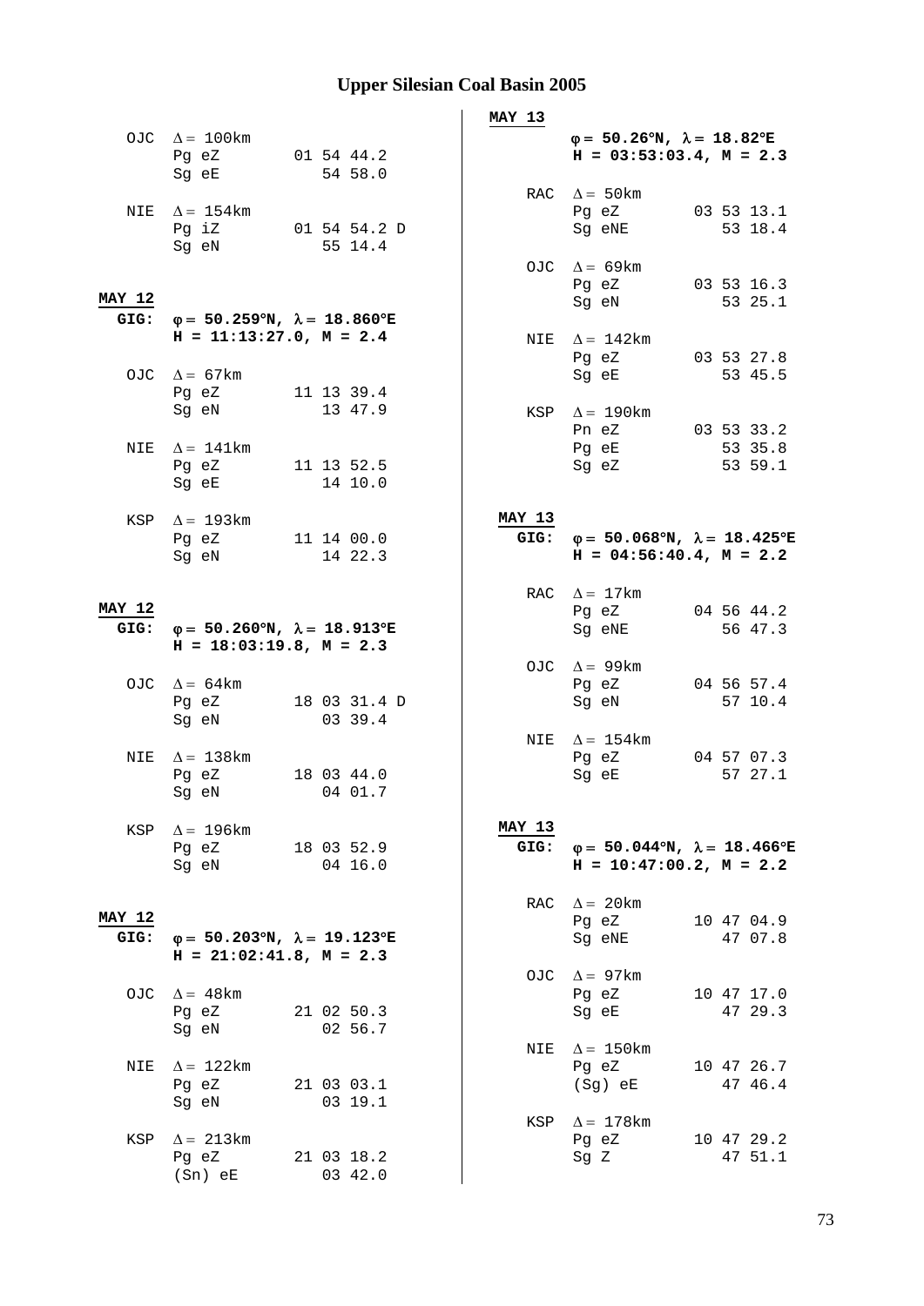# Upper Silesian Coal Basin 2005

OJC $\Delta = 100$km
Pg eZ 01 54 44.2
Sg eE 54 58.0

NIE $\Delta = 154$km
Pg iZ 01 54 54.2 D
Sg eN 55 14.4

**MAY 12**
**GIG:** **φ = 50.259°N, λ = 18.860°E**
**H = 11:13:27.0, M = 2.4**

OJC $\Delta = 67$km
Pg eZ 11 13 39.4
Sg eN 13 47.9

NIE $\Delta = 141$km
Pg eZ 11 13 52.5
Sg eE 14 10.0

KSP $\Delta = 193$km
Pg eZ 11 14 00.0
Sg eN 14 22.3

**MAY 12**
**GIG:** **φ = 50.260°N, λ = 18.913°E**
**H = 18:03:19.8, M = 2.3**

OJC $\Delta = 64$km
Pg eZ 18 03 31.4 D
Sg eN 03 39.4

NIE $\Delta = 138$km
Pg eZ 18 03 44.0
Sg eN 04 01.7

KSP $\Delta = 196$km
Pg eZ 18 03 52.9
Sg eN 04 16.0

**MAY 12**
**GIG:** **φ = 50.203°N, λ = 19.123°E**
**H = 21:02:41.8, M = 2.3**

OJC $\Delta = 48$km
Pg eZ 21 02 50.3
Sg eN 02 56.7

NIE $\Delta = 122$km
Pg eZ 21 03 03.1
Sg eN 03 19.1

KSP $\Delta = 213$km
Pg eZ 21 03 18.2
(Sn) eE 03 42.0

**MAY 13**
**φ = 50.26°N, λ = 18.82°E**
**H = 03:53:03.4, M = 2.3**

RAC $\Delta = 50$km
Pg eZ 03 53 13.1
Sg eNE 53 18.4

OJC $\Delta = 69$km
Pg eZ 03 53 16.3
Sg eN 53 25.1

NIE $\Delta = 142$km
Pg eZ 03 53 27.8
Sg eE 53 45.5

KSP $\Delta = 190$km
Pn eZ 03 53 33.2
Pg eE 53 35.8
Sg eZ 53 59.1

**MAY 13**
**GIG:** **φ = 50.068°N, λ = 18.425°E**
**H = 04:56:40.4, M = 2.2**

RAC $\Delta = 17$km
Pg eZ 04 56 44.2
Sg eNE 56 47.3

OJC $\Delta = 99$km
Pg eZ 04 56 57.4
Sg eN 57 10.4

NIE $\Delta = 154$km
Pg eZ 04 57 07.3
Sg eE 57 27.1

**MAY 13**
**GIG:** **φ = 50.044°N, λ = 18.466°E**
**H = 10:47:00.2, M = 2.2**

RAC $\Delta = 20$km
Pg eZ 10 47 04.9
Sg eNE 47 07.8

OJC $\Delta = 97$km
Pg eZ 10 47 17.0
Sg eE 47 29.3

NIE $\Delta = 150$km
Pg eZ 10 47 26.7
(Sg) eE 47 46.4

KSP $\Delta = 178$km
Pg eZ 10 47 29.2
Sg Z 47 51.1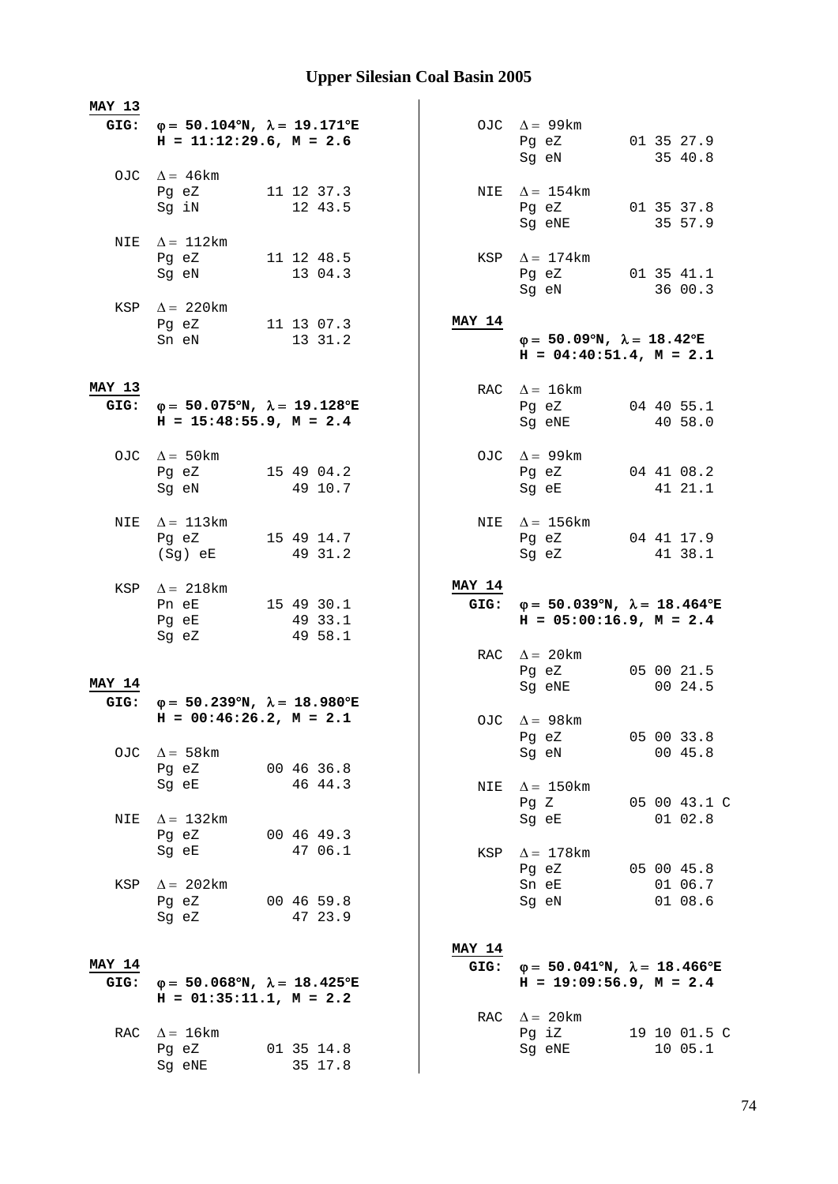# Upper Silesian Coal Basin 2005

**MAY 13**
**GIG:** **φ = 50.104°N, λ = 19.171°E**
**H = 11:12:29.6, M = 2.6**

```
OJC  Δ = 46km
     Pg eZ        11 12 37.3
     Sg iN           12 43.5

NIE  Δ = 112km
     Pg eZ        11 12 48.5
     Sg eN           13 04.3

KSP  Δ = 220km
     Pg eZ        11 13 07.3
     Sn eN           13 31.2
```

**MAY 13**
**GIG:** **φ = 50.075°N, λ = 19.128°E**
**H = 15:48:55.9, M = 2.4**

```
OJC  Δ = 50km
     Pg eZ        15 49 04.2
     Sg eN           49 10.7

NIE  Δ = 113km
     Pg eZ        15 49 14.7
     (Sg) eE         49 31.2

KSP  Δ = 218km
     Pn eE        15 49 30.1
     Pg eE           49 33.1
     Sg eZ           49 58.1
```

**MAY 14**
**GIG:** **φ = 50.239°N, λ = 18.980°E**
**H = 00:46:26.2, M = 2.1**

```
OJC  Δ = 58km
     Pg eZ        00 46 36.8
     Sg eE           46 44.3

NIE  Δ = 132km
     Pg eZ        00 46 49.3
     Sg eE           47 06.1

KSP  Δ = 202km
     Pg eZ        00 46 59.8
     Sg eZ           47 23.9
```

**MAY 14**
**GIG:** **φ = 50.068°N, λ = 18.425°E**
**H = 01:35:11.1, M = 2.2**

```
RAC  Δ = 16km
     Pg eZ        01 35 14.8
     Sg eNE          35 17.8

OJC  Δ = 99km
     Pg eZ        01 35 27.9
     Sg eN           35 40.8

NIE  Δ = 154km
     Pg eZ        01 35 37.8
     Sg eNE          35 57.9

KSP  Δ = 174km
     Pg eZ        01 35 41.1
     Sg eN           36 00.3
```

**MAY 14**
**φ = 50.09°N, λ = 18.42°E**
**H = 04:40:51.4, M = 2.1**

```
RAC  Δ = 16km
     Pg eZ        04 40 55.1
     Sg eNE          40 58.0

OJC  Δ = 99km
     Pg eZ        04 41 08.2
     Sg eE           41 21.1

NIE  Δ = 156km
     Pg eZ        04 41 17.9
     Sg eZ           41 38.1
```

**MAY 14**
**GIG:** **φ = 50.039°N, λ = 18.464°E**
**H = 05:00:16.9, M = 2.4**

```
RAC  Δ = 20km
     Pg eZ        05 00 21.5
     Sg eNE          00 24.5

OJC  Δ = 98km
     Pg eZ        05 00 33.8
     Sg eN           00 45.8

NIE  Δ = 150km
     Pg Z         05 00 43.1 C
     Sg eE           01 02.8

KSP  Δ = 178km
     Pg eZ        05 00 45.8
     Sn eE           01 06.7
     Sg eN           01 08.6
```

**MAY 14**
**GIG:** **φ = 50.041°N, λ = 18.466°E**
**H = 19:09:56.9, M = 2.4**

```
RAC  Δ = 20km
     Pg iZ        19 10 01.5 C
     Sg eNE          10 05.1
```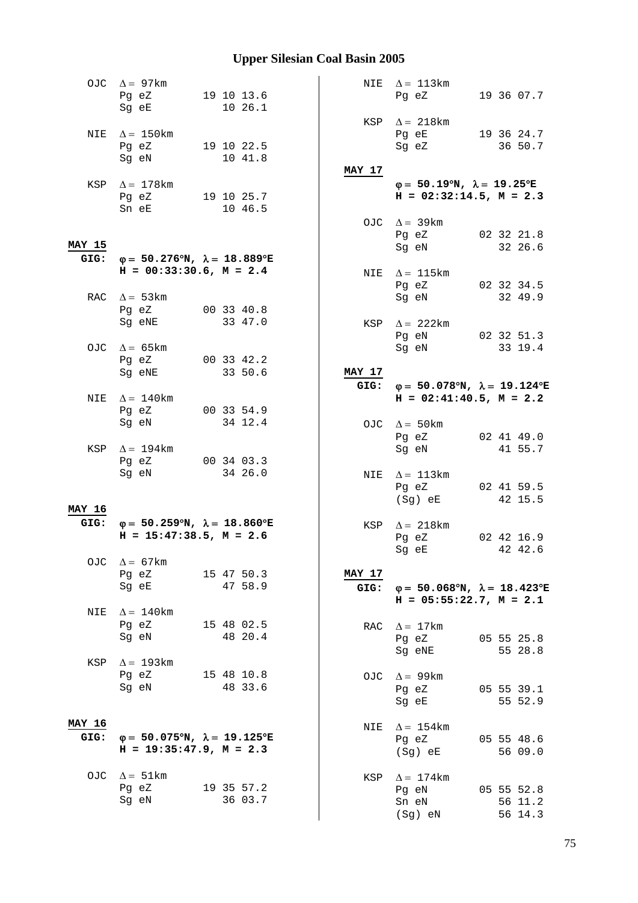# Upper Silesian Coal Basin 2005

```
  OJC  Δ = 97km
       Pg eZ        19 10 13.6
       Sg eE           10 26.1

  NIE  Δ = 150km
       Pg eZ        19 10 22.5
       Sg eN           10 41.8

  KSP  Δ = 178km
       Pg eZ        19 10 25.7
       Sn eE           10 46.5
```

**MAY 15**
**GIG:** **φ = 50.276°N, λ = 18.889°E**
**H = 00:33:30.6, M = 2.4**

```
  RAC  Δ = 53km
       Pg eZ        00 33 40.8
       Sg eNE          33 47.0

  OJC  Δ = 65km
       Pg eZ        00 33 42.2
       Sg eNE          33 50.6

  NIE  Δ = 140km
       Pg eZ        00 33 54.9
       Sg eN           34 12.4

  KSP  Δ = 194km
       Pg eZ        00 34 03.3
       Sg eN           34 26.0
```

**MAY 16**
**GIG:** **φ = 50.259°N, λ = 18.860°E**
**H = 15:47:38.5, M = 2.6**

```
  OJC  Δ = 67km
       Pg eZ        15 47 50.3
       Sg eE           47 58.9

  NIE  Δ = 140km
       Pg eZ        15 48 02.5
       Sg eN           48 20.4

  KSP  Δ = 193km
       Pg eZ        15 48 10.8
       Sg eN           48 33.6
```

**MAY 16**
**GIG:** **φ = 50.075°N, λ = 19.125°E**
**H = 19:35:47.9, M = 2.3**

```
  OJC  Δ = 51km
       Pg eZ        19 35 57.2
       Sg eN           36 03.7

  NIE  Δ = 113km
       Pg eZ        19 36 07.7

  KSP  Δ = 218km
       Pg eE        19 36 24.7
       Sg eZ           36 50.7
```

**MAY 17**
**φ = 50.19°N, λ = 19.25°E**
**H = 02:32:14.5, M = 2.3**

```
  OJC  Δ = 39km
       Pg eZ        02 32 21.8
       Sg eN           32 26.6

  NIE  Δ = 115km
       Pg eZ        02 32 34.5
       Sg eN           32 49.9

  KSP  Δ = 222km
       Pg eN        02 32 51.3
       Sg eN           33 19.4
```

**MAY 17**
**GIG:** **φ = 50.078°N, λ = 19.124°E**
**H = 02:41:40.5, M = 2.2**

```
  OJC  Δ = 50km
       Pg eZ        02 41 49.0
       Sg eN           41 55.7

  NIE  Δ = 113km
       Pg eZ        02 41 59.5
       (Sg) eE         42 15.5

  KSP  Δ = 218km
       Pg eZ        02 42 16.9
       Sg eE           42 42.6
```

**MAY 17**
**GIG:** **φ = 50.068°N, λ = 18.423°E**
**H = 05:55:22.7, M = 2.1**

```
  RAC  Δ = 17km
       Pg eZ        05 55 25.8
       Sg eNE          55 28.8

  OJC  Δ = 99km
       Pg eZ        05 55 39.1
       Sg eE           55 52.9

  NIE  Δ = 154km
       Pg eZ        05 55 48.6
       (Sg) eE         56 09.0

  KSP  Δ = 174km
       Pg eN        05 55 52.8
       Sn eN           56 11.2
       (Sg) eN         56 14.3
```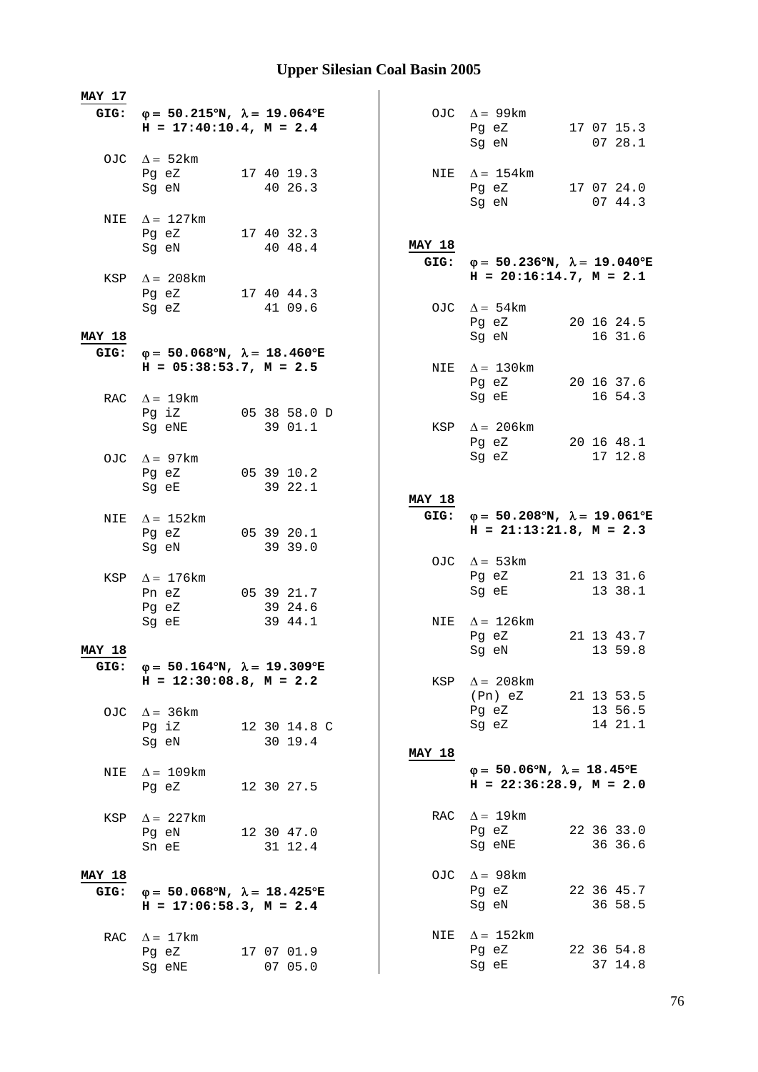## Upper Silesian Coal Basin 2005

**MAY 17**

**GIG:** **φ = 50.215°N, λ = 19.064°E**
**H = 17:40:10.4, M = 2.4**

```
OJC  Δ = 52km
     Pg eZ        17 40 19.3
     Sg eN           40 26.3

NIE  Δ = 127km
     Pg eZ        17 40 32.3
     Sg eN           40 48.4

KSP  Δ = 208km
     Pg eZ        17 40 44.3
     Sg eZ           41 09.6
```

**MAY 18**

**GIG:** **φ = 50.068°N, λ = 18.460°E**
**H = 05:38:53.7, M = 2.5**

```
RAC  Δ = 19km
     Pg iZ        05 38 58.0 D
     Sg eNE          39 01.1

OJC  Δ = 97km
     Pg eZ        05 39 10.2
     Sg eE           39 22.1

NIE  Δ = 152km
     Pg eZ        05 39 20.1
     Sg eN           39 39.0

KSP  Δ = 176km
     Pn eZ        05 39 21.7
     Pg eZ           39 24.6
     Sg eE           39 44.1
```

**MAY 18**

**GIG:** **φ = 50.164°N, λ = 19.309°E**
**H = 12:30:08.8, M = 2.2**

```
OJC  Δ = 36km
     Pg iZ        12 30 14.8 C
     Sg eN           30 19.4

NIE  Δ = 109km
     Pg eZ        12 30 27.5

KSP  Δ = 227km
     Pg eN        12 30 47.0
     Sn eE           31 12.4
```

**MAY 18**

**GIG:** **φ = 50.068°N, λ = 18.425°E**
**H = 17:06:58.3, M = 2.4**

```
RAC  Δ = 17km
     Pg eZ        17 07 01.9
     Sg eNE          07 05.0

OJC  Δ = 99km
     Pg eZ        17 07 15.3
     Sg eN           07 28.1

NIE  Δ = 154km
     Pg eZ        17 07 24.0
     Sg eN           07 44.3
```

**MAY 18**

**GIG:** **φ = 50.236°N, λ = 19.040°E**
**H = 20:16:14.7, M = 2.1**

```
OJC  Δ = 54km
     Pg eZ        20 16 24.5
     Sg eN           16 31.6

NIE  Δ = 130km
     Pg eZ        20 16 37.6
     Sg eE           16 54.3

KSP  Δ = 206km
     Pg eZ        20 16 48.1
     Sg eZ           17 12.8
```

**MAY 18**

**GIG:** **φ = 50.208°N, λ = 19.061°E**
**H = 21:13:21.8, M = 2.3**

```
OJC  Δ = 53km
     Pg eZ        21 13 31.6
     Sg eE           13 38.1

NIE  Δ = 126km
     Pg eZ        21 13 43.7
     Sg eN           13 59.8

KSP  Δ = 208km
     (Pn) eZ      21 13 53.5
     Pg eZ           13 56.5
     Sg eZ           14 21.1
```

**MAY 18**

**φ = 50.06°N, λ = 18.45°E**
**H = 22:36:28.9, M = 2.0**

```
RAC  Δ = 19km
     Pg eZ        22 36 33.0
     Sg eNE          36 36.6

OJC  Δ = 98km
     Pg eZ        22 36 45.7
     Sg eN           36 58.5

NIE  Δ = 152km
     Pg eZ        22 36 54.8
     Sg eE           37 14.8
```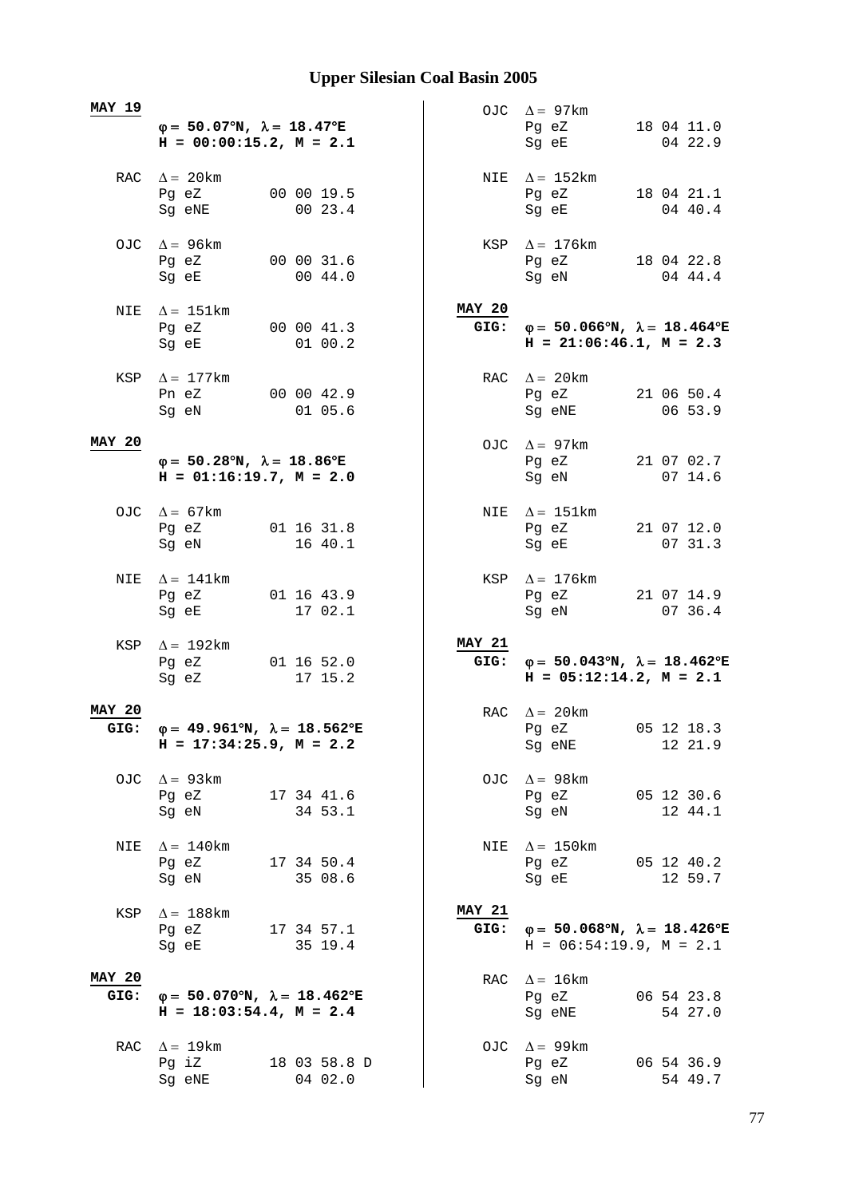# Upper Silesian Coal Basin 2005

**MAY 19**

**φ = 50.07°N, λ = 18.47°E**
**H = 00:00:15.2, M = 2.1**

```
RAC  Δ = 20km
     Pg eZ        00 00 19.5
     Sg eNE          00 23.4

OJC  Δ = 96km
     Pg eZ        00 00 31.6
     Sg eE           00 44.0

NIE  Δ = 151km
     Pg eZ        00 00 41.3
     Sg eE           01 00.2

KSP  Δ = 177km
     Pn eZ        00 00 42.9
     Sg eN           01 05.6
```

**MAY 20**

**φ = 50.28°N, λ = 18.86°E**
**H = 01:16:19.7, M = 2.0**

```
OJC  Δ = 67km
     Pg eZ        01 16 31.8
     Sg eN           16 40.1

NIE  Δ = 141km
     Pg eZ        01 16 43.9
     Sg eE           17 02.1

KSP  Δ = 192km
     Pg eZ        01 16 52.0
     Sg eZ           17 15.2
```

**MAY 20**
**GIG:** **φ = 49.961°N, λ = 18.562°E**
**H = 17:34:25.9, M = 2.2**

```
OJC  Δ = 93km
     Pg eZ        17 34 41.6
     Sg eN           34 53.1

NIE  Δ = 140km
     Pg iZ        17 34 50.4
     Sg eN           35 08.6

KSP  Δ = 188km
     Pg eZ        17 34 57.1
     Sg eE           35 19.4
```

**MAY 20**
**GIG:** **φ = 50.070°N, λ = 18.462°E**
**H = 18:03:54.4, M = 2.4**

```
RAC  Δ = 19km
     Pg iZ        18 03 58.8 D
     Sg eNE          04 02.0

OJC  Δ = 97km
     Pg eZ        18 04 11.0
     Sg eE           04 22.9

NIE  Δ = 152km
     Pg eZ        18 04 21.1
     Sg eE           04 40.4

KSP  Δ = 176km
     Pg eZ        18 04 22.8
     Sg eN           04 44.4
```

**MAY 20**
**GIG:** **φ = 50.066°N, λ = 18.464°E**
**H = 21:06:46.1, M = 2.3**

```
RAC  Δ = 20km
     Pg eZ        21 06 50.4
     Sg eNE          06 53.9

OJC  Δ = 97km
     Pg eZ        21 07 02.7
     Sg eN           07 14.6

NIE  Δ = 151km
     Pg eZ        21 07 12.0
     Sg eE           07 31.3

KSP  Δ = 176km
     Pg eZ        21 07 14.9
     Sg eN           07 36.4
```

**MAY 21**
**GIG:** **φ = 50.043°N, λ = 18.462°E**
**H = 05:12:14.2, M = 2.1**

```
RAC  Δ = 20km
     Pg eZ        05 12 18.3
     Sg eNE          12 21.9

OJC  Δ = 98km
     Pg eZ        05 12 30.6
     Sg eN           12 44.1

NIE  Δ = 150km
     Pg eZ        05 12 40.2
     Sg eE           12 59.7
```

**MAY 21**
**GIG:** **φ = 50.068°N, λ = 18.426°E**
H = 06:54:19.9, M = 2.1

```
RAC  Δ = 16km
     Pg eZ        06 54 23.8
     Sg eNE          54 27.0

OJC  Δ = 99km
     Pg eZ        06 54 36.9
     Sg eN           54 49.7
```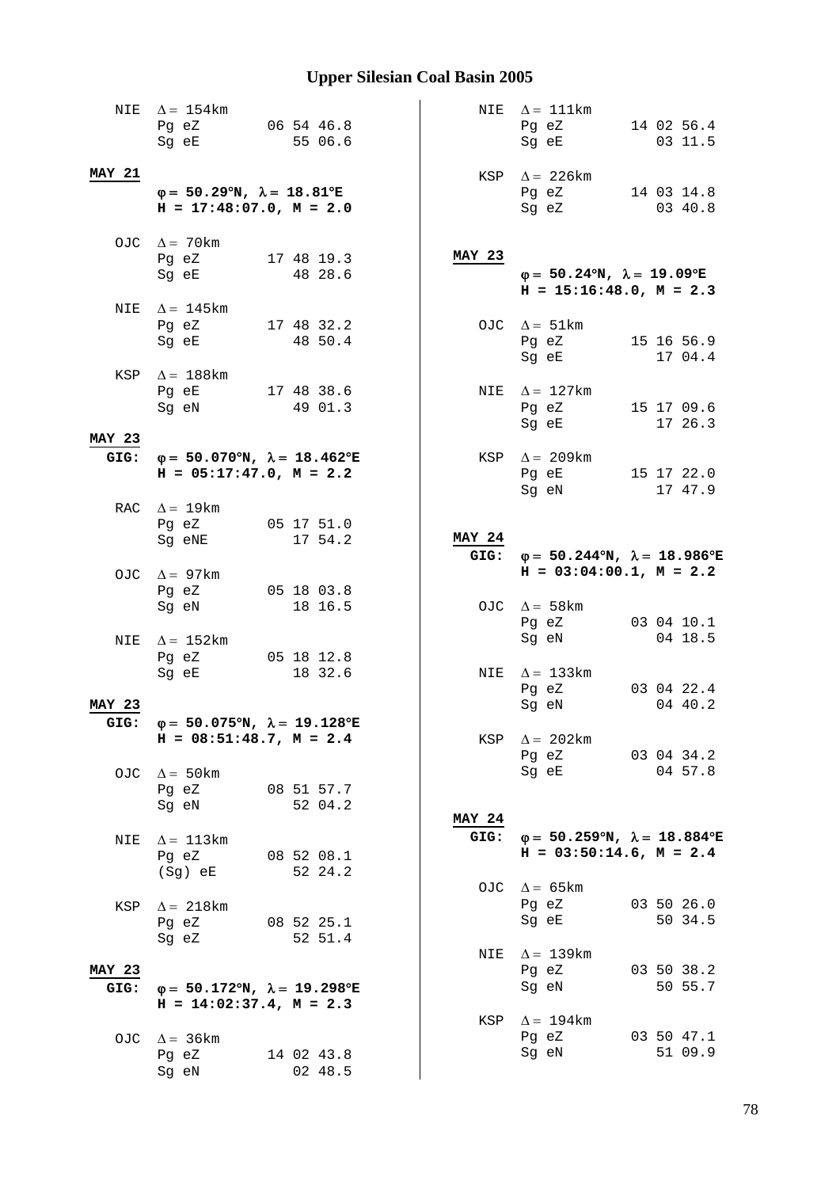NIE $\Delta = 154$km

| | | |
|---|---|---|
| Pg | eZ | 06 54 46.8 |
| Sg | eE | 55 06.6 |

**MAY 21**

**$\varphi = 50.29°N$, $\lambda = 18.81°E$**
**H = 17:48:07.0, M = 2.0**

OJC $\Delta = 70$km

| | | |
|---|---|---|
| Pg | eZ | 17 48 19.3 |
| Sg | eE | 48 28.6 |

NIE $\Delta = 145$km

| | | |
|---|---|---|
| Pg | eZ | 17 48 32.2 |
| Sg | eE | 48 50.4 |

KSP $\Delta = 188$km

| | | |
|---|---|---|
| Pg | eE | 17 48 38.6 |
| Sg | eN | 49 01.3 |

**MAY 23**

**GIG: $\varphi = 50.070°N$, $\lambda = 18.462°E$**
**H = 05:17:47.0, M = 2.2**

RAC $\Delta = 19$km

| | | |
|---|---|---|
| Pg | eZ | 05 17 51.0 |
| Sg | eNE | 17 54.2 |

OJC $\Delta = 97$km

| | | |
|---|---|---|
| Pg | eZ | 05 18 03.8 |
| Sg | eN | 18 16.5 |

NIE $\Delta = 152$km

| | | |
|---|---|---|
| Pg | eZ | 05 18 12.8 |
| Sg | eE | 18 32.6 |

**MAY 23**

**GIG: $\varphi = 50.075°N$, $\lambda = 19.128°E$**
**H = 08:51:48.7, M = 2.4**

OJC $\Delta = 50$km

| | | |
|---|---|---|
| Pg | eZ | 08 51 57.7 |
| Sg | eN | 52 04.2 |

NIE $\Delta = 113$km

| | | |
|---|---|---|
| Pg | eZ | 08 52 08.1 |
| (Sg) | eE | 52 24.2 |

KSP $\Delta = 218$km

| | | |
|---|---|---|
| Pg | eZ | 08 52 25.1 |
| Sg | eZ | 52 51.4 |

**MAY 23**

**GIG: $\varphi = 50.172°N$, $\lambda = 19.298°E$**
**H = 14:02:37.4, M = 2.3**

OJC $\Delta = 36$km

| | | |
|---|---|---|
| Pg | eZ | 14 02 43.8 |
| Sg | eN | 02 48.5 |

NIE $\Delta = 111$km

| | | |
|---|---|---|
| Pg | eZ | 14 02 56.4 |
| Sg | eE | 03 11.5 |

KSP $\Delta = 226$km

| | | |
|---|---|---|
| Pg | eZ | 14 03 14.8 |
| Sg | eZ | 03 40.8 |

**MAY 23**

**$\varphi = 50.24°N$, $\lambda = 19.09°E$**
**H = 15:16:48.0, M = 2.3**

OJC $\Delta = 51$km

| | | |
|---|---|---|
| Pg | eZ | 15 16 56.9 |
| Sg | eE | 17 04.4 |

NIE $\Delta = 127$km

| | | |
|---|---|---|
| Pg | eZ | 15 17 09.6 |
| Sg | eE | 17 26.3 |

KSP $\Delta = 209$km

| | | |
|---|---|---|
| Pg | eE | 15 17 22.0 |
| Sg | eN | 17 47.9 |

**MAY 24**

**GIG: $\varphi = 50.244°N$, $\lambda = 18.986°E$**
**H = 03:04:00.1, M = 2.2**

OJC $\Delta = 58$km

| | | |
|---|---|---|
| Pg | eZ | 03 04 10.1 |
| Sg | eN | 04 18.5 |

NIE $\Delta = 133$km

| | | |
|---|---|---|
| Pg | eZ | 03 04 22.4 |
| Sg | eN | 04 40.2 |

KSP $\Delta = 202$km

| | | |
|---|---|---|
| Pg | eZ | 03 04 34.2 |
| Sg | eE | 04 57.8 |

**MAY 24**

**GIG: $\varphi = 50.259°N$, $\lambda = 18.884°E$**
**H = 03:50:14.6, M = 2.4**

OJC $\Delta = 65$km

| | | |
|---|---|---|
| Pg | eZ | 03 50 26.0 |
| Sg | eE | 50 34.5 |

NIE $\Delta = 139$km

| | | |
|---|---|---|
| Pg | eZ | 03 50 38.2 |
| Sg | eN | 50 55.7 |

KSP $\Delta = 194$km

| | | |
|---|---|---|
| Pg | eZ | 03 50 47.1 |
| Sg | eN | 51 09.9 |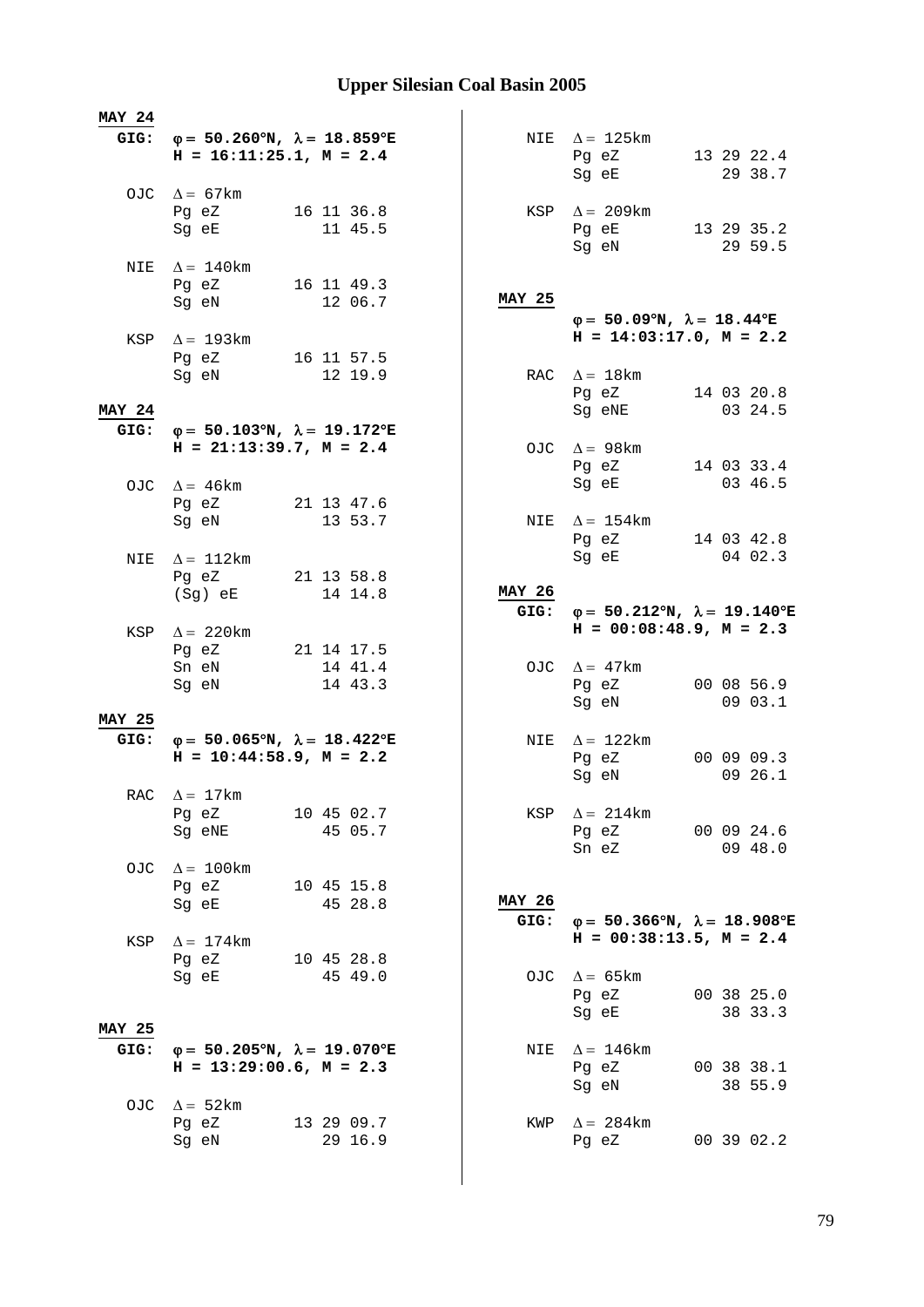# Upper Silesian Coal Basin 2005

**MAY 24**

**GIG:** **φ = 50.260°N, λ = 18.859°E**
**H = 16:11:25.1, M = 2.4**

```
OJC  Δ = 67km
     Pg eZ        16 11 36.8
     Sg eE           11 45.5

NIE  Δ = 140km
     Pg eZ        16 11 49.3
     Sg eN           12 06.7

KSP  Δ = 193km
     Pg eZ        16 11 57.5
     Sg eN           12 19.9
```

**MAY 24**

**GIG:** **φ = 50.103°N, λ = 19.172°E**
**H = 21:13:39.7, M = 2.4**

```
OJC  Δ = 46km
     Pg eZ        21 13 47.6
     Sg eN           13 53.7

NIE  Δ = 112km
     Pg eZ        21 13 58.8
     (Sg) eE         14 14.8

KSP  Δ = 220km
     Pg eZ        21 14 17.5
     Sn eN           14 41.4
     Sg eN           14 43.3
```

**MAY 25**

**GIG:** **φ = 50.065°N, λ = 18.422°E**
**H = 10:44:58.9, M = 2.2**

```
RAC  Δ = 17km
     Pg eZ        10 45 02.7
     Sg eNE          45 05.7

OJC  Δ = 100km
     Pg eZ        10 45 15.8
     Sg eE           45 28.8

KSP  Δ = 174km
     Pg eZ        10 45 28.8
     Sg eE           45 49.0
```

**MAY 25**

**GIG:** **φ = 50.205°N, λ = 19.070°E**
**H = 13:29:00.6, M = 2.3**

```
OJC  Δ = 52km
     Pg eZ        13 29 09.7
     Sg eN           29 16.9

NIE  Δ = 125km
     Pg eZ        13 29 22.4
     Sg eE           29 38.7

KSP  Δ = 209km
     Pg eE        13 29 35.2
     Sg eN           29 59.5
```

**MAY 25**

**φ = 50.09°N, λ = 18.44°E**
**H = 14:03:17.0, M = 2.2**

```
RAC  Δ = 18km
     Pg eZ        14 03 20.8
     Sg eNE          03 24.5

OJC  Δ = 98km
     Pg eZ        14 03 33.4
     Sg eE           03 46.5

NIE  Δ = 154km
     Pg eZ        14 03 42.8
     Sg eE           04 02.3
```

**MAY 26**

**GIG:** **φ = 50.212°N, λ = 19.140°E**
**H = 00:08:48.9, M = 2.3**

```
OJC  Δ = 47km
     Pg eZ        00 08 56.9
     Sg eN           09 03.1

NIE  Δ = 122km
     Pg eZ        00 09 09.3
     Sg eN           09 26.1

KSP  Δ = 214km
     Pg eZ        00 09 24.6
     Sn eZ           09 48.0
```

**MAY 26**

**GIG:** **φ = 50.366°N, λ = 18.908°E**
**H = 00:38:13.5, M = 2.4**

```
OJC  Δ = 65km
     Pg eZ        00 38 25.0
     Sg eE           38 33.3

NIE  Δ = 146km
     Pg eZ        00 38 38.1
     Sg eN           38 55.9

KWP  Δ = 284km
     Pg eZ        00 39 02.2
```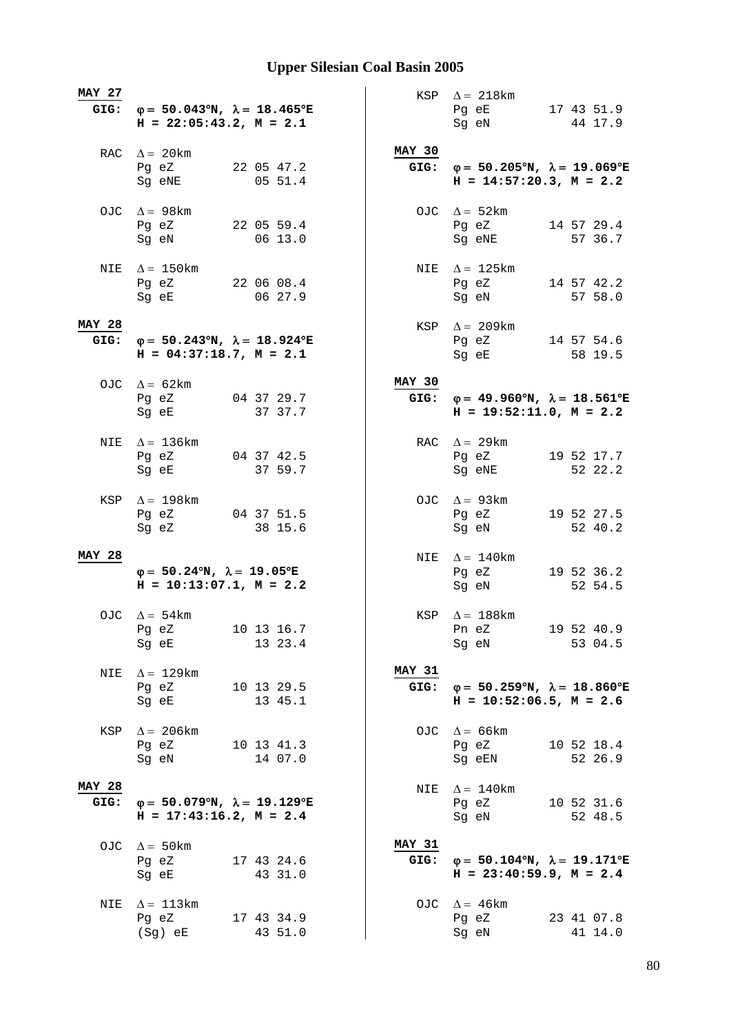# Upper Silesian Coal Basin 2005

**MAY 27**
**GIG:** **φ = 50.043°N, λ = 18.465°E**
**H = 22:05:43.2, M = 2.1**

| Station | Phase | Time |
|---|---|---|
| RAC Δ = 20km | Pg eZ | 22 05 47.2 |
| | Sg eNE | 05 51.4 |
| OJC Δ = 98km | Pg eZ | 22 05 59.4 |
| | Sg eN | 06 13.0 |
| NIE Δ = 150km | Pg eZ | 22 06 08.4 |
| | Sg eE | 06 27.9 |

**MAY 28**
**GIG:** **φ = 50.243°N, λ = 18.924°E**
**H = 04:37:18.7, M = 2.1**

| Station | Phase | Time |
|---|---|---|
| OJC Δ = 62km | Pg eZ | 04 37 29.7 |
| | Sg eE | 37 37.7 |
| NIE Δ = 136km | Pg eZ | 04 37 42.5 |
| | Sg eE | 37 59.7 |
| KSP Δ = 198km | Pg eZ | 04 37 51.5 |
| | Sg eZ | 38 15.6 |

**MAY 28**
**φ = 50.24°N, λ = 19.05°E**
**H = 10:13:07.1, M = 2.2**

| Station | Phase | Time |
|---|---|---|
| OJC Δ = 54km | Pg eZ | 10 13 16.7 |
| | Sg eE | 13 23.4 |
| NIE Δ = 129km | Pg eZ | 10 13 29.5 |
| | Sg eE | 13 45.1 |
| KSP Δ = 206km | Pg eZ | 10 13 41.3 |
| | Sg eN | 14 07.0 |

**MAY 28**
**GIG:** **φ = 50.079°N, λ = 19.129°E**
**H = 17:43:16.2, M = 2.4**

| Station | Phase | Time |
|---|---|---|
| OJC Δ = 50km | Pg eZ | 17 43 24.6 |
| | Sg eE | 43 31.0 |
| NIE Δ = 113km | Pg eZ | 17 43 34.9 |
| | (Sg) eE | 43 51.0 |
| KSP Δ = 218km | Pg eE | 17 43 51.9 |
| | Sg eN | 44 17.9 |

**MAY 30**
**GIG:** **φ = 50.205°N, λ = 19.069°E**
**H = 14:57:20.3, M = 2.2**

| Station | Phase | Time |
|---|---|---|
| OJC Δ = 52km | Pg eZ | 14 57 29.4 |
| | Sg eNE | 57 36.7 |
| NIE Δ = 125km | Pg eZ | 14 57 42.2 |
| | Sg eN | 57 58.0 |
| KSP Δ = 209km | Pg eZ | 14 57 54.6 |
| | Sg eE | 58 19.5 |

**MAY 30**
**GIG:** **φ = 49.960°N, λ = 18.561°E**
**H = 19:52:11.0, M = 2.2**

| Station | Phase | Time |
|---|---|---|
| RAC Δ = 29km | Pg eZ | 19 52 17.7 |
| | Sg eNE | 52 22.2 |
| OJC Δ = 93km | Pg eZ | 19 52 27.5 |
| | Sg eN | 52 40.2 |
| NIE Δ = 140km | Pg eZ | 19 52 36.2 |
| | Sg eN | 52 54.5 |
| KSP Δ = 188km | Pn eZ | 19 52 40.9 |
| | Sg eN | 53 04.5 |

**MAY 31**
**GIG:** **φ = 50.259°N, λ = 18.860°E**
**H = 10:52:06.5, M = 2.6**

| Station | Phase | Time |
|---|---|---|
| OJC Δ = 66km | Pg eZ | 10 52 18.4 |
| | Sg eEN | 52 26.9 |
| NIE Δ = 140km | Pg eZ | 10 52 31.6 |
| | Sg eN | 52 48.5 |

**MAY 31**
**GIG:** **φ = 50.104°N, λ = 19.171°E**
**H = 23:40:59.9, M = 2.4**

| Station | Phase | Time |
|---|---|---|
| OJC Δ = 46km | Pg eZ | 23 41 07.8 |
| | Sg eN | 41 14.0 |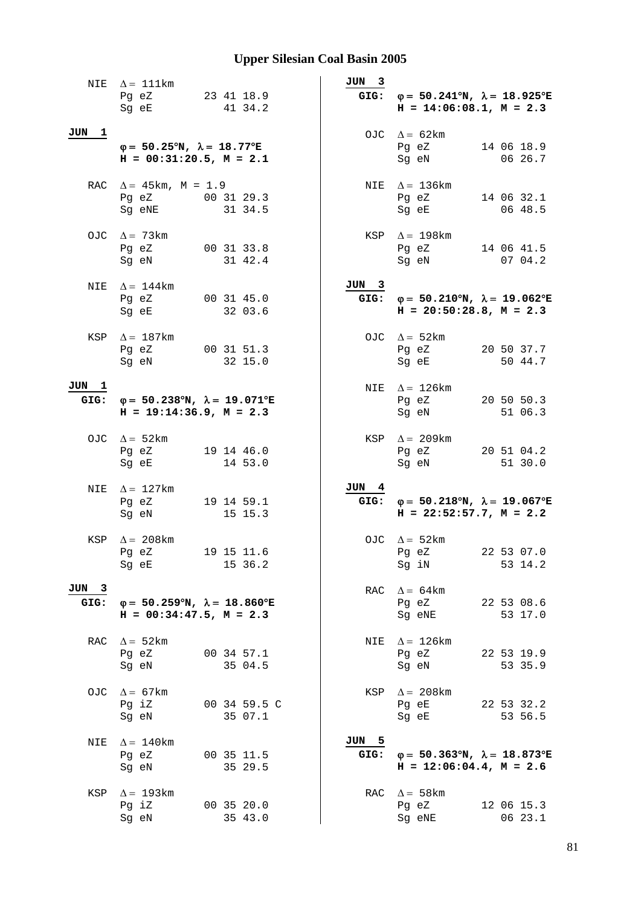NIE  Δ = 111km
Pg eZ  23 41 18.9
Sg eE  41 34.2

**JUN 1**

**φ = 50.25°N, λ = 18.77°E**
**H = 00:31:20.5, M = 2.1**

RAC  Δ = 45km, M = 1.9
Pg eZ  00 31 29.3
Sg eNE  31 34.5

OJC  Δ = 73km
Pg eZ  00 31 33.8
Sg eN  31 42.4

NIE  Δ = 144km
Pg eZ  00 31 45.0
Sg eE  32 03.6

KSP  Δ = 187km
Pg eZ  00 31 51.3
Sg eN  32 15.0

**JUN 1**
**GIG:** **φ = 50.238°N, λ = 19.071°E**
**H = 19:14:36.9, M = 2.3**

OJC  Δ = 52km
Pg eZ  19 14 46.0
Sg eE  14 53.0

NIE  Δ = 127km
Pg eZ  19 14 59.1
Sg eN  15 15.3

KSP  Δ = 208km
Pg eZ  19 15 11.6
Sg eE  15 36.2

**JUN 3**
**GIG:** **φ = 50.259°N, λ = 18.860°E**
**H = 00:34:47.5, M = 2.3**

RAC  Δ = 52km
Pg eZ  00 34 57.1
Sg eN  35 04.5

OJC  Δ = 67km
Pg iZ  00 34 59.5 C
Sg eN  35 07.1

NIE  Δ = 140km
Pg eZ  00 35 11.5
Sg eN  35 29.5

KSP  Δ = 193km
Pg iZ  00 35 20.0
Sg eN  35 43.0

**JUN 3**
**GIG:** **φ = 50.241°N, λ = 18.925°E**
**H = 14:06:08.1, M = 2.3**

OJC  Δ = 62km
Pg eZ  14 06 18.9
Sg eN  06 26.7

NIE  Δ = 136km
Pg eZ  14 06 32.1
Sg eE  06 48.5

KSP  Δ = 198km
Pg eZ  14 06 41.5
Sg eN  07 04.2

**JUN 3**
**GIG:** **φ = 50.210°N, λ = 19.062°E**
**H = 20:50:28.8, M = 2.3**

OJC  Δ = 52km
Pg eZ  20 50 37.7
Sg eE  50 44.7

NIE  Δ = 126km
Pg eZ  20 50 50.3
Sg eN  51 06.3

KSP  Δ = 209km
Pg eZ  20 51 04.2
Sg eN  51 30.0

**JUN 4**
**GIG:** **φ = 50.218°N, λ = 19.067°E**
**H = 22:52:57.7, M = 2.2**

OJC  Δ = 52km
Pg eZ  22 53 07.0
Sg iN  53 14.2

RAC  Δ = 64km
Pg eZ  22 53 08.6
Sg eNE  53 17.0

NIE  Δ = 126km
Pg eZ  22 53 19.9
Sg eN  53 35.9

KSP  Δ = 208km
Pg eE  22 53 32.2
Sg eE  53 56.5

**JUN 5**
**GIG:** **φ = 50.363°N, λ = 18.873°E**
**H = 12:06:04.4, M = 2.6**

RAC  Δ = 58km
Pg eZ  12 06 15.3
Sg eNE  06 23.1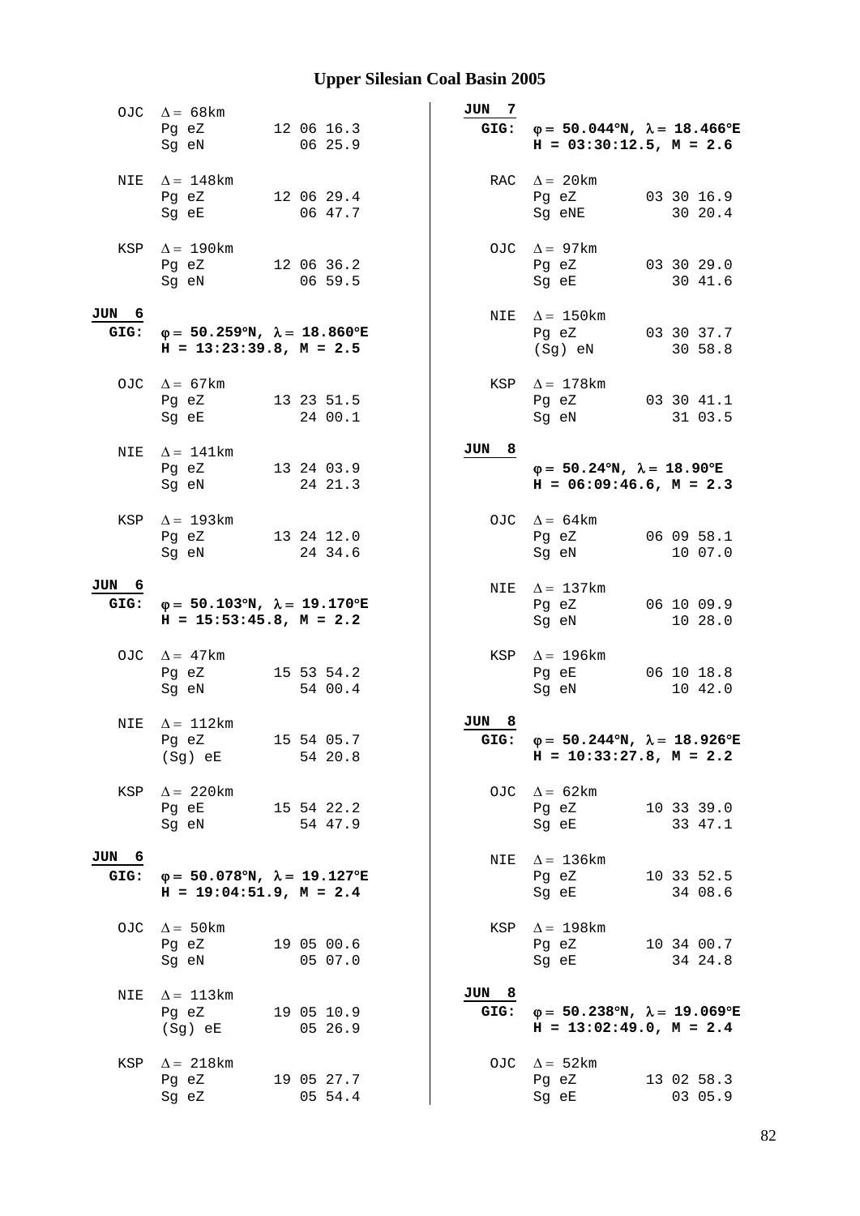## Upper Silesian Coal Basin 2005

OJC $\Delta = 68$km
Pg eZ 12 06 16.3
Sg eN 06 25.9

NIE $\Delta = 148$km
Pg eZ 12 06 29.4
Sg eE 06 47.7

KSP $\Delta = 190$km
Pg eZ 12 06 36.2
Sg eN 06 59.5

**JUN 6**
**GIG:** $\varphi = 50.259°N, \lambda = 18.860°E$
**H = 13:23:39.8, M = 2.5**

OJC $\Delta = 67$km
Pg eZ 13 23 51.5
Sg eE 24 00.1

NIE $\Delta = 141$km
Pg eZ 13 24 03.9
Sg eN 24 21.3

KSP $\Delta = 193$km
Pg eZ 13 24 12.0
Sg eN 24 34.6

**JUN 6**
**GIG:** $\varphi = 50.103°N, \lambda = 19.170°E$
**H = 15:53:45.8, M = 2.2**

OJC $\Delta = 47$km
Pg eZ 15 53 54.2
Sg eN 54 00.4

NIE $\Delta = 112$km
Pg eZ 15 54 05.7
(Sg) eE 54 20.8

KSP $\Delta = 220$km
Pg eE 15 54 22.2
Sg eN 54 47.9

**JUN 6**
**GIG:** $\varphi = 50.078°N, \lambda = 19.127°E$
**H = 19:04:51.9, M = 2.4**

OJC $\Delta = 50$km
Pg eZ 19 05 00.6
Sg eN 05 07.0

NIE $\Delta = 113$km
Pg eZ 19 05 10.9
(Sg) eE 05 26.9

KSP $\Delta = 218$km
Pg eZ 19 05 27.7
Sg eZ 05 54.4

**JUN 7**
**GIG:** $\varphi = 50.044°N, \lambda = 18.466°E$
**H = 03:30:12.5, M = 2.6**

RAC $\Delta = 20$km
Pg eZ 03 30 16.9
Sg eNE 30 20.4

OJC $\Delta = 97$km
Pg eZ 03 30 29.0
Sg eE 30 41.6

NIE $\Delta = 150$km
Pg eZ 03 30 37.7
(Sg) eN 30 58.8

KSP $\Delta = 178$km
Pg eZ 03 30 41.1
Sg eN 31 03.5

**JUN 8**
$\varphi = 50.24°N, \lambda = 18.90°E$
**H = 06:09:46.6, M = 2.3**

OJC $\Delta = 64$km
Pg eZ 06 09 58.1
Sg eN 10 07.0

NIE $\Delta = 137$km
Pg eZ 06 10 09.9
Sg eN 10 28.0

KSP $\Delta = 196$km
Pg eE 06 10 18.8
Sg eN 10 42.0

**JUN 8**
**GIG:** $\varphi = 50.244°N, \lambda = 18.926°E$
**H = 10:33:27.8, M = 2.2**

OJC $\Delta = 62$km
Pg eZ 10 33 39.0
Sg eE 33 47.1

NIE $\Delta = 136$km
Pg eZ 10 33 52.5
Sg eE 34 08.6

KSP $\Delta = 198$km
Pg eZ 10 34 00.7
Sg eE 34 24.8

**JUN 8**
**GIG:** $\varphi = 50.238°N, \lambda = 19.069°E$
**H = 13:02:49.0, M = 2.4**

OJC $\Delta = 52$km
Pg eZ 13 02 58.3
Sg eE 03 05.9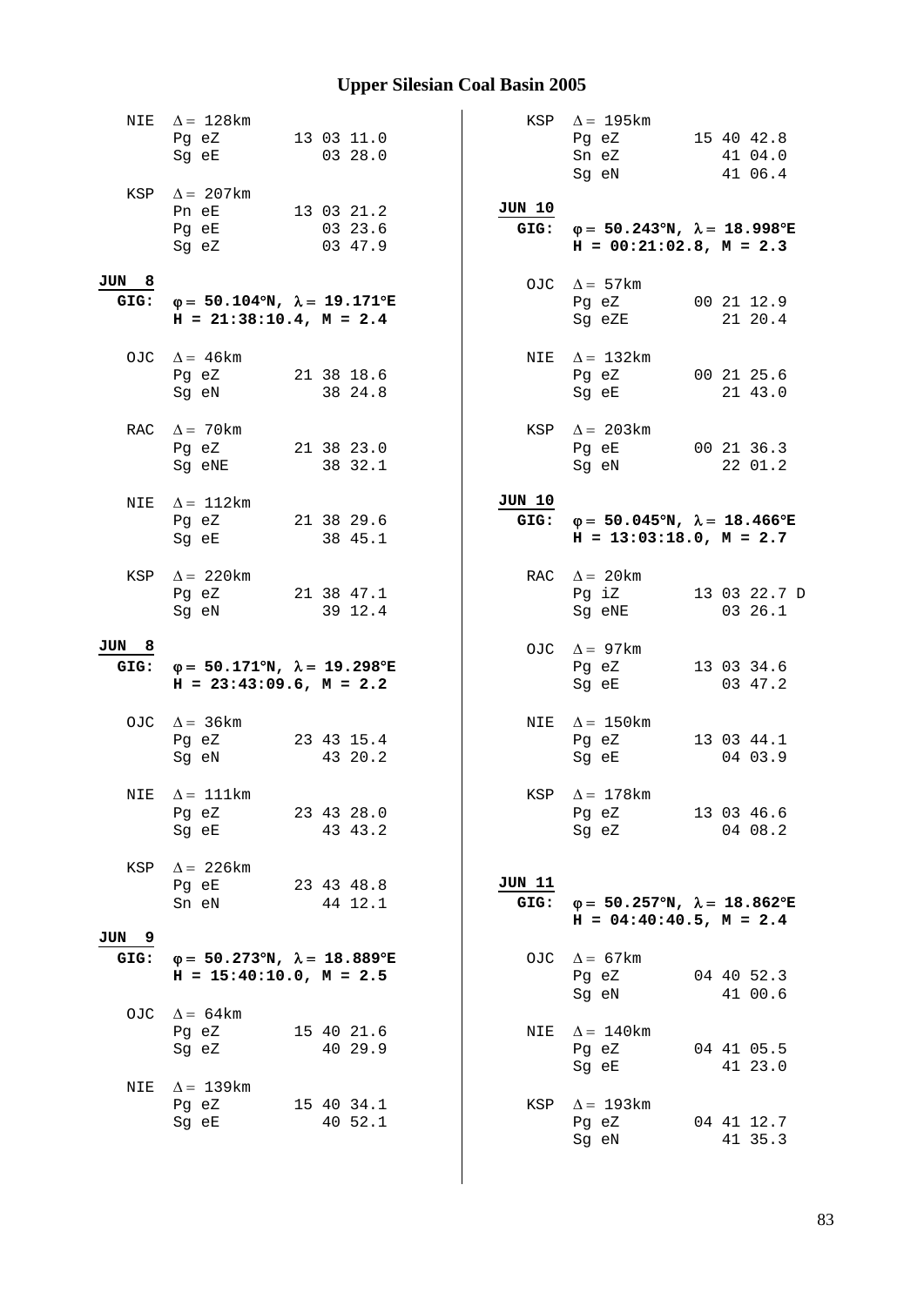# Upper Silesian Coal Basin 2005

```
NIE  Δ = 128km
     Pg eZ        13 03 11.0
     Sg eE           03 28.0

KSP  Δ = 207km
     Pn eE        13 03 21.2
     Pg eE           03 23.6
     Sg eZ           03 47.9
```

**JUN 8**
**GIG: φ = 50.104°N, λ = 19.171°E**
**H = 21:38:10.4, M = 2.4**

```
OJC  Δ = 46km
     Pg eZ        21 38 18.6
     Sg eN           38 24.8

RAC  Δ = 70km
     Pg eZ        21 38 23.0
     Sg eNE          38 32.1

NIE  Δ = 112km
     Pg eZ        21 38 29.6
     Sg eE           38 45.1

KSP  Δ = 220km
     Pg eZ        21 38 47.1
     Sg eN           39 12.4
```

**JUN 8**
**GIG: φ = 50.171°N, λ = 19.298°E**
**H = 23:43:09.6, M = 2.2**

```
OJC  Δ = 36km
     Pg eZ        23 43 15.4
     Sg eN           43 20.2

NIE  Δ = 111km
     Pg eZ        23 43 28.0
     Sg eE           43 43.2

KSP  Δ = 226km
     Pg eE        23 43 48.8
     Sn eN           44 12.1
```

**JUN 9**
**GIG: φ = 50.273°N, λ = 18.889°E**
**H = 15:40:10.0, M = 2.5**

```
OJC  Δ = 64km
     Pg eZ        15 40 21.6
     Sg eZ           40 29.9

NIE  Δ = 139km
     Pg eZ        15 40 34.1
     Sg eE           40 52.1

KSP  Δ = 195km
     Pg eZ        15 40 42.8
     Sn eZ           41 04.0
     Sg eN           41 06.4
```

**JUN 10**
**GIG: φ = 50.243°N, λ = 18.998°E**
**H = 00:21:02.8, M = 2.3**

```
OJC  Δ = 57km
     Pg eZ        00 21 12.9
     Sg eZE          21 20.4

NIE  Δ = 132km
     Pg eZ        00 21 25.6
     Sg eE           21 43.0

KSP  Δ = 203km
     Pg eE        00 21 36.3
     Sg eN           22 01.2
```

**JUN 10**
**GIG: φ = 50.045°N, λ = 18.466°E**
**H = 13:03:18.0, M = 2.7**

```
RAC  Δ = 20km
     Pg iZ        13 03 22.7 D
     Sg eNE          03 26.1

OJC  Δ = 97km
     Pg eZ        13 03 34.6
     Sg eE           03 47.2

NIE  Δ = 150km
     Pg eZ        13 03 44.1
     Sg eE           04 03.9

KSP  Δ = 178km
     Pg eZ        13 03 46.6
     Sg eZ           04 08.2
```

**JUN 11**
**GIG: φ = 50.257°N, λ = 18.862°E**
**H = 04:40:40.5, M = 2.4**

```
OJC  Δ = 67km
     Pg eZ        04 40 52.3
     Sg eN           41 00.6

NIE  Δ = 140km
     Pg eZ        04 41 05.5
     Sg eE           41 23.0

KSP  Δ = 193km
     Pg eZ        04 41 12.7
     Sg eN           41 35.3
```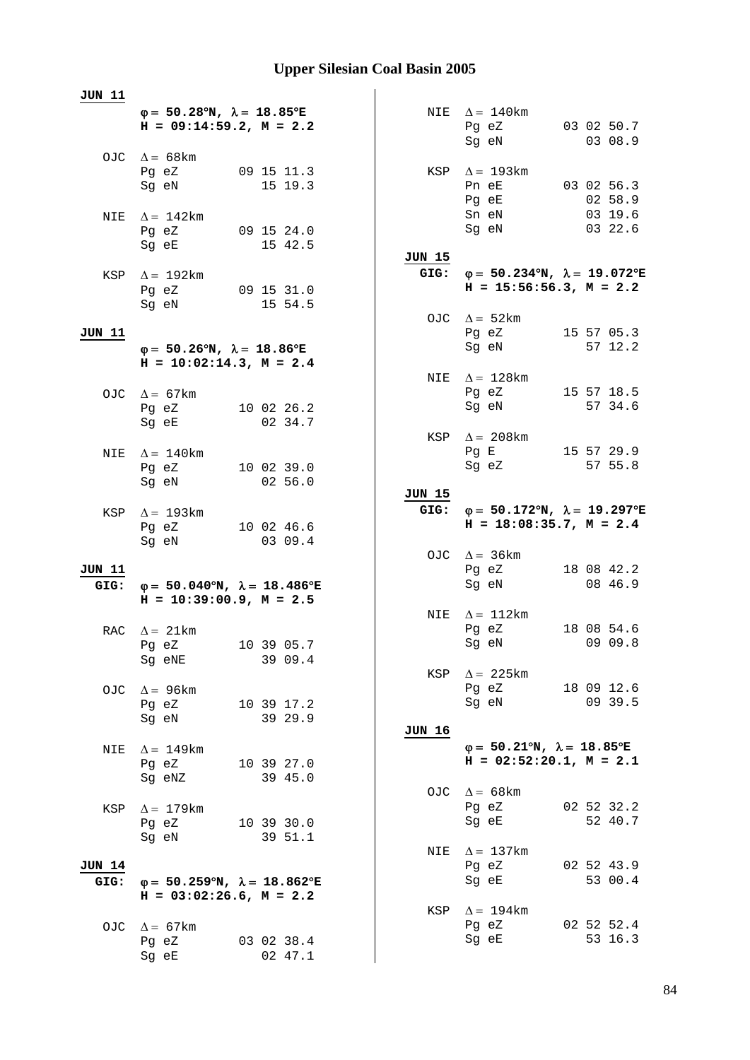## JUN 11

**φ = 50.28°N, λ = 18.85°E**
**H = 09:14:59.2, M = 2.2**

```
OJC  Δ = 68km
     Pg eZ       09 15 11.3
     Sg eN          15 19.3

NIE  Δ = 142km
     Pg eZ       09 15 24.0
     Sg eE          15 42.5

KSP  Δ = 192km
     Pg eZ       09 15 31.0
     Sg eN          15 54.5
```

## JUN 11

**φ = 50.26°N, λ = 18.86°E**
**H = 10:02:14.3, M = 2.4**

```
OJC  Δ = 67km
     Pg eZ       10 02 26.2
     Sg eE          02 34.7

NIE  Δ = 140km
     Pg eZ       10 02 39.0
     Sg eN          02 56.0

KSP  Δ = 193km
     Pg eZ       10 02 46.6
     Sg eN          03 09.4
```

## JUN 11

**GIG: φ = 50.040°N, λ = 18.486°E**
**H = 10:39:00.9, M = 2.5**

```
RAC  Δ = 21km
     Pg eZ       10 39 05.7
     Sg eNE         39 09.4

OJC  Δ = 96km
     Pg eZ       10 39 17.2
     Sg eN          39 29.9

NIE  Δ = 149km
     Pg eZ       10 39 27.0
     Sg eNZ         39 45.0

KSP  Δ = 179km
     Pg eZ       10 39 30.0
     Sg eN          39 51.1
```

## JUN 14

**GIG: φ = 50.259°N, λ = 18.862°E**
**H = 03:02:26.6, M = 2.2**

```
OJC  Δ = 67km
     Pg eZ       03 02 38.4
     Sg eE          02 47.1

NIE  Δ = 140km
     Pg eZ       03 02 50.7
     Sg eN          03 08.9

KSP  Δ = 193km
     Pn eE       03 02 56.3
     Pg eE          02 58.9
     Sn eN          03 19.6
     Sg eN          03 22.6
```

## JUN 15

**GIG: φ = 50.234°N, λ = 19.072°E**
**H = 15:56:56.3, M = 2.2**

```
OJC  Δ = 52km
     Pg eZ       15 57 05.3
     Sg eN          57 12.2

NIE  Δ = 128km
     Pg eZ       15 57 18.5
     Sg eN          57 34.6

KSP  Δ = 208km
     Pg E        15 57 29.9
     Sg eZ          57 55.8
```

## JUN 15

**GIG: φ = 50.172°N, λ = 19.297°E**
**H = 18:08:35.7, M = 2.4**

```
OJC  Δ = 36km
     Pg eZ       18 08 42.2
     Sg eN          08 46.9

NIE  Δ = 112km
     Pg eZ       18 08 54.6
     Sg eN          09 09.8

KSP  Δ = 225km
     Pg eZ       18 09 12.6
     Sg eN          09 39.5
```

## JUN 16

**φ = 50.21°N, λ = 18.85°E**
**H = 02:52:20.1, M = 2.1**

```
OJC  Δ = 68km
     Pg eZ       02 52 32.2
     Sg eE          52 40.7

NIE  Δ = 137km
     Pg eZ       02 52 43.9
     Sg eE          53 00.4

KSP  Δ = 194km
     Pg eZ       02 52 52.4
     Sg eE          53 16.3
```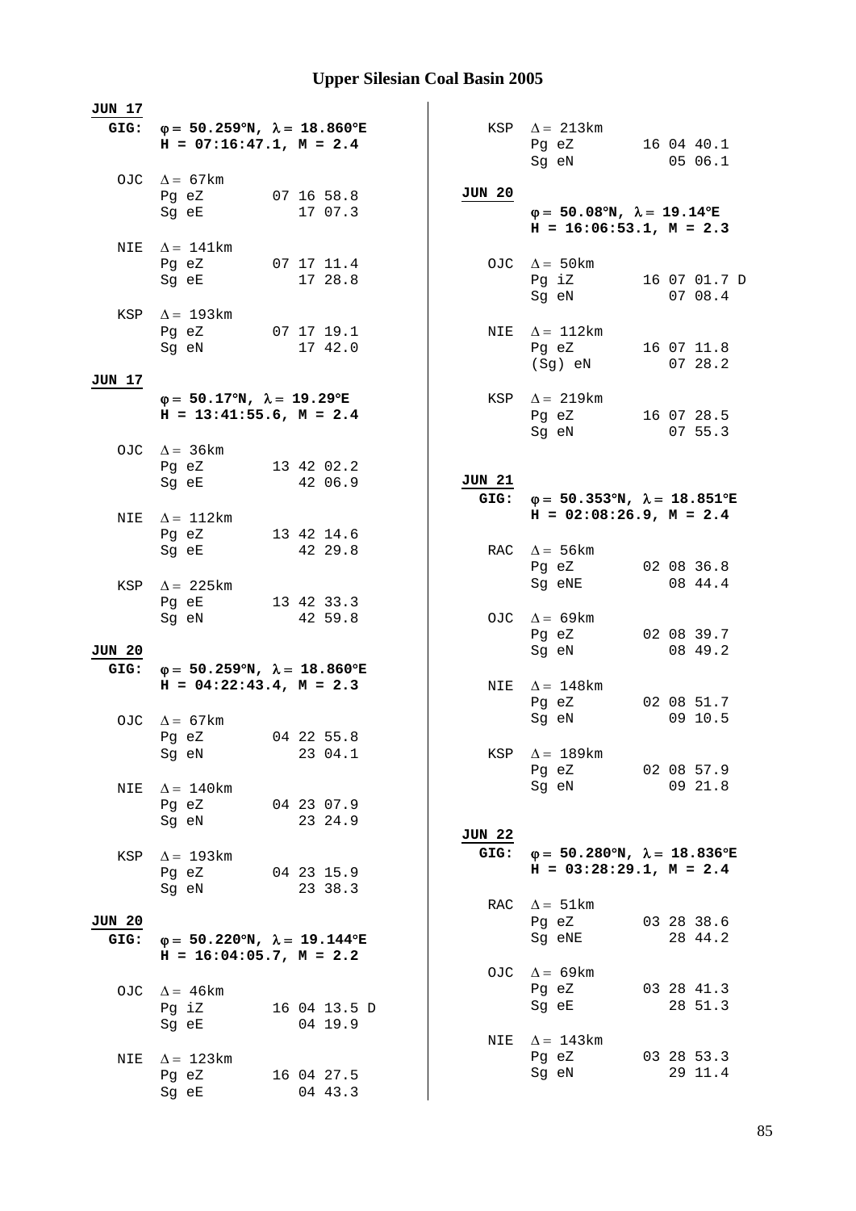# Upper Silesian Coal Basin 2005

**JUN 17**

**GIG:** **φ = 50.259°N, λ = 18.860°E**
**H = 07:16:47.1, M = 2.4**

```
OJC  Δ = 67km
     Pg eZ        07 16 58.8
     Sg eE           17 07.3

NIE  Δ = 141km
     Pg eZ        07 17 11.4
     Sg eE           17 28.8

KSP  Δ = 193km
     Pg eZ        07 17 19.1
     Sg eN           17 42.0
```

**JUN 17**

**φ = 50.17°N, λ = 19.29°E**
**H = 13:41:55.6, M = 2.4**

```
OJC  Δ = 36km
     Pg eZ        13 42 02.2
     Sg eE           42 06.9

NIE  Δ = 112km
     Pg eZ        13 42 14.6
     Sg eE           42 29.8

KSP  Δ = 225km
     Pg eE        13 42 33.3
     Sg eN           42 59.8
```

**JUN 20**

**GIG:** **φ = 50.259°N, λ = 18.860°E**
**H = 04:22:43.4, M = 2.3**

```
OJC  Δ = 67km
     Pg eZ        04 22 55.8
     Sg eN           23 04.1

NIE  Δ = 140km
     Pg eZ        04 23 07.9
     Sg eN           23 24.9

KSP  Δ = 193km
     Pg eZ        04 23 15.9
     Sg eN           23 38.3
```

**JUN 20**

**GIG:** **φ = 50.220°N, λ = 19.144°E**
**H = 16:04:05.7, M = 2.2**

```
OJC  Δ = 46km
     Pg iZ        16 04 13.5 D
     Sg eE           04 19.9

NIE  Δ = 123km
     Pg eZ        16 04 27.5
     Sg eE           04 43.3

KSP  Δ = 213km
     Pg eZ        16 04 40.1
     Sg eN           05 06.1
```

**JUN 20**

**φ = 50.08°N, λ = 19.14°E**
**H = 16:06:53.1, M = 2.3**

```
OJC  Δ = 50km
     Pg iZ        16 07 01.7 D
     Sg eN           07 08.4

NIE  Δ = 112km
     Pg eZ        16 07 11.8
     (Sg) eN         07 28.2

KSP  Δ = 219km
     Pg eZ        16 07 28.5
     Sg eN           07 55.3
```

**JUN 21**

**GIG:** **φ = 50.353°N, λ = 18.851°E**
**H = 02:08:26.9, M = 2.4**

```
RAC  Δ = 56km
     Pg eZ        02 08 36.8
     Sg eNE          08 44.4

OJC  Δ = 69km
     Pg eZ        02 08 39.7
     Sg eN           08 49.2

NIE  Δ = 148km
     Pg eZ        02 08 51.7
     Sg eN           09 10.5

KSP  Δ = 189km
     Pg eZ        02 08 57.9
     Sg eN           09 21.8
```

**JUN 22**

**GIG:** **φ = 50.280°N, λ = 18.836°E**
**H = 03:28:29.1, M = 2.4**

```
RAC  Δ = 51km
     Pg eZ        03 28 38.6
     Sg eNE          28 44.2

OJC  Δ = 69km
     Pg eZ        03 28 41.3
     Sg eE           28 51.3

NIE  Δ = 143km
     Pg eZ        03 28 53.3
     Sg eN           29 11.4
```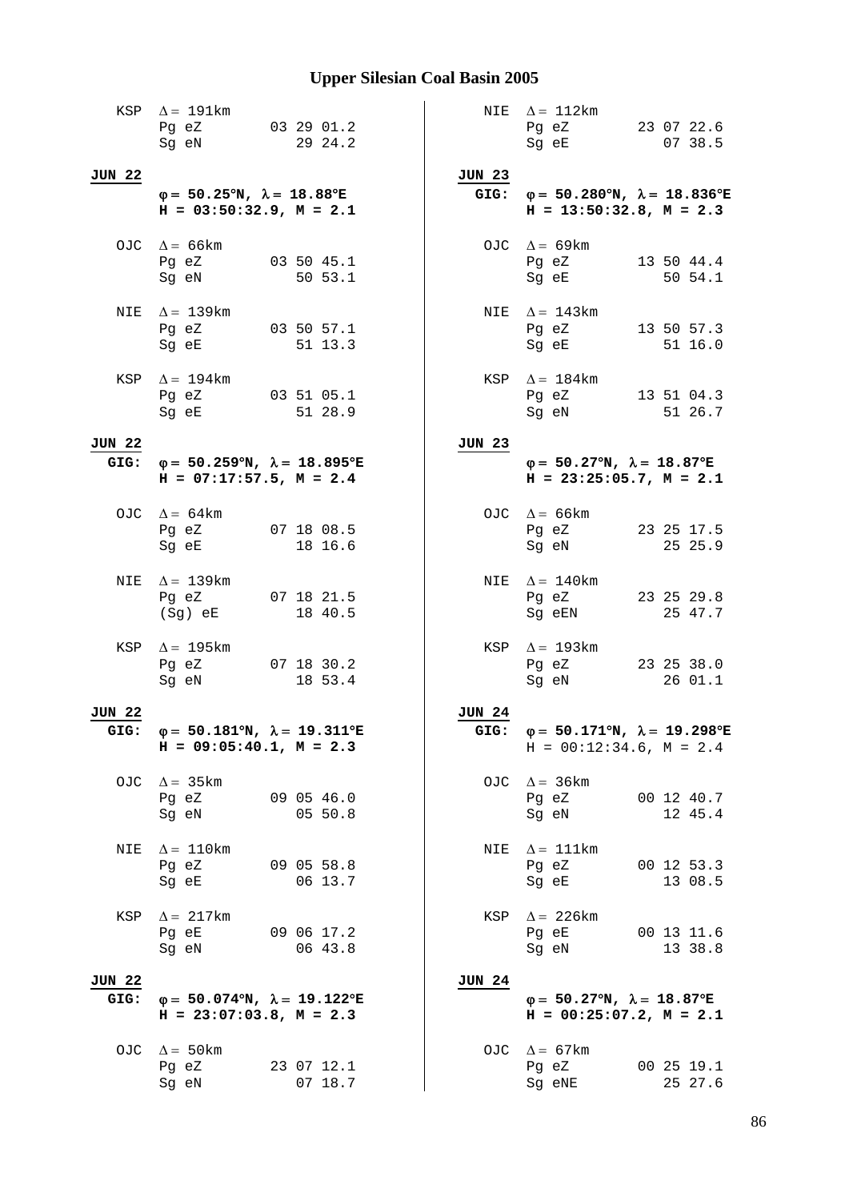## Upper Silesian Coal Basin 2005

KSP $\Delta = 191$km
Pg eZ 03 29 01.2
Sg eN 29 24.2

**JUN 22**

**$\varphi = 50.25°N$, $\lambda = 18.88°E$**
**H = 03:50:32.9, M = 2.1**

OJC $\Delta = 66$km
Pg eZ 03 50 45.1
Sg eN 50 53.1

NIE $\Delta = 139$km
Pg eZ 03 50 57.1
Sg eE 51 13.3

KSP $\Delta = 194$km
Pg eZ 03 51 05.1
Sg eE 51 28.9

**JUN 22**
**GIG:** **$\varphi = 50.259°N$, $\lambda = 18.895°E$**
**H = 07:17:57.5, M = 2.4**

OJC $\Delta = 64$km
Pg eZ 07 18 08.5
Sg eE 18 16.6

NIE $\Delta = 139$km
Pg eZ 07 18 21.5
(Sg) eE 18 40.5

KSP $\Delta = 195$km
Pg eZ 07 18 30.2
Sg eN 18 53.4

**JUN 22**
**GIG:** **$\varphi = 50.181°N$, $\lambda = 19.311°E$**
**H = 09:05:40.1, M = 2.3**

OJC $\Delta = 35$km
Pg eZ 09 05 46.0
Sg eN 05 50.8

NIE $\Delta = 110$km
Pg eZ 09 05 58.8
Sg eE 06 13.7

KSP $\Delta = 217$km
Pg eE 09 06 17.2
Sg eN 06 43.8

**JUN 22**
**GIG:** **$\varphi = 50.074°N$, $\lambda = 19.122°E$**
**H = 23:07:03.8, M = 2.3**

OJC $\Delta = 50$km
Pg eZ 23 07 12.1
Sg eN 07 18.7

NIE $\Delta = 112$km
Pg eZ 23 07 22.6
Sg eE 07 38.5

**JUN 23**
**GIG:** **$\varphi = 50.280°N$, $\lambda = 18.836°E$**
**H = 13:50:32.8, M = 2.3**

OJC $\Delta = 69$km
Pg eZ 13 50 44.4
Sg eE 50 54.1

NIE $\Delta = 143$km
Pg eZ 13 50 57.3
Sg eE 51 16.0

KSP $\Delta = 184$km
Pg eZ 13 51 04.3
Sg eN 51 26.7

**JUN 23**

**$\varphi = 50.27°N$, $\lambda = 18.87°E$**
**H = 23:25:05.7, M = 2.1**

OJC $\Delta = 66$km
Pg eZ 23 25 17.5
Sg eN 25 25.9

NIE $\Delta = 140$km
Pg eZ 23 25 29.8
Sg eEN 25 47.7

KSP $\Delta = 193$km
Pg eZ 23 25 38.0
Sg eN 26 01.1

**JUN 24**
**GIG:** **$\varphi = 50.171°N$, $\lambda = 19.298°E$**
H = 00:12:34.6, M = 2.4

OJC $\Delta = 36$km
Pg eZ 00 12 40.7
Sg eN 12 45.4

NIE $\Delta = 111$km
Pg eZ 00 12 53.3
Sg eE 13 08.5

KSP $\Delta = 226$km
Pg eE 00 13 11.6
Sg eN 13 38.8

**JUN 24**

**$\varphi = 50.27°N$, $\lambda = 18.87°E$**
**H = 00:25:07.2, M = 2.1**

OJC $\Delta = 67$km
Pg eZ 00 25 19.1
Sg eNE 25 27.6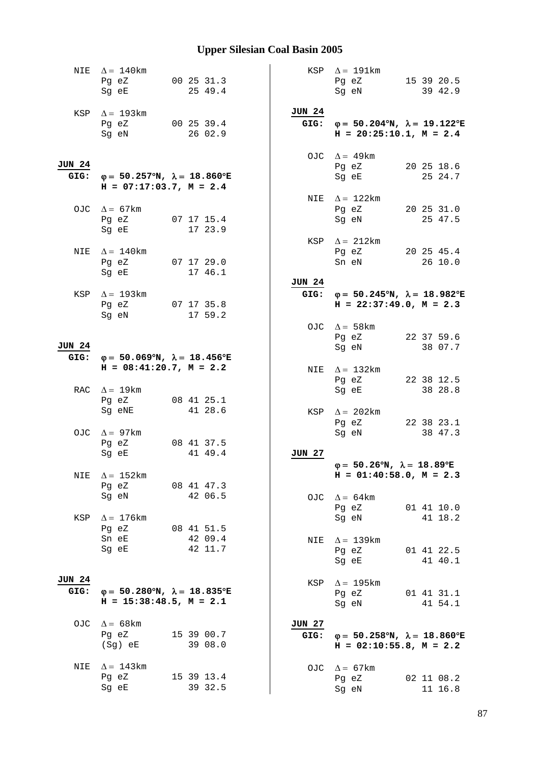# Upper Silesian Coal Basin 2005

NIE $\Delta = 140$km
Pg eZ 00 25 31.3
Sg eE 25 49.4

KSP $\Delta = 193$km
Pg eZ 00 25 39.4
Sg eN 26 02.9

**JUN 24**
**GIG:** **$\varphi = 50.257°N$, $\lambda = 18.860°E$**
**H = 07:17:03.7, M = 2.4**

OJC $\Delta = 67$km
Pg eZ 07 17 15.4
Sg eE 17 23.9

NIE $\Delta = 140$km
Pg eZ 07 17 29.0
Sg eE 17 46.1

KSP $\Delta = 193$km
Pg eZ 07 17 35.8
Sg eN 17 59.2

**JUN 24**
**GIG:** **$\varphi = 50.069°N$, $\lambda = 18.456°E$**
**H = 08:41:20.7, M = 2.2**

RAC $\Delta = 19$km
Pg eZ 08 41 25.1
Sg eNE 41 28.6

OJC $\Delta = 97$km
Pg eZ 08 41 37.5
Sg eE 41 49.4

NIE $\Delta = 152$km
Pg eZ 08 41 47.3
Sg eN 42 06.5

KSP $\Delta = 176$km
Pg eZ 08 41 51.5
Sn eE 42 09.4
Sg eE 42 11.7

**JUN 24**
**GIG:** **$\varphi = 50.280°N$, $\lambda = 18.835°E$**
**H = 15:38:48.5, M = 2.1**

OJC $\Delta = 68$km
Pg eZ 15 39 00.7
(Sg) eE 39 08.0

NIE $\Delta = 143$km
Pg eZ 15 39 13.4
Sg eE 39 32.5

KSP $\Delta = 191$km
Pg eZ 15 39 20.5
Sg eN 39 42.9

**JUN 24**
**GIG:** **$\varphi = 50.204°N$, $\lambda = 19.122°E$**
**H = 20:25:10.1, M = 2.4**

OJC $\Delta = 49$km
Pg eZ 20 25 18.6
Sg eE 25 24.7

NIE $\Delta = 122$km
Pg eZ 20 25 31.0
Sg eN 25 47.5

KSP $\Delta = 212$km
Pg eZ 20 25 45.4
Sn eN 26 10.0

**JUN 24**
**GIG:** **$\varphi = 50.245°N$, $\lambda = 18.982°E$**
**H = 22:37:49.0, M = 2.3**

OJC $\Delta = 58$km
Pg eZ 22 37 59.6
Sg eN 38 07.7

NIE $\Delta = 132$km
Pg eZ 22 38 12.5
Sg eE 38 28.8

KSP $\Delta = 202$km
Pg eZ 22 38 23.1
Sg eN 38 47.3

**JUN 27**
**$\varphi = 50.26°N$, $\lambda = 18.89°E$**
**H = 01:40:58.0, M = 2.3**

OJC $\Delta = 64$km
Pg eZ 01 41 10.0
Sg eN 41 18.2

NIE $\Delta = 139$km
Pg eZ 01 41 22.5
Sg eE 41 40.1

KSP $\Delta = 195$km
Pg eZ 01 41 31.1
Sg eN 41 54.1

**JUN 27**
**GIG:** **$\varphi = 50.258°N$, $\lambda = 18.860°E$**
**H = 02:10:55.8, M = 2.2**

OJC $\Delta = 67$km
Pg eZ 02 11 08.2
Sg eN 11 16.8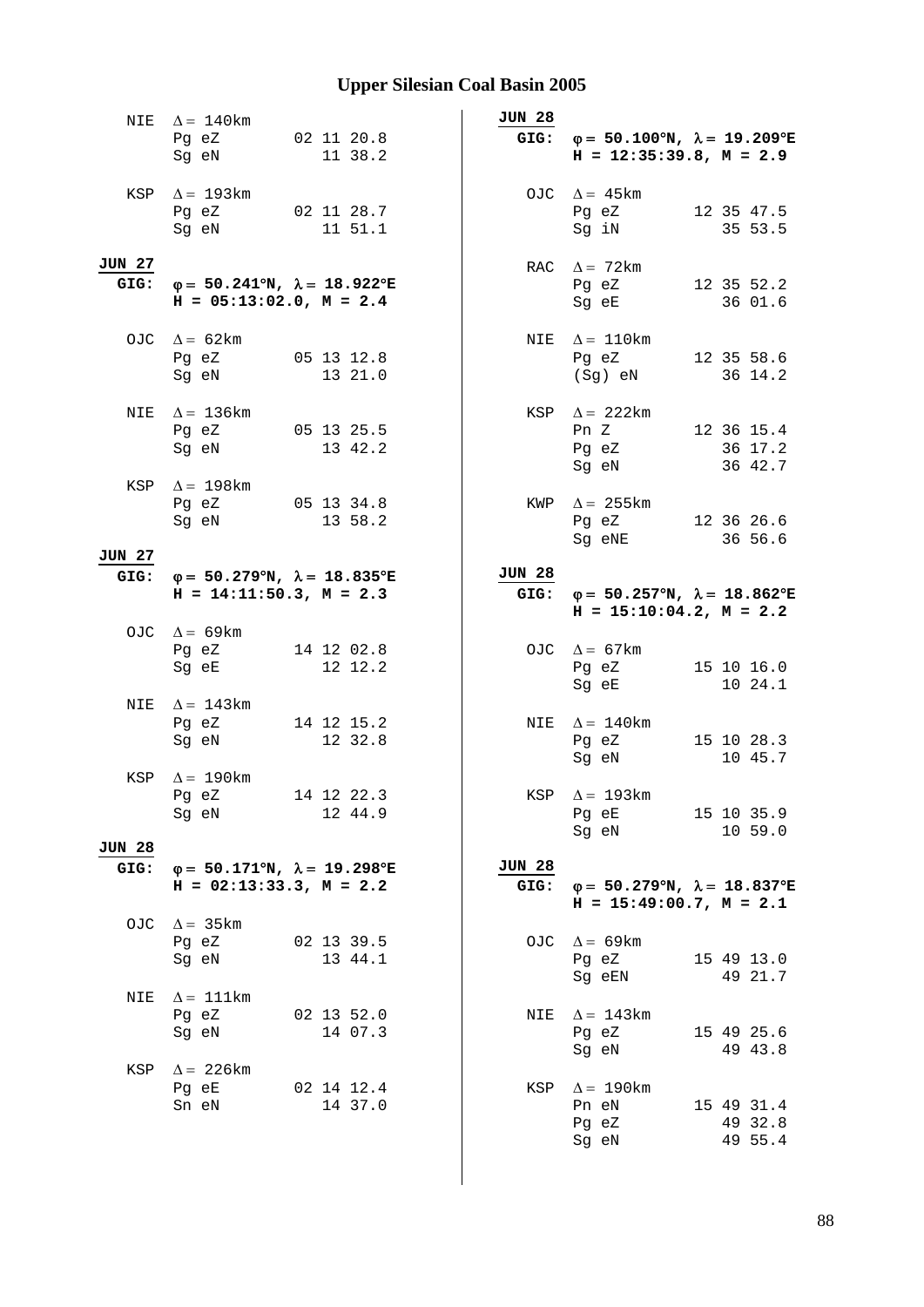# Upper Silesian Coal Basin 2005

```
  NIE  Δ = 140km
       Pg eZ        02 11 20.8
       Sg eN           11 38.2

  KSP  Δ = 193km
       Pg eZ        02 11 28.7
       Sg eN           11 51.1

JUN 27
 GIG:  φ = 50.241°N, λ = 18.922°E
       H = 05:13:02.0, M = 2.4

  OJC  Δ = 62km
       Pg eZ        05 13 12.8
       Sg eN           13 21.0

  NIE  Δ = 136km
       Pg eZ        05 13 25.5
       Sg eN           13 42.2

  KSP  Δ = 198km
       Pg eZ        05 13 34.8
       Sg eN           13 58.2

JUN 27
 GIG:  φ = 50.279°N, λ = 18.835°E
       H = 14:11:50.3, M = 2.3

  OJC  Δ = 69km
       Pg eZ        14 12 02.8
       Sg eE           12 12.2

  NIE  Δ = 143km
       Pg eZ        14 12 15.2
       Sg eN           12 32.8

  KSP  Δ = 190km
       Pg eZ        14 12 22.3
       Sg eN           12 44.9

JUN 28
 GIG:  φ = 50.171°N, λ = 19.298°E
       H = 02:13:33.3, M = 2.2

  OJC  Δ = 35km
       Pg eZ        02 13 39.5
       Sg eN           13 44.1

  NIE  Δ = 111km
       Pg eZ        02 13 52.0
       Sg eN           14 07.3

  KSP  Δ = 226km
       Pg eE        02 14 12.4
       Sn eN           14 37.0

JUN 28
 GIG:  φ = 50.100°N, λ = 19.209°E
       H = 12:35:39.8, M = 2.9

  OJC  Δ = 45km
       Pg eZ        12 35 47.5
       Sg iN           35 53.5

  RAC  Δ = 72km
       Pg eZ        12 35 52.2
       Sg eE           36 01.6

  NIE  Δ = 110km
       Pg eZ        12 35 58.6
       (Sg) eN         36 14.2

  KSP  Δ = 222km
       Pn Z         12 36 15.4
       Pg eZ           36 17.2
       Sg eN           36 42.7

  KWP  Δ = 255km
       Pg eZ        12 36 26.6
       Sg eNE          36 56.6

JUN 28
 GIG:  φ = 50.257°N, λ = 18.862°E
       H = 15:10:04.2, M = 2.2

  OJC  Δ = 67km
       Pg eZ        15 10 16.0
       Sg eE           10 24.1

  NIE  Δ = 140km
       Pg eZ        15 10 28.3
       Sg eN           10 45.7

  KSP  Δ = 193km
       Pg eE        15 10 35.9
       Sg eN           10 59.0

JUN 28
 GIG:  φ = 50.279°N, λ = 18.837°E
       H = 15:49:00.7, M = 2.1

  OJC  Δ = 69km
       Pg eZ        15 49 13.0
       Sg eEN          49 21.7

  NIE  Δ = 143km
       Pg eZ        15 49 25.6
       Sg eN           49 43.8

  KSP  Δ = 190km
       Pn eN        15 49 31.4
       Pg eZ           49 32.8
       Sg eN           49 55.4
```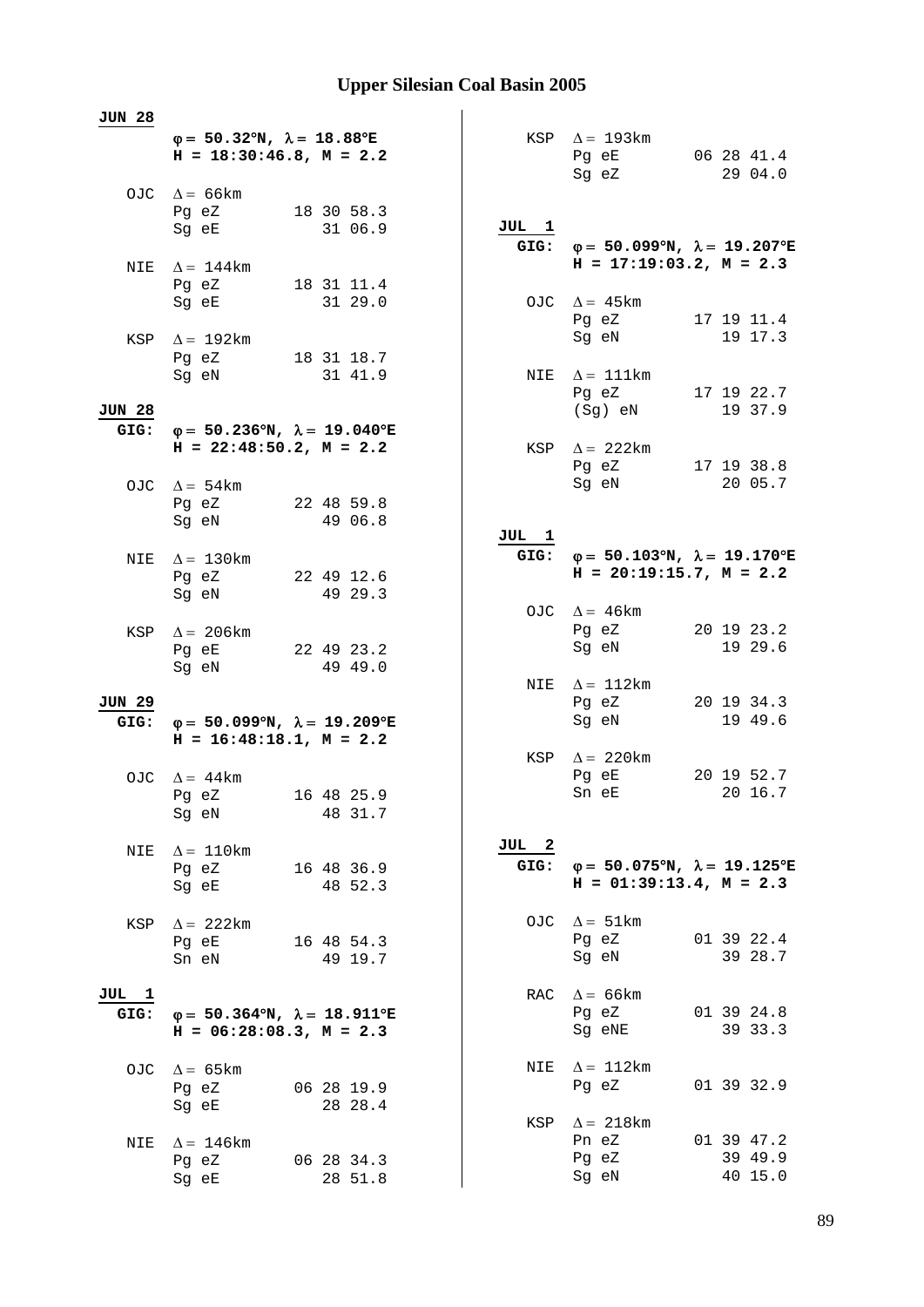# Upper Silesian Coal Basin 2005

**JUN 28**

**φ = 50.32°N, λ = 18.88°E**
**H = 18:30:46.8, M = 2.2**

OJC Δ = 66km
Pg eZ 18 30 58.3
Sg eE 31 06.9

NIE Δ = 144km
Pg eZ 18 31 11.4
Sg eE 31 29.0

KSP Δ = 192km
Pg eZ 18 31 18.7
Sg eN 31 41.9

**JUN 28**
**GIG: φ = 50.236°N, λ = 19.040°E**
**H = 22:48:50.2, M = 2.2**

OJC Δ = 54km
Pg eZ 22 48 59.8
Sg eN 49 06.8

NIE Δ = 130km
Pg eZ 22 49 12.6
Sg eN 49 29.3

KSP Δ = 206km
Pg eE 22 49 23.2
Sg eN 49 49.0

**JUN 29**
**GIG: φ = 50.099°N, λ = 19.209°E**
**H = 16:48:18.1, M = 2.2**

OJC Δ = 44km
Pg eZ 16 48 25.9
Sg eN 48 31.7

NIE Δ = 110km
Pg eZ 16 48 36.9
Sg eE 48 52.3

KSP Δ = 222km
Pg eE 16 48 54.3
Sn eN 49 19.7

**JUL 1**
**GIG: φ = 50.364°N, λ = 18.911°E**
**H = 06:28:08.3, M = 2.3**

OJC Δ = 65km
Pg eZ 06 28 19.9
Sg eE 28 28.4

NIE Δ = 146km
Pg eZ 06 28 34.3
Sg eE 28 51.8

KSP Δ = 193km
Pg eE 06 28 41.4
Sg eZ 29 04.0

**JUL 1**
**GIG: φ = 50.099°N, λ = 19.207°E**
**H = 17:19:03.2, M = 2.3**

OJC Δ = 45km
Pg eZ 17 19 11.4
Sg eN 19 17.3

NIE Δ = 111km
Pg eZ 17 19 22.7
(Sg) eN 19 37.9

KSP Δ = 222km
Pg eZ 17 19 38.8
Sg eN 20 05.7

**JUL 1**
**GIG: φ = 50.103°N, λ = 19.170°E**
**H = 20:19:15.7, M = 2.2**

OJC Δ = 46km
Pg eZ 20 19 23.2
Sg eN 19 29.6

NIE Δ = 112km
Pg eZ 20 19 34.3
Sg eN 19 49.6

KSP Δ = 220km
Pg eE 20 19 52.7
Sn eE 20 16.7

**JUL 2**
**GIG: φ = 50.075°N, λ = 19.125°E**
**H = 01:39:13.4, M = 2.3**

OJC Δ = 51km
Pg eZ 01 39 22.4
Sg eN 39 28.7

RAC Δ = 66km
Pg eZ 01 39 24.8
Sg eNE 39 33.3

NIE Δ = 112km
Pg eZ 01 39 32.9

KSP Δ = 218km
Pn eZ 01 39 47.2
Pg eZ 39 49.9
Sg eN 40 15.0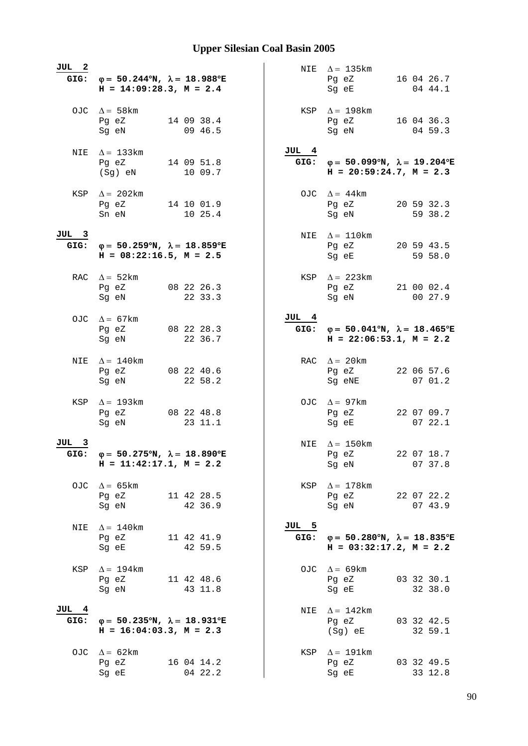# Upper Silesian Coal Basin 2005

**JUL 2**
**GIG:** **φ = 50.244°N, λ = 18.988°E**
**H = 14:09:28.3, M = 2.4**

```
OJC  Δ = 58km
     Pg eZ        14 09 38.4
     Sg eN           09 46.5

NIE  Δ = 133km
     Pg eZ        14 09 51.8
     (Sg) eN         10 09.7

KSP  Δ = 202km
     Pg eZ        14 10 01.9
     Sn eN           10 25.4
```

**JUL 3**
**GIG:** **φ = 50.259°N, λ = 18.859°E**
**H = 08:22:16.5, M = 2.5**

```
RAC  Δ = 52km
     Pg eZ        08 22 26.3
     Sg eN           22 33.3

OJC  Δ = 67km
     Pg eZ        08 22 28.3
     Sg eN           22 36.7

NIE  Δ = 140km
     Pg eZ        08 22 40.6
     Sg eN           22 58.2

KSP  Δ = 193km
     Pg eZ        08 22 48.8
     Sg eN           23 11.1
```

**JUL 3**
**GIG:** **φ = 50.275°N, λ = 18.890°E**
**H = 11:42:17.1, M = 2.2**

```
OJC  Δ = 65km
     Pg eZ        11 42 28.5
     Sg eN           42 36.9

NIE  Δ = 140km
     Pg eZ        11 42 41.9
     Sg eE           42 59.5

KSP  Δ = 194km
     Pg eZ        11 42 48.6
     Sg eN           43 11.8
```

**JUL 4**
**GIG:** **φ = 50.235°N, λ = 18.931°E**
**H = 16:04:03.3, M = 2.3**

```
OJC  Δ = 62km
     Pg eZ        16 04 14.2
     Sg eE           04 22.2

NIE  Δ = 135km
     Pg eZ        16 04 26.7
     Sg eE           04 44.1

KSP  Δ = 198km
     Pg eZ        16 04 36.3
     Sg eN           04 59.3
```

**JUL 4**
**GIG:** **φ = 50.099°N, λ = 19.204°E**
**H = 20:59:24.7, M = 2.3**

```
OJC  Δ = 44km
     Pg eZ        20 59 32.3
     Sg eN           59 38.2

NIE  Δ = 110km
     Pg eZ        20 59 43.5
     Sg eE           59 58.0

KSP  Δ = 223km
     Pg eZ        21 00 02.4
     Sg eN           00 27.9
```

**JUL 4**
**GIG:** **φ = 50.041°N, λ = 18.465°E**
**H = 22:06:53.1, M = 2.2**

```
RAC  Δ = 20km
     Pg eZ        22 06 57.6
     Sg eNE          07 01.2

OJC  Δ = 97km
     Pg eZ        22 07 09.7
     Sg eE           07 22.1

NIE  Δ = 150km
     Pg eZ        22 07 18.7
     Sg eN           07 37.8

KSP  Δ = 178km
     Pg eZ        22 07 22.2
     Sg eN           07 43.9
```

**JUL 5**
**GIG:** **φ = 50.280°N, λ = 18.835°E**
**H = 03:32:17.2, M = 2.2**

```
OJC  Δ = 69km
     Pg eZ        03 32 30.1
     Sg eE           32 38.0

NIE  Δ = 142km
     Pg eZ        03 32 42.5
     (Sg) eE         32 59.1

KSP  Δ = 191km
     Pg eZ        03 32 49.5
     Sg eE           33 12.8
```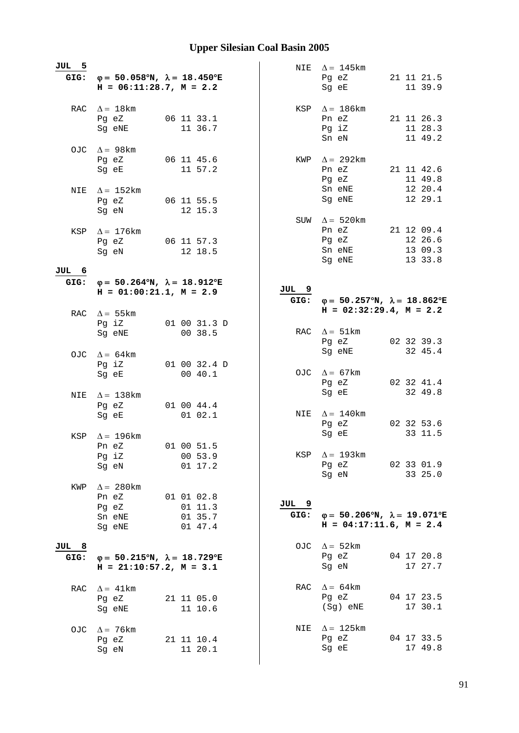## Upper Silesian Coal Basin 2005

**JUL 5**

**GIG:** **φ = 50.058°N, λ = 18.450°E**
**H = 06:11:28.7, M = 2.2**

```
RAC  Δ = 18km
     Pg eZ        06 11 33.1
     Sg eNE          11 36.7

OJC  Δ = 98km
     Pg eZ        06 11 45.6
     Sg eE           11 57.2

NIE  Δ = 152km
     Pg eZ        06 11 55.5
     Sg eN           12 15.3

KSP  Δ = 176km
     Pg eZ        06 11 57.3
     Sg eN           12 18.5
```

**JUL 6**

**GIG:** **φ = 50.264°N, λ = 18.912°E**
**H = 01:00:21.1, M = 2.9**

```
RAC  Δ = 55km
     Pg iZ        01 00 31.3 D
     Sg eNE          00 38.5

OJC  Δ = 64km
     Pg iZ        01 00 32.4 D
     Sg eE           00 40.1

NIE  Δ = 138km
     Pg eZ        01 00 44.4
     Sg eE           01 02.1

KSP  Δ = 196km
     Pn eZ        01 00 51.5
     Pg iZ           00 53.9
     Sg eN           01 17.2

KWP  Δ = 280km
     Pn eZ        01 01 02.8
     Pg eZ           01 11.3
     Sn eNE          01 35.7
     Sg eNE          01 47.4
```

**JUL 8**

**GIG:** **φ = 50.215°N, λ = 18.729°E**
**H = 21:10:57.2, M = 3.1**

```
RAC  Δ = 41km
     Pg eZ        21 11 05.0
     Sg eNE          11 10.6

OJC  Δ = 76km
     Pg eZ        21 11 10.4
     Sg eN           11 20.1

NIE  Δ = 145km
     Pg eZ        21 11 21.5
     Sg eE           11 39.9

KSP  Δ = 186km
     Pn eZ        21 11 26.3
     Pg iZ           11 28.3
     Sn eN           11 49.2

KWP  Δ = 292km
     Pn eZ        21 11 42.6
     Pg eZ           11 49.8
     Sn eNE          12 20.4
     Sg eNE          12 29.1

SUW  Δ = 520km
     Pn eZ        21 12 09.4
     Pg eZ           12 26.6
     Sn eNE          13 09.3
     Sg eNE          13 33.8
```

**JUL 9**

**GIG:** **φ = 50.257°N, λ = 18.862°E**
**H = 02:32:29.4, M = 2.2**

```
RAC  Δ = 51km
     Pg eZ        02 32 39.3
     Sg eNE          32 45.4

OJC  Δ = 67km
     Pg eZ        02 32 41.4
     Sg eE           32 49.8

NIE  Δ = 140km
     Pg eZ        02 32 53.6
     Sg eE           33 11.5

KSP  Δ = 193km
     Pg eZ        02 33 01.9
     Sg eN           33 25.0
```

**JUL 9**

**GIG:** **φ = 50.206°N, λ = 19.071°E**
**H = 04:17:11.6, M = 2.4**

```
OJC  Δ = 52km
     Pg eZ        04 17 20.8
     Sg eN           17 27.7

RAC  Δ = 64km
     Pg eZ        04 17 23.5
     (Sg) eNE        17 30.1

NIE  Δ = 125km
     Pg eZ        04 17 33.5
     Sg eE           17 49.8
```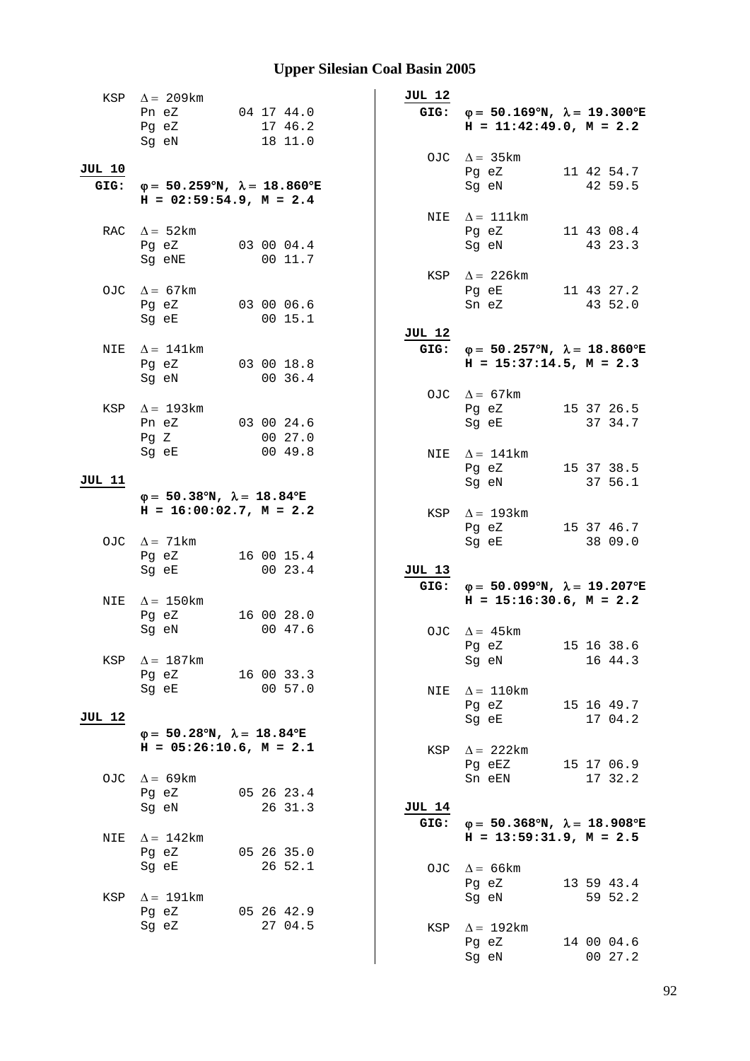# Upper Silesian Coal Basin 2005

```
KSP  Δ = 209km
     Pn eZ        04 17 44.0
     Pg eZ           17 46.2
     Sg eN           18 11.0
```

**JUL 10**

**GIG: φ = 50.259°N, λ = 18.860°E**
**H = 02:59:54.9, M = 2.4**

```
RAC  Δ = 52km
     Pg eZ        03 00 04.4
     Sg eNE          00 11.7

OJC  Δ = 67km
     Pg eZ        03 00 06.6
     Sg eE           00 15.1

NIE  Δ = 141km
     Pg eZ        03 00 18.8
     Sg eN           00 36.4

KSP  Δ = 193km
     Pn eZ        03 00 24.6
     Pg Z            00 27.0
     Sg eE           00 49.8
```

**JUL 11**

**φ = 50.38°N, λ = 18.84°E**
**H = 16:00:02.7, M = 2.2**

```
OJC  Δ = 71km
     Pg eZ        16 00 15.4
     Sg eE           00 23.4

NIE  Δ = 150km
     Pg eZ        16 00 28.0
     Sg eN           00 47.6

KSP  Δ = 187km
     Pg eZ        16 00 33.3
     Sg eE           00 57.0
```

**JUL 12**

**φ = 50.28°N, λ = 18.84°E**
**H = 05:26:10.6, M = 2.1**

```
OJC  Δ = 69km
     Pg eZ        05 26 23.4
     Sg eN           26 31.3

NIE  Δ = 142km
     Pg eZ        05 26 35.0
     Sg eE           26 52.1

KSP  Δ = 191km
     Pg eZ        05 26 42.9
     Sg eZ           27 04.5
```

**JUL 12**

**GIG: φ = 50.169°N, λ = 19.300°E**
**H = 11:42:49.0, M = 2.2**

```
OJC  Δ = 35km
     Pg eZ        11 42 54.7
     Sg eN           42 59.5

NIE  Δ = 111km
     Pg eZ        11 43 08.4
     Sg eN           43 23.3

KSP  Δ = 226km
     Pg eE        11 43 27.2
     Sn eZ           43 52.0
```

**JUL 12**

**GIG: φ = 50.257°N, λ = 18.860°E**
**H = 15:37:14.5, M = 2.3**

```
OJC  Δ = 67km
     Pg eZ        15 37 26.5
     Sg eE           37 34.7

NIE  Δ = 141km
     Pg eZ        15 37 38.5
     Sg eN           37 56.1

KSP  Δ = 193km
     Pg eZ        15 37 46.7
     Sg eE           38 09.0
```

**JUL 13**

**GIG: φ = 50.099°N, λ = 19.207°E**
**H = 15:16:30.6, M = 2.2**

```
OJC  Δ = 45km
     Pg eZ        15 16 38.6
     Sg eN           16 44.3

NIE  Δ = 110km
     Pg eZ        15 16 49.7
     Sg eE           17 04.2

KSP  Δ = 222km
     Pg eEZ       15 17 06.9
     Sn eEN          17 32.2
```

**JUL 14**

**GIG: φ = 50.368°N, λ = 18.908°E**
**H = 13:59:31.9, M = 2.5**

```
OJC  Δ = 66km
     Pg eZ        13 59 43.4
     Sg eN           59 52.2

KSP  Δ = 192km
     Pg eZ        14 00 04.6
     Sg eN           00 27.2
```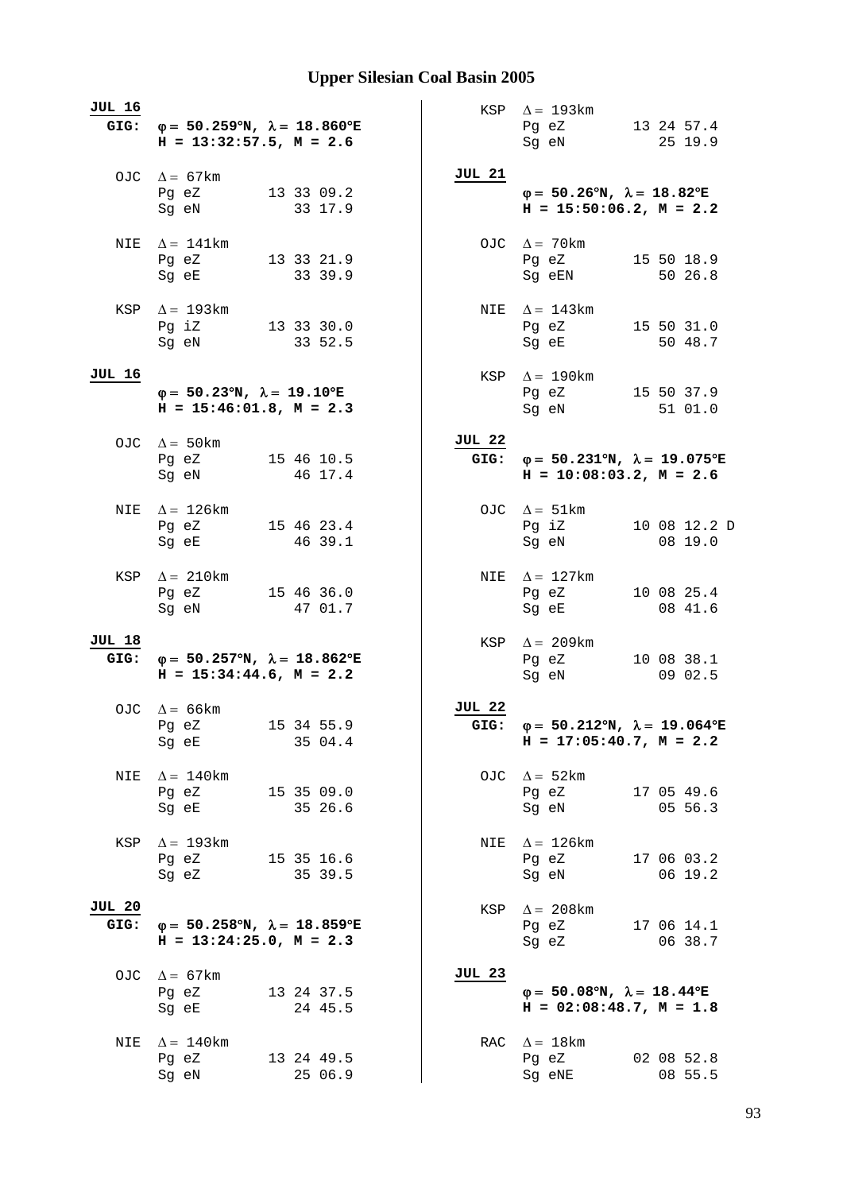## Upper Silesian Coal Basin 2005

**JUL 16**
**GIG:** **φ = 50.259°N, λ = 18.860°E**
**H = 13:32:57.5, M = 2.6**

```
OJC  Δ = 67km
     Pg eZ        13 33 09.2
     Sg eN           33 17.9

NIE  Δ = 141km
     Pg eZ        13 33 21.9
     Sg eE           33 39.9

KSP  Δ = 193km
     Pg iZ        13 33 30.0
     Sg eN           33 52.5
```

**JUL 16**
**φ = 50.23°N, λ = 19.10°E**
**H = 15:46:01.8, M = 2.3**

```
OJC  Δ = 50km
     Pg eZ        15 46 10.5
     Sg eN           46 17.4

NIE  Δ = 126km
     Pg eZ        15 46 23.4
     Sg eE           46 39.1

KSP  Δ = 210km
     Pg eZ        15 46 36.0
     Sg eN           47 01.7
```

**JUL 18**
**GIG:** **φ = 50.257°N, λ = 18.862°E**
**H = 15:34:44.6, M = 2.2**

```
OJC  Δ = 66km
     Pg eZ        15 34 55.9
     Sg eE           35 04.4

NIE  Δ = 140km
     Pg eZ        15 35 09.0
     Sg eE           35 26.6

KSP  Δ = 193km
     Pg eZ        15 35 16.6
     Sg eZ           35 39.5
```

**JUL 20**
**GIG:** **φ = 50.258°N, λ = 18.859°E**
**H = 13:24:25.0, M = 2.3**

```
OJC  Δ = 67km
     Pg eZ        13 24 37.5
     Sg eE           24 45.5

NIE  Δ = 140km
     Pg eZ        13 24 49.5
     Sg eN           25 06.9

KSP  Δ = 193km
     Pg eZ        13 24 57.4
     Sg eN           25 19.9
```

**JUL 21**
**φ = 50.26°N, λ = 18.82°E**
**H = 15:50:06.2, M = 2.2**

```
OJC  Δ = 70km
     Pg eZ        15 50 18.9
     Sg eEN          50 26.8

NIE  Δ = 143km
     Pg eZ        15 50 31.0
     Sg eE           50 48.7

KSP  Δ = 190km
     Pg eZ        15 50 37.9
     Sg eN           51 01.0
```

**JUL 22**
**GIG:** **φ = 50.231°N, λ = 19.075°E**
**H = 10:08:03.2, M = 2.6**

```
OJC  Δ = 51km
     Pg iZ        10 08 12.2 D
     Sg eN           08 19.0

NIE  Δ = 127km
     Pg eZ        10 08 25.4
     Sg eE           08 41.6

KSP  Δ = 209km
     Pg eZ        10 08 38.1
     Sg eN           09 02.5
```

**JUL 22**
**GIG:** **φ = 50.212°N, λ = 19.064°E**
**H = 17:05:40.7, M = 2.2**

```
OJC  Δ = 52km
     Pg eZ        17 05 49.6
     Sg eN           05 56.3

NIE  Δ = 126km
     Pg eZ        17 06 03.2
     Sg eN           06 19.2

KSP  Δ = 208km
     Pg eZ        17 06 14.1
     Sg eZ           06 38.7
```

**JUL 23**
**φ = 50.08°N, λ = 18.44°E**
**H = 02:08:48.7, M = 1.8**

```
RAC  Δ = 18km
     Pg eZ        02 08 52.8
     Sg eNE          08 55.5
```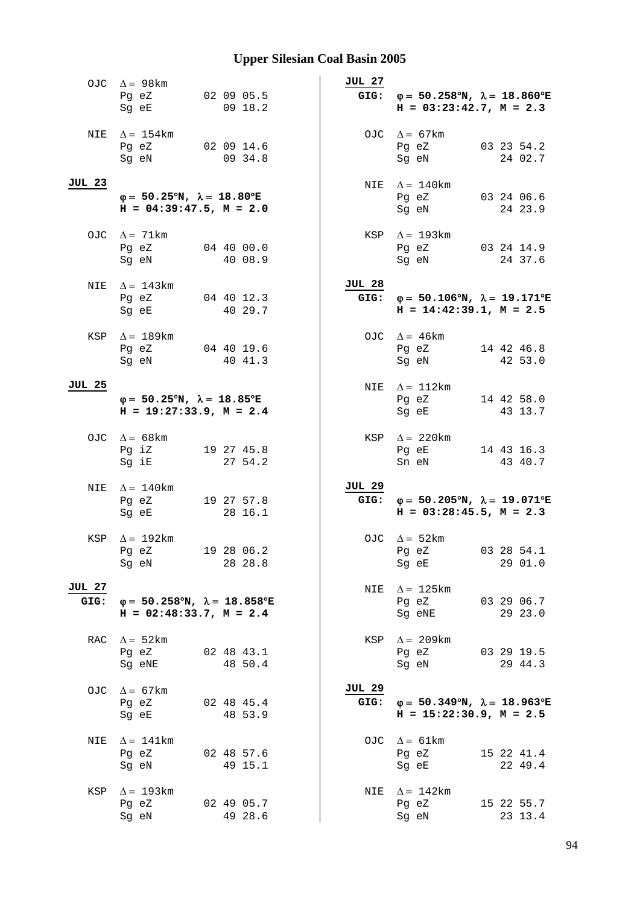# Upper Silesian Coal Basin 2005

OJC $\Delta = 98$km
Pg eZ 02 09 05.5
Sg eE 09 18.2

NIE $\Delta = 154$km
Pg eZ 02 09 14.6
Sg eN 09 34.8

**JUL 23**

**$\varphi = 50.25°$N, $\lambda = 18.80°$E**
**H = 04:39:47.5, M = 2.0**

OJC $\Delta = 71$km
Pg eZ 04 40 00.0
Sg eN 40 08.9

NIE $\Delta = 143$km
Pg eZ 04 40 12.3
Sg eE 40 29.7

KSP $\Delta = 189$km
Pg eZ 04 40 19.6
Sg eN 40 41.3

**JUL 25**

**$\varphi = 50.25°$N, $\lambda = 18.85°$E**
**H = 19:27:33.9, M = 2.4**

OJC $\Delta = 68$km
Pg iZ 19 27 45.8
Sg iE 27 54.2

NIE $\Delta = 140$km
Pg eZ 19 27 57.8
Sg eE 28 16.1

KSP $\Delta = 192$km
Pg eZ 19 28 06.2
Sg eN 28 28.8

**JUL 27**
**GIG:** **$\varphi = 50.258°$N, $\lambda = 18.858°$E**
**H = 02:48:33.7, M = 2.4**

RAC $\Delta = 52$km
Pg eZ 02 48 43.1
Sg eNE 48 50.4

OJC $\Delta = 67$km
Pg eZ 02 48 45.4
Sg eE 48 53.9

NIE $\Delta = 141$km
Pg eZ 02 48 57.6
Sg eN 49 15.1

KSP $\Delta = 193$km
Pg eZ 02 49 05.7
Sg eN 49 28.6

**JUL 27**
**GIG:** **$\varphi = 50.258°$N, $\lambda = 18.860°$E**
**H = 03:23:42.7, M = 2.3**

OJC $\Delta = 67$km
Pg eZ 03 23 54.2
Sg eN 24 02.7

NIE $\Delta = 140$km
Pg eZ 03 24 06.6
Sg eN 24 23.9

KSP $\Delta = 193$km
Pg eZ 03 24 14.9
Sg eN 24 37.6

**JUL 28**
**GIG:** **$\varphi = 50.106°$N, $\lambda = 19.171°$E**
**H = 14:42:39.1, M = 2.5**

OJC $\Delta = 46$km
Pg eZ 14 42 46.8
Sg eN 42 53.0

NIE $\Delta = 112$km
Pg eZ 14 42 58.0
Sg eE 43 13.7

KSP $\Delta = 220$km
Pg eE 14 43 16.3
Sn eN 43 40.7

**JUL 29**
**GIG:** **$\varphi = 50.205°$N, $\lambda = 19.071°$E**
**H = 03:28:45.5, M = 2.3**

OJC $\Delta = 52$km
Pg eZ 03 28 54.1
Sg eE 29 01.0

NIE $\Delta = 125$km
Pg eZ 03 29 06.7
Sg eNE 29 23.0

KSP $\Delta = 209$km
Pg eZ 03 29 19.5
Sg eN 29 44.3

**JUL 29**
**GIG:** **$\varphi = 50.349°$N, $\lambda = 18.963°$E**
**H = 15:22:30.9, M = 2.5**

OJC $\Delta = 61$km
Pg eZ 15 22 41.4
Sg eE 22 49.4

NIE $\Delta = 142$km
Pg eZ 15 22 55.7
Sg eN 23 13.4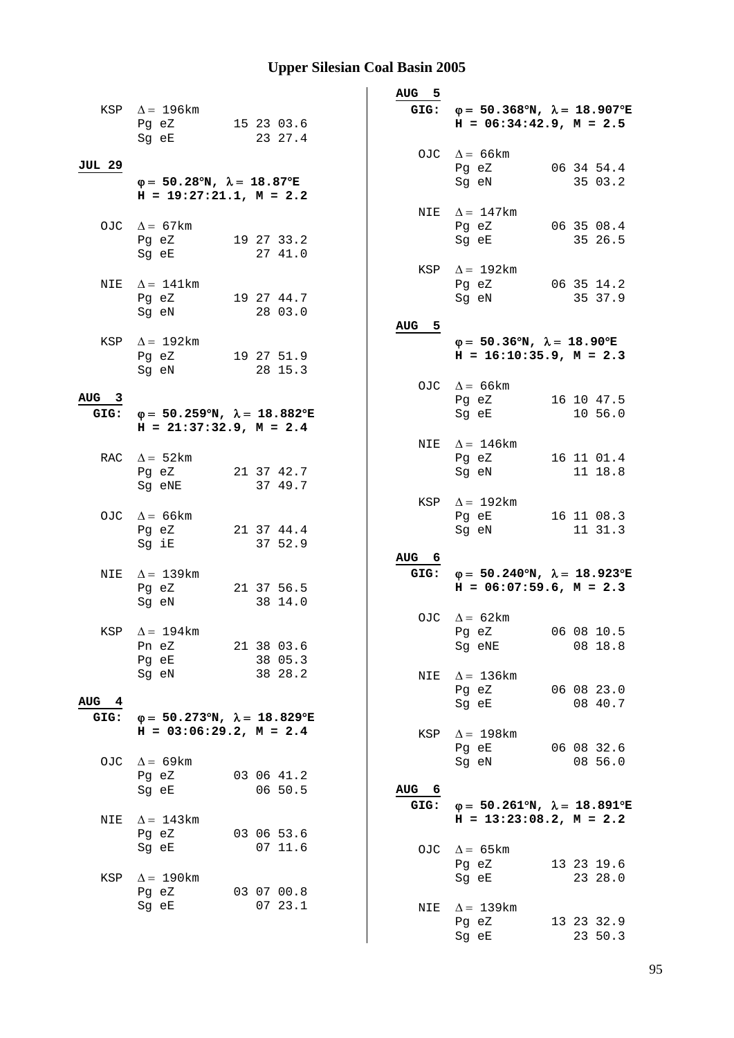# Upper Silesian Coal Basin 2005

```
  KSP  Δ = 196km
       Pg eZ        15 23 03.6
       Sg eE           23 27.4

JUL 29
       φ = 50.28°N, λ = 18.87°E
       H = 19:27:21.1, M = 2.2

  OJC  Δ = 67km
       Pg eZ        19 27 33.2
       Sg eE           27 41.0

  NIE  Δ = 141km
       Pg eZ        19 27 44.7
       Sg eN           28 03.0

  KSP  Δ = 192km
       Pg eZ        19 27 51.9
       Sg eN           28 15.3

AUG  3
 GIG:  φ = 50.259°N, λ = 18.882°E
       H = 21:37:32.9, M = 2.4

  RAC  Δ = 52km
       Pg eZ        21 37 42.7
       Sg eNE          37 49.7

  OJC  Δ = 66km
       Pg eZ        21 37 44.4
       Sg iE           37 52.9

  NIE  Δ = 139km
       Pg eZ        21 37 56.5
       Sg eN           38 14.0

  KSP  Δ = 194km
       Pn eZ        21 38 03.6
       Pg eE           38 05.3
       Sg eN           38 28.2

AUG  4
 GIG:  φ = 50.273°N, λ = 18.829°E
       H = 03:06:29.2, M = 2.4

  OJC  Δ = 69km
       Pg eZ        03 06 41.2
       Sg eE           06 50.5

  NIE  Δ = 143km
       Pg eZ        03 06 53.6
       Sg eE           07 11.6

  KSP  Δ = 190km
       Pg eZ        03 07 00.8
       Sg eE           07 23.1

AUG  5
 GIG:  φ = 50.368°N, λ = 18.907°E
       H = 06:34:42.9, M = 2.5

  OJC  Δ = 66km
       Pg eZ        06 34 54.4
       Sg eN           35 03.2

  NIE  Δ = 147km
       Pg eZ        06 35 08.4
       Sg eE           35 26.5

  KSP  Δ = 192km
       Pg eZ        06 35 14.2
       Sg eN           35 37.9

AUG  5
       φ = 50.36°N, λ = 18.90°E
       H = 16:10:35.9, M = 2.3

  OJC  Δ = 66km
       Pg eZ        16 10 47.5
       Sg eE           10 56.0

  NIE  Δ = 146km
       Pg eZ        16 11 01.4
       Sg eN           11 18.8

  KSP  Δ = 192km
       Pg eE        16 11 08.3
       Sg eN           11 31.3

AUG  6
 GIG:  φ = 50.240°N, λ = 18.923°E
       H = 06:07:59.6, M = 2.3

  OJC  Δ = 62km
       Pg eZ        06 08 10.5
       Sg eNE          08 18.8

  NIE  Δ = 136km
       Pg eZ        06 08 23.0
       Sg eE           08 40.7

  KSP  Δ = 198km
       Pg eE        06 08 32.6
       Sg eN           08 56.0

AUG  6
 GIG:  φ = 50.261°N, λ = 18.891°E
       H = 13:23:08.2, M = 2.2

  OJC  Δ = 65km
       Pg eZ        13 23 19.6
       Sg eE           23 28.0

  NIE  Δ = 139km
       Pg eZ        13 23 32.9
       Sg eE           23 50.3
```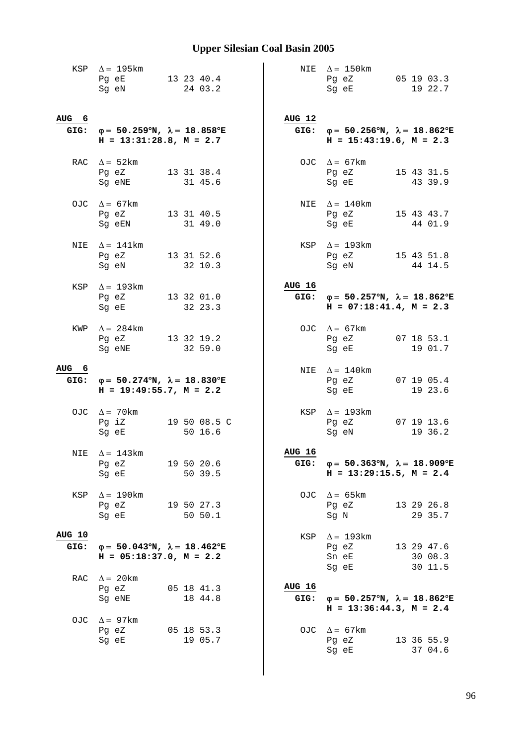# Upper Silesian Coal Basin 2005

KSP $\Delta = 195$km
Pg eE 13 23 40.4
Sg eN 24 03.2

**AUG 6**
**GIG: $\varphi = 50.259°$N, $\lambda = 18.858°$E**
**H = 13:31:28.8, M = 2.7**

RAC $\Delta = 52$km
Pg eZ 13 31 38.4
Sg eNE 31 45.6

OJC $\Delta = 67$km
Pg eZ 13 31 40.5
Sg eEN 31 49.0

NIE $\Delta = 141$km
Pg eZ 13 31 52.6
Sg eN 32 10.3

KSP $\Delta = 193$km
Pg eZ 13 32 01.0
Sg eE 32 23.3

KWP $\Delta = 284$km
Pg eZ 13 32 19.2
Sg eNE 32 59.0

**AUG 6**
**GIG: $\varphi = 50.274°$N, $\lambda = 18.830°$E**
**H = 19:49:55.7, M = 2.2**

OJC $\Delta = 70$km
Pg iZ 19 50 08.5 C
Sg eE 50 16.6

NIE $\Delta = 143$km
Pg eZ 19 50 20.6
Sg eE 50 39.5

KSP $\Delta = 190$km
Pg eZ 19 50 27.3
Sg eE 50 50.1

**AUG 10**
**GIG: $\varphi = 50.043°$N, $\lambda = 18.462°$E**
**H = 05:18:37.0, M = 2.2**

RAC $\Delta = 20$km
Pg eZ 05 18 41.3
Sg eNE 18 44.8

OJC $\Delta = 97$km
Pg eZ 05 18 53.3
Sg eE 19 05.7

NIE $\Delta = 150$km
Pg eZ 05 19 03.3
Sg eE 19 22.7

**AUG 12**
**GIG: $\varphi = 50.256°$N, $\lambda = 18.862°$E**
**H = 15:43:19.6, M = 2.3**

OJC $\Delta = 67$km
Pg eZ 15 43 31.5
Sg eE 43 39.9

NIE $\Delta = 140$km
Pg eZ 15 43 43.7
Sg eE 44 01.9

KSP $\Delta = 193$km
Pg eZ 15 43 51.8
Sg eN 44 14.5

**AUG 16**
**GIG: $\varphi = 50.257°$N, $\lambda = 18.862°$E**
**H = 07:18:41.4, M = 2.3**

OJC $\Delta = 67$km
Pg eZ 07 18 53.1
Sg eE 19 01.7

NIE $\Delta = 140$km
Pg eZ 07 19 05.4
Sg eE 19 23.6

KSP $\Delta = 193$km
Pg eZ 07 19 13.6
Sg eN 19 36.2

**AUG 16**
**GIG: $\varphi = 50.363°$N, $\lambda = 18.909°$E**
**H = 13:29:15.5, M = 2.4**

OJC $\Delta = 65$km
Pg eZ 13 29 26.8
Sg N 29 35.7

KSP $\Delta = 193$km
Pg eZ 13 29 47.6
Sn eE 30 08.3
Sg eE 30 11.5

**AUG 16**
**GIG: $\varphi = 50.257°$N, $\lambda = 18.862°$E**
**H = 13:36:44.3, M = 2.4**

OJC $\Delta = 67$km
Pg eZ 13 36 55.9
Sg eE 37 04.6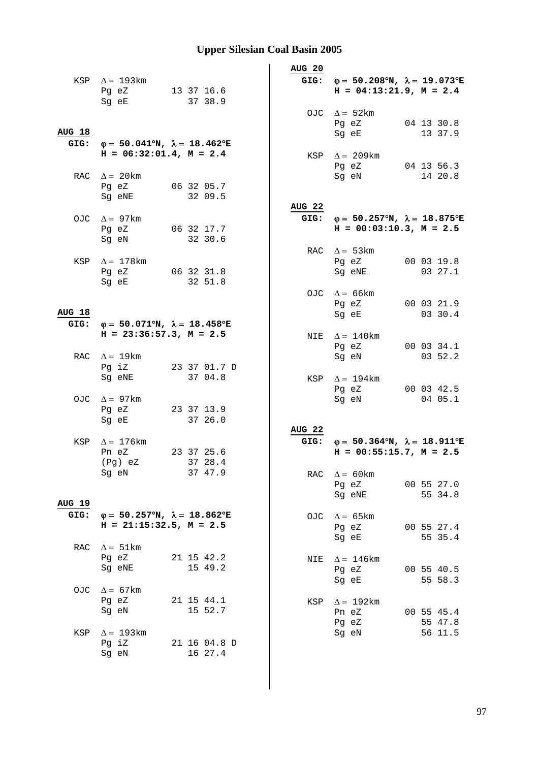# Upper Silesian Coal Basin 2005

```
  KSP  Δ = 193km
       Pg eZ        13 37 16.6
       Sg eE           37 38.9
```

**AUG 18**

**GIG: φ = 50.041°N, λ = 18.462°E**
**H = 06:32:01.4, M = 2.4**

```
  RAC  Δ = 20km
       Pg eZ        06 32 05.7
       Sg eNE          32 09.5

  OJC  Δ = 97km
       Pg eZ        06 32 17.7
       Sg eN           32 30.6

  KSP  Δ = 178km
       Pg eZ        06 32 31.8
       Sg eE           32 51.8
```

**AUG 18**

**GIG: φ = 50.071°N, λ = 18.458°E**
**H = 23:36:57.3, M = 2.5**

```
  RAC  Δ = 19km
       Pg iZ        23 37 01.7 D
       Sg eNE          37 04.8

  OJC  Δ = 97km
       Pg eZ        23 37 13.9
       Sg eE           37 26.0

  KSP  Δ = 176km
       Pn eZ        23 37 25.6
       (Pg) eZ         37 28.4
       Sg eN           37 47.9
```

**AUG 19**

**GIG: φ = 50.257°N, λ = 18.862°E**
**H = 21:15:32.5, M = 2.5**

```
  RAC  Δ = 51km
       Pg eZ        21 15 42.2
       Sg eNE          15 49.2

  OJC  Δ = 67km
       Pg eZ        21 15 44.1
       Sg eN           15 52.7

  KSP  Δ = 193km
       Pg iZ        21 16 04.8 D
       Sg eN           16 27.4
```

**AUG 20**

**GIG: φ = 50.208°N, λ = 19.073°E**
**H = 04:13:21.9, M = 2.4**

```
  OJC  Δ = 52km
       Pg eZ        04 13 30.8
       Sg eE           13 37.9

  KSP  Δ = 209km
       Pg eZ        04 13 56.3
       Sg eN           14 20.8
```

**AUG 22**

**GIG: φ = 50.257°N, λ = 18.875°E**
**H = 00:03:10.3, M = 2.5**

```
  RAC  Δ = 53km
       Pg eZ        00 03 19.8
       Sg eNE          03 27.1

  OJC  Δ = 66km
       Pg eZ        00 03 21.9
       Sg eE           03 30.4

  NIE  Δ = 140km
       Pg eZ        00 03 34.1
       Sg eN           03 52.2

  KSP  Δ = 194km
       Pg eZ        00 03 42.5
       Sg eN           04 05.1
```

**AUG 22**

**GIG: φ = 50.364°N, λ = 18.911°E**
**H = 00:55:15.7, M = 2.5**

```
  RAC  Δ = 60km
       Pg eZ        00 55 27.0
       Sg eNE          55 34.8

  OJC  Δ = 65km
       Pg eZ        00 55 27.4
       Sg eE           55 35.4

  NIE  Δ = 146km
       Pg eZ        00 55 40.5
       Sg eE           55 58.3

  KSP  Δ = 192km
       Pn eZ        00 55 45.4
       Pg eZ           55 47.8
       Sg eN           56 11.5
```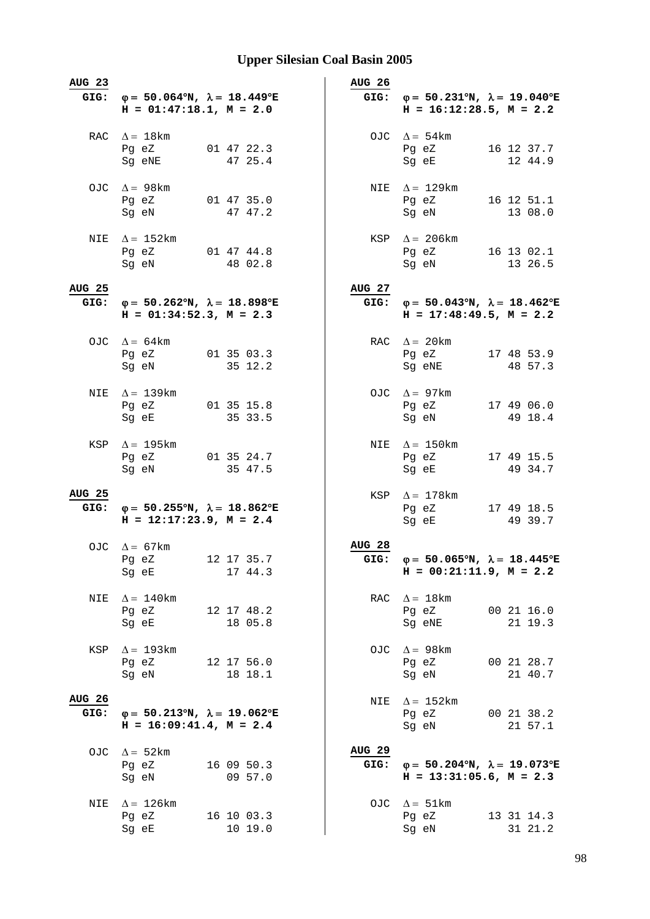# Upper Silesian Coal Basin 2005

**AUG 23**
**GIG:** **φ = 50.064°N, λ = 18.449°E**
**H = 01:47:18.1, M = 2.0**

```
RAC  Δ = 18km
     Pg eZ       01 47 22.3
     Sg eNE         47 25.4

OJC  Δ = 98km
     Pg eZ       01 47 35.0
     Sg eN          47 47.2

NIE  Δ = 152km
     Pg eZ       01 47 44.8
     Sg eN          48 02.8
```

**AUG 25**
**GIG:** **φ = 50.262°N, λ = 18.898°E**
**H = 01:34:52.3, M = 2.3**

```
OJC  Δ = 64km
     Pg eZ       01 35 03.3
     Sg eN          35 12.2

NIE  Δ = 139km
     Pg eZ       01 35 15.8
     Sg eE          35 33.5

KSP  Δ = 195km
     Pg eZ       01 35 24.7
     Sg eN          35 47.5
```

**AUG 25**
**GIG:** **φ = 50.255°N, λ = 18.862°E**
**H = 12:17:23.9, M = 2.4**

```
OJC  Δ = 67km
     Pg eZ       12 17 35.7
     Sg eE          17 44.3

NIE  Δ = 140km
     Pg eZ       12 17 48.2
     Sg eE          18 05.8

KSP  Δ = 193km
     Pg eZ       12 17 56.0
     Sg eN          18 18.1
```

**AUG 26**
**GIG:** **φ = 50.213°N, λ = 19.062°E**
**H = 16:09:41.4, M = 2.4**

```
OJC  Δ = 52km
     Pg eZ       16 09 50.3
     Sg eN          09 57.0

NIE  Δ = 126km
     Pg eZ       16 10 03.3
     Sg eE          10 19.0
```

**AUG 26**
**GIG:** **φ = 50.231°N, λ = 19.040°E**
**H = 16:12:28.5, M = 2.2**

```
OJC  Δ = 54km
     Pg eZ       16 12 37.7
     Sg eE          12 44.9

NIE  Δ = 129km
     Pg eZ       16 12 51.1
     Sg eN          13 08.0

KSP  Δ = 206km
     Pg eZ       16 13 02.1
     Sg eN          13 26.5
```

**AUG 27**
**GIG:** **φ = 50.043°N, λ = 18.462°E**
**H = 17:48:49.5, M = 2.2**

```
RAC  Δ = 20km
     Pg eZ       17 48 53.9
     Sg eNE         48 57.3

OJC  Δ = 97km
     Pg eZ       17 49 06.0
     Sg eN          49 18.4

NIE  Δ = 150km
     Pg eZ       17 49 15.5
     Sg eE          49 34.7

KSP  Δ = 178km
     Pg eZ       17 49 18.5
     Sg eE          49 39.7
```

**AUG 28**
**GIG:** **φ = 50.065°N, λ = 18.445°E**
**H = 00:21:11.9, M = 2.2**

```
RAC  Δ = 18km
     Pg eZ       00 21 16.0
     Sg eNE         21 19.3

OJC  Δ = 98km
     Pg eZ       00 21 28.7
     Sg eN          21 40.7

NIE  Δ = 152km
     Pg eZ       00 21 38.2
     Sg eN          21 57.1
```

**AUG 29**
**GIG:** **φ = 50.204°N, λ = 19.073°E**
**H = 13:31:05.6, M = 2.3**

```
OJC  Δ = 51km
     Pg eZ       13 31 14.3
     Sg eN          31 21.2
```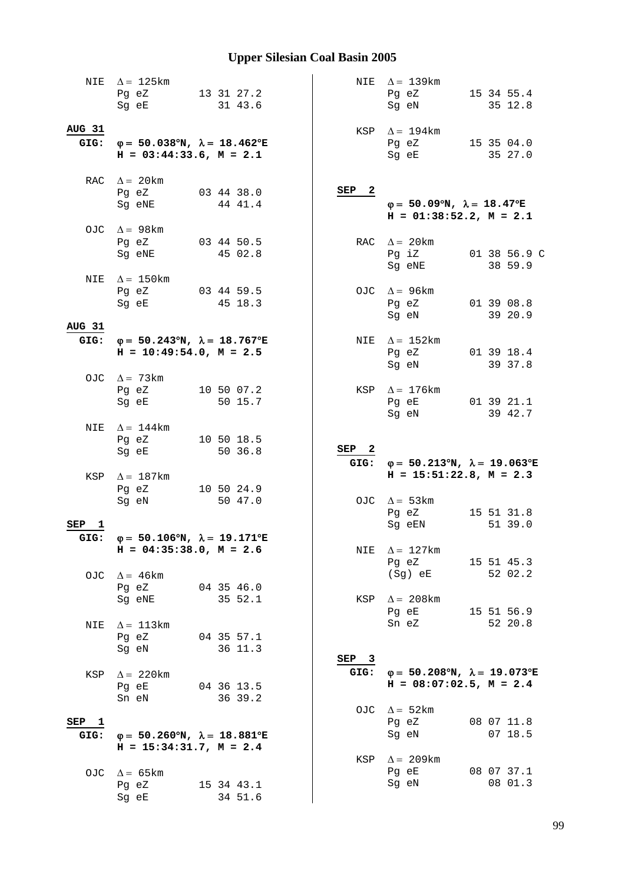# Upper Silesian Coal Basin 2005

```
  NIE  Δ = 125km
       Pg eZ        13 31 27.2
       Sg eE           31 43.6
```

**AUG 31**

**GIG:** **φ = 50.038°N, λ = 18.462°E**
**H = 03:44:33.6, M = 2.1**

```
  RAC  Δ = 20km
       Pg eZ        03 44 38.0
       Sg eNE          44 41.4

  OJC  Δ = 98km
       Pg eZ        03 44 50.5
       Sg eNE          45 02.8

  NIE  Δ = 150km
       Pg eZ        03 44 59.5
       Sg eE           45 18.3
```

**AUG 31**

**GIG:** **φ = 50.243°N, λ = 18.767°E**
**H = 10:49:54.0, M = 2.5**

```
  OJC  Δ = 73km
       Pg eZ        10 50 07.2
       Sg eE           50 15.7

  NIE  Δ = 144km
       Pg eZ        10 50 18.5
       Sg eE           50 36.8

  KSP  Δ = 187km
       Pg eZ        10 50 24.9
       Sg eN           50 47.0
```

**SEP 1**

**GIG:** **φ = 50.106°N, λ = 19.171°E**
**H = 04:35:38.0, M = 2.6**

```
  OJC  Δ = 46km
       Pg eZ        04 35 46.0
       Sg eNE          35 52.1

  NIE  Δ = 113km
       Pg eZ        04 35 57.1
       Sg eN           36 11.3

  KSP  Δ = 220km
       Pg eE        04 36 13.5
       Sn eN           36 39.2
```

**SEP 1**

**GIG:** **φ = 50.260°N, λ = 18.881°E**
**H = 15:34:31.7, M = 2.4**

```
  OJC  Δ = 65km
       Pg eZ        15 34 43.1
       Sg eE           34 51.6

  NIE  Δ = 139km
       Pg eZ        15 34 55.4
       Sg eN           35 12.8

  KSP  Δ = 194km
       Pg eZ        15 35 04.0
       Sg eE           35 27.0
```

**SEP 2**

**φ = 50.09°N, λ = 18.47°E**
**H = 01:38:52.2, M = 2.1**

```
  RAC  Δ = 20km
       Pg iZ        01 38 56.9 C
       Sg eNE          38 59.9

  OJC  Δ = 96km
       Pg eZ        01 39 08.8
       Sg eN           39 20.9

  NIE  Δ = 152km
       Pg eZ        01 39 18.4
       Sg eN           39 37.8

  KSP  Δ = 176km
       Pg eE        01 39 21.1
       Sg eN           39 42.7
```

**SEP 2**

**GIG:** **φ = 50.213°N, λ = 19.063°E**
**H = 15:51:22.8, M = 2.3**

```
  OJC  Δ = 53km
       Pg eZ        15 51 31.8
       Sg eEN          51 39.0

  NIE  Δ = 127km
       Pg eZ        15 51 45.3
       (Sg) eE         52 02.2

  KSP  Δ = 208km
       Pg eE        15 51 56.9
       Sn eZ           52 20.8
```

**SEP 3**

**GIG:** **φ = 50.208°N, λ = 19.073°E**
**H = 08:07:02.5, M = 2.4**

```
  OJC  Δ = 52km
       Pg eZ        08 07 11.8
       Sg eN           07 18.5

  KSP  Δ = 209km
       Pg eE        08 07 37.1
       Sg eN           08 01.3
```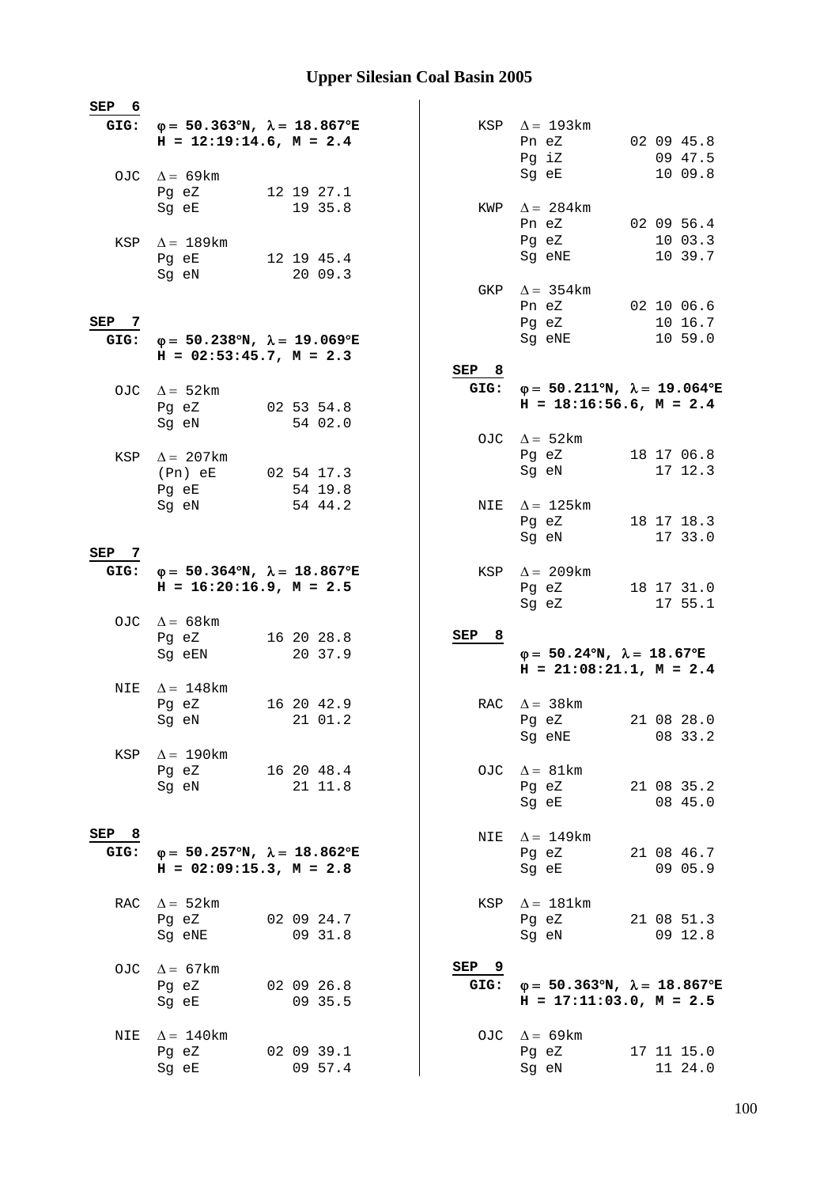## Upper Silesian Coal Basin 2005

**SEP 6**
**GIG:** **φ = 50.363°N, λ = 18.867°E**
**H = 12:19:14.6, M = 2.4**

```
OJC  Δ = 69km
     Pg eZ        12 19 27.1
     Sg eE           19 35.8

KSP  Δ = 189km
     Pg eE        12 19 45.4
     Sg eN           20 09.3
```

**SEP 7**
**GIG:** **φ = 50.238°N, λ = 19.069°E**
**H = 02:53:45.7, M = 2.3**

```
OJC  Δ = 52km
     Pg eZ        02 53 54.8
     Sg eN           54 02.0

KSP  Δ = 207km
     (Pn) eE      02 54 17.3
     Pg eE           54 19.8
     Sg eN           54 44.2
```

**SEP 7**
**GIG:** **φ = 50.364°N, λ = 18.867°E**
**H = 16:20:16.9, M = 2.5**

```
OJC  Δ = 68km
     Pg eZ        16 20 28.8
     Sg eEN          20 37.9

NIE  Δ = 148km
     Pg eZ        16 20 42.9
     Sg eN           21 01.2

KSP  Δ = 190km
     Pg eZ        16 20 48.4
     Sg eN           21 11.8
```

**SEP 8**
**GIG:** **φ = 50.257°N, λ = 18.862°E**
**H = 02:09:15.3, M = 2.8**

```
RAC  Δ = 52km
     Pg eZ        02 09 24.7
     Sg eNE          09 31.8

OJC  Δ = 67km
     Pg eZ        02 09 26.8
     Sg eE           09 35.5

NIE  Δ = 140km
     Pg eZ        02 09 39.1
     Sg eE           09 57.4

KSP  Δ = 193km
     Pn eZ        02 09 45.8
     Pg iZ           09 47.5
     Sg eE           10 09.8

KWP  Δ = 284km
     Pn eZ        02 09 56.4
     Pg eZ           10 03.3
     Sg eNE          10 39.7

GKP  Δ = 354km
     Pn eZ        02 10 06.6
     Pg eZ           10 16.7
     Sg eNE          10 59.0
```

**SEP 8**
**GIG:** **φ = 50.211°N, λ = 19.064°E**
**H = 18:16:56.6, M = 2.4**

```
OJC  Δ = 52km
     Pg eZ        18 17 06.8
     Sg eN           17 12.3

NIE  Δ = 125km
     Pg eZ        18 17 18.3
     Sg eN           17 33.0

KSP  Δ = 209km
     Pg eZ        18 17 31.0
     Sg eZ           17 55.1
```

**SEP 8**
**φ = 50.24°N, λ = 18.67°E**
**H = 21:08:21.1, M = 2.4**

```
RAC  Δ = 38km
     Pg eZ        21 08 28.0
     Sg eNE          08 33.2

OJC  Δ = 81km
     Pg eZ        21 08 35.2
     Sg eE           08 45.0

NIE  Δ = 149km
     Pg eZ        21 08 46.7
     Sg eE           09 05.9

KSP  Δ = 181km
     Pg eZ        21 08 51.3
     Sg eN           09 12.8
```

**SEP 9**
**GIG:** **φ = 50.363°N, λ = 18.867°E**
**H = 17:11:03.0, M = 2.5**

```
OJC  Δ = 69km
     Pg eZ        17 11 15.0
     Sg eN           11 24.0
```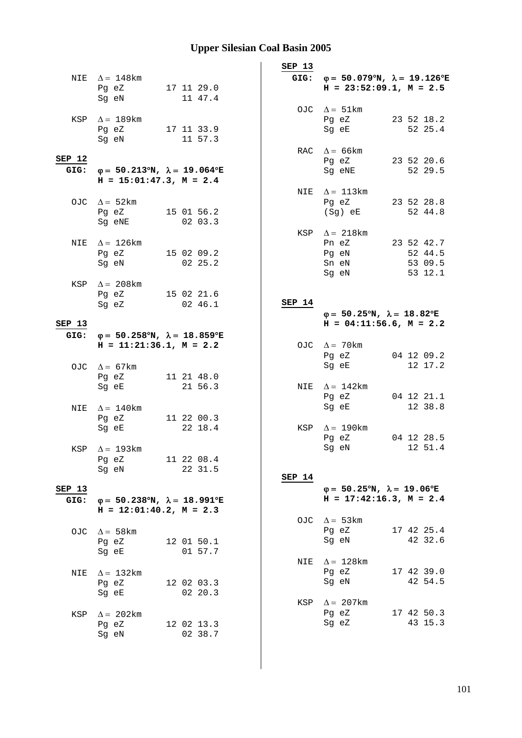# Upper Silesian Coal Basin 2005

NIE $\Delta = 148$km
Pg eZ 17 11 29.0
Sg eN 11 47.4

KSP $\Delta = 189$km
Pg eZ 17 11 33.9
Sg eN 11 57.3

**SEP 12**

**GIG:** **$\varphi = 50.213$°N, $\lambda = 19.064$°E**
**H = 15:01:47.3, M = 2.4**

OJC $\Delta = 52$km
Pg eZ 15 01 56.2
Sg eNE 02 03.3

NIE $\Delta = 126$km
Pg eZ 15 02 09.2
Sg eN 02 25.2

KSP $\Delta = 208$km
Pg eZ 15 02 21.6
Sg eZ 02 46.1

**SEP 13**

**GIG:** **$\varphi = 50.258$°N, $\lambda = 18.859$°E**
**H = 11:21:36.1, M = 2.2**

OJC $\Delta = 67$km
Pg eZ 11 21 48.0
Sg eE 21 56.3

NIE $\Delta = 140$km
Pg eZ 11 22 00.3
Sg eE 22 18.4

KSP $\Delta = 193$km
Pg eZ 11 22 08.4
Sg eN 22 31.5

**SEP 13**

**GIG:** **$\varphi = 50.238$°N, $\lambda = 18.991$°E**
**H = 12:01:40.2, M = 2.3**

OJC $\Delta = 58$km
Pg eZ 12 01 50.1
Sg eE 01 57.7

NIE $\Delta = 132$km
Pg eZ 12 02 03.3
Sg eE 02 20.3

KSP $\Delta = 202$km
Pg eZ 12 02 13.3
Sg eN 02 38.7

**SEP 13**

**GIG:** **$\varphi = 50.079$°N, $\lambda = 19.126$°E**
**H = 23:52:09.1, M = 2.5**

OJC $\Delta = 51$km
Pg eZ 23 52 18.2
Sg eE 52 25.4

RAC $\Delta = 66$km
Pg eZ 23 52 20.6
Sg eNE 52 29.5

NIE $\Delta = 113$km
Pg eZ 23 52 28.8
(Sg) eE 52 44.8

KSP $\Delta = 218$km
Pn eZ 23 52 42.7
Pg eN 52 44.5
Sn eN 53 09.5
Sg eN 53 12.1

**SEP 14**

**$\varphi = 50.25$°N, $\lambda = 18.82$°E**
**H = 04:11:56.6, M = 2.2**

OJC $\Delta = 70$km
Pg eZ 04 12 09.2
Sg eE 12 17.2

NIE $\Delta = 142$km
Pg eZ 04 12 21.1
Sg eE 12 38.8

KSP $\Delta = 190$km
Pg eZ 04 12 28.5
Sg eN 12 51.4

**SEP 14**

**$\varphi = 50.25$°N, $\lambda = 19.06$°E**
**H = 17:42:16.3, M = 2.4**

OJC $\Delta = 53$km
Pg eZ 17 42 25.4
Sg eN 42 32.6

NIE $\Delta = 128$km
Pg eZ 17 42 39.0
Sg eN 42 54.5

KSP $\Delta = 207$km
Pg eZ 17 42 50.3
Sg eZ 43 15.3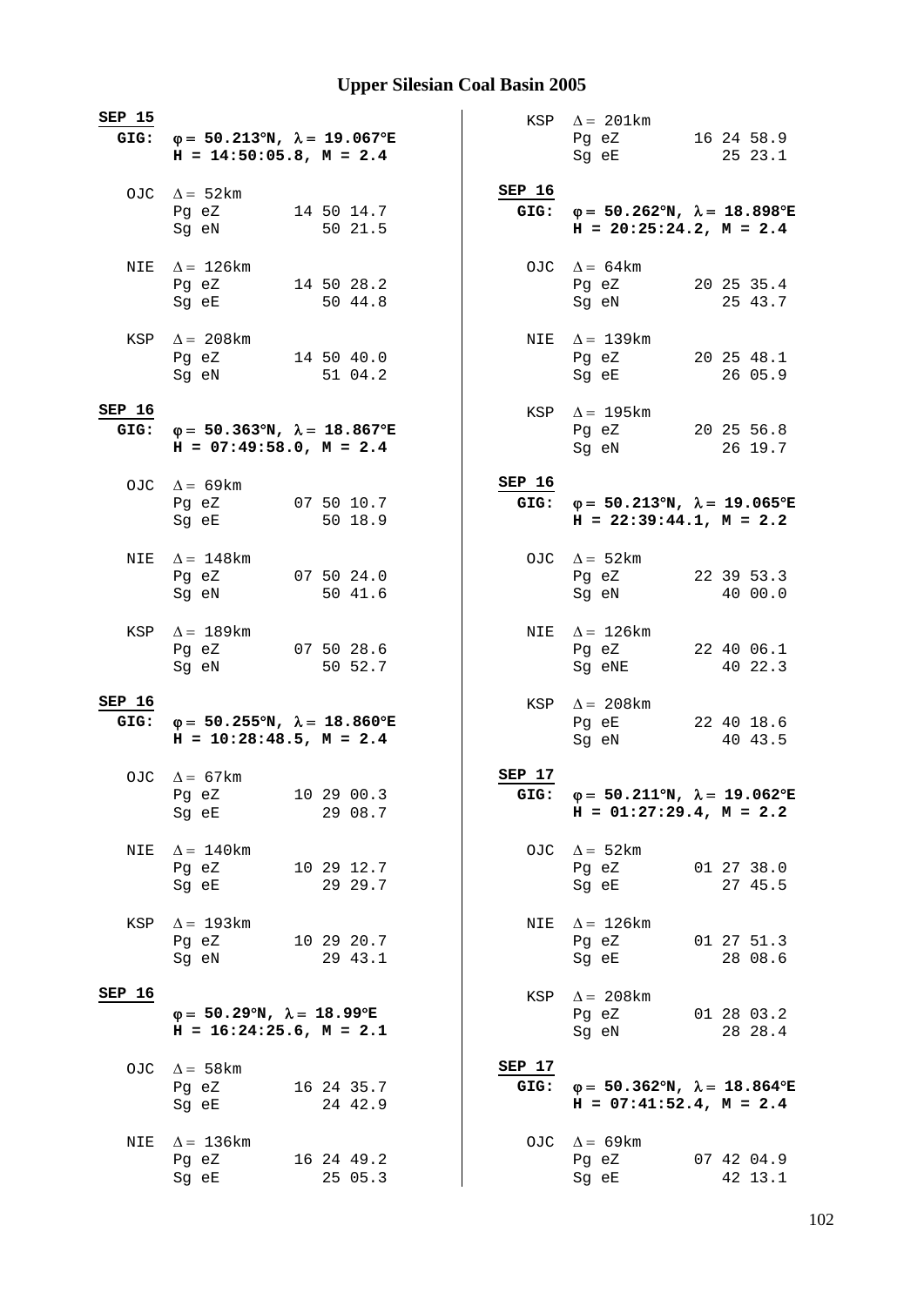# Upper Silesian Coal Basin 2005

**SEP 15**
**GIG:** **φ = 50.213°N, λ = 19.067°E**
**H = 14:50:05.8, M = 2.4**

OJC Δ = 52km
Pg eZ 14 50 14.7
Sg eN 50 21.5

NIE Δ = 126km
Pg eZ 14 50 28.2
Sg eE 50 44.8

KSP Δ = 208km
Pg eZ 14 50 40.0
Sg eN 51 04.2

**SEP 16**
**GIG:** **φ = 50.363°N, λ = 18.867°E**
**H = 07:49:58.0, M = 2.4**

OJC Δ = 69km
Pg eZ 07 50 10.7
Sg eE 50 18.9

NIE Δ = 148km
Pg eZ 07 50 24.0
Sg eN 50 41.6

KSP Δ = 189km
Pg eZ 07 50 28.6
Sg eN 50 52.7

**SEP 16**
**GIG:** **φ = 50.255°N, λ = 18.860°E**
**H = 10:28:48.5, M = 2.4**

OJC Δ = 67km
Pg eZ 10 29 00.3
Sg eE 29 08.7

NIE Δ = 140km
Pg eZ 10 29 12.7
Sg eE 29 29.7

KSP Δ = 193km
Pg eZ 10 29 20.7
Sg eN 29 43.1

**SEP 16**
**φ = 50.29°N, λ = 18.99°E**
**H = 16:24:25.6, M = 2.1**

OJC Δ = 58km
Pg eZ 16 24 35.7
Sg eE 24 42.9

NIE Δ = 136km
Pg eZ 16 24 49.2
Sg eE 25 05.3

KSP Δ = 201km
Pg eZ 16 24 58.9
Sg eE 25 23.1

**SEP 16**
**GIG:** **φ = 50.262°N, λ = 18.898°E**
**H = 20:25:24.2, M = 2.4**

OJC Δ = 64km
Pg eZ 20 25 35.4
Sg eN 25 43.7

NIE Δ = 139km
Pg eZ 20 25 48.1
Sg eE 26 05.9

KSP Δ = 195km
Pg eZ 20 25 56.8
Sg eN 26 19.7

**SEP 16**
**GIG:** **φ = 50.213°N, λ = 19.065°E**
**H = 22:39:44.1, M = 2.2**

OJC Δ = 52km
Pg eZ 22 39 53.3
Sg eN 40 00.0

NIE Δ = 126km
Pg eZ 22 40 06.1
Sg eNE 40 22.3

KSP Δ = 208km
Pg eE 22 40 18.6
Sg eN 40 43.5

**SEP 17**
**GIG:** **φ = 50.211°N, λ = 19.062°E**
**H = 01:27:29.4, M = 2.2**

OJC Δ = 52km
Pg eZ 01 27 38.0
Sg eE 27 45.5

NIE Δ = 126km
Pg eZ 01 27 51.3
Sg eE 28 08.6

KSP Δ = 208km
Pg eZ 01 28 03.2
Sg eN 28 28.4

**SEP 17**
**GIG:** **φ = 50.362°N, λ = 18.864°E**
**H = 07:41:52.4, M = 2.4**

OJC Δ = 69km
Pg eZ 07 42 04.9
Sg eE 42 13.1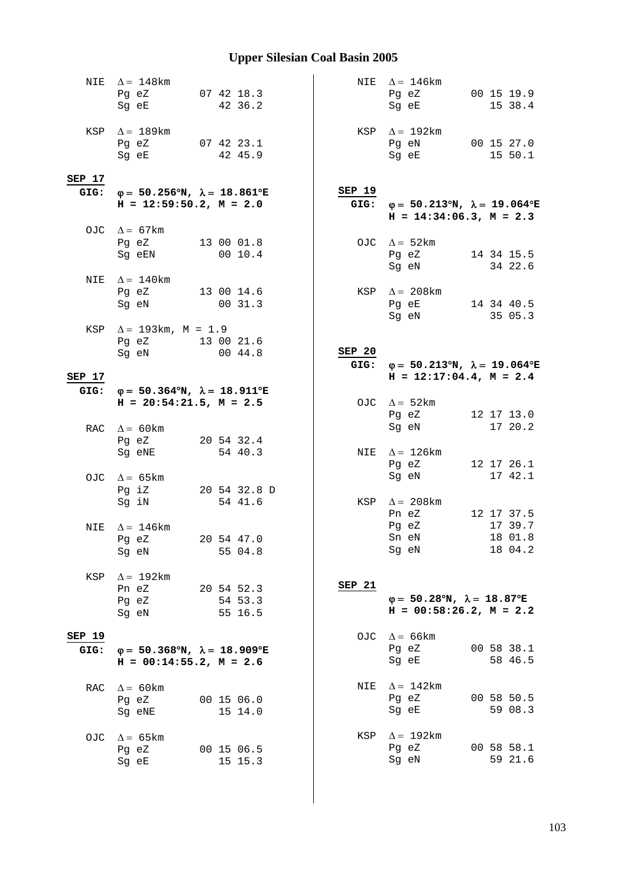# Upper Silesian Coal Basin 2005

NIE $\Delta = 148$km
```
Pg eZ        07 42 18.3
Sg eE           42 36.2
```

KSP $\Delta = 189$km
```
Pg eZ        07 42 23.1
Sg eE           42 45.9
```

**SEP 17**

**GIG: $\varphi = 50.256°$N, $\lambda = 18.861°$E**
**H = 12:59:50.2, M = 2.0**

OJC $\Delta = 67$km
```
Pg eZ        13 00 01.8
Sg eEN          00 10.4
```

NIE $\Delta = 140$km
```
Pg eZ        13 00 14.6
Sg eN           00 31.3
```

KSP $\Delta = 193$km, M = 1.9
```
Pg eZ        13 00 21.6
Sg eN           00 44.8
```

**SEP 17**

**GIG: $\varphi = 50.364°$N, $\lambda = 18.911°$E**
**H = 20:54:21.5, M = 2.5**

RAC $\Delta = 60$km
```
Pg eZ        20 54 32.4
Sg eNE          54 40.3
```

OJC $\Delta = 65$km
```
Pg iZ        20 54 32.8 D
Sg iN           54 41.6
```

NIE $\Delta = 146$km
```
Pg eZ        20 54 47.0
Sg eN           55 04.8
```

KSP $\Delta = 192$km
```
Pn eZ        20 54 52.3
Pg eZ           54 53.3
Sg eN           55 16.5
```

**SEP 19**

**GIG: $\varphi = 50.368°$N, $\lambda = 18.909°$E**
**H = 00:14:55.2, M = 2.6**

RAC $\Delta = 60$km
```
Pg eZ        00 15 06.0
Sg eNE          15 14.0
```

OJC $\Delta = 65$km
```
Pg eZ        00 15 06.5
Sg eE           15 15.3
```

NIE $\Delta = 146$km
```
Pg eZ        00 15 19.9
Sg eE           15 38.4
```

KSP $\Delta = 192$km
```
Pg eN        00 15 27.0
Sg eE           15 50.1
```

**SEP 19**

**GIG: $\varphi = 50.213°$N, $\lambda = 19.064°$E**
**H = 14:34:06.3, M = 2.3**

OJC $\Delta = 52$km
```
Pg eZ        14 34 15.5
Sg eN           34 22.6
```

KSP $\Delta = 208$km
```
Pg eE        14 34 40.5
Sg eN           35 05.3
```

**SEP 20**

**GIG: $\varphi = 50.213°$N, $\lambda = 19.064°$E**
**H = 12:17:04.4, M = 2.4**

OJC $\Delta = 52$km
```
Pg eZ        12 17 13.0
Sg eN           17 20.2
```

NIE $\Delta = 126$km
```
Pg eZ        12 17 26.1
Sg eN           17 42.1
```

KSP $\Delta = 208$km
```
Pn eZ        12 17 37.5
Pg eZ           17 39.7
Sn eN           18 01.8
Sg eN           18 04.2
```

**SEP 21**

**$\varphi = 50.28°$N, $\lambda = 18.87°$E**
**H = 00:58:26.2, M = 2.2**

OJC $\Delta = 66$km
```
Pg eZ        00 58 38.1
Sg eE           58 46.5
```

NIE $\Delta = 142$km
```
Pg eZ        00 58 50.5
Sg eE           59 08.3
```

KSP $\Delta = 192$km
```
Pg eZ        00 58 58.1
Sg eN           59 21.6
```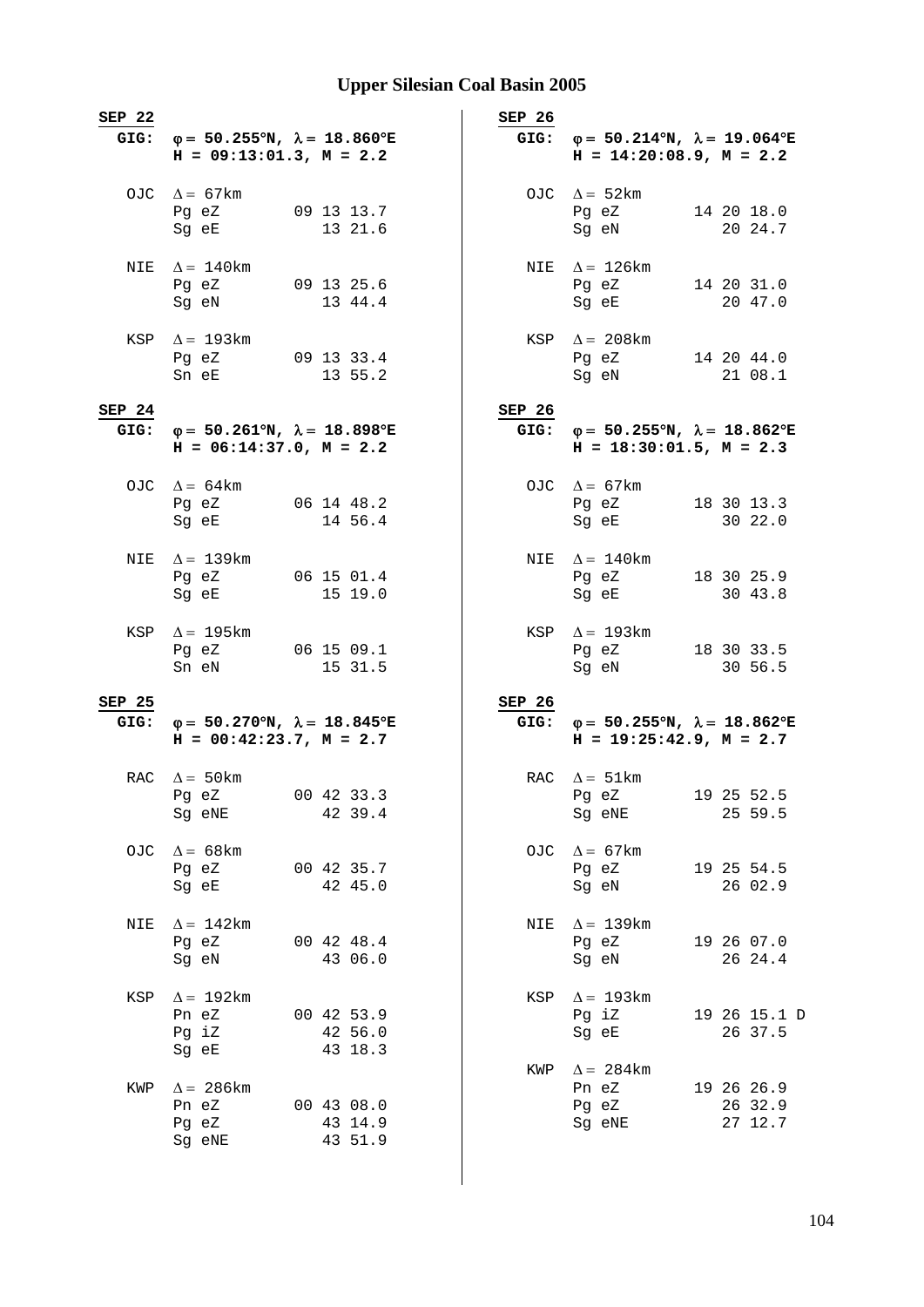# Upper Silesian Coal Basin 2005

**SEP 22**

**GIG:** **$\varphi$ = 50.255°N, $\lambda$ = 18.860°E**
**H = 09:13:01.3, M = 2.2**

```
OJC  Δ = 67km
     Pg eZ        09 13 13.7
     Sg eE           13 21.6

NIE  Δ = 140km
     Pg eZ        09 13 25.6
     Sg eN           13 44.4

KSP  Δ = 193km
     Pg eZ        09 13 33.4
     Sn eE           13 55.2
```

**SEP 24**

**GIG:** **$\varphi$ = 50.261°N, $\lambda$ = 18.898°E**
**H = 06:14:37.0, M = 2.2**

```
OJC  Δ = 64km
     Pg eZ        06 14 48.2
     Sg eE           14 56.4

NIE  Δ = 139km
     Pg eZ        06 15 01.4
     Sg eE           15 19.0

KSP  Δ = 195km
     Pg eZ        06 15 09.1
     Sn eN           15 31.5
```

**SEP 25**

**GIG:** **$\varphi$ = 50.270°N, $\lambda$ = 18.845°E**
**H = 00:42:23.7, M = 2.7**

```
RAC  Δ = 50km
     Pg eZ        00 42 33.3
     Sg eNE          42 39.4

OJC  Δ = 68km
     Pg eZ        00 42 35.7
     Sg eE           42 45.0

NIE  Δ = 142km
     Pg eZ        00 42 48.4
     Sg eN           43 06.0

KSP  Δ = 192km
     Pn eZ        00 42 53.9
     Pg iZ           42 56.0
     Sg eE           43 18.3

KWP  Δ = 286km
     Pn eZ        00 43 08.0
     Pg eZ           43 14.9
     Sg eNE          43 51.9
```

**SEP 26**

**GIG:** **$\varphi$ = 50.214°N, $\lambda$ = 19.064°E**
**H = 14:20:08.9, M = 2.2**

```
OJC  Δ = 52km
     Pg eZ        14 20 18.0
     Sg eN           20 24.7

NIE  Δ = 126km
     Pg eZ        14 20 31.0
     Sg eE           20 47.0

KSP  Δ = 208km
     Pg eZ        14 20 44.0
     Sg eN           21 08.1
```

**SEP 26**

**GIG:** **$\varphi$ = 50.255°N, $\lambda$ = 18.862°E**
**H = 18:30:01.5, M = 2.3**

```
OJC  Δ = 67km
     Pg eZ        18 30 13.3
     Sg eE           30 22.0

NIE  Δ = 140km
     Pg eZ        18 30 25.9
     Sg eE           30 43.8

KSP  Δ = 193km
     Pg eZ        18 30 33.5
     Sg eN           30 56.5
```

**SEP 26**

**GIG:** **$\varphi$ = 50.255°N, $\lambda$ = 18.862°E**
**H = 19:25:42.9, M = 2.7**

```
RAC  Δ = 51km
     Pg eZ        19 25 52.5
     Sg eNE          25 59.5

OJC  Δ = 67km
     Pg eZ        19 25 54.5
     Sg eN           26 02.9

NIE  Δ = 139km
     Pg eZ        19 26 07.0
     Sg eN           26 24.4

KSP  Δ = 193km
     Pg iZ        19 26 15.1 D
     Sg eE           26 37.5

KWP  Δ = 284km
     Pn eZ        19 26 26.9
     Pg eZ           26 32.9
     Sg eNE          27 12.7
```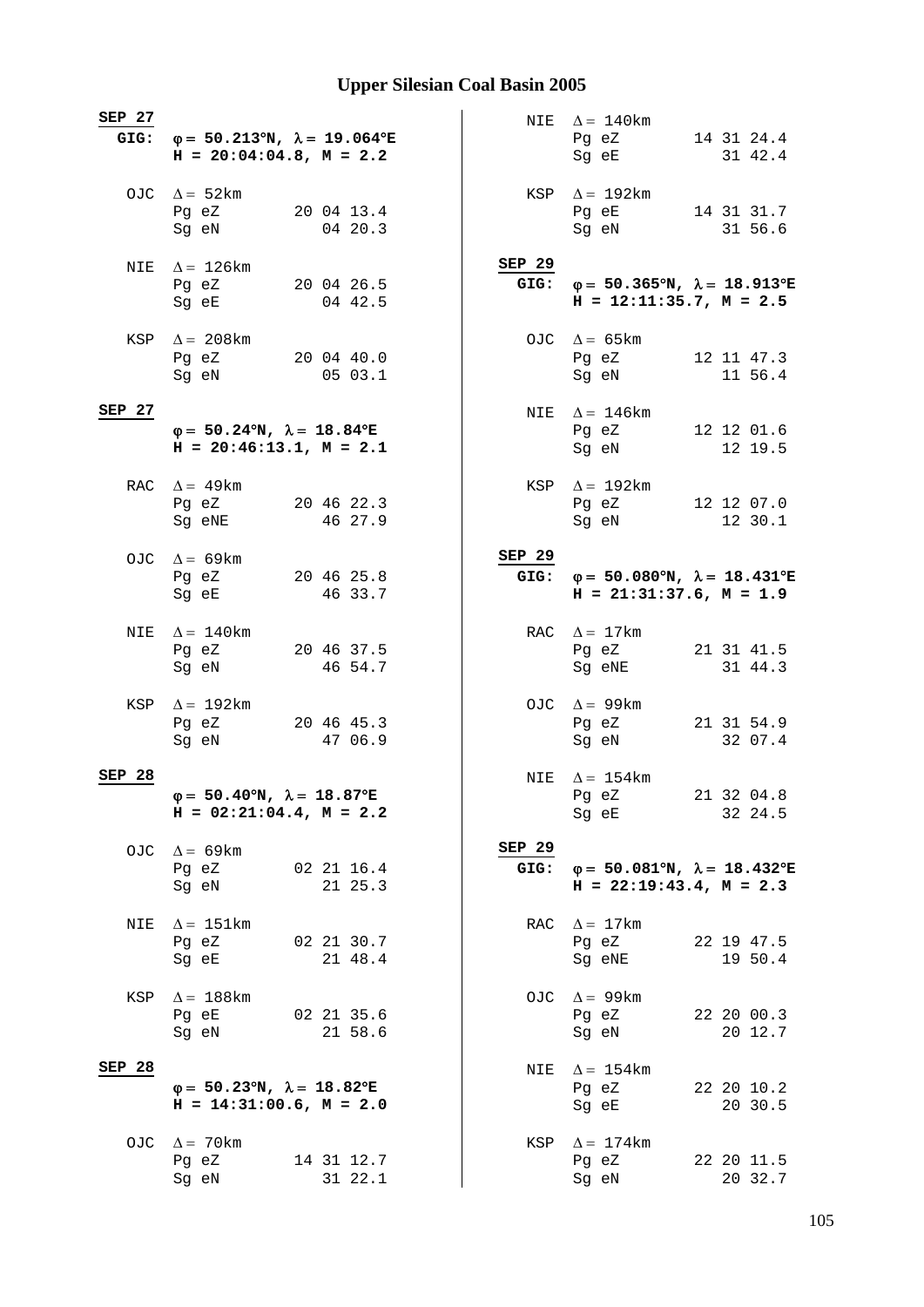# Upper Silesian Coal Basin 2005

**SEP 27**
**GIG:** $\varphi$ **= 50.213°N,** $\lambda$ **= 19.064°E**
**H = 20:04:04.8, M = 2.2**

```
OJC  Δ = 52km
     Pg eZ        20 04 13.4
     Sg eN           04 20.3

NIE  Δ = 126km
     Pg eZ        20 04 26.5
     Sg eE           04 42.5

KSP  Δ = 208km
     Pg eZ        20 04 40.0
     Sg eN           05 03.1
```

**SEP 27**
$\varphi$ **= 50.24°N,** $\lambda$ **= 18.84°E**
**H = 20:46:13.1, M = 2.1**

```
RAC  Δ = 49km
     Pg eZ        20 46 22.3
     Sg eNE          46 27.9

OJC  Δ = 69km
     Pg eZ        20 46 25.8
     Sg eE           46 33.7

NIE  Δ = 140km
     Pg eZ        20 46 37.5
     Sg eN           46 54.7

KSP  Δ = 192km
     Pg eZ        20 46 45.3
     Sg eN           47 06.9
```

**SEP 28**
$\varphi$ **= 50.40°N,** $\lambda$ **= 18.87°E**
**H = 02:21:04.4, M = 2.2**

```
OJC  Δ = 69km
     Pg eZ        02 21 16.4
     Sg eN           21 25.3

NIE  Δ = 151km
     Pg eZ        02 21 30.7
     Sg eE           21 48.4

KSP  Δ = 188km
     Pg eE        02 21 35.6
     Sg eN           21 58.6
```

**SEP 28**
$\varphi$ **= 50.23°N,** $\lambda$ **= 18.82°E**
**H = 14:31:00.6, M = 2.0**

```
OJC  Δ = 70km
     Pg eZ        14 31 12.7
     Sg eN           31 22.1

NIE  Δ = 140km
     Pg eZ        14 31 24.4
     Sg eE           31 42.4

KSP  Δ = 192km
     Pg eE        14 31 31.7
     Sg eN           31 56.6
```

**SEP 29**
**GIG:** $\varphi$ **= 50.365°N,** $\lambda$ **= 18.913°E**
**H = 12:11:35.7, M = 2.5**

```
OJC  Δ = 65km
     Pg eZ        12 11 47.3
     Sg eN           11 56.4

NIE  Δ = 146km
     Pg eZ        12 12 01.6
     Sg eN           12 19.5

KSP  Δ = 192km
     Pg eZ        12 12 07.0
     Sg eN           12 30.1
```

**SEP 29**
**GIG:** $\varphi$ **= 50.080°N,** $\lambda$ **= 18.431°E**
**H = 21:31:37.6, M = 1.9**

```
RAC  Δ = 17km
     Pg eZ        21 31 41.5
     Sg eNE          31 44.3

OJC  Δ = 99km
     Pg eZ        21 31 54.9
     Sg eN           32 07.4

NIE  Δ = 154km
     Pg eZ        21 32 04.8
     Sg eE           32 24.5
```

**SEP 29**
**GIG:** $\varphi$ **= 50.081°N,** $\lambda$ **= 18.432°E**
**H = 22:19:43.4, M = 2.3**

```
RAC  Δ = 17km
     Pg eZ        22 19 47.5
     Sg eNE          19 50.4

OJC  Δ = 99km
     Pg eZ        22 20 00.3
     Sg eN           20 12.7

NIE  Δ = 154km
     Pg eZ        22 20 10.2
     Sg eE           20 30.5

KSP  Δ = 174km
     Pg eZ        22 20 11.5
     Sg eN           20 32.7
```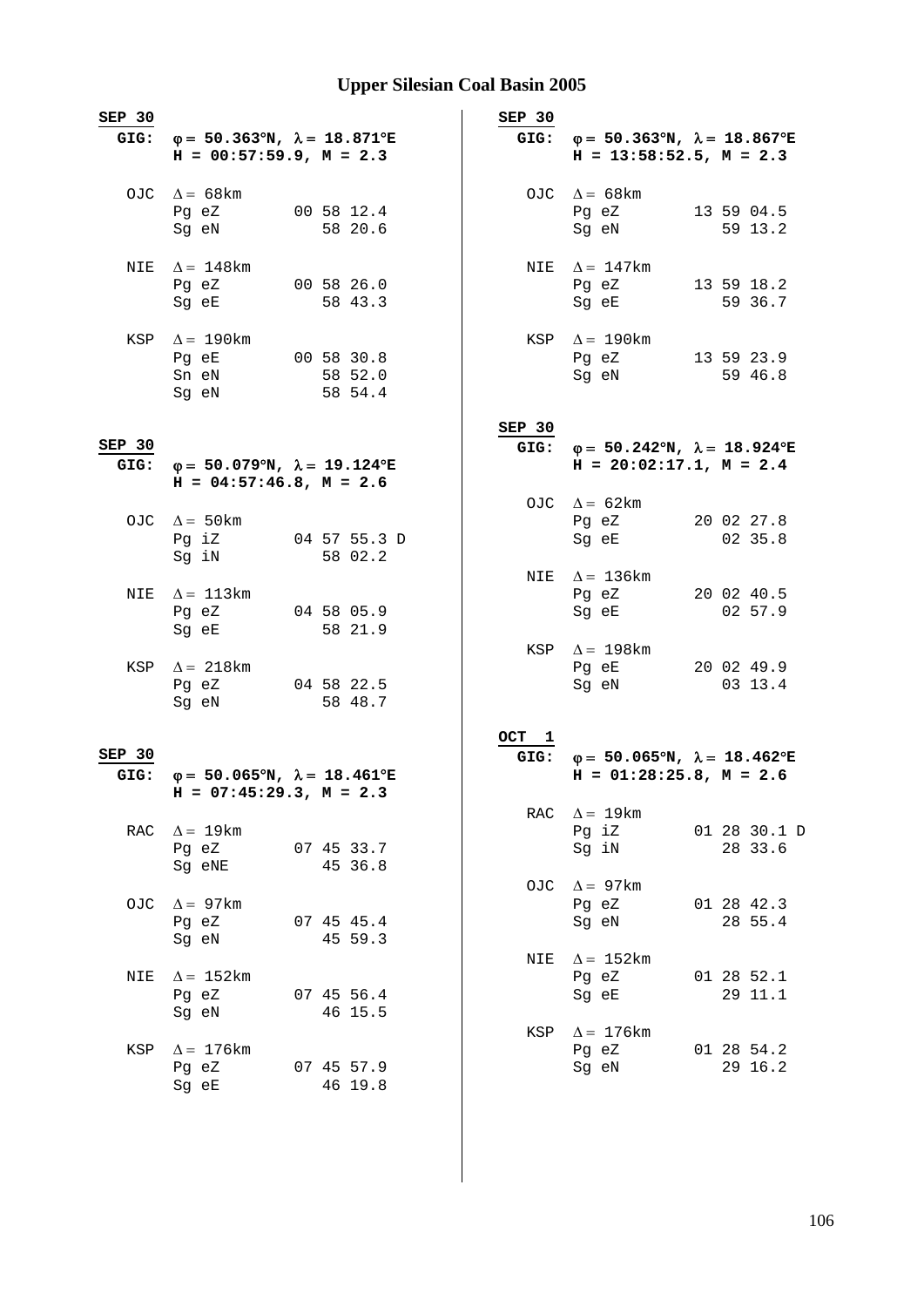# Upper Silesian Coal Basin 2005

**SEP 30**
**GIG:** **φ = 50.363°N, λ = 18.871°E**
**H = 00:57:59.9, M = 2.3**

```
OJC  Δ = 68km
     Pg eZ        00 58 12.4
     Sg eN           58 20.6

NIE  Δ = 148km
     Pg eZ        00 58 26.0
     Sg eE           58 43.3

KSP  Δ = 190km
     Pg eE        00 58 30.8
     Sn eN           58 52.0
     Sg eN           58 54.4
```

**SEP 30**
**GIG:** **φ = 50.079°N, λ = 19.124°E**
**H = 04:57:46.8, M = 2.6**

```
OJC  Δ = 50km
     Pg iZ        04 57 55.3 D
     Sg iN           58 02.2

NIE  Δ = 113km
     Pg eZ        04 58 05.9
     Sg eE           58 21.9

KSP  Δ = 218km
     Pg eZ        04 58 22.5
     Sg eN           58 48.7
```

**SEP 30**
**GIG:** **φ = 50.065°N, λ = 18.461°E**
**H = 07:45:29.3, M = 2.3**

```
RAC  Δ = 19km
     Pg eZ        07 45 33.7
     Sg eNE          45 36.8

OJC  Δ = 97km
     Pg eZ        07 45 45.4
     Sg eN           45 59.3

NIE  Δ = 152km
     Pg eZ        07 45 56.4
     Sg eN           46 15.5

KSP  Δ = 176km
     Pg eZ        07 45 57.9
     Sg eE           46 19.8
```

**SEP 30**
**GIG:** **φ = 50.363°N, λ = 18.867°E**
**H = 13:58:52.5, M = 2.3**

```
OJC  Δ = 68km
     Pg eZ        13 59 04.5
     Sg eN           59 13.2

NIE  Δ = 147km
     Pg eZ        13 59 18.2
     Sg eE           59 36.7

KSP  Δ = 190km
     Pg eZ        13 59 23.9
     Sg eN           59 46.8
```

**SEP 30**
**GIG:** **φ = 50.242°N, λ = 18.924°E**
**H = 20:02:17.1, M = 2.4**

```
OJC  Δ = 62km
     Pg eZ        20 02 27.8
     Sg eE           02 35.8

NIE  Δ = 136km
     Pg eZ        20 02 40.5
     Sg eE           02 57.9

KSP  Δ = 198km
     Pg eE        20 02 49.9
     Sg eN           03 13.4
```

**OCT 1**
**GIG:** **φ = 50.065°N, λ = 18.462°E**
**H = 01:28:25.8, M = 2.6**

```
RAC  Δ = 19km
     Pg iZ        01 28 30.1 D
     Sg iN           28 33.6

OJC  Δ = 97km
     Pg eZ        01 28 42.3
     Sg eN           28 55.4

NIE  Δ = 152km
     Pg eZ        01 28 52.1
     Sg eE           29 11.1

KSP  Δ = 176km
     Pg eZ        01 28 54.2
     Sg eN           29 16.2
```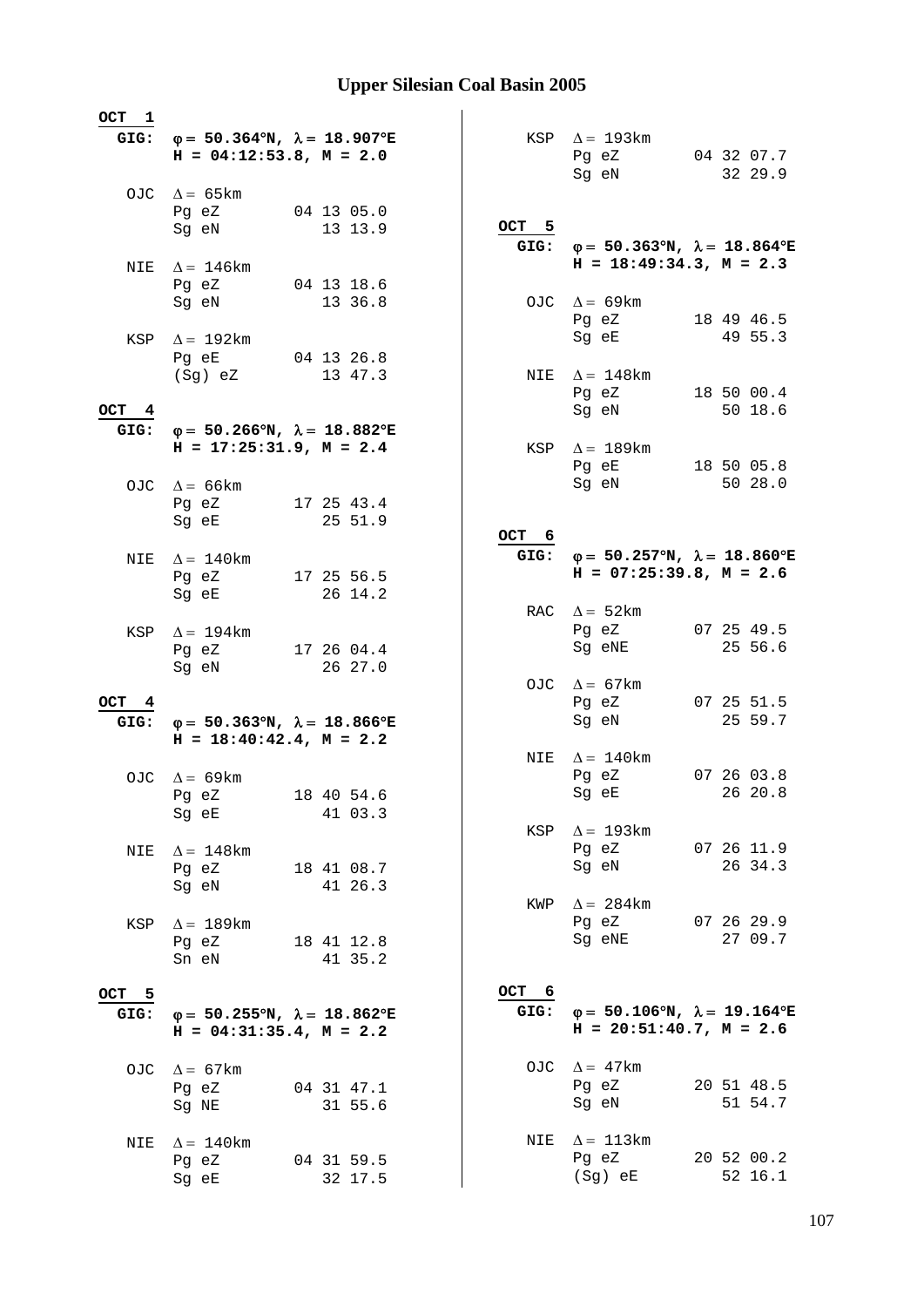# Upper Silesian Coal Basin 2005

**OCT 1**

**GIG:** **$\varphi$ = 50.364°N, $\lambda$ = 18.907°E**
**H = 04:12:53.8, M = 2.0**

| Station | Phase | Time |
|---|---|---|
| OJC | $\Delta$ = 65km | |
| | Pg eZ | 04 13 05.0 |
| | Sg eN | 13 13.9 |
| NIE | $\Delta$ = 146km | |
| | Pg eZ | 04 13 18.6 |
| | Sg eN | 13 36.8 |
| KSP | $\Delta$ = 192km | |
| | Pg eE | 04 13 26.8 |
| | (Sg) eZ | 13 47.3 |

**OCT 4**

**GIG:** **$\varphi$ = 50.266°N, $\lambda$ = 18.882°E**
**H = 17:25:31.9, M = 2.4**

| Station | Phase | Time |
|---|---|---|
| OJC | $\Delta$ = 66km | |
| | Pg eZ | 17 25 43.4 |
| | Sg eE | 25 51.9 |
| NIE | $\Delta$ = 140km | |
| | Pg eZ | 17 25 56.5 |
| | Sg eE | 26 14.2 |
| KSP | $\Delta$ = 194km | |
| | Pg eZ | 17 26 04.4 |
| | Sg eN | 26 27.0 |

**OCT 4**

**GIG:** **$\varphi$ = 50.363°N, $\lambda$ = 18.866°E**
**H = 18:40:42.4, M = 2.2**

| Station | Phase | Time |
|---|---|---|
| OJC | $\Delta$ = 69km | |
| | Pg eZ | 18 40 54.6 |
| | Sg eE | 41 03.3 |
| NIE | $\Delta$ = 148km | |
| | Pg eZ | 18 41 08.7 |
| | Sg eN | 41 26.3 |
| KSP | $\Delta$ = 189km | |
| | Pg eZ | 18 41 12.8 |
| | Sn eN | 41 35.2 |

**OCT 5**

**GIG:** **$\varphi$ = 50.255°N, $\lambda$ = 18.862°E**
**H = 04:31:35.4, M = 2.2**

| Station | Phase | Time |
|---|---|---|
| OJC | $\Delta$ = 67km | |
| | Pg eZ | 04 31 47.1 |
| | Sg NE | 31 55.6 |
| NIE | $\Delta$ = 140km | |
| | Pg eZ | 04 31 59.5 |
| | Sg eE | 32 17.5 |
| KSP | $\Delta$ = 193km | |
| | Pg eZ | 04 32 07.7 |
| | Sg eN | 32 29.9 |

**OCT 5**

**GIG:** **$\varphi$ = 50.363°N, $\lambda$ = 18.864°E**
**H = 18:49:34.3, M = 2.3**

| Station | Phase | Time |
|---|---|---|
| OJC | $\Delta$ = 69km | |
| | Pg eZ | 18 49 46.5 |
| | Sg eE | 49 55.3 |
| NIE | $\Delta$ = 148km | |
| | Pg eZ | 18 50 00.4 |
| | Sg eN | 50 18.6 |
| KSP | $\Delta$ = 189km | |
| | Pg eE | 18 50 05.8 |
| | Sg eN | 50 28.0 |

**OCT 6**

**GIG:** **$\varphi$ = 50.257°N, $\lambda$ = 18.860°E**
**H = 07:25:39.8, M = 2.6**

| Station | Phase | Time |
|---|---|---|
| RAC | $\Delta$ = 52km | |
| | Pg eZ | 07 25 49.5 |
| | Sg eNE | 25 56.6 |
| OJC | $\Delta$ = 67km | |
| | Pg eZ | 07 25 51.5 |
| | Sg eN | 25 59.7 |
| NIE | $\Delta$ = 140km | |
| | Pg eZ | 07 26 03.8 |
| | Sg eE | 26 20.8 |
| KSP | $\Delta$ = 193km | |
| | Pg eZ | 07 26 11.9 |
| | Sg eN | 26 34.3 |
| KWP | $\Delta$ = 284km | |
| | Pg eZ | 07 26 29.9 |
| | Sg eNE | 27 09.7 |

**OCT 6**

**GIG:** **$\varphi$ = 50.106°N, $\lambda$ = 19.164°E**
**H = 20:51:40.7, M = 2.6**

| Station | Phase | Time |
|---|---|---|
| OJC | $\Delta$ = 47km | |
| | Pg eZ | 20 51 48.5 |
| | Sg eN | 51 54.7 |
| NIE | $\Delta$ = 113km | |
| | Pg eZ | 20 52 00.2 |
| | (Sg) eE | 52 16.1 |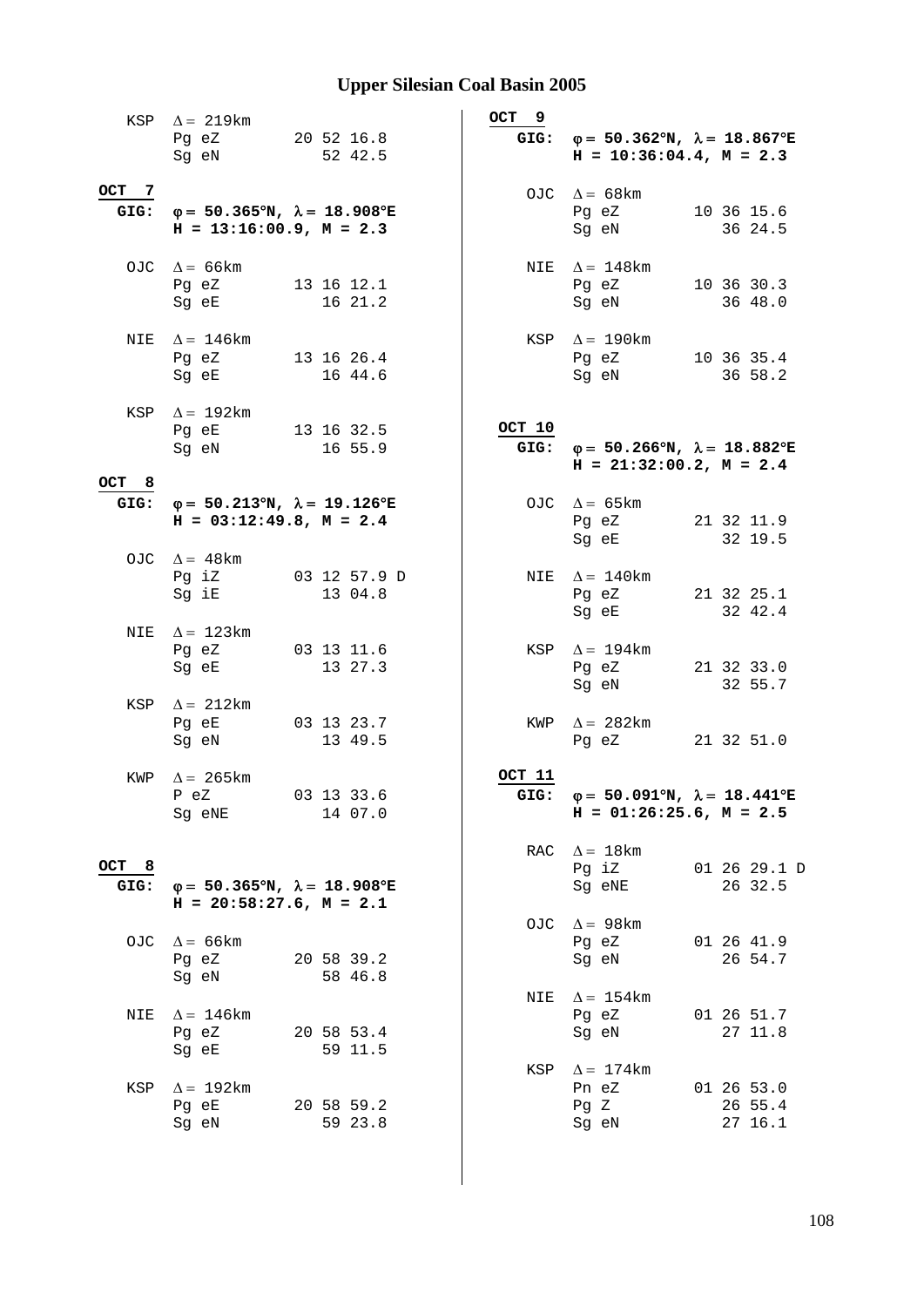# Upper Silesian Coal Basin 2005

KSP  Δ = 219km
Pg eZ  20 52 16.8
Sg eN  52 42.5

**OCT 7**

**GIG:** **φ = 50.365°N, λ = 18.908°E**
**H = 13:16:00.9, M = 2.3**

OJC  Δ = 66km
Pg eZ  13 16 12.1
Sg eE  16 21.2

NIE  Δ = 146km
Pg eZ  13 16 26.4
Sg eE  16 44.6

KSP  Δ = 192km
Pg eE  13 16 32.5
Sg eN  16 55.9

**OCT 8**

**GIG:** **φ = 50.213°N, λ = 19.126°E**
**H = 03:12:49.8, M = 2.4**

OJC  Δ = 48km
Pg iZ  03 12 57.9 D
Sg iE  13 04.8

NIE  Δ = 123km
Pg eZ  03 13 11.6
Sg eE  13 27.3

KSP  Δ = 212km
Pg eE  03 13 23.7
Sg eN  13 49.5

KWP  Δ = 265km
P eZ  03 13 33.6
Sg eNE  14 07.0

**OCT 8**

**GIG:** **φ = 50.365°N, λ = 18.908°E**
**H = 20:58:27.6, M = 2.1**

OJC  Δ = 66km
Pg eZ  20 58 39.2
Sg eN  58 46.8

NIE  Δ = 146km
Pg eZ  20 58 53.4
Sg eE  59 11.5

KSP  Δ = 192km
Pg eE  20 58 59.2
Sg eN  59 23.8

**OCT 9**

**GIG:** **φ = 50.362°N, λ = 18.867°E**
**H = 10:36:04.4, M = 2.3**

OJC  Δ = 68km
Pg eZ  10 36 15.6
Sg eN  36 24.5

NIE  Δ = 148km
Pg eZ  10 36 30.3
Sg eN  36 48.0

KSP  Δ = 190km
Pg eZ  10 36 35.4
Sg eN  36 58.2

**OCT 10**

**GIG:** **φ = 50.266°N, λ = 18.882°E**
**H = 21:32:00.2, M = 2.4**

OJC  Δ = 65km
Pg eZ  21 32 11.9
Sg eE  32 19.5

NIE  Δ = 140km
Pg eZ  21 32 25.1
Sg eE  32 42.4

KSP  Δ = 194km
Pg eZ  21 32 33.0
Sg eN  32 55.7

KWP  Δ = 282km
Pg eZ  21 32 51.0

**OCT 11**

**GIG:** **φ = 50.091°N, λ = 18.441°E**
**H = 01:26:25.6, M = 2.5**

RAC  Δ = 18km
Pg iZ  01 26 29.1 D
Sg eNE  26 32.5

OJC  Δ = 98km
Pg eZ  01 26 41.9
Sg eN  26 54.7

NIE  Δ = 154km
Pg eZ  01 26 51.7
Sg eN  27 11.8

KSP  Δ = 174km
Pn eZ  01 26 53.0
Pg Z  26 55.4
Sg eN  27 16.1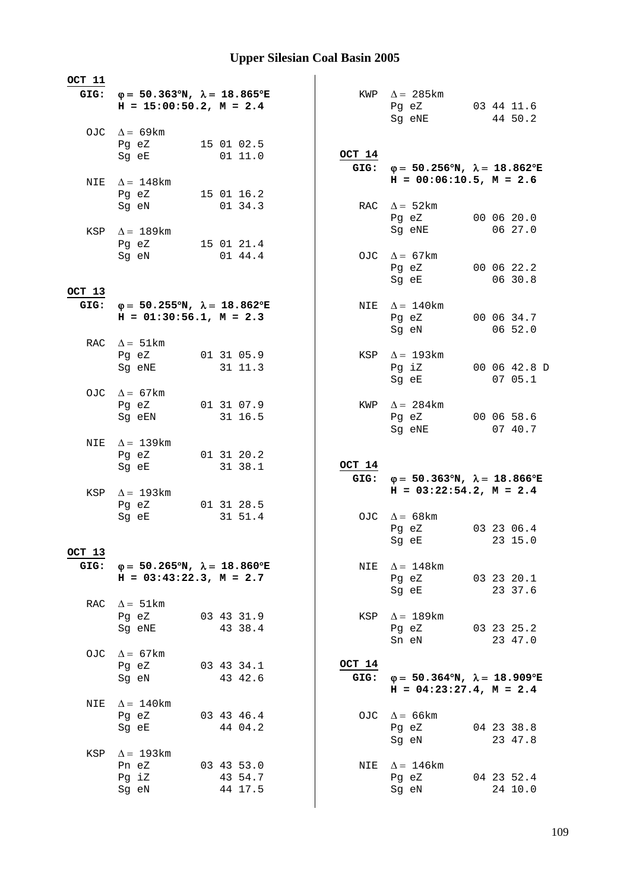# Upper Silesian Coal Basin 2005

**OCT 11**

**GIG:** **φ = 50.363°N, λ = 18.865°E**
**H = 15:00:50.2, M = 2.4**

```
OJC  Δ = 69km
     Pg eZ       15 01 02.5
     Sg eE          01 11.0

NIE  Δ = 148km
     Pg eZ       15 01 16.2
     Sg eN          01 34.3

KSP  Δ = 189km
     Pg eZ       15 01 21.4
     Sg eN          01 44.4
```

**OCT 13**

**GIG:** **φ = 50.255°N, λ = 18.862°E**
**H = 01:30:56.1, M = 2.3**

```
RAC  Δ = 51km
     Pg eZ       01 31 05.9
     Sg eNE         31 11.3

OJC  Δ = 67km
     Pg eZ       01 31 07.9
     Sg eEN         31 16.5

NIE  Δ = 139km
     Pg eZ       01 31 20.2
     Sg eE          31 38.1

KSP  Δ = 193km
     Pg eZ       01 31 28.5
     Sg eE          31 51.4
```

**OCT 13**

**GIG:** **φ = 50.265°N, λ = 18.860°E**
**H = 03:43:22.3, M = 2.7**

```
RAC  Δ = 51km
     Pg eZ       03 43 31.9
     Sg eNE         43 38.4

OJC  Δ = 67km
     Pg eZ       03 43 34.1
     Sg eN          43 42.6

NIE  Δ = 140km
     Pg eZ       03 43 46.4
     Sg eE          44 04.2

KSP  Δ = 193km
     Pn eZ       03 43 53.0
     Pg iZ          43 54.7
     Sg eN          44 17.5

KWP  Δ = 285km
     Pg eZ       03 44 11.6
     Sg eNE         44 50.2
```

**OCT 14**

**GIG:** **φ = 50.256°N, λ = 18.862°E**
**H = 00:06:10.5, M = 2.6**

```
RAC  Δ = 52km
     Pg eZ       00 06 20.0
     Sg eNE         06 27.0

OJC  Δ = 67km
     Pg eZ       00 06 22.2
     Sg eE          06 30.8

NIE  Δ = 140km
     Pg eZ       00 06 34.7
     Sg eN          06 52.0

KSP  Δ = 193km
     Pg iZ       00 06 42.8 D
     Sg eE          07 05.1

KWP  Δ = 284km
     Pg eZ       00 06 58.6
     Sg eNE         07 40.7
```

**OCT 14**

**GIG:** **φ = 50.363°N, λ = 18.866°E**
**H = 03:22:54.2, M = 2.4**

```
OJC  Δ = 68km
     Pg eZ       03 23 06.4
     Sg eE          23 15.0

NIE  Δ = 148km
     Pg eZ       03 23 20.1
     Sg eE          23 37.6

KSP  Δ = 189km
     Pg eZ       03 23 25.2
     Sn eN          23 47.0
```

**OCT 14**

**GIG:** **φ = 50.364°N, λ = 18.909°E**
**H = 04:23:27.4, M = 2.4**

```
OJC  Δ = 66km
     Pg eZ       04 23 38.8
     Sg eN          23 47.8

NIE  Δ = 146km
     Pg eZ       04 23 52.4
     Sg eN          24 10.0
```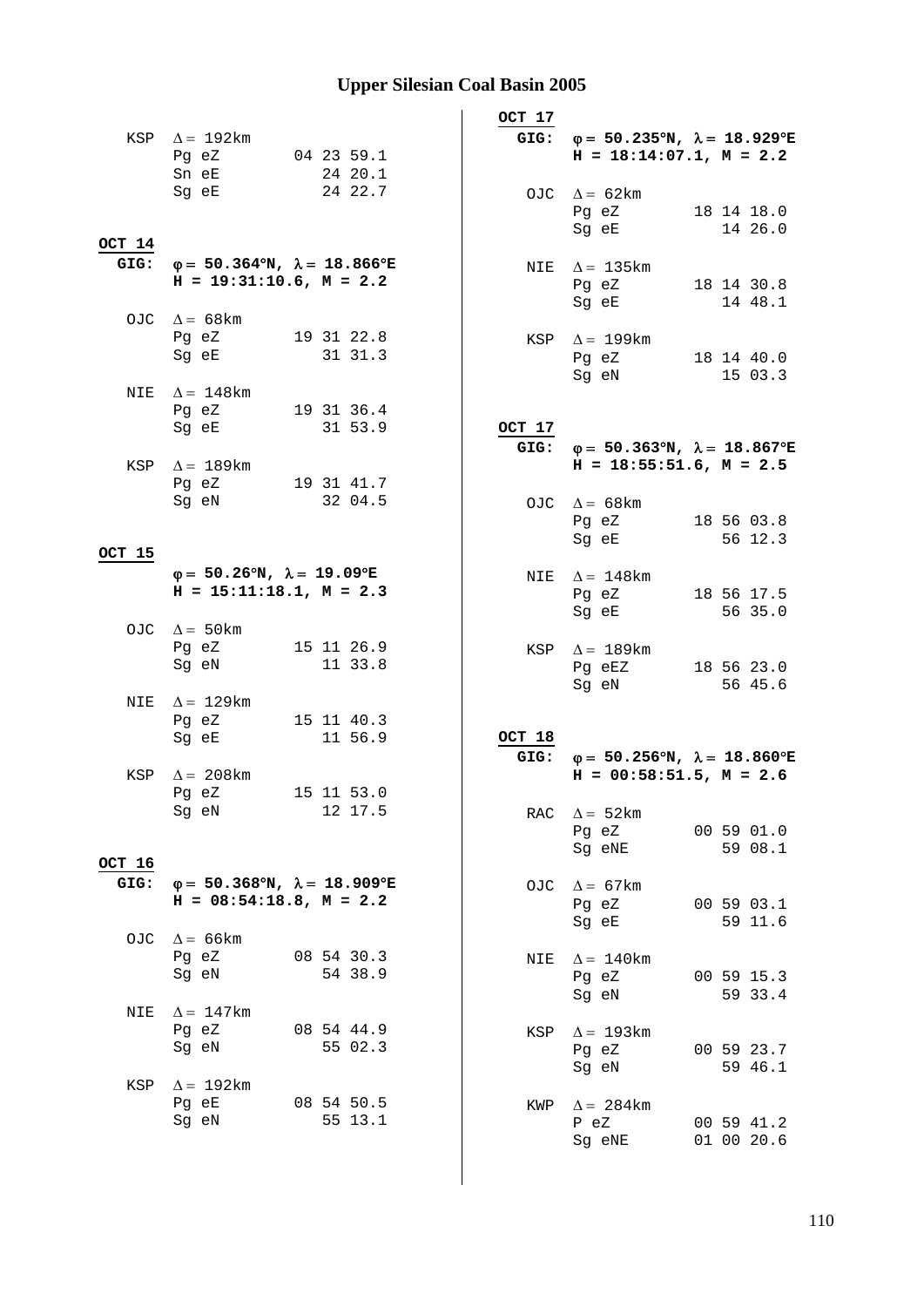## Upper Silesian Coal Basin 2005

KSP $\Delta = 192$km
```
Pg eZ      04 23 59.1
Sn eE         24 20.1
Sg eE         24 22.7
```

**OCT 14**
**GIG:** **$\varphi = 50.364°$N, $\lambda = 18.866°$E**
**H = 19:31:10.6, M = 2.2**

OJC $\Delta = 68$km
```
Pg eZ      19 31 22.8
Sg eE         31 31.3
```

NIE $\Delta = 148$km
```
Pg eZ      19 31 36.4
Sg eE         31 53.9
```

KSP $\Delta = 189$km
```
Pg eZ      19 31 41.7
Sg eN         32 04.5
```

**OCT 15**
**$\varphi = 50.26°$N, $\lambda = 19.09°$E**
**H = 15:11:18.1, M = 2.3**

OJC $\Delta = 50$km
```
Pg eZ      15 11 26.9
Sg eN         11 33.8
```

NIE $\Delta = 129$km
```
Pg eZ      15 11 40.3
Sg eE         11 56.9
```

KSP $\Delta = 208$km
```
Pg eZ      15 11 53.0
Sg eN         12 17.5
```

**OCT 16**
**GIG:** **$\varphi = 50.368°$N, $\lambda = 18.909°$E**
**H = 08:54:18.8, M = 2.2**

OJC $\Delta = 66$km
```
Pg eZ      08 54 30.3
Sg eN         54 38.9
```

NIE $\Delta = 147$km
```
Pg eZ      08 54 44.9
Sg eN         55 02.3
```

KSP $\Delta = 192$km
```
Pg eE      08 54 50.5
Sg eN         55 13.1
```

**OCT 17**
**GIG:** **$\varphi = 50.235°$N, $\lambda = 18.929°$E**
**H = 18:14:07.1, M = 2.2**

OJC $\Delta = 62$km
```
Pg eZ      18 14 18.0
Sg eE         14 26.0
```

NIE $\Delta = 135$km
```
Pg eZ      18 14 30.8
Sg eE         14 48.1
```

KSP $\Delta = 199$km
```
Pg eZ      18 14 40.0
Sg eN         15 03.3
```

**OCT 17**
**GIG:** **$\varphi = 50.363°$N, $\lambda = 18.867°$E**
**H = 18:55:51.6, M = 2.5**

OJC $\Delta = 68$km
```
Pg eZ      18 56 03.8
Sg eE         56 12.3
```

NIE $\Delta = 148$km
```
Pg eZ      18 56 17.5
Sg eE         56 35.0
```

KSP $\Delta = 189$km
```
Pg eEZ     18 56 23.0
Sg eN         56 45.6
```

**OCT 18**
**GIG:** **$\varphi = 50.256°$N, $\lambda = 18.860°$E**
**H = 00:58:51.5, M = 2.6**

RAC $\Delta = 52$km
```
Pg eZ      00 59 01.0
Sg eNE        59 08.1
```

OJC $\Delta = 67$km
```
Pg eZ      00 59 03.1
Sg eE         59 11.6
```

NIE $\Delta = 140$km
```
Pg eZ      00 59 15.3
Sg eN         59 33.4
```

KSP $\Delta = 193$km
```
Pg eZ      00 59 23.7
Sg eN         59 46.1
```

KWP $\Delta = 284$km
```
P eZ       00 59 41.2
Sg eNE     01 00 20.6
```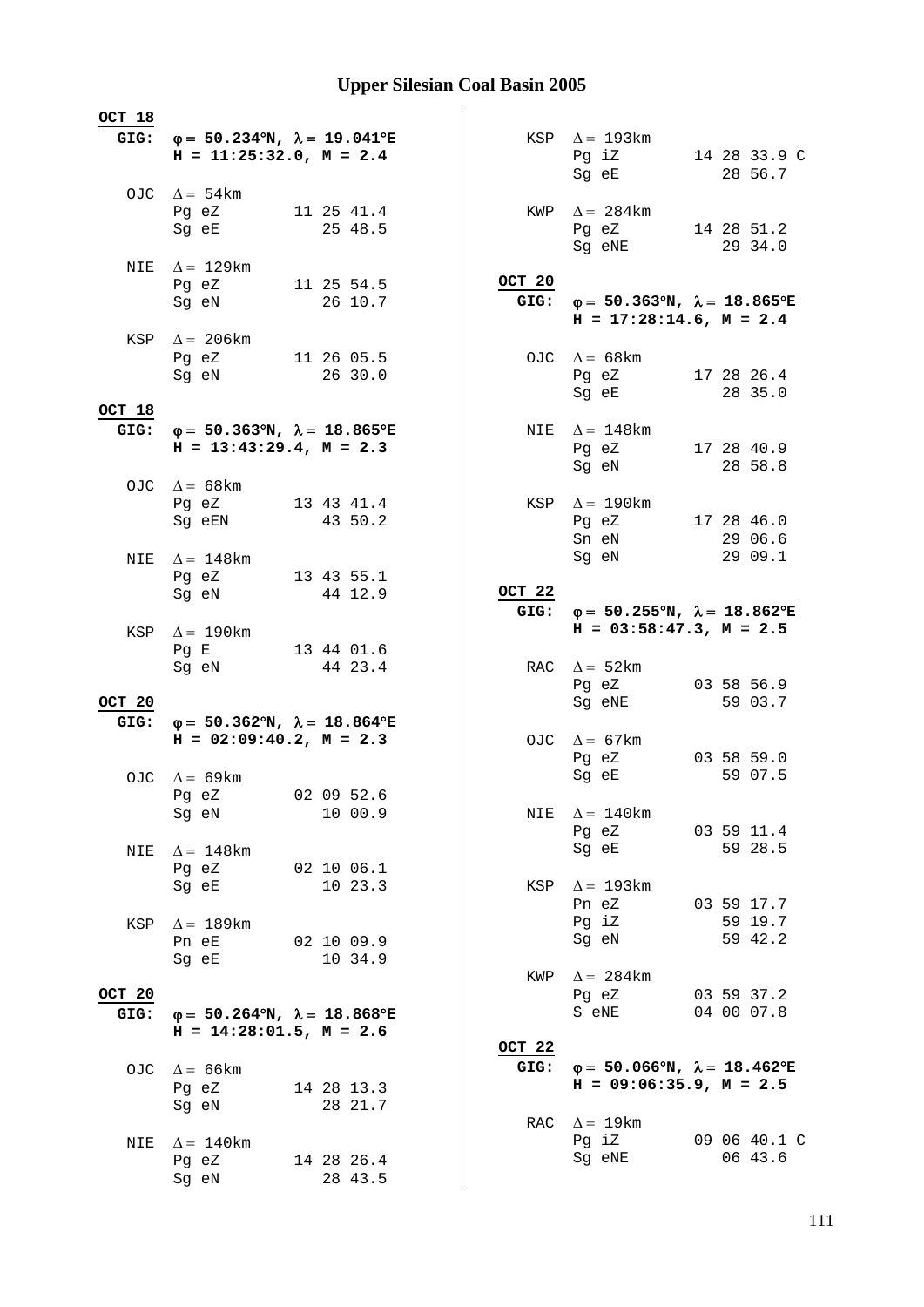# Upper Silesian Coal Basin 2005

**OCT 18**

**GIG:** **φ = 50.234°N, λ = 19.041°E**
**H = 11:25:32.0, M = 2.4**

```
OJC  Δ = 54km
     Pg eZ        11 25 41.4
     Sg eE           25 48.5

NIE  Δ = 129km
     Pg eZ        11 25 54.5
     Sg eN           26 10.7

KSP  Δ = 206km
     Pg eZ        11 26 05.5
     Sg eN           26 30.0
```

**OCT 18**

**GIG:** **φ = 50.363°N, λ = 18.865°E**
**H = 13:43:29.4, M = 2.3**

```
OJC  Δ = 68km
     Pg eZ        13 43 41.4
     Sg eEN          43 50.2

NIE  Δ = 148km
     Pg eZ        13 43 55.1
     Sg eN           44 12.9

KSP  Δ = 190km
     Pg E         13 44 01.6
     Sg eN           44 23.4
```

**OCT 20**

**GIG:** **φ = 50.362°N, λ = 18.864°E**
**H = 02:09:40.2, M = 2.3**

```
OJC  Δ = 69km
     Pg eZ        02 09 52.6
     Sg eN           10 00.9

NIE  Δ = 148km
     Pg eZ        02 10 06.1
     Sg eE           10 23.3

KSP  Δ = 189km
     Pn eE        02 10 09.9
     Sg eE           10 34.9
```

**OCT 20**

**GIG:** **φ = 50.264°N, λ = 18.868°E**
**H = 14:28:01.5, M = 2.6**

```
OJC  Δ = 66km
     Pg eZ        14 28 13.3
     Sg eN           28 21.7

NIE  Δ = 140km
     Pg eZ        14 28 26.4
     Sg eN           28 43.5

KSP  Δ = 193km
     Pg iZ        14 28 33.9 C
     Sg eE           28 56.7

KWP  Δ = 284km
     Pg eZ        14 28 51.2
     Sg eNE          29 34.0
```

**OCT 20**

**GIG:** **φ = 50.363°N, λ = 18.865°E**
**H = 17:28:14.6, M = 2.4**

```
OJC  Δ = 68km
     Pg eZ        17 28 26.4
     Sg eE           28 35.0

NIE  Δ = 148km
     Pg eZ        17 28 40.9
     Sg eN           28 58.8

KSP  Δ = 190km
     Pg eZ        17 28 46.0
     Sn eN           29 06.6
     Sg eN           29 09.1
```

**OCT 22**

**GIG:** **φ = 50.255°N, λ = 18.862°E**
**H = 03:58:47.3, M = 2.5**

```
RAC  Δ = 52km
     Pg eZ        03 58 56.9
     Sg eNE          59 03.7

OJC  Δ = 67km
     Pg eZ        03 58 59.0
     Sg eE           59 07.5

NIE  Δ = 140km
     Pg eZ        03 59 11.4
     Sg eE           59 28.5

KSP  Δ = 193km
     Pn eZ        03 59 17.7
     Pg iZ           59 19.7
     Sg eN           59 42.2

KWP  Δ = 284km
     Pg eZ        03 59 37.2
     S eNE        04 00 07.8
```

**OCT 22**

**GIG:** **φ = 50.066°N, λ = 18.462°E**
**H = 09:06:35.9, M = 2.5**

```
RAC  Δ = 19km
     Pg iZ        09 06 40.1 C
     Sg eNE          06 43.6
```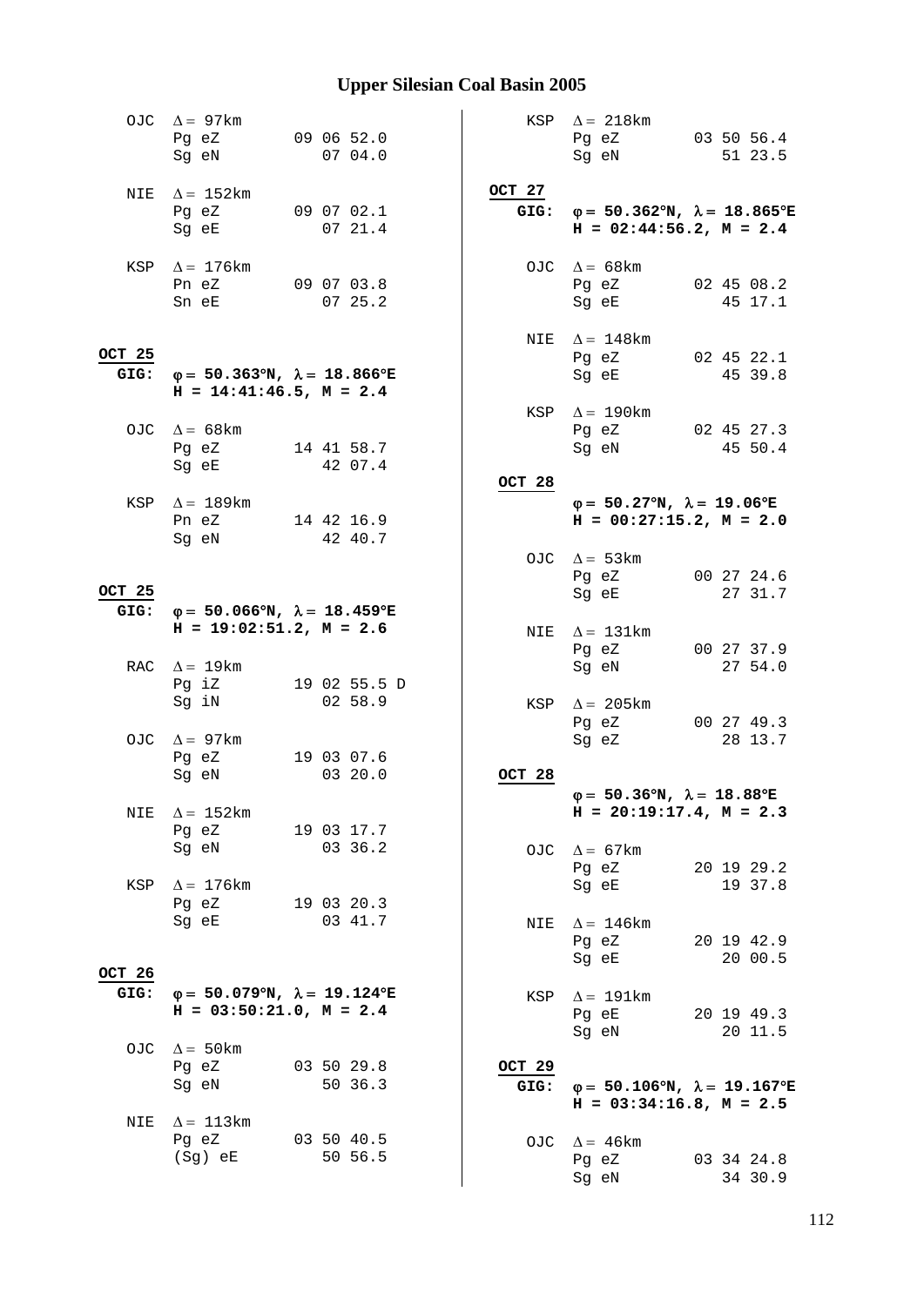OJC  Δ = 97km
Pg eZ  09 06 52.0
Sg eN  07 04.0

NIE  Δ = 152km
Pg eZ  09 07 02.1
Sg eE  07 21.4

KSP  Δ = 176km
Pn eZ  09 07 03.8
Sn eE  07 25.2

**OCT 25**

**GIG: φ = 50.363°N, λ = 18.866°E**
**H = 14:41:46.5, M = 2.4**

OJC  Δ = 68km
Pg eZ  14 41 58.7
Sg eE  42 07.4

KSP  Δ = 189km
Pn eZ  14 42 16.9
Sg eN  42 40.7

**OCT 25**

**GIG: φ = 50.066°N, λ = 18.459°E**
**H = 19:02:51.2, M = 2.6**

RAC  Δ = 19km
Pg iZ  19 02 55.5 D
Sg iN  02 58.9

OJC  Δ = 97km
Pg eZ  19 03 07.6
Sg eN  03 20.0

NIE  Δ = 152km
Pg eZ  19 03 17.7
Sg eN  03 36.2

KSP  Δ = 176km
Pg eZ  19 03 20.3
Sg eE  03 41.7

**OCT 26**

**GIG: φ = 50.079°N, λ = 19.124°E**
**H = 03:50:21.0, M = 2.4**

OJC  Δ = 50km
Pg eZ  03 50 29.8
Sg eN  50 36.3

NIE  Δ = 113km
Pg eZ  03 50 40.5
(Sg) eE  50 56.5

KSP  Δ = 218km
Pg eZ  03 50 56.4
Sg eN  51 23.5

**OCT 27**

**GIG: φ = 50.362°N, λ = 18.865°E**
**H = 02:44:56.2, M = 2.4**

OJC  Δ = 68km
Pg eZ  02 45 08.2
Sg eE  45 17.1

NIE  Δ = 148km
Pg eZ  02 45 22.1
Sg eE  45 39.8

KSP  Δ = 190km
Pg eZ  02 45 27.3
Sg eN  45 50.4

**OCT 28**

**φ = 50.27°N, λ = 19.06°E**
**H = 00:27:15.2, M = 2.0**

OJC  Δ = 53km
Pg eZ  00 27 24.6
Sg eE  27 31.7

NIE  Δ = 131km
Pg eZ  00 27 37.9
Sg eN  27 54.0

KSP  Δ = 205km
Pg eZ  00 27 49.3
Sg eZ  28 13.7

**OCT 28**

**φ = 50.36°N, λ = 18.88°E**
**H = 20:19:17.4, M = 2.3**

OJC  Δ = 67km
Pg eZ  20 19 29.2
Sg eE  19 37.8

NIE  Δ = 146km
Pg eZ  20 19 42.9
Sg eE  20 00.5

KSP  Δ = 191km
Pg eE  20 19 49.3
Sg eN  20 11.5

**OCT 29**

**GIG: φ = 50.106°N, λ = 19.167°E**
**H = 03:34:16.8, M = 2.5**

OJC  Δ = 46km
Pg eZ  03 34 24.8
Sg eN  34 30.9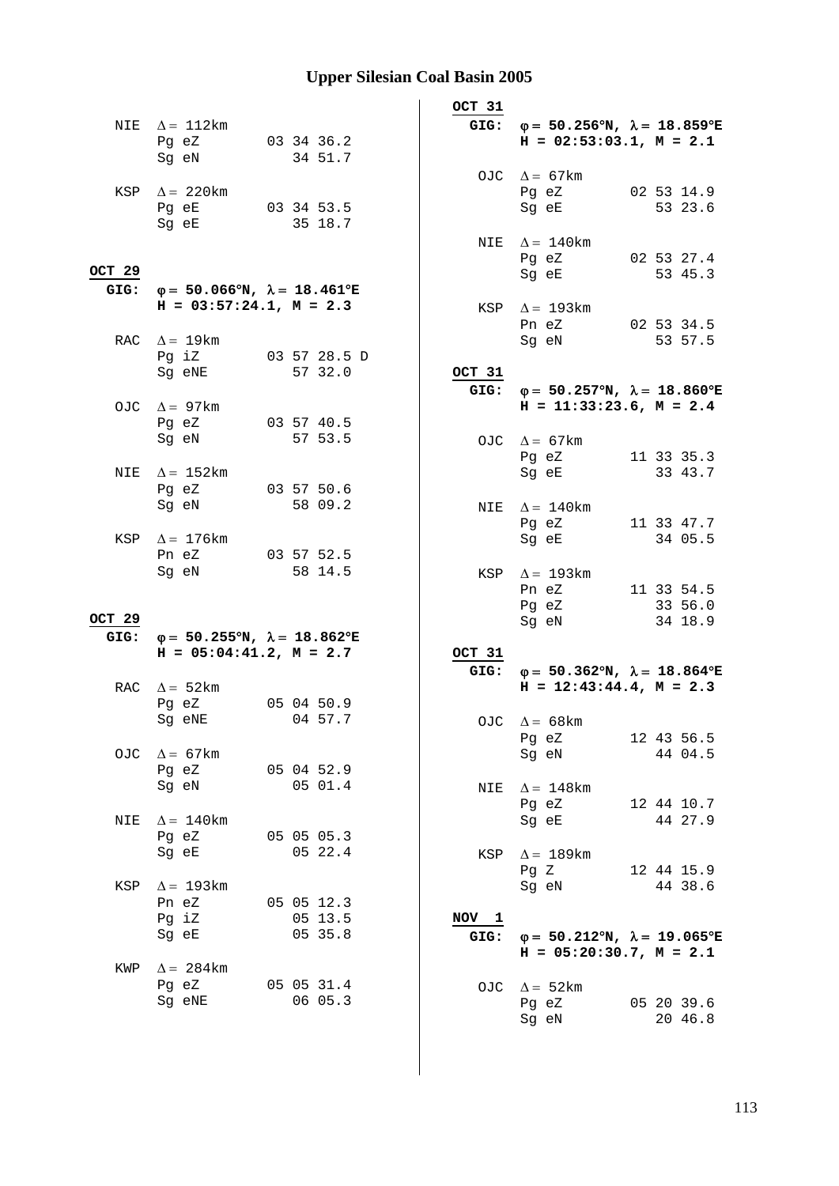# Upper Silesian Coal Basin 2005

NIE $\Delta = 112$km
```
Pg eZ        03 34 36.2
Sg eN           34 51.7
```

KSP $\Delta = 220$km
```
Pg eE        03 34 53.5
Sg eE           35 18.7
```

**OCT 29**

**GIG: φ = 50.066°N, λ = 18.461°E**
**H = 03:57:24.1, M = 2.3**

RAC $\Delta = 19$km
```
Pg iZ        03 57 28.5 D
Sg eNE          57 32.0
```

OJC $\Delta = 97$km
```
Pg eZ        03 57 40.5
Sg eN           57 53.5
```

NIE $\Delta = 152$km
```
Pg eZ        03 57 50.6
Sg eN           58 09.2
```

KSP $\Delta = 176$km
```
Pn eZ        03 57 52.5
Sg eN           58 14.5
```

**OCT 29**

**GIG: φ = 50.255°N, λ = 18.862°E**
**H = 05:04:41.2, M = 2.7**

RAC $\Delta = 52$km
```
Pg eZ        05 04 50.9
Sg eNE          04 57.7
```

OJC $\Delta = 67$km
```
Pg eZ        05 04 52.9
Sg eN           05 01.4
```

NIE $\Delta = 140$km
```
Pg eZ        05 05 05.3
Sg eE           05 22.4
```

KSP $\Delta = 193$km
```
Pn eZ        05 05 12.3
Pg iZ           05 13.5
Sg eE           05 35.8
```

KWP $\Delta = 284$km
```
Pg eZ        05 05 31.4
Sg eNE          06 05.3
```

**OCT 31**

**GIG: φ = 50.256°N, λ = 18.859°E**
**H = 02:53:03.1, M = 2.1**

OJC $\Delta = 67$km
```
Pg eZ        02 53 14.9
Sg eE           53 23.6
```

NIE $\Delta = 140$km
```
Pg eZ        02 53 27.4
Sg eE           53 45.3
```

KSP $\Delta = 193$km
```
Pn eZ        02 53 34.5
Sg eN           53 57.5
```

**OCT 31**

**GIG: φ = 50.257°N, λ = 18.860°E**
**H = 11:33:23.6, M = 2.4**

OJC $\Delta = 67$km
```
Pg eZ        11 33 35.3
Sg eE           33 43.7
```

NIE $\Delta = 140$km
```
Pg eZ        11 33 47.7
Sg eE           34 05.5
```

KSP $\Delta = 193$km
```
Pn eZ        11 33 54.5
Pg eZ           33 56.0
Sg eN           34 18.9
```

**OCT 31**

**GIG: φ = 50.362°N, λ = 18.864°E**
**H = 12:43:44.4, M = 2.3**

OJC $\Delta = 68$km
```
Pg eZ        12 43 56.5
Sg eN           44 04.5
```

NIE $\Delta = 148$km
```
Pg eZ        12 44 10.7
Sg eE           44 27.9
```

KSP $\Delta = 189$km
```
Pg Z         12 44 15.9
Sg eN           44 38.6
```

**NOV 1**

**GIG: φ = 50.212°N, λ = 19.065°E**
**H = 05:20:30.7, M = 2.1**

OJC $\Delta = 52$km
```
Pg eZ        05 20 39.6
Sg eN           20 46.8
```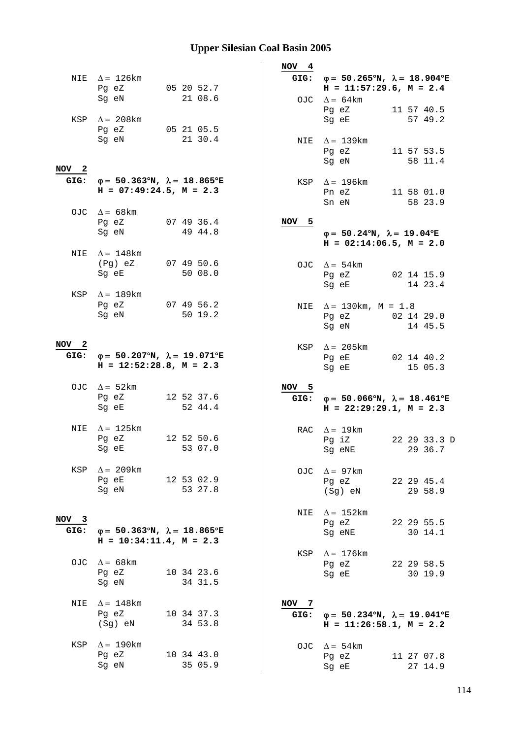NIE $\Delta = 126$km

```
Pg eZ        05 20 52.7
Sg eN           21 08.6
```

KSP $\Delta = 208$km

```
Pg eZ        05 21 05.5
Sg eN           21 30.4
```

**NOV 2**

**GIG:** $\varphi = 50.363°N$, $\lambda = 18.865°E$
**H = 07:49:24.5, M = 2.3**

OJC $\Delta = 68$km

```
Pg eZ        07 49 36.4
Sg eN           49 44.8
```

NIE $\Delta = 148$km

```
(Pg) eZ      07 49 50.6
Sg eE           50 08.0
```

KSP $\Delta = 189$km

```
Pg eZ        07 49 56.2
Sg eN           50 19.2
```

**NOV 2**

**GIG:** $\varphi = 50.207°N$, $\lambda = 19.071°E$
**H = 12:52:28.8, M = 2.3**

OJC $\Delta = 52$km

```
Pg eZ        12 52 37.6
Sg eE           52 44.4
```

NIE $\Delta = 125$km

```
Pg eZ        12 52 50.6
Sg eE           53 07.0
```

KSP $\Delta = 209$km

```
Pg eE        12 53 02.9
Sg eN           53 27.8
```

**NOV 3**

**GIG:** $\varphi = 50.363°N$, $\lambda = 18.865°E$
**H = 10:34:11.4, M = 2.3**

OJC $\Delta = 68$km

```
Pg eZ        10 34 23.6
Sg eN           34 31.5
```

NIE $\Delta = 148$km

```
Pg eZ        10 34 37.3
(Sg) eN         34 53.8
```

KSP $\Delta = 190$km

```
Pg eZ        10 34 43.0
Sg eN           35 05.9
```

**NOV 4**

**GIG:** $\varphi = 50.265°N$, $\lambda = 18.904°E$
**H = 11:57:29.6, M = 2.4**

OJC $\Delta = 64$km

```
Pg eZ        11 57 40.5
Sg eE           57 49.2
```

NIE $\Delta = 139$km

```
Pg eZ        11 57 53.5
Sg eN           58 11.4
```

KSP $\Delta = 196$km

```
Pn eZ        11 58 01.0
Sn eN           58 23.9
```

**NOV 5**

$\varphi = 50.24°N$, $\lambda = 19.04°E$
**H = 02:14:06.5, M = 2.0**

OJC $\Delta = 54$km

```
Pg eZ        02 14 15.9
Sg eE           14 23.4
```

NIE $\Delta = 130$km, M = 1.8

```
Pg eZ        02 14 29.0
Sg eN           14 45.5
```

KSP $\Delta = 205$km

```
Pg eE        02 14 40.2
Sg eE           15 05.3
```

**NOV 5**

**GIG:** $\varphi = 50.066°N$, $\lambda = 18.461°E$
**H = 22:29:29.1, M = 2.3**

RAC $\Delta = 19$km

```
Pg iZ        22 29 33.3 D
Sg eNE          29 36.7
```

OJC $\Delta = 97$km

```
Pg eZ        22 29 45.4
(Sg) eN         29 58.9
```

NIE $\Delta = 152$km

```
Pg eZ        22 29 55.5
Sg eNE          30 14.1
```

KSP $\Delta = 176$km

```
Pg eZ        22 29 58.5
Sg eE           30 19.9
```

**NOV 7**

**GIG:** $\varphi = 50.234°N$, $\lambda = 19.041°E$
**H = 11:26:58.1, M = 2.2**

OJC $\Delta = 54$km

```
Pg eZ        11 27 07.8
Sg eE           27 14.9
```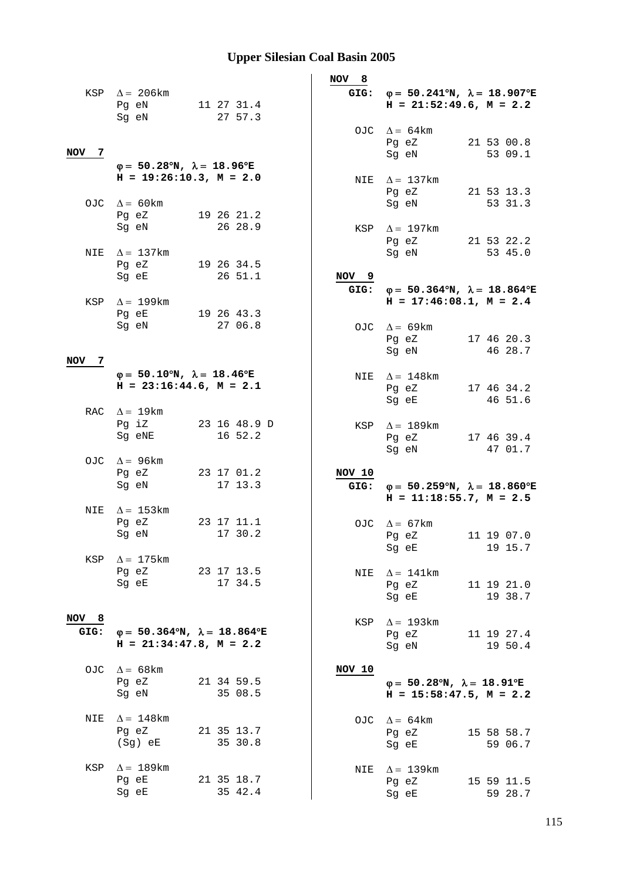# Upper Silesian Coal Basin 2005

KSP $\Delta = 206$km
Pg eN 11 27 31.4
Sg eN 27 57.3

**NOV 7**

**$\varphi = 50.28°N$, $\lambda = 18.96°E$**
**H = 19:26:10.3, M = 2.0**

OJC $\Delta = 60$km
Pg eZ 19 26 21.2
Sg eN 26 28.9

NIE $\Delta = 137$km
Pg eZ 19 26 34.5
Sg eE 26 51.1

KSP $\Delta = 199$km
Pg eE 19 26 43.3
Sg eN 27 06.8

**NOV 7**

**$\varphi = 50.10°N$, $\lambda = 18.46°E$**
**H = 23:16:44.6, M = 2.1**

RAC $\Delta = 19$km
Pg iZ 23 16 48.9 D
Sg eNE 16 52.2

OJC $\Delta = 96$km
Pg eZ 23 17 01.2
Sg eN 17 13.3

NIE $\Delta = 153$km
Pg eZ 23 17 11.1
Sg eN 17 30.2

KSP $\Delta = 175$km
Pg eZ 23 17 13.5
Sg eE 17 34.5

**NOV 8**
**GIG:** **$\varphi = 50.364°N$, $\lambda = 18.864°E$**
**H = 21:34:47.8, M = 2.2**

OJC $\Delta = 68$km
Pg eZ 21 34 59.5
Sg eN 35 08.5

NIE $\Delta = 148$km
Pg eZ 21 35 13.7
(Sg) eE 35 30.8

KSP $\Delta = 189$km
Pg eE 21 35 18.7
Sg eE 35 42.4

**NOV 8**
**GIG:** **$\varphi = 50.241°N$, $\lambda = 18.907°E$**
**H = 21:52:49.6, M = 2.2**

OJC $\Delta = 64$km
Pg eZ 21 53 00.8
Sg eN 53 09.1

NIE $\Delta = 137$km
Pg eZ 21 53 13.3
Sg eN 53 31.3

KSP $\Delta = 197$km
Pg eZ 21 53 22.2
Sg eN 53 45.0

**NOV 9**
**GIG:** **$\varphi = 50.364°N$, $\lambda = 18.864°E$**
**H = 17:46:08.1, M = 2.4**

OJC $\Delta = 69$km
Pg eZ 17 46 20.3
Sg eN 46 28.7

NIE $\Delta = 148$km
Pg eZ 17 46 34.2
Sg eE 46 51.6

KSP $\Delta = 189$km
Pg eZ 17 46 39.4
Sg eN 47 01.7

**NOV 10**
**GIG:** **$\varphi = 50.259°N$, $\lambda = 18.860°E$**
**H = 11:18:55.7, M = 2.5**

OJC $\Delta = 67$km
Pg eZ 11 19 07.0
Sg eE 19 15.7

NIE $\Delta = 141$km
Pg eZ 11 19 21.0
Sg eE 19 38.7

KSP $\Delta = 193$km
Pg eZ 11 19 27.4
Sg eN 19 50.4

**NOV 10**

**$\varphi = 50.28°N$, $\lambda = 18.91°E$**
**H = 15:58:47.5, M = 2.2**

OJC $\Delta = 64$km
Pg eZ 15 58 58.7
Sg eE 59 06.7

NIE $\Delta = 139$km
Pg eZ 15 59 11.5
Sg eE 59 28.7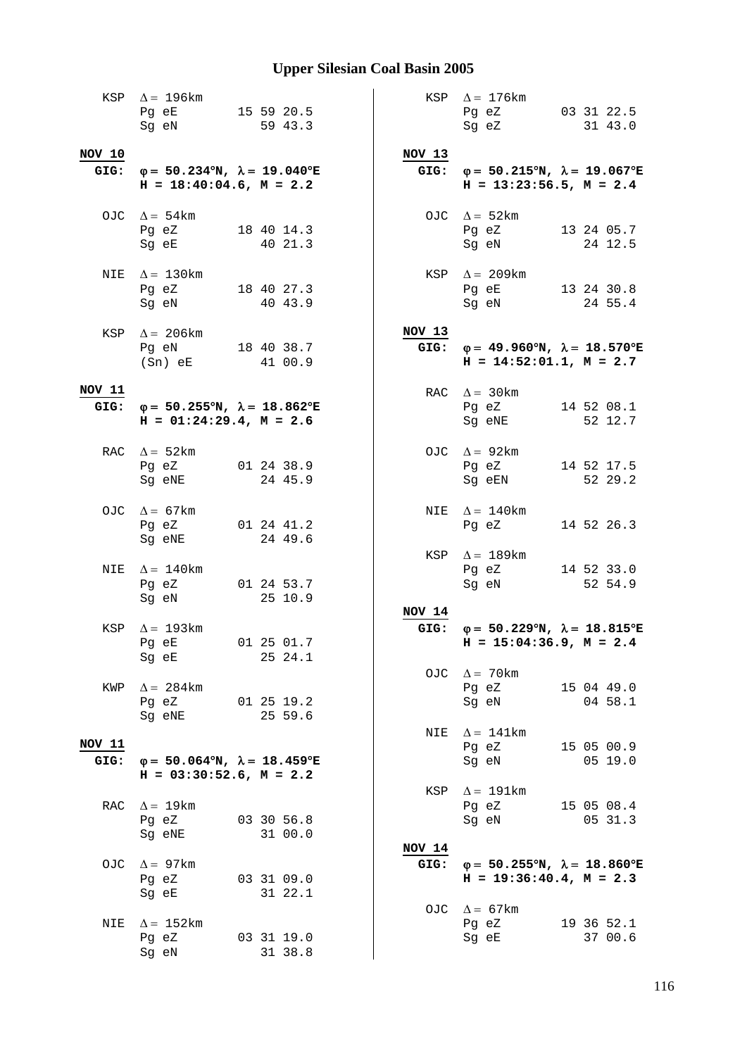# Upper Silesian Coal Basin 2005

KSP  $\Delta = 196$km
Pg eE  15 59 20.5
Sg eN  59 43.3

**NOV 10**
**GIG: $\varphi = 50.234°N$, $\lambda = 19.040°E$**
**H = 18:40:04.6, M = 2.2**

OJC  $\Delta = 54$km
Pg eZ  18 40 14.3
Sg eE  40 21.3

NIE  $\Delta = 130$km
Pg eZ  18 40 27.3
Sg eN  40 43.9

KSP  $\Delta = 206$km
Pg eN  18 40 38.7
(Sn) eE  41 00.9

**NOV 11**
**GIG: $\varphi = 50.255°N$, $\lambda = 18.862°E$**
**H = 01:24:29.4, M = 2.6**

RAC  $\Delta = 52$km
Pg eZ  01 24 38.9
Sg eNE  24 45.9

OJC  $\Delta = 67$km
Pg eZ  01 24 41.2
Sg eNE  24 49.6

NIE  $\Delta = 140$km
Pg eZ  01 24 53.7
Sg eN  25 10.9

KSP  $\Delta = 193$km
Pg eE  01 25 01.7
Sg eE  25 24.1

KWP  $\Delta = 284$km
Pg eZ  01 25 19.2
Sg eNE  25 59.6

**NOV 11**
**GIG: $\varphi = 50.064°N$, $\lambda = 18.459°E$**
**H = 03:30:52.6, M = 2.2**

RAC  $\Delta = 19$km
Pg eZ  03 30 56.8
Sg eNE  31 00.0

OJC  $\Delta = 97$km
Pg eZ  03 31 09.0
Sg eE  31 22.1

NIE  $\Delta = 152$km
Pg eZ  03 31 19.0
Sg eN  31 38.8

KSP  $\Delta = 176$km
Pg eZ  03 31 22.5
Sg eZ  31 43.0

**NOV 13**
**GIG: $\varphi = 50.215°N$, $\lambda = 19.067°E$**
**H = 13:23:56.5, M = 2.4**

OJC  $\Delta = 52$km
Pg eZ  13 24 05.7
Sg eN  24 12.5

KSP  $\Delta = 209$km
Pg eE  13 24 30.8
Sg eN  24 55.4

**NOV 13**
**GIG: $\varphi = 49.960°N$, $\lambda = 18.570°E$**
**H = 14:52:01.1, M = 2.7**

RAC  $\Delta = 30$km
Pg eZ  14 52 08.1
Sg eNE  52 12.7

OJC  $\Delta = 92$km
Pg eZ  14 52 17.5
Sg eEN  52 29.2

NIE  $\Delta = 140$km
Pg eZ  14 52 26.3

KSP  $\Delta = 189$km
Pg eZ  14 52 33.0
Sg eN  52 54.9

**NOV 14**
**GIG: $\varphi = 50.229°N$, $\lambda = 18.815°E$**
**H = 15:04:36.9, M = 2.4**

OJC  $\Delta = 70$km
Pg eZ  15 04 49.0
Sg eN  04 58.1

NIE  $\Delta = 141$km
Pg eZ  15 05 00.9
Sg eN  05 19.0

KSP  $\Delta = 191$km
Pg eZ  15 05 08.4
Sg eN  05 31.3

**NOV 14**
**GIG: $\varphi = 50.255°N$, $\lambda = 18.860°E$**
**H = 19:36:40.4, M = 2.3**

OJC  $\Delta = 67$km
Pg eZ  19 36 52.1
Sg eE  37 00.6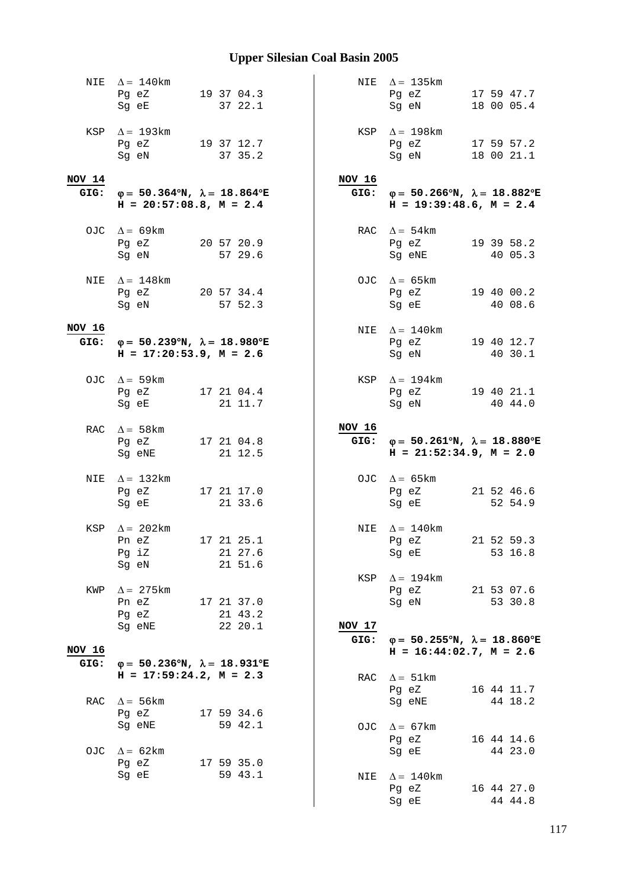NIE $\Delta = 140$km

| | | |
|---|---|---|
| Pg | eZ | 19 37 04.3 |
| Sg | eE | 37 22.1 |

KSP $\Delta = 193$km

| | | |
|---|---|---|
| Pg | eZ | 19 37 12.7 |
| Sg | eN | 37 35.2 |

**NOV 14**

**GIG: $\varphi = 50.364°N$, $\lambda = 18.864°E$**
**H = 20:57:08.8, M = 2.4**

OJC $\Delta = 69$km

| | | |
|---|---|---|
| Pg | eZ | 20 57 20.9 |
| Sg | eN | 57 29.6 |

NIE $\Delta = 148$km

| | | |
|---|---|---|
| Pg | eZ | 20 57 34.4 |
| Sg | eN | 57 52.3 |

**NOV 16**

**GIG: $\varphi = 50.239°N$, $\lambda = 18.980°E$**
**H = 17:20:53.9, M = 2.6**

OJC $\Delta = 59$km

| | | |
|---|---|---|
| Pg | eZ | 17 21 04.4 |
| Sg | eE | 21 11.7 |

RAC $\Delta = 58$km

| | | |
|---|---|---|
| Pg | eZ | 17 21 04.8 |
| Sg | eNE | 21 12.5 |

NIE $\Delta = 132$km

| | | |
|---|---|---|
| Pg | eZ | 17 21 17.0 |
| Sg | eE | 21 33.6 |

KSP $\Delta = 202$km

| | | |
|---|---|---|
| Pn | eZ | 17 21 25.1 |
| Pg | iZ | 21 27.6 |
| Sg | eN | 21 51.6 |

KWP $\Delta = 275$km

| | | |
|---|---|---|
| Pn | eZ | 17 21 37.0 |
| Pg | eZ | 21 43.2 |
| Sg | eNE | 22 20.1 |

**NOV 16**

**GIG: $\varphi = 50.236°N$, $\lambda = 18.931°E$**
**H = 17:59:24.2, M = 2.3**

RAC $\Delta = 56$km

| | | |
|---|---|---|
| Pg | eZ | 17 59 34.6 |
| Sg | eNE | 59 42.1 |

OJC $\Delta = 62$km

| | | |
|---|---|---|
| Pg | eZ | 17 59 35.0 |
| Sg | eE | 59 43.1 |

NIE $\Delta = 135$km

| | | |
|---|---|---|
| Pg | eZ | 17 59 47.7 |
| Sg | eN | 18 00 05.4 |

KSP $\Delta = 198$km

| | | |
|---|---|---|
| Pg | eZ | 17 59 57.2 |
| Sg | eN | 18 00 21.1 |

**NOV 16**

**GIG: $\varphi = 50.266°N$, $\lambda = 18.882°E$**
**H = 19:39:48.6, M = 2.4**

RAC $\Delta = 54$km

| | | |
|---|---|---|
| Pg | eZ | 19 39 58.2 |
| Sg | eNE | 40 05.3 |

OJC $\Delta = 65$km

| | | |
|---|---|---|
| Pg | eZ | 19 40 00.2 |
| Sg | eE | 40 08.6 |

NIE $\Delta = 140$km

| | | |
|---|---|---|
| Pg | eZ | 19 40 12.7 |
| Sg | eN | 40 30.1 |

KSP $\Delta = 194$km

| | | |
|---|---|---|
| Pg | eZ | 19 40 21.1 |
| Sg | eN | 40 44.0 |

**NOV 16**

**GIG: $\varphi = 50.261°N$, $\lambda = 18.880°E$**
**H = 21:52:34.9, M = 2.0**

OJC $\Delta = 65$km

| | | |
|---|---|---|
| Pg | eZ | 21 52 46.6 |
| Sg | eE | 52 54.9 |

NIE $\Delta = 140$km

| | | |
|---|---|---|
| Pg | eZ | 21 52 59.3 |
| Sg | eE | 53 16.8 |

KSP $\Delta = 194$km

| | | |
|---|---|---|
| Pg | eZ | 21 53 07.6 |
| Sg | eN | 53 30.8 |

**NOV 17**

**GIG: $\varphi = 50.255°N$, $\lambda = 18.860°E$**
**H = 16:44:02.7, M = 2.6**

RAC $\Delta = 51$km

| | | |
|---|---|---|
| Pg | eZ | 16 44 11.7 |
| Sg | eNE | 44 18.2 |

OJC $\Delta = 67$km

| | | |
|---|---|---|
| Pg | eZ | 16 44 14.6 |
| Sg | eE | 44 23.0 |

NIE $\Delta = 140$km

| | | |
|---|---|---|
| Pg | eZ | 16 44 27.0 |
| Sg | eE | 44 44.8 |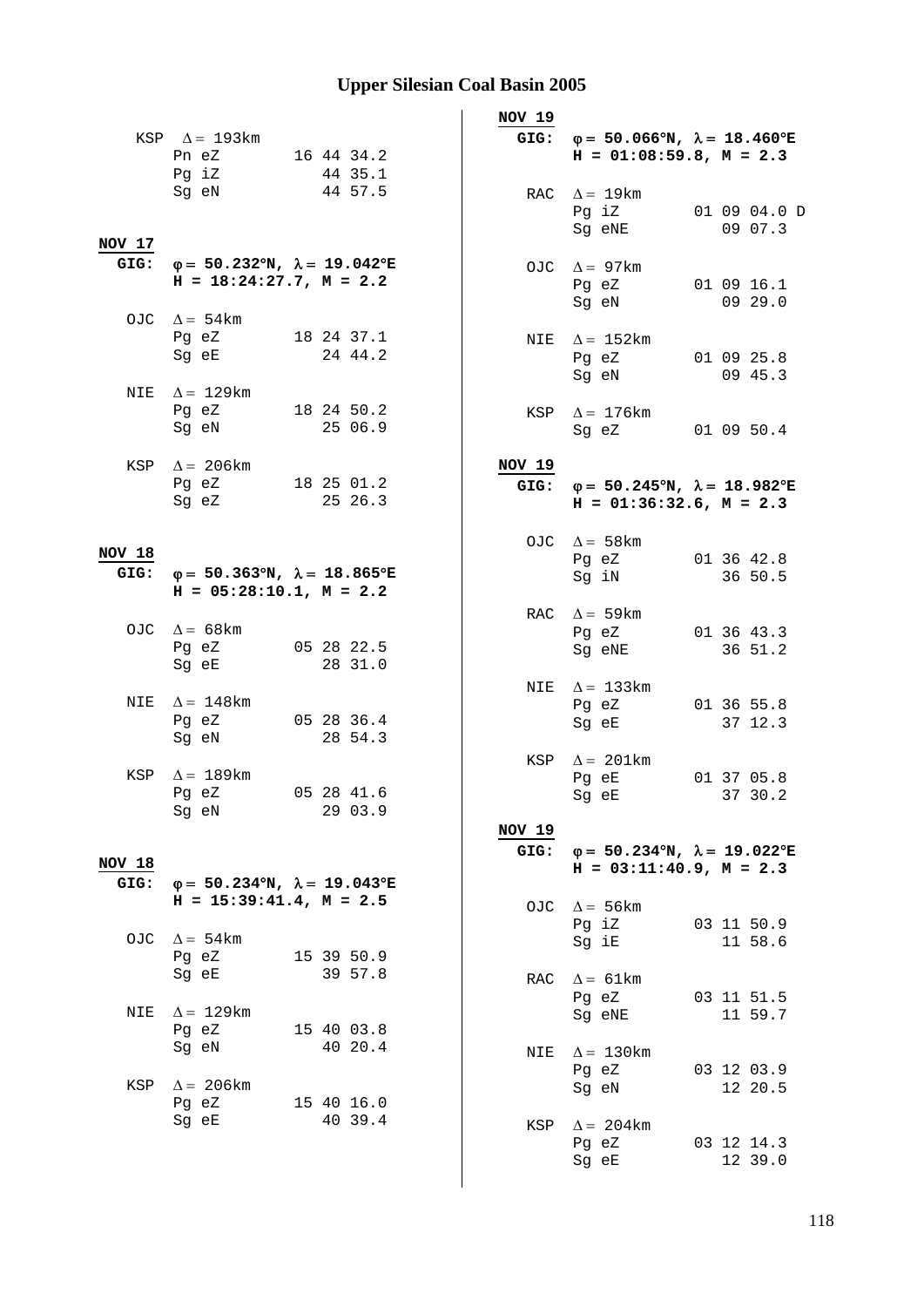# Upper Silesian Coal Basin 2005

KSP $\Delta = 193$km

```
Pn eZ        16 44 34.2
Pg iZ           44 35.1
Sg eN           44 57.5
```

**NOV 17**

**GIG:** **φ = 50.232°N, λ = 19.042°E**
**H = 18:24:27.7, M = 2.2**

OJC $\Delta = 54$km

```
Pg eZ        18 24 37.1
Sg eE           24 44.2
```

NIE $\Delta = 129$km

```
Pg eZ        18 24 50.2
Sg eN           25 06.9
```

KSP $\Delta = 206$km

```
Pg eZ        18 25 01.2
Sg eZ           25 26.3
```

**NOV 18**

**GIG:** **φ = 50.363°N, λ = 18.865°E**
**H = 05:28:10.1, M = 2.2**

OJC $\Delta = 68$km

```
Pg eZ        05 28 22.5
Sg eE           28 31.0
```

NIE $\Delta = 148$km

```
Pg eZ        05 28 36.4
Sg eN           28 54.3
```

KSP $\Delta = 189$km

```
Pg eZ        05 28 41.6
Sg eN           29 03.9
```

**NOV 18**

**GIG:** **φ = 50.234°N, λ = 19.043°E**
**H = 15:39:41.4, M = 2.5**

OJC $\Delta = 54$km

```
Pg eZ        15 39 50.9
Sg eE           39 57.8
```

NIE $\Delta = 129$km

```
Pg eZ        15 40 03.8
Sg eN           40 20.4
```

KSP $\Delta = 206$km

```
Pg eZ        15 40 16.0
Sg eE           40 39.4
```

**NOV 19**

**GIG:** **φ = 50.066°N, λ = 18.460°E**
**H = 01:08:59.8, M = 2.3**

RAC $\Delta = 19$km

```
Pg iZ        01 09 04.0 D
Sg eNE          09 07.3
```

OJC $\Delta = 97$km

```
Pg eZ        01 09 16.1
Sg eN           09 29.0
```

NIE $\Delta = 152$km

```
Pg eZ        01 09 25.8
Sg eN           09 45.3
```

KSP $\Delta = 176$km

```
Sg eZ        01 09 50.4
```

**NOV 19**

**GIG:** **φ = 50.245°N, λ = 18.982°E**
**H = 01:36:32.6, M = 2.3**

OJC $\Delta = 58$km

```
Pg eZ        01 36 42.8
Sg iN           36 50.5
```

RAC $\Delta = 59$km

```
Pg eZ        01 36 43.3
Sg eNE          36 51.2
```

NIE $\Delta = 133$km

```
Pg eZ        01 36 55.8
Sg eE           37 12.3
```

KSP $\Delta = 201$km

```
Pg eE        01 37 05.8
Sg eE           37 30.2
```

**NOV 19**

**GIG:** **φ = 50.234°N, λ = 19.022°E**
**H = 03:11:40.9, M = 2.3**

OJC $\Delta = 56$km

```
Pg iZ        03 11 50.9
Sg iE           11 58.6
```

RAC $\Delta = 61$km

```
Pg eZ        03 11 51.5
Sg eNE          11 59.7
```

NIE $\Delta = 130$km

```
Pg eZ        03 12 03.9
Sg eN           12 20.5
```

KSP $\Delta = 204$km

```
Pg eZ        03 12 14.3
Sg eE           12 39.0
```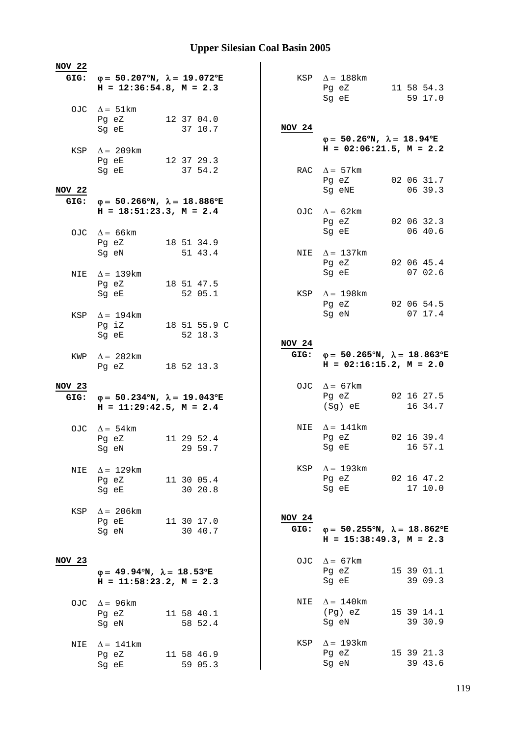# Upper Silesian Coal Basin 2005

**NOV 22**
**GIG:** **φ = 50.207°N, λ = 19.072°E**
**H = 12:36:54.8, M = 2.3**

```
OJC  Δ = 51km
     Pg eZ       12 37 04.0
     Sg eE          37 10.7

KSP  Δ = 209km
     Pg eE       12 37 29.3
     Sg eE          37 54.2
```

**NOV 22**
**GIG:** **φ = 50.266°N, λ = 18.886°E**
**H = 18:51:23.3, M = 2.4**

```
OJC  Δ = 66km
     Pg eZ       18 51 34.9
     Sg eN          51 43.4

NIE  Δ = 139km
     Pg eZ       18 51 47.5
     Sg eE          52 05.1

KSP  Δ = 194km
     Pg iZ       18 51 55.9 C
     Sg eE          52 18.3

KWP  Δ = 282km
     Pg eZ       18 52 13.3
```

**NOV 23**
**GIG:** **φ = 50.234°N, λ = 19.043°E**
**H = 11:29:42.5, M = 2.4**

```
OJC  Δ = 54km
     Pg eZ       11 29 52.4
     Sg eN          29 59.7

NIE  Δ = 129km
     Pg eZ       11 30 05.4
     Sg eE          30 20.8

KSP  Δ = 206km
     Pg eE       11 30 17.0
     Sg eN          30 40.7
```

**NOV 23**
**φ = 49.94°N, λ = 18.53°E**
**H = 11:58:23.2, M = 2.3**

```
OJC  Δ = 96km
     Pg eZ       11 58 40.1
     Sg eN          58 52.4

NIE  Δ = 141km
     Pg eZ       11 58 46.9
     Sg eE          59 05.3

KSP  Δ = 188km
     Pg eZ       11 58 54.3
     Sg eE          59 17.0
```

**NOV 24**
**φ = 50.26°N, λ = 18.94°E**
**H = 02:06:21.5, M = 2.2**

```
RAC  Δ = 57km
     Pg eZ       02 06 31.7
     Sg eNE         06 39.3

OJC  Δ = 62km
     Pg eZ       02 06 32.3
     Sg eE          06 40.6

NIE  Δ = 137km
     Pg eZ       02 06 45.4
     Sg eE          07 02.6

KSP  Δ = 198km
     Pg eZ       02 06 54.5
     Sg eN          07 17.4
```

**NOV 24**
**GIG:** **φ = 50.265°N, λ = 18.863°E**
**H = 02:16:15.2, M = 2.0**

```
OJC  Δ = 67km
     Pg eZ       02 16 27.5
     (Sg) eE        16 34.7

NIE  Δ = 141km
     Pg eZ       02 16 39.4
     Sg eE          16 57.1

KSP  Δ = 193km
     Pg eZ       02 16 47.2
     Sg eE          17 10.0
```

**NOV 24**
**GIG:** **φ = 50.255°N, λ = 18.862°E**
**H = 15:38:49.3, M = 2.3**

```
OJC  Δ = 67km
     Pg eZ       15 39 01.1
     Sg eE          39 09.3

NIE  Δ = 140km
     (Pg) eZ     15 39 14.1
     Sg eN          39 30.9

KSP  Δ = 193km
     Pg eZ       15 39 21.3
     Sg eN          39 43.6
```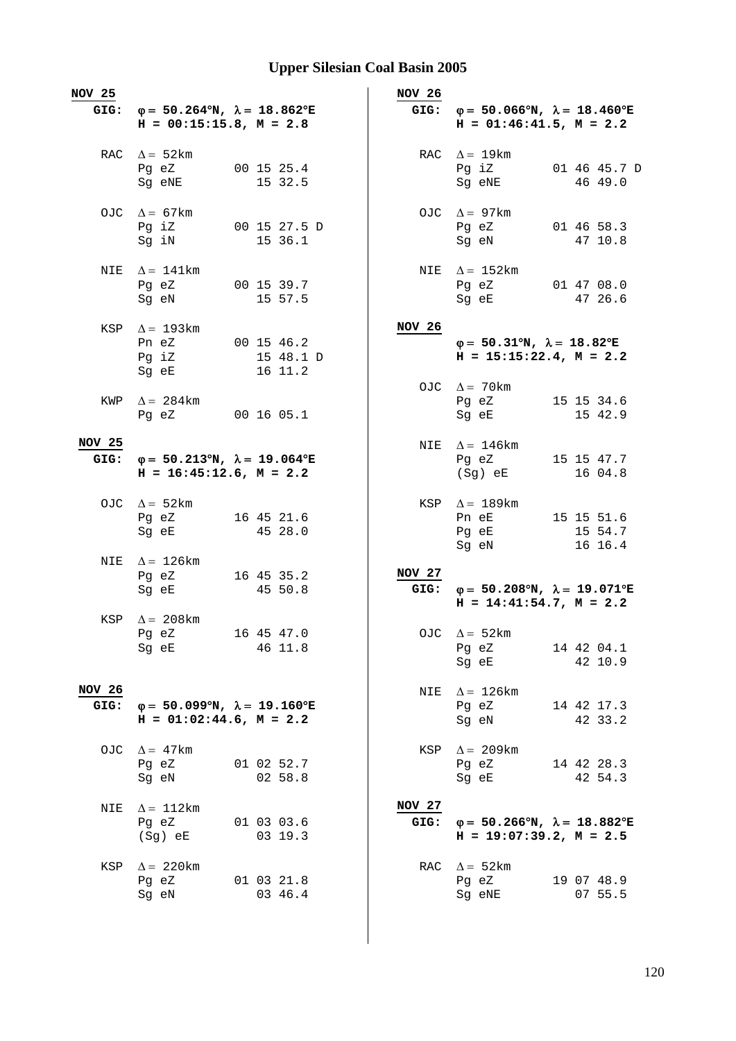# Upper Silesian Coal Basin 2005

**NOV 25**
**GIG:** **$\varphi$ = 50.264°N, $\lambda$ = 18.862°E**
**H = 00:15:15.8, M = 2.8**

```
RAC  Δ = 52km
     Pg eZ        00 15 25.4
     Sg eNE          15 32.5

OJC  Δ = 67km
     Pg iZ        00 15 27.5 D
     Sg iN           15 36.1

NIE  Δ = 141km
     Pg eZ        00 15 39.7
     Sg eN           15 57.5

KSP  Δ = 193km
     Pn eZ        00 15 46.2
     Pg iZ           15 48.1 D
     Sg eE           16 11.2

KWP  Δ = 284km
     Pg eZ        00 16 05.1
```

**NOV 25**
**GIG:** **$\varphi$ = 50.213°N, $\lambda$ = 19.064°E**
**H = 16:45:12.6, M = 2.2**

```
OJC  Δ = 52km
     Pg eZ        16 45 21.6
     Sg eE           45 28.0

NIE  Δ = 126km
     Pg eZ        16 45 35.2
     Sg eE           45 50.8

KSP  Δ = 208km
     Pg eZ        16 45 47.0
     Sg eE           46 11.8
```

**NOV 26**
**GIG:** **$\varphi$ = 50.099°N, $\lambda$ = 19.160°E**
**H = 01:02:44.6, M = 2.2**

```
OJC  Δ = 47km
     Pg eZ        01 02 52.7
     Sg eN           02 58.8

NIE  Δ = 112km
     Pg eZ        01 03 03.6
     (Sg) eE         03 19.3

KSP  Δ = 220km
     Pg eZ        01 03 21.8
     Sg eN           03 46.4
```

**NOV 26**
**GIG:** **$\varphi$ = 50.066°N, $\lambda$ = 18.460°E**
**H = 01:46:41.5, M = 2.2**

```
RAC  Δ = 19km
     Pg iZ        01 46 45.7 D
     Sg eNE          46 49.0

OJC  Δ = 97km
     Pg eZ        01 46 58.3
     Sg eN           47 10.8

NIE  Δ = 152km
     Pg eZ        01 47 08.0
     Sg eE           47 26.6
```

**NOV 26**
**$\varphi$ = 50.31°N, $\lambda$ = 18.82°E**
**H = 15:15:22.4, M = 2.2**

```
OJC  Δ = 70km
     Pg eZ        15 15 34.6
     Sg eE           15 42.9

NIE  Δ = 146km
     Pg eZ        15 15 47.7
     (Sg) eE         16 04.8

KSP  Δ = 189km
     Pn eE        15 15 51.6
     Pg eE           15 54.7
     Sg eN           16 16.4
```

**NOV 27**
**GIG:** **$\varphi$ = 50.208°N, $\lambda$ = 19.071°E**
**H = 14:41:54.7, M = 2.2**

```
OJC  Δ = 52km
     Pg eZ        14 42 04.1
     Sg eE           42 10.9

NIE  Δ = 126km
     Pg eZ        14 42 17.3
     Sg eN           42 33.2

KSP  Δ = 209km
     Pg eZ        14 42 28.3
     Sg eE           42 54.3
```

**NOV 27**
**GIG:** **$\varphi$ = 50.266°N, $\lambda$ = 18.882°E**
**H = 19:07:39.2, M = 2.5**

```
RAC  Δ = 52km
     Pg eZ        19 07 48.9
     Sg eNE          07 55.5
```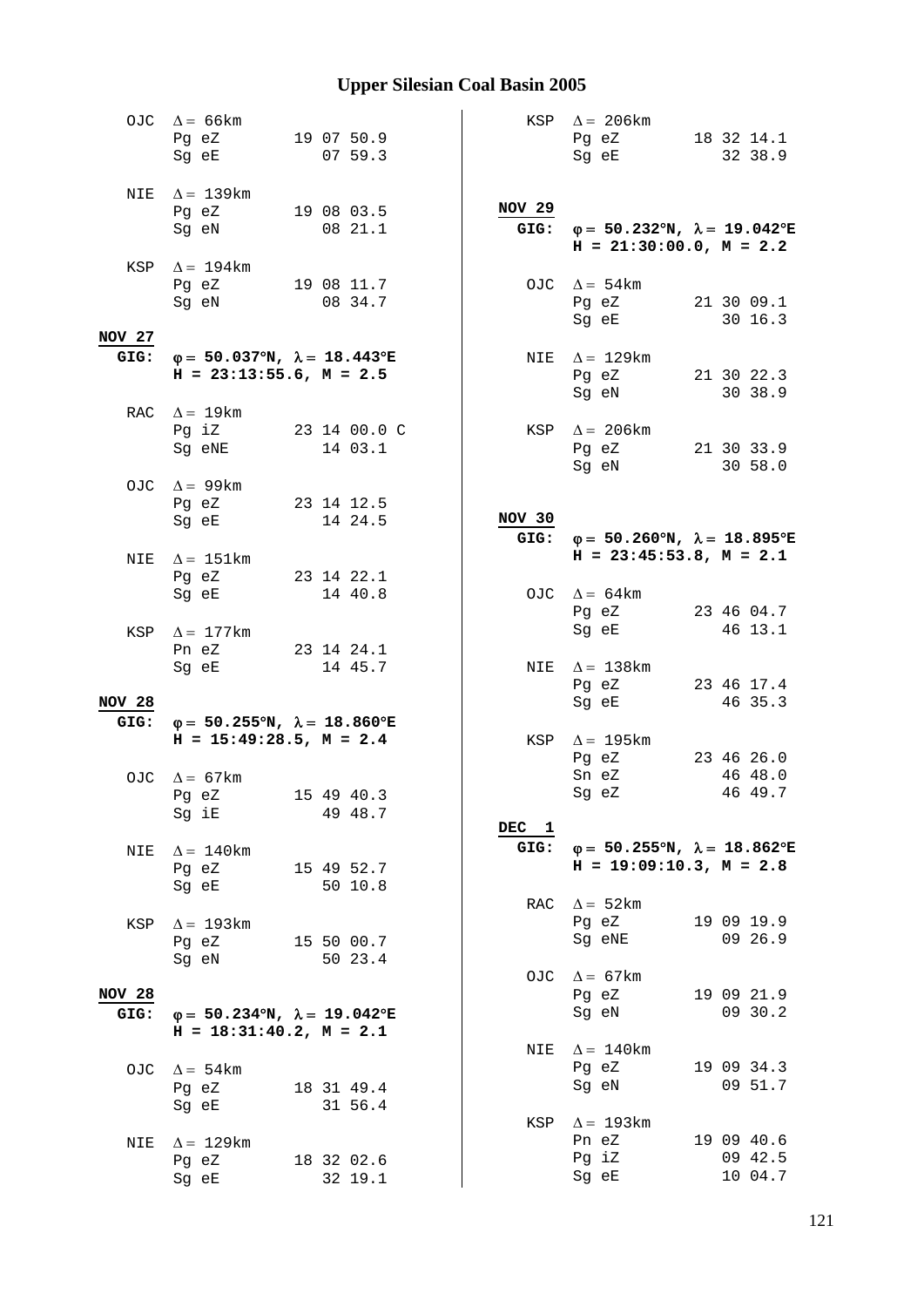```
OJC  Δ = 66km
     Pg eZ        19 07 50.9
     Sg eE           07 59.3

NIE  Δ = 139km
     Pg eZ        19 08 03.5
     Sg eN           08 21.1

KSP  Δ = 194km
     Pg eZ        19 08 11.7
     Sg eN           08 34.7
```

**NOV 27**

**GIG: φ = 50.037°N, λ = 18.443°E**
**H = 23:13:55.6, M = 2.5**

```
RAC  Δ = 19km
     Pg iZ        23 14 00.0 C
     Sg eNE          14 03.1

OJC  Δ = 99km
     Pg eZ        23 14 12.5
     Sg eE           14 24.5

NIE  Δ = 151km
     Pg eZ        23 14 22.1
     Sg eE           14 40.8

KSP  Δ = 177km
     Pn eZ        23 14 24.1
     Sg eE           14 45.7
```

**NOV 28**

**GIG: φ = 50.255°N, λ = 18.860°E**
**H = 15:49:28.5, M = 2.4**

```
OJC  Δ = 67km
     Pg eZ        15 49 40.3
     Sg iE           49 48.7

NIE  Δ = 140km
     Pg eZ        15 49 52.7
     Sg eE           50 10.8

KSP  Δ = 193km
     Pg eZ        15 50 00.7
     Sg eN           50 23.4
```

**NOV 28**

**GIG: φ = 50.234°N, λ = 19.042°E**
**H = 18:31:40.2, M = 2.1**

```
OJC  Δ = 54km
     Pg eZ        18 31 49.4
     Sg eE           31 56.4

NIE  Δ = 129km
     Pg eZ        18 32 02.6
     Sg eE           32 19.1

KSP  Δ = 206km
     Pg eZ        18 32 14.1
     Sg eE           32 38.9
```

**NOV 29**

**GIG: φ = 50.232°N, λ = 19.042°E**
**H = 21:30:00.0, M = 2.2**

```
OJC  Δ = 54km
     Pg eZ        21 30 09.1
     Sg eE           30 16.3

NIE  Δ = 129km
     Pg eZ        21 30 22.3
     Sg eN           30 38.9

KSP  Δ = 206km
     Pg eZ        21 30 33.9
     Sg eN           30 58.0
```

**NOV 30**

**GIG: φ = 50.260°N, λ = 18.895°E**
**H = 23:45:53.8, M = 2.1**

```
OJC  Δ = 64km
     Pg eZ        23 46 04.7
     Sg eE           46 13.1

NIE  Δ = 138km
     Pg eZ        23 46 17.4
     Sg eE           46 35.3

KSP  Δ = 195km
     Pg eZ        23 46 26.0
     Sn eZ           46 48.0
     Sg eZ           46 49.7
```

**DEC 1**

**GIG: φ = 50.255°N, λ = 18.862°E**
**H = 19:09:10.3, M = 2.8**

```
RAC  Δ = 52km
     Pg eZ        19 09 19.9
     Sg eNE          09 26.9

OJC  Δ = 67km
     Pg eZ        19 09 21.9
     Sg eN           09 30.2

NIE  Δ = 140km
     Pg eZ        19 09 34.3
     Sg eN           09 51.7

KSP  Δ = 193km
     Pn eZ        19 09 40.6
     Pg iZ           09 42.5
     Sg eE           10 04.7
```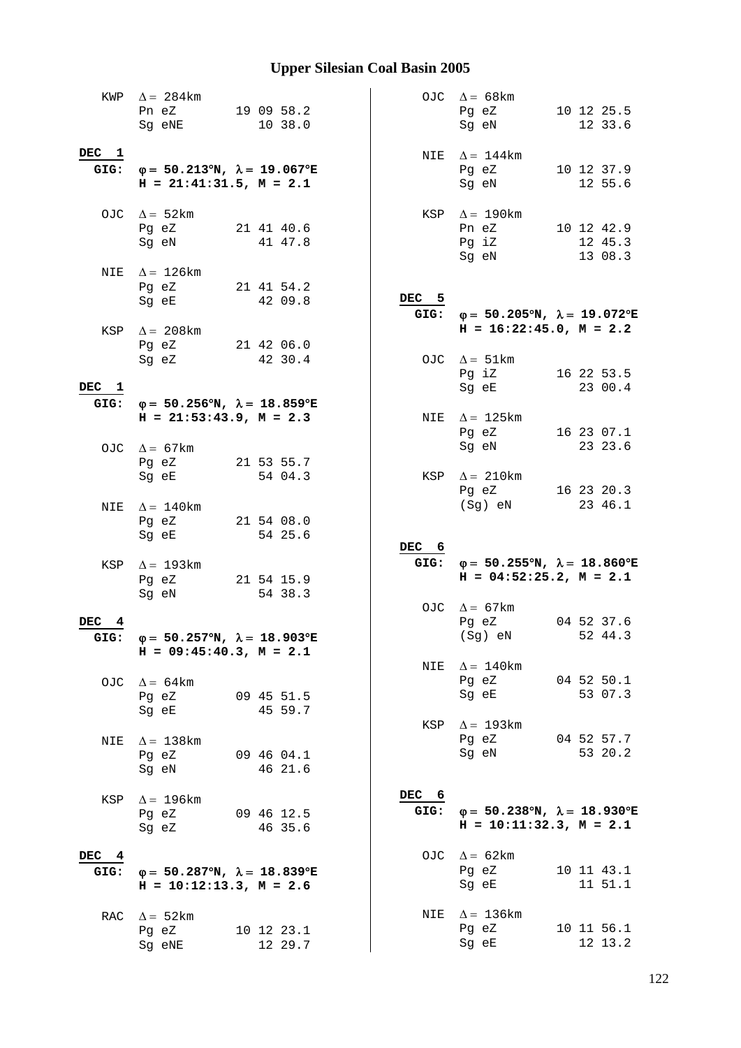# Upper Silesian Coal Basin 2005

KWP  $\Delta = 284$km
Pn eZ  19 09 58.2
Sg eNE  10 38.0

**DEC 1**
**GIG:** **φ = 50.213°N, λ = 19.067°E**
**H = 21:41:31.5, M = 2.1**

OJC  $\Delta = 52$km
Pg eZ  21 41 40.6
Sg eN  41 47.8

NIE  $\Delta = 126$km
Pg eZ  21 41 54.2
Sg eE  42 09.8

KSP  $\Delta = 208$km
Pg eZ  21 42 06.0
Sg eZ  42 30.4

**DEC 1**
**GIG:** **φ = 50.256°N, λ = 18.859°E**
**H = 21:53:43.9, M = 2.3**

OJC  $\Delta = 67$km
Pg eZ  21 53 55.7
Sg eE  54 04.3

NIE  $\Delta = 140$km
Pg eZ  21 54 08.0
Sg eE  54 25.6

KSP  $\Delta = 193$km
Pg eZ  21 54 15.9
Sg eN  54 38.3

**DEC 4**
**GIG:** **φ = 50.257°N, λ = 18.903°E**
**H = 09:45:40.3, M = 2.1**

OJC  $\Delta = 64$km
Pg eZ  09 45 51.5
Sg eE  45 59.7

NIE  $\Delta = 138$km
Pg eZ  09 46 04.1
Sg eN  46 21.6

KSP  $\Delta = 196$km
Pg eZ  09 46 12.5
Sg eZ  46 35.6

**DEC 4**
**GIG:** **φ = 50.287°N, λ = 18.839°E**
**H = 10:12:13.3, M = 2.6**

RAC  $\Delta = 52$km
Pg eZ  10 12 23.1
Sg eNE  12 29.7

OJC  $\Delta = 68$km
Pg eZ  10 12 25.5
Sg eN  12 33.6

NIE  $\Delta = 144$km
Pg eZ  10 12 37.9
Sg eN  12 55.6

KSP  $\Delta = 190$km
Pn eZ  10 12 42.9
Pg iZ  12 45.3
Sg eN  13 08.3

**DEC 5**
**GIG:** **φ = 50.205°N, λ = 19.072°E**
**H = 16:22:45.0, M = 2.2**

OJC  $\Delta = 51$km
Pg iZ  16 22 53.5
Sg eE  23 00.4

NIE  $\Delta = 125$km
Pg eZ  16 23 07.1
Sg eN  23 23.6

KSP  $\Delta = 210$km
Pg eZ  16 23 20.3
(Sg) eN  23 46.1

**DEC 6**
**GIG:** **φ = 50.255°N, λ = 18.860°E**
**H = 04:52:25.2, M = 2.1**

OJC  $\Delta = 67$km
Pg eZ  04 52 37.6
(Sg) eN  52 44.3

NIE  $\Delta = 140$km
Pg eZ  04 52 50.1
Sg eE  53 07.3

KSP  $\Delta = 193$km
Pg eZ  04 52 57.7
Sg eN  53 20.2

**DEC 6**
**GIG:** **φ = 50.238°N, λ = 18.930°E**
**H = 10:11:32.3, M = 2.1**

OJC  $\Delta = 62$km
Pg eZ  10 11 43.1
Sg eE  11 51.1

NIE  $\Delta = 136$km
Pg eZ  10 11 56.1
Sg eE  12 13.2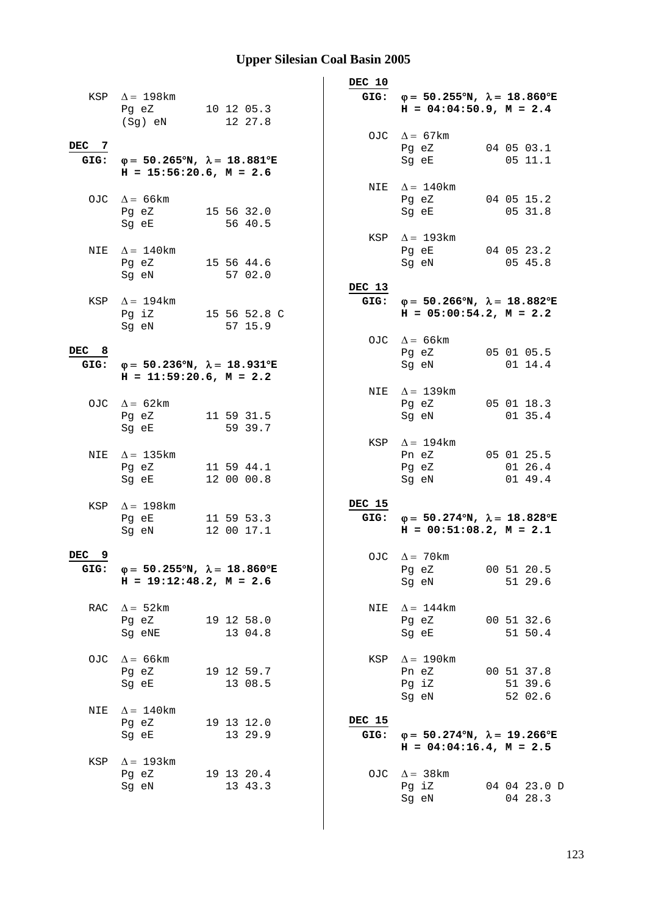# Upper Silesian Coal Basin 2005

```
  KSP  Δ = 198km
       Pg eZ        10 12 05.3
       (Sg) eN         12 27.8

DEC  7
 GIG:  φ = 50.265°N, λ = 18.881°E
       H = 15:56:20.6, M = 2.6

  OJC  Δ = 66km
       Pg eZ        15 56 32.0
       Sg eE           56 40.5

  NIE  Δ = 140km
       Pg eZ        15 56 44.6
       Sg eN           57 02.0

  KSP  Δ = 194km
       Pg iZ        15 56 52.8 C
       Sg eN           57 15.9

DEC  8
 GIG:  φ = 50.236°N, λ = 18.931°E
       H = 11:59:20.6, M = 2.2

  OJC  Δ = 62km
       Pg eZ        11 59 31.5
       Sg eE           59 39.7

  NIE  Δ = 135km
       Pg eZ        11 59 44.1
       Sg eE        12 00 00.8

  KSP  Δ = 198km
       Pg eE        11 59 53.3
       Sg eN        12 00 17.1

DEC  9
 GIG:  φ = 50.255°N, λ = 18.860°E
       H = 19:12:48.2, M = 2.6

  RAC  Δ = 52km
       Pg eZ        19 12 58.0
       Sg eNE          13 04.8

  OJC  Δ = 66km
       Pg eZ        19 12 59.7
       Sg eE           13 08.5

  NIE  Δ = 140km
       Pg eZ        19 13 12.0
       Sg eE           13 29.9

  KSP  Δ = 193km
       Pg eZ        19 13 20.4
       Sg eN           13 43.3

DEC 10
 GIG:  φ = 50.255°N, λ = 18.860°E
       H = 04:04:50.9, M = 2.4

  OJC  Δ = 67km
       Pg eZ        04 05 03.1
       Sg eE           05 11.1

  NIE  Δ = 140km
       Pg eZ        04 05 15.2
       Sg eE           05 31.8

  KSP  Δ = 193km
       Pg eE        04 05 23.2
       Sg eN           05 45.8

DEC 13
 GIG:  φ = 50.266°N, λ = 18.882°E
       H = 05:00:54.2, M = 2.2

  OJC  Δ = 66km
       Pg eZ        05 01 05.5
       Sg eN           01 14.4

  NIE  Δ = 139km
       Pg eZ        05 01 18.3
       Sg eN           01 35.4

  KSP  Δ = 194km
       Pn eZ        05 01 25.5
       Pg eZ           01 26.4
       Sg eN           01 49.4

DEC 15
 GIG:  φ = 50.274°N, λ = 18.828°E
       H = 00:51:08.2, M = 2.1

  OJC  Δ = 70km
       Pg eZ        00 51 20.5
       Sg eN           51 29.6

  NIE  Δ = 144km
       Pg eZ        00 51 32.6
       Sg eE           51 50.4

  KSP  Δ = 190km
       Pn eZ        00 51 37.8
       Pg iZ           51 39.6
       Sg eN           52 02.6

DEC 15
 GIG:  φ = 50.274°N, λ = 19.266°E
       H = 04:04:16.4, M = 2.5

  OJC  Δ = 38km
       Pg iZ        04 04 23.0 D
       Sg eN           04 28.3
```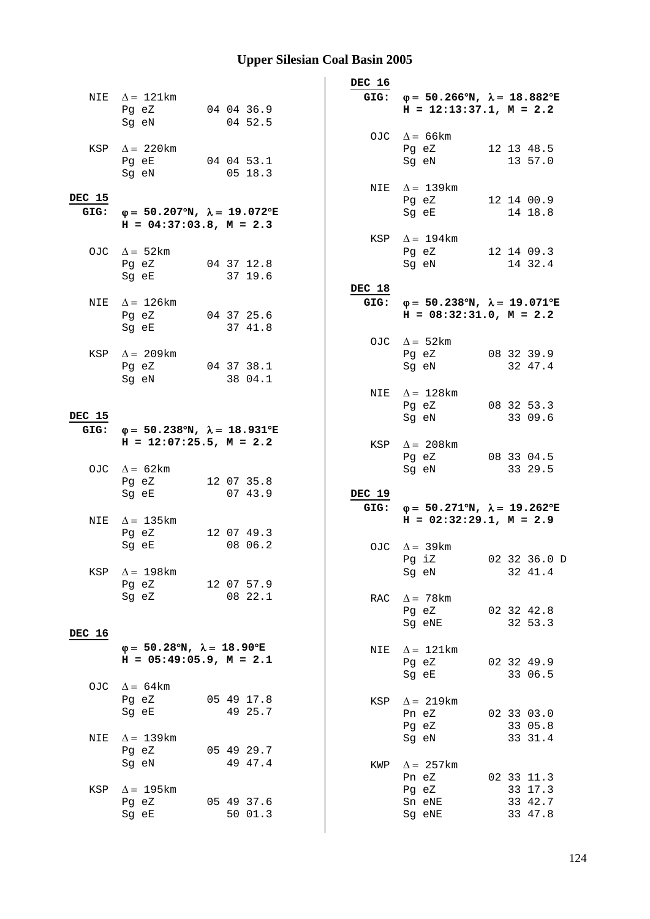# Upper Silesian Coal Basin 2005

```
 NIE  Δ = 121km
      Pg eZ        04 04 36.9
      Sg eN           04 52.5

 KSP  Δ = 220km
      Pg eE        04 04 53.1
      Sg eN           05 18.3
```

**DEC 15**

**GIG:** **φ = 50.207°N, λ = 19.072°E**
**H = 04:37:03.8, M = 2.3**

```
 OJC  Δ = 52km
      Pg eZ        04 37 12.8
      Sg eE           37 19.6

 NIE  Δ = 126km
      Pg eZ        04 37 25.6
      Sg eE           37 41.8

 KSP  Δ = 209km
      Pg eZ        04 37 38.1
      Sg eN           38 04.1
```

**DEC 15**

**GIG:** **φ = 50.238°N, λ = 18.931°E**
**H = 12:07:25.5, M = 2.2**

```
 OJC  Δ = 62km
      Pg eZ        12 07 35.8
      Sg eE           07 43.9

 NIE  Δ = 135km
      Pg eZ        12 07 49.3
      Sg eE           08 06.2

 KSP  Δ = 198km
      Pg eZ        12 07 57.9
      Sg eZ           08 22.1
```

**DEC 16**

**φ = 50.28°N, λ = 18.90°E**
**H = 05:49:05.9, M = 2.1**

```
 OJC  Δ = 64km
      Pg eZ        05 49 17.8
      Sg eE           49 25.7

 NIE  Δ = 139km
      Pg eZ        05 49 29.7
      Sg eN           49 47.4

 KSP  Δ = 195km
      Pg eZ        05 49 37.6
      Sg eE           50 01.3
```

**DEC 16**

**GIG:** **φ = 50.266°N, λ = 18.882°E**
**H = 12:13:37.1, M = 2.2**

```
 OJC  Δ = 66km
      Pg eZ        12 13 48.5
      Sg eN           13 57.0

 NIE  Δ = 139km
      Pg eZ        12 14 00.9
      Sg eE           14 18.8

 KSP  Δ = 194km
      Pg eZ        12 14 09.3
      Sg eN           14 32.4
```

**DEC 18**

**GIG:** **φ = 50.238°N, λ = 19.071°E**
**H = 08:32:31.0, M = 2.2**

```
 OJC  Δ = 52km
      Pg eZ        08 32 39.9
      Sg eN           32 47.4

 NIE  Δ = 128km
      Pg eZ        08 32 53.3
      Sg eN           33 09.6

 KSP  Δ = 208km
      Pg eZ        08 33 04.5
      Sg eN           33 29.5
```

**DEC 19**

**GIG:** **φ = 50.271°N, λ = 19.262°E**
**H = 02:32:29.1, M = 2.9**

```
 OJC  Δ = 39km
      Pg iZ        02 32 36.0 D
      Sg eN           32 41.4

 RAC  Δ = 78km
      Pg eZ        02 32 42.8
      Sg eNE          32 53.3

 NIE  Δ = 121km
      Pg eZ        02 32 49.9
      Sg eE           33 06.5

 KSP  Δ = 219km
      Pn eZ        02 33 03.0
      Pg eZ           33 05.8
      Sg eN           33 31.4

 KWP  Δ = 257km
      Pn eZ        02 33 11.3
      Pg eZ           33 17.3
      Sn eNE          33 42.7
      Sg eNE          33 47.8
```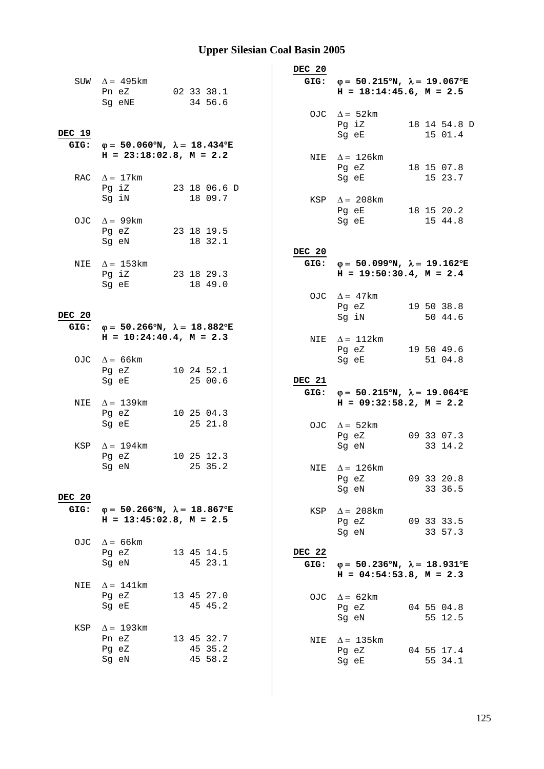SUW Δ = 495km

| Phase | Time |
|---|---|
| Pn eZ | 02 33 38.1 |
| Sg eNE | 34 56.6 |

**DEC 19**

**GIG: φ = 50.060°N, λ = 18.434°E**
**H = 23:18:02.8, M = 2.2**

RAC Δ = 17km

| Phase | Time |
|---|---|
| Pg iZ | 23 18 06.6 D |
| Sg iN | 18 09.7 |

OJC Δ = 99km

| Phase | Time |
|---|---|
| Pg eZ | 23 18 19.5 |
| Sg eN | 18 32.1 |

NIE Δ = 153km

| Phase | Time |
|---|---|
| Pg iZ | 23 18 29.3 |
| Sg eE | 18 49.0 |

**DEC 20**

**GIG: φ = 50.266°N, λ = 18.882°E**
**H = 10:24:40.4, M = 2.3**

OJC Δ = 66km

| Phase | Time |
|---|---|
| Pg eZ | 10 24 52.1 |
| Sg eE | 25 00.6 |

NIE Δ = 139km

| Phase | Time |
|---|---|
| Pg eZ | 10 25 04.3 |
| Sg eE | 25 21.8 |

KSP Δ = 194km

| Phase | Time |
|---|---|
| Pg eZ | 10 25 12.3 |
| Sg eN | 25 35.2 |

**DEC 20**

**GIG: φ = 50.266°N, λ = 18.867°E**
**H = 13:45:02.8, M = 2.5**

OJC Δ = 66km

| Phase | Time |
|---|---|
| Pg eZ | 13 45 14.5 |
| Sg eN | 45 23.1 |

NIE Δ = 141km

| Phase | Time |
|---|---|
| Pg eZ | 13 45 27.0 |
| Sg eE | 45 45.2 |

KSP Δ = 193km

| Phase | Time |
|---|---|
| Pn eZ | 13 45 32.7 |
| Pg eZ | 45 35.2 |
| Sg eN | 45 58.2 |

**DEC 20**

**GIG: φ = 50.215°N, λ = 19.067°E**
**H = 18:14:45.6, M = 2.5**

OJC Δ = 52km

| Phase | Time |
|---|---|
| Pg iZ | 18 14 54.8 D |
| Sg eE | 15 01.4 |

NIE Δ = 126km

| Phase | Time |
|---|---|
| Pg eZ | 18 15 07.8 |
| Sg eE | 15 23.7 |

KSP Δ = 208km

| Phase | Time |
|---|---|
| Pg eE | 18 15 20.2 |
| Sg eE | 15 44.8 |

**DEC 20**

**GIG: φ = 50.099°N, λ = 19.162°E**
**H = 19:50:30.4, M = 2.4**

OJC Δ = 47km

| Phase | Time |
|---|---|
| Pg eZ | 19 50 38.8 |
| Sg iN | 50 44.6 |

NIE Δ = 112km

| Phase | Time |
|---|---|
| Pg eZ | 19 50 49.6 |
| Sg eE | 51 04.8 |

**DEC 21**

**GIG: φ = 50.215°N, λ = 19.064°E**
**H = 09:32:58.2, M = 2.2**

OJC Δ = 52km

| Phase | Time |
|---|---|
| Pg eZ | 09 33 07.3 |
| Sg eN | 33 14.2 |

NIE Δ = 126km

| Phase | Time |
|---|---|
| Pg eZ | 09 33 20.8 |
| Sg eN | 33 36.5 |

KSP Δ = 208km

| Phase | Time |
|---|---|
| Pg eZ | 09 33 33.5 |
| Sg eN | 33 57.3 |

**DEC 22**

**GIG: φ = 50.236°N, λ = 18.931°E**
**H = 04:54:53.8, M = 2.3**

OJC Δ = 62km

| Phase | Time |
|---|---|
| Pg eZ | 04 55 04.8 |
| Sg eN | 55 12.5 |

NIE Δ = 135km

| Phase | Time |
|---|---|
| Pg eZ | 04 55 17.4 |
| Sg eE | 55 34.1 |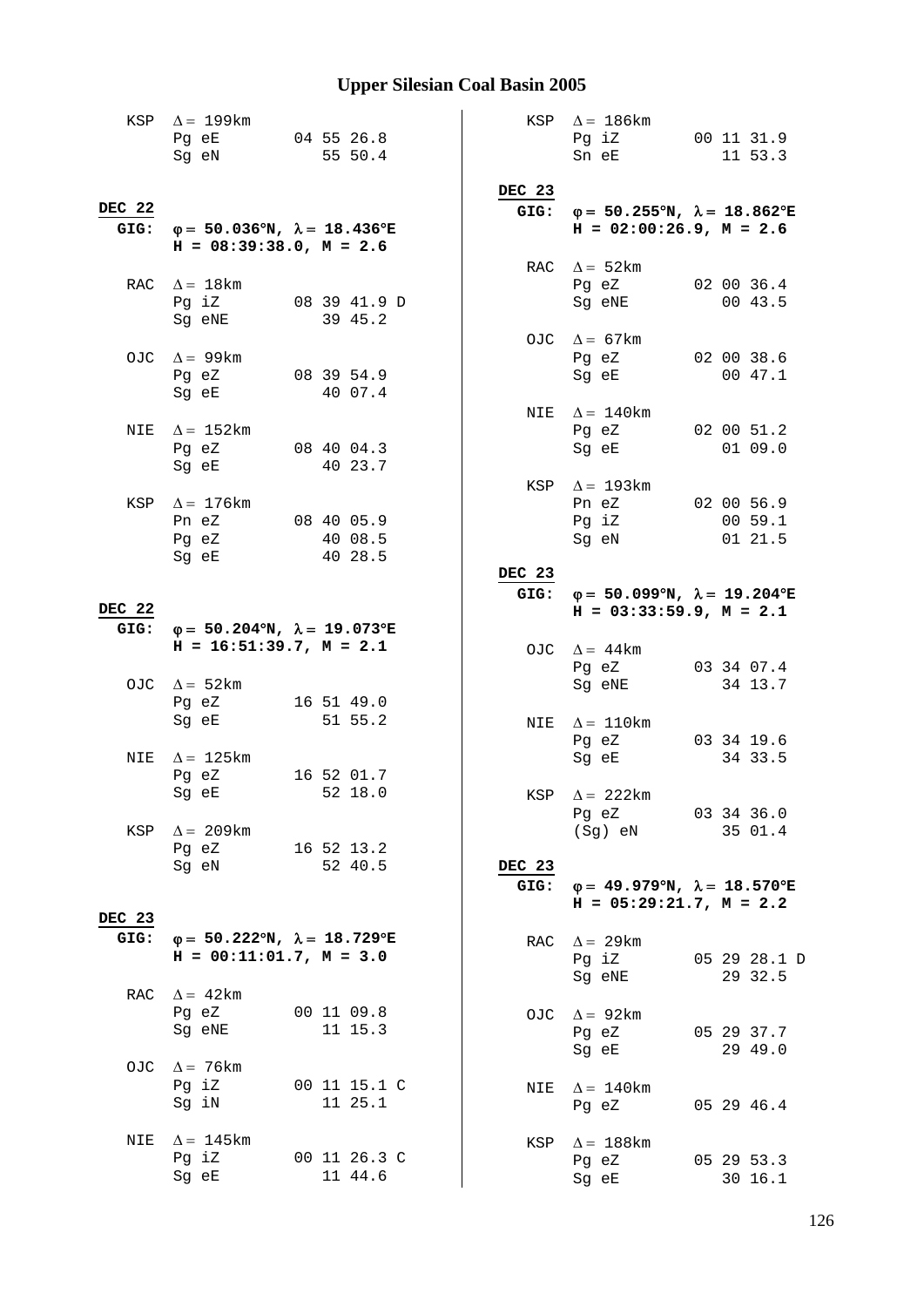# Upper Silesian Coal Basin 2005

```
KSP  Δ = 199km
     Pg eE        04 55 26.8
     Sg eN           55 50.4
```

**DEC 22**

**GIG:** **φ = 50.036°N, λ = 18.436°E**
**H = 08:39:38.0, M = 2.6**

```
RAC  Δ = 18km
     Pg iZ        08 39 41.9 D
     Sg eNE          39 45.2

OJC  Δ = 99km
     Pg eZ        08 39 54.9
     Sg eE           40 07.4

NIE  Δ = 152km
     Pg eZ        08 40 04.3
     Sg eE           40 23.7

KSP  Δ = 176km
     Pn eZ        08 40 05.9
     Pg eZ           40 08.5
     Sg eE           40 28.5
```

**DEC 22**

**GIG:** **φ = 50.204°N, λ = 19.073°E**
**H = 16:51:39.7, M = 2.1**

```
OJC  Δ = 52km
     Pg eZ        16 51 49.0
     Sg eE           51 55.2

NIE  Δ = 125km
     Pg eZ        16 52 01.7
     Sg eE           52 18.0

KSP  Δ = 209km
     Pg eZ        16 52 13.2
     Sg eN           52 40.5
```

**DEC 23**

**GIG:** **φ = 50.222°N, λ = 18.729°E**
**H = 00:11:01.7, M = 3.0**

```
RAC  Δ = 42km
     Pg eZ        00 11 09.8
     Sg eNE          11 15.3

OJC  Δ = 76km
     Pg iZ        00 11 15.1 C
     Sg iN           11 25.1

NIE  Δ = 145km
     Pg iZ        00 11 26.3 C
     Sg eE           11 44.6

KSP  Δ = 186km
     Pg iZ        00 11 31.9
     Sn eE           11 53.3
```

**DEC 23**

**GIG:** **φ = 50.255°N, λ = 18.862°E**
**H = 02:00:26.9, M = 2.6**

```
RAC  Δ = 52km
     Pg eZ        02 00 36.4
     Sg eNE          00 43.5

OJC  Δ = 67km
     Pg eZ        02 00 38.6
     Sg eE           00 47.1

NIE  Δ = 140km
     Pg eZ        02 00 51.2
     Sg eE           01 09.0

KSP  Δ = 193km
     Pn eZ        02 00 56.9
     Pg iZ           00 59.1
     Sg eN           01 21.5
```

**DEC 23**

**GIG:** **φ = 50.099°N, λ = 19.204°E**
**H = 03:33:59.9, M = 2.1**

```
OJC  Δ = 44km
     Pg eZ        03 34 07.4
     Sg eNE          34 13.7

NIE  Δ = 110km
     Pg eZ        03 34 19.6
     Sg eE           34 33.5

KSP  Δ = 222km
     Pg eZ        03 34 36.0
     (Sg) eN         35 01.4
```

**DEC 23**

**GIG:** **φ = 49.979°N, λ = 18.570°E**
**H = 05:29:21.7, M = 2.2**

```
RAC  Δ = 29km
     Pg iZ        05 29 28.1 D
     Sg eNE          29 32.5

OJC  Δ = 92km
     Pg eZ        05 29 37.7
     Sg eE           29 49.0

NIE  Δ = 140km
     Pg eZ        05 29 46.4

KSP  Δ = 188km
     Pg eZ        05 29 53.3
     Sg eE           30 16.1
```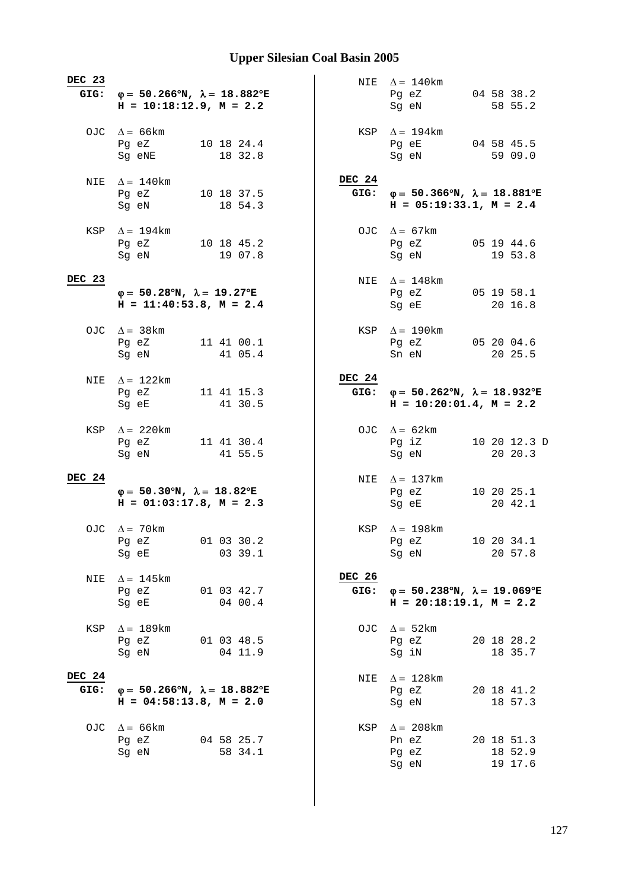**DEC 23**
**GIG:** **φ = 50.266°N, λ = 18.882°E**
**H = 10:18:12.9, M = 2.2**

| Station | Δ | Phase | Time |
|---|---|---|---|
| OJC | Δ = 66km | Pg eZ | 10 18 24.4 |
| | | Sg eNE | 18 32.8 |
| NIE | Δ = 140km | Pg eZ | 10 18 37.5 |
| | | Sg eN | 18 54.3 |
| KSP | Δ = 194km | Pg eZ | 10 18 45.2 |
| | | Sg eN | 19 07.8 |

**DEC 23**
**φ = 50.28°N, λ = 19.27°E**
**H = 11:40:53.8, M = 2.4**

| Station | Δ | Phase | Time |
|---|---|---|---|
| OJC | Δ = 38km | Pg eZ | 11 41 00.1 |
| | | Sg eN | 41 05.4 |
| NIE | Δ = 122km | Pg eZ | 11 41 15.3 |
| | | Sg eE | 41 30.5 |
| KSP | Δ = 220km | Pg eZ | 11 41 30.4 |
| | | Sg eN | 41 55.5 |

**DEC 24**
**φ = 50.30°N, λ = 18.82°E**
**H = 01:03:17.8, M = 2.3**

| Station | Δ | Phase | Time |
|---|---|---|---|
| OJC | Δ = 70km | Pg eZ | 01 03 30.2 |
| | | Sg eE | 03 39.1 |
| NIE | Δ = 145km | Pg eZ | 01 03 42.7 |
| | | Sg eE | 04 00.4 |
| KSP | Δ = 189km | Pg eZ | 01 03 48.5 |
| | | Sg eN | 04 11.9 |

**DEC 24**
**GIG:** **φ = 50.266°N, λ = 18.882°E**
**H = 04:58:13.8, M = 2.0**

| Station | Δ | Phase | Time |
|---|---|---|---|
| OJC | Δ = 66km | Pg eZ | 04 58 25.7 |
| | | Sg eN | 58 34.1 |
| NIE | Δ = 140km | Pg eZ | 04 58 38.2 |
| | | Sg eN | 58 55.2 |
| KSP | Δ = 194km | Pg eE | 04 58 45.5 |
| | | Sg eN | 59 09.0 |

**DEC 24**
**GIG:** **φ = 50.366°N, λ = 18.881°E**
**H = 05:19:33.1, M = 2.4**

| Station | Δ | Phase | Time |
|---|---|---|---|
| OJC | Δ = 67km | Pg eZ | 05 19 44.6 |
| | | Sg eN | 19 53.8 |
| NIE | Δ = 148km | Pg eZ | 05 19 58.1 |
| | | Sg eE | 20 16.8 |
| KSP | Δ = 190km | Pg eZ | 05 20 04.6 |
| | | Sn eN | 20 25.5 |

**DEC 24**
**GIG:** **φ = 50.262°N, λ = 18.932°E**
**H = 10:20:01.4, M = 2.2**

| Station | Δ | Phase | Time |
|---|---|---|---|
| OJC | Δ = 62km | Pg iZ | 10 20 12.3 D |
| | | Sg eN | 20 20.3 |
| NIE | Δ = 137km | Pg eZ | 10 20 25.1 |
| | | Sg eE | 20 42.1 |
| KSP | Δ = 198km | Pg eZ | 10 20 34.1 |
| | | Sg eN | 20 57.8 |

**DEC 26**
**GIG:** **φ = 50.238°N, λ = 19.069°E**
**H = 20:18:19.1, M = 2.2**

| Station | Δ | Phase | Time |
|---|---|---|---|
| OJC | Δ = 52km | Pg eZ | 20 18 28.2 |
| | | Sg iN | 18 35.7 |
| NIE | Δ = 128km | Pg eZ | 20 18 41.2 |
| | | Sg eN | 18 57.3 |
| KSP | Δ = 208km | Pn eZ | 20 18 51.3 |
| | | Pg eZ | 18 52.9 |
| | | Sg eN | 19 17.6 |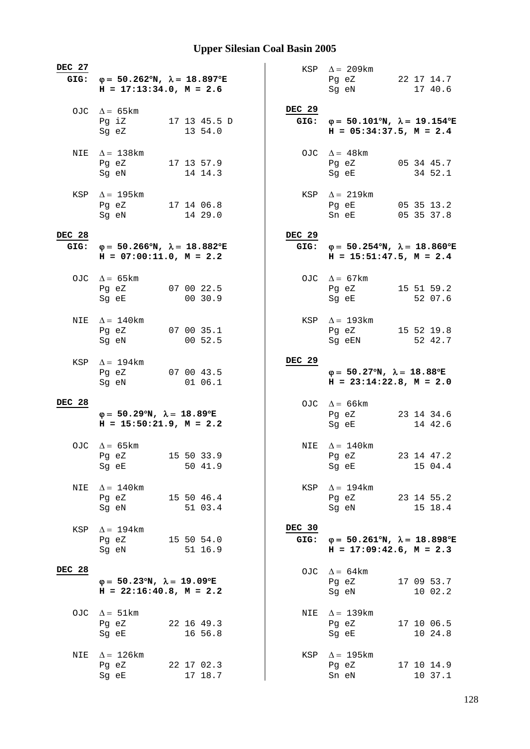# Upper Silesian Coal Basin 2005

**DEC 27**
**GIG:** **φ = 50.262°N, λ = 18.897°E**
**H = 17:13:34.0, M = 2.6**

```
OJC  Δ = 65km
     Pg iZ        17 13 45.5 D
     Sg eZ           13 54.0

NIE  Δ = 138km
     Pg eZ        17 13 57.9
     Sg eN           14 14.3

KSP  Δ = 195km
     Pg eZ        17 14 06.8
     Sg eN           14 29.0
```

**DEC 28**
**GIG:** **φ = 50.266°N, λ = 18.882°E**
**H = 07:00:11.0, M = 2.2**

```
OJC  Δ = 65km
     Pg eZ        07 00 22.5
     Sg eE           00 30.9

NIE  Δ = 140km
     Pg eZ        07 00 35.1
     Sg eN           00 52.5

KSP  Δ = 194km
     Pg eZ        07 00 43.5
     Sg eN           01 06.1
```

**DEC 28**
**φ = 50.29°N, λ = 18.89°E**
**H = 15:50:21.9, M = 2.2**

```
OJC  Δ = 65km
     Pg eZ        15 50 33.9
     Sg eE           50 41.9

NIE  Δ = 140km
     Pg eZ        15 50 46.4
     Sg eN           51 03.4

KSP  Δ = 194km
     Pg eZ        15 50 54.0
     Sg eN           51 16.9
```

**DEC 28**
**φ = 50.23°N, λ = 19.09°E**
**H = 22:16:40.8, M = 2.2**

```
OJC  Δ = 51km
     Pg eZ        22 16 49.3
     Sg eE           16 56.8

NIE  Δ = 126km
     Pg eZ        22 17 02.3
     Sg eE           17 18.7

KSP  Δ = 209km
     Pg eZ        22 17 14.7
     Sg eN           17 40.6
```

**DEC 29**
**GIG:** **φ = 50.101°N, λ = 19.154°E**
**H = 05:34:37.5, M = 2.4**

```
OJC  Δ = 48km
     Pg eZ        05 34 45.7
     Sg eE           34 52.1

KSP  Δ = 219km
     Pg eE        05 35 13.2
     Sn eE        05 35 37.8
```

**DEC 29**
**GIG:** **φ = 50.254°N, λ = 18.860°E**
**H = 15:51:47.5, M = 2.4**

```
OJC  Δ = 67km
     Pg eZ        15 51 59.2
     Sg eE           52 07.6

KSP  Δ = 193km
     Pg eZ        15 52 19.8
     Sg eEN          52 42.7
```

**DEC 29**
**φ = 50.27°N, λ = 18.88°E**
**H = 23:14:22.8, M = 2.0**

```
OJC  Δ = 66km
     Pg eZ        23 14 34.6
     Sg eE           14 42.6

NIE  Δ = 140km
     Pg eZ        23 14 47.2
     Sg eE           15 04.4

KSP  Δ = 194km
     Pg eZ        23 14 55.2
     Sg eN           15 18.4
```

**DEC 30**
**GIG:** **φ = 50.261°N, λ = 18.898°E**
**H = 17:09:42.6, M = 2.3**

```
OJC  Δ = 64km
     Pg eZ        17 09 53.7
     Sg eN           10 02.2

NIE  Δ = 139km
     Pg eZ        17 10 06.5
     Sg eE           10 24.8

KSP  Δ = 195km
     Pg eZ        17 10 14.9
     Sn eN           10 37.1
```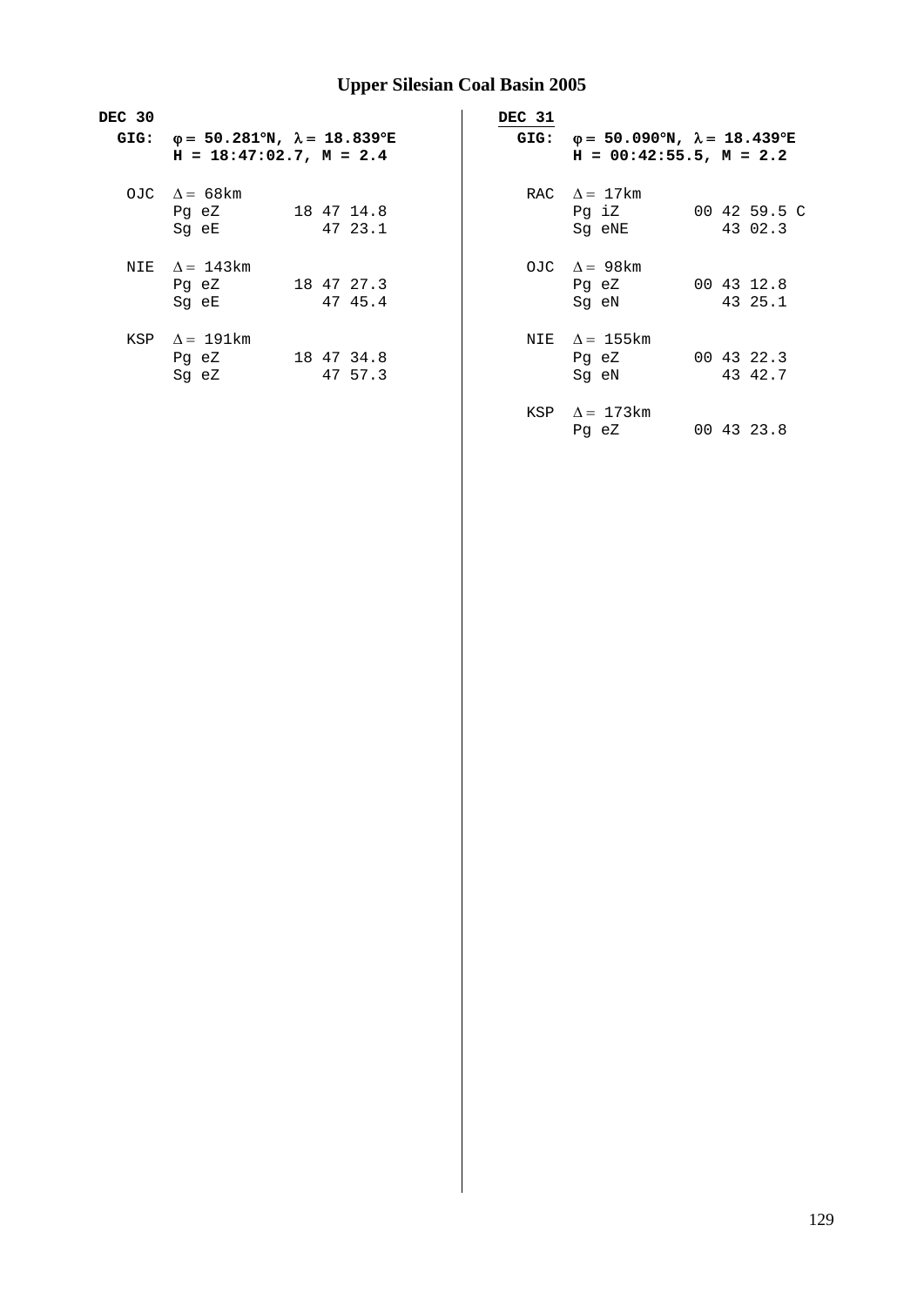# Upper Silesian Coal Basin 2005

**DEC 30**

**GIG:** $\varphi$ **= 50.281°N,** $\lambda$ **= 18.839°E**
**H = 18:47:02.7, M = 2.4**

```
OJC  Δ = 68km
     Pg eZ        18 47 14.8
     Sg eE           47 23.1

NIE  Δ = 143km
     Pg eZ        18 47 27.3
     Sg eE           47 45.4

KSP  Δ = 191km
     Pg eZ        18 47 34.8
     Sg eZ           47 57.3
```

**DEC 31**

**GIG:** $\varphi$ **= 50.090°N,** $\lambda$ **= 18.439°E**
**H = 00:42:55.5, M = 2.2**

```
RAC  Δ = 17km
     Pg iZ        00 42 59.5 C
     Sg eNE          43 02.3

OJC  Δ = 98km
     Pg eZ        00 43 12.8
     Sg eN           43 25.1

NIE  Δ = 155km
     Pg eZ        00 43 22.3
     Sg eN           43 42.7

KSP  Δ = 173km
     Pg eZ        00 43 23.8
```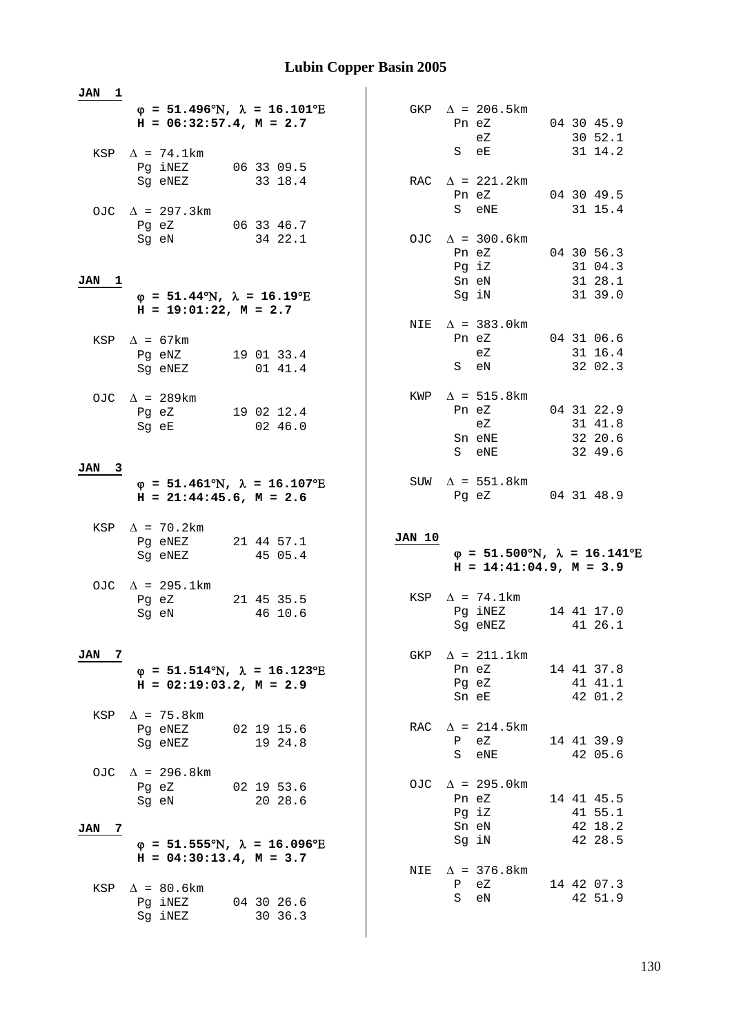# Lubin Copper Basin 2005

**JAN 1**

**φ = 51.496°N, λ = 16.101°E**
**H = 06:32:57.4, M = 2.7**

```
KSP  Δ = 74.1km
     Pg iNEZ      06 33 09.5
     Sg eNEZ         33 18.4

OJC  Δ = 297.3km
     Pg eZ        06 33 46.7
     Sg eN           34 22.1
```

**JAN 1**

**φ = 51.44°N, λ = 16.19°E**
**H = 19:01:22, M = 2.7**

```
KSP  Δ = 67km
     Pg eNZ       19 01 33.4
     Sg eNEZ         01 41.4

OJC  Δ = 289km
     Pg eZ        19 02 12.4
     Sg eE           02 46.0
```

**JAN 3**

**φ = 51.461°N, λ = 16.107°E**
**H = 21:44:45.6, M = 2.6**

```
KSP  Δ = 70.2km
     Pg eNEZ      21 44 57.1
     Sg eNEZ         45 05.4

OJC  Δ = 295.1km
     Pg eZ        21 45 35.5
     Sg eN           46 10.6
```

**JAN 7**

**φ = 51.514°N, λ = 16.123°E**
**H = 02:19:03.2, M = 2.9**

```
KSP  Δ = 75.8km
     Pg eNEZ      02 19 15.6
     Sg eNEZ         19 24.8

OJC  Δ = 296.8km
     Pg eZ        02 19 53.6
     Sg eN           20 28.6
```

**JAN 7**

**φ = 51.555°N, λ = 16.096°E**
**H = 04:30:13.4, M = 3.7**

```
KSP  Δ = 80.6km
     Pg iNEZ      04 30 26.6
     Sg iNEZ         30 36.3

GKP  Δ = 206.5km
     Pn eZ        04 30 45.9
        eZ           30 52.1
     S  eE           31 14.2

RAC  Δ = 221.2km
     Pn eZ        04 30 49.5
     S  eNE          31 15.4

OJC  Δ = 300.6km
     Pn eZ        04 30 56.3
     Pg iZ           31 04.3
     Sn eN           31 28.1
     Sg iN           31 39.0

NIE  Δ = 383.0km
     Pn eZ        04 31 06.6
        eZ           31 16.4
     S  eN           32 02.3

KWP  Δ = 515.8km
     Pn eZ        04 31 22.9
        eZ           31 41.8
     Sn eNE          32 20.6
     S  eNE          32 49.6

SUW  Δ = 551.8km
     Pg eZ        04 31 48.9
```

**JAN 10**

**φ = 51.500°N, λ = 16.141°E**
**H = 14:41:04.9, M = 3.9**

```
KSP  Δ = 74.1km
     Pg iNEZ      14 41 17.0
     Sg eNEZ         41 26.1

GKP  Δ = 211.1km
     Pn eZ        14 41 37.8
     Pg eZ           41 41.1
     Sn eE           42 01.2

RAC  Δ = 214.5km
     P  eZ        14 41 39.9
     S  eNE          42 05.6

OJC  Δ = 295.0km
     Pn eZ        14 41 45.5
     Pg iZ           41 55.1
     Sn eN           42 18.2
     Sg iN           42 28.5

NIE  Δ = 376.8km
     P  eZ        14 42 07.3
     S  eN           42 51.9
```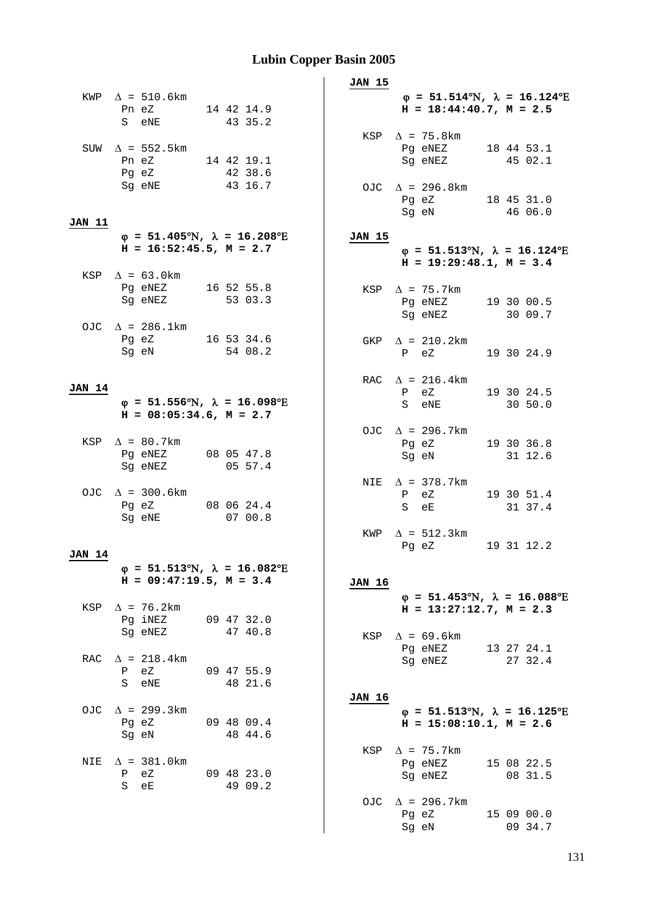# Lubin Copper Basin 2005

```
  KWP  Δ = 510.6km
       Pn eZ         14 42 14.9
       S  eNE           43 35.2

  SUW  Δ = 552.5km
       Pn eZ         14 42 19.1
       Pg eZ            42 38.6
       Sg eNE           43 16.7
```

**JAN 11**

**φ = 51.405°N, λ = 16.208°E**
**H = 16:52:45.5, M = 2.7**

```
  KSP  Δ = 63.0km
       Pg eNEZ       16 52 55.8
       Sg eNEZ          53 03.3

  OJC  Δ = 286.1km
       Pg eZ         16 53 34.6
       Sg eN            54 08.2
```

**JAN 14**

**φ = 51.556°N, λ = 16.098°E**
**H = 08:05:34.6, M = 2.7**

```
  KSP  Δ = 80.7km
       Pg eNEZ       08 05 47.8
       Sg eNEZ          05 57.4

  OJC  Δ = 300.6km
       Pg eZ         08 06 24.4
       Sg eNE           07 00.8
```

**JAN 14**

**φ = 51.513°N, λ = 16.082°E**
**H = 09:47:19.5, M = 3.4**

```
  KSP  Δ = 76.2km
       Pg iNEZ       09 47 32.0
       Sg eNEZ          47 40.8

  RAC  Δ = 218.4km
       P  eZ         09 47 55.9
       S  eNE           48 21.6

  OJC  Δ = 299.3km
       Pg eZ         09 48 09.4
       Sg eN            48 44.6

  NIE  Δ = 381.0km
       P  eZ         09 48 23.0
       S  eE            49 09.2
```

**JAN 15**

**φ = 51.514°N, λ = 16.124°E**
**H = 18:44:40.7, M = 2.5**

```
  KSP  Δ = 75.8km
       Pg eNEZ       18 44 53.1
       Sg eNEZ          45 02.1

  OJC  Δ = 296.8km
       Pg eZ         18 45 31.0
       Sg eN            46 06.0
```

**JAN 15**

**φ = 51.513°N, λ = 16.124°E**
**H = 19:29:48.1, M = 3.4**

```
  KSP  Δ = 75.7km
       Pg eNEZ       19 30 00.5
       Sg eNEZ          30 09.7

  GKP  Δ = 210.2km
       P  eZ         19 30 24.9

  RAC  Δ = 216.4km
       P  eZ         19 30 24.5
       S  eNE           30 50.0

  OJC  Δ = 296.7km
       Pg eZ         19 30 36.8
       Sg eN            31 12.6

  NIE  Δ = 378.7km
       P  eZ         19 30 51.4
       S  eE            31 37.4

  KWP  Δ = 512.3km
       Pg eZ         19 31 12.2
```

**JAN 16**

**φ = 51.453°N, λ = 16.088°E**
**H = 13:27:12.7, M = 2.3**

```
  KSP  Δ = 69.6km
       Pg eNEZ       13 27 24.1
       Sg eNEZ          27 32.4
```

**JAN 16**

**φ = 51.513°N, λ = 16.125°E**
**H = 15:08:10.1, M = 2.6**

```
  KSP  Δ = 75.7km
       Pg eNEZ       15 08 22.5
       Sg eNEZ          08 31.5

  OJC  Δ = 296.7km
       Pg eZ         15 09 00.0
       Sg eN            09 34.7
```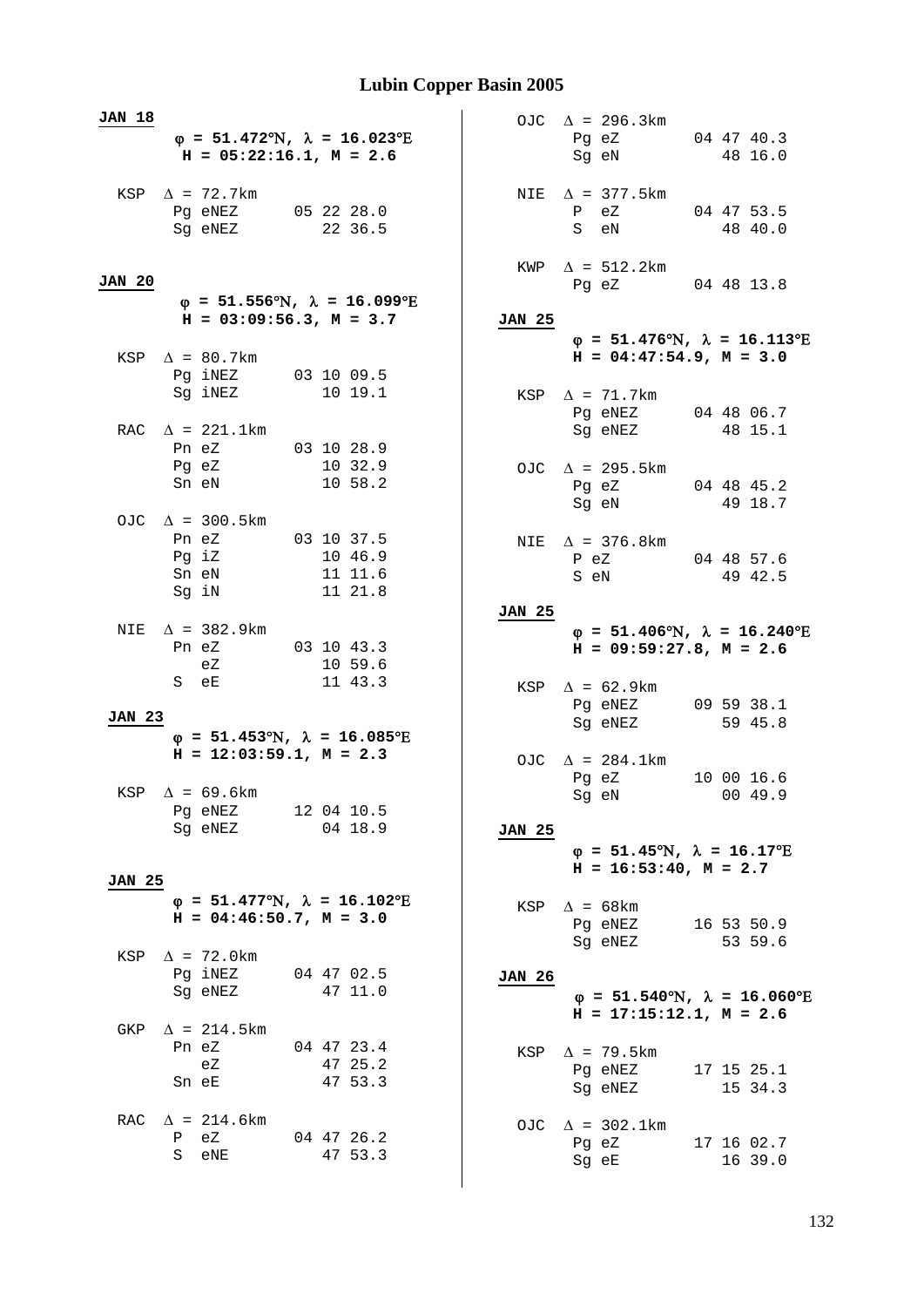# Lubin Copper Basin 2005

**JAN 18**

**φ = 51.472°N, λ = 16.023°E**
**H = 05:22:16.1, M = 2.6**

```
KSP  Δ = 72.7km
     Pg eNEZ      05 22 28.0
     Sg eNEZ         22 36.5
```

**JAN 20**

**φ = 51.556°N, λ = 16.099°E**
**H = 03:09:56.3, M = 3.7**

```
KSP  Δ = 80.7km
     Pg iNEZ      03 10 09.5
     Sg iNEZ         10 19.1

RAC  Δ = 221.1km
     Pn eZ        03 10 28.9
     Pg eZ           10 32.9
     Sn eN           10 58.2

OJC  Δ = 300.5km
     Pn eZ        03 10 37.5
     Pg iZ           10 46.9
     Sn eN           11 11.6
     Sg iN           11 21.8

NIE  Δ = 382.9km
     Pn eZ        03 10 43.3
        eZ           10 59.6
     S  eE           11 43.3
```

**JAN 23**

**φ = 51.453°N, λ = 16.085°E**
**H = 12:03:59.1, M = 2.3**

```
KSP  Δ = 69.6km
     Pg eNEZ      12 04 10.5
     Sg eNEZ         04 18.9
```

**JAN 25**

**φ = 51.477°N, λ = 16.102°E**
**H = 04:46:50.7, M = 3.0**

```
KSP  Δ = 72.0km
     Pg iNEZ      04 47 02.5
     Sg eNEZ         47 11.0

GKP  Δ = 214.5km
     Pn eZ        04 47 23.4
        eZ           47 25.2
     Sn eE           47 53.3

RAC  Δ = 214.6km
     P  eZ        04 47 26.2
     S  eNE          47 53.3

OJC  Δ = 296.3km
     Pg eZ        04 47 40.3
     Sg eN           48 16.0

NIE  Δ = 377.5km
     P  eZ        04 47 53.5
     S  eN           48 40.0

KWP  Δ = 512.2km
     Pg eZ        04 48 13.8
```

**JAN 25**

**φ = 51.476°N, λ = 16.113°E**
**H = 04:47:54.9, M = 3.0**

```
KSP  Δ = 71.7km
     Pg eNEZ      04 48 06.7
     Sg eNEZ         48 15.1

OJC  Δ = 295.5km
     Pg eZ        04 48 45.2
     Sg eN           49 18.7

NIE  Δ = 376.8km
     P eZ         04 48 57.6
     S eN            49 42.5
```

**JAN 25**

**φ = 51.406°N, λ = 16.240°E**
**H = 09:59:27.8, M = 2.6**

```
KSP  Δ = 62.9km
     Pg eNEZ      09 59 38.1
     Sg eNEZ         59 45.8

OJC  Δ = 284.1km
     Pg eZ        10 00 16.6
     Sg eN           00 49.9
```

**JAN 25**

**φ = 51.45°N, λ = 16.17°E**
**H = 16:53:40, M = 2.7**

```
KSP  Δ = 68km
     Pg eNEZ      16 53 50.9
     Sg eNEZ         53 59.6
```

**JAN 26**

**φ = 51.540°N, λ = 16.060°E**
**H = 17:15:12.1, M = 2.6**

```
KSP  Δ = 79.5km
     Pg eNEZ      17 15 25.1
     Sg eNEZ         15 34.3

OJC  Δ = 302.1km
     Pg eZ        17 16 02.7
     Sg eE           16 39.0
```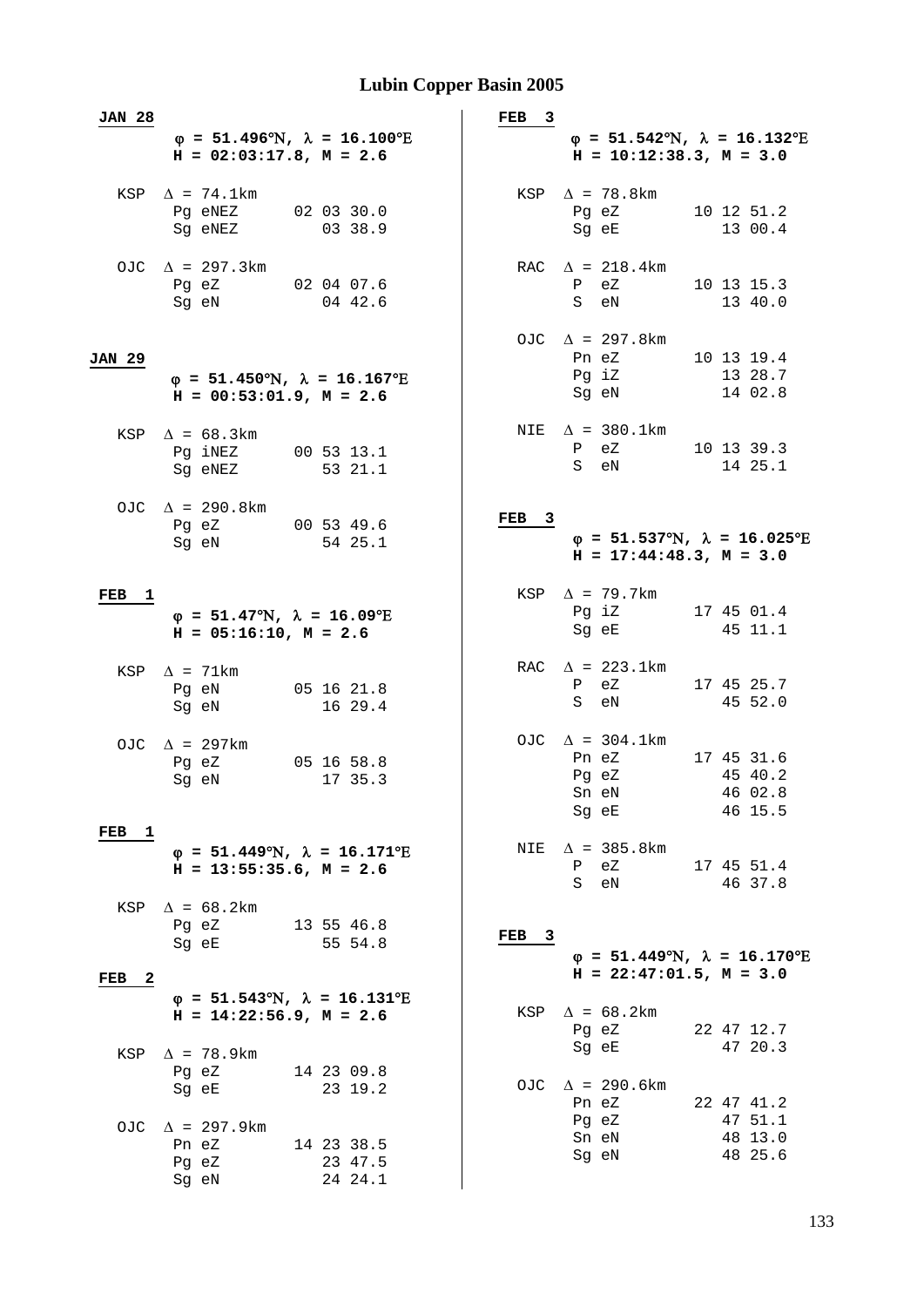# Lubin Copper Basin 2005

**JAN 28**

**φ = 51.496°N, λ = 16.100°E**
**H = 02:03:17.8, M = 2.6**

```
KSP  Δ = 74.1km
     Pg eNEZ      02 03 30.0
     Sg eNEZ         03 38.9

OJC  Δ = 297.3km
     Pg eZ        02 04 07.6
     Sg eN           04 42.6
```

**JAN 29**

**φ = 51.450°N, λ = 16.167°E**
**H = 00:53:01.9, M = 2.6**

```
KSP  Δ = 68.3km
     Pg iNEZ      00 53 13.1
     Sg eNEZ         53 21.1

OJC  Δ = 290.8km
     Pg eZ        00 53 49.6
     Sg eN           54 25.1
```

**FEB 1**

**φ = 51.47°N, λ = 16.09°E**
**H = 05:16:10, M = 2.6**

```
KSP  Δ = 71km
     Pg eN        05 16 21.8
     Sg eN           16 29.4

OJC  Δ = 297km
     Pg eZ        05 16 58.8
     Sg eN           17 35.3
```

**FEB 1**

**φ = 51.449°N, λ = 16.171°E**
**H = 13:55:35.6, M = 2.6**

```
KSP  Δ = 68.2km
     Pg eZ        13 55 46.8
     Sg eE           55 54.8
```

**FEB 2**

**φ = 51.543°N, λ = 16.131°E**
**H = 14:22:56.9, M = 2.6**

```
KSP  Δ = 78.9km
     Pg eZ        14 23 09.8
     Sg eE           23 19.2

OJC  Δ = 297.9km
     Pn eZ        14 23 38.5
     Pg eZ           23 47.5
     Sg eN           24 24.1
```

**FEB 3**

**φ = 51.542°N, λ = 16.132°E**
**H = 10:12:38.3, M = 3.0**

```
KSP  Δ = 78.8km
     Pg eZ        10 12 51.2
     Sg eE           13 00.4

RAC  Δ = 218.4km
     P  eZ        10 13 15.3
     S  eN           13 40.0

OJC  Δ = 297.8km
     Pn eZ        10 13 19.4
     Pg iZ           13 28.7
     Sg eN           14 02.8

NIE  Δ = 380.1km
     P  eZ        10 13 39.3
     S  eN           14 25.1
```

**FEB 3**

**φ = 51.537°N, λ = 16.025°E**
**H = 17:44:48.3, M = 3.0**

```
KSP  Δ = 79.7km
     Pg iZ        17 45 01.4
     Sg eE           45 11.1

RAC  Δ = 223.1km
     P  eZ        17 45 25.7
     S  eN           45 52.0

OJC  Δ = 304.1km
     Pn eZ        17 45 31.6
     Pg eZ           45 40.2
     Sn eN           46 02.8
     Sg eE           46 15.5

NIE  Δ = 385.8km
     P  eZ        17 45 51.4
     S  eN           46 37.8
```

**FEB 3**

**φ = 51.449°N, λ = 16.170°E**
**H = 22:47:01.5, M = 3.0**

```
KSP  Δ = 68.2km
     Pg eZ        22 47 12.7
     Sg eE           47 20.3

OJC  Δ = 290.6km
     Pn eZ        22 47 41.2
     Pg eZ           47 51.1
     Sn eN           48 13.0
     Sg eN           48 25.6
```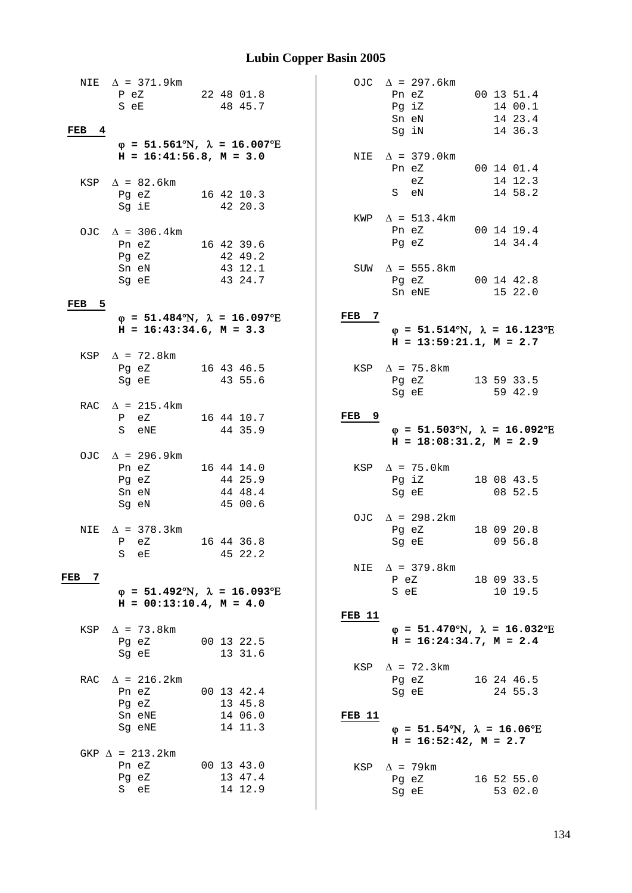# Lubin Copper Basin 2005

NIE Δ = 371.9km

```
P eZ         22 48 01.8
S eE            48 45.7
```

**FEB 4**

**φ = 51.561°N, λ = 16.007°E**
**H = 16:41:56.8, M = 3.0**

KSP Δ = 82.6km

```
Pg eZ        16 42 10.3
Sg iE           42 20.3
```

OJC Δ = 306.4km

```
Pn eZ        16 42 39.6
Pg eZ           42 49.2
Sn eN           43 12.1
Sg eE           43 24.7
```

**FEB 5**

**φ = 51.484°N, λ = 16.097°E**
**H = 16:43:34.6, M = 3.3**

KSP Δ = 72.8km

```
Pg eZ        16 43 46.5
Sg eE           43 55.6
```

RAC Δ = 215.4km

```
P  eZ        16 44 10.7
S  eNE          44 35.9
```

OJC Δ = 296.9km

```
Pn eZ        16 44 14.0
Pg eZ           44 25.9
Sn eN           44 48.4
Sg eN           45 00.6
```

NIE Δ = 378.3km

```
P  eZ        16 44 36.8
S  eE           45 22.2
```

**FEB 7**

**φ = 51.492°N, λ = 16.093°E**
**H = 00:13:10.4, M = 4.0**

KSP Δ = 73.8km

```
Pg eZ        00 13 22.5
Sg eE           13 31.6
```

RAC Δ = 216.2km

```
Pn eZ        00 13 42.4
Pg eZ           13 45.8
Sn eNE          14 06.0
Sg eNE          14 11.3
```

GKP Δ = 213.2km

```
Pn eZ        00 13 43.0
Pg eZ           13 47.4
S  eE           14 12.9
```

OJC Δ = 297.6km

```
Pn eZ        00 13 51.4
Pg iZ           14 00.1
Sn eN           14 23.4
Sg iN           14 36.3
```

NIE Δ = 379.0km

```
Pn eZ        00 14 01.4
   eZ           14 12.3
S  eN           14 58.2
```

KWP Δ = 513.4km

```
Pn eZ        00 14 19.4
Pg eZ           14 34.4
```

SUW Δ = 555.8km

```
Pg eZ        00 14 42.8
Sn eNE          15 22.0
```

**FEB 7**

**φ = 51.514°N, λ = 16.123°E**
**H = 13:59:21.1, M = 2.7**

KSP Δ = 75.8km

```
Pg eZ        13 59 33.5
Sg eE           59 42.9
```

**FEB 9**

**φ = 51.503°N, λ = 16.092°E**
**H = 18:08:31.2, M = 2.9**

KSP Δ = 75.0km

```
Pg iZ        18 08 43.5
Sg eE           08 52.5
```

OJC Δ = 298.2km

```
Pg eZ        18 09 20.8
Sg eE           09 56.8
```

NIE Δ = 379.8km

```
P eZ         18 09 33.5
S eE            10 19.5
```

**FEB 11**

**φ = 51.470°N, λ = 16.032°E**
**H = 16:24:34.7, M = 2.4**

KSP Δ = 72.3km

```
Pg eZ        16 24 46.5
Sg eE           24 55.3
```

**FEB 11**

**φ = 51.54°N, λ = 16.06°E**
**H = 16:52:42, M = 2.7**

KSP Δ = 79km

```
Pg eZ        16 52 55.0
Sg eE           53 02.0
```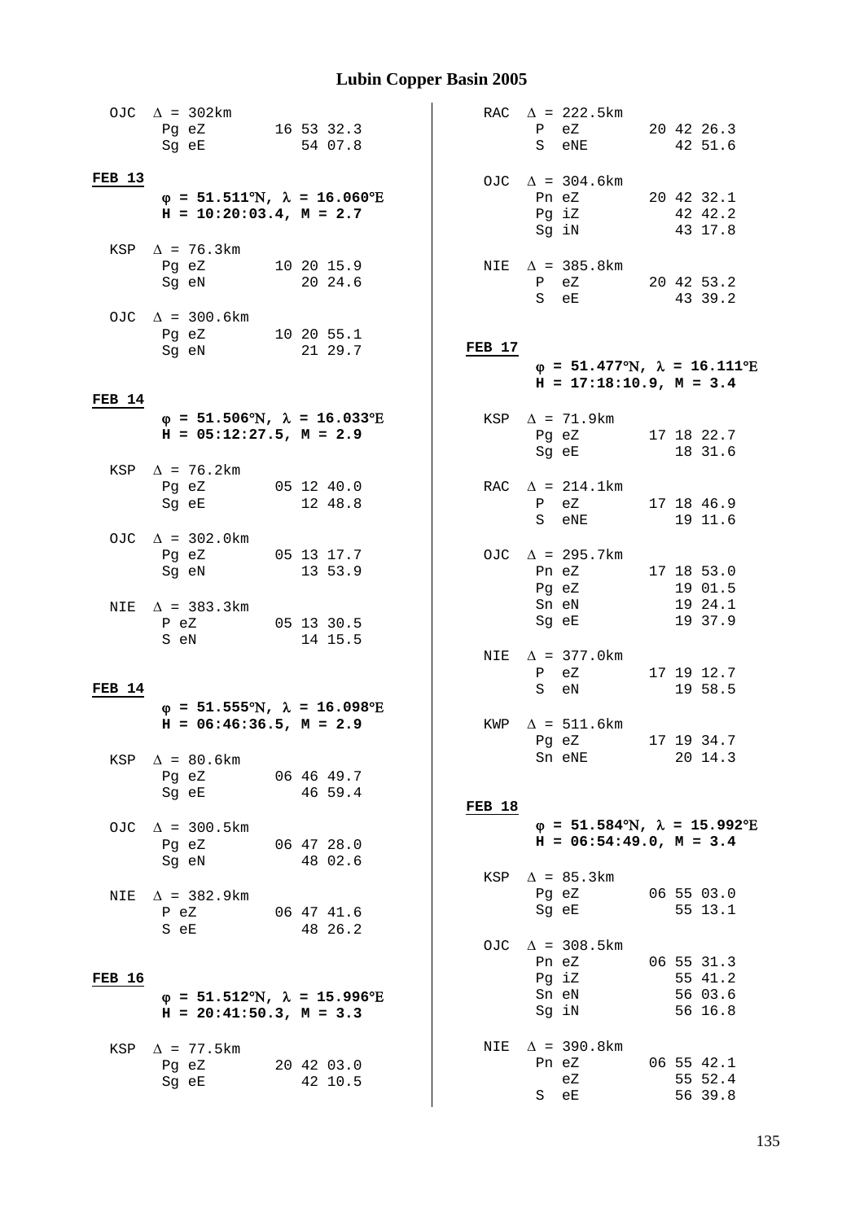OJC  Δ = 302km

| | | |
|---|---|---|
| Pg | eZ | 16 53 32.3 |
| Sg | eE | 54 07.8 |

**FEB 13**

**φ = 51.511°N, λ = 16.060°E**
**H = 10:20:03.4, M = 2.7**

KSP  Δ = 76.3km

| | | |
|---|---|---|
| Pg | eZ | 10 20 15.9 |
| Sg | eN | 20 24.6 |

OJC  Δ = 300.6km

| | | |
|---|---|---|
| Pg | eZ | 10 20 55.1 |
| Sg | eN | 21 29.7 |

**FEB 14**

**φ = 51.506°N, λ = 16.033°E**
**H = 05:12:27.5, M = 2.9**

KSP  Δ = 76.2km

| | | |
|---|---|---|
| Pg | eZ | 05 12 40.0 |
| Sg | eE | 12 48.8 |

OJC  Δ = 302.0km

| | | |
|---|---|---|
| Pg | eZ | 05 13 17.7 |
| Sg | eN | 13 53.9 |

NIE  Δ = 383.3km

| | | |
|---|---|---|
| P | eZ | 05 13 30.5 |
| S | eN | 14 15.5 |

**FEB 14**

**φ = 51.555°N, λ = 16.098°E**
**H = 06:46:36.5, M = 2.9**

KSP  Δ = 80.6km

| | | |
|---|---|---|
| Pg | eZ | 06 46 49.7 |
| Sg | eE | 46 59.4 |

OJC  Δ = 300.5km

| | | |
|---|---|---|
| Pg | eZ | 06 47 28.0 |
| Sg | eN | 48 02.6 |

NIE  Δ = 382.9km

| | | |
|---|---|---|
| P | eZ | 06 47 41.6 |
| S | eE | 48 26.2 |

**FEB 16**

**φ = 51.512°N, λ = 15.996°E**
**H = 20:41:50.3, M = 3.3**

KSP  Δ = 77.5km

| | | |
|---|---|---|
| Pg | eZ | 20 42 03.0 |
| Sg | eE | 42 10.5 |

RAC  Δ = 222.5km

| | | |
|---|---|---|
| P | eZ | 20 42 26.3 |
| S | eNE | 42 51.6 |

OJC  Δ = 304.6km

| | | |
|---|---|---|
| Pn | eZ | 20 42 32.1 |
| Pg | iZ | 42 42.2 |
| Sg | iN | 43 17.8 |

NIE  Δ = 385.8km

| | | |
|---|---|---|
| P | eZ | 20 42 53.2 |
| S | eE | 43 39.2 |

**FEB 17**

**φ = 51.477°N, λ = 16.111°E**
**H = 17:18:10.9, M = 3.4**

KSP  Δ = 71.9km

| | | |
|---|---|---|
| Pg | eZ | 17 18 22.7 |
| Sg | eE | 18 31.6 |

RAC  Δ = 214.1km

| | | |
|---|---|---|
| P | eZ | 17 18 46.9 |
| S | eNE | 19 11.6 |

OJC  Δ = 295.7km

| | | |
|---|---|---|
| Pn | eZ | 17 18 53.0 |
| Pg | eZ | 19 01.5 |
| Sn | eN | 19 24.1 |
| Sg | eE | 19 37.9 |

NIE  Δ = 377.0km

| | | |
|---|---|---|
| P | eZ | 17 19 12.7 |
| S | eN | 19 58.5 |

KWP  Δ = 511.6km

| | | |
|---|---|---|
| Pg | eZ | 17 19 34.7 |
| Sn | eNE | 20 14.3 |

**FEB 18**

**φ = 51.584°N, λ = 15.992°E**
**H = 06:54:49.0, M = 3.4**

KSP  Δ = 85.3km

| | | |
|---|---|---|
| Pg | eZ | 06 55 03.0 |
| Sg | eE | 55 13.1 |

OJC  Δ = 308.5km

| | | |
|---|---|---|
| Pn | eZ | 06 55 31.3 |
| Pg | iZ | 55 41.2 |
| Sn | eN | 56 03.6 |
| Sg | iN | 56 16.8 |

NIE  Δ = 390.8km

| | | |
|---|---|---|
| Pn | eZ | 06 55 42.1 |
| | eZ | 55 52.4 |
| S | eE | 56 39.8 |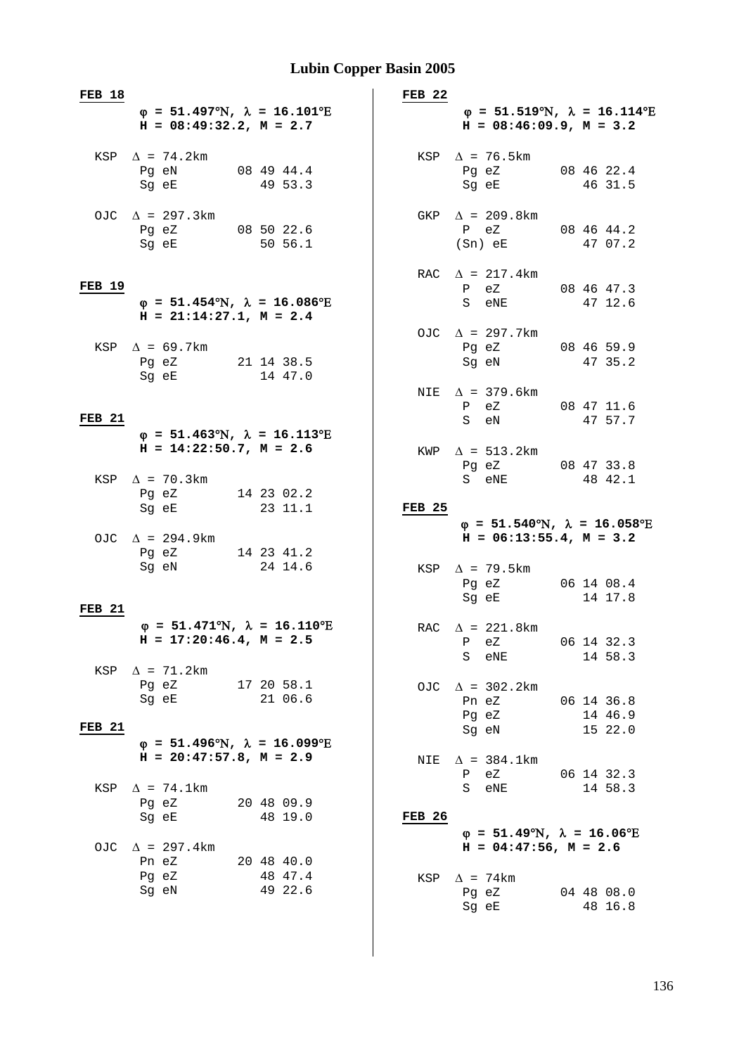# Lubin Copper Basin 2005

**FEB 18**

**φ = 51.497°N, λ = 16.101°E**
**H = 08:49:32.2, M = 2.7**

```
KSP  Δ = 74.2km
     Pg eN        08 49 44.4
     Sg eE           49 53.3

OJC  Δ = 297.3km
     Pg eZ        08 50 22.6
     Sg eE           50 56.1
```

**FEB 19**

**φ = 51.454°N, λ = 16.086°E**
**H = 21:14:27.1, M = 2.4**

```
KSP  Δ = 69.7km
     Pg eZ        21 14 38.5
     Sg eE           14 47.0
```

**FEB 21**

**φ = 51.463°N, λ = 16.113°E**
**H = 14:22:50.7, M = 2.6**

```
KSP  Δ = 70.3km
     Pg eZ        14 23 02.2
     Sg eE           23 11.1

OJC  Δ = 294.9km
     Pg eZ        14 23 41.2
     Sg eN           24 14.6
```

**FEB 21**

**φ = 51.471°N, λ = 16.110°E**
**H = 17:20:46.4, M = 2.5**

```
KSP  Δ = 71.2km
     Pg eZ        17 20 58.1
     Sg eE           21 06.6
```

**FEB 21**

**φ = 51.496°N, λ = 16.099°E**
**H = 20:47:57.8, M = 2.9**

```
KSP  Δ = 74.1km
     Pg eZ        20 48 09.9
     Sg eE           48 19.0

OJC  Δ = 297.4km
     Pn eZ        20 48 40.0
     Pg eZ           48 47.4
     Sg eN           49 22.6
```

**FEB 22**

**φ = 51.519°N, λ = 16.114°E**
**H = 08:46:09.9, M = 3.2**

```
KSP  Δ = 76.5km
     Pg eZ        08 46 22.4
     Sg eE           46 31.5

GKP  Δ = 209.8km
     P  eZ        08 46 44.2
     (Sn) eE         47 07.2

RAC  Δ = 217.4km
     P  eZ        08 46 47.3
     S  eNE          47 12.6

OJC  Δ = 297.7km
     Pg eZ        08 46 59.9
     Sg eN           47 35.2

NIE  Δ = 379.6km
     P  eZ        08 47 11.6
     S  eN           47 57.7

KWP  Δ = 513.2km
     Pg eZ        08 47 33.8
     S  eNE          48 42.1
```

**FEB 25**

**φ = 51.540°N, λ = 16.058°E**
**H = 06:13:55.4, M = 3.2**

```
KSP  Δ = 79.5km
     Pg eZ        06 14 08.4
     Sg eE           14 17.8

RAC  Δ = 221.8km
     P  eZ        06 14 32.3
     S  eNE          14 58.3

OJC  Δ = 302.2km
     Pn eZ        06 14 36.8
     Pg eZ           14 46.9
     Sg eN           15 22.0

NIE  Δ = 384.1km
     P  eZ        06 14 32.3
     S  eNE          14 58.3
```

**FEB 26**

**φ = 51.49°N, λ = 16.06°E**
**H = 04:47:56, M = 2.6**

```
KSP  Δ = 74km
     Pg eZ        04 48 08.0
     Sg eE           48 16.8
```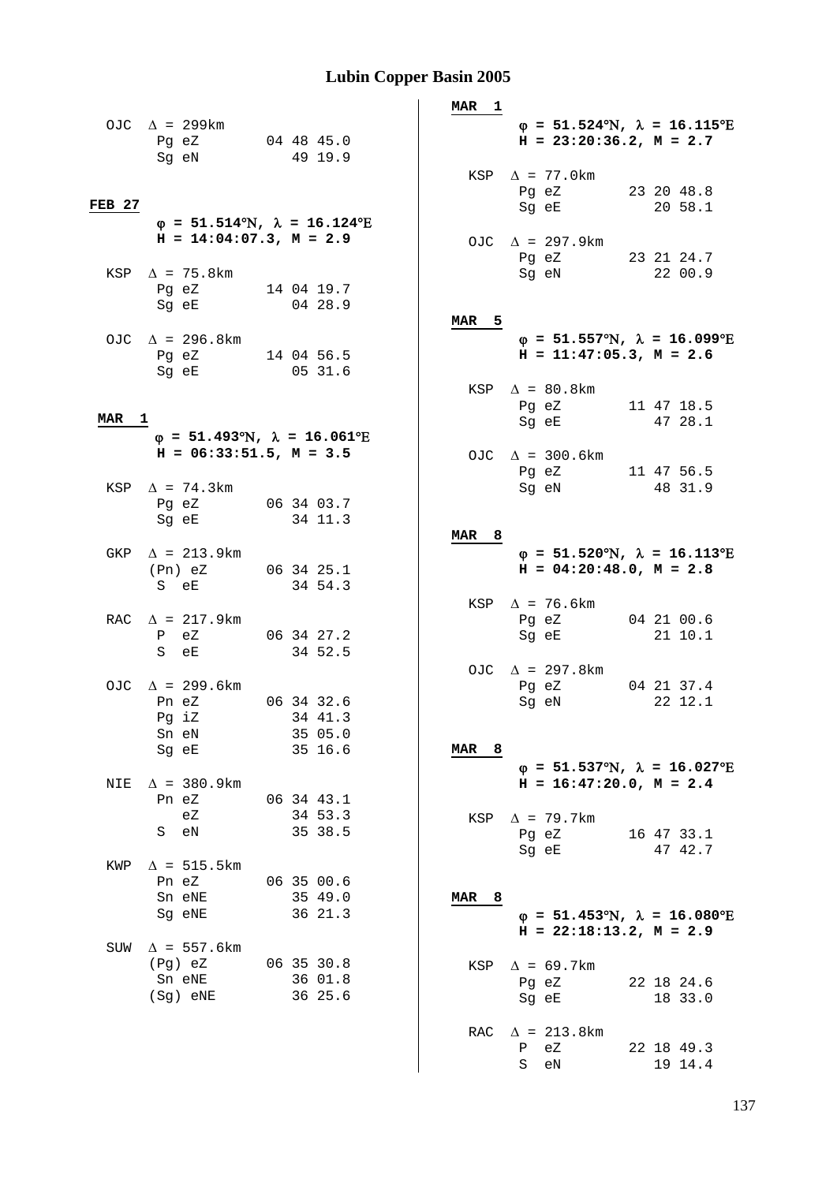## Lubin Copper Basin 2005

OJC $\Delta$ = 299km

| Phase | | Time |
|---|---|---|
| Pg | eZ | 04 48 45.0 |
| Sg | eN | 49 19.9 |

**FEB 27**

**$\varphi$ = 51.514°N, $\lambda$ = 16.124°E**
**H = 14:04:07.3, M = 2.9**

KSP $\Delta$ = 75.8km

| Phase | | Time |
|---|---|---|
| Pg | eZ | 14 04 19.7 |
| Sg | eE | 04 28.9 |

OJC $\Delta$ = 296.8km

| Phase | | Time |
|---|---|---|
| Pg | eZ | 14 04 56.5 |
| Sg | eE | 05 31.6 |

**MAR 1**

**$\varphi$ = 51.493°N, $\lambda$ = 16.061°E**
**H = 06:33:51.5, M = 3.5**

KSP $\Delta$ = 74.3km

| Phase | | Time |
|---|---|---|
| Pg | eZ | 06 34 03.7 |
| Sg | eE | 34 11.3 |

GKP $\Delta$ = 213.9km

| Phase | | Time |
|---|---|---|
| (Pn) | eZ | 06 34 25.1 |
| S | eE | 34 54.3 |

RAC $\Delta$ = 217.9km

| Phase | | Time |
|---|---|---|
| P | eZ | 06 34 27.2 |
| S | eE | 34 52.5 |

OJC $\Delta$ = 299.6km

| Phase | | Time |
|---|---|---|
| Pn | eZ | 06 34 32.6 |
| Pg | iZ | 34 41.3 |
| Sn | eN | 35 05.0 |
| Sg | eE | 35 16.6 |

NIE $\Delta$ = 380.9km

| Phase | | Time |
|---|---|---|
| Pn | eZ | 06 34 43.1 |
| | eZ | 34 53.3 |
| S | eN | 35 38.5 |

KWP $\Delta$ = 515.5km

| Phase | | Time |
|---|---|---|
| Pn | eZ | 06 35 00.6 |
| Sn | eNE | 35 49.0 |
| Sg | eNE | 36 21.3 |

SUW $\Delta$ = 557.6km

| Phase | | Time |
|---|---|---|
| (Pg) | eZ | 06 35 30.8 |
| Sn | eNE | 36 01.8 |
| (Sg) | eNE | 36 25.6 |

**MAR 1**

**$\varphi$ = 51.524°N, $\lambda$ = 16.115°E**
**H = 23:20:36.2, M = 2.7**

KSP $\Delta$ = 77.0km

| Phase | | Time |
|---|---|---|
| Pg | eZ | 23 20 48.8 |
| Sg | eE | 20 58.1 |

OJC $\Delta$ = 297.9km

| Phase | | Time |
|---|---|---|
| Pg | eZ | 23 21 24.7 |
| Sg | eN | 22 00.9 |

**MAR 5**

**$\varphi$ = 51.557°N, $\lambda$ = 16.099°E**
**H = 11:47:05.3, M = 2.6**

KSP $\Delta$ = 80.8km

| Phase | | Time |
|---|---|---|
| Pg | eZ | 11 47 18.5 |
| Sg | eE | 47 28.1 |

OJC $\Delta$ = 300.6km

| Phase | | Time |
|---|---|---|
| Pg | eZ | 11 47 56.5 |
| Sg | eN | 48 31.9 |

**MAR 8**

**$\varphi$ = 51.520°N, $\lambda$ = 16.113°E**
**H = 04:20:48.0, M = 2.8**

KSP $\Delta$ = 76.6km

| Phase | | Time |
|---|---|---|
| Pg | eZ | 04 21 00.6 |
| Sg | eE | 21 10.1 |

OJC $\Delta$ = 297.8km

| Phase | | Time |
|---|---|---|
| Pg | eZ | 04 21 37.4 |
| Sg | eN | 22 12.1 |

**MAR 8**

**$\varphi$ = 51.537°N, $\lambda$ = 16.027°E**
**H = 16:47:20.0, M = 2.4**

KSP $\Delta$ = 79.7km

| Phase | | Time |
|---|---|---|
| Pg | eZ | 16 47 33.1 |
| Sg | eE | 47 42.7 |

**MAR 8**

**$\varphi$ = 51.453°N, $\lambda$ = 16.080°E**
**H = 22:18:13.2, M = 2.9**

KSP $\Delta$ = 69.7km

| Phase | | Time |
|---|---|---|
| Pg | eZ | 22 18 24.6 |
| Sg | eE | 18 33.0 |

RAC $\Delta$ = 213.8km

| Phase | | Time |
|---|---|---|
| P | eZ | 22 18 49.3 |
| S | eN | 19 14.4 |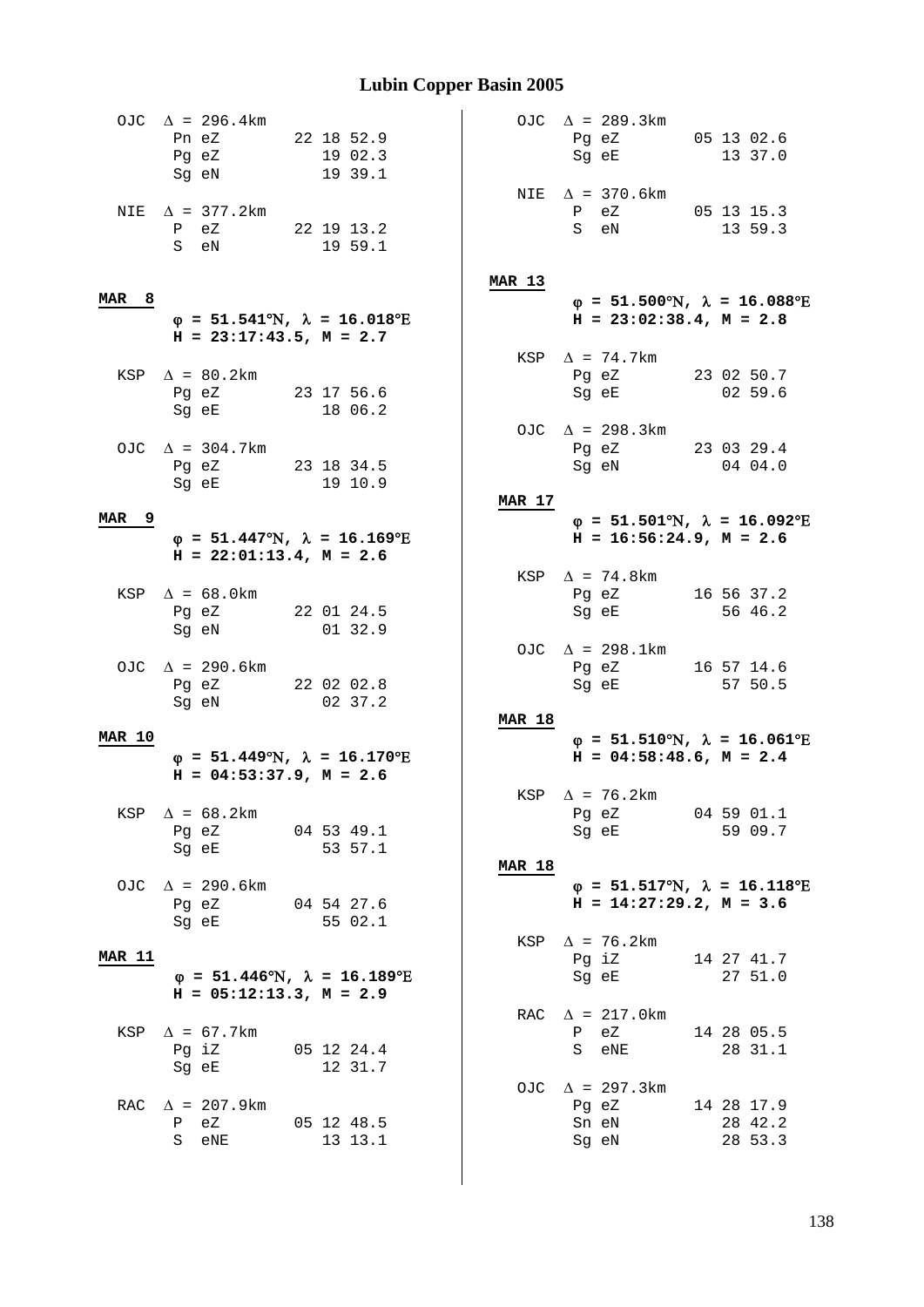# Lubin Copper Basin 2005

```
OJC  Δ = 296.4km
     Pn eZ       22 18 52.9
     Pg eZ          19 02.3
     Sg eN          19 39.1

NIE  Δ = 377.2km
     P  eZ       22 19 13.2
     S  eN          19 59.1
```

**MAR 8**

**φ = 51.541°N, λ = 16.018°E**
**H = 23:17:43.5, M = 2.7**

```
KSP  Δ = 80.2km
     Pg eZ       23 17 56.6
     Sg eE          18 06.2

OJC  Δ = 304.7km
     Pg eZ       23 18 34.5
     Sg eE          19 10.9
```

**MAR 9**

**φ = 51.447°N, λ = 16.169°E**
**H = 22:01:13.4, M = 2.6**

```
KSP  Δ = 68.0km
     Pg eZ       22 01 24.5
     Sg eN          01 32.9

OJC  Δ = 290.6km
     Pg eZ       22 02 02.8
     Sg eN          02 37.2
```

**MAR 10**

**φ = 51.449°N, λ = 16.170°E**
**H = 04:53:37.9, M = 2.6**

```
KSP  Δ = 68.2km
     Pg eZ       04 53 49.1
     Sg eE          53 57.1

OJC  Δ = 290.6km
     Pg eZ       04 54 27.6
     Sg eE          55 02.1
```

**MAR 11**

**φ = 51.446°N, λ = 16.189°E**
**H = 05:12:13.3, M = 2.9**

```
KSP  Δ = 67.7km
     Pg iZ       05 12 24.4
     Sg eE          12 31.7

RAC  Δ = 207.9km
     P  eZ       05 12 48.5
     S  eNE         13 13.1

OJC  Δ = 289.3km
     Pg eZ       05 13 02.6
     Sg eE          13 37.0

NIE  Δ = 370.6km
     P  eZ       05 13 15.3
     S  eN          13 59.3
```

**MAR 13**

**φ = 51.500°N, λ = 16.088°E**
**H = 23:02:38.4, M = 2.8**

```
KSP  Δ = 74.7km
     Pg eZ       23 02 50.7
     Sg eE          02 59.6

OJC  Δ = 298.3km
     Pg eZ       23 03 29.4
     Sg eN          04 04.0
```

**MAR 17**

**φ = 51.501°N, λ = 16.092°E**
**H = 16:56:24.9, M = 2.6**

```
KSP  Δ = 74.8km
     Pg eZ       16 56 37.2
     Sg eE          56 46.2

OJC  Δ = 298.1km
     Pg eZ       16 57 14.6
     Sg eE          57 50.5
```

**MAR 18**

**φ = 51.510°N, λ = 16.061°E**
**H = 04:58:48.6, M = 2.4**

```
KSP  Δ = 76.2km
     Pg eZ       04 59 01.1
     Sg eE          59 09.7
```

**MAR 18**

**φ = 51.517°N, λ = 16.118°E**
**H = 14:27:29.2, M = 3.6**

```
KSP  Δ = 76.2km
     Pg iZ       14 27 41.7
     Sg eE          27 51.0

RAC  Δ = 217.0km
     P  eZ       14 28 05.5
     S  eNE         28 31.1

OJC  Δ = 297.3km
     Pg eZ       14 28 17.9
     Sn eN          28 42.2
     Sg eN          28 53.3
```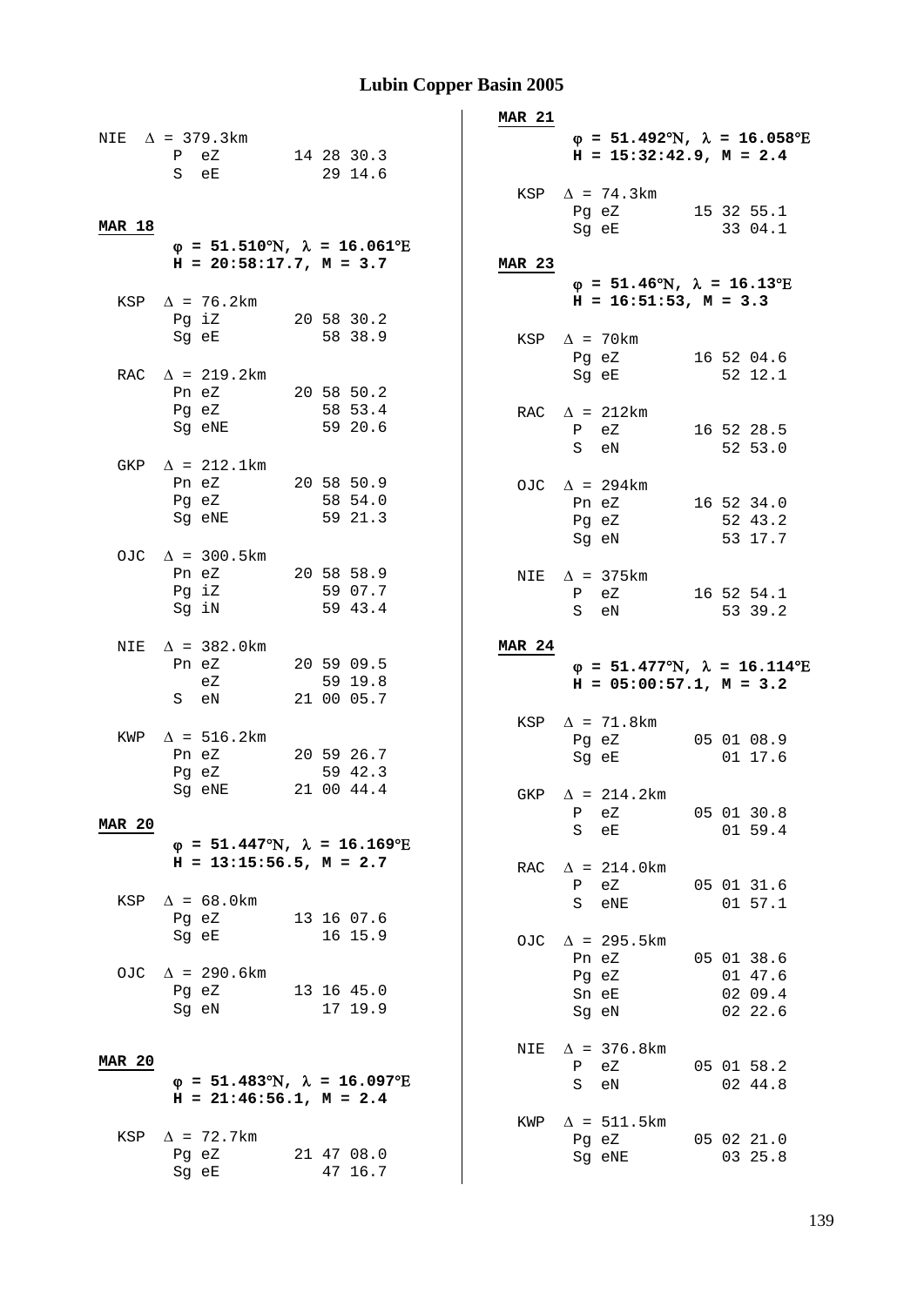# Lubin Copper Basin 2005

NIE  $\Delta$ = 379.3km

| | | |
|---|---|---|
| P | eZ | 14 28 30.3 |
| S | eE | 29 14.6 |

**MAR 18**

**$\varphi$ = 51.510°N, $\lambda$ = 16.061°E**
**H = 20:58:17.7, M = 3.7**

KSP  $\Delta$ = 76.2km

| | | |
|---|---|---|
| Pg | iZ | 20 58 30.2 |
| Sg | eE | 58 38.9 |

RAC  $\Delta$ = 219.2km

| | | |
|---|---|---|
| Pn | eZ | 20 58 50.2 |
| Pg | eZ | 58 53.4 |
| Sg | eNE | 59 20.6 |

GKP  $\Delta$ = 212.1km

| | | |
|---|---|---|
| Pn | eZ | 20 58 50.9 |
| Pg | eZ | 58 54.0 |
| Sg | eNE | 59 21.3 |

OJC  $\Delta$ = 300.5km

| | | |
|---|---|---|
| Pn | eZ | 20 58 58.9 |
| Pg | iZ | 59 07.7 |
| Sg | iN | 59 43.4 |

NIE  $\Delta$ = 382.0km

| | | |
|---|---|---|
| Pn | eZ | 20 59 09.5 |
| | eZ | 59 19.8 |
| S | eN | 21 00 05.7 |

KWP  $\Delta$ = 516.2km

| | | |
|---|---|---|
| Pn | eZ | 20 59 26.7 |
| Pg | eZ | 59 42.3 |
| Sg | eNE | 21 00 44.4 |

**MAR 20**

**$\varphi$ = 51.447°N, $\lambda$ = 16.169°E**
**H = 13:15:56.5, M = 2.7**

KSP  $\Delta$ = 68.0km

| | | |
|---|---|---|
| Pg | eZ | 13 16 07.6 |
| Sg | eE | 16 15.9 |

OJC  $\Delta$ = 290.6km

| | | |
|---|---|---|
| Pg | eZ | 13 16 45.0 |
| Sg | eN | 17 19.9 |

**MAR 20**

**$\varphi$ = 51.483°N, $\lambda$ = 16.097°E**
**H = 21:46:56.1, M = 2.4**

KSP  $\Delta$ = 72.7km

| | | |
|---|---|---|
| Pg | eZ | 21 47 08.0 |
| Sg | eE | 47 16.7 |

**MAR 21**

**$\varphi$ = 51.492°N, $\lambda$ = 16.058°E**
**H = 15:32:42.9, M = 2.4**

KSP  $\Delta$ = 74.3km

| | | |
|---|---|---|
| Pg | eZ | 15 32 55.1 |
| Sg | eE | 33 04.1 |

**MAR 23**

**$\varphi$ = 51.46°N, $\lambda$ = 16.13°E**
**H = 16:51:53, M = 3.3**

KSP  $\Delta$ = 70km

| | | |
|---|---|---|
| Pg | eZ | 16 52 04.6 |
| Sg | eE | 52 12.1 |

RAC  $\Delta$ = 212km

| | | |
|---|---|---|
| P | eZ | 16 52 28.5 |
| S | eN | 52 53.0 |

OJC  $\Delta$ = 294km

| | | |
|---|---|---|
| Pn | eZ | 16 52 34.0 |
| Pg | eZ | 52 43.2 |
| Sg | eN | 53 17.7 |

NIE  $\Delta$ = 375km

| | | |
|---|---|---|
| P | eZ | 16 52 54.1 |
| S | eN | 53 39.2 |

**MAR 24**

**$\varphi$ = 51.477°N, $\lambda$ = 16.114°E**
**H = 05:00:57.1, M = 3.2**

KSP  $\Delta$ = 71.8km

| | | |
|---|---|---|
| Pg | eZ | 05 01 08.9 |
| Sg | eE | 01 17.6 |

GKP  $\Delta$ = 214.2km

| | | |
|---|---|---|
| P | eZ | 05 01 30.8 |
| S | eE | 01 59.4 |

RAC  $\Delta$ = 214.0km

| | | |
|---|---|---|
| P | eZ | 05 01 31.6 |
| S | eNE | 01 57.1 |

OJC  $\Delta$ = 295.5km

| | | |
|---|---|---|
| Pn | eZ | 05 01 38.6 |
| Pg | eZ | 01 47.6 |
| Sn | eE | 02 09.4 |
| Sg | eN | 02 22.6 |

NIE  $\Delta$ = 376.8km

| | | |
|---|---|---|
| P | eZ | 05 01 58.2 |
| S | eN | 02 44.8 |

KWP  $\Delta$ = 511.5km

| | | |
|---|---|---|
| Pg | eZ | 05 02 21.0 |
| Sg | eNE | 03 25.8 |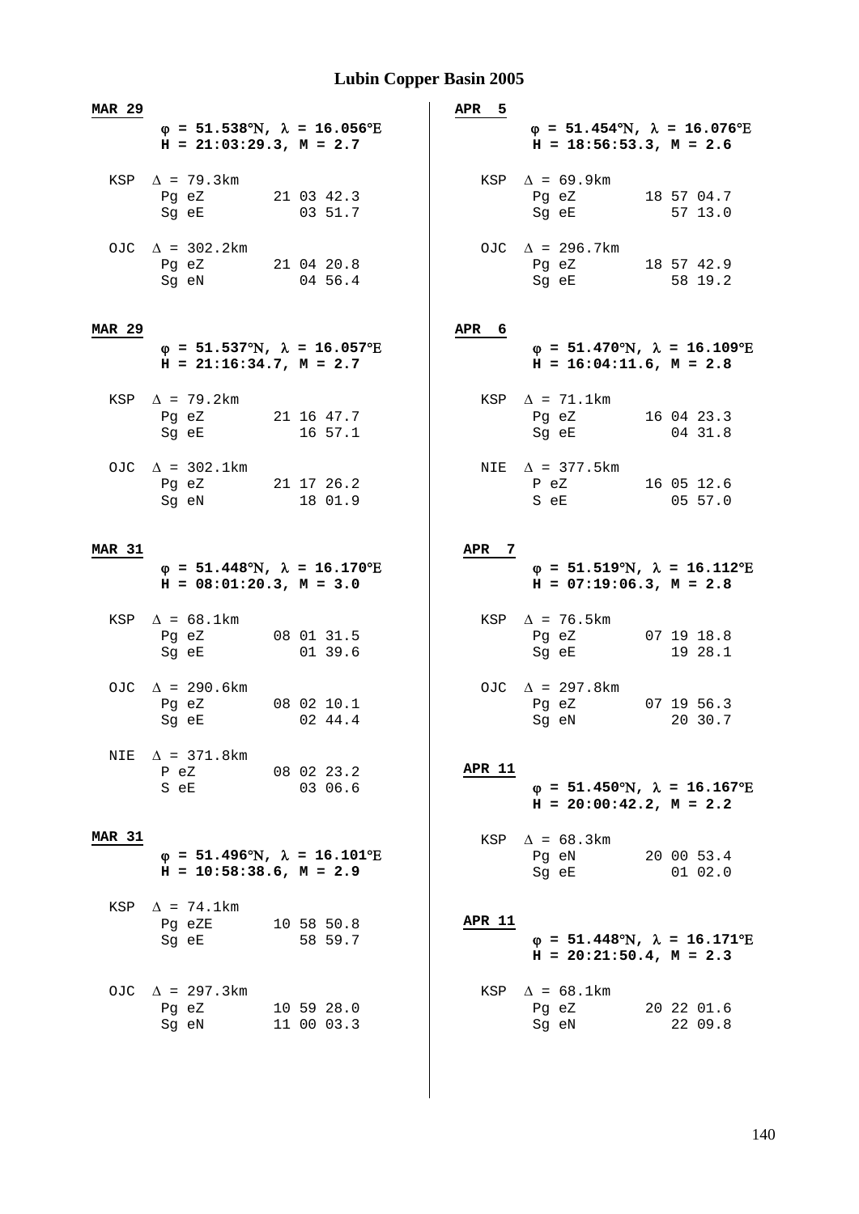# Lubin Copper Basin 2005

**MAR 29**

**φ = 51.538°N, λ = 16.056°E**
**H = 21:03:29.3, M = 2.7**

```
KSP  Δ = 79.3km
     Pg eZ        21 03 42.3
     Sg eE           03 51.7

OJC  Δ = 302.2km
     Pg eZ        21 04 20.8
     Sg eN           04 56.4
```

**MAR 29**

**φ = 51.537°N, λ = 16.057°E**
**H = 21:16:34.7, M = 2.7**

```
KSP  Δ = 79.2km
     Pg eZ        21 16 47.7
     Sg eE           16 57.1

OJC  Δ = 302.1km
     Pg eZ        21 17 26.2
     Sg eN           18 01.9
```

**MAR 31**

**φ = 51.448°N, λ = 16.170°E**
**H = 08:01:20.3, M = 3.0**

```
KSP  Δ = 68.1km
     Pg eZ        08 01 31.5
     Sg eE           01 39.6

OJC  Δ = 290.6km
     Pg eZ        08 02 10.1
     Sg eE           02 44.4

NIE  Δ = 371.8km
     P eZ         08 02 23.2
     S eE            03 06.6
```

**MAR 31**

**φ = 51.496°N, λ = 16.101°E**
**H = 10:58:38.6, M = 2.9**

```
KSP  Δ = 74.1km
     Pg eZE       10 58 50.8
     Sg eE           58 59.7

OJC  Δ = 297.3km
     Pg eZ        10 59 28.0
     Sg eN        11 00 03.3
```

**APR 5**

**φ = 51.454°N, λ = 16.076°E**
**H = 18:56:53.3, M = 2.6**

```
KSP  Δ = 69.9km
     Pg eZ        18 57 04.7
     Sg eE           57 13.0

OJC  Δ = 296.7km
     Pg eZ        18 57 42.9
     Sg eE           58 19.2
```

**APR 6**

**φ = 51.470°N, λ = 16.109°E**
**H = 16:04:11.6, M = 2.8**

```
KSP  Δ = 71.1km
     Pg eZ        16 04 23.3
     Sg eE           04 31.8

NIE  Δ = 377.5km
     P eZ         16 05 12.6
     S eE            05 57.0
```

**APR 7**

**φ = 51.519°N, λ = 16.112°E**
**H = 07:19:06.3, M = 2.8**

```
KSP  Δ = 76.5km
     Pg eZ        07 19 18.8
     Sg eE           19 28.1

OJC  Δ = 297.8km
     Pg eZ        07 19 56.3
     Sg eN           20 30.7
```

**APR 11**

**φ = 51.450°N, λ = 16.167°E**
**H = 20:00:42.2, M = 2.2**

```
KSP  Δ = 68.3km
     Pg eN        20 00 53.4
     Sg eE           01 02.0
```

**APR 11**

**φ = 51.448°N, λ = 16.171°E**
**H = 20:21:50.4, M = 2.3**

```
KSP  Δ = 68.1km
     Pg eZ        20 22 01.6
     Sg eN           22 09.8
```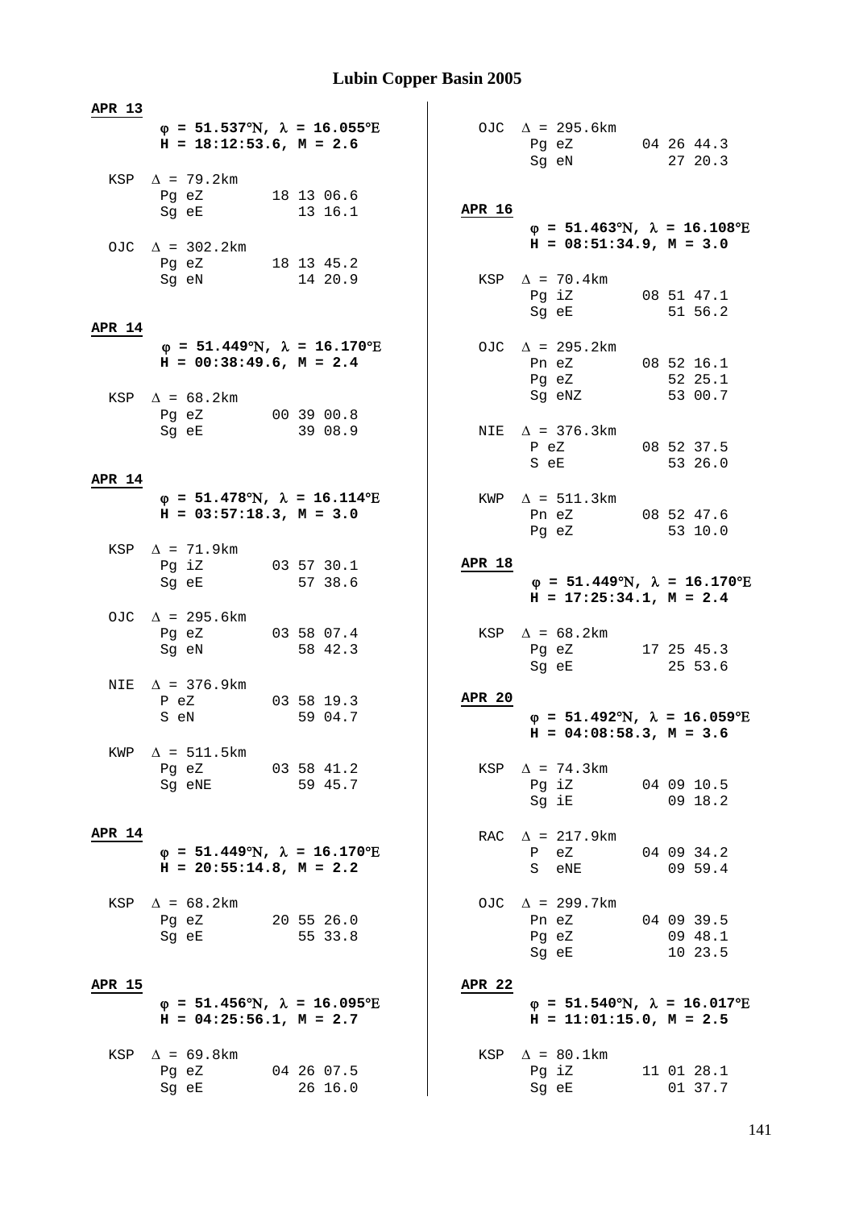# Lubin Copper Basin 2005

**APR 13**

**φ = 51.537°N, λ = 16.055°E**
**H = 18:12:53.6, M = 2.6**

```
KSP  Δ = 79.2km
     Pg eZ        18 13 06.6
     Sg eE           13 16.1

OJC  Δ = 302.2km
     Pg eZ        18 13 45.2
     Sg eN           14 20.9
```

**APR 14**

**φ = 51.449°N, λ = 16.170°E**
**H = 00:38:49.6, M = 2.4**

```
KSP  Δ = 68.2km
     Pg eZ        00 39 00.8
     Sg eE           39 08.9
```

**APR 14**

**φ = 51.478°N, λ = 16.114°E**
**H = 03:57:18.3, M = 3.0**

```
KSP  Δ = 71.9km
     Pg iZ        03 57 30.1
     Sg eE           57 38.6

OJC  Δ = 295.6km
     Pg eZ        03 58 07.4
     Sg eN           58 42.3

NIE  Δ = 376.9km
     P eZ         03 58 19.3
     S eN            59 04.7

KWP  Δ = 511.5km
     Pg eZ        03 58 41.2
     Sg eNE          59 45.7
```

**APR 14**

**φ = 51.449°N, λ = 16.170°E**
**H = 20:55:14.8, M = 2.2**

```
KSP  Δ = 68.2km
     Pg eZ        20 55 26.0
     Sg eE           55 33.8
```

**APR 15**

**φ = 51.456°N, λ = 16.095°E**
**H = 04:25:56.1, M = 2.7**

```
KSP  Δ = 69.8km
     Pg eZ        04 26 07.5
     Sg eE           26 16.0

OJC  Δ = 295.6km
     Pg eZ        04 26 44.3
     Sg eN           27 20.3
```

**APR 16**

**φ = 51.463°N, λ = 16.108°E**
**H = 08:51:34.9, M = 3.0**

```
KSP  Δ = 70.4km
     Pg iZ        08 51 47.1
     Sg eE           51 56.2

OJC  Δ = 295.2km
     Pn eZ        08 52 16.1
     Pg eZ           52 25.1
     Sg eNZ          53 00.7

NIE  Δ = 376.3km
     P eZ         08 52 37.5
     S eE            53 26.0

KWP  Δ = 511.3km
     Pn eZ        08 52 47.6
     Pg eZ           53 10.0
```

**APR 18**

**φ = 51.449°N, λ = 16.170°E**
**H = 17:25:34.1, M = 2.4**

```
KSP  Δ = 68.2km
     Pg eZ        17 25 45.3
     Sg eE           25 53.6
```

**APR 20**

**φ = 51.492°N, λ = 16.059°E**
**H = 04:08:58.3, M = 3.6**

```
KSP  Δ = 74.3km
     Pg iZ        04 09 10.5
     Sg iE           09 18.2

RAC  Δ = 217.9km
     P  eZ        04 09 34.2
     S  eNE          09 59.4

OJC  Δ = 299.7km
     Pn eZ        04 09 39.5
     Pg eZ           09 48.1
     Sg eE           10 23.5
```

**APR 22**

**φ = 51.540°N, λ = 16.017°E**
**H = 11:01:15.0, M = 2.5**

```
KSP  Δ = 80.1km
     Pg iZ        11 01 28.1
     Sg eE           01 37.7
```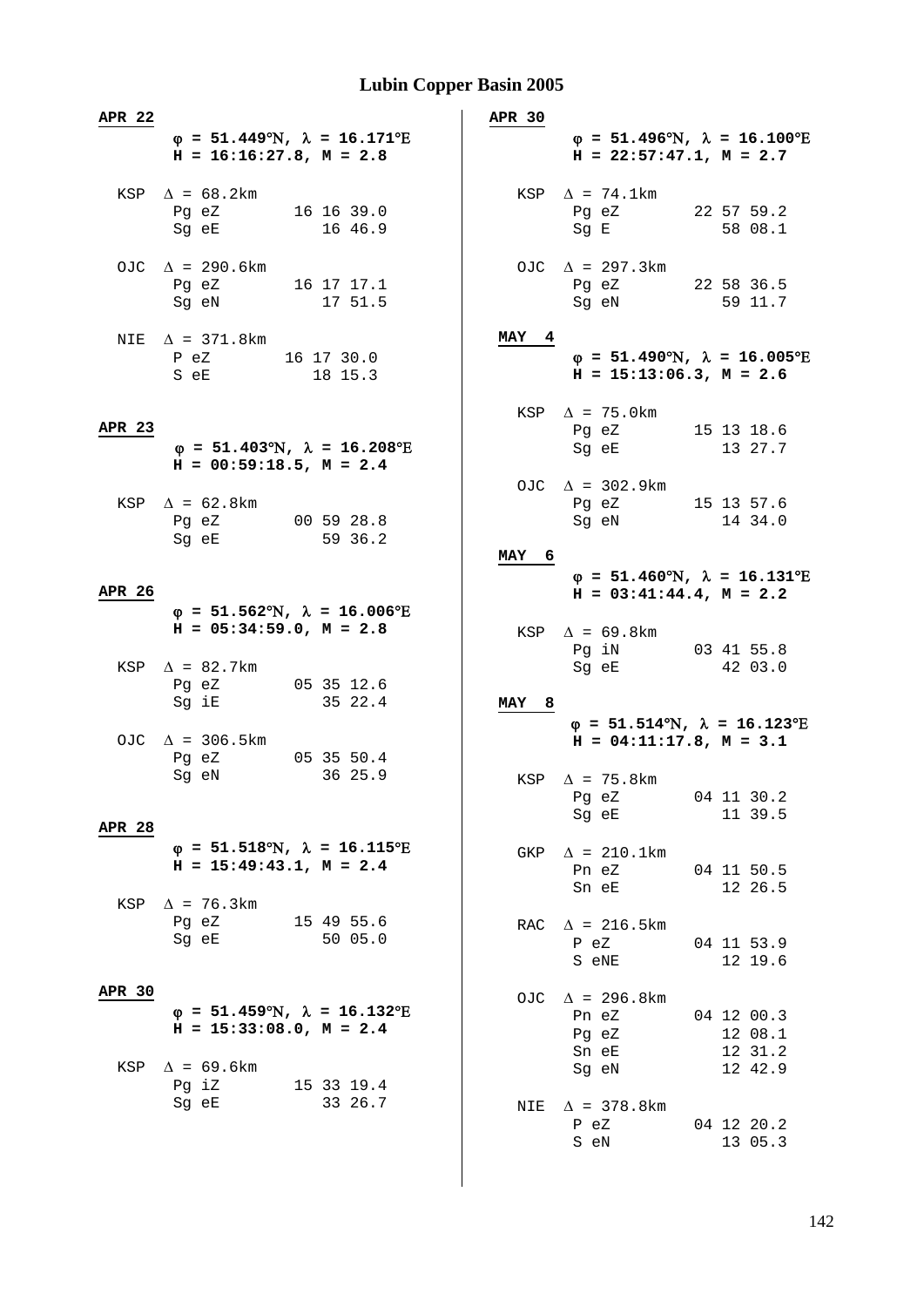# Lubin Copper Basin 2005

**APR 22**

**φ = 51.449°N, λ = 16.171°E**
**H = 16:16:27.8, M = 2.8**

```
KSP  Δ = 68.2km
     Pg eZ        16 16 39.0
     Sg eE           16 46.9

OJC  Δ = 290.6km
     Pg eZ        16 17 17.1
     Sg eN           17 51.5

NIE  Δ = 371.8km
     P eZ         16 17 30.0
     S eE            18 15.3
```

**APR 23**

**φ = 51.403°N, λ = 16.208°E**
**H = 00:59:18.5, M = 2.4**

```
KSP  Δ = 62.8km
     Pg eZ        00 59 28.8
     Sg eE           59 36.2
```

**APR 26**

**φ = 51.562°N, λ = 16.006°E**
**H = 05:34:59.0, M = 2.8**

```
KSP  Δ = 82.7km
     Pg eZ        05 35 12.6
     Sg iE           35 22.4

OJC  Δ = 306.5km
     Pg eZ        05 35 50.4
     Sg eN           36 25.9
```

**APR 28**

**φ = 51.518°N, λ = 16.115°E**
**H = 15:49:43.1, M = 2.4**

```
KSP  Δ = 76.3km
     Pg eZ        15 49 55.6
     Sg eE           50 05.0
```

**APR 30**

**φ = 51.459°N, λ = 16.132°E**
**H = 15:33:08.0, M = 2.4**

```
KSP  Δ = 69.6km
     Pg iZ        15 33 19.4
     Sg eE           33 26.7
```

**APR 30**

**φ = 51.496°N, λ = 16.100°E**
**H = 22:57:47.1, M = 2.7**

```
KSP  Δ = 74.1km
     Pg eZ        22 57 59.2
     Sg E            58 08.1

OJC  Δ = 297.3km
     Pg eZ        22 58 36.5
     Sg eN           59 11.7
```

**MAY 4**

**φ = 51.490°N, λ = 16.005°E**
**H = 15:13:06.3, M = 2.6**

```
KSP  Δ = 75.0km
     Pg eZ        15 13 18.6
     Sg eE           13 27.7

OJC  Δ = 302.9km
     Pg eZ        15 13 57.6
     Sg eN           14 34.0
```

**MAY 6**

**φ = 51.460°N, λ = 16.131°E**
**H = 03:41:44.4, M = 2.2**

```
KSP  Δ = 69.8km
     Pg iN        03 41 55.8
     Sg eE           42 03.0
```

**MAY 8**

**φ = 51.514°N, λ = 16.123°E**
**H = 04:11:17.8, M = 3.1**

```
KSP  Δ = 75.8km
     Pg eZ        04 11 30.2
     Sg eE           11 39.5

GKP  Δ = 210.1km
     Pn eZ        04 11 50.5
     Sn eE           12 26.5

RAC  Δ = 216.5km
     P eZ         04 11 53.9
     S eNE           12 19.6

OJC  Δ = 296.8km
     Pn eZ        04 12 00.3
     Pg eZ           12 08.1
     Sn eE           12 31.2
     Sg eN           12 42.9

NIE  Δ = 378.8km
     P eZ         04 12 20.2
     S eN            13 05.3
```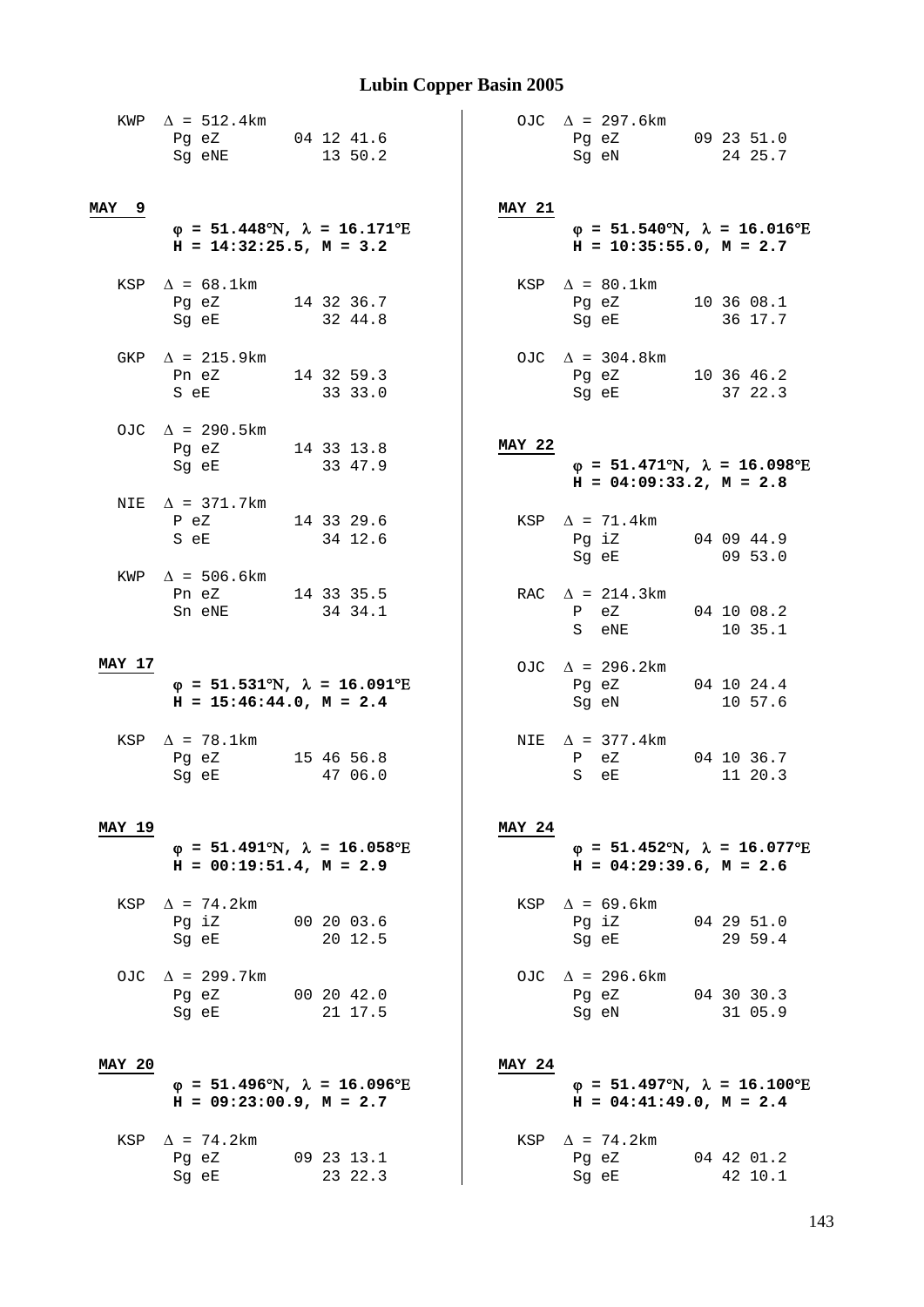# Lubin Copper Basin 2005

KWP $\Delta$ = 512.4km
Pg eZ 04 12 41.6
Sg eNE 13 50.2

**MAY 9**

**$\varphi$ = 51.448°N, $\lambda$ = 16.171°E**
**H = 14:32:25.5, M = 3.2**

KSP $\Delta$ = 68.1km
Pg eZ 14 32 36.7
Sg eE 32 44.8

GKP $\Delta$ = 215.9km
Pn eZ 14 32 59.3
S eE 33 33.0

OJC $\Delta$ = 290.5km
Pg eZ 14 33 13.8
Sg eE 33 47.9

NIE $\Delta$ = 371.7km
P eZ 14 33 29.6
S eE 34 12.6

KWP $\Delta$ = 506.6km
Pn eZ 14 33 35.5
Sn eNE 34 34.1

**MAY 17**

**$\varphi$ = 51.531°N, $\lambda$ = 16.091°E**
**H = 15:46:44.0, M = 2.4**

KSP $\Delta$ = 78.1km
Pg eZ 15 46 56.8
Sg eE 47 06.0

**MAY 19**

**$\varphi$ = 51.491°N, $\lambda$ = 16.058°E**
**H = 00:19:51.4, M = 2.9**

KSP $\Delta$ = 74.2km
Pg iZ 00 20 03.6
Sg eE 20 12.5

OJC $\Delta$ = 299.7km
Pg eZ 00 20 42.0
Sg eE 21 17.5

**MAY 20**

**$\varphi$ = 51.496°N, $\lambda$ = 16.096°E**
**H = 09:23:00.9, M = 2.7**

KSP $\Delta$ = 74.2km
Pg eZ 09 23 13.1
Sg eE 23 22.3

OJC $\Delta$ = 297.6km
Pg eZ 09 23 51.0
Sg eN 24 25.7

**MAY 21**

**$\varphi$ = 51.540°N, $\lambda$ = 16.016°E**
**H = 10:35:55.0, M = 2.7**

KSP $\Delta$ = 80.1km
Pg eZ 10 36 08.1
Sg eE 36 17.7

OJC $\Delta$ = 304.8km
Pg eZ 10 36 46.2
Sg eE 37 22.3

**MAY 22**

**$\varphi$ = 51.471°N, $\lambda$ = 16.098°E**
**H = 04:09:33.2, M = 2.8**

KSP $\Delta$ = 71.4km
Pg iZ 04 09 44.9
Sg eE 09 53.0

RAC $\Delta$ = 214.3km
P eZ 04 10 08.2
S eNE 10 35.1

OJC $\Delta$ = 296.2km
Pg eZ 04 10 24.4
Sg eN 10 57.6

NIE $\Delta$ = 377.4km
P eZ 04 10 36.7
S eE 11 20.3

**MAY 24**

**$\varphi$ = 51.452°N, $\lambda$ = 16.077°E**
**H = 04:29:39.6, M = 2.6**

KSP $\Delta$ = 69.6km
Pg iZ 04 29 51.0
Sg eE 29 59.4

OJC $\Delta$ = 296.6km
Pg eZ 04 30 30.3
Sg eN 31 05.9

**MAY 24**

**$\varphi$ = 51.497°N, $\lambda$ = 16.100°E**
**H = 04:41:49.0, M = 2.4**

KSP $\Delta$ = 74.2km
Pg eZ 04 42 01.2
Sg eE 42 10.1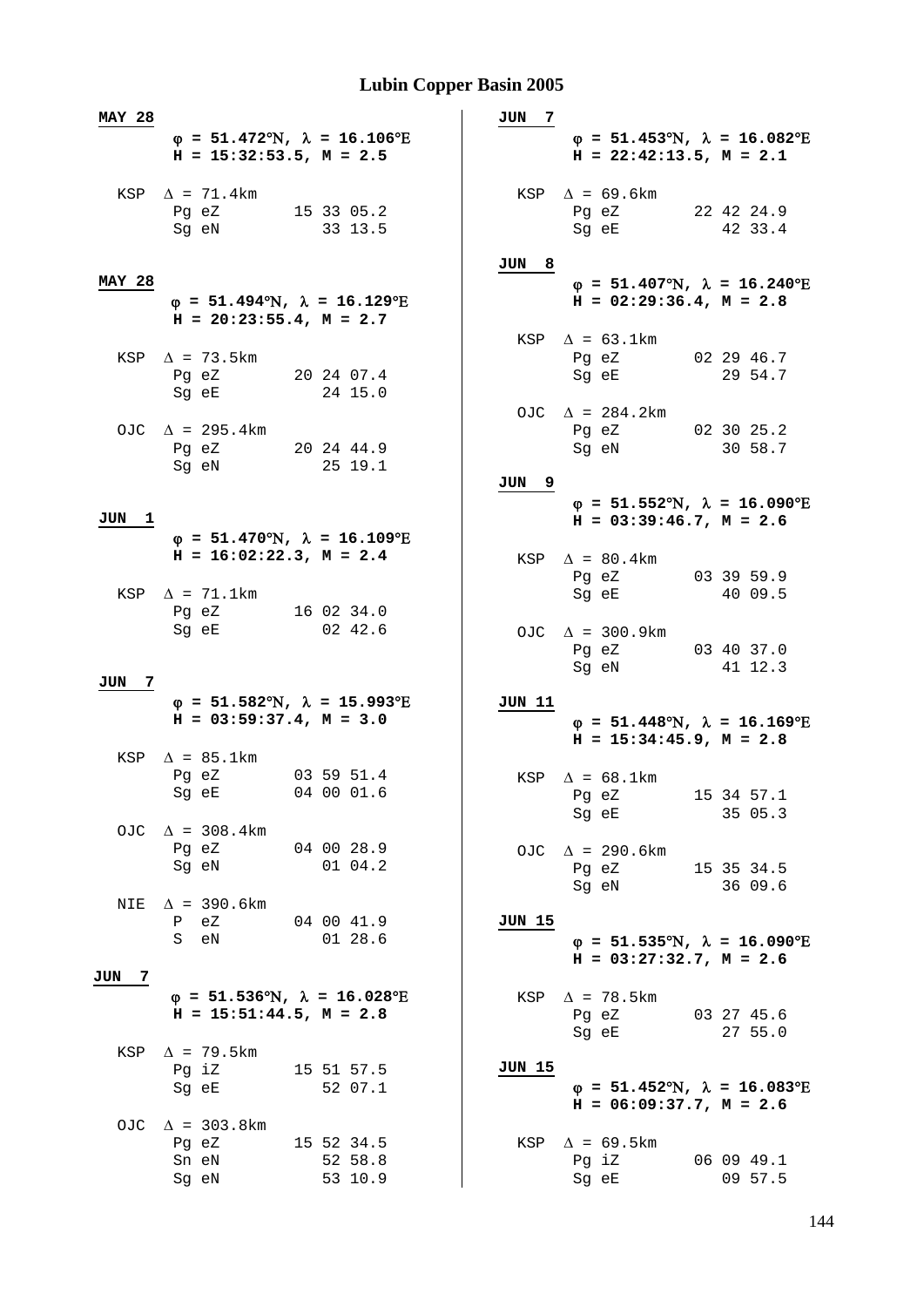# Lubin Copper Basin 2005

**MAY 28**

**φ = 51.472°N, λ = 16.106°E**
**H = 15:32:53.5, M = 2.5**

```
  KSP  Δ = 71.4km
       Pg eZ       15 33 05.2
       Sg eN          33 13.5
```

**MAY 28**

**φ = 51.494°N, λ = 16.129°E**
**H = 20:23:55.4, M = 2.7**

```
  KSP  Δ = 73.5km
       Pg eZ       20 24 07.4
       Sg eE          24 15.0

  OJC  Δ = 295.4km
       Pg eZ       20 24 44.9
       Sg eN          25 19.1
```

**JUN 1**

**φ = 51.470°N, λ = 16.109°E**
**H = 16:02:22.3, M = 2.4**

```
  KSP  Δ = 71.1km
       Pg eZ       16 02 34.0
       Sg eE          02 42.6
```

**JUN 7**

**φ = 51.582°N, λ = 15.993°E**
**H = 03:59:37.4, M = 3.0**

```
  KSP  Δ = 85.1km
       Pg eZ       03 59 51.4
       Sg eE       04 00 01.6

  OJC  Δ = 308.4km
       Pg eZ       04 00 28.9
       Sg eN          01 04.2

  NIE  Δ = 390.6km
       P  eZ       04 00 41.9
       S  eN          01 28.6
```

**JUN 7**

**φ = 51.536°N, λ = 16.028°E**
**H = 15:51:44.5, M = 2.8**

```
  KSP  Δ = 79.5km
       Pg iZ       15 51 57.5
       Sg eE          52 07.1

  OJC  Δ = 303.8km
       Pg eZ       15 52 34.5
       Sn eN          52 58.8
       Sg eN          53 10.9
```

**JUN 7**

**φ = 51.453°N, λ = 16.082°E**
**H = 22:42:13.5, M = 2.1**

```
  KSP  Δ = 69.6km
       Pg eZ       22 42 24.9
       Sg eE          42 33.4
```

**JUN 8**

**φ = 51.407°N, λ = 16.240°E**
**H = 02:29:36.4, M = 2.8**

```
  KSP  Δ = 63.1km
       Pg eZ       02 29 46.7
       Sg eE          29 54.7

  OJC  Δ = 284.2km
       Pg eZ       02 30 25.2
       Sg eN          30 58.7
```

**JUN 9**

**φ = 51.552°N, λ = 16.090°E**
**H = 03:39:46.7, M = 2.6**

```
  KSP  Δ = 80.4km
       Pg eZ       03 39 59.9
       Sg eE          40 09.5

  OJC  Δ = 300.9km
       Pg eZ       03 40 37.0
       Sg eN          41 12.3
```

**JUN 11**

**φ = 51.448°N, λ = 16.169°E**
**H = 15:34:45.9, M = 2.8**

```
  KSP  Δ = 68.1km
       Pg eZ       15 34 57.1
       Sg eE          35 05.3

  OJC  Δ = 290.6km
       Pg eZ       15 35 34.5
       Sg eN          36 09.6
```

**JUN 15**

**φ = 51.535°N, λ = 16.090°E**
**H = 03:27:32.7, M = 2.6**

```
  KSP  Δ = 78.5km
       Pg eZ       03 27 45.6
       Sg eE          27 55.0
```

**JUN 15**

**φ = 51.452°N, λ = 16.083°E**
**H = 06:09:37.7, M = 2.6**

```
  KSP  Δ = 69.5km
       Pg iZ       06 09 49.1
       Sg eE          09 57.5
```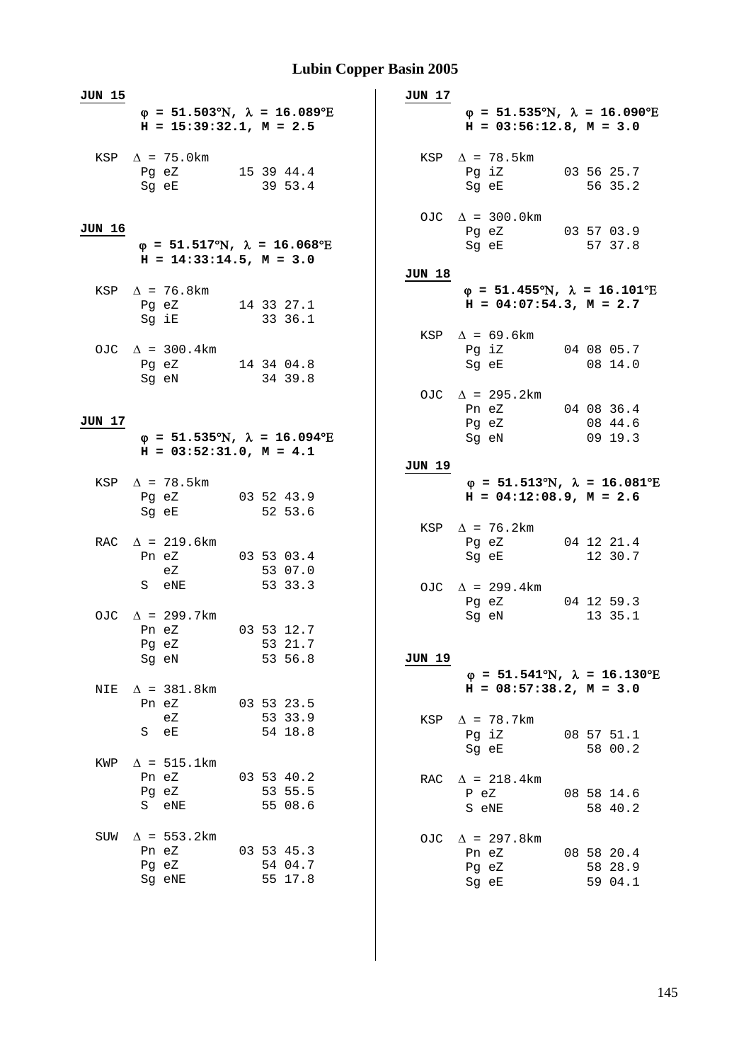# Lubin Copper Basin 2005

**JUN 15**

**$\varphi$ = 51.503°N, $\lambda$ = 16.089°E**
**H = 15:39:32.1, M = 2.5**

```
KSP  Δ = 75.0km
     Pg eZ       15 39 44.4
     Sg eE          39 53.4
```

**JUN 16**

**$\varphi$ = 51.517°N, $\lambda$ = 16.068°E**
**H = 14:33:14.5, M = 3.0**

```
KSP  Δ = 76.8km
     Pg eZ       14 33 27.1
     Sg iE          33 36.1

OJC  Δ = 300.4km
     Pg eZ       14 34 04.8
     Sg eN          34 39.8
```

**JUN 17**

**$\varphi$ = 51.535°N, $\lambda$ = 16.094°E**
**H = 03:52:31.0, M = 4.1**

```
KSP  Δ = 78.5km
     Pg eZ       03 52 43.9
     Sg eE          52 53.6

RAC  Δ = 219.6km
     Pn eZ       03 53 03.4
        eZ          53 07.0
     S  eNE         53 33.3

OJC  Δ = 299.7km
     Pn eZ       03 53 12.7
     Pg eZ          53 21.7
     Sg eN          53 56.8

NIE  Δ = 381.8km
     Pn eZ       03 53 23.5
        eZ          53 33.9
     S  eE          54 18.8

KWP  Δ = 515.1km
     Pn eZ       03 53 40.2
     Pg eZ          53 55.5
     S  eNE         55 08.6

SUW  Δ = 553.2km
     Pn eZ       03 53 45.3
     Pg eZ          54 04.7
     Sg eNE         55 17.8
```

**JUN 17**

**$\varphi$ = 51.535°N, $\lambda$ = 16.090°E**
**H = 03:56:12.8, M = 3.0**

```
KSP  Δ = 78.5km
     Pg iZ       03 56 25.7
     Sg eE          56 35.2

OJC  Δ = 300.0km
     Pg eZ       03 57 03.9
     Sg eE          57 37.8
```

**JUN 18**

**$\varphi$ = 51.455°N, $\lambda$ = 16.101°E**
**H = 04:07:54.3, M = 2.7**

```
KSP  Δ = 69.6km
     Pg iZ       04 08 05.7
     Sg eE          08 14.0

OJC  Δ = 295.2km
     Pn eZ       04 08 36.4
     Pg eZ          08 44.6
     Sg eN          09 19.3
```

**JUN 19**

**$\varphi$ = 51.513°N, $\lambda$ = 16.081°E**
**H = 04:12:08.9, M = 2.6**

```
KSP  Δ = 76.2km
     Pg eZ       04 12 21.4
     Sg eE          12 30.7

OJC  Δ = 299.4km
     Pg eZ       04 12 59.3
     Sg eN          13 35.1
```

**JUN 19**

**$\varphi$ = 51.541°N, $\lambda$ = 16.130°E**
**H = 08:57:38.2, M = 3.0**

```
KSP  Δ = 78.7km
     Pg iZ       08 57 51.1
     Sg eE          58 00.2

RAC  Δ = 218.4km
     P eZ        08 58 14.6
     S eNE          58 40.2

OJC  Δ = 297.8km
     Pn eZ       08 58 20.4
     Pg eZ          58 28.9
     Sg eE          59 04.1
```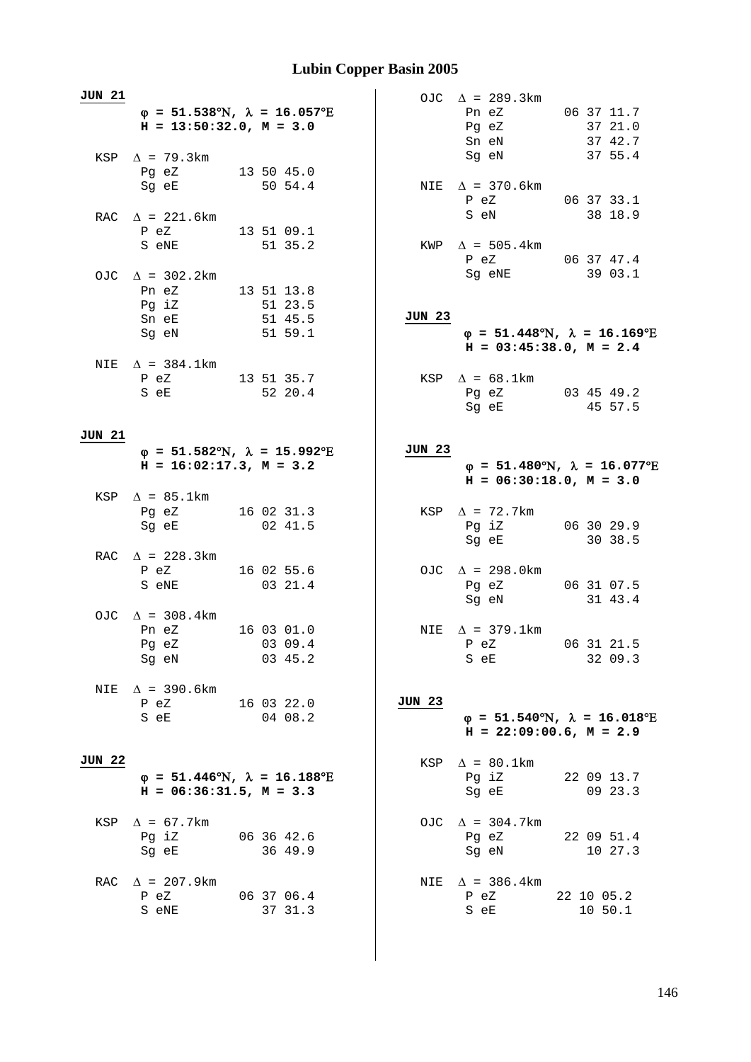# Lubin Copper Basin 2005

**JUN 21**

**φ = 51.538°N, λ = 16.057°E**
**H = 13:50:32.0, M = 3.0**

```
KSP  Δ = 79.3km
     Pg eZ       13 50 45.0
     Sg eE          50 54.4

RAC  Δ = 221.6km
     P eZ        13 51 09.1
     S eNE          51 35.2

OJC  Δ = 302.2km
     Pn eZ       13 51 13.8
     Pg iZ          51 23.5
     Sn eE          51 45.5
     Sg eN          51 59.1

NIE  Δ = 384.1km
     P eZ        13 51 35.7
     S eE           52 20.4
```

**JUN 21**

**φ = 51.582°N, λ = 15.992°E**
**H = 16:02:17.3, M = 3.2**

```
KSP  Δ = 85.1km
     Pg eZ       16 02 31.3
     Sg eE          02 41.5

RAC  Δ = 228.3km
     P eZ        16 02 55.6
     S eNE          03 21.4

OJC  Δ = 308.4km
     Pn eZ       16 03 01.0
     Pg eZ          03 09.4
     Sg eN          03 45.2

NIE  Δ = 390.6km
     P eZ        16 03 22.0
     S eE           04 08.2
```

**JUN 22**

**φ = 51.446°N, λ = 16.188°E**
**H = 06:36:31.5, M = 3.3**

```
KSP  Δ = 67.7km
     Pg iZ       06 36 42.6
     Sg eE          36 49.9

RAC  Δ = 207.9km
     P eZ        06 37 06.4
     S eNE          37 31.3

OJC  Δ = 289.3km
     Pn eZ       06 37 11.7
     Pg eZ          37 21.0
     Sn eN          37 42.7
     Sg eN          37 55.4

NIE  Δ = 370.6km
     P eZ        06 37 33.1
     S eN           38 18.9

KWP  Δ = 505.4km
     P eZ        06 37 47.4
     Sg eNE         39 03.1
```

**JUN 23**

**φ = 51.448°N, λ = 16.169°E**
**H = 03:45:38.0, M = 2.4**

```
KSP  Δ = 68.1km
     Pg eZ       03 45 49.2
     Sg eE          45 57.5
```

**JUN 23**

**φ = 51.480°N, λ = 16.077°E**
**H = 06:30:18.0, M = 3.0**

```
KSP  Δ = 72.7km
     Pg iZ       06 30 29.9
     Sg eE          30 38.5

OJC  Δ = 298.0km
     Pg eZ       06 31 07.5
     Sg eN          31 43.4

NIE  Δ = 379.1km
     P eZ        06 31 21.5
     S eE           32 09.3
```

**JUN 23**

**φ = 51.540°N, λ = 16.018°E**
**H = 22:09:00.6, M = 2.9**

```
KSP  Δ = 80.1km
     Pg iZ       22 09 13.7
     Sg eE          09 23.3

OJC  Δ = 304.7km
     Pg eZ       22 09 51.4
     Sg eN          10 27.3

NIE  Δ = 386.4km
     P eZ        22 10 05.2
     S eE           10 50.1
```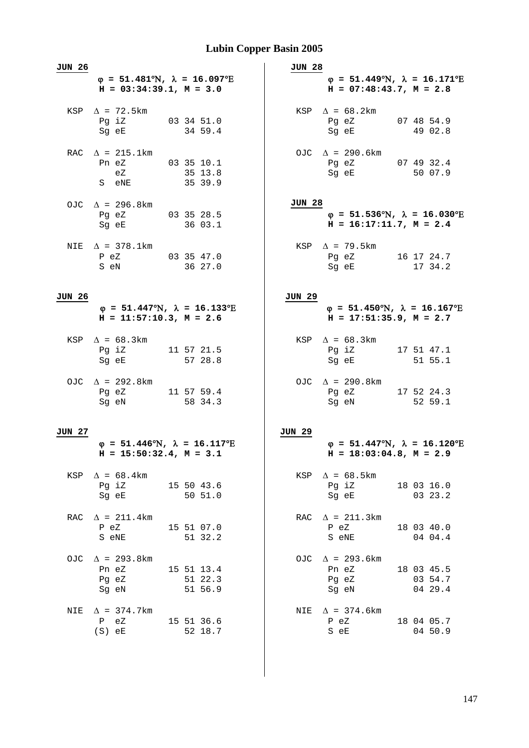# Lubin Copper Basin 2005

**JUN 26**

**φ = 51.481°N, λ = 16.097°E**
**H = 03:34:39.1, M = 3.0**

```
KSP  Δ = 72.5km
     Pg iZ        03 34 51.0
     Sg eE           34 59.4

RAC  Δ = 215.1km
     Pn eZ        03 35 10.1
        eZ           35 13.8
     S  eNE          35 39.9

OJC  Δ = 296.8km
     Pg eZ        03 35 28.5
     Sg eE           36 03.1

NIE  Δ = 378.1km
     P eZ         03 35 47.0
     S eN            36 27.0
```

**JUN 26**

**φ = 51.447°N, λ = 16.133°E**
**H = 11:57:10.3, M = 2.6**

```
KSP  Δ = 68.3km
     Pg iZ        11 57 21.5
     Sg eE           57 28.8

OJC  Δ = 292.8km
     Pg eZ        11 57 59.4
     Sg eN           58 34.3
```

**JUN 27**

**φ = 51.446°N, λ = 16.117°E**
**H = 15:50:32.4, M = 3.1**

```
KSP  Δ = 68.4km
     Pg iZ        15 50 43.6
     Sg eE           50 51.0

RAC  Δ = 211.4km
     P eZ         15 51 07.0
     S eNE           51 32.2

OJC  Δ = 293.8km
     Pn eZ        15 51 13.4
     Pg eZ           51 22.3
     Sg eN           51 56.9

NIE  Δ = 374.7km
     P  eZ        15 51 36.6
     (S) eE          52 18.7
```

**JUN 28**

**φ = 51.449°N, λ = 16.171°E**
**H = 07:48:43.7, M = 2.8**

```
KSP  Δ = 68.2km
     Pg eZ        07 48 54.9
     Sg eE           49 02.8

OJC  Δ = 290.6km
     Pg eZ        07 49 32.4
     Sg eE           50 07.9
```

**JUN 28**

**φ = 51.536°N, λ = 16.030°E**
**H = 16:17:11.7, M = 2.4**

```
KSP  Δ = 79.5km
     Pg eZ        16 17 24.7
     Sg eE           17 34.2
```

**JUN 29**

**φ = 51.450°N, λ = 16.167°E**
**H = 17:51:35.9, M = 2.7**

```
KSP  Δ = 68.3km
     Pg iZ        17 51 47.1
     Sg eE           51 55.1

OJC  Δ = 290.8km
     Pg eZ        17 52 24.3
     Sg eN           52 59.1
```

**JUN 29**

**φ = 51.447°N, λ = 16.120°E**
**H = 18:03:04.8, M = 2.9**

```
KSP  Δ = 68.5km
     Pg iZ        18 03 16.0
     Sg eE           03 23.2

RAC  Δ = 211.3km
     P eZ         18 03 40.0
     S eNE           04 04.4

OJC  Δ = 293.6km
     Pn eZ        18 03 45.5
     Pg eZ           03 54.7
     Sg eN           04 29.4

NIE  Δ = 374.6km
     P eZ         18 04 05.7
     S eE            04 50.9
```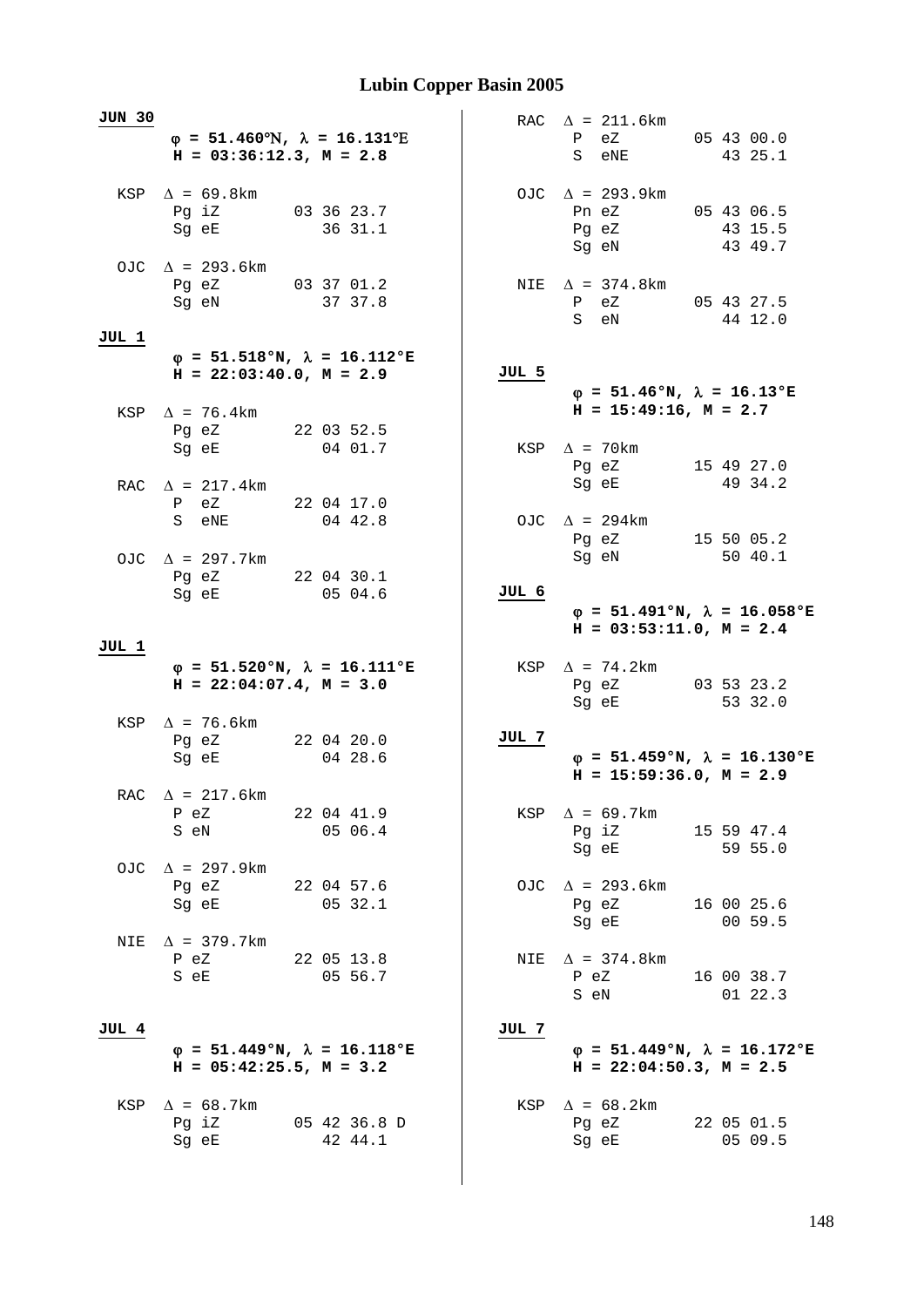# Lubin Copper Basin 2005

**JUN 30**

**φ = 51.460°N, λ = 16.131°E**
**H = 03:36:12.3, M = 2.8**

```
KSP  Δ = 69.8km
     Pg iZ        03 36 23.7
     Sg eE           36 31.1

OJC  Δ = 293.6km
     Pg eZ        03 37 01.2
     Sg eN           37 37.8
```

**JUL 1**

**φ = 51.518°N, λ = 16.112°E**
**H = 22:03:40.0, M = 2.9**

```
KSP  Δ = 76.4km
     Pg eZ        22 03 52.5
     Sg eE           04 01.7

RAC  Δ = 217.4km
     P  eZ        22 04 17.0
     S  eNE          04 42.8

OJC  Δ = 297.7km
     Pg eZ        22 04 30.1
     Sg eE           05 04.6
```

**JUL 1**

**φ = 51.520°N, λ = 16.111°E**
**H = 22:04:07.4, M = 3.0**

```
KSP  Δ = 76.6km
     Pg eZ        22 04 20.0
     Sg eE           04 28.6

RAC  Δ = 217.6km
     P eZ         22 04 41.9
     S eN            05 06.4

OJC  Δ = 297.9km
     Pg eZ        22 04 57.6
     Sg eE           05 32.1

NIE  Δ = 379.7km
     P eZ         22 05 13.8
     S eE            05 56.7
```

**JUL 4**

**φ = 51.449°N, λ = 16.118°E**
**H = 05:42:25.5, M = 3.2**

```
KSP  Δ = 68.7km
     Pg iZ        05 42 36.8 D
     Sg eE           42 44.1

RAC  Δ = 211.6km
     P  eZ        05 43 00.0
     S  eNE          43 25.1

OJC  Δ = 293.9km
     Pn eZ        05 43 06.5
     Pg eZ           43 15.5
     Sg eN           43 49.7

NIE  Δ = 374.8km
     P  eZ        05 43 27.5
     S  eN           44 12.0
```

**JUL 5**

**φ = 51.46°N, λ = 16.13°E**
**H = 15:49:16, M = 2.7**

```
KSP  Δ = 70km
     Pg eZ        15 49 27.0
     Sg eE           49 34.2

OJC  Δ = 294km
     Pg eZ        15 50 05.2
     Sg eN           50 40.1
```

**JUL 6**

**φ = 51.491°N, λ = 16.058°E**
**H = 03:53:11.0, M = 2.4**

```
KSP  Δ = 74.2km
     Pg eZ        03 53 23.2
     Sg eE           53 32.0
```

**JUL 7**

**φ = 51.459°N, λ = 16.130°E**
**H = 15:59:36.0, M = 2.9**

```
KSP  Δ = 69.7km
     Pg iZ        15 59 47.4
     Sg eE           59 55.0

OJC  Δ = 293.6km
     Pg eZ        16 00 25.6
     Sg eE           00 59.5

NIE  Δ = 374.8km
     P eZ         16 00 38.7
     S eN            01 22.3
```

**JUL 7**

**φ = 51.449°N, λ = 16.172°E**
**H = 22:04:50.3, M = 2.5**

```
KSP  Δ = 68.2km
     Pg eZ        22 05 01.5
     Sg eE           05 09.5
```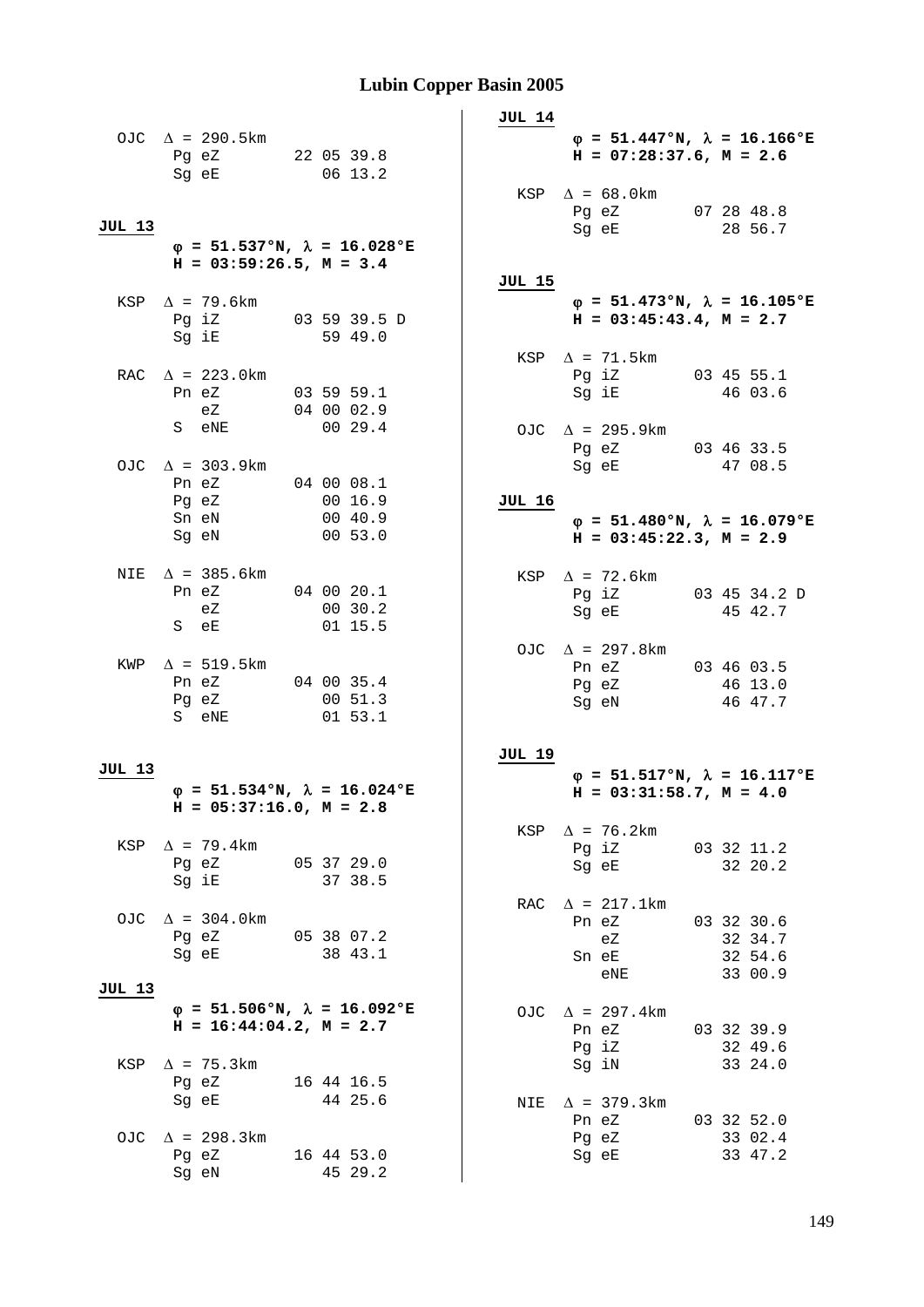# Lubin Copper Basin 2005

OJC $\Delta$ = 290.5km

| Phase | | Time |
|---|---|---|
| Pg | eZ | 22 05 39.8 |
| Sg | eE | 06 13.2 |

**JUL 13**

**$\varphi$ = 51.537°N, $\lambda$ = 16.028°E**
**H = 03:59:26.5, M = 3.4**

KSP $\Delta$ = 79.6km

| Phase | | Time |
|---|---|---|
| Pg | iZ | 03 59 39.5 D |
| Sg | iE | 59 49.0 |

RAC $\Delta$ = 223.0km

| Phase | | Time |
|---|---|---|
| Pn | eZ | 03 59 59.1 |
| | eZ | 04 00 02.9 |
| S | eNE | 00 29.4 |

OJC $\Delta$ = 303.9km

| Phase | | Time |
|---|---|---|
| Pn | eZ | 04 00 08.1 |
| Pg | eZ | 00 16.9 |
| Sn | eN | 00 40.9 |
| Sg | eN | 00 53.0 |

NIE $\Delta$ = 385.6km

| Phase | | Time |
|---|---|---|
| Pn | eZ | 04 00 20.1 |
| | eZ | 00 30.2 |
| S | eE | 01 15.5 |

KWP $\Delta$ = 519.5km

| Phase | | Time |
|---|---|---|
| Pn | eZ | 04 00 35.4 |
| Pg | eZ | 00 51.3 |
| S | eNE | 01 53.1 |

**JUL 13**

**$\varphi$ = 51.534°N, $\lambda$ = 16.024°E**
**H = 05:37:16.0, M = 2.8**

KSP $\Delta$ = 79.4km

| Phase | | Time |
|---|---|---|
| Pg | eZ | 05 37 29.0 |
| Sg | iE | 37 38.5 |

OJC $\Delta$ = 304.0km

| Phase | | Time |
|---|---|---|
| Pg | eZ | 05 38 07.2 |
| Sg | eE | 38 43.1 |

**JUL 13**

**$\varphi$ = 51.506°N, $\lambda$ = 16.092°E**
**H = 16:44:04.2, M = 2.7**

KSP $\Delta$ = 75.3km

| Phase | | Time |
|---|---|---|
| Pg | eZ | 16 44 16.5 |
| Sg | eE | 44 25.6 |

OJC $\Delta$ = 298.3km

| Phase | | Time |
|---|---|---|
| Pg | eZ | 16 44 53.0 |
| Sg | eN | 45 29.2 |

**JUL 14**

**$\varphi$ = 51.447°N, $\lambda$ = 16.166°E**
**H = 07:28:37.6, M = 2.6**

KSP $\Delta$ = 68.0km

| Phase | | Time |
|---|---|---|
| Pg | eZ | 07 28 48.8 |
| Sg | eE | 28 56.7 |

**JUL 15**

**$\varphi$ = 51.473°N, $\lambda$ = 16.105°E**
**H = 03:45:43.4, M = 2.7**

KSP $\Delta$ = 71.5km

| Phase | | Time |
|---|---|---|
| Pg | iZ | 03 45 55.1 |
| Sg | iE | 46 03.6 |

OJC $\Delta$ = 295.9km

| Phase | | Time |
|---|---|---|
| Pg | eZ | 03 46 33.5 |
| Sg | eE | 47 08.5 |

**JUL 16**

**$\varphi$ = 51.480°N, $\lambda$ = 16.079°E**
**H = 03:45:22.3, M = 2.9**

KSP $\Delta$ = 72.6km

| Phase | | Time |
|---|---|---|
| Pg | iZ | 03 45 34.2 D |
| Sg | eE | 45 42.7 |

OJC $\Delta$ = 297.8km

| Phase | | Time |
|---|---|---|
| Pn | eZ | 03 46 03.5 |
| Pg | eZ | 46 13.0 |
| Sg | eN | 46 47.7 |

**JUL 19**

**$\varphi$ = 51.517°N, $\lambda$ = 16.117°E**
**H = 03:31:58.7, M = 4.0**

KSP $\Delta$ = 76.2km

| Phase | | Time |
|---|---|---|
| Pg | iZ | 03 32 11.2 |
| Sg | eE | 32 20.2 |

RAC $\Delta$ = 217.1km

| Phase | | Time |
|---|---|---|
| Pn | eZ | 03 32 30.6 |
| | eZ | 32 34.7 |
| Sn | eE | 32 54.6 |
| | eNE | 33 00.9 |

OJC $\Delta$ = 297.4km

| Phase | | Time |
|---|---|---|
| Pn | eZ | 03 32 39.9 |
| Pg | iZ | 32 49.6 |
| Sg | iN | 33 24.0 |

NIE $\Delta$ = 379.3km

| Phase | | Time |
|---|---|---|
| Pn | eZ | 03 32 52.0 |
| Pg | eZ | 33 02.4 |
| Sg | eE | 33 47.2 |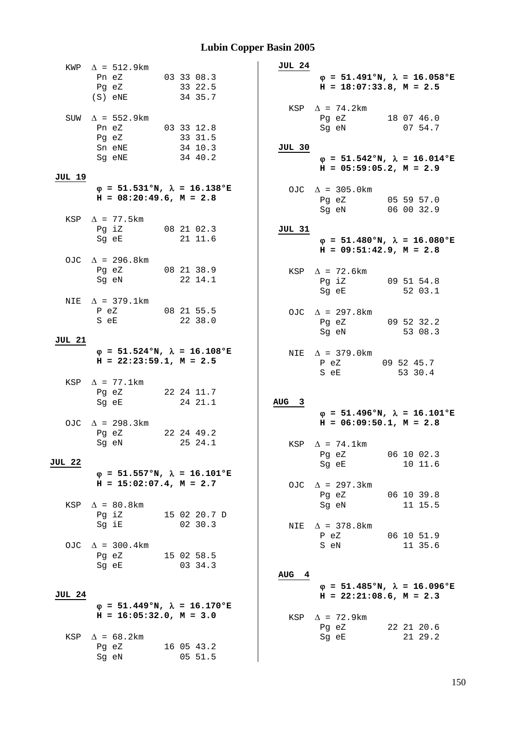KWP $\Delta$ = 512.9km

```
     Pn eZ        03 33 08.3
     Pg eZ           33 22.5
     (S) eNE         34 35.7
```

SUW $\Delta$ = 552.9km

```
     Pn eZ        03 33 12.8
     Pg eZ           33 31.5
     Sn eNE          34 10.3
     Sg eNE          34 40.2
```

**JUL 19**

**φ = 51.531°N, λ = 16.138°E**
**H = 08:20:49.6, M = 2.8**

KSP $\Delta$ = 77.5km

```
     Pg iZ        08 21 02.3
     Sg eE           21 11.6
```

OJC $\Delta$ = 296.8km

```
     Pg eZ        08 21 38.9
     Sg eN           22 14.1
```

NIE $\Delta$ = 379.1km

```
     P eZ         08 21 55.5
     S eE            22 38.0
```

**JUL 21**

**φ = 51.524°N, λ = 16.108°E**
**H = 22:23:59.1, M = 2.5**

KSP $\Delta$ = 77.1km

```
     Pg eZ        22 24 11.7
     Sg eE           24 21.1
```

OJC $\Delta$ = 298.3km

```
     Pg eZ        22 24 49.2
     Sg eN           25 24.1
```

**JUL 22**

**φ = 51.557°N, λ = 16.101°E**
**H = 15:02:07.4, M = 2.7**

KSP $\Delta$ = 80.8km

```
     Pg iZ        15 02 20.7 D
     Sg iE           02 30.3
```

OJC $\Delta$ = 300.4km

```
     Pg eZ        15 02 58.5
     Sg eE           03 34.3
```

**JUL 24**

**φ = 51.449°N, λ = 16.170°E**
**H = 16:05:32.0, M = 3.0**

KSP $\Delta$ = 68.2km

```
     Pg eZ        16 05 43.2
     Sg eN           05 51.5
```

**JUL 24**

**φ = 51.491°N, λ = 16.058°E**
**H = 18:07:33.8, M = 2.5**

KSP $\Delta$ = 74.2km

```
     Pg eZ        18 07 46.0
     Sg eN           07 54.7
```

**JUL 30**

**φ = 51.542°N, λ = 16.014°E**
**H = 05:59:05.2, M = 2.9**

OJC $\Delta$ = 305.0km

```
     Pg eZ        05 59 57.0
     Sg eN        06 00 32.9
```

**JUL 31**

**φ = 51.480°N, λ = 16.080°E**
**H = 09:51:42.9, M = 2.8**

KSP $\Delta$ = 72.6km

```
     Pg iZ        09 51 54.8
     Sg eE           52 03.1
```

OJC $\Delta$ = 297.8km

```
     Pg eZ        09 52 32.2
     Sg eN           53 08.3
```

NIE $\Delta$ = 379.0km

```
     P eZ        09 52 45.7
     S eE           53 30.4
```

**AUG 3**

**φ = 51.496°N, λ = 16.101°E**
**H = 06:09:50.1, M = 2.8**

KSP $\Delta$ = 74.1km

```
     Pg eZ        06 10 02.3
     Sg eE           10 11.6
```

OJC $\Delta$ = 297.3km

```
     Pg eZ        06 10 39.8
     Sg eN           11 15.5
```

NIE $\Delta$ = 378.8km

```
     P eZ         06 10 51.9
     S eN            11 35.6
```

**AUG 4**

**φ = 51.485°N, λ = 16.096°E**
**H = 22:21:08.6, M = 2.3**

KSP $\Delta$ = 72.9km

```
     Pg eZ        22 21 20.6
     Sg eE           21 29.2
```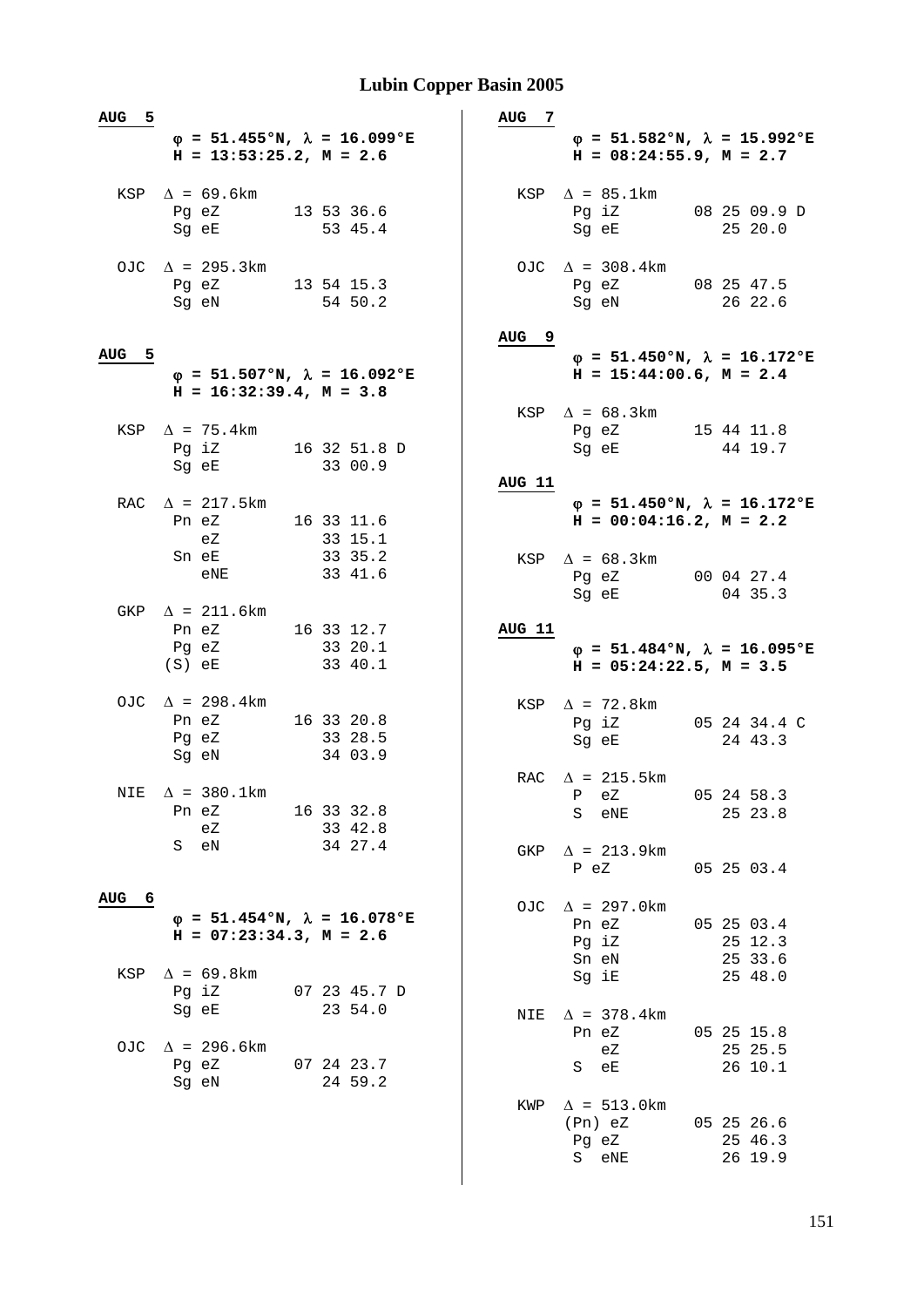# Lubin Copper Basin 2005

**AUG 5**

**φ = 51.455°N, λ = 16.099°E**
**H = 13:53:25.2, M = 2.6**

```
KSP  Δ = 69.6km
     Pg eZ        13 53 36.6
     Sg eE           53 45.4

OJC  Δ = 295.3km
     Pg eZ        13 54 15.3
     Sg eN           54 50.2
```

**AUG 5**

**φ = 51.507°N, λ = 16.092°E**
**H = 16:32:39.4, M = 3.8**

```
KSP  Δ = 75.4km
     Pg iZ        16 32 51.8 D
     Sg eE           33 00.9

RAC  Δ = 217.5km
     Pn eZ        16 33 11.6
        eZ           33 15.1
     Sn eE           33 35.2
        eNE          33 41.6

GKP  Δ = 211.6km
     Pn eZ        16 33 12.7
     Pg eZ           33 20.1
     (S) eE          33 40.1

OJC  Δ = 298.4km
     Pn eZ        16 33 20.8
     Pg eZ           33 28.5
     Sg eN           34 03.9

NIE  Δ = 380.1km
     Pn eZ        16 33 32.8
        eZ           33 42.8
     S  eN           34 27.4
```

**AUG 6**

**φ = 51.454°N, λ = 16.078°E**
**H = 07:23:34.3, M = 2.6**

```
KSP  Δ = 69.8km
     Pg iZ        07 23 45.7 D
     Sg eE           23 54.0

OJC  Δ = 296.6km
     Pg eZ        07 24 23.7
     Sg eN           24 59.2
```

**AUG 7**

**φ = 51.582°N, λ = 15.992°E**
**H = 08:24:55.9, M = 2.7**

```
KSP  Δ = 85.1km
     Pg iZ        08 25 09.9 D
     Sg eE           25 20.0

OJC  Δ = 308.4km
     Pg eZ        08 25 47.5
     Sg eN           26 22.6
```

**AUG 9**

**φ = 51.450°N, λ = 16.172°E**
**H = 15:44:00.6, M = 2.4**

```
KSP  Δ = 68.3km
     Pg eZ        15 44 11.8
     Sg eE           44 19.7
```

**AUG 11**

**φ = 51.450°N, λ = 16.172°E**
**H = 00:04:16.2, M = 2.2**

```
KSP  Δ = 68.3km
     Pg eZ        00 04 27.4
     Sg eE           04 35.3
```

**AUG 11**

**φ = 51.484°N, λ = 16.095°E**
**H = 05:24:22.5, M = 3.5**

```
KSP  Δ = 72.8km
     Pg iZ        05 24 34.4 C
     Sg eE           24 43.3

RAC  Δ = 215.5km
     P  eZ        05 24 58.3
     S  eNE          25 23.8

GKP  Δ = 213.9km
     P eZ         05 25 03.4

OJC  Δ = 297.0km
     Pn eZ        05 25 03.4
     Pg iZ           25 12.3
     Sn eN           25 33.6
     Sg iE           25 48.0

NIE  Δ = 378.4km
     Pn eZ        05 25 15.8
        eZ           25 25.5
     S  eE           26 10.1

KWP  Δ = 513.0km
     (Pn) eZ      05 25 26.6
     Pg eZ           25 46.3
     S  eNE          26 19.9
```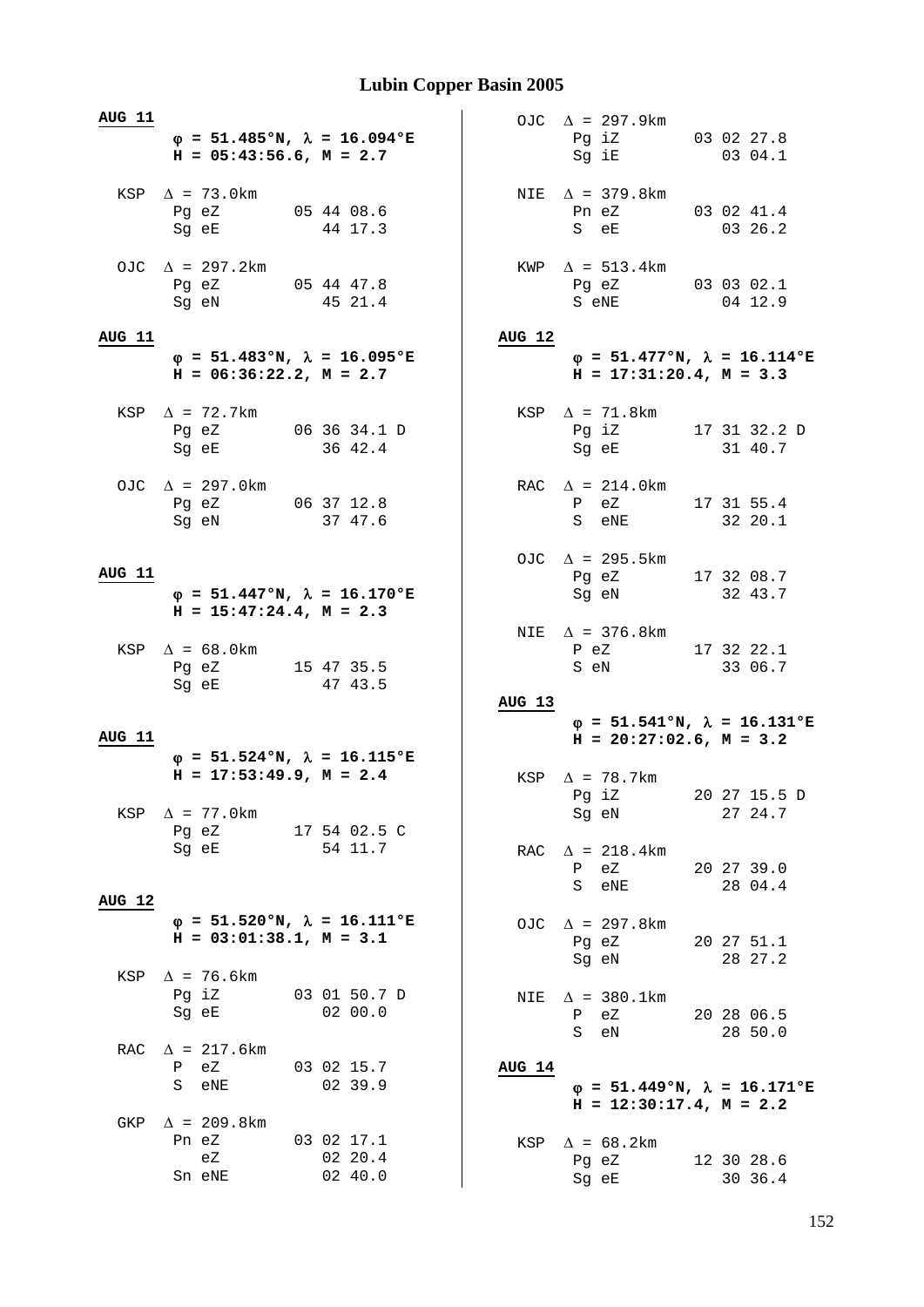# Lubin Copper Basin 2005

**AUG 11**

**φ = 51.485°N, λ = 16.094°E**
**H = 05:43:56.6, M = 2.7**

```
KSP  Δ = 73.0km
     Pg eZ        05 44 08.6
     Sg eE           44 17.3

OJC  Δ = 297.2km
     Pg eZ        05 44 47.8
     Sg eN           45 21.4
```

**AUG 11**

**φ = 51.483°N, λ = 16.095°E**
**H = 06:36:22.2, M = 2.7**

```
KSP  Δ = 72.7km
     Pg eZ        06 36 34.1 D
     Sg eE           36 42.4

OJC  Δ = 297.0km
     Pg eZ        06 37 12.8
     Sg eN           37 47.6
```

**AUG 11**

**φ = 51.447°N, λ = 16.170°E**
**H = 15:47:24.4, M = 2.3**

```
KSP  Δ = 68.0km
     Pg eZ        15 47 35.5
     Sg eE           47 43.5
```

**AUG 11**

**φ = 51.524°N, λ = 16.115°E**
**H = 17:53:49.9, M = 2.4**

```
KSP  Δ = 77.0km
     Pg eZ        17 54 02.5 C
     Sg eE           54 11.7
```

**AUG 12**

**φ = 51.520°N, λ = 16.111°E**
**H = 03:01:38.1, M = 3.1**

```
KSP  Δ = 76.6km
     Pg iZ        03 01 50.7 D
     Sg eE           02 00.0

RAC  Δ = 217.6km
     P  eZ        03 02 15.7
     S  eNE          02 39.9

GKP  Δ = 209.8km
     Pn eZ        03 02 17.1
        eZ           02 20.4
     Sn eNE          02 40.0

OJC  Δ = 297.9km
     Pg iZ        03 02 27.8
     Sg iE           03 04.1

NIE  Δ = 379.8km
     Pn eZ        03 02 41.4
     S  eE           03 26.2

KWP  Δ = 513.4km
     Pg eZ        03 03 02.1
     S eNE           04 12.9
```

**AUG 12**

**φ = 51.477°N, λ = 16.114°E**
**H = 17:31:20.4, M = 3.3**

```
KSP  Δ = 71.8km
     Pg iZ        17 31 32.2 D
     Sg eE           31 40.7

RAC  Δ = 214.0km
     P  eZ        17 31 55.4
     S  eNE          32 20.1

OJC  Δ = 295.5km
     Pg eZ        17 32 08.7
     Sg eN           32 43.7

NIE  Δ = 376.8km
     P eZ         17 32 22.1
     S eN            33 06.7
```

**AUG 13**

**φ = 51.541°N, λ = 16.131°E**
**H = 20:27:02.6, M = 3.2**

```
KSP  Δ = 78.7km
     Pg iZ        20 27 15.5 D
     Sg eN           27 24.7

RAC  Δ = 218.4km
     P  eZ        20 27 39.0
     S  eNE          28 04.4

OJC  Δ = 297.8km
     Pg eZ        20 27 51.1
     Sg eN           28 27.2

NIE  Δ = 380.1km
     P  eZ        20 28 06.5
     S  eN           28 50.0
```

**AUG 14**

**φ = 51.449°N, λ = 16.171°E**
**H = 12:30:17.4, M = 2.2**

```
KSP  Δ = 68.2km
     Pg eZ        12 30 28.6
     Sg eE           30 36.4
```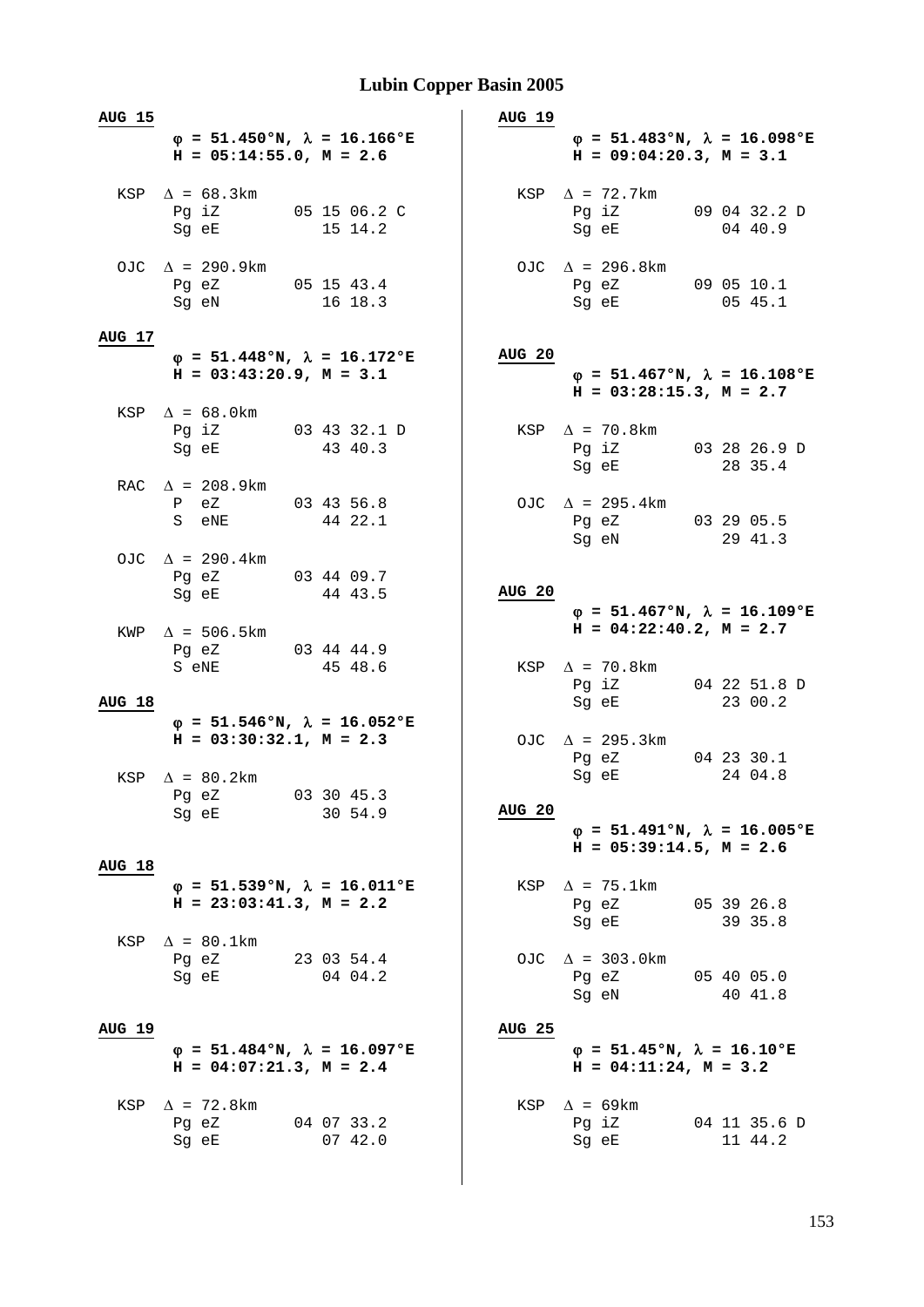## Lubin Copper Basin 2005

**AUG 15**

**φ = 51.450°N, λ = 16.166°E**
**H = 05:14:55.0, M = 2.6**

```
KSP  Δ = 68.3km
     Pg iZ       05 15 06.2 C
     Sg eE          15 14.2

OJC  Δ = 290.9km
     Pg eZ       05 15 43.4
     Sg eN          16 18.3
```

**AUG 17**

**φ = 51.448°N, λ = 16.172°E**
**H = 03:43:20.9, M = 3.1**

```
KSP  Δ = 68.0km
     Pg iZ       03 43 32.1 D
     Sg eE          43 40.3

RAC  Δ = 208.9km
     P  eZ       03 43 56.8
     S  eNE         44 22.1

OJC  Δ = 290.4km
     Pg eZ       03 44 09.7
     Sg eE          44 43.5

KWP  Δ = 506.5km
     Pg eZ       03 44 44.9
     S eNE          45 48.6
```

**AUG 18**

**φ = 51.546°N, λ = 16.052°E**
**H = 03:30:32.1, M = 2.3**

```
KSP  Δ = 80.2km
     Pg eZ       03 30 45.3
     Sg eE          30 54.9
```

**AUG 18**

**φ = 51.539°N, λ = 16.011°E**
**H = 23:03:41.3, M = 2.2**

```
KSP  Δ = 80.1km
     Pg eZ       23 03 54.4
     Sg eE          04 04.2
```

**AUG 19**

**φ = 51.484°N, λ = 16.097°E**
**H = 04:07:21.3, M = 2.4**

```
KSP  Δ = 72.8km
     Pg eZ       04 07 33.2
     Sg eE          07 42.0
```

**AUG 19**

**φ = 51.483°N, λ = 16.098°E**
**H = 09:04:20.3, M = 3.1**

```
KSP  Δ = 72.7km
     Pg iZ       09 04 32.2 D
     Sg eE          04 40.9

OJC  Δ = 296.8km
     Pg eZ       09 05 10.1
     Sg eE          05 45.1
```

**AUG 20**

**φ = 51.467°N, λ = 16.108°E**
**H = 03:28:15.3, M = 2.7**

```
KSP  Δ = 70.8km
     Pg iZ       03 28 26.9 D
     Sg eE          28 35.4

OJC  Δ = 295.4km
     Pg eZ       03 29 05.5
     Sg eN          29 41.3
```

**AUG 20**

**φ = 51.467°N, λ = 16.109°E**
**H = 04:22:40.2, M = 2.7**

```
KSP  Δ = 70.8km
     Pg iZ       04 22 51.8 D
     Sg eE          23 00.2

OJC  Δ = 295.3km
     Pg eZ       04 23 30.1
     Sg eE          24 04.8
```

**AUG 20**

**φ = 51.491°N, λ = 16.005°E**
**H = 05:39:14.5, M = 2.6**

```
KSP  Δ = 75.1km
     Pg eZ       05 39 26.8
     Sg eE          39 35.8

OJC  Δ = 303.0km
     Pg eZ       05 40 05.0
     Sg eN          40 41.8
```

**AUG 25**

**φ = 51.45°N, λ = 16.10°E**
**H = 04:11:24, M = 3.2**

```
KSP  Δ = 69km
     Pg iZ       04 11 35.6 D
     Sg eE          11 44.2
```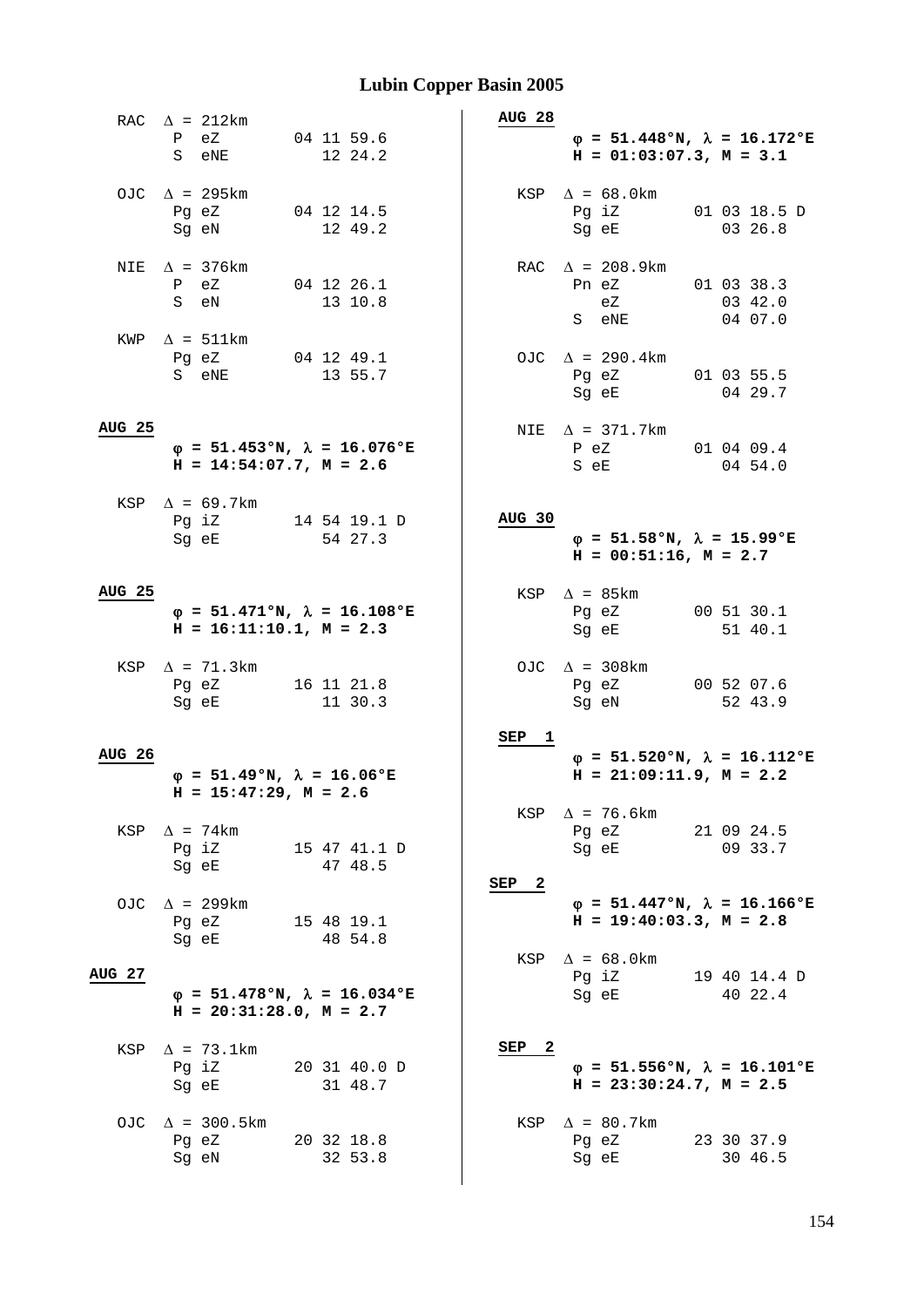RAC $\Delta$ = 212km

| | | |
|---|---|---|
| P | eZ | 04 11 59.6 |
| S | eNE | 12 24.2 |

OJC $\Delta$ = 295km

| | | |
|---|---|---|
| Pg | eZ | 04 12 14.5 |
| Sg | eN | 12 49.2 |

NIE $\Delta$ = 376km

| | | |
|---|---|---|
| P | eZ | 04 12 26.1 |
| S | eN | 13 10.8 |

KWP $\Delta$ = 511km

| | | |
|---|---|---|
| Pg | eZ | 04 12 49.1 |
| S | eNE | 13 55.7 |

**AUG 25**

**$\varphi$ = 51.453°N, $\lambda$ = 16.076°E**
**H = 14:54:07.7, M = 2.6**

KSP $\Delta$ = 69.7km

| | | |
|---|---|---|
| Pg | iZ | 14 54 19.1 D |
| Sg | eE | 54 27.3 |

**AUG 25**

**$\varphi$ = 51.471°N, $\lambda$ = 16.108°E**
**H = 16:11:10.1, M = 2.3**

KSP $\Delta$ = 71.3km

| | | |
|---|---|---|
| Pg | eZ | 16 11 21.8 |
| Sg | eE | 11 30.3 |

**AUG 26**

**$\varphi$ = 51.49°N, $\lambda$ = 16.06°E**
**H = 15:47:29, M = 2.6**

KSP $\Delta$ = 74km

| | | |
|---|---|---|
| Pg | iZ | 15 47 41.1 D |
| Sg | eE | 47 48.5 |

OJC $\Delta$ = 299km

| | | |
|---|---|---|
| Pg | eZ | 15 48 19.1 |
| Sg | eE | 48 54.8 |

**AUG 27**

**$\varphi$ = 51.478°N, $\lambda$ = 16.034°E**
**H = 20:31:28.0, M = 2.7**

KSP $\Delta$ = 73.1km

| | | |
|---|---|---|
| Pg | iZ | 20 31 40.0 D |
| Sg | eE | 31 48.7 |

OJC $\Delta$ = 300.5km

| | | |
|---|---|---|
| Pg | eZ | 20 32 18.8 |
| Sg | eN | 32 53.8 |

**AUG 28**

**$\varphi$ = 51.448°N, $\lambda$ = 16.172°E**
**H = 01:03:07.3, M = 3.1**

KSP $\Delta$ = 68.0km

| | | |
|---|---|---|
| Pg | iZ | 01 03 18.5 D |
| Sg | eE | 03 26.8 |

RAC $\Delta$ = 208.9km

| | | |
|---|---|---|
| Pn | eZ | 01 03 38.3 |
| | eZ | 03 42.0 |
| S | eNE | 04 07.0 |

OJC $\Delta$ = 290.4km

| | | |
|---|---|---|
| Pg | eZ | 01 03 55.5 |
| Sg | eE | 04 29.7 |

NIE $\Delta$ = 371.7km

| | | |
|---|---|---|
| P | eZ | 01 04 09.4 |
| S | eE | 04 54.0 |

**AUG 30**

**$\varphi$ = 51.58°N, $\lambda$ = 15.99°E**
**H = 00:51:16, M = 2.7**

KSP $\Delta$ = 85km

| | | |
|---|---|---|
| Pg | eZ | 00 51 30.1 |
| Sg | eE | 51 40.1 |

OJC $\Delta$ = 308km

| | | |
|---|---|---|
| Pg | eZ | 00 52 07.6 |
| Sg | eN | 52 43.9 |

**SEP 1**

**$\varphi$ = 51.520°N, $\lambda$ = 16.112°E**
**H = 21:09:11.9, M = 2.2**

KSP $\Delta$ = 76.6km

| | | |
|---|---|---|
| Pg | eZ | 21 09 24.5 |
| Sg | eE | 09 33.7 |

**SEP 2**

**$\varphi$ = 51.447°N, $\lambda$ = 16.166°E**
**H = 19:40:03.3, M = 2.8**

KSP $\Delta$ = 68.0km

| | | |
|---|---|---|
| Pg | iZ | 19 40 14.4 D |
| Sg | eE | 40 22.4 |

**SEP 2**

**$\varphi$ = 51.556°N, $\lambda$ = 16.101°E**
**H = 23:30:24.7, M = 2.5**

KSP $\Delta$ = 80.7km

| | | |
|---|---|---|
| Pg | eZ | 23 30 37.9 |
| Sg | eE | 30 46.5 |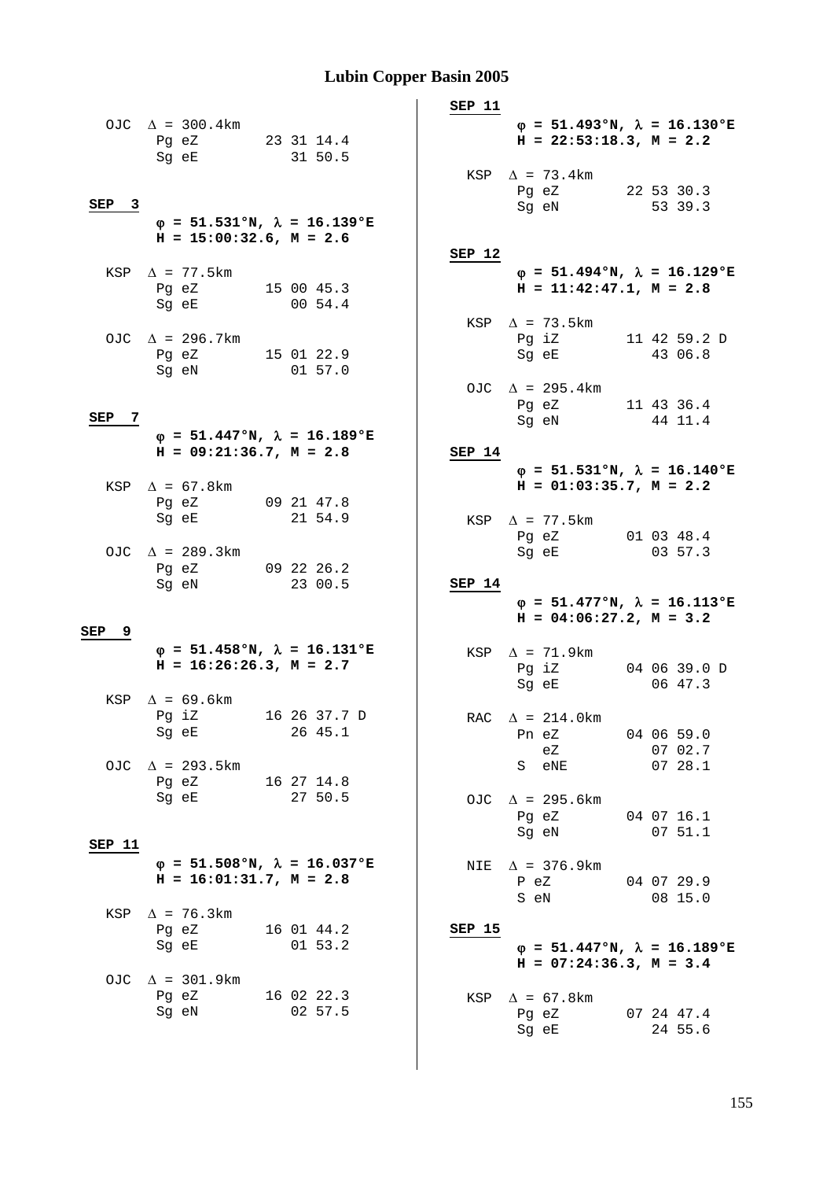# Lubin Copper Basin 2005

```
  OJC  Δ = 300.4km
       Pg eZ        23 31 14.4
       Sg eE           31 50.5
```

**SEP 3**

**φ = 51.531°N, λ = 16.139°E**
**H = 15:00:32.6, M = 2.6**

```
  KSP  Δ = 77.5km
       Pg eZ        15 00 45.3
       Sg eE           00 54.4

  OJC  Δ = 296.7km
       Pg eZ        15 01 22.9
       Sg eN           01 57.0
```

**SEP 7**

**φ = 51.447°N, λ = 16.189°E**
**H = 09:21:36.7, M = 2.8**

```
  KSP  Δ = 67.8km
       Pg eZ        09 21 47.8
       Sg eE           21 54.9

  OJC  Δ = 289.3km
       Pg eZ        09 22 26.2
       Sg eN           23 00.5
```

**SEP 9**

**φ = 51.458°N, λ = 16.131°E**
**H = 16:26:26.3, M = 2.7**

```
  KSP  Δ = 69.6km
       Pg iZ        16 26 37.7 D
       Sg eE           26 45.1

  OJC  Δ = 293.5km
       Pg eZ        16 27 14.8
       Sg eE           27 50.5
```

**SEP 11**

**φ = 51.508°N, λ = 16.037°E**
**H = 16:01:31.7, M = 2.8**

```
  KSP  Δ = 76.3km
       Pg eZ        16 01 44.2
       Sg eE           01 53.2

  OJC  Δ = 301.9km
       Pg eZ        16 02 22.3
       Sg eN           02 57.5
```

**SEP 11**

**φ = 51.493°N, λ = 16.130°E**
**H = 22:53:18.3, M = 2.2**

```
  KSP  Δ = 73.4km
       Pg eZ        22 53 30.3
       Sg eN           53 39.3
```

**SEP 12**

**φ = 51.494°N, λ = 16.129°E**
**H = 11:42:47.1, M = 2.8**

```
  KSP  Δ = 73.5km
       Pg iZ        11 42 59.2 D
       Sg eE           43 06.8

  OJC  Δ = 295.4km
       Pg eZ        11 43 36.4
       Sg eN           44 11.4
```

**SEP 14**

**φ = 51.531°N, λ = 16.140°E**
**H = 01:03:35.7, M = 2.2**

```
  KSP  Δ = 77.5km
       Pg eZ        01 03 48.4
       Sg eE           03 57.3
```

**SEP 14**

**φ = 51.477°N, λ = 16.113°E**
**H = 04:06:27.2, M = 3.2**

```
  KSP  Δ = 71.9km
       Pg iZ        04 06 39.0 D
       Sg eE           06 47.3

  RAC  Δ = 214.0km
       Pn eZ        04 06 59.0
          eZ           07 02.7
       S  eNE          07 28.1

  OJC  Δ = 295.6km
       Pg eZ        04 07 16.1
       Sg eN           07 51.1

  NIE  Δ = 376.9km
       P eZ         04 07 29.9
       S eN            08 15.0
```

**SEP 15**

**φ = 51.447°N, λ = 16.189°E**
**H = 07:24:36.3, M = 3.4**

```
  KSP  Δ = 67.8km
       Pg eZ        07 24 47.4
       Sg eE           24 55.6
```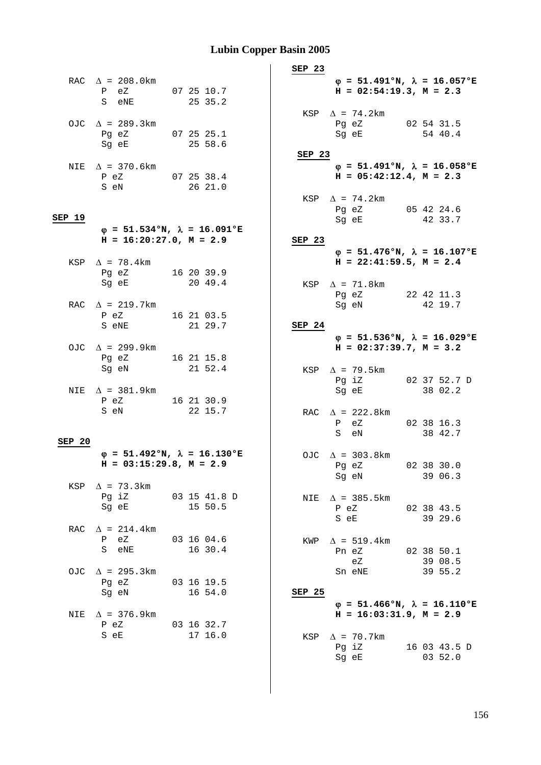# Lubin Copper Basin 2005

RAC $\Delta$ = 208.0km
P eZ 07 25 10.7
S eNE 25 35.2

OJC $\Delta$ = 289.3km
Pg eZ 07 25 25.1
Sg eE 25 58.6

NIE $\Delta$ = 370.6km
P eZ 07 25 38.4
S eN 26 21.0

**SEP 19**

**$\varphi$ = 51.534°N, $\lambda$ = 16.091°E**
**H = 16:20:27.0, M = 2.9**

KSP $\Delta$ = 78.4km
Pg eZ 16 20 39.9
Sg eE 20 49.4

RAC $\Delta$ = 219.7km
P eZ 16 21 03.5
S eNE 21 29.7

OJC $\Delta$ = 299.9km
Pg eZ 16 21 15.8
Sg eN 21 52.4

NIE $\Delta$ = 381.9km
P eZ 16 21 30.9
S eN 22 15.7

**SEP 20**

**$\varphi$ = 51.492°N, $\lambda$ = 16.130°E**
**H = 03:15:29.8, M = 2.9**

KSP $\Delta$ = 73.3km
Pg iZ 03 15 41.8 D
Sg eE 15 50.5

RAC $\Delta$ = 214.4km
P eZ 03 16 04.6
S eNE 16 30.4

OJC $\Delta$ = 295.3km
Pg eZ 03 16 19.5
Sg eN 16 54.0

NIE $\Delta$ = 376.9km
P eZ 03 16 32.7
S eE 17 16.0

**SEP 23**

**$\varphi$ = 51.491°N, $\lambda$ = 16.057°E**
**H = 02:54:19.3, M = 2.3**

KSP $\Delta$ = 74.2km
Pg eZ 02 54 31.5
Sg eE 54 40.4

**SEP 23**

**$\varphi$ = 51.491°N, $\lambda$ = 16.058°E**
**H = 05:42:12.4, M = 2.3**

KSP $\Delta$ = 74.2km
Pg eZ 05 42 24.6
Sg eE 42 33.7

**SEP 23**

**$\varphi$ = 51.476°N, $\lambda$ = 16.107°E**
**H = 22:41:59.5, M = 2.4**

KSP $\Delta$ = 71.8km
Pg eZ 22 42 11.3
Sg eN 42 19.7

**SEP 24**

**$\varphi$ = 51.536°N, $\lambda$ = 16.029°E**
**H = 02:37:39.7, M = 3.2**

KSP $\Delta$ = 79.5km
Pg iZ 02 37 52.7 D
Sg eE 38 02.2

RAC $\Delta$ = 222.8km
P eZ 02 38 16.3
S eN 38 42.7

OJC $\Delta$ = 303.8km
Pg eZ 02 38 30.0
Sg eN 39 06.3

NIE $\Delta$ = 385.5km
P eZ 02 38 43.5
S eE 39 29.6

KWP $\Delta$ = 519.4km
Pn eZ 02 38 50.1
eZ 39 08.5
Sn eNE 39 55.2

**SEP 25**

**$\varphi$ = 51.466°N, $\lambda$ = 16.110°E**
**H = 16:03:31.9, M = 2.9**

KSP $\Delta$ = 70.7km
Pg iZ 16 03 43.5 D
Sg eE 03 52.0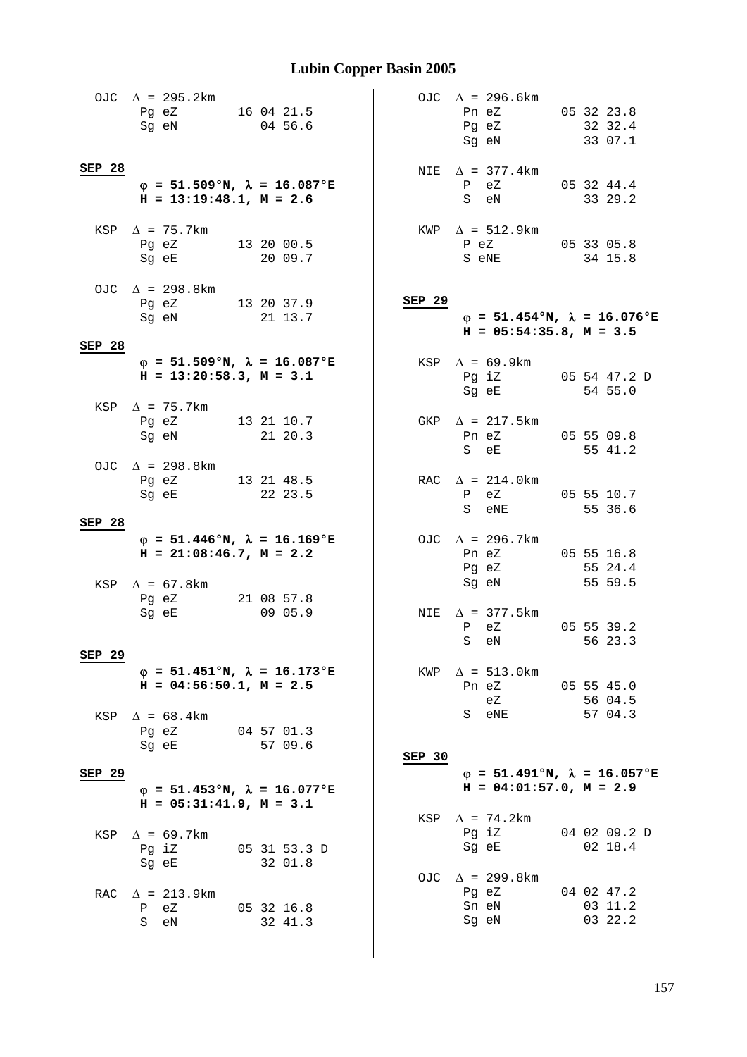OJC $\Delta$ = 295.2km

```
Pg eZ        16 04 21.5
Sg eN           04 56.6
```

**SEP 28**

**$\varphi$ = 51.509°N, $\lambda$ = 16.087°E**
**H = 13:19:48.1, M = 2.6**

KSP $\Delta$ = 75.7km

```
Pg eZ        13 20 00.5
Sg eE           20 09.7
```

OJC $\Delta$ = 298.8km

```
Pg eZ        13 20 37.9
Sg eN           21 13.7
```

**SEP 28**

**$\varphi$ = 51.509°N, $\lambda$ = 16.087°E**
**H = 13:20:58.3, M = 3.1**

KSP $\Delta$ = 75.7km

```
Pg eZ        13 21 10.7
Sg eN           21 20.3
```

OJC $\Delta$ = 298.8km

```
Pg eZ        13 21 48.5
Sg eE           22 23.5
```

**SEP 28**

**$\varphi$ = 51.446°N, $\lambda$ = 16.169°E**
**H = 21:08:46.7, M = 2.2**

KSP $\Delta$ = 67.8km

```
Pg eZ        21 08 57.8
Sg eE           09 05.9
```

**SEP 29**

**$\varphi$ = 51.451°N, $\lambda$ = 16.173°E**
**H = 04:56:50.1, M = 2.5**

KSP $\Delta$ = 68.4km

```
Pg eZ        04 57 01.3
Sg eE           57 09.6
```

**SEP 29**

**$\varphi$ = 51.453°N, $\lambda$ = 16.077°E**
**H = 05:31:41.9, M = 3.1**

KSP $\Delta$ = 69.7km

```
Pg iZ        05 31 53.3 D
Sg eE           32 01.8
```

RAC $\Delta$ = 213.9km

```
P  eZ        05 32 16.8
S  eN           32 41.3
```

OJC $\Delta$ = 296.6km

```
Pn eZ        05 32 23.8
Pg eZ           32 32.4
Sg eN           33 07.1
```

NIE $\Delta$ = 377.4km

```
P  eZ        05 32 44.4
S  eN           33 29.2
```

KWP $\Delta$ = 512.9km

```
P eZ         05 33 05.8
S eNE           34 15.8
```

**SEP 29**

**$\varphi$ = 51.454°N, $\lambda$ = 16.076°E**
**H = 05:54:35.8, M = 3.5**

KSP $\Delta$ = 69.9km

```
Pg iZ        05 54 47.2 D
Sg eE           54 55.0
```

GKP $\Delta$ = 217.5km

```
Pn eZ        05 55 09.8
S  eE           55 41.2
```

RAC $\Delta$ = 214.0km

```
P  eZ        05 55 10.7
S  eNE          55 36.6
```

OJC $\Delta$ = 296.7km

```
Pn eZ        05 55 16.8
Pg eZ           55 24.4
Sg eN           55 59.5
```

NIE $\Delta$ = 377.5km

```
P  eZ        05 55 39.2
S  eN           56 23.3
```

KWP $\Delta$ = 513.0km

```
Pn eZ        05 55 45.0
   eZ           56 04.5
S  eNE          57 04.3
```

**SEP 30**

**$\varphi$ = 51.491°N, $\lambda$ = 16.057°E**
**H = 04:01:57.0, M = 2.9**

KSP $\Delta$ = 74.2km

```
Pg iZ        04 02 09.2 D
Sg eE           02 18.4
```

OJC $\Delta$ = 299.8km

```
Pg eZ        04 02 47.2
Sn eN           03 11.2
Sg eN           03 22.2
```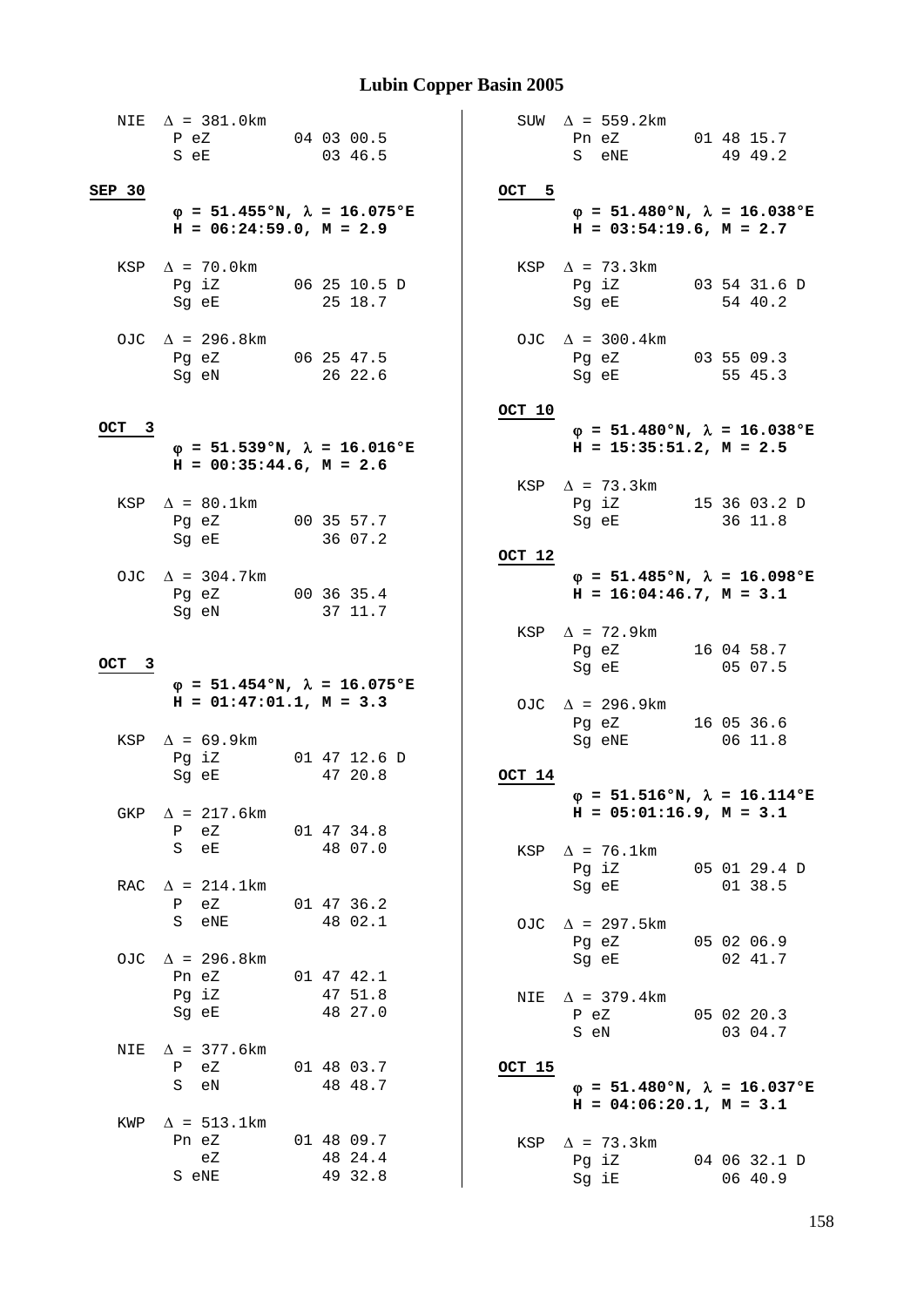# Lubin Copper Basin 2005

```
NIE  Δ = 381.0km
     P eZ         04 03 00.5
     S eE            03 46.5
```

**SEP 30**

**φ = 51.455°N, λ = 16.075°E**
**H = 06:24:59.0, M = 2.9**

```
KSP  Δ = 70.0km
     Pg iZ        06 25 10.5 D
     Sg eE           25 18.7

OJC  Δ = 296.8km
     Pg eZ        06 25 47.5
     Sg eN           26 22.6
```

**OCT 3**

**φ = 51.539°N, λ = 16.016°E**
**H = 00:35:44.6, M = 2.6**

```
KSP  Δ = 80.1km
     Pg eZ        00 35 57.7
     Sg eE           36 07.2

OJC  Δ = 304.7km
     Pg eZ        00 36 35.4
     Sg eN           37 11.7
```

**OCT 3**

**φ = 51.454°N, λ = 16.075°E**
**H = 01:47:01.1, M = 3.3**

```
KSP  Δ = 69.9km
     Pg iZ        01 47 12.6 D
     Sg eE           47 20.8

GKP  Δ = 217.6km
     P  eZ        01 47 34.8
     S  eE           48 07.0

RAC  Δ = 214.1km
     P  eZ        01 47 36.2
     S  eNE          48 02.1

OJC  Δ = 296.8km
     Pn eZ        01 47 42.1
     Pg iZ           47 51.8
     Sg eE           48 27.0

NIE  Δ = 377.6km
     P  eZ        01 48 03.7
     S  eN           48 48.7

KWP  Δ = 513.1km
     Pn eZ        01 48 09.7
        eZ           48 24.4
     S eNE           49 32.8

SUW  Δ = 559.2km
     Pn eZ        01 48 15.7
     S  eNE          49 49.2
```

**OCT 5**

**φ = 51.480°N, λ = 16.038°E**
**H = 03:54:19.6, M = 2.7**

```
KSP  Δ = 73.3km
     Pg iZ        03 54 31.6 D
     Sg eE           54 40.2

OJC  Δ = 300.4km
     Pg eZ        03 55 09.3
     Sg eE           55 45.3
```

**OCT 10**

**φ = 51.480°N, λ = 16.038°E**
**H = 15:35:51.2, M = 2.5**

```
KSP  Δ = 73.3km
     Pg iZ        15 36 03.2 D
     Sg eE           36 11.8
```

**OCT 12**

**φ = 51.485°N, λ = 16.098°E**
**H = 16:04:46.7, M = 3.1**

```
KSP  Δ = 72.9km
     Pg eZ        16 04 58.7
     Sg eE           05 07.5

OJC  Δ = 296.9km
     Pg eZ        16 05 36.6
     Sg eNE          06 11.8
```

**OCT 14**

**φ = 51.516°N, λ = 16.114°E**
**H = 05:01:16.9, M = 3.1**

```
KSP  Δ = 76.1km
     Pg iZ        05 01 29.4 D
     Sg eE           01 38.5

OJC  Δ = 297.5km
     Pg eZ        05 02 06.9
     Sg eE           02 41.7

NIE  Δ = 379.4km
     P eZ         05 02 20.3
     S eN            03 04.7
```

**OCT 15**

**φ = 51.480°N, λ = 16.037°E**
**H = 04:06:20.1, M = 3.1**

```
KSP  Δ = 73.3km
     Pg iZ        04 06 32.1 D
     Sg iE           06 40.9
```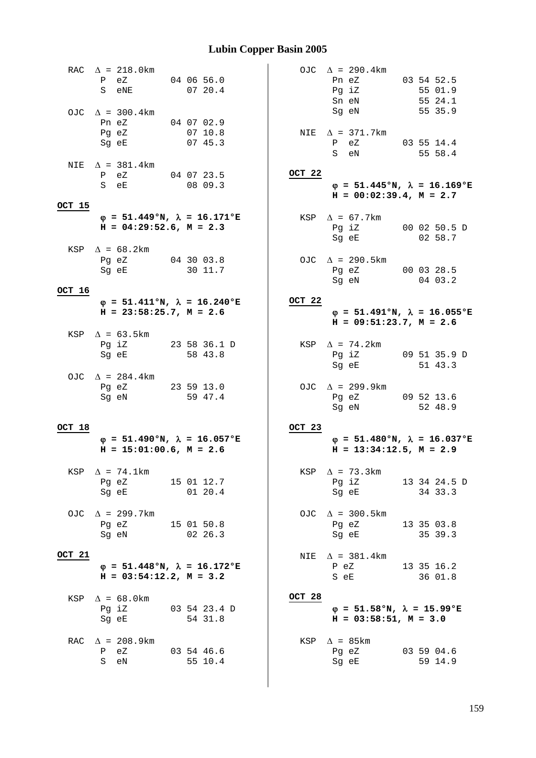RAC $\Delta$ = 218.0km

| Phase | Time |
|---|---|
| P eZ | 04 06 56.0 |
| S eNE | 07 20.4 |

OJC $\Delta$ = 300.4km

| Phase | Time |
|---|---|
| Pn eZ | 04 07 02.9 |
| Pg eZ | 07 10.8 |
| Sg eE | 07 45.3 |

NIE $\Delta$ = 381.4km

| Phase | Time |
|---|---|
| P eZ | 04 07 23.5 |
| S eE | 08 09.3 |

**OCT 15**

**$\varphi$ = 51.449°N, $\lambda$ = 16.171°E**
**H = 04:29:52.6, M = 2.3**

KSP $\Delta$ = 68.2km

| Phase | Time |
|---|---|
| Pg eZ | 04 30 03.8 |
| Sg eE | 30 11.7 |

**OCT 16**

**$\varphi$ = 51.411°N, $\lambda$ = 16.240°E**
**H = 23:58:25.7, M = 2.6**

KSP $\Delta$ = 63.5km

| Phase | Time |
|---|---|
| Pg iZ | 23 58 36.1 D |
| Sg eE | 58 43.8 |

OJC $\Delta$ = 284.4km

| Phase | Time |
|---|---|
| Pg eZ | 23 59 13.0 |
| Sg eN | 59 47.4 |

**OCT 18**

**$\varphi$ = 51.490°N, $\lambda$ = 16.057°E**
**H = 15:01:00.6, M = 2.6**

KSP $\Delta$ = 74.1km

| Phase | Time |
|---|---|
| Pg eZ | 15 01 12.7 |
| Sg eE | 01 20.4 |

OJC $\Delta$ = 299.7km

| Phase | Time |
|---|---|
| Pg eZ | 15 01 50.8 |
| Sg eN | 02 26.3 |

**OCT 21**

**$\varphi$ = 51.448°N, $\lambda$ = 16.172°E**
**H = 03:54:12.2, M = 3.2**

KSP $\Delta$ = 68.0km

| Phase | Time |
|---|---|
| Pg iZ | 03 54 23.4 D |
| Sg eE | 54 31.8 |

RAC $\Delta$ = 208.9km

| Phase | Time |
|---|---|
| P eZ | 03 54 46.6 |
| S eN | 55 10.4 |

OJC $\Delta$ = 290.4km

| Phase | Time |
|---|---|
| Pn eZ | 03 54 52.5 |
| Pg iZ | 55 01.9 |
| Sn eN | 55 24.1 |
| Sg eN | 55 35.9 |

NIE $\Delta$ = 371.7km

| Phase | Time |
|---|---|
| P eZ | 03 55 14.4 |
| S eN | 55 58.4 |

**OCT 22**

**$\varphi$ = 51.445°N, $\lambda$ = 16.169°E**
**H = 00:02:39.4, M = 2.7**

KSP $\Delta$ = 67.7km

| Phase | Time |
|---|---|
| Pg iZ | 00 02 50.5 D |
| Sg eE | 02 58.7 |

OJC $\Delta$ = 290.5km

| Phase | Time |
|---|---|
| Pg eZ | 00 03 28.5 |
| Sg eN | 04 03.2 |

**OCT 22**

**$\varphi$ = 51.491°N, $\lambda$ = 16.055°E**
**H = 09:51:23.7, M = 2.6**

KSP $\Delta$ = 74.2km

| Phase | Time |
|---|---|
| Pg iZ | 09 51 35.9 D |
| Sg eE | 51 43.3 |

OJC $\Delta$ = 299.9km

| Phase | Time |
|---|---|
| Pg eZ | 09 52 13.6 |
| Sg eN | 52 48.9 |

**OCT 23**

**$\varphi$ = 51.480°N, $\lambda$ = 16.037°E**
**H = 13:34:12.5, M = 2.9**

KSP $\Delta$ = 73.3km

| Phase | Time |
|---|---|
| Pg iZ | 13 34 24.5 D |
| Sg eE | 34 33.3 |

OJC $\Delta$ = 300.5km

| Phase | Time |
|---|---|
| Pg eZ | 13 35 03.8 |
| Sg eE | 35 39.3 |

NIE $\Delta$ = 381.4km

| Phase | Time |
|---|---|
| P eZ | 13 35 16.2 |
| S eE | 36 01.8 |

**OCT 28**

**$\varphi$ = 51.58°N, $\lambda$ = 15.99°E**
**H = 03:58:51, M = 3.0**

KSP $\Delta$ = 85km

| Phase | Time |
|---|---|
| Pg eZ | 03 59 04.6 |
| Sg eE | 59 14.9 |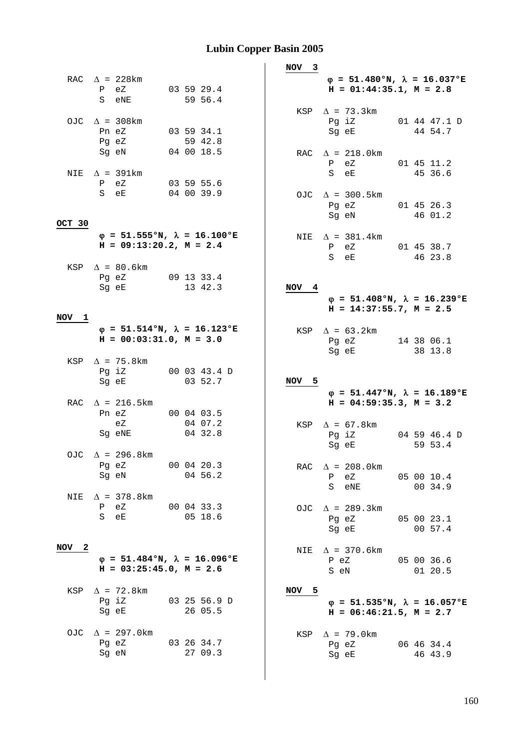# Lubin Copper Basin 2005

```
RAC  Δ = 228km
       P  eZ        03 59 29.4
       S  eNE          59 56.4

OJC  Δ = 308km
       Pn eZ        03 59 34.1
       Pg eZ           59 42.8
       Sg eN        04 00 18.5

NIE  Δ = 391km
       P  eZ        03 59 55.6
       S  eE        04 00 39.9
```

**OCT 30**

**φ = 51.555°N, λ = 16.100°E**
**H = 09:13:20.2, M = 2.4**

```
KSP  Δ = 80.6km
       Pg eZ        09 13 33.4
       Sg eE           13 42.3
```

**NOV 1**

**φ = 51.514°N, λ = 16.123°E**
**H = 00:03:31.0, M = 3.0**

```
KSP  Δ = 75.8km
       Pg iZ        00 03 43.4 D
       Sg eE           03 52.7

RAC  Δ = 216.5km
       Pn eZ        00 04 03.5
          eZ           04 07.2
       Sg eNE          04 32.8

OJC  Δ = 296.8km
       Pg eZ        00 04 20.3
       Sg eN           04 56.2

NIE  Δ = 378.8km
       P  eZ        00 04 33.3
       S  eE           05 18.6
```

**NOV 2**

**φ = 51.484°N, λ = 16.096°E**
**H = 03:25:45.0, M = 2.6**

```
KSP  Δ = 72.8km
       Pg iZ        03 25 56.9 D
       Sg eE           26 05.5

OJC  Δ = 297.0km
       Pg eZ        03 26 34.7
       Sg eN           27 09.3
```

**NOV 3**

**φ = 51.480°N, λ = 16.037°E**
**H = 01:44:35.1, M = 2.8**

```
KSP  Δ = 73.3km
       Pg iZ        01 44 47.1 D
       Sg eE           44 54.7

RAC  Δ = 218.0km
       P  eZ        01 45 11.2
       S  eE           45 36.6

OJC  Δ = 300.5km
       Pg eZ        01 45 26.3
       Sg eN           46 01.2

NIE  Δ = 381.4km
       P  eZ        01 45 38.7
       S  eE           46 23.8
```

**NOV 4**

**φ = 51.408°N, λ = 16.239°E**
**H = 14:37:55.7, M = 2.5**

```
KSP  Δ = 63.2km
       Pg eZ        14 38 06.1
       Sg eE           38 13.8
```

**NOV 5**

**φ = 51.447°N, λ = 16.189°E**
**H = 04:59:35.3, M = 3.2**

```
KSP  Δ = 67.8km
       Pg iZ        04 59 46.4 D
       Sg eE           59 53.4

RAC  Δ = 208.0km
       P  eZ        05 00 10.4
       S  eNE          00 34.9

OJC  Δ = 289.3km
       Pg eZ        05 00 23.1
       Sg eE           00 57.4

NIE  Δ = 370.6km
       P eZ         05 00 36.6
       S eN            01 20.5
```

**NOV 5**

**φ = 51.535°N, λ = 16.057°E**
**H = 06:46:21.5, M = 2.7**

```
KSP  Δ = 79.0km
       Pg eZ        06 46 34.4
       Sg eE           46 43.9
```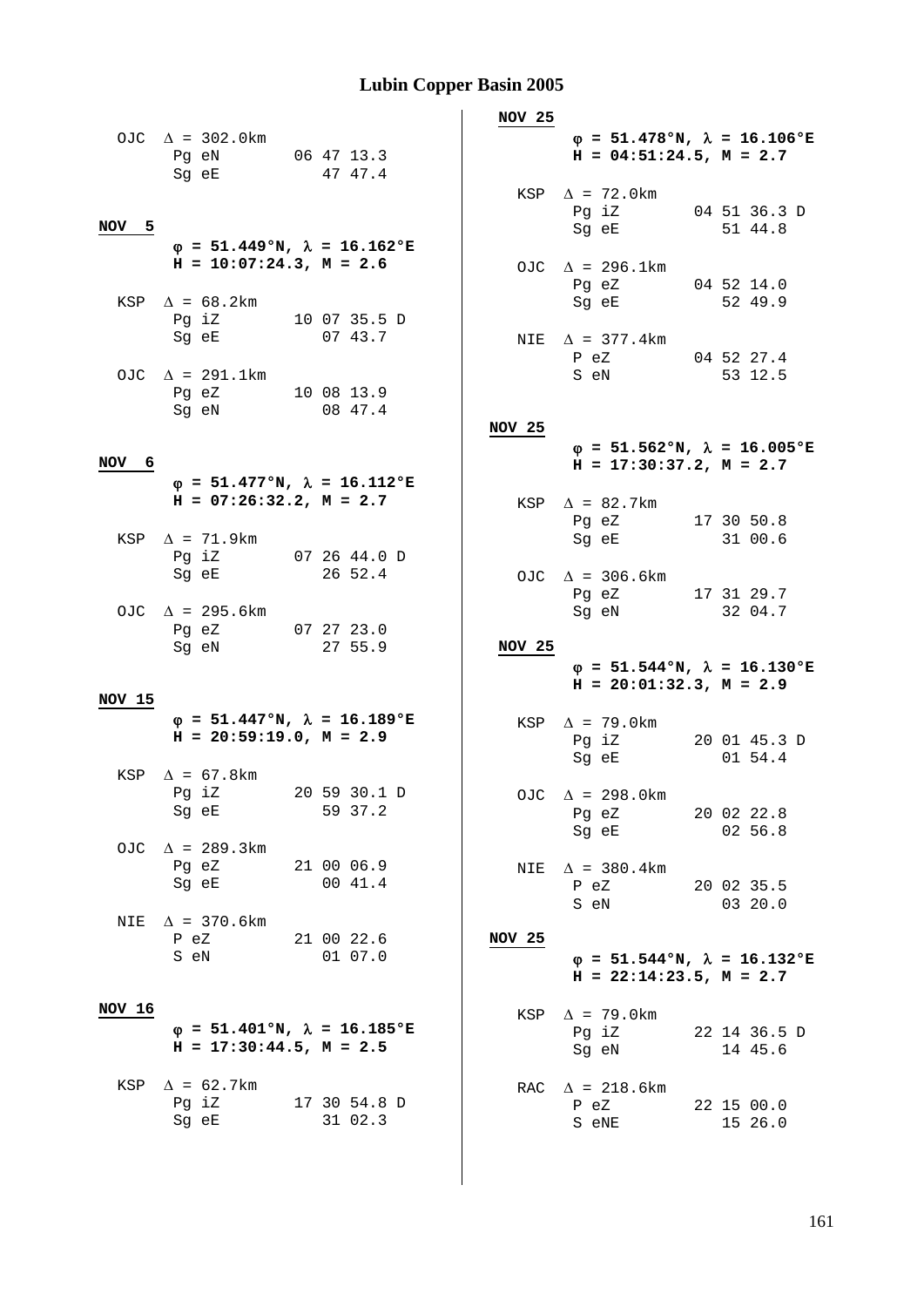## Lubin Copper Basin 2005

```
OJC  Δ = 302.0km
     Pg eN        06 47 13.3
     Sg eE           47 47.4
```

**NOV 5**

**φ = 51.449°N, λ = 16.162°E**
**H = 10:07:24.3, M = 2.6**

```
KSP  Δ = 68.2km
     Pg iZ        10 07 35.5 D
     Sg eE           07 43.7

OJC  Δ = 291.1km
     Pg eZ        10 08 13.9
     Sg eN           08 47.4
```

**NOV 6**

**φ = 51.477°N, λ = 16.112°E**
**H = 07:26:32.2, M = 2.7**

```
KSP  Δ = 71.9km
     Pg iZ        07 26 44.0 D
     Sg eE           26 52.4

OJC  Δ = 295.6km
     Pg eZ        07 27 23.0
     Sg eN           27 55.9
```

**NOV 15**

**φ = 51.447°N, λ = 16.189°E**
**H = 20:59:19.0, M = 2.9**

```
KSP  Δ = 67.8km
     Pg iZ        20 59 30.1 D
     Sg eE           59 37.2

OJC  Δ = 289.3km
     Pg eZ        21 00 06.9
     Sg eE           00 41.4

NIE  Δ = 370.6km
     P eZ         21 00 22.6
     S eN            01 07.0
```

**NOV 16**

**φ = 51.401°N, λ = 16.185°E**
**H = 17:30:44.5, M = 2.5**

```
KSP  Δ = 62.7km
     Pg iZ        17 30 54.8 D
     Sg eE           31 02.3
```

**NOV 25**

**φ = 51.478°N, λ = 16.106°E**
**H = 04:51:24.5, M = 2.7**

```
KSP  Δ = 72.0km
     Pg iZ        04 51 36.3 D
     Sg eE           51 44.8

OJC  Δ = 296.1km
     Pg eZ        04 52 14.0
     Sg eE           52 49.9

NIE  Δ = 377.4km
     P eZ         04 52 27.4
     S eN            53 12.5
```

**NOV 25**

**φ = 51.562°N, λ = 16.005°E**
**H = 17:30:37.2, M = 2.7**

```
KSP  Δ = 82.7km
     Pg eZ        17 30 50.8
     Sg eE           31 00.6

OJC  Δ = 306.6km
     Pg eZ        17 31 29.7
     Sg eN           32 04.7
```

**NOV 25**

**φ = 51.544°N, λ = 16.130°E**
**H = 20:01:32.3, M = 2.9**

```
KSP  Δ = 79.0km
     Pg iZ        20 01 45.3 D
     Sg eE           01 54.4

OJC  Δ = 298.0km
     Pg eZ        20 02 22.8
     Sg eE           02 56.8

NIE  Δ = 380.4km
     P eZ         20 02 35.5
     S eN            03 20.0
```

**NOV 25**

**φ = 51.544°N, λ = 16.132°E**
**H = 22:14:23.5, M = 2.7**

```
KSP  Δ = 79.0km
     Pg iZ        22 14 36.5 D
     Sg eN           14 45.6

RAC  Δ = 218.6km
     P eZ         22 15 00.0
     S eNE           15 26.0
```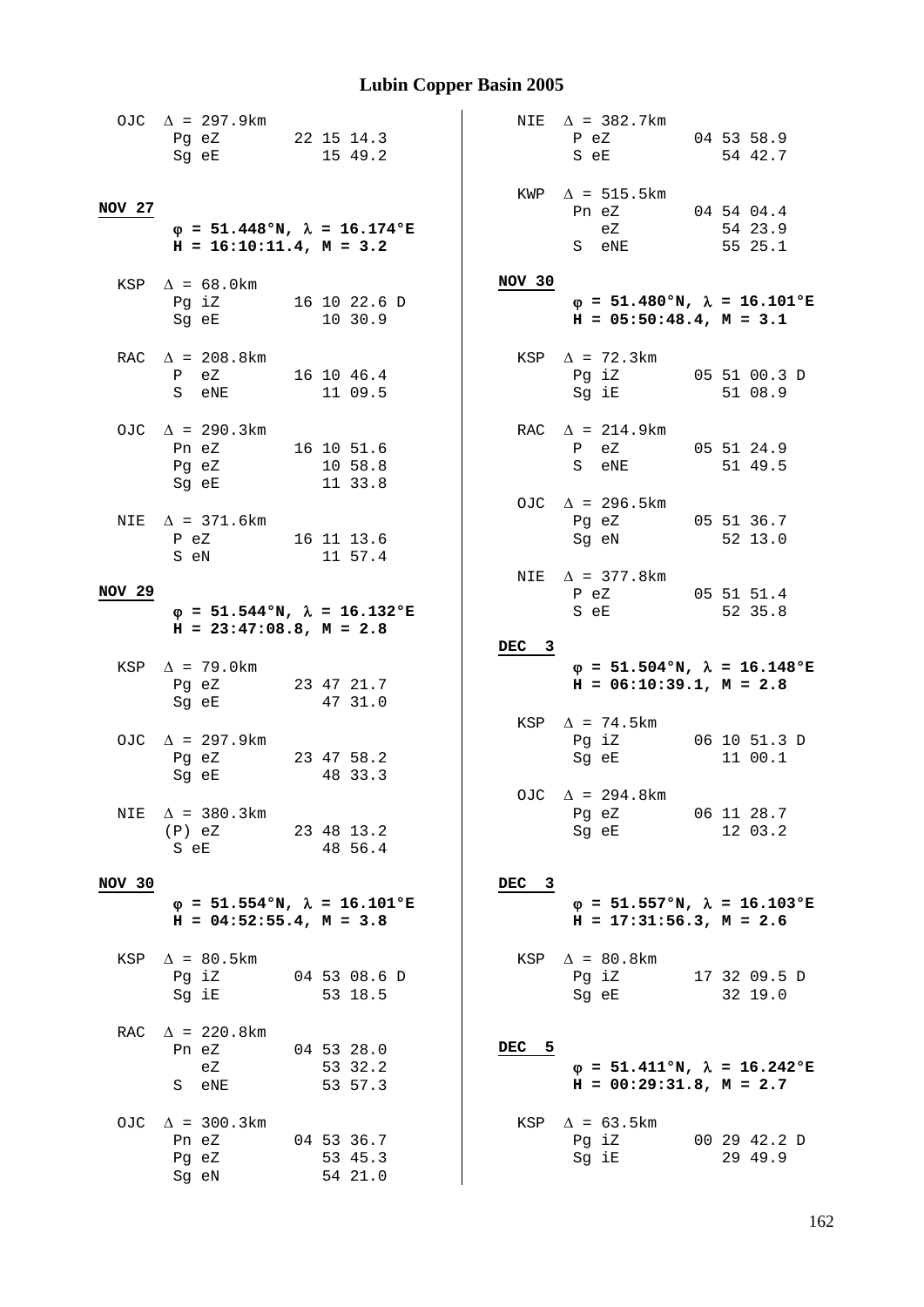OJC $\Delta$ = 297.9km

```
     Pg eZ        22 15 14.3
     Sg eE           15 49.2
```

**NOV 27**

**$\varphi$ = 51.448°N, $\lambda$ = 16.174°E**
**H = 16:10:11.4, M = 3.2**

KSP $\Delta$ = 68.0km

```
     Pg iZ        16 10 22.6 D
     Sg eE           10 30.9
```

RAC $\Delta$ = 208.8km

```
     P  eZ        16 10 46.4
     S  eNE          11 09.5
```

OJC $\Delta$ = 290.3km

```
     Pn eZ        16 10 51.6
     Pg eZ           10 58.8
     Sg eE           11 33.8
```

NIE $\Delta$ = 371.6km

```
     P eZ         16 11 13.6
     S eN            11 57.4
```

**NOV 29**

**$\varphi$ = 51.544°N, $\lambda$ = 16.132°E**
**H = 23:47:08.8, M = 2.8**

KSP $\Delta$ = 79.0km

```
     Pg eZ        23 47 21.7
     Sg eE           47 31.0
```

OJC $\Delta$ = 297.9km

```
     Pg eZ        23 47 58.2
     Sg eE           48 33.3
```

NIE $\Delta$ = 380.3km

```
     (P) eZ       23 48 13.2
     S eE            48 56.4
```

**NOV 30**

**$\varphi$ = 51.554°N, $\lambda$ = 16.101°E**
**H = 04:52:55.4, M = 3.8**

KSP $\Delta$ = 80.5km

```
     Pg iZ        04 53 08.6 D
     Sg iE           53 18.5
```

RAC $\Delta$ = 220.8km

```
     Pn eZ        04 53 28.0
        eZ           53 32.2
     S  eNE          53 57.3
```

OJC $\Delta$ = 300.3km

```
     Pn eZ        04 53 36.7
     Pg eZ           53 45.3
     Sg eN           54 21.0
```

NIE $\Delta$ = 382.7km

```
     P eZ         04 53 58.9
     S eE            54 42.7
```

KWP $\Delta$ = 515.5km

```
     Pn eZ        04 54 04.4
        eZ           54 23.9
     S  eNE          55 25.1
```

**NOV 30**

**$\varphi$ = 51.480°N, $\lambda$ = 16.101°E**
**H = 05:50:48.4, M = 3.1**

KSP $\Delta$ = 72.3km

```
     Pg iZ        05 51 00.3 D
     Sg iE           51 08.9
```

RAC $\Delta$ = 214.9km

```
     P  eZ        05 51 24.9
     S  eNE          51 49.5
```

OJC $\Delta$ = 296.5km

```
     Pg eZ        05 51 36.7
     Sg eN           52 13.0
```

NIE $\Delta$ = 377.8km

```
     P eZ         05 51 51.4
     S eE            52 35.8
```

**DEC 3**

**$\varphi$ = 51.504°N, $\lambda$ = 16.148°E**
**H = 06:10:39.1, M = 2.8**

KSP $\Delta$ = 74.5km

```
     Pg iZ        06 10 51.3 D
     Sg eE           11 00.1
```

OJC $\Delta$ = 294.8km

```
     Pg eZ        06 11 28.7
     Sg eE           12 03.2
```

**DEC 3**

**$\varphi$ = 51.557°N, $\lambda$ = 16.103°E**
**H = 17:31:56.3, M = 2.6**

KSP $\Delta$ = 80.8km

```
     Pg iZ        17 32 09.5 D
     Sg eE           32 19.0
```

**DEC 5**

**$\varphi$ = 51.411°N, $\lambda$ = 16.242°E**
**H = 00:29:31.8, M = 2.7**

KSP $\Delta$ = 63.5km

```
     Pg iZ        00 29 42.2 D
     Sg iE           29 49.9
```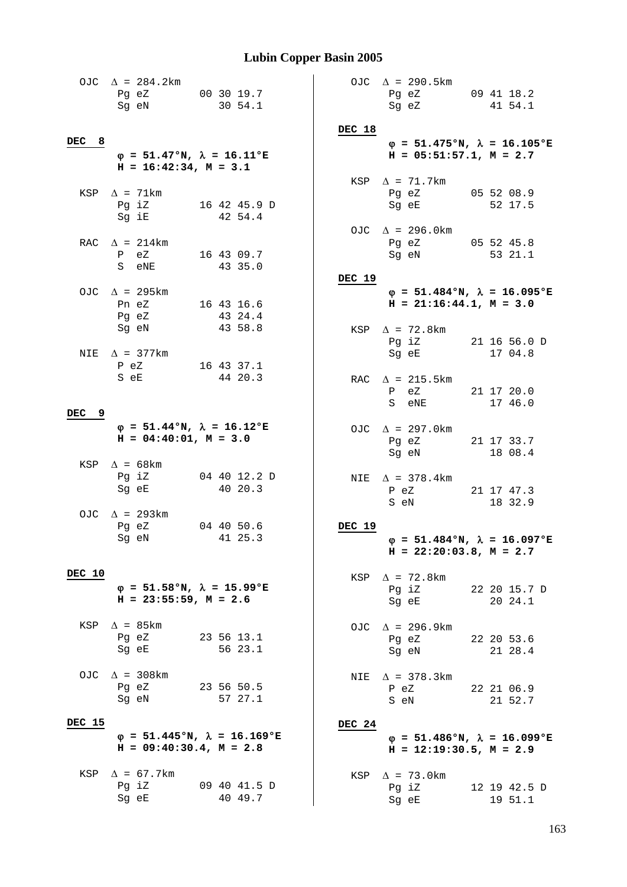OJC $\Delta$ = 284.2km

| | | |
|---|---|---|
| Pg | eZ | 00 30 19.7 |
| Sg | eN | 30 54.1 |

**DEC 8**

**$\varphi$ = 51.47°N, $\lambda$ = 16.11°E**
**H = 16:42:34, M = 3.1**

KSP $\Delta$ = 71km

| | | |
|---|---|---|
| Pg | iZ | 16 42 45.9 D |
| Sg | iE | 42 54.4 |

RAC $\Delta$ = 214km

| | | |
|---|---|---|
| P | eZ | 16 43 09.7 |
| S | eNE | 43 35.0 |

OJC $\Delta$ = 295km

| | | |
|---|---|---|
| Pn | eZ | 16 43 16.6 |
| Pg | eZ | 43 24.4 |
| Sg | eN | 43 58.8 |

NIE $\Delta$ = 377km

| | | |
|---|---|---|
| P | eZ | 16 43 37.1 |
| S | eE | 44 20.3 |

**DEC 9**

**$\varphi$ = 51.44°N, $\lambda$ = 16.12°E**
**H = 04:40:01, M = 3.0**

KSP $\Delta$ = 68km

| | | |
|---|---|---|
| Pg | iZ | 04 40 12.2 D |
| Sg | eE | 40 20.3 |

OJC $\Delta$ = 293km

| | | |
|---|---|---|
| Pg | eZ | 04 40 50.6 |
| Sg | eN | 41 25.3 |

**DEC 10**

**$\varphi$ = 51.58°N, $\lambda$ = 15.99°E**
**H = 23:55:59, M = 2.6**

KSP $\Delta$ = 85km

| | | |
|---|---|---|
| Pg | eZ | 23 56 13.1 |
| Sg | eE | 56 23.1 |

OJC $\Delta$ = 308km

| | | |
|---|---|---|
| Pg | eZ | 23 56 50.5 |
| Sg | eN | 57 27.1 |

**DEC 15**

**$\varphi$ = 51.445°N, $\lambda$ = 16.169°E**
**H = 09:40:30.4, M = 2.8**

KSP $\Delta$ = 67.7km

| | | |
|---|---|---|
| Pg | iZ | 09 40 41.5 D |
| Sg | eE | 40 49.7 |

OJC $\Delta$ = 290.5km

| | | |
|---|---|---|
| Pg | eZ | 09 41 18.2 |
| Sg | eZ | 41 54.1 |

**DEC 18**

**$\varphi$ = 51.475°N, $\lambda$ = 16.105°E**
**H = 05:51:57.1, M = 2.7**

KSP $\Delta$ = 71.7km

| | | |
|---|---|---|
| Pg | eZ | 05 52 08.9 |
| Sg | eE | 52 17.5 |

OJC $\Delta$ = 296.0km

| | | |
|---|---|---|
| Pg | eZ | 05 52 45.8 |
| Sg | eN | 53 21.1 |

**DEC 19**

**$\varphi$ = 51.484°N, $\lambda$ = 16.095°E**
**H = 21:16:44.1, M = 3.0**

KSP $\Delta$ = 72.8km

| | | |
|---|---|---|
| Pg | iZ | 21 16 56.0 D |
| Sg | eE | 17 04.8 |

RAC $\Delta$ = 215.5km

| | | |
|---|---|---|
| P | eZ | 21 17 20.0 |
| S | eNE | 17 46.0 |

OJC $\Delta$ = 297.0km

| | | |
|---|---|---|
| Pg | eZ | 21 17 33.7 |
| Sg | eN | 18 08.4 |

NIE $\Delta$ = 378.4km

| | | |
|---|---|---|
| P | eZ | 21 17 47.3 |
| S | eN | 18 32.9 |

**DEC 19**

**$\varphi$ = 51.484°N, $\lambda$ = 16.097°E**
**H = 22:20:03.8, M = 2.7**

KSP $\Delta$ = 72.8km

| | | |
|---|---|---|
| Pg | iZ | 22 20 15.7 D |
| Sg | eE | 20 24.1 |

OJC $\Delta$ = 296.9km

| | | |
|---|---|---|
| Pg | eZ | 22 20 53.6 |
| Sg | eN | 21 28.4 |

NIE $\Delta$ = 378.3km

| | | |
|---|---|---|
| P | eZ | 22 21 06.9 |
| S | eN | 21 52.7 |

**DEC 24**

**$\varphi$ = 51.486°N, $\lambda$ = 16.099°E**
**H = 12:19:30.5, M = 2.9**

KSP $\Delta$ = 73.0km

| | | |
|---|---|---|
| Pg | iZ | 12 19 42.5 D |
| Sg | eE | 19 51.1 |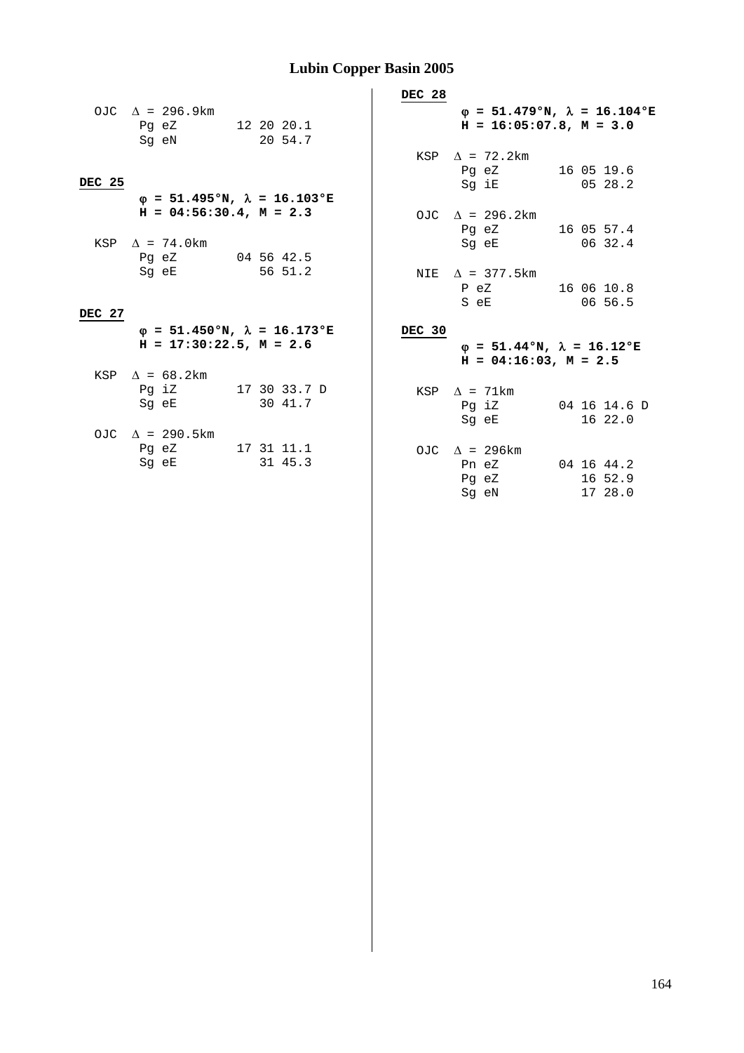# Lubin Copper Basin 2005

```
  OJC  Δ = 296.9km
       Pg eZ        12 20 20.1
       Sg eN           20 54.7
```

**DEC 25**

**φ = 51.495°N, λ = 16.103°E**
**H = 04:56:30.4, M = 2.3**

```
  KSP  Δ = 74.0km
       Pg eZ        04 56 42.5
       Sg eE           56 51.2
```

**DEC 27**

**φ = 51.450°N, λ = 16.173°E**
**H = 17:30:22.5, M = 2.6**

```
  KSP  Δ = 68.2km
       Pg iZ        17 30 33.7 D
       Sg eE           30 41.7

  OJC  Δ = 290.5km
       Pg eZ        17 31 11.1
       Sg eE           31 45.3
```

**DEC 28**

**φ = 51.479°N, λ = 16.104°E**
**H = 16:05:07.8, M = 3.0**

```
  KSP  Δ = 72.2km
       Pg eZ        16 05 19.6
       Sg iE           05 28.2

  OJC  Δ = 296.2km
       Pg eZ        16 05 57.4
       Sg eE           06 32.4

  NIE  Δ = 377.5km
       P eZ         16 06 10.8
       S eE            06 56.5
```

**DEC 30**

**φ = 51.44°N, λ = 16.12°E**
**H = 04:16:03, M = 2.5**

```
  KSP  Δ = 71km
       Pg iZ        04 16 14.6 D
       Sg eE           16 22.0

  OJC  Δ = 296km
       Pn eZ        04 16 44.2
       Pg eZ           16 52.9
       Sg eN           17 28.0
```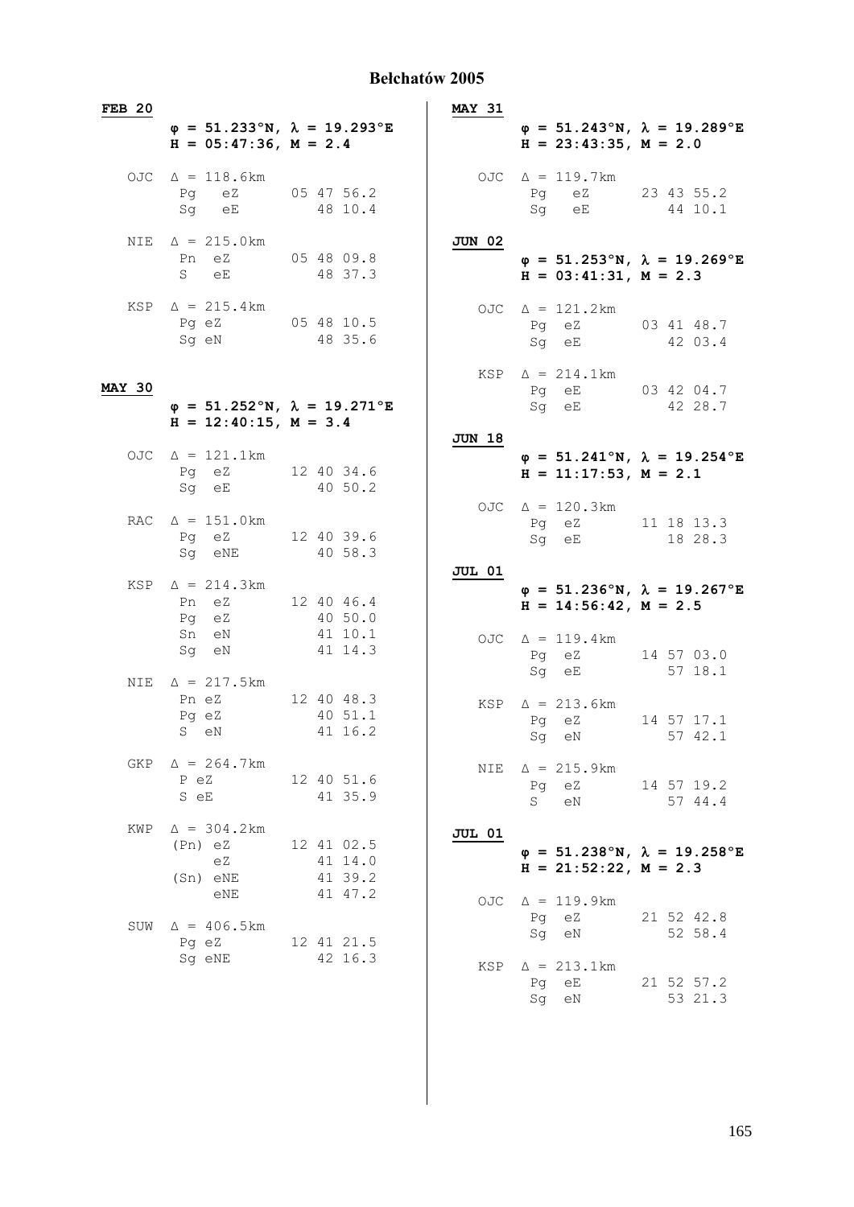# Bełchatów 2005

**FEB 20**

**φ = 51.233°N, λ = 19.293°E**
**H = 05:47:36, M = 2.4**

```
OJC  Δ = 118.6km
     Pg   eZ       05 47 56.2
     Sg   eE          48 10.4

NIE  Δ = 215.0km
     Pn  eZ        05 48 09.8
     S   eE           48 37.3

KSP  Δ = 215.4km
     Pg eZ         05 48 10.5
     Sg eN            48 35.6
```

**MAY 30**

**φ = 51.252°N, λ = 19.271°E**
**H = 12:40:15, M = 3.4**

```
OJC  Δ = 121.1km
     Pg  eZ        12 40 34.6
     Sg  eE           40 50.2

RAC  Δ = 151.0km
     Pg  eZ        12 40 39.6
     Sg  eNE          40 58.3

KSP  Δ = 214.3km
     Pn  eZ        12 40 46.4
     Pg  eZ           40 50.0
     Sn  eN           41 10.1
     Sg  eN           41 14.3

NIE  Δ = 217.5km
     Pn eZ         12 40 48.3
     Pg eZ            40 51.1
     S  eN            41 16.2

GKP  Δ = 264.7km
     P eZ          12 40 51.6
     S eE             41 35.9

KWP  Δ = 304.2km
     (Pn) eZ       12 41 02.5
          eZ          41 14.0
     (Sn) eNE         41 39.2
          eNE         41 47.2

SUW  Δ = 406.5km
     Pg eZ         12 41 21.5
     Sg eNE           42 16.3
```

**MAY 31**

**φ = 51.243°N, λ = 19.289°E**
**H = 23:43:35, M = 2.0**

```
OJC  Δ = 119.7km
     Pg   eZ       23 43 55.2
     Sg   eE          44 10.1
```

**JUN 02**

**φ = 51.253°N, λ = 19.269°E**
**H = 03:41:31, M = 2.3**

```
OJC  Δ = 121.2km
     Pg  eZ        03 41 48.7
     Sg  eE           42 03.4

KSP  Δ = 214.1km
     Pg  eE        03 42 04.7
     Sg  eE           42 28.7
```

**JUN 18**

**φ = 51.241°N, λ = 19.254°E**
**H = 11:17:53, M = 2.1**

```
OJC  Δ = 120.3km
     Pg  eZ        11 18 13.3
     Sg  eE           18 28.3
```

**JUL 01**

**φ = 51.236°N, λ = 19.267°E**
**H = 14:56:42, M = 2.5**

```
OJC  Δ = 119.4km
     Pg  eZ        14 57 03.0
     Sg  eE           57 18.1

KSP  Δ = 213.6km
     Pg  eZ        14 57 17.1
     Sg  eN           57 42.1

NIE  Δ = 215.9km
     Pg  eZ        14 57 19.2
     S   eN           57 44.4
```

**JUL 01**

**φ = 51.238°N, λ = 19.258°E**
**H = 21:52:22, M = 2.3**

```
OJC  Δ = 119.9km
     Pg  eZ        21 52 42.8
     Sg  eN           52 58.4

KSP  Δ = 213.1km
     Pg  eE        21 52 57.2
     Sg  eN           53 21.3
```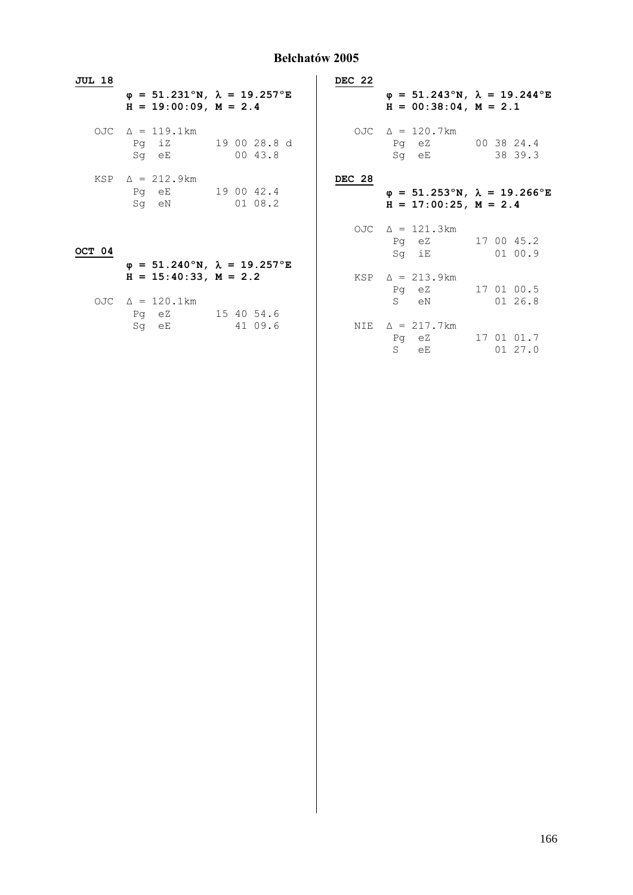# Bełchatów 2005

**JUL 18**

**φ = 51.231°N, λ = 19.257°E**
**H = 19:00:09, M = 2.4**

```
OJC  Δ = 119.1km
     Pg  iZ       19 00 28.8 d
     Sg  eE          00 43.8

KSP  Δ = 212.9km
     Pg  eE       19 00 42.4
     Sg  eN          01 08.2
```

**OCT 04**

**φ = 51.240°N, λ = 19.257°E**
**H = 15:40:33, M = 2.2**

```
OJC  Δ = 120.1km
     Pg  eZ       15 40 54.6
     Sg  eE          41 09.6
```

**DEC 22**

**φ = 51.243°N, λ = 19.244°E**
**H = 00:38:04, M = 2.1**

```
OJC  Δ = 120.7km
     Pg  eZ       00 38 24.4
     Sg  eE          38 39.3
```

**DEC 28**

**φ = 51.253°N, λ = 19.266°E**
**H = 17:00:25, M = 2.4**

```
OJC  Δ = 121.3km
     Pg  eZ       17 00 45.2
     Sg  iE          01 00.9

KSP  Δ = 213.9km
     Pg  eZ       17 01 00.5
     S   eN          01 26.8

NIE  Δ = 217.7km
     Pg  eZ       17 01 01.7
     S   eE          01 27.0
```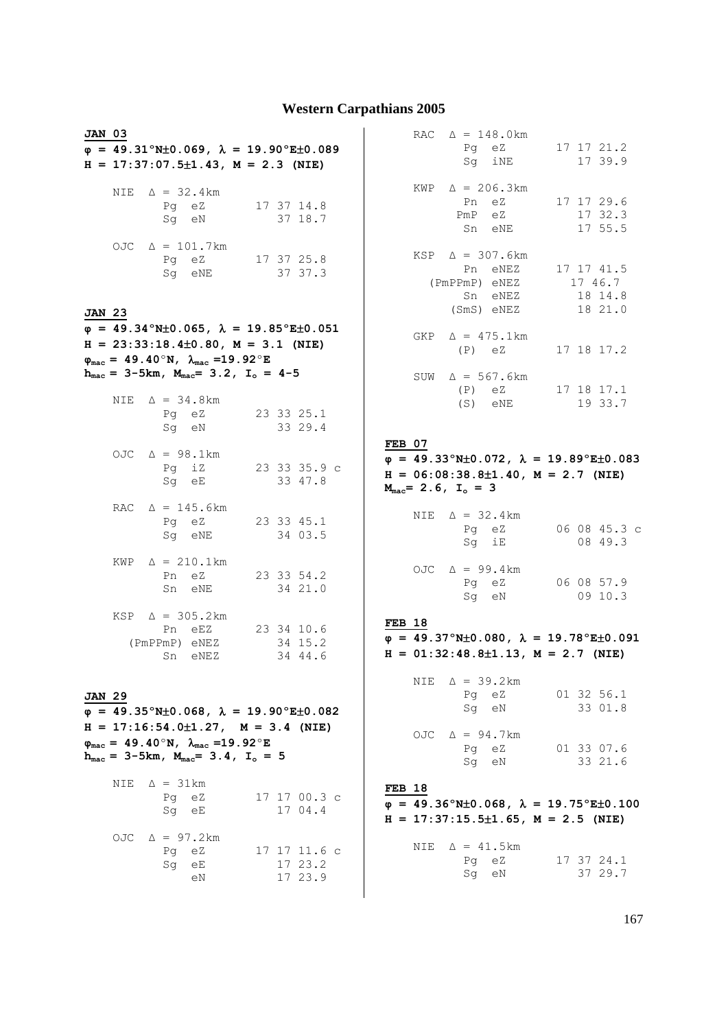# Western Carpathians 2005

**JAN 03**

**$\varphi$ = 49.31°N±0.069, $\lambda$ = 19.90°E±0.089**
**H = 17:37:07.5±1.43, M = 2.3 (NIE)**

```
NIE  Δ = 32.4km
       Pg  eZ       17 37 14.8
       Sg  eN          37 18.7

OJC  Δ = 101.7km
       Pg  eZ       17 37 25.8
       Sg  eNE         37 37.3
```

**JAN 23**

**$\varphi$ = 49.34°N±0.065, $\lambda$ = 19.85°E±0.051**
**H = 23:33:18.4±0.80, M = 3.1 (NIE)**
**$\varphi_{mac}$ = 49.40°N, $\lambda_{mac}$ =19.92°E**
**$h_{mac}$ = 3-5km, $M_{mac}$= 3.2, $I_o$ = 4-5**

```
NIE  Δ = 34.8km
       Pg  eZ       23 33 25.1
       Sg  eN          33 29.4

OJC  Δ = 98.1km
       Pg  iZ       23 33 35.9 c
       Sg  eE          33 47.8

RAC  Δ = 145.6km
       Pg  eZ       23 33 45.1
       Sg  eNE         34 03.5

KWP  Δ = 210.1km
       Pn  eZ       23 33 54.2
       Sn  eNE         34 21.0

KSP  Δ = 305.2km
       Pn  eEZ      23 34 10.6
  (PmPPmP) eNEZ        34 15.2
       Sn  eNEZ        34 44.6
```

**JAN 29**

**$\varphi$ = 49.35°N±0.068, $\lambda$ = 19.90°E±0.082**
**H = 17:16:54.0±1.27, M = 3.4 (NIE)**
**$\varphi_{mac}$ = 49.40°N, $\lambda_{mac}$ =19.92°E**
**$h_{mac}$ = 3-5km, $M_{mac}$= 3.4, $I_o$ = 5**

```
NIE  Δ = 31km
       Pg  eZ       17 17 00.3 c
       Sg  eE          17 04.4

OJC  Δ = 97.2km
       Pg  eZ       17 17 11.6 c
       Sg  eE          17 23.2
           eN          17 23.9

RAC  Δ = 148.0km
       Pg  eZ       17 17 21.2
       Sg  iNE         17 39.9

KWP  Δ = 206.3km
       Pn  eZ       17 17 29.6
      PmP  eZ          17 32.3
       Sn  eNE         17 55.5

KSP  Δ = 307.6km
       Pn  eNEZ     17 17 41.5
  (PmPPmP) eNEZ      17 46.7
       Sn  eNEZ        18 14.8
     (SmS) eNEZ        18 21.0

GKP  Δ = 475.1km
      (P)  eZ       17 18 17.2

SUW  Δ = 567.6km
      (P)  eZ       17 18 17.1
      (S)  eNE         19 33.7
```

**FEB 07**

**$\varphi$ = 49.33°N±0.072, $\lambda$ = 19.89°E±0.083**
**H = 06:08:38.8±1.40, M = 2.7 (NIE)**
**$M_{mac}$= 2.6, $I_o$ = 3**

```
NIE  Δ = 32.4km
       Pg  eZ       06 08 45.3 c
       Sg  iE          08 49.3

OJC  Δ = 99.4km
       Pg  eZ       06 08 57.9
       Sg  eN          09 10.3
```

**FEB 18**

**$\varphi$ = 49.37°N±0.080, $\lambda$ = 19.78°E±0.091**
**H = 01:32:48.8±1.13, M = 2.7 (NIE)**

```
NIE  Δ = 39.2km
       Pg  eZ       01 32 56.1
       Sg  eN          33 01.8

OJC  Δ = 94.7km
       Pg  eZ       01 33 07.6
       Sg  eN          33 21.6
```

**FEB 18**

**$\varphi$ = 49.36°N±0.068, $\lambda$ = 19.75°E±0.100**
**H = 17:37:15.5±1.65, M = 2.5 (NIE)**

```
NIE  Δ = 41.5km
       Pg  eZ       17 37 24.1
       Sg  eN          37 29.7
```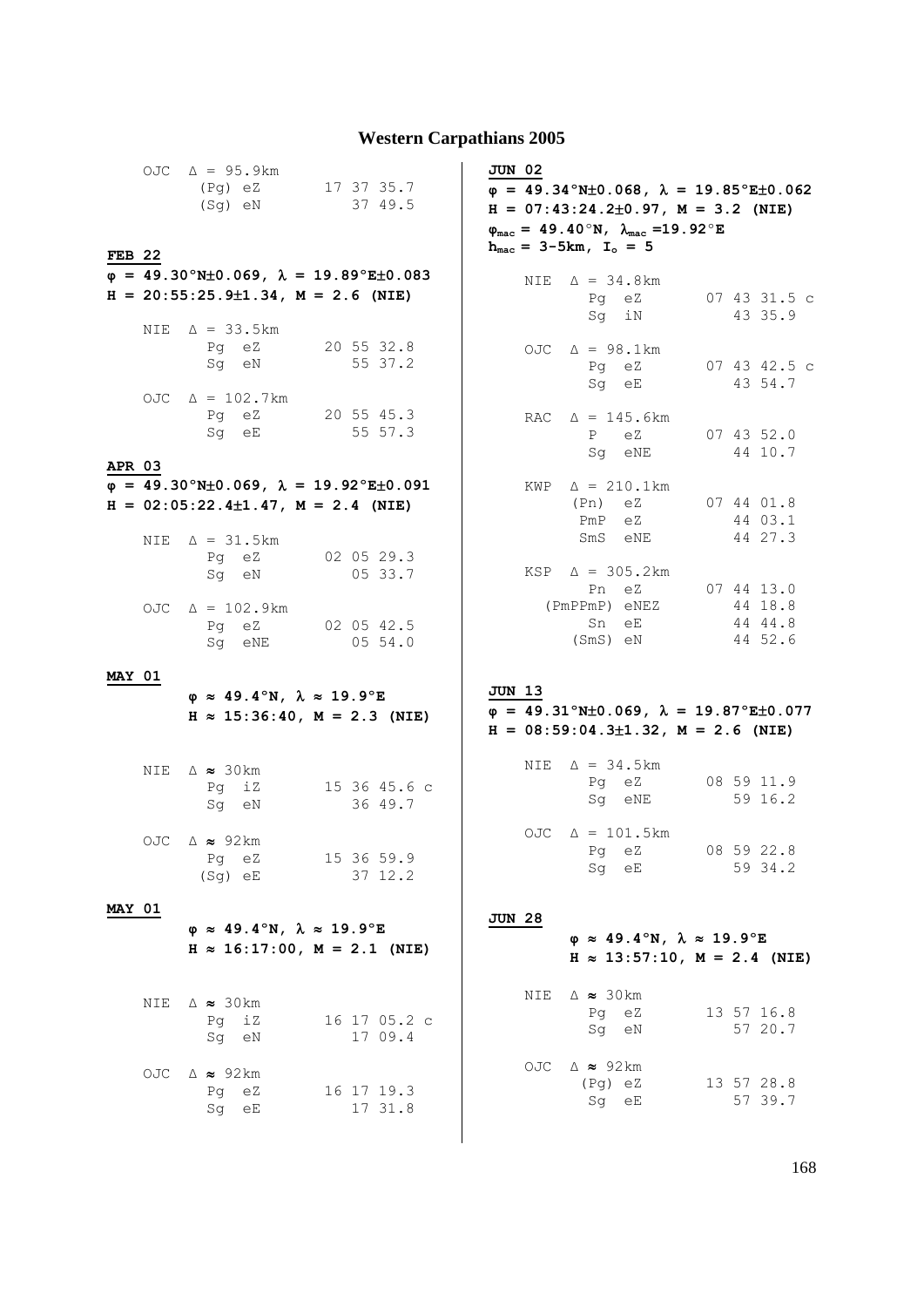# Western Carpathians 2005

OJC  Δ = 95.9km

| | | |
|---|---|---|
| (Pg) eZ | 17 37 35.7 | |
| (Sg) eN | 37 49.5 | |

**FEB 22**

**φ = 49.30°N±0.069, λ = 19.89°E±0.083**
**H = 20:55:25.9±1.34, M = 2.6 (NIE)**

NIE  Δ = 33.5km

| | |
|---|---|
| Pg eZ | 20 55 32.8 |
| Sg eN | 55 37.2 |

OJC  Δ = 102.7km

| | |
|---|---|
| Pg eZ | 20 55 45.3 |
| Sg eE | 55 57.3 |

**APR 03**

**φ = 49.30°N±0.069, λ = 19.92°E±0.091**
**H = 02:05:22.4±1.47, M = 2.4 (NIE)**

NIE  Δ = 31.5km

| | |
|---|---|
| Pg eZ | 02 05 29.3 |
| Sg eN | 05 33.7 |

OJC  Δ = 102.9km

| | |
|---|---|
| Pg eZ | 02 05 42.5 |
| Sg eNE | 05 54.0 |

**MAY 01**

**φ ≈ 49.4°N, λ ≈ 19.9°E**
**H ≈ 15:36:40, M = 2.3 (NIE)**

NIE  Δ ≈ 30km

| | |
|---|---|
| Pg iZ | 15 36 45.6 c |
| Sg eN | 36 49.7 |

OJC  Δ ≈ 92km

| | |
|---|---|
| Pg eZ | 15 36 59.9 |
| (Sg) eE | 37 12.2 |

**MAY 01**

**φ ≈ 49.4°N, λ ≈ 19.9°E**
**H ≈ 16:17:00, M = 2.1 (NIE)**

NIE  Δ ≈ 30km

| | |
|---|---|
| Pg iZ | 16 17 05.2 c |
| Sg eN | 17 09.4 |

OJC  Δ ≈ 92km

| | |
|---|---|
| Pg eZ | 16 17 19.3 |
| Sg eE | 17 31.8 |

**JUN 02**

**φ = 49.34°N±0.068, λ = 19.85°E±0.062**
**H = 07:43:24.2±0.97, M = 3.2 (NIE)**
**$\varphi_{mac}$ = 49.40°N, $\lambda_{mac}$ =19.92°E**
**$h_{mac}$ = 3-5km, $I_o$ = 5**

NIE  Δ = 34.8km

| | |
|---|---|
| Pg eZ | 07 43 31.5 c |
| Sg iN | 43 35.9 |

OJC  Δ = 98.1km

| | |
|---|---|
| Pg eZ | 07 43 42.5 c |
| Sg eE | 43 54.7 |

RAC  Δ = 145.6km

| | |
|---|---|
| P eZ | 07 43 52.0 |
| Sg eNE | 44 10.7 |

KWP  Δ = 210.1km

| | |
|---|---|
| (Pn) eZ | 07 44 01.8 |
| PmP eZ | 44 03.1 |
| SmS eNE | 44 27.3 |

KSP  Δ = 305.2km

| | |
|---|---|
| Pn eZ | 07 44 13.0 |
| (PmPPmP) eNEZ | 44 18.8 |
| Sn eE | 44 44.8 |
| (SmS) eN | 44 52.6 |

**JUN 13**

**φ = 49.31°N±0.069, λ = 19.87°E±0.077**
**H = 08:59:04.3±1.32, M = 2.6 (NIE)**

NIE  Δ = 34.5km

| | |
|---|---|
| Pg eZ | 08 59 11.9 |
| Sg eNE | 59 16.2 |

OJC  Δ = 101.5km

| | |
|---|---|
| Pg eZ | 08 59 22.8 |
| Sg eE | 59 34.2 |

**JUN 28**

**φ ≈ 49.4°N, λ ≈ 19.9°E**
**H ≈ 13:57:10, M = 2.4 (NIE)**

NIE  Δ ≈ 30km

| | |
|---|---|
| Pg eZ | 13 57 16.8 |
| Sg eN | 57 20.7 |

OJC  Δ ≈ 92km

| | |
|---|---|
| (Pg) eZ | 13 57 28.8 |
| Sg eE | 57 39.7 |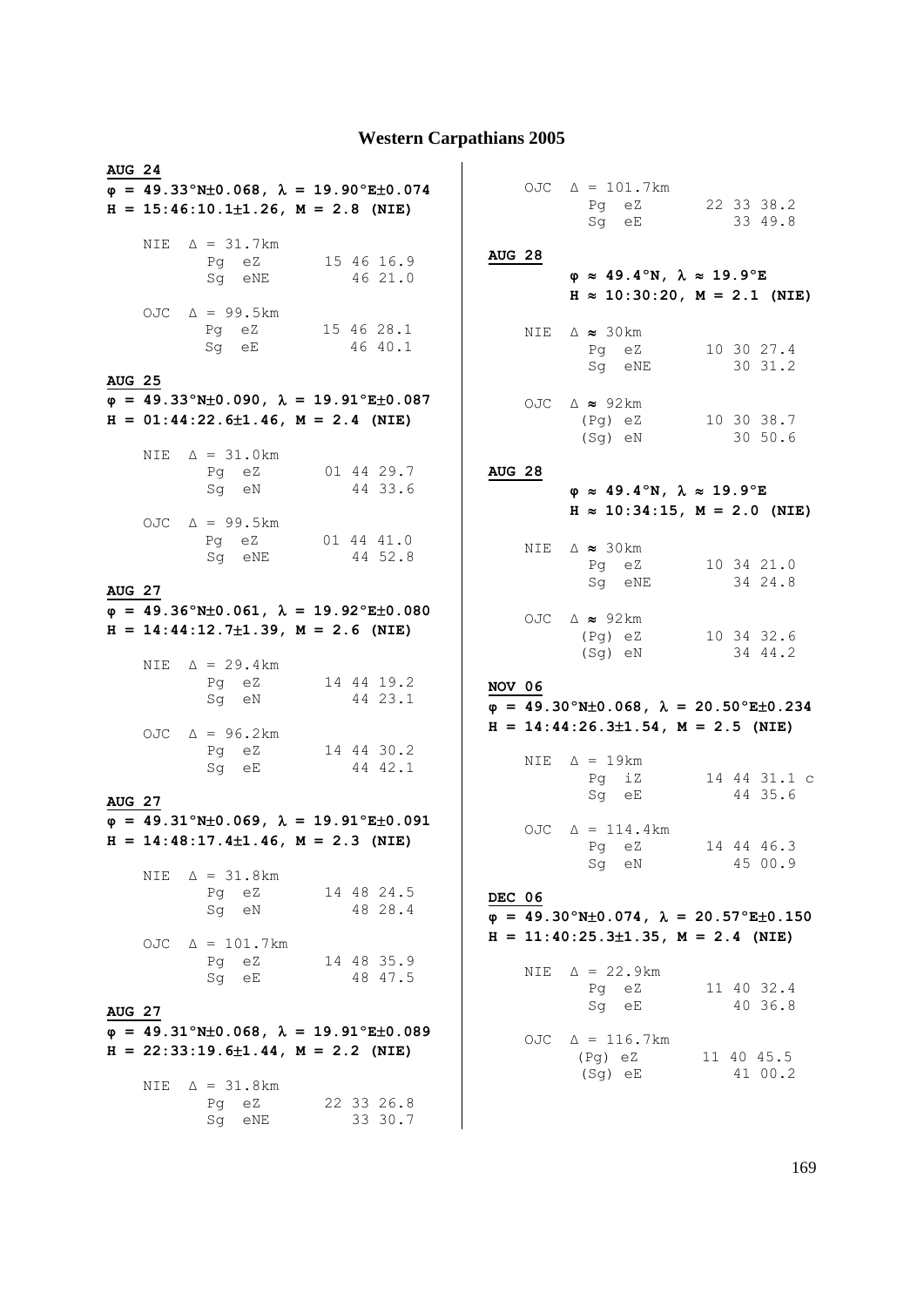# Western Carpathians 2005

**AUG 24**

**φ = 49.33°N±0.068, λ = 19.90°E±0.074**
**H = 15:46:10.1±1.26, M = 2.8 (NIE)**

```
NIE  Δ = 31.7km
       Pg  eZ       15 46 16.9
       Sg  eNE         46 21.0

OJC  Δ = 99.5km
       Pg  eZ       15 46 28.1
       Sg  eE          46 40.1
```

**AUG 25**

**φ = 49.33°N±0.090, λ = 19.91°E±0.087**
**H = 01:44:22.6±1.46, M = 2.4 (NIE)**

```
NIE  Δ = 31.0km
       Pg  eZ       01 44 29.7
       Sg  eN          44 33.6

OJC  Δ = 99.5km
       Pg  eZ       01 44 41.0
       Sg  eNE         44 52.8
```

**AUG 27**

**φ = 49.36°N±0.061, λ = 19.92°E±0.080**
**H = 14:44:12.7±1.39, M = 2.6 (NIE)**

```
NIE  Δ = 29.4km
       Pg  eZ       14 44 19.2
       Sg  eN          44 23.1

OJC  Δ = 96.2km
       Pg  eZ       14 44 30.2
       Sg  eE          44 42.1
```

**AUG 27**

**φ = 49.31°N±0.069, λ = 19.91°E±0.091**
**H = 14:48:17.4±1.46, M = 2.3 (NIE)**

```
NIE  Δ = 31.8km
       Pg  eZ       14 48 24.5
       Sg  eN          48 28.4

OJC  Δ = 101.7km
       Pg  eZ       14 48 35.9
       Sg  eE          48 47.5
```

**AUG 27**

**φ = 49.31°N±0.068, λ = 19.91°E±0.089**
**H = 22:33:19.6±1.44, M = 2.2 (NIE)**

```
NIE  Δ = 31.8km
       Pg  eZ       22 33 26.8
       Sg  eNE         33 30.7

OJC  Δ = 101.7km
       Pg  eZ       22 33 38.2
       Sg  eE          33 49.8
```

**AUG 28**

**φ ≈ 49.4°N, λ ≈ 19.9°E**
**H ≈ 10:30:20, M = 2.1 (NIE)**

```
NIE  Δ ≈ 30km
       Pg  eZ       10 30 27.4
       Sg  eNE         30 31.2

OJC  Δ ≈ 92km
      (Pg) eZ       10 30 38.7
      (Sg) eN          30 50.6
```

**AUG 28**

**φ ≈ 49.4°N, λ ≈ 19.9°E**
**H ≈ 10:34:15, M = 2.0 (NIE)**

```
NIE  Δ ≈ 30km
       Pg  eZ       10 34 21.0
       Sg  eNE         34 24.8

OJC  Δ ≈ 92km
      (Pg) eZ       10 34 32.6
      (Sg) eN          34 44.2
```

**NOV 06**

**φ = 49.30°N±0.068, λ = 20.50°E±0.234**
**H = 14:44:26.3±1.54, M = 2.5 (NIE)**

```
NIE  Δ = 19km
       Pg  iZ       14 44 31.1 c
       Sg  eE          44 35.6

OJC  Δ = 114.4km
       Pg  eZ       14 44 46.3
       Sg  eN          45 00.9
```

**DEC 06**

**φ = 49.30°N±0.074, λ = 20.57°E±0.150**
**H = 11:40:25.3±1.35, M = 2.4 (NIE)**

```
NIE  Δ = 22.9km
       Pg  eZ       11 40 32.4
       Sg  eE          40 36.8

OJC  Δ = 116.7km
      (Pg) eZ       11 40 45.5
      (Sg) eE          41 00.2
```